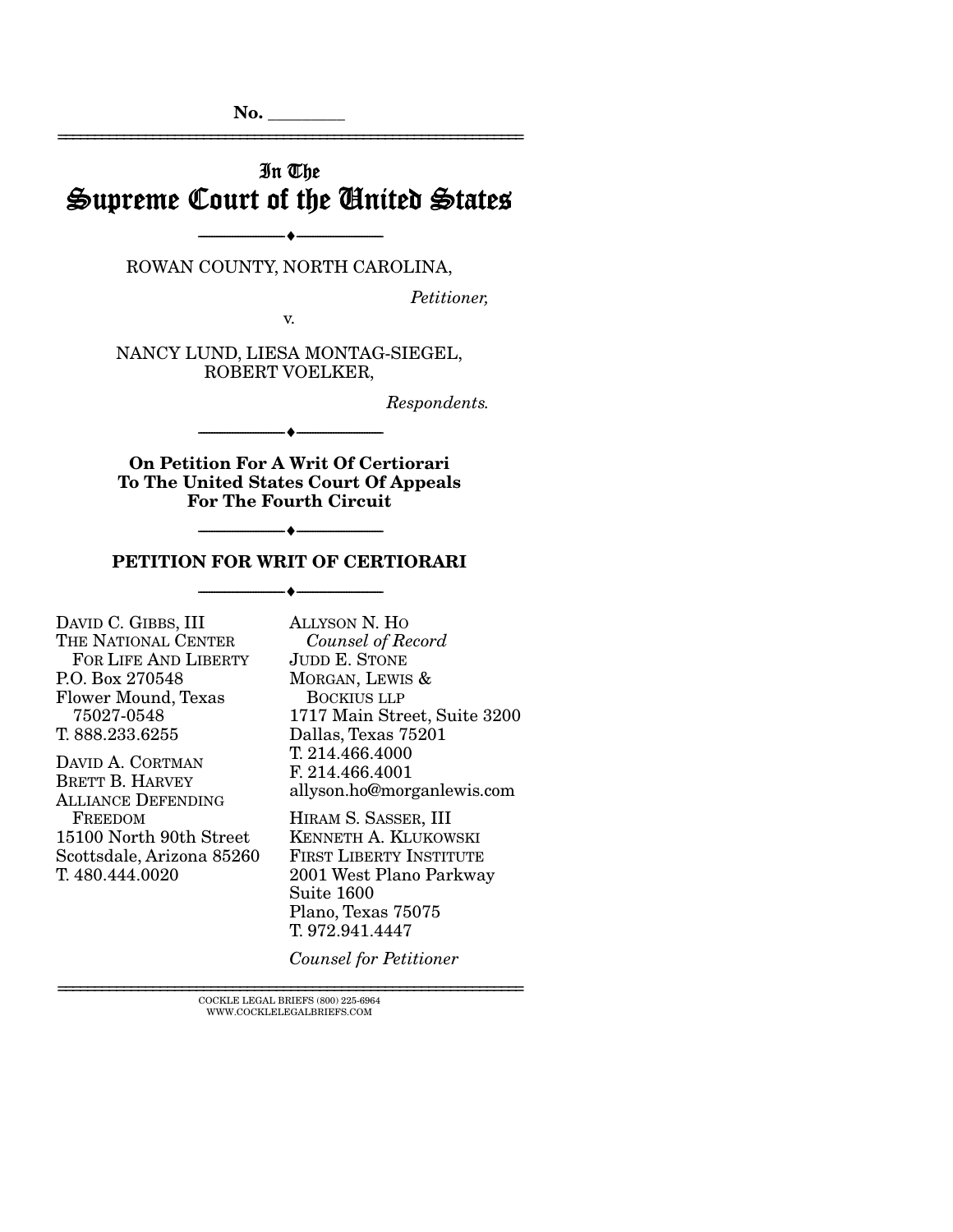No. ________

# In The
# Supreme Court of the United States

---

ROWAN COUNTY, NORTH CAROLINA,

*Petitioner,*

v.

NANCY LUND, LIESA MONTAG-SIEGEL, ROBERT VOELKER,

*Respondents.*

---

**On Petition For A Writ Of Certiorari To The United States Court Of Appeals For The Fourth Circuit**

---

**PETITION FOR WRIT OF CERTIORARI**

---

DAVID C. GIBBS, III
THE NATIONAL CENTER FOR LIFE AND LIBERTY
P.O. Box 270548
Flower Mound, Texas 75027-0548
T. 888.233.6255

DAVID A. CORTMAN
BRETT B. HARVEY
ALLIANCE DEFENDING FREEDOM
15100 North 90th Street
Scottsdale, Arizona 85260
T. 480.444.0020

ALLYSON N. HO
*Counsel of Record*
JUDD E. STONE
MORGAN, LEWIS & BOCKIUS LLP
1717 Main Street, Suite 3200
Dallas, Texas 75201
T. 214.466.4000
F. 214.466.4001
allyson.ho@morganlewis.com

HIRAM S. SASSER, III
KENNETH A. KLUKOWSKI
FIRST LIBERTY INSTITUTE
2001 West Plano Parkway
Suite 1600
Plano, Texas 75075
T. 972.941.4447

*Counsel for Petitioner*

COCKLE LEGAL BRIEFS (800) 225-6964
WWW.COCKLELEGALBRIEFS.COM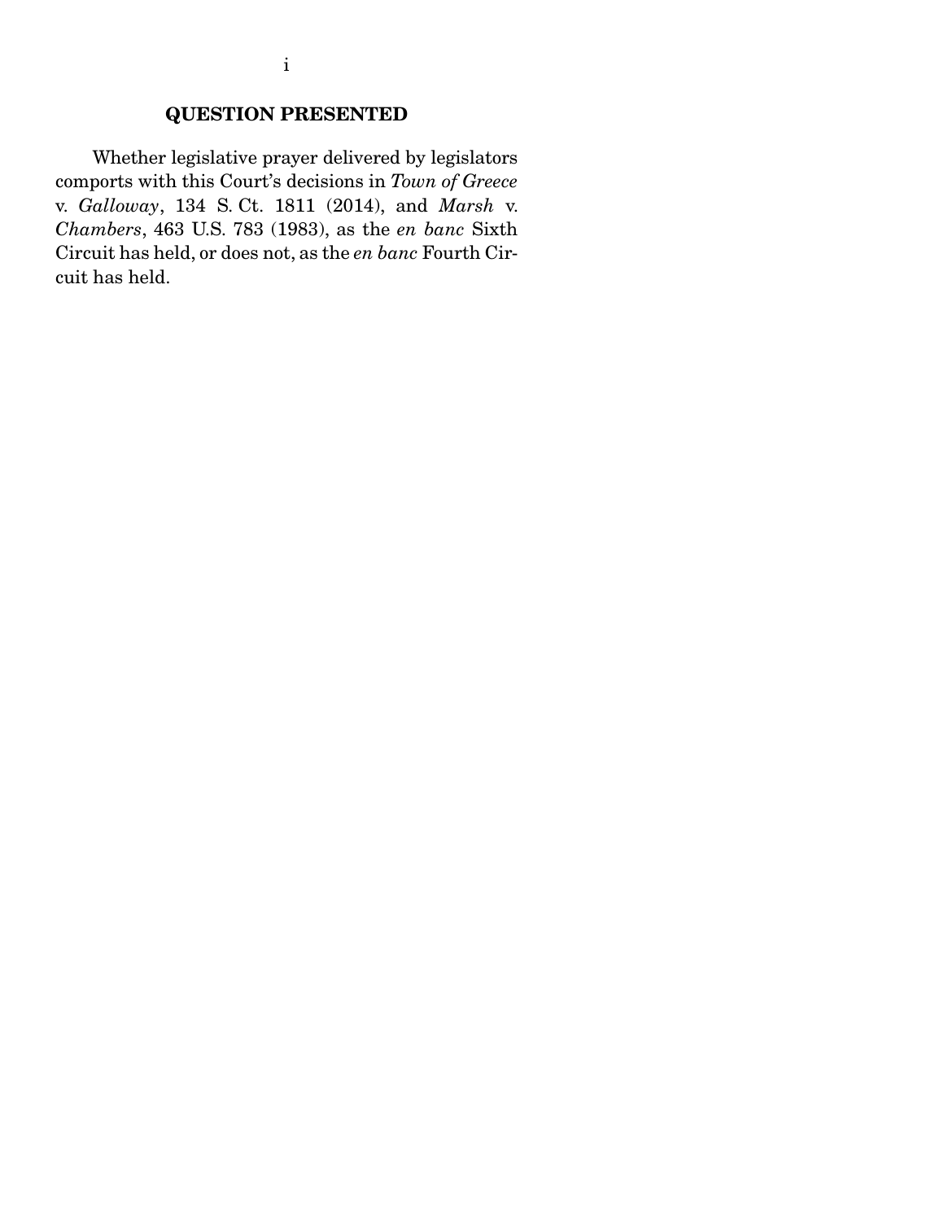## QUESTION PRESENTED

Whether legislative prayer delivered by legislators comports with this Court's decisions in *Town of Greece* v. *Galloway*, 134 S. Ct. 1811 (2014), and *Marsh* v. *Chambers*, 463 U.S. 783 (1983), as the *en banc* Sixth Circuit has held, or does not, as the *en banc* Fourth Circuit has held.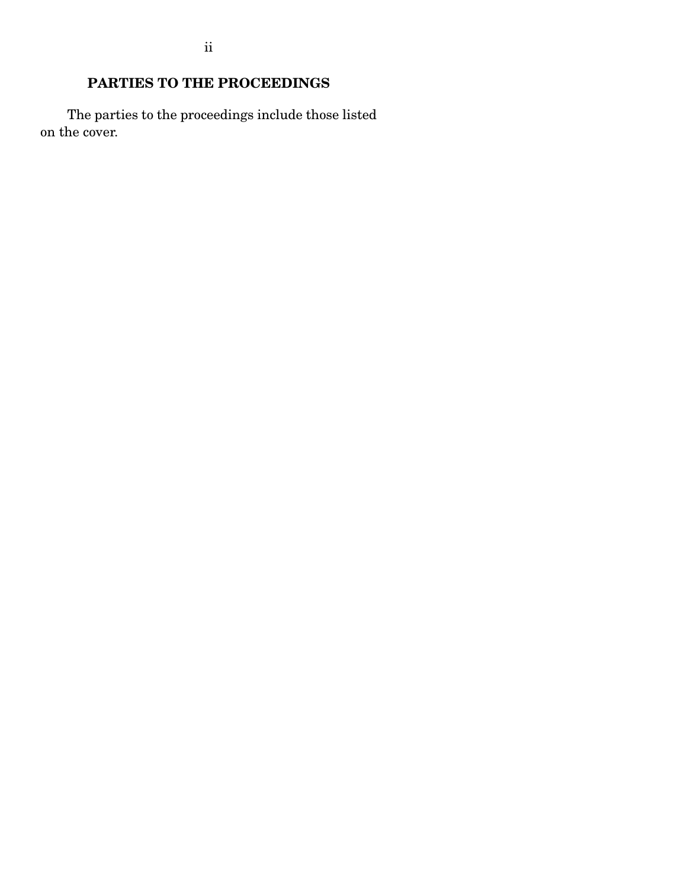## PARTIES TO THE PROCEEDINGS

The parties to the proceedings include those listed on the cover.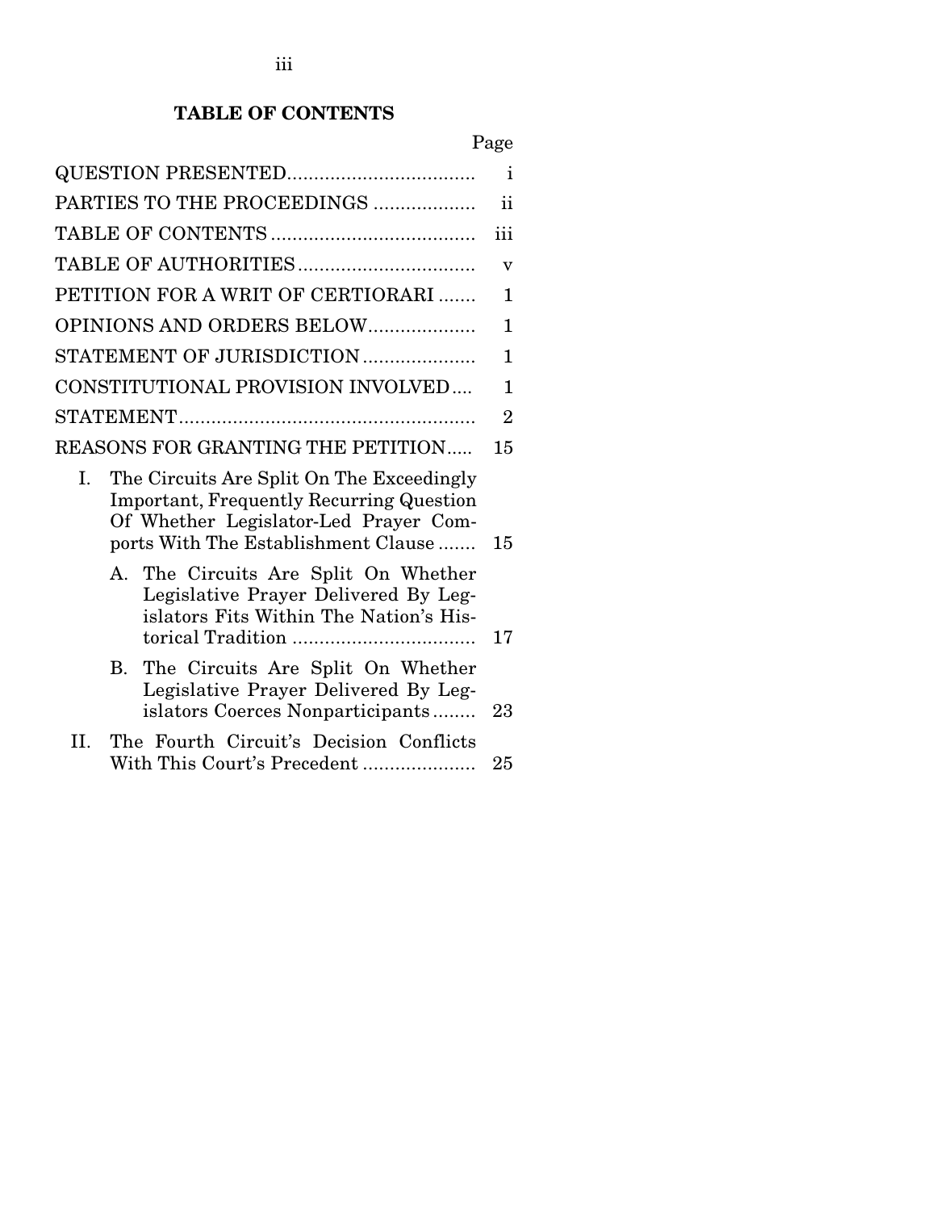## TABLE OF CONTENTS

| | Page |
|---|---|
| QUESTION PRESENTED | i |
| PARTIES TO THE PROCEEDINGS | ii |
| TABLE OF CONTENTS | iii |
| TABLE OF AUTHORITIES | v |
| PETITION FOR A WRIT OF CERTIORARI | 1 |
| OPINIONS AND ORDERS BELOW | 1 |
| STATEMENT OF JURISDICTION | 1 |
| CONSTITUTIONAL PROVISION INVOLVED | 1 |
| STATEMENT | 2 |
| REASONS FOR GRANTING THE PETITION | 15 |
| I. The Circuits Are Split On The Exceedingly Important, Frequently Recurring Question Of Whether Legislator-Led Prayer Comports With The Establishment Clause | 15 |
| A. The Circuits Are Split On Whether Legislative Prayer Delivered By Legislators Fits Within The Nation's Historical Tradition | 17 |
| B. The Circuits Are Split On Whether Legislative Prayer Delivered By Legislators Coerces Nonparticipants | 23 |
| II. The Fourth Circuit's Decision Conflicts With This Court's Precedent | 25 |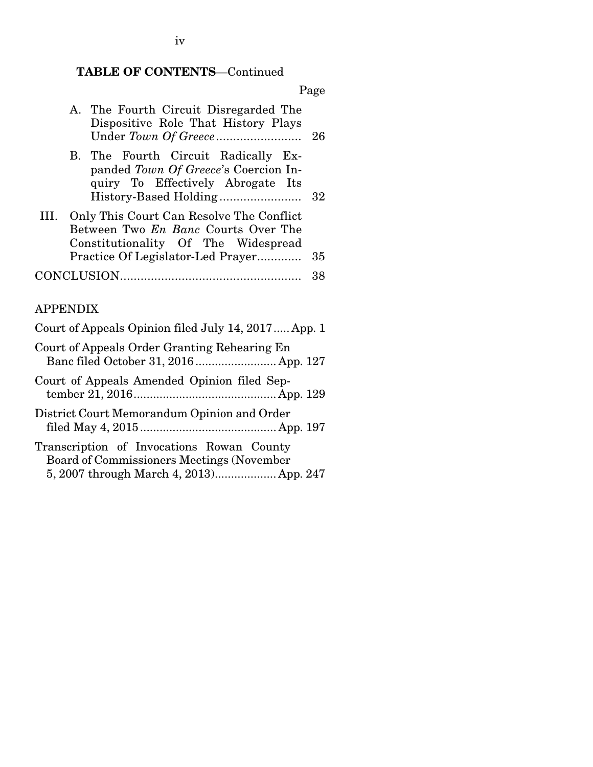**TABLE OF CONTENTS**—Continued

| | Page |
|---|---|
| A. The Fourth Circuit Disregarded The Dispositive Role That History Plays Under *Town Of Greece* | 26 |
| B. The Fourth Circuit Radically Expanded *Town Of Greece*'s Coercion Inquiry To Effectively Abrogate Its History-Based Holding | 32 |
| III. Only This Court Can Resolve The Conflict Between Two *En Banc* Courts Over The Constitutionality Of The Widespread Practice Of Legislator-Led Prayer | 35 |
| CONCLUSION | 38 |

APPENDIX

| | |
|---|---|
| Court of Appeals Opinion filed July 14, 2017 | App. 1 |
| Court of Appeals Order Granting Rehearing En Banc filed October 31, 2016 | App. 127 |
| Court of Appeals Amended Opinion filed September 21, 2016 | App. 129 |
| District Court Memorandum Opinion and Order filed May 4, 2015 | App. 197 |
| Transcription of Invocations Rowan County Board of Commissioners Meetings (November 5, 2007 through March 4, 2013) | App. 247 |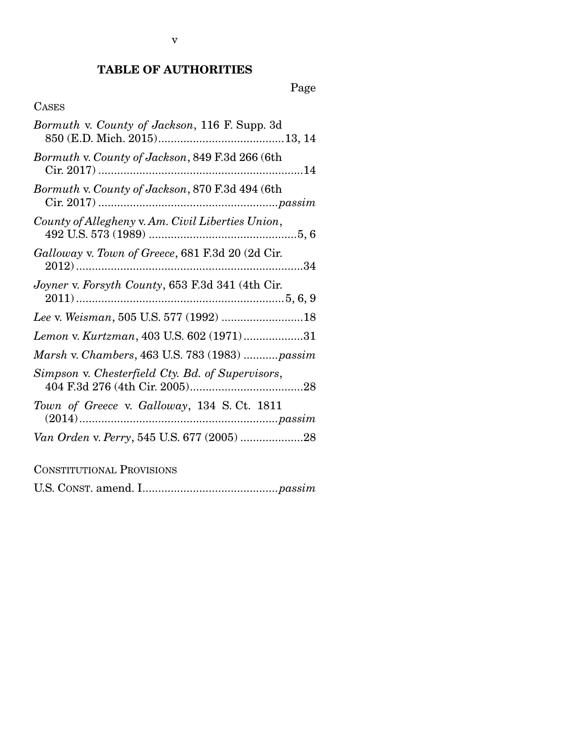## TABLE OF AUTHORITIES

Page

CASES

*Bormuth* v. *County of Jackson*, 116 F. Supp. 3d 850 (E.D. Mich. 2015)........................................13, 14

*Bormuth* v. *County of Jackson*, 849 F.3d 266 (6th Cir. 2017)..................................................................14

*Bormuth* v. *County of Jackson*, 870 F.3d 494 (6th Cir. 2017)........................................................*passim*

*County of Allegheny* v. *Am. Civil Liberties Union*, 492 U.S. 573 (1989)...............................................5, 6

*Galloway* v. *Town of Greece*, 681 F.3d 20 (2d Cir. 2012)........................................................................34

*Joyner* v. *Forsyth County*, 653 F.3d 341 (4th Cir. 2011).................................................................5, 6, 9

*Lee* v. *Weisman*, 505 U.S. 577 (1992)..........................18

*Lemon* v. *Kurtzman*, 403 U.S. 602 (1971)...................31

*Marsh* v. *Chambers*, 463 U.S. 783 (1983)...........*passim*

*Simpson* v. *Chesterfield Cty. Bd. of Supervisors*, 404 F.3d 276 (4th Cir. 2005)....................................28

*Town of Greece* v. *Galloway*, 134 S. Ct. 1811 (2014)..............................................................*passim*

*Van Orden* v. *Perry*, 545 U.S. 677 (2005)....................28

CONSTITUTIONAL PROVISIONS

U.S. CONST. amend. I...........................................*passim*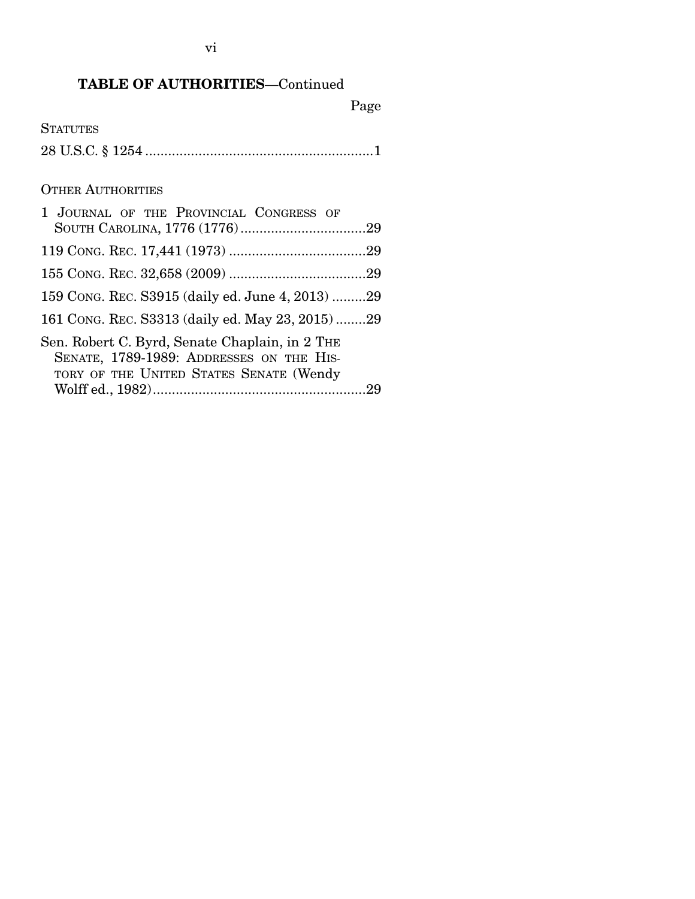**TABLE OF AUTHORITIES**—Continued

Page

STATUTES

28 U.S.C. § 1254 ............................................................1

OTHER AUTHORITIES

1 JOURNAL OF THE PROVINCIAL CONGRESS OF SOUTH CAROLINA, 1776 (1776) ................................29

119 CONG. REC. 17,441 (1973) ....................................29

155 CONG. REC. 32,658 (2009) ....................................29

159 CONG. REC. S3915 (daily ed. June 4, 2013) .........29

161 CONG. REC. S3313 (daily ed. May 23, 2015) ........29

Sen. Robert C. Byrd, Senate Chaplain, in 2 THE SENATE, 1789-1989: ADDRESSES ON THE HISTORY OF THE UNITED STATES SENATE (Wendy Wolff ed., 1982) ........................................................29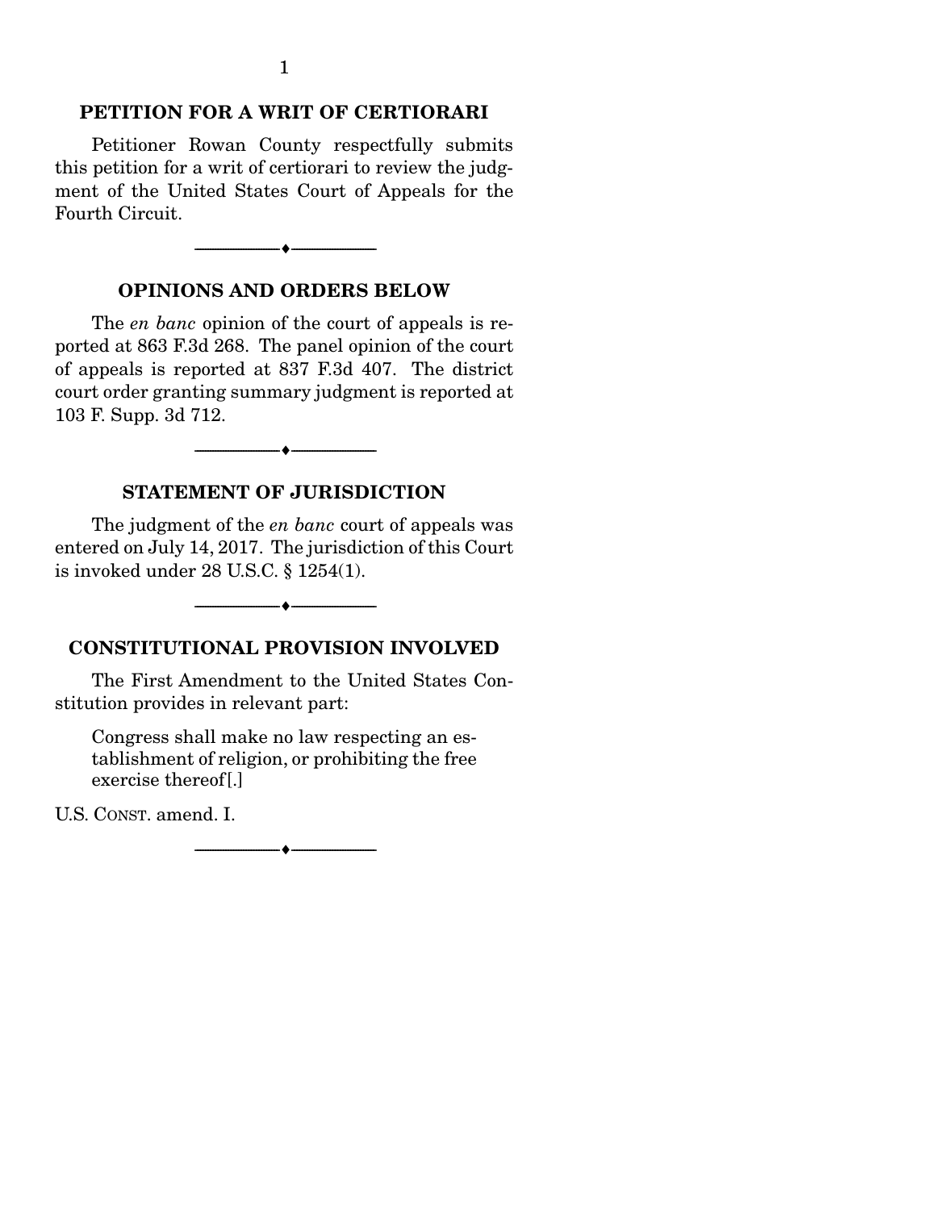## PETITION FOR A WRIT OF CERTIORARI

Petitioner Rowan County respectfully submits this petition for a writ of certiorari to review the judgment of the United States Court of Appeals for the Fourth Circuit.

---

## OPINIONS AND ORDERS BELOW

The *en banc* opinion of the court of appeals is reported at 863 F.3d 268. The panel opinion of the court of appeals is reported at 837 F.3d 407. The district court order granting summary judgment is reported at 103 F. Supp. 3d 712.

---

## STATEMENT OF JURISDICTION

The judgment of the *en banc* court of appeals was entered on July 14, 2017. The jurisdiction of this Court is invoked under 28 U.S.C. § 1254(1).

---

## CONSTITUTIONAL PROVISION INVOLVED

The First Amendment to the United States Constitution provides in relevant part:

> Congress shall make no law respecting an establishment of religion, or prohibiting the free exercise thereof[.]

U.S. CONST. amend. I.

---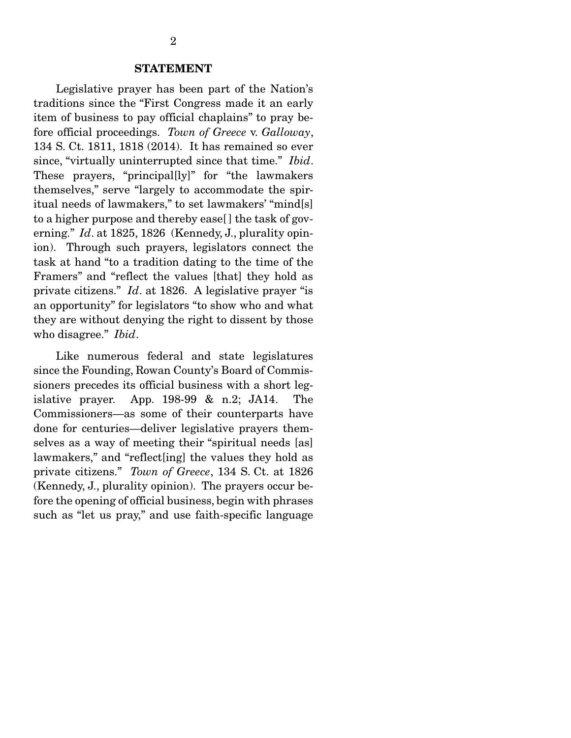## STATEMENT

Legislative prayer has been part of the Nation's traditions since the "First Congress made it an early item of business to pay official chaplains" to pray before official proceedings. *Town of Greece* v. *Galloway*, 134 S. Ct. 1811, 1818 (2014). It has remained so ever since, "virtually uninterrupted since that time." *Ibid*. These prayers, "principal[ly]" for "the lawmakers themselves," serve "largely to accommodate the spiritual needs of lawmakers," to set lawmakers' "mind[s] to a higher purpose and thereby ease[ ] the task of governing." *Id*. at 1825, 1826 (Kennedy, J., plurality opinion). Through such prayers, legislators connect the task at hand "to a tradition dating to the time of the Framers" and "reflect the values [that] they hold as private citizens." *Id*. at 1826. A legislative prayer "is an opportunity" for legislators "to show who and what they are without denying the right to dissent by those who disagree." *Ibid*.

Like numerous federal and state legislatures since the Founding, Rowan County's Board of Commissioners precedes its official business with a short legislative prayer. App. 198-99 & n.2; JA14. The Commissioners—as some of their counterparts have done for centuries—deliver legislative prayers themselves as a way of meeting their "spiritual needs [as] lawmakers," and "reflect[ing] the values they hold as private citizens." *Town of Greece*, 134 S. Ct. at 1826 (Kennedy, J., plurality opinion). The prayers occur before the opening of official business, begin with phrases such as "let us pray," and use faith-specific language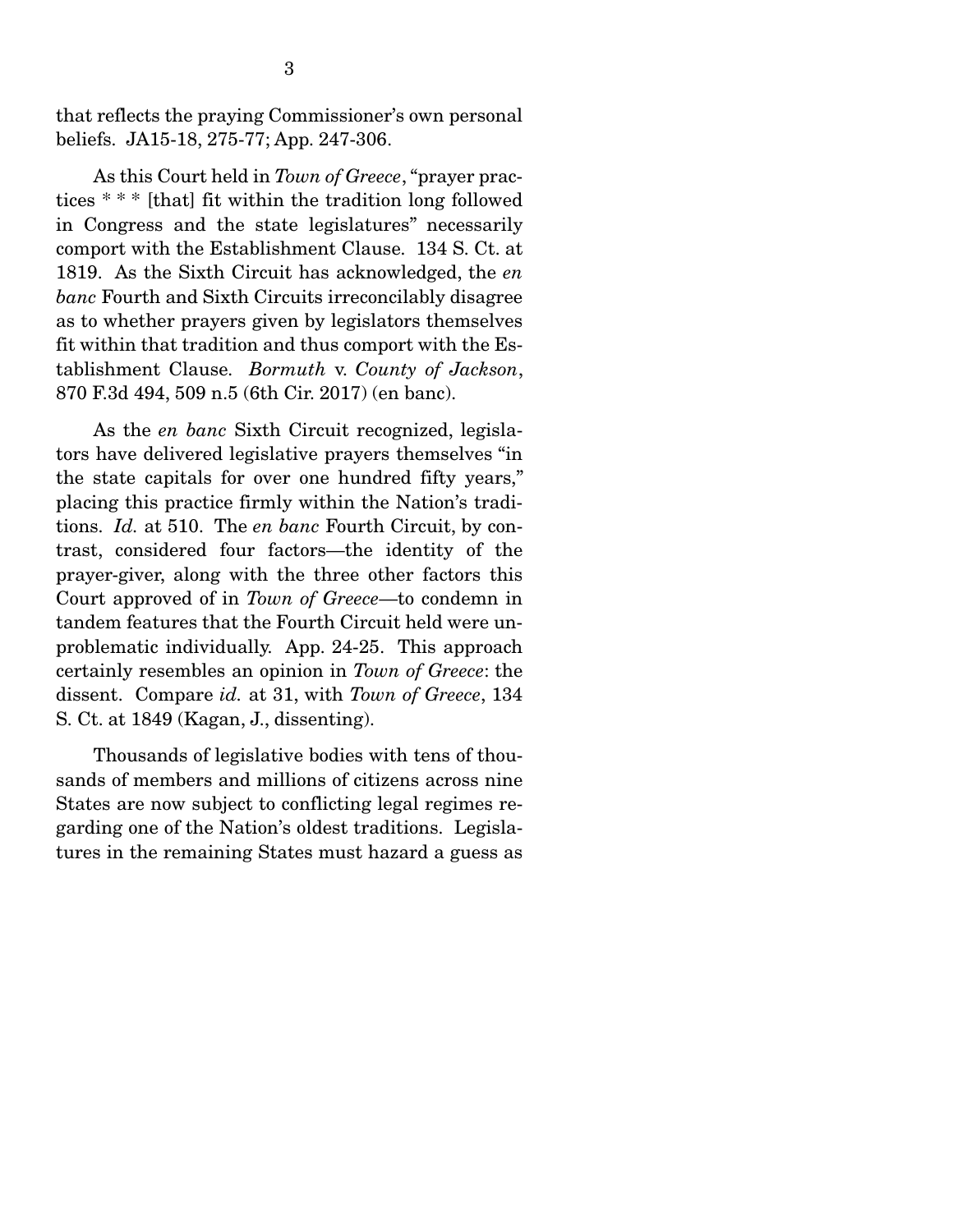that reflects the praying Commissioner's own personal beliefs. JA15-18, 275-77; App. 247-306.

As this Court held in *Town of Greece*, "prayer practices * * * [that] fit within the tradition long followed in Congress and the state legislatures" necessarily comport with the Establishment Clause. 134 S. Ct. at 1819. As the Sixth Circuit has acknowledged, the *en banc* Fourth and Sixth Circuits irreconcilably disagree as to whether prayers given by legislators themselves fit within that tradition and thus comport with the Establishment Clause. *Bormuth* v. *County of Jackson*, 870 F.3d 494, 509 n.5 (6th Cir. 2017) (en banc).

As the *en banc* Sixth Circuit recognized, legislators have delivered legislative prayers themselves "in the state capitals for over one hundred fifty years," placing this practice firmly within the Nation's traditions. *Id.* at 510. The *en banc* Fourth Circuit, by contrast, considered four factors—the identity of the prayer-giver, along with the three other factors this Court approved of in *Town of Greece*—to condemn in tandem features that the Fourth Circuit held were unproblematic individually. App. 24-25. This approach certainly resembles an opinion in *Town of Greece*: the dissent. Compare *id.* at 31, with *Town of Greece*, 134 S. Ct. at 1849 (Kagan, J., dissenting).

Thousands of legislative bodies with tens of thousands of members and millions of citizens across nine States are now subject to conflicting legal regimes regarding one of the Nation's oldest traditions. Legislatures in the remaining States must hazard a guess as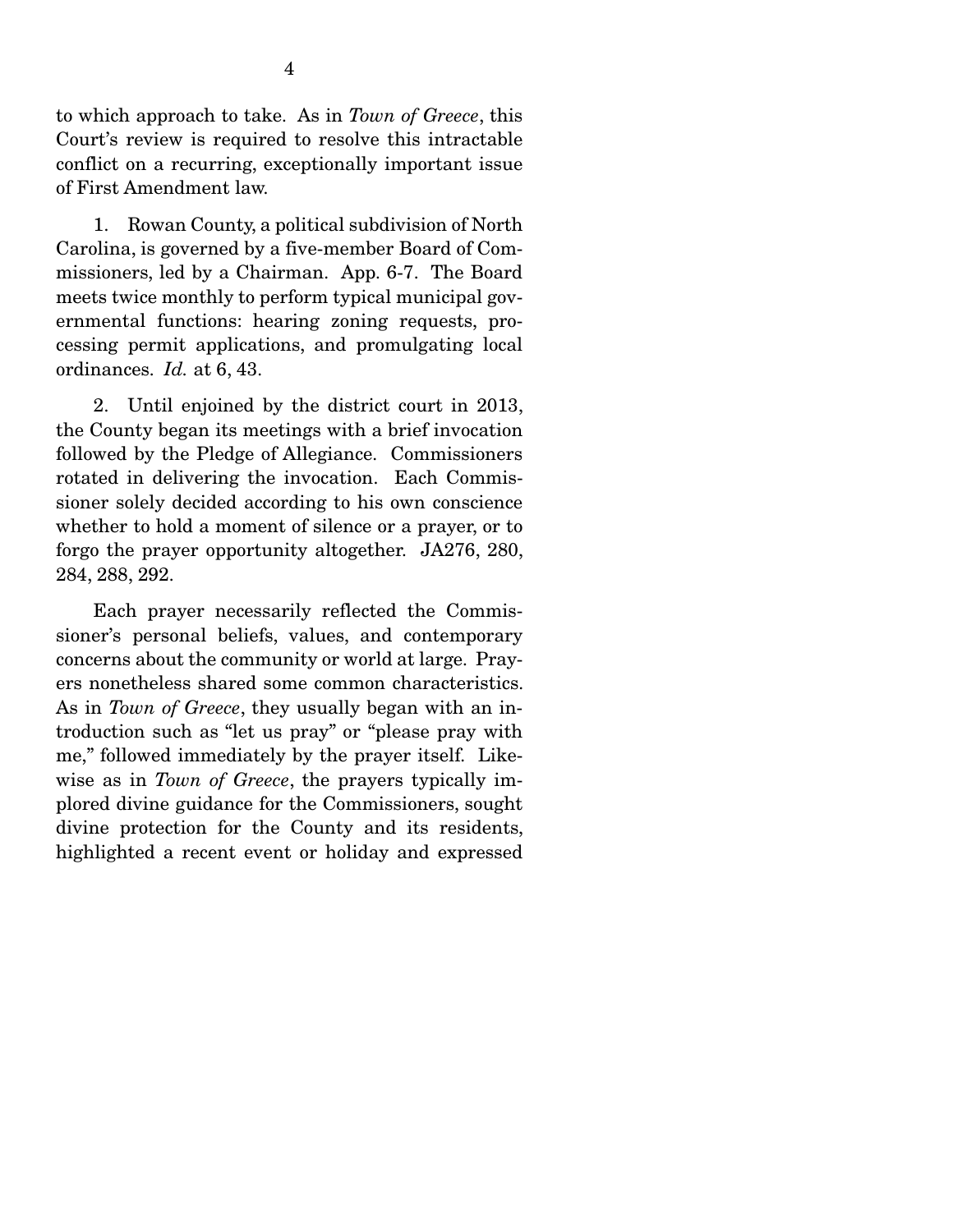to which approach to take. As in *Town of Greece*, this Court's review is required to resolve this intractable conflict on a recurring, exceptionally important issue of First Amendment law.

1. Rowan County, a political subdivision of North Carolina, is governed by a five-member Board of Commissioners, led by a Chairman. App. 6-7. The Board meets twice monthly to perform typical municipal governmental functions: hearing zoning requests, processing permit applications, and promulgating local ordinances. *Id.* at 6, 43.

2. Until enjoined by the district court in 2013, the County began its meetings with a brief invocation followed by the Pledge of Allegiance. Commissioners rotated in delivering the invocation. Each Commissioner solely decided according to his own conscience whether to hold a moment of silence or a prayer, or to forgo the prayer opportunity altogether. JA276, 280, 284, 288, 292.

Each prayer necessarily reflected the Commissioner's personal beliefs, values, and contemporary concerns about the community or world at large. Prayers nonetheless shared some common characteristics. As in *Town of Greece*, they usually began with an introduction such as "let us pray" or "please pray with me," followed immediately by the prayer itself. Likewise as in *Town of Greece*, the prayers typically implored divine guidance for the Commissioners, sought divine protection for the County and its residents, highlighted a recent event or holiday and expressed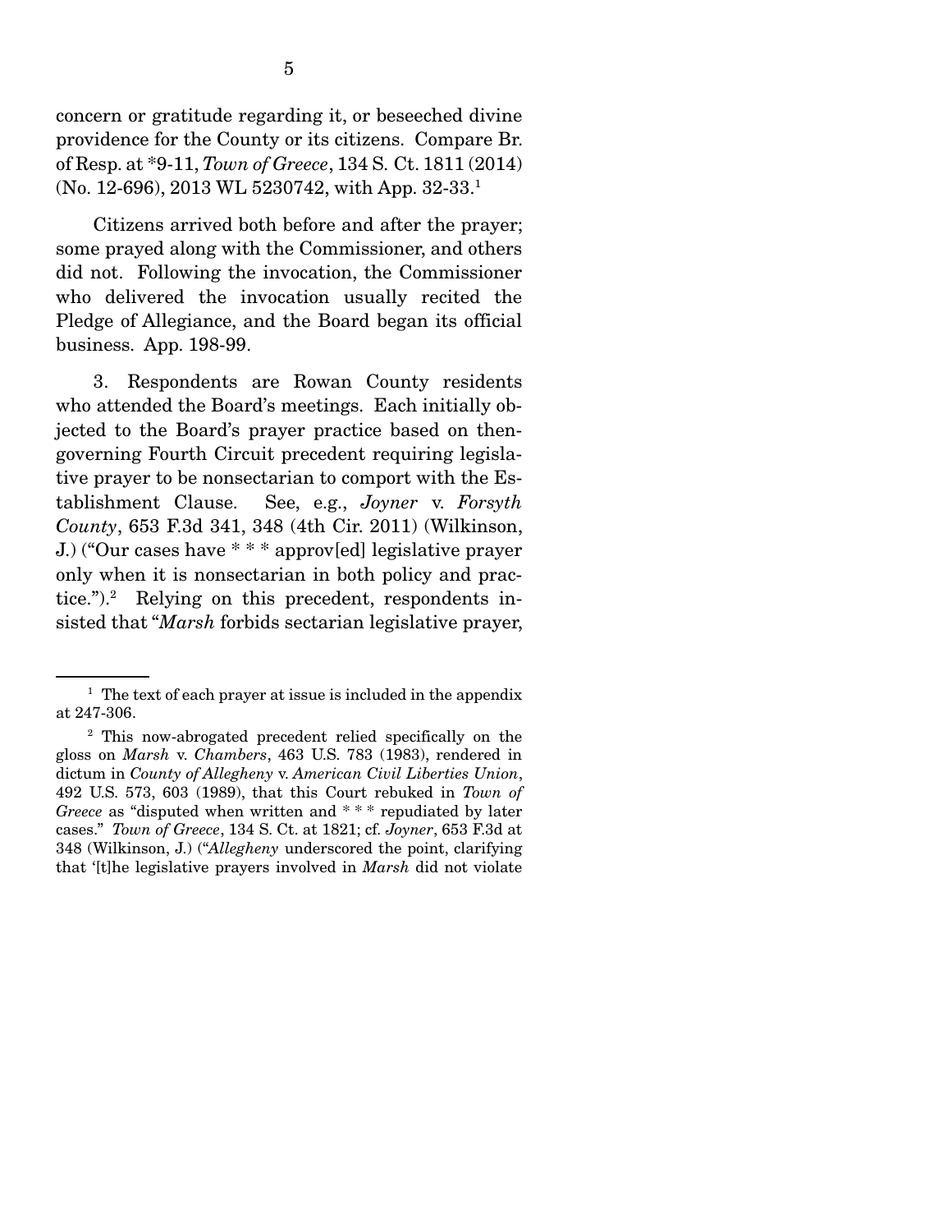concern or gratitude regarding it, or beseeched divine providence for the County or its citizens. Compare Br. of Resp. at *9-11, *Town of Greece*, 134 S. Ct. 1811 (2014) (No. 12-696), 2013 WL 5230742, with App. 32-33.[1]

Citizens arrived both before and after the prayer; some prayed along with the Commissioner, and others did not. Following the invocation, the Commissioner who delivered the invocation usually recited the Pledge of Allegiance, and the Board began its official business. App. 198-99.

3. Respondents are Rowan County residents who attended the Board's meetings. Each initially objected to the Board's prayer practice based on then-governing Fourth Circuit precedent requiring legislative prayer to be nonsectarian to comport with the Establishment Clause. See, e.g., *Joyner* v. *Forsyth County*, 653 F.3d 341, 348 (4th Cir. 2011) (Wilkinson, J.) ("Our cases have * * * approv[ed] legislative prayer only when it is nonsectarian in both policy and practice.").[2] Relying on this precedent, respondents insisted that "*Marsh* forbids sectarian legislative prayer,

---

[1] The text of each prayer at issue is included in the appendix at 247-306.

[2] This now-abrogated precedent relied specifically on the gloss on *Marsh* v. *Chambers*, 463 U.S. 783 (1983), rendered in dictum in *County of Allegheny* v. *American Civil Liberties Union*, 492 U.S. 573, 603 (1989), that this Court rebuked in *Town of Greece* as "disputed when written and * * * repudiated by later cases." *Town of Greece*, 134 S. Ct. at 1821; cf. *Joyner*, 653 F.3d at 348 (Wilkinson, J.) ("*Allegheny* underscored the point, clarifying that '[t]he legislative prayers involved in *Marsh* did not violate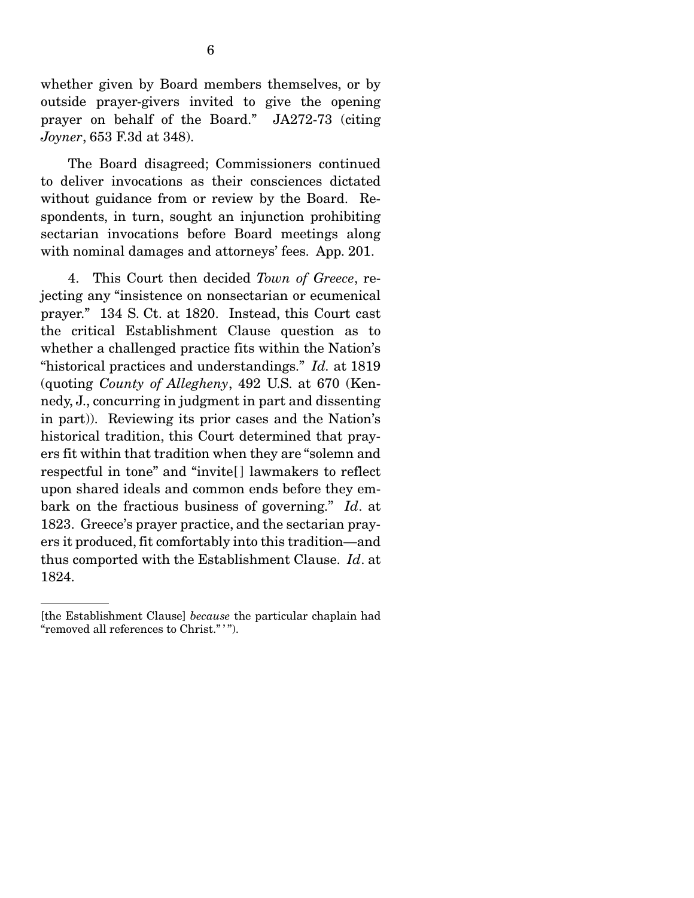whether given by Board members themselves, or by outside prayer-givers invited to give the opening prayer on behalf of the Board." JA272-73 (citing *Joyner*, 653 F.3d at 348).

The Board disagreed; Commissioners continued to deliver invocations as their consciences dictated without guidance from or review by the Board. Respondents, in turn, sought an injunction prohibiting sectarian invocations before Board meetings along with nominal damages and attorneys' fees. App. 201.

4. This Court then decided *Town of Greece*, rejecting any "insistence on nonsectarian or ecumenical prayer." 134 S. Ct. at 1820. Instead, this Court cast the critical Establishment Clause question as to whether a challenged practice fits within the Nation's "historical practices and understandings." *Id.* at 1819 (quoting *County of Allegheny*, 492 U.S. at 670 (Kennedy, J., concurring in judgment in part and dissenting in part)). Reviewing its prior cases and the Nation's historical tradition, this Court determined that prayers fit within that tradition when they are "solemn and respectful in tone" and "invite[] lawmakers to reflect upon shared ideals and common ends before they embark on the fractious business of governing." *Id*. at 1823. Greece's prayer practice, and the sectarian prayers it produced, fit comfortably into this tradition—and thus comported with the Establishment Clause. *Id*. at 1824.

---

[the Establishment Clause] *because* the particular chaplain had "removed all references to Christ." ' ").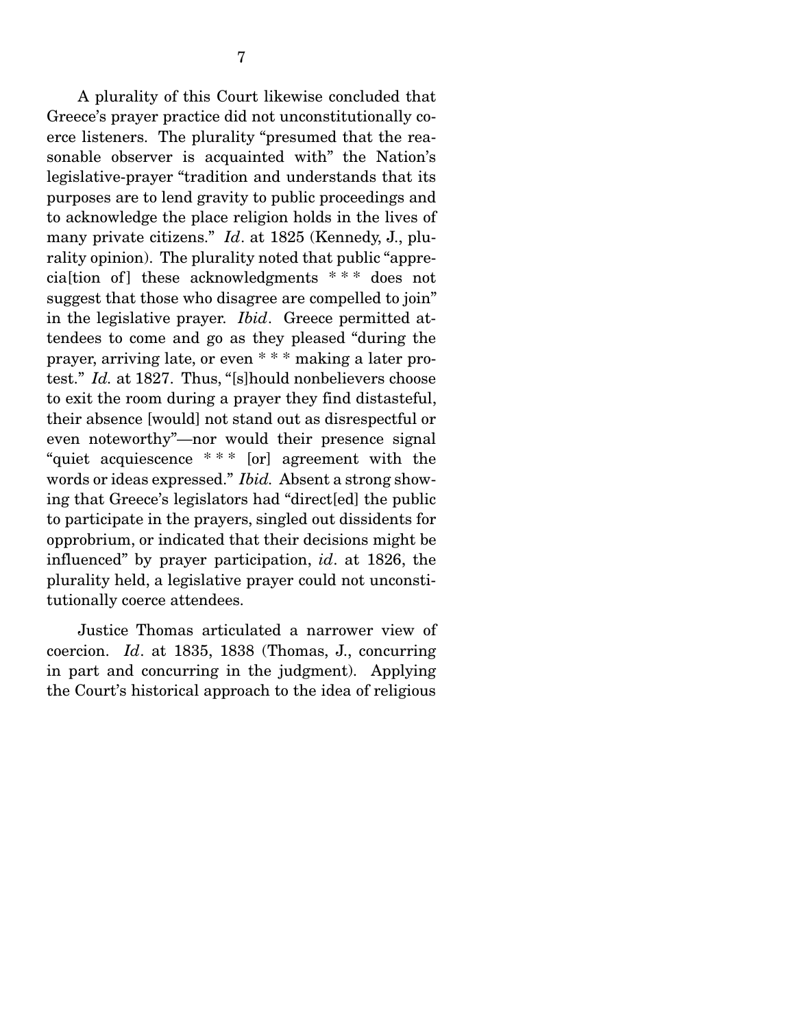A plurality of this Court likewise concluded that Greece's prayer practice did not unconstitutionally coerce listeners. The plurality "presumed that the reasonable observer is acquainted with" the Nation's legislative-prayer "tradition and understands that its purposes are to lend gravity to public proceedings and to acknowledge the place religion holds in the lives of many private citizens." *Id*. at 1825 (Kennedy, J., plurality opinion). The plurality noted that public "apprecia[tion of] these acknowledgments * * * does not suggest that those who disagree are compelled to join" in the legislative prayer. *Ibid*. Greece permitted attendees to come and go as they pleased "during the prayer, arriving late, or even * * * making a later protest." *Id.* at 1827. Thus, "[s]hould nonbelievers choose to exit the room during a prayer they find distasteful, their absence [would] not stand out as disrespectful or even noteworthy"—nor would their presence signal "quiet acquiescence * * * [or] agreement with the words or ideas expressed." *Ibid.* Absent a strong showing that Greece's legislators had "direct[ed] the public to participate in the prayers, singled out dissidents for opprobrium, or indicated that their decisions might be influenced" by prayer participation, *id*. at 1826, the plurality held, a legislative prayer could not unconstitutionally coerce attendees.

Justice Thomas articulated a narrower view of coercion. *Id*. at 1835, 1838 (Thomas, J., concurring in part and concurring in the judgment). Applying the Court's historical approach to the idea of religious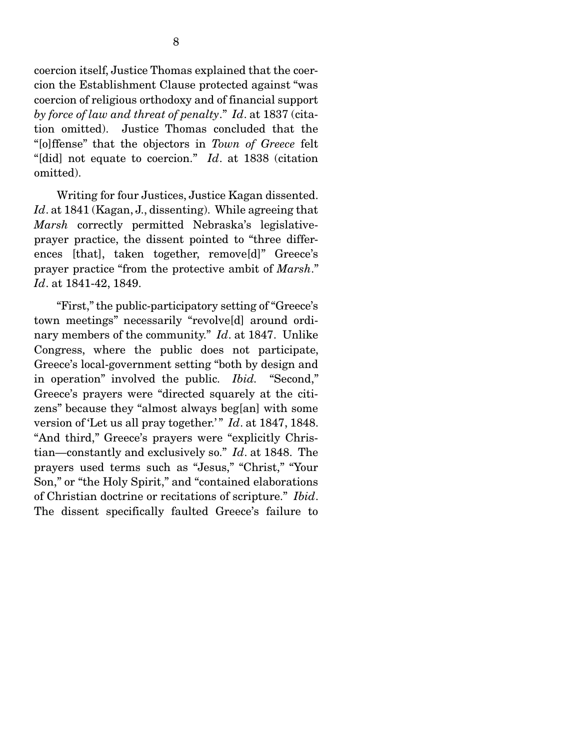coercion itself, Justice Thomas explained that the coercion the Establishment Clause protected against "was coercion of religious orthodoxy and of financial support *by force of law and threat of penalty*." *Id*. at 1837 (citation omitted). Justice Thomas concluded that the "[o]ffense" that the objectors in *Town of Greece* felt "[did] not equate to coercion." *Id*. at 1838 (citation omitted).

Writing for four Justices, Justice Kagan dissented. *Id*. at 1841 (Kagan, J., dissenting). While agreeing that *Marsh* correctly permitted Nebraska's legislative-prayer practice, the dissent pointed to "three differences [that], taken together, remove[d]" Greece's prayer practice "from the protective ambit of *Marsh*." *Id*. at 1841-42, 1849.

"First," the public-participatory setting of "Greece's town meetings" necessarily "revolve[d] around ordinary members of the community." *Id*. at 1847. Unlike Congress, where the public does not participate, Greece's local-government setting "both by design and in operation" involved the public. *Ibid.* "Second," Greece's prayers were "directed squarely at the citizens" because they "almost always beg[an] with some version of 'Let us all pray together.'" *Id*. at 1847, 1848. "And third," Greece's prayers were "explicitly Christian—constantly and exclusively so." *Id*. at 1848. The prayers used terms such as "Jesus," "Christ," "Your Son," or "the Holy Spirit," and "contained elaborations of Christian doctrine or recitations of scripture." *Ibid*. The dissent specifically faulted Greece's failure to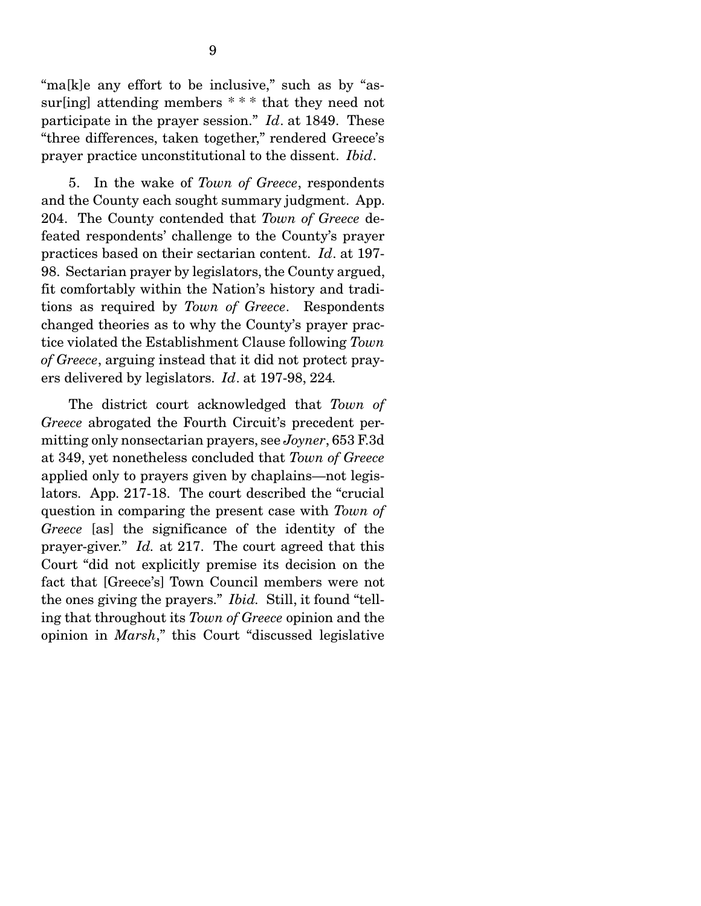"ma[k]e any effort to be inclusive," such as by "assur[ing] attending members * * * that they need not participate in the prayer session." *Id*. at 1849. These "three differences, taken together," rendered Greece's prayer practice unconstitutional to the dissent. *Ibid*.

5. In the wake of *Town of Greece*, respondents and the County each sought summary judgment. App. 204. The County contended that *Town of Greece* defeated respondents' challenge to the County's prayer practices based on their sectarian content. *Id*. at 197-98. Sectarian prayer by legislators, the County argued, fit comfortably within the Nation's history and traditions as required by *Town of Greece*. Respondents changed theories as to why the County's prayer practice violated the Establishment Clause following *Town of Greece*, arguing instead that it did not protect prayers delivered by legislators. *Id*. at 197-98, 224.

The district court acknowledged that *Town of Greece* abrogated the Fourth Circuit's precedent permitting only nonsectarian prayers, see *Joyner*, 653 F.3d at 349, yet nonetheless concluded that *Town of Greece* applied only to prayers given by chaplains—not legislators. App. 217-18. The court described the "crucial question in comparing the present case with *Town of Greece* [as] the significance of the identity of the prayer-giver." *Id.* at 217. The court agreed that this Court "did not explicitly premise its decision on the fact that [Greece's] Town Council members were not the ones giving the prayers." *Ibid.* Still, it found "telling that throughout its *Town of Greece* opinion and the opinion in *Marsh*," this Court "discussed legislative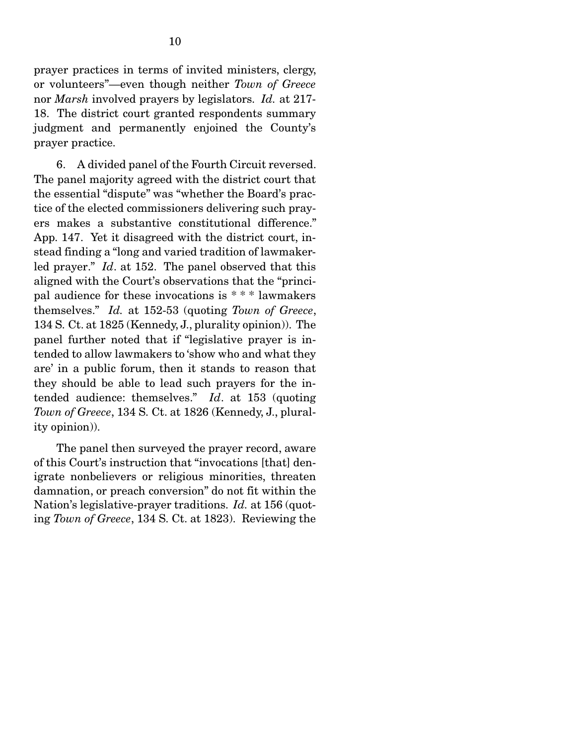prayer practices in terms of invited ministers, clergy, or volunteers"—even though neither *Town of Greece* nor *Marsh* involved prayers by legislators. *Id.* at 217-18. The district court granted respondents summary judgment and permanently enjoined the County's prayer practice.

6. A divided panel of the Fourth Circuit reversed. The panel majority agreed with the district court that the essential "dispute" was "whether the Board's practice of the elected commissioners delivering such prayers makes a substantive constitutional difference." App. 147. Yet it disagreed with the district court, instead finding a "long and varied tradition of lawmaker-led prayer." *Id*. at 152. The panel observed that this aligned with the Court's observations that the "principal audience for these invocations is * * * lawmakers themselves." *Id.* at 152-53 (quoting *Town of Greece*, 134 S. Ct. at 1825 (Kennedy, J., plurality opinion)). The panel further noted that if "legislative prayer is intended to allow lawmakers to 'show who and what they are' in a public forum, then it stands to reason that they should be able to lead such prayers for the intended audience: themselves." *Id*. at 153 (quoting *Town of Greece*, 134 S. Ct. at 1826 (Kennedy, J., plurality opinion)).

The panel then surveyed the prayer record, aware of this Court's instruction that "invocations [that] denigrate nonbelievers or religious minorities, threaten damnation, or preach conversion" do not fit within the Nation's legislative-prayer traditions. *Id.* at 156 (quoting *Town of Greece*, 134 S. Ct. at 1823). Reviewing the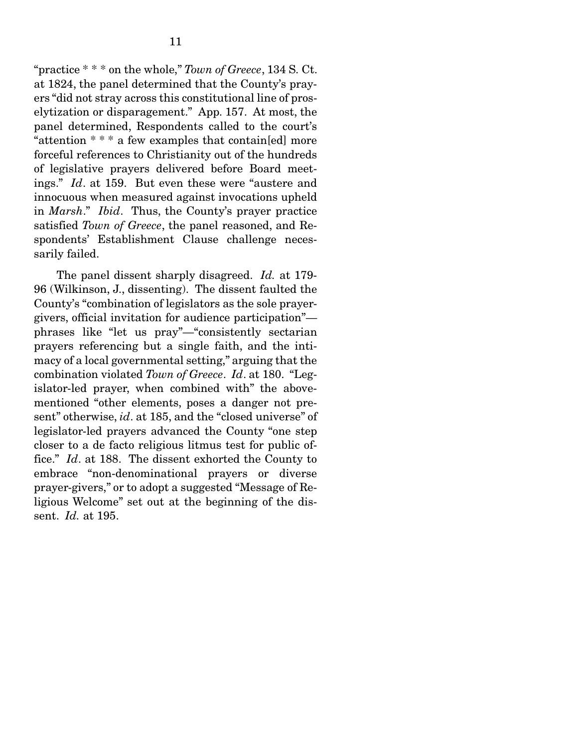"practice * * * on the whole," *Town of Greece*, 134 S. Ct. at 1824, the panel determined that the County's prayers "did not stray across this constitutional line of proselytization or disparagement." App. 157. At most, the panel determined, Respondents called to the court's "attention * * * a few examples that contain[ed] more forceful references to Christianity out of the hundreds of legislative prayers delivered before Board meetings." *Id*. at 159. But even these were "austere and innocuous when measured against invocations upheld in *Marsh*." *Ibid*. Thus, the County's prayer practice satisfied *Town of Greece*, the panel reasoned, and Respondents' Establishment Clause challenge necessarily failed.

The panel dissent sharply disagreed. *Id.* at 179-96 (Wilkinson, J., dissenting). The dissent faulted the County's "combination of legislators as the sole prayer-givers, official invitation for audience participation"—phrases like "let us pray"—"consistently sectarian prayers referencing but a single faith, and the intimacy of a local governmental setting," arguing that the combination violated *Town of Greece*. *Id*. at 180. "Legislator-led prayer, when combined with" the above-mentioned "other elements, poses a danger not present" otherwise, *id*. at 185, and the "closed universe" of legislator-led prayers advanced the County "one step closer to a de facto religious litmus test for public office." *Id*. at 188. The dissent exhorted the County to embrace "non-denominational prayers or diverse prayer-givers," or to adopt a suggested "Message of Religious Welcome" set out at the beginning of the dissent. *Id.* at 195.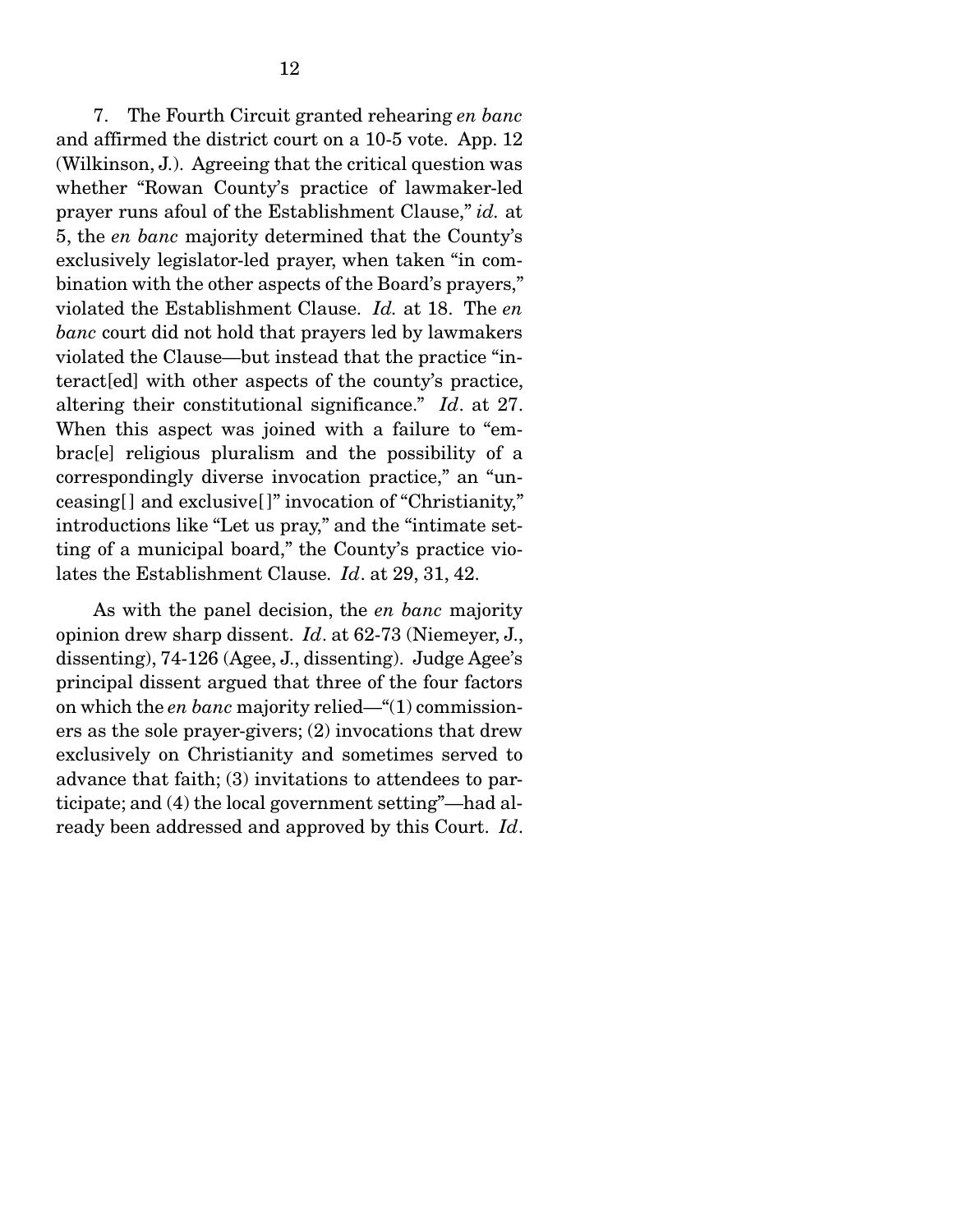7. The Fourth Circuit granted rehearing *en banc* and affirmed the district court on a 10-5 vote. App. 12 (Wilkinson, J.). Agreeing that the critical question was whether "Rowan County's practice of lawmaker-led prayer runs afoul of the Establishment Clause," *id.* at 5, the *en banc* majority determined that the County's exclusively legislator-led prayer, when taken "in combination with the other aspects of the Board's prayers," violated the Establishment Clause. *Id.* at 18. The *en banc* court did not hold that prayers led by lawmakers violated the Clause—but instead that the practice "interact[ed] with other aspects of the county's practice, altering their constitutional significance." *Id*. at 27. When this aspect was joined with a failure to "embrac[e] religious pluralism and the possibility of a correspondingly diverse invocation practice," an "unceasing[] and exclusive[]" invocation of "Christianity," introductions like "Let us pray," and the "intimate setting of a municipal board," the County's practice violates the Establishment Clause. *Id*. at 29, 31, 42.

As with the panel decision, the *en banc* majority opinion drew sharp dissent. *Id*. at 62-73 (Niemeyer, J., dissenting), 74-126 (Agee, J., dissenting). Judge Agee's principal dissent argued that three of the four factors on which the *en banc* majority relied—"(1) commissioners as the sole prayer-givers; (2) invocations that drew exclusively on Christianity and sometimes served to advance that faith; (3) invitations to attendees to participate; and (4) the local government setting"—had already been addressed and approved by this Court. *Id*.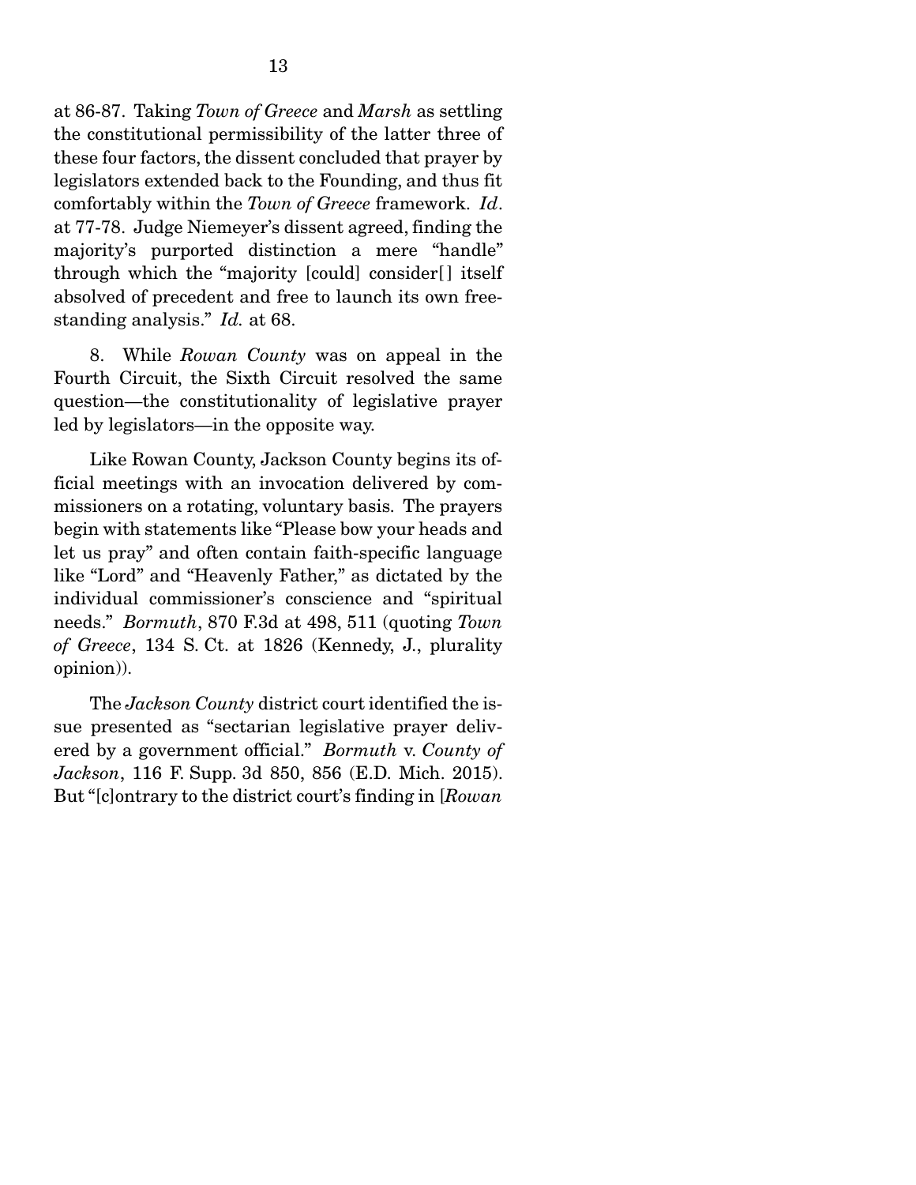at 86-87. Taking *Town of Greece* and *Marsh* as settling the constitutional permissibility of the latter three of these four factors, the dissent concluded that prayer by legislators extended back to the Founding, and thus fit comfortably within the *Town of Greece* framework. *Id*. at 77-78. Judge Niemeyer's dissent agreed, finding the majority's purported distinction a mere "handle" through which the "majority [could] consider[] itself absolved of precedent and free to launch its own free-standing analysis." *Id.* at 68.

8. While *Rowan County* was on appeal in the Fourth Circuit, the Sixth Circuit resolved the same question—the constitutionality of legislative prayer led by legislators—in the opposite way.

Like Rowan County, Jackson County begins its official meetings with an invocation delivered by commissioners on a rotating, voluntary basis. The prayers begin with statements like "Please bow your heads and let us pray" and often contain faith-specific language like "Lord" and "Heavenly Father," as dictated by the individual commissioner's conscience and "spiritual needs." *Bormuth*, 870 F.3d at 498, 511 (quoting *Town of Greece*, 134 S. Ct. at 1826 (Kennedy, J., plurality opinion)).

The *Jackson County* district court identified the issue presented as "sectarian legislative prayer delivered by a government official." *Bormuth* v. *County of Jackson*, 116 F. Supp. 3d 850, 856 (E.D. Mich. 2015). But "[c]ontrary to the district court's finding in [*Rowan*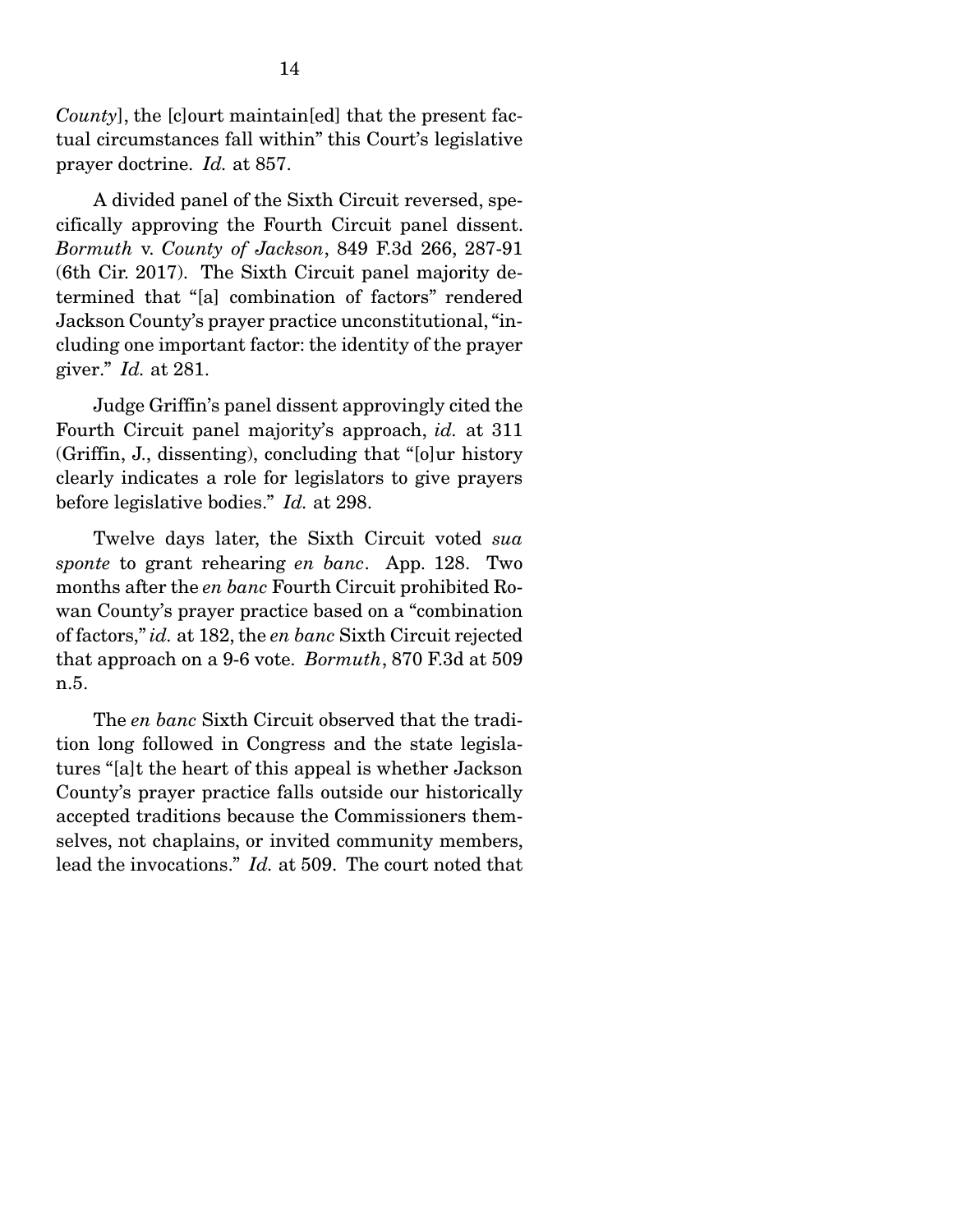*County*], the [c]ourt maintain[ed] that the present factual circumstances fall within" this Court's legislative prayer doctrine. *Id.* at 857.

A divided panel of the Sixth Circuit reversed, specifically approving the Fourth Circuit panel dissent. *Bormuth* v. *County of Jackson*, 849 F.3d 266, 287-91 (6th Cir. 2017). The Sixth Circuit panel majority determined that "[a] combination of factors" rendered Jackson County's prayer practice unconstitutional, "including one important factor: the identity of the prayer giver." *Id.* at 281.

Judge Griffin's panel dissent approvingly cited the Fourth Circuit panel majority's approach, *id.* at 311 (Griffin, J., dissenting), concluding that "[o]ur history clearly indicates a role for legislators to give prayers before legislative bodies." *Id.* at 298.

Twelve days later, the Sixth Circuit voted *sua sponte* to grant rehearing *en banc*. App. 128. Two months after the *en banc* Fourth Circuit prohibited Rowan County's prayer practice based on a "combination of factors," *id.* at 182, the *en banc* Sixth Circuit rejected that approach on a 9-6 vote. *Bormuth*, 870 F.3d at 509 n.5.

The *en banc* Sixth Circuit observed that the tradition long followed in Congress and the state legislatures "[a]t the heart of this appeal is whether Jackson County's prayer practice falls outside our historically accepted traditions because the Commissioners themselves, not chaplains, or invited community members, lead the invocations." *Id.* at 509. The court noted that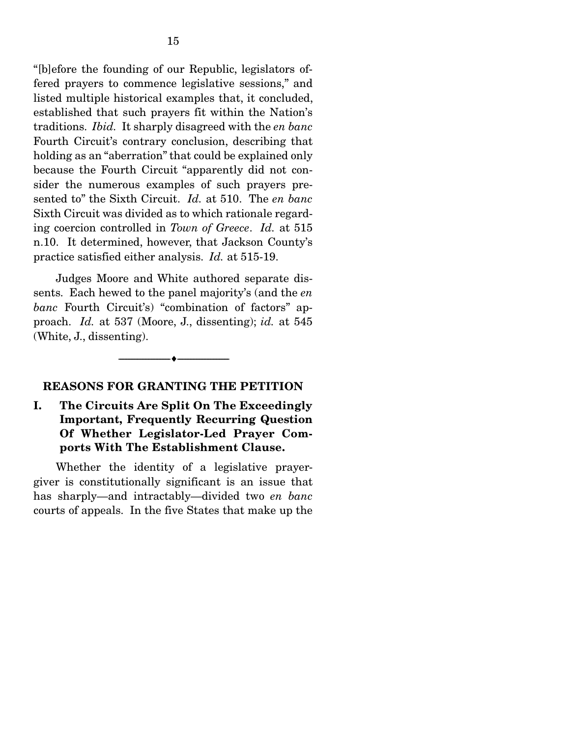"[b]efore the founding of our Republic, legislators offered prayers to commence legislative sessions," and listed multiple historical examples that, it concluded, established that such prayers fit within the Nation's traditions. *Ibid.* It sharply disagreed with the *en banc* Fourth Circuit's contrary conclusion, describing that holding as an "aberration" that could be explained only because the Fourth Circuit "apparently did not consider the numerous examples of such prayers presented to" the Sixth Circuit. *Id.* at 510. The *en banc* Sixth Circuit was divided as to which rationale regarding coercion controlled in *Town of Greece*. *Id.* at 515 n.10. It determined, however, that Jackson County's practice satisfied either analysis. *Id.* at 515-19.

Judges Moore and White authored separate dissents. Each hewed to the panel majority's (and the *en banc* Fourth Circuit's) "combination of factors" approach. *Id.* at 537 (Moore, J., dissenting); *id.* at 545 (White, J., dissenting).

---

## REASONS FOR GRANTING THE PETITION

### I. The Circuits Are Split On The Exceedingly Important, Frequently Recurring Question Of Whether Legislator-Led Prayer Comports With The Establishment Clause.

Whether the identity of a legislative prayer-giver is constitutionally significant is an issue that has sharply—and intractably—divided two *en banc* courts of appeals. In the five States that make up the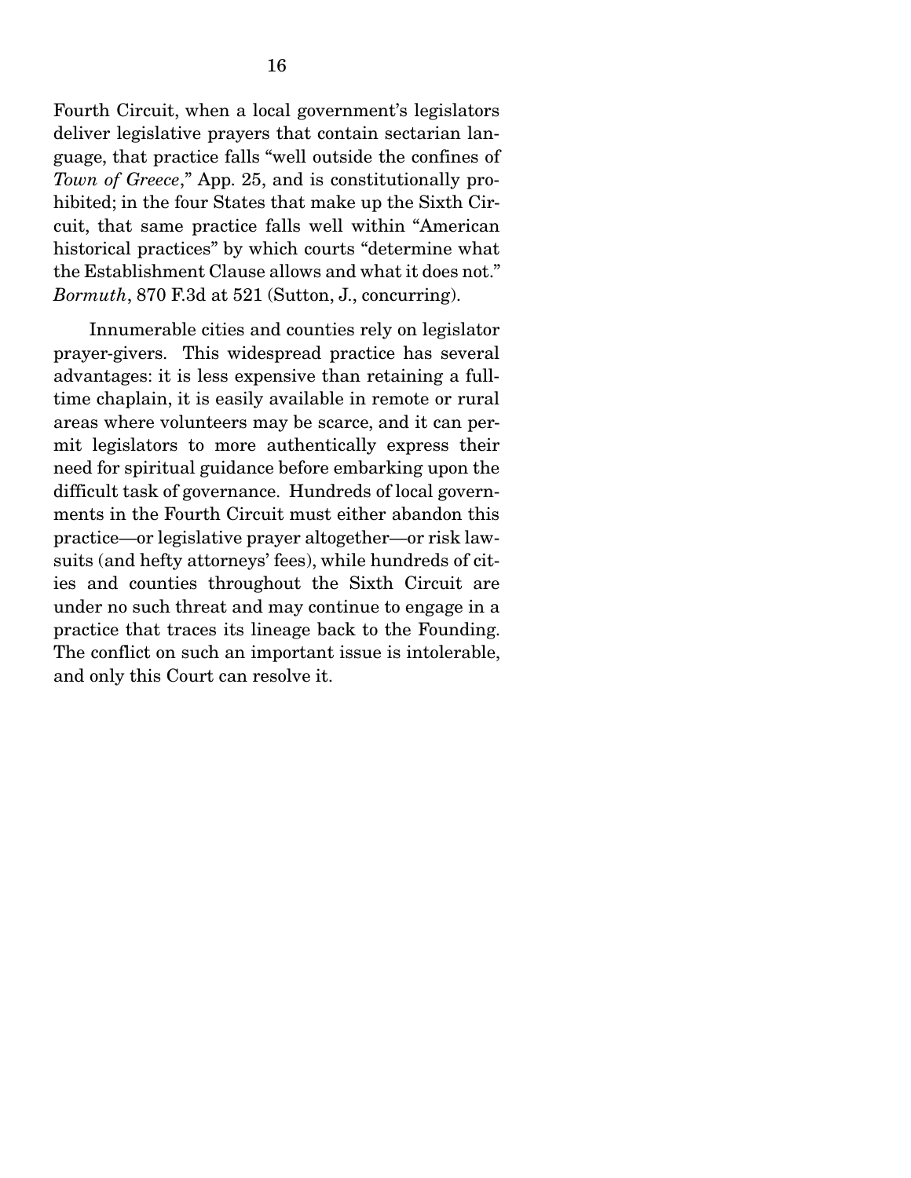Fourth Circuit, when a local government's legislators deliver legislative prayers that contain sectarian language, that practice falls "well outside the confines of *Town of Greece*," App. 25, and is constitutionally prohibited; in the four States that make up the Sixth Circuit, that same practice falls well within "American historical practices" by which courts "determine what the Establishment Clause allows and what it does not." *Bormuth*, 870 F.3d at 521 (Sutton, J., concurring).

Innumerable cities and counties rely on legislator prayer-givers. This widespread practice has several advantages: it is less expensive than retaining a full-time chaplain, it is easily available in remote or rural areas where volunteers may be scarce, and it can permit legislators to more authentically express their need for spiritual guidance before embarking upon the difficult task of governance. Hundreds of local governments in the Fourth Circuit must either abandon this practice—or legislative prayer altogether—or risk lawsuits (and hefty attorneys' fees), while hundreds of cities and counties throughout the Sixth Circuit are under no such threat and may continue to engage in a practice that traces its lineage back to the Founding. The conflict on such an important issue is intolerable, and only this Court can resolve it.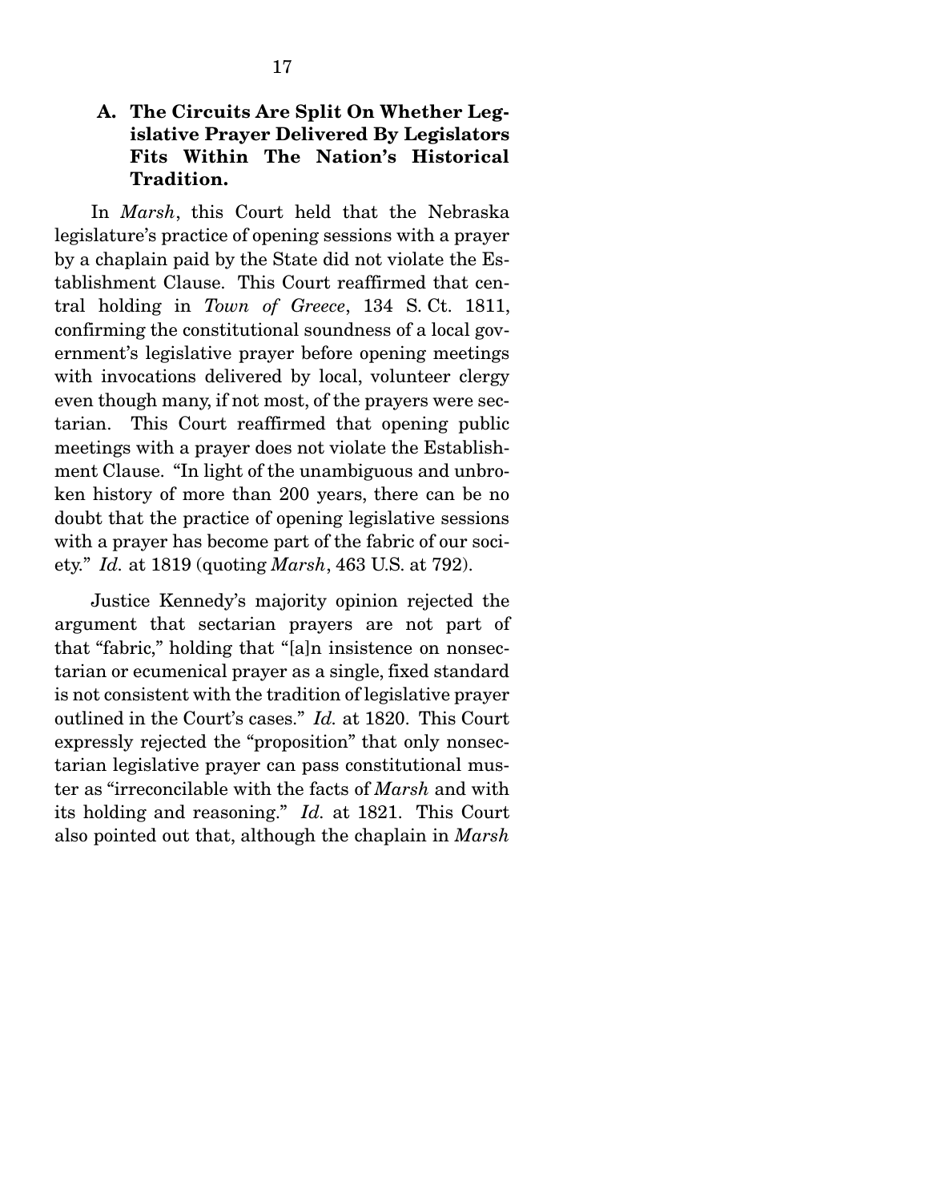### A. The Circuits Are Split On Whether Legislative Prayer Delivered By Legislators Fits Within The Nation's Historical Tradition.

In *Marsh*, this Court held that the Nebraska legislature's practice of opening sessions with a prayer by a chaplain paid by the State did not violate the Establishment Clause. This Court reaffirmed that central holding in *Town of Greece*, 134 S. Ct. 1811, confirming the constitutional soundness of a local government's legislative prayer before opening meetings with invocations delivered by local, volunteer clergy even though many, if not most, of the prayers were sectarian. This Court reaffirmed that opening public meetings with a prayer does not violate the Establishment Clause. "In light of the unambiguous and unbroken history of more than 200 years, there can be no doubt that the practice of opening legislative sessions with a prayer has become part of the fabric of our society." *Id.* at 1819 (quoting *Marsh*, 463 U.S. at 792).

Justice Kennedy's majority opinion rejected the argument that sectarian prayers are not part of that "fabric," holding that "[a]n insistence on nonsectarian or ecumenical prayer as a single, fixed standard is not consistent with the tradition of legislative prayer outlined in the Court's cases." *Id.* at 1820. This Court expressly rejected the "proposition" that only nonsectarian legislative prayer can pass constitutional muster as "irreconcilable with the facts of *Marsh* and with its holding and reasoning." *Id.* at 1821. This Court also pointed out that, although the chaplain in *Marsh*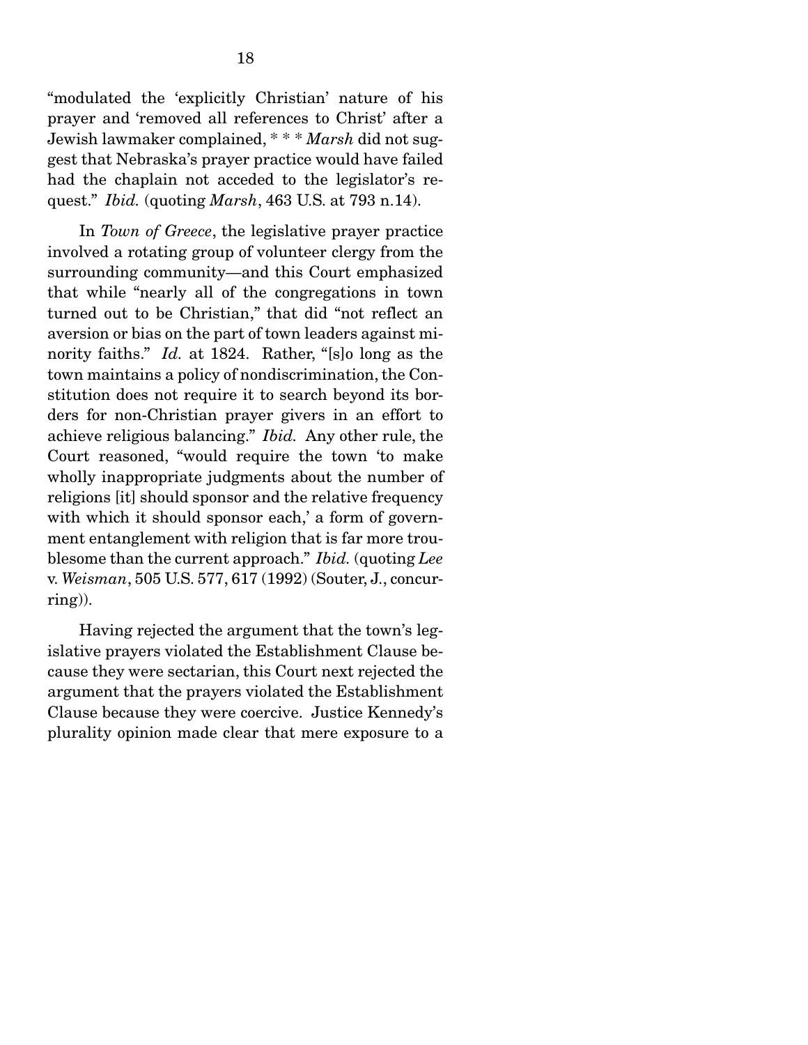"modulated the 'explicitly Christian' nature of his prayer and 'removed all references to Christ' after a Jewish lawmaker complained, * * * *Marsh* did not suggest that Nebraska's prayer practice would have failed had the chaplain not acceded to the legislator's request." *Ibid.* (quoting *Marsh*, 463 U.S. at 793 n.14).

In *Town of Greece*, the legislative prayer practice involved a rotating group of volunteer clergy from the surrounding community—and this Court emphasized that while "nearly all of the congregations in town turned out to be Christian," that did "not reflect an aversion or bias on the part of town leaders against minority faiths." *Id.* at 1824. Rather, "[s]o long as the town maintains a policy of nondiscrimination, the Constitution does not require it to search beyond its borders for non-Christian prayer givers in an effort to achieve religious balancing." *Ibid.* Any other rule, the Court reasoned, "would require the town 'to make wholly inappropriate judgments about the number of religions [it] should sponsor and the relative frequency with which it should sponsor each,' a form of government entanglement with religion that is far more troublesome than the current approach." *Ibid.* (quoting *Lee* v. *Weisman*, 505 U.S. 577, 617 (1992) (Souter, J., concurring)).

Having rejected the argument that the town's legislative prayers violated the Establishment Clause because they were sectarian, this Court next rejected the argument that the prayers violated the Establishment Clause because they were coercive. Justice Kennedy's plurality opinion made clear that mere exposure to a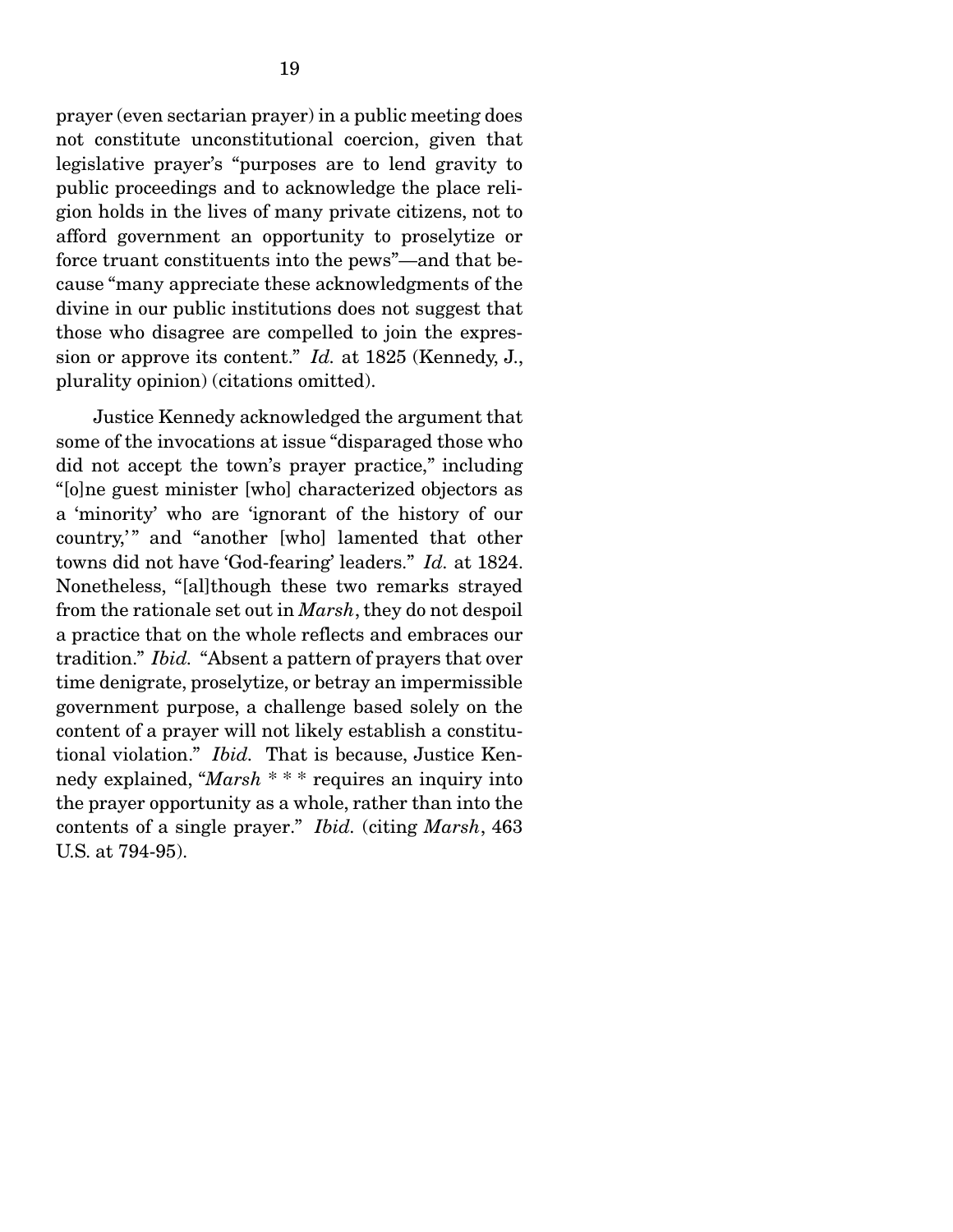prayer (even sectarian prayer) in a public meeting does not constitute unconstitutional coercion, given that legislative prayer's "purposes are to lend gravity to public proceedings and to acknowledge the place religion holds in the lives of many private citizens, not to afford government an opportunity to proselytize or force truant constituents into the pews"—and that because "many appreciate these acknowledgments of the divine in our public institutions does not suggest that those who disagree are compelled to join the expression or approve its content." *Id.* at 1825 (Kennedy, J., plurality opinion) (citations omitted).

Justice Kennedy acknowledged the argument that some of the invocations at issue "disparaged those who did not accept the town's prayer practice," including "[o]ne guest minister [who] characterized objectors as a 'minority' who are 'ignorant of the history of our country,'" and "another [who] lamented that other towns did not have 'God-fearing' leaders." *Id.* at 1824. Nonetheless, "[al]though these two remarks strayed from the rationale set out in *Marsh*, they do not despoil a practice that on the whole reflects and embraces our tradition." *Ibid.* "Absent a pattern of prayers that over time denigrate, proselytize, or betray an impermissible government purpose, a challenge based solely on the content of a prayer will not likely establish a constitutional violation." *Ibid.* That is because, Justice Kennedy explained, "*Marsh* * * * requires an inquiry into the prayer opportunity as a whole, rather than into the contents of a single prayer." *Ibid.* (citing *Marsh*, 463 U.S. at 794-95).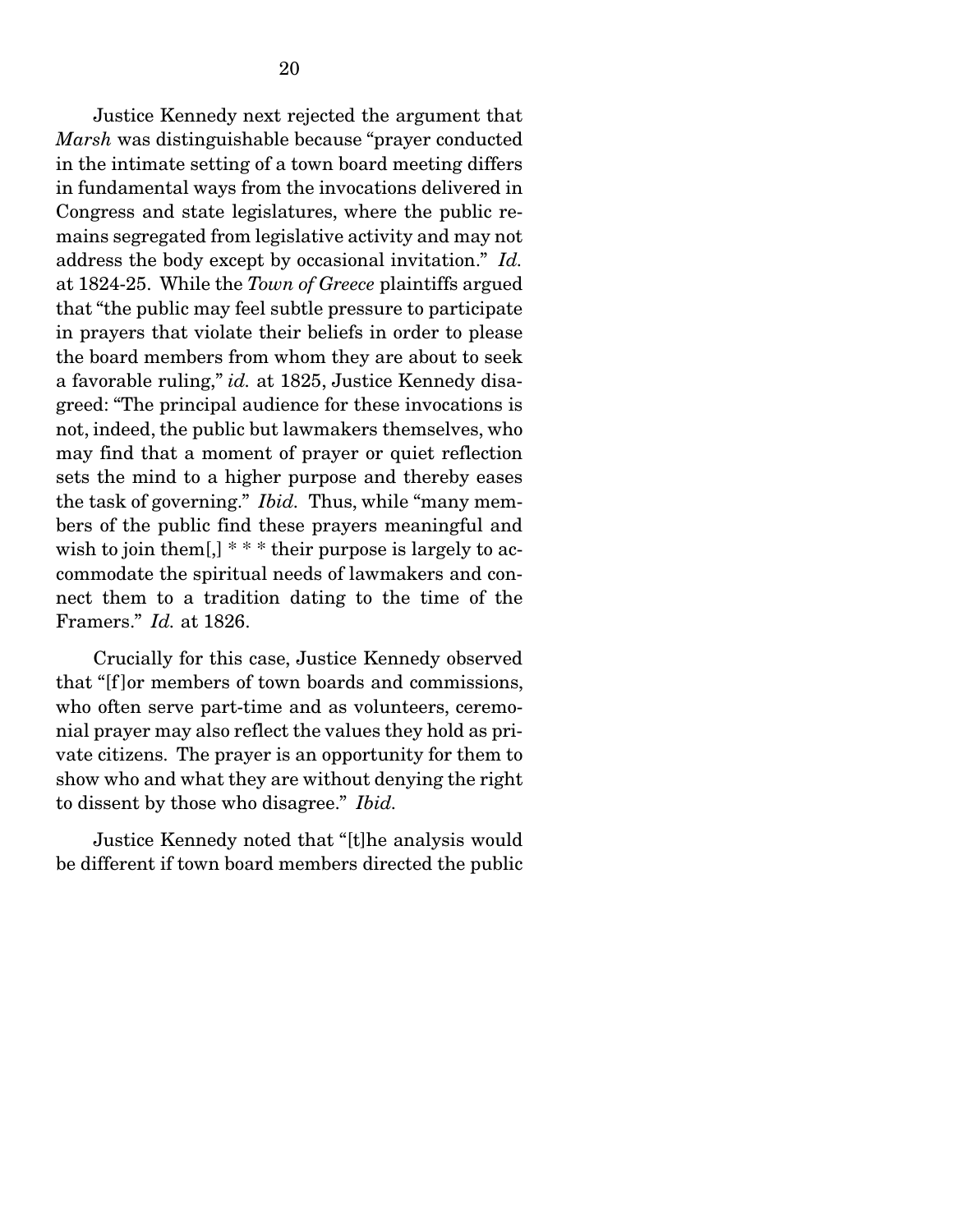Justice Kennedy next rejected the argument that *Marsh* was distinguishable because "prayer conducted in the intimate setting of a town board meeting differs in fundamental ways from the invocations delivered in Congress and state legislatures, where the public remains segregated from legislative activity and may not address the body except by occasional invitation." *Id.* at 1824-25. While the *Town of Greece* plaintiffs argued that "the public may feel subtle pressure to participate in prayers that violate their beliefs in order to please the board members from whom they are about to seek a favorable ruling," *id.* at 1825, Justice Kennedy disagreed: "The principal audience for these invocations is not, indeed, the public but lawmakers themselves, who may find that a moment of prayer or quiet reflection sets the mind to a higher purpose and thereby eases the task of governing." *Ibid.* Thus, while "many members of the public find these prayers meaningful and wish to join them[,] * * * their purpose is largely to accommodate the spiritual needs of lawmakers and connect them to a tradition dating to the time of the Framers." *Id.* at 1826.

Crucially for this case, Justice Kennedy observed that "[f]or members of town boards and commissions, who often serve part-time and as volunteers, ceremonial prayer may also reflect the values they hold as private citizens. The prayer is an opportunity for them to show who and what they are without denying the right to dissent by those who disagree." *Ibid.*

Justice Kennedy noted that "[t]he analysis would be different if town board members directed the public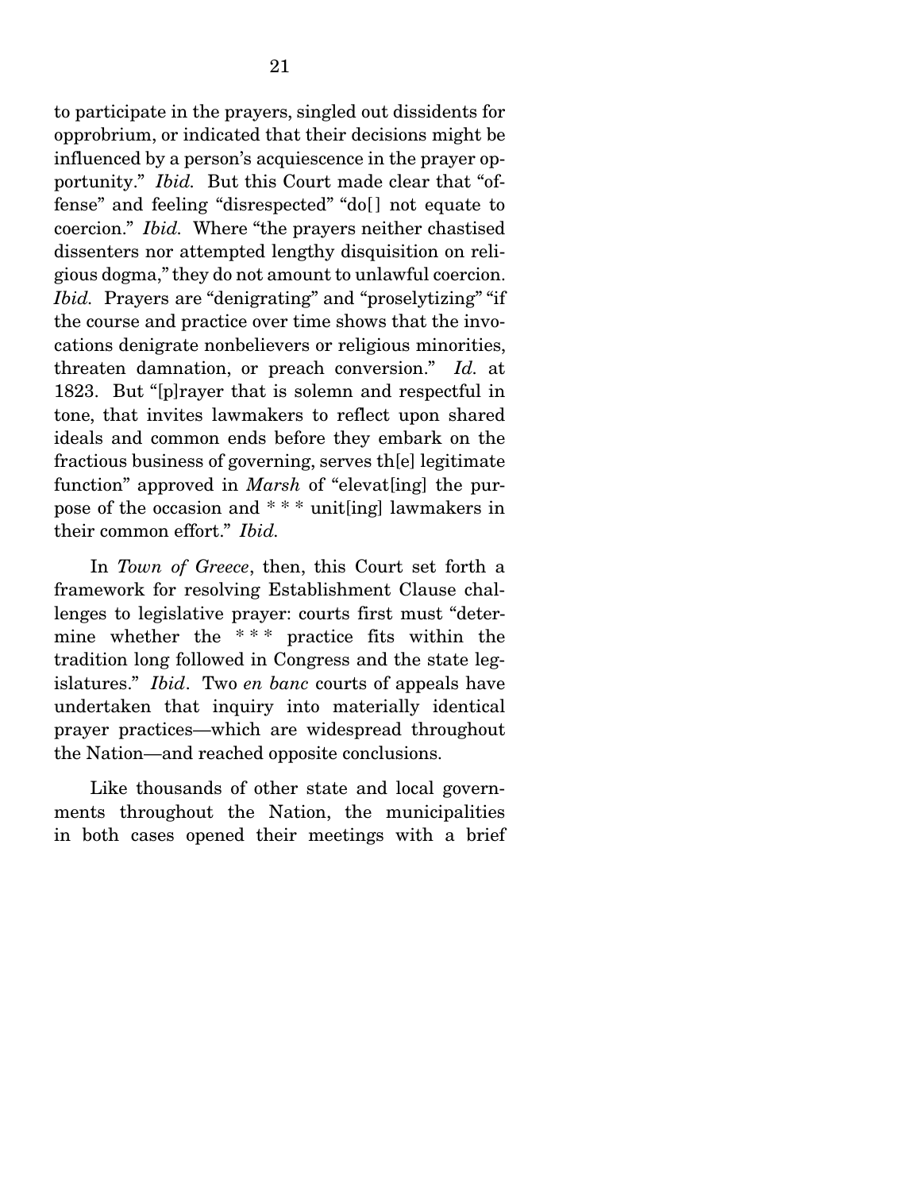to participate in the prayers, singled out dissidents for opprobrium, or indicated that their decisions might be influenced by a person's acquiescence in the prayer opportunity." *Ibid.* But this Court made clear that "offense" and feeling "disrespected" "do[] not equate to coercion." *Ibid.* Where "the prayers neither chastised dissenters nor attempted lengthy disquisition on religious dogma," they do not amount to unlawful coercion. *Ibid.* Prayers are "denigrating" and "proselytizing" "if the course and practice over time shows that the invocations denigrate nonbelievers or religious minorities, threaten damnation, or preach conversion." *Id.* at 1823. But "[p]rayer that is solemn and respectful in tone, that invites lawmakers to reflect upon shared ideals and common ends before they embark on the fractious business of governing, serves th[e] legitimate function" approved in *Marsh* of "elevat[ing] the purpose of the occasion and * * * unit[ing] lawmakers in their common effort." *Ibid.*

In *Town of Greece*, then, this Court set forth a framework for resolving Establishment Clause challenges to legislative prayer: courts first must "determine whether the * * * practice fits within the tradition long followed in Congress and the state legislatures." *Ibid*. Two *en banc* courts of appeals have undertaken that inquiry into materially identical prayer practices—which are widespread throughout the Nation—and reached opposite conclusions.

Like thousands of other state and local governments throughout the Nation, the municipalities in both cases opened their meetings with a brief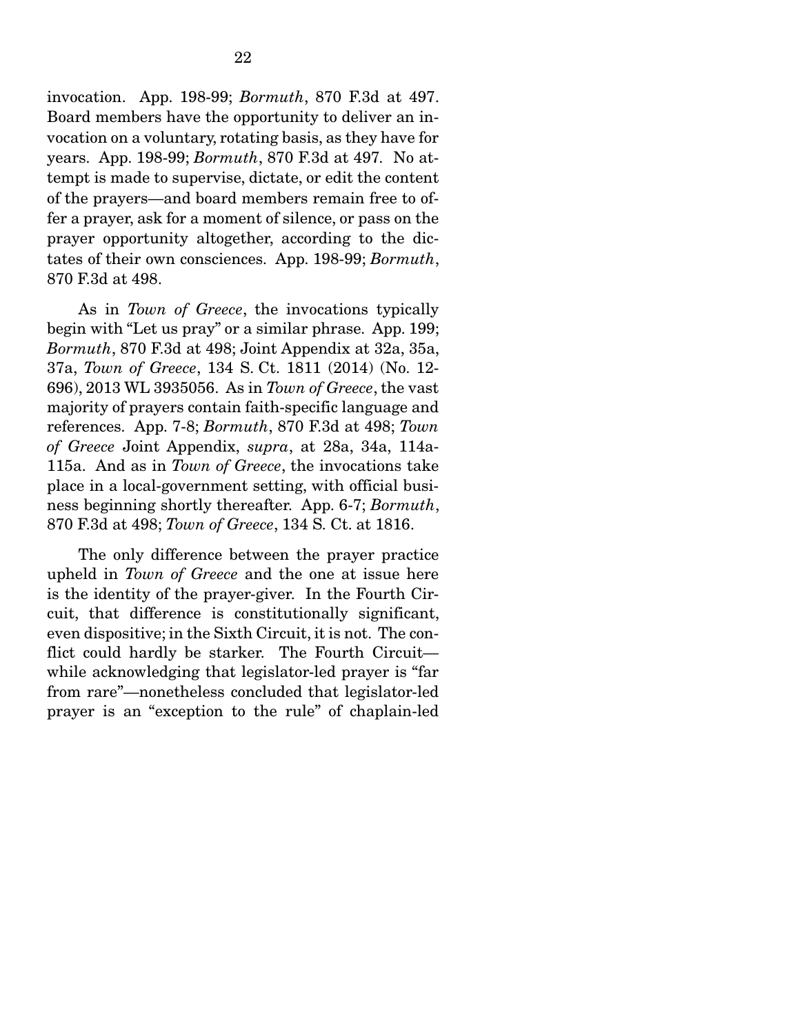invocation. App. 198-99; *Bormuth*, 870 F.3d at 497. Board members have the opportunity to deliver an invocation on a voluntary, rotating basis, as they have for years. App. 198-99; *Bormuth*, 870 F.3d at 497. No attempt is made to supervise, dictate, or edit the content of the prayers—and board members remain free to offer a prayer, ask for a moment of silence, or pass on the prayer opportunity altogether, according to the dictates of their own consciences. App. 198-99; *Bormuth*, 870 F.3d at 498.

As in *Town of Greece*, the invocations typically begin with "Let us pray" or a similar phrase. App. 199; *Bormuth*, 870 F.3d at 498; Joint Appendix at 32a, 35a, 37a, *Town of Greece*, 134 S. Ct. 1811 (2014) (No. 12-696), 2013 WL 3935056. As in *Town of Greece*, the vast majority of prayers contain faith-specific language and references. App. 7-8; *Bormuth*, 870 F.3d at 498; *Town of Greece* Joint Appendix, *supra*, at 28a, 34a, 114a-115a. And as in *Town of Greece*, the invocations take place in a local-government setting, with official business beginning shortly thereafter. App. 6-7; *Bormuth*, 870 F.3d at 498; *Town of Greece*, 134 S. Ct. at 1816.

The only difference between the prayer practice upheld in *Town of Greece* and the one at issue here is the identity of the prayer-giver. In the Fourth Circuit, that difference is constitutionally significant, even dispositive; in the Sixth Circuit, it is not. The conflict could hardly be starker. The Fourth Circuit—while acknowledging that legislator-led prayer is "far from rare"—nonetheless concluded that legislator-led prayer is an "exception to the rule" of chaplain-led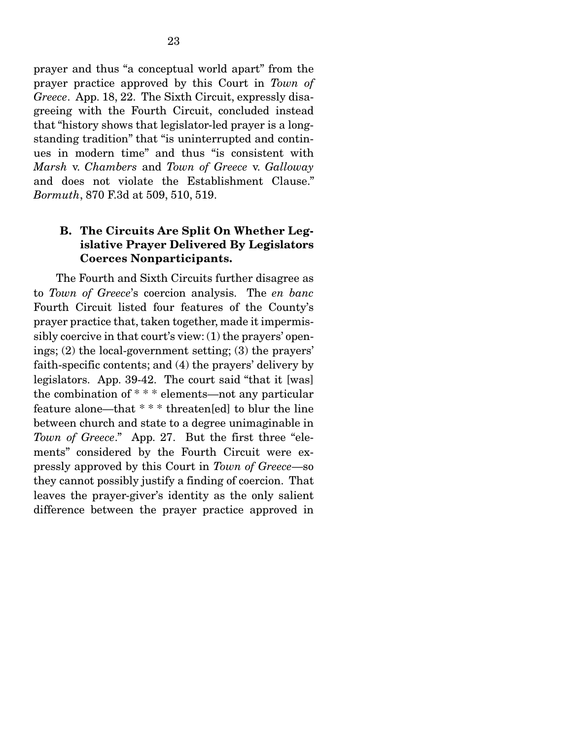prayer and thus "a conceptual world apart" from the prayer practice approved by this Court in *Town of Greece*. App. 18, 22. The Sixth Circuit, expressly disagreeing with the Fourth Circuit, concluded instead that "history shows that legislator-led prayer is a long-standing tradition" that "is uninterrupted and continues in modern time" and thus "is consistent with *Marsh* v. *Chambers* and *Town of Greece* v. *Galloway* and does not violate the Establishment Clause." *Bormuth*, 870 F.3d at 509, 510, 519.

### B. The Circuits Are Split On Whether Legislative Prayer Delivered By Legislators Coerces Nonparticipants.

The Fourth and Sixth Circuits further disagree as to *Town of Greece*'s coercion analysis. The *en banc* Fourth Circuit listed four features of the County's prayer practice that, taken together, made it impermissibly coercive in that court's view: (1) the prayers' openings; (2) the local-government setting; (3) the prayers' faith-specific contents; and (4) the prayers' delivery by legislators. App. 39-42. The court said "that it [was] the combination of * * * elements—not any particular feature alone—that * * * threaten[ed] to blur the line between church and state to a degree unimaginable in *Town of Greece*." App. 27. But the first three "elements" considered by the Fourth Circuit were expressly approved by this Court in *Town of Greece*—so they cannot possibly justify a finding of coercion. That leaves the prayer-giver's identity as the only salient difference between the prayer practice approved in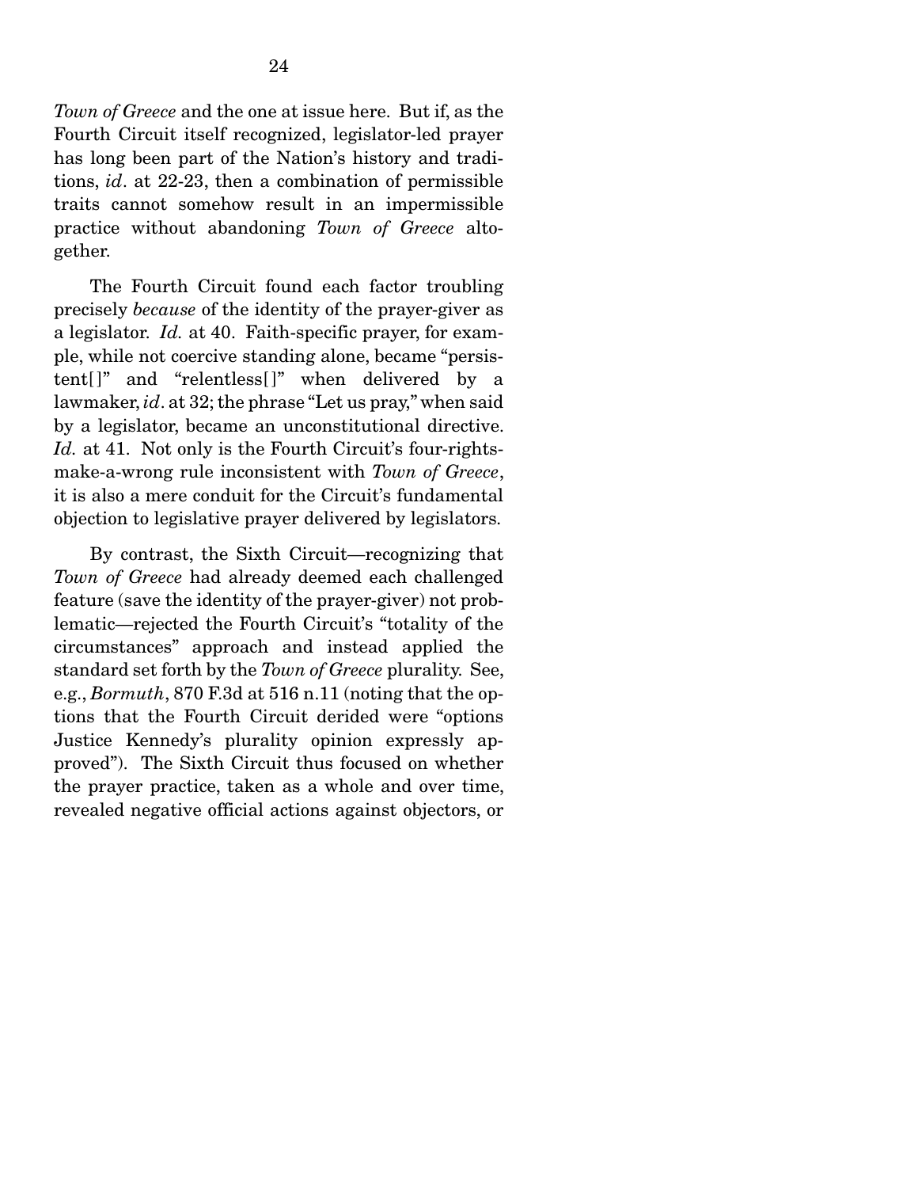*Town of Greece* and the one at issue here. But if, as the Fourth Circuit itself recognized, legislator-led prayer has long been part of the Nation's history and traditions, *id*. at 22-23, then a combination of permissible traits cannot somehow result in an impermissible practice without abandoning *Town of Greece* altogether.

The Fourth Circuit found each factor troubling precisely *because* of the identity of the prayer-giver as a legislator. *Id.* at 40. Faith-specific prayer, for example, while not coercive standing alone, became "persistent[]" and "relentless[]" when delivered by a lawmaker, *id*. at 32; the phrase "Let us pray," when said by a legislator, became an unconstitutional directive. *Id.* at 41. Not only is the Fourth Circuit's four-rights-make-a-wrong rule inconsistent with *Town of Greece*, it is also a mere conduit for the Circuit's fundamental objection to legislative prayer delivered by legislators.

By contrast, the Sixth Circuit—recognizing that *Town of Greece* had already deemed each challenged feature (save the identity of the prayer-giver) not problematic—rejected the Fourth Circuit's "totality of the circumstances" approach and instead applied the standard set forth by the *Town of Greece* plurality. See, e.g., *Bormuth*, 870 F.3d at 516 n.11 (noting that the options that the Fourth Circuit derided were "options Justice Kennedy's plurality opinion expressly approved"). The Sixth Circuit thus focused on whether the prayer practice, taken as a whole and over time, revealed negative official actions against objectors, or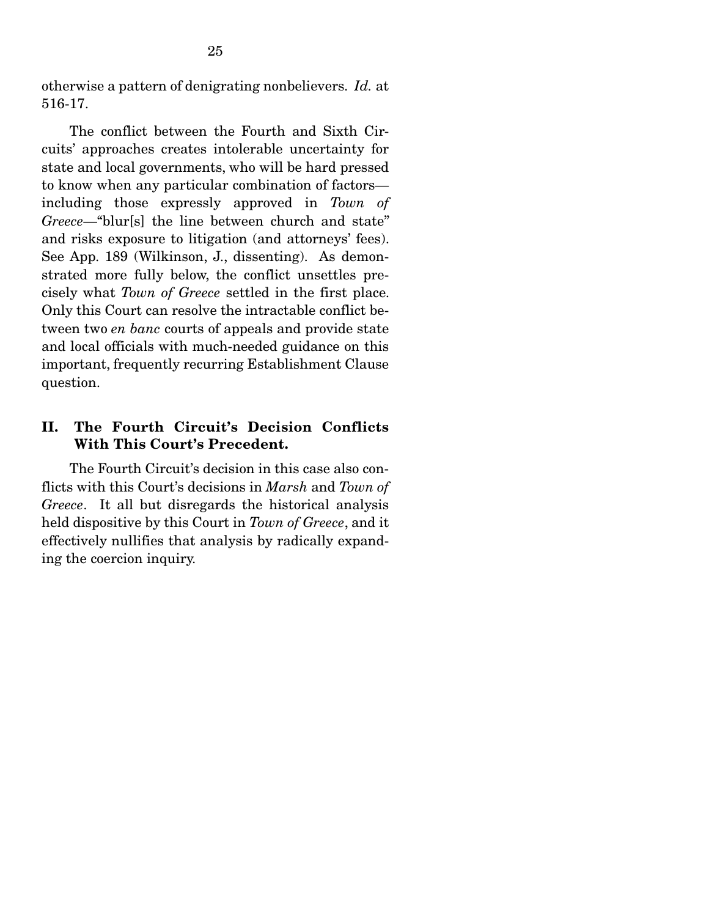otherwise a pattern of denigrating nonbelievers. *Id.* at 516-17.

The conflict between the Fourth and Sixth Circuits' approaches creates intolerable uncertainty for state and local governments, who will be hard pressed to know when any particular combination of factors—including those expressly approved in *Town of Greece*—"blur[s] the line between church and state" and risks exposure to litigation (and attorneys' fees). See App. 189 (Wilkinson, J., dissenting). As demonstrated more fully below, the conflict unsettles precisely what *Town of Greece* settled in the first place. Only this Court can resolve the intractable conflict between two *en banc* courts of appeals and provide state and local officials with much-needed guidance on this important, frequently recurring Establishment Clause question.

## II. The Fourth Circuit's Decision Conflicts With This Court's Precedent.

The Fourth Circuit's decision in this case also conflicts with this Court's decisions in *Marsh* and *Town of Greece*. It all but disregards the historical analysis held dispositive by this Court in *Town of Greece*, and it effectively nullifies that analysis by radically expanding the coercion inquiry.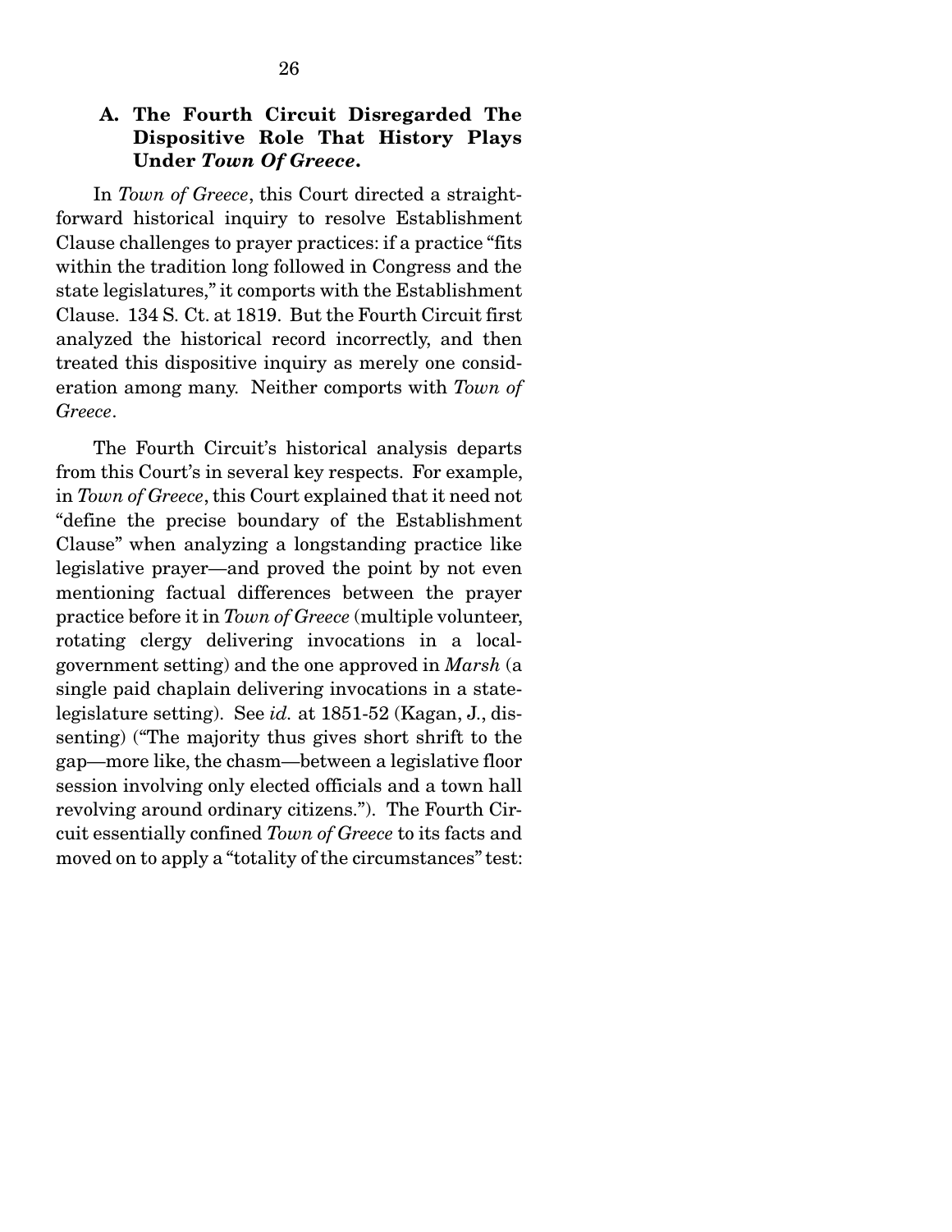### A. The Fourth Circuit Disregarded The Dispositive Role That History Plays Under *Town Of Greece*.

In *Town of Greece*, this Court directed a straightforward historical inquiry to resolve Establishment Clause challenges to prayer practices: if a practice "fits within the tradition long followed in Congress and the state legislatures," it comports with the Establishment Clause. 134 S. Ct. at 1819. But the Fourth Circuit first analyzed the historical record incorrectly, and then treated this dispositive inquiry as merely one consideration among many. Neither comports with *Town of Greece*.

The Fourth Circuit's historical analysis departs from this Court's in several key respects. For example, in *Town of Greece*, this Court explained that it need not "define the precise boundary of the Establishment Clause" when analyzing a longstanding practice like legislative prayer—and proved the point by not even mentioning factual differences between the prayer practice before it in *Town of Greece* (multiple volunteer, rotating clergy delivering invocations in a local-government setting) and the one approved in *Marsh* (a single paid chaplain delivering invocations in a state-legislature setting). See *id.* at 1851-52 (Kagan, J., dissenting) ("The majority thus gives short shrift to the gap—more like, the chasm—between a legislative floor session involving only elected officials and a town hall revolving around ordinary citizens."). The Fourth Circuit essentially confined *Town of Greece* to its facts and moved on to apply a "totality of the circumstances" test: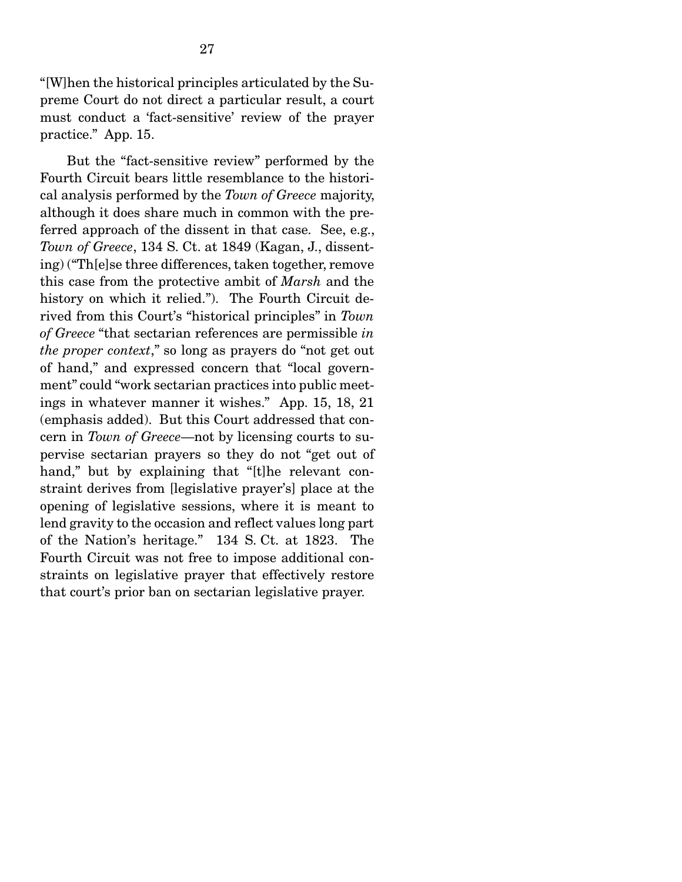"[W]hen the historical principles articulated by the Supreme Court do not direct a particular result, a court must conduct a 'fact-sensitive' review of the prayer practice." App. 15.

But the "fact-sensitive review" performed by the Fourth Circuit bears little resemblance to the historical analysis performed by the *Town of Greece* majority, although it does share much in common with the preferred approach of the dissent in that case. See, e.g., *Town of Greece*, 134 S. Ct. at 1849 (Kagan, J., dissenting) ("Th[e]se three differences, taken together, remove this case from the protective ambit of *Marsh* and the history on which it relied."). The Fourth Circuit derived from this Court's "historical principles" in *Town of Greece* "that sectarian references are permissible *in the proper context*," so long as prayers do "not get out of hand," and expressed concern that "local government" could "work sectarian practices into public meetings in whatever manner it wishes." App. 15, 18, 21 (emphasis added). But this Court addressed that concern in *Town of Greece*—not by licensing courts to supervise sectarian prayers so they do not "get out of hand," but by explaining that "[t]he relevant constraint derives from [legislative prayer's] place at the opening of legislative sessions, where it is meant to lend gravity to the occasion and reflect values long part of the Nation's heritage." 134 S. Ct. at 1823. The Fourth Circuit was not free to impose additional constraints on legislative prayer that effectively restore that court's prior ban on sectarian legislative prayer.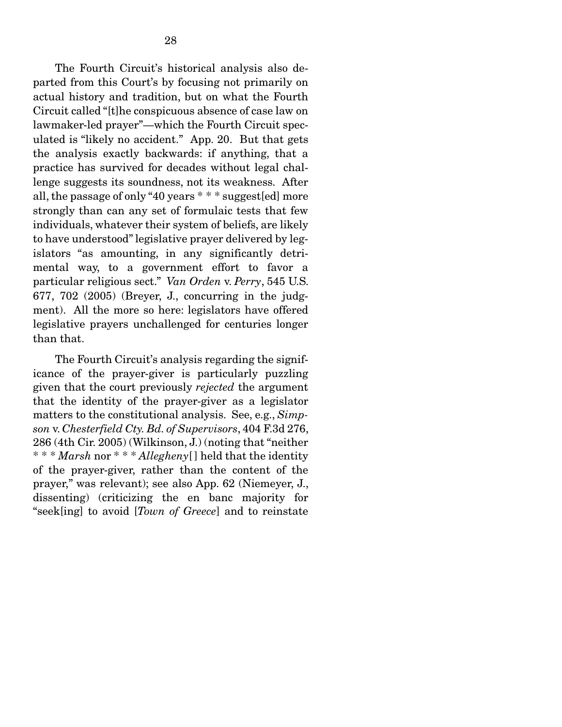The Fourth Circuit's historical analysis also departed from this Court's by focusing not primarily on actual history and tradition, but on what the Fourth Circuit called "[t]he conspicuous absence of case law on lawmaker-led prayer"—which the Fourth Circuit speculated is "likely no accident." App. 20. But that gets the analysis exactly backwards: if anything, that a practice has survived for decades without legal challenge suggests its soundness, not its weakness. After all, the passage of only "40 years * * * suggest[ed] more strongly than can any set of formulaic tests that few individuals, whatever their system of beliefs, are likely to have understood" legislative prayer delivered by legislators "as amounting, in any significantly detrimental way, to a government effort to favor a particular religious sect." *Van Orden* v. *Perry*, 545 U.S. 677, 702 (2005) (Breyer, J., concurring in the judgment). All the more so here: legislators have offered legislative prayers unchallenged for centuries longer than that.

The Fourth Circuit's analysis regarding the significance of the prayer-giver is particularly puzzling given that the court previously *rejected* the argument that the identity of the prayer-giver as a legislator matters to the constitutional analysis. See, e.g., *Simpson* v. *Chesterfield Cty. Bd. of Supervisors*, 404 F.3d 276, 286 (4th Cir. 2005) (Wilkinson, J.) (noting that "neither * * * *Marsh* nor * * * *Allegheny*[] held that the identity of the prayer-giver, rather than the content of the prayer," was relevant); see also App. 62 (Niemeyer, J., dissenting) (criticizing the en banc majority for "seek[ing] to avoid [*Town of Greece*] and to reinstate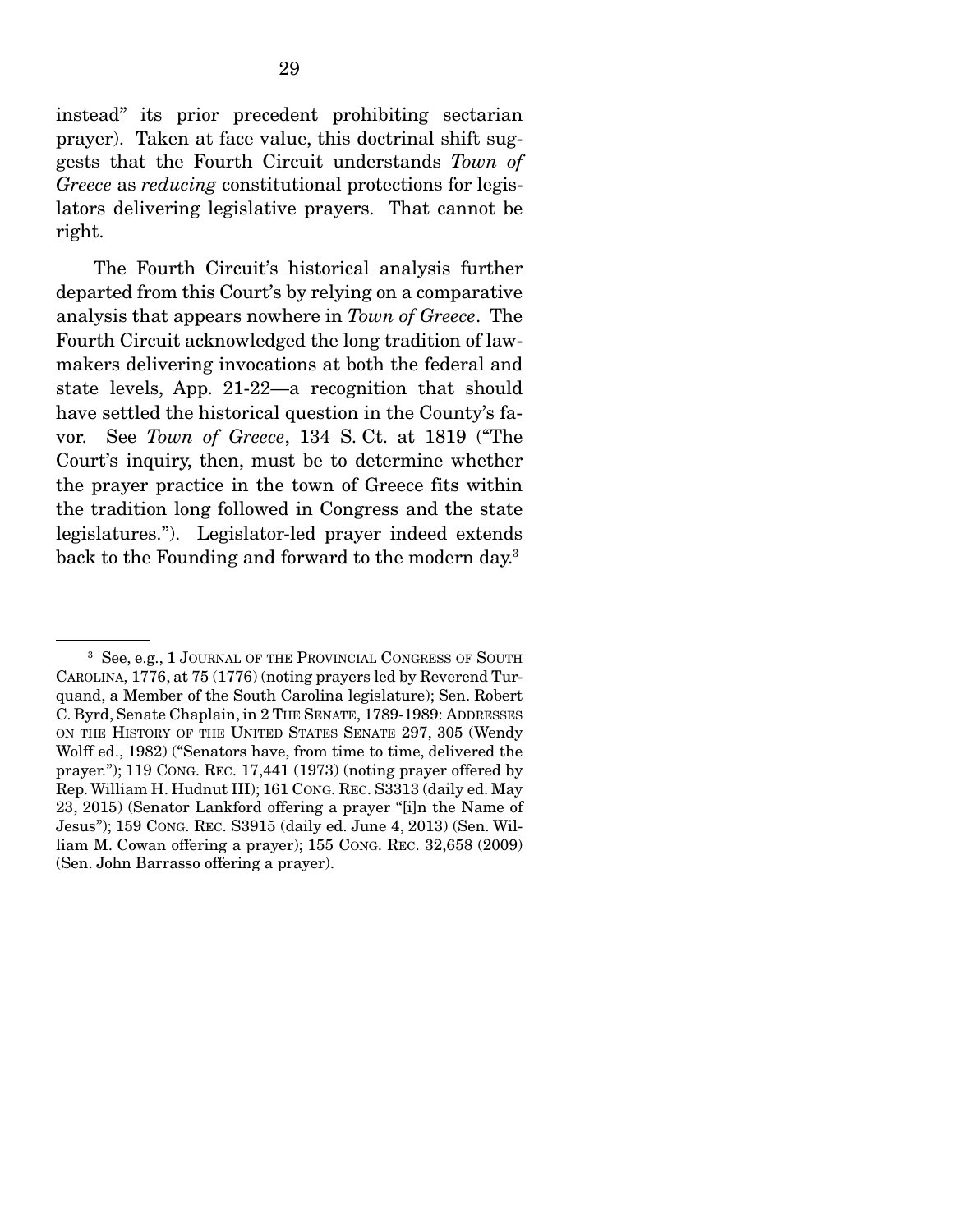instead" its prior precedent prohibiting sectarian prayer). Taken at face value, this doctrinal shift suggests that the Fourth Circuit understands *Town of Greece* as *reducing* constitutional protections for legislators delivering legislative prayers. That cannot be right.

The Fourth Circuit's historical analysis further departed from this Court's by relying on a comparative analysis that appears nowhere in *Town of Greece*. The Fourth Circuit acknowledged the long tradition of lawmakers delivering invocations at both the federal and state levels, App. 21-22—a recognition that should have settled the historical question in the County's favor. See *Town of Greece*, 134 S. Ct. at 1819 ("The Court's inquiry, then, must be to determine whether the prayer practice in the town of Greece fits within the tradition long followed in Congress and the state legislatures."). Legislator-led prayer indeed extends back to the Founding and forward to the modern day.[3]

---

[3] See, e.g., 1 JOURNAL OF THE PROVINCIAL CONGRESS OF SOUTH CAROLINA, 1776, at 75 (1776) (noting prayers led by Reverend Turquand, a Member of the South Carolina legislature); Sen. Robert C. Byrd, Senate Chaplain, in 2 THE SENATE, 1789-1989: ADDRESSES ON THE HISTORY OF THE UNITED STATES SENATE 297, 305 (Wendy Wolff ed., 1982) ("Senators have, from time to time, delivered the prayer."); 119 CONG. REC. 17,441 (1973) (noting prayer offered by Rep. William H. Hudnut III); 161 CONG. REC. S3313 (daily ed. May 23, 2015) (Senator Lankford offering a prayer "[i]n the Name of Jesus"); 159 CONG. REC. S3915 (daily ed. June 4, 2013) (Sen. William M. Cowan offering a prayer); 155 CONG. REC. 32,658 (2009) (Sen. John Barrasso offering a prayer).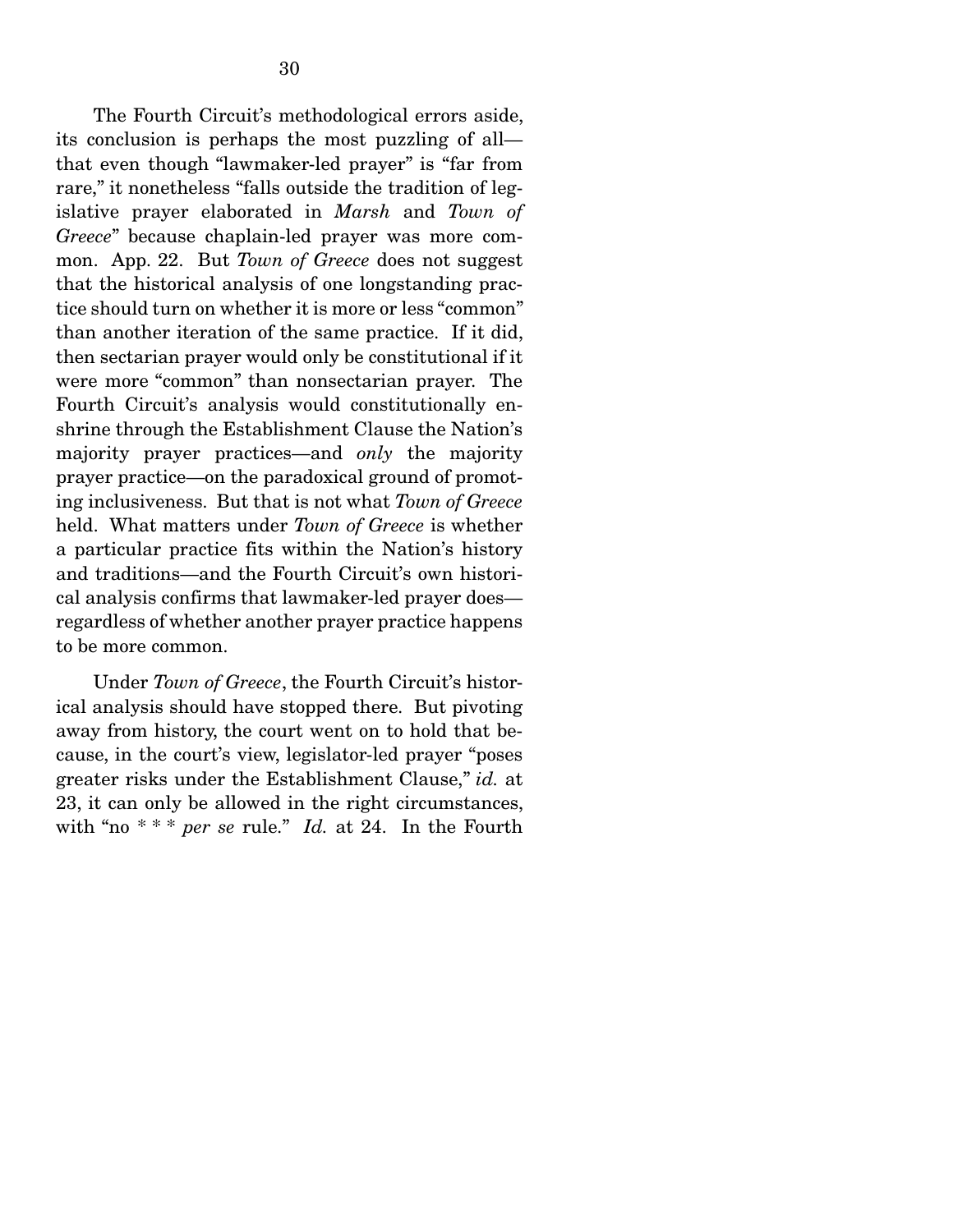The Fourth Circuit's methodological errors aside, its conclusion is perhaps the most puzzling of all—that even though "lawmaker-led prayer" is "far from rare," it nonetheless "falls outside the tradition of legislative prayer elaborated in *Marsh* and *Town of Greece*" because chaplain-led prayer was more common. App. 22. But *Town of Greece* does not suggest that the historical analysis of one longstanding practice should turn on whether it is more or less "common" than another iteration of the same practice. If it did, then sectarian prayer would only be constitutional if it were more "common" than nonsectarian prayer. The Fourth Circuit's analysis would constitutionally enshrine through the Establishment Clause the Nation's majority prayer practices—and *only* the majority prayer practice—on the paradoxical ground of promoting inclusiveness. But that is not what *Town of Greece* held. What matters under *Town of Greece* is whether a particular practice fits within the Nation's history and traditions—and the Fourth Circuit's own historical analysis confirms that lawmaker-led prayer does—regardless of whether another prayer practice happens to be more common.

Under *Town of Greece*, the Fourth Circuit's historical analysis should have stopped there. But pivoting away from history, the court went on to hold that because, in the court's view, legislator-led prayer "poses greater risks under the Establishment Clause," *id.* at 23, it can only be allowed in the right circumstances, with "no * * * *per se* rule." *Id.* at 24. In the Fourth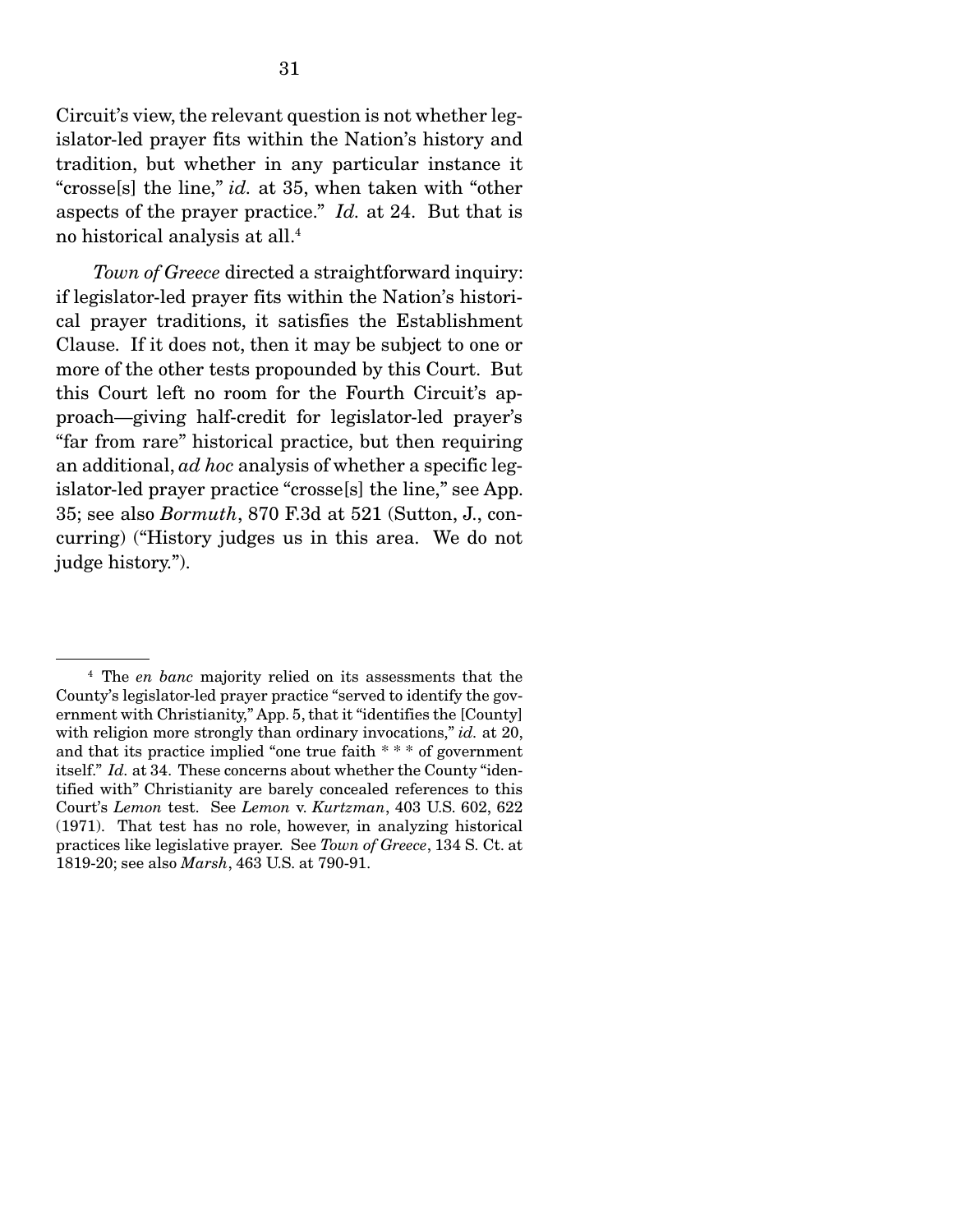Circuit's view, the relevant question is not whether legislator-led prayer fits within the Nation's history and tradition, but whether in any particular instance it "crosse[s] the line," *id.* at 35, when taken with "other aspects of the prayer practice." *Id.* at 24. But that is no historical analysis at all.[4]

*Town of Greece* directed a straightforward inquiry: if legislator-led prayer fits within the Nation's historical prayer traditions, it satisfies the Establishment Clause. If it does not, then it may be subject to one or more of the other tests propounded by this Court. But this Court left no room for the Fourth Circuit's approach—giving half-credit for legislator-led prayer's "far from rare" historical practice, but then requiring an additional, *ad hoc* analysis of whether a specific legislator-led prayer practice "crosse[s] the line," see App. 35; see also *Bormuth*, 870 F.3d at 521 (Sutton, J., concurring) ("History judges us in this area. We do not judge history.").

---

[4] The *en banc* majority relied on its assessments that the County's legislator-led prayer practice "served to identify the government with Christianity," App. 5, that it "identifies the [County] with religion more strongly than ordinary invocations," *id.* at 20, and that its practice implied "one true faith * * * of government itself." *Id.* at 34. These concerns about whether the County "identified with" Christianity are barely concealed references to this Court's *Lemon* test. See *Lemon* v. *Kurtzman*, 403 U.S. 602, 622 (1971). That test has no role, however, in analyzing historical practices like legislative prayer. See *Town of Greece*, 134 S. Ct. at 1819-20; see also *Marsh*, 463 U.S. at 790-91.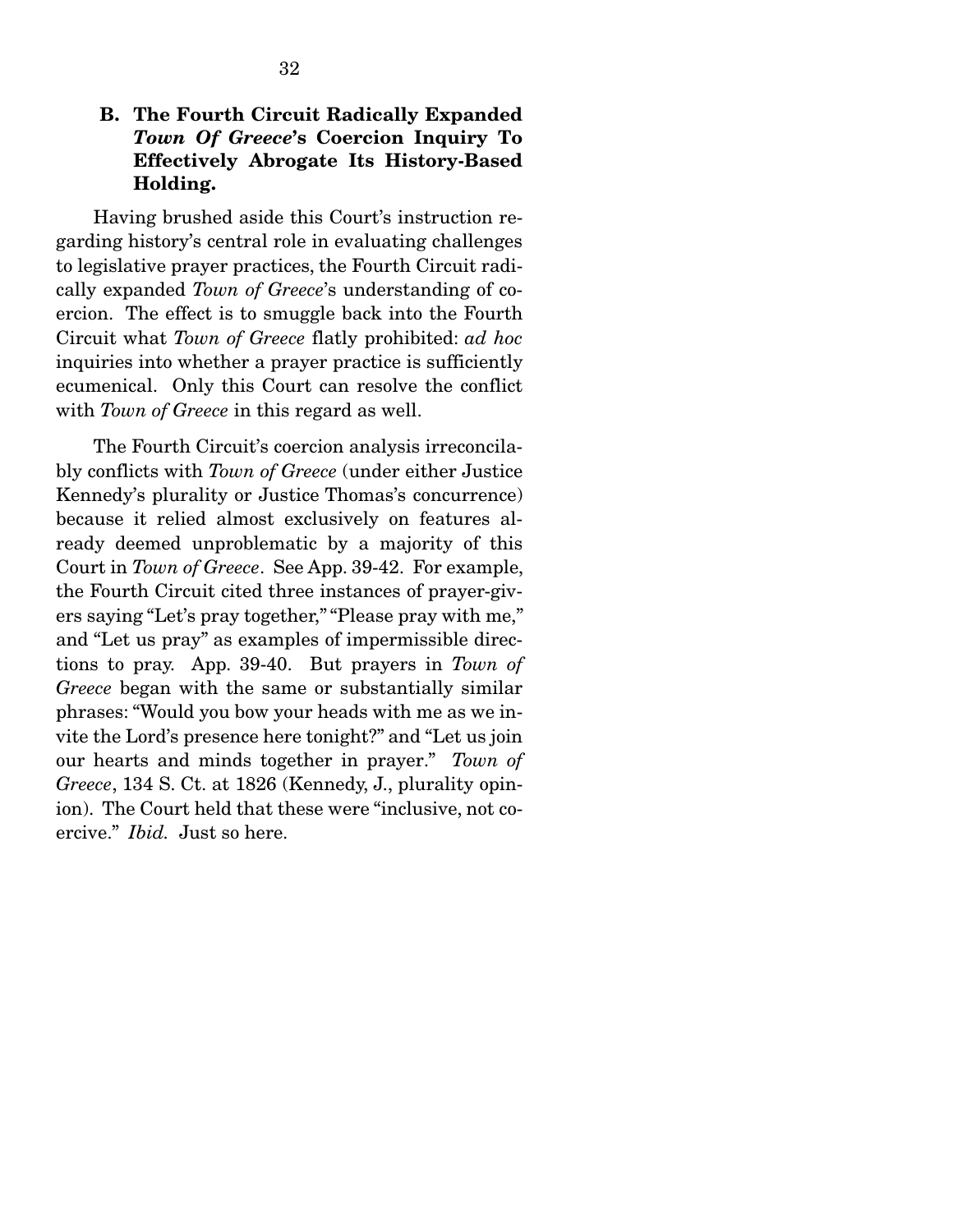### B. The Fourth Circuit Radically Expanded *Town Of Greece*'s Coercion Inquiry To Effectively Abrogate Its History-Based Holding.

Having brushed aside this Court's instruction regarding history's central role in evaluating challenges to legislative prayer practices, the Fourth Circuit radically expanded *Town of Greece*'s understanding of coercion. The effect is to smuggle back into the Fourth Circuit what *Town of Greece* flatly prohibited: *ad hoc* inquiries into whether a prayer practice is sufficiently ecumenical. Only this Court can resolve the conflict with *Town of Greece* in this regard as well.

The Fourth Circuit's coercion analysis irreconcilably conflicts with *Town of Greece* (under either Justice Kennedy's plurality or Justice Thomas's concurrence) because it relied almost exclusively on features already deemed unproblematic by a majority of this Court in *Town of Greece*. See App. 39-42. For example, the Fourth Circuit cited three instances of prayer-givers saying "Let's pray together," "Please pray with me," and "Let us pray" as examples of impermissible directions to pray. App. 39-40. But prayers in *Town of Greece* began with the same or substantially similar phrases: "Would you bow your heads with me as we invite the Lord's presence here tonight?" and "Let us join our hearts and minds together in prayer." *Town of Greece*, 134 S. Ct. at 1826 (Kennedy, J., plurality opinion). The Court held that these were "inclusive, not coercive." *Ibid.* Just so here.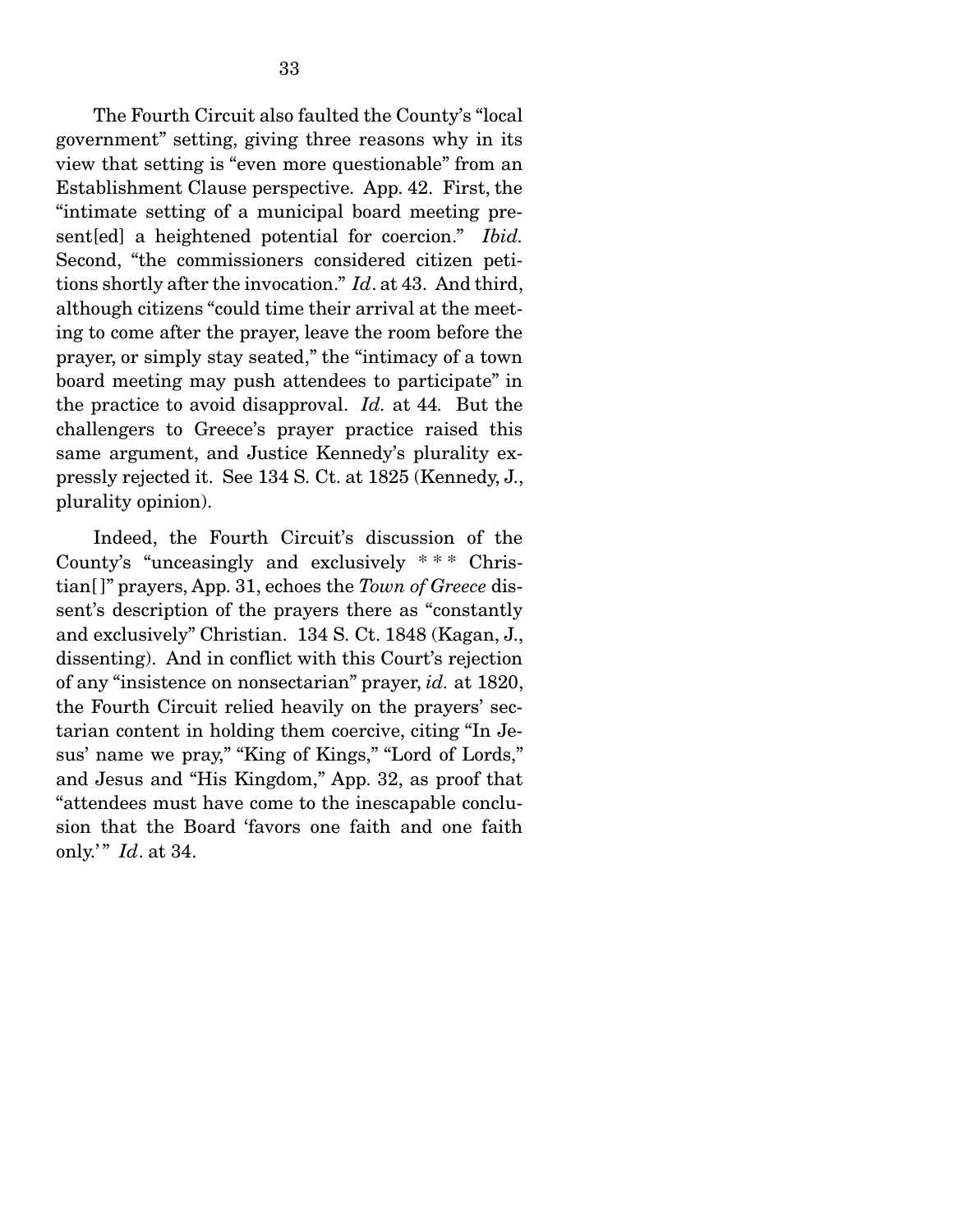The Fourth Circuit also faulted the County's "local government" setting, giving three reasons why in its view that setting is "even more questionable" from an Establishment Clause perspective. App. 42. First, the "intimate setting of a municipal board meeting present[ed] a heightened potential for coercion." *Ibid.* Second, "the commissioners considered citizen petitions shortly after the invocation." *Id*. at 43. And third, although citizens "could time their arrival at the meeting to come after the prayer, leave the room before the prayer, or simply stay seated," the "intimacy of a town board meeting may push attendees to participate" in the practice to avoid disapproval. *Id.* at 44. But the challengers to Greece's prayer practice raised this same argument, and Justice Kennedy's plurality expressly rejected it. See 134 S. Ct. at 1825 (Kennedy, J., plurality opinion).

Indeed, the Fourth Circuit's discussion of the County's "unceasingly and exclusively * * * Christian[ ]" prayers, App. 31, echoes the *Town of Greece* dissent's description of the prayers there as "constantly and exclusively" Christian. 134 S. Ct. 1848 (Kagan, J., dissenting). And in conflict with this Court's rejection of any "insistence on nonsectarian" prayer, *id.* at 1820, the Fourth Circuit relied heavily on the prayers' sectarian content in holding them coercive, citing "In Jesus' name we pray," "King of Kings," "Lord of Lords," and Jesus and "His Kingdom," App. 32, as proof that "attendees must have come to the inescapable conclusion that the Board 'favors one faith and one faith only.'" *Id*. at 34.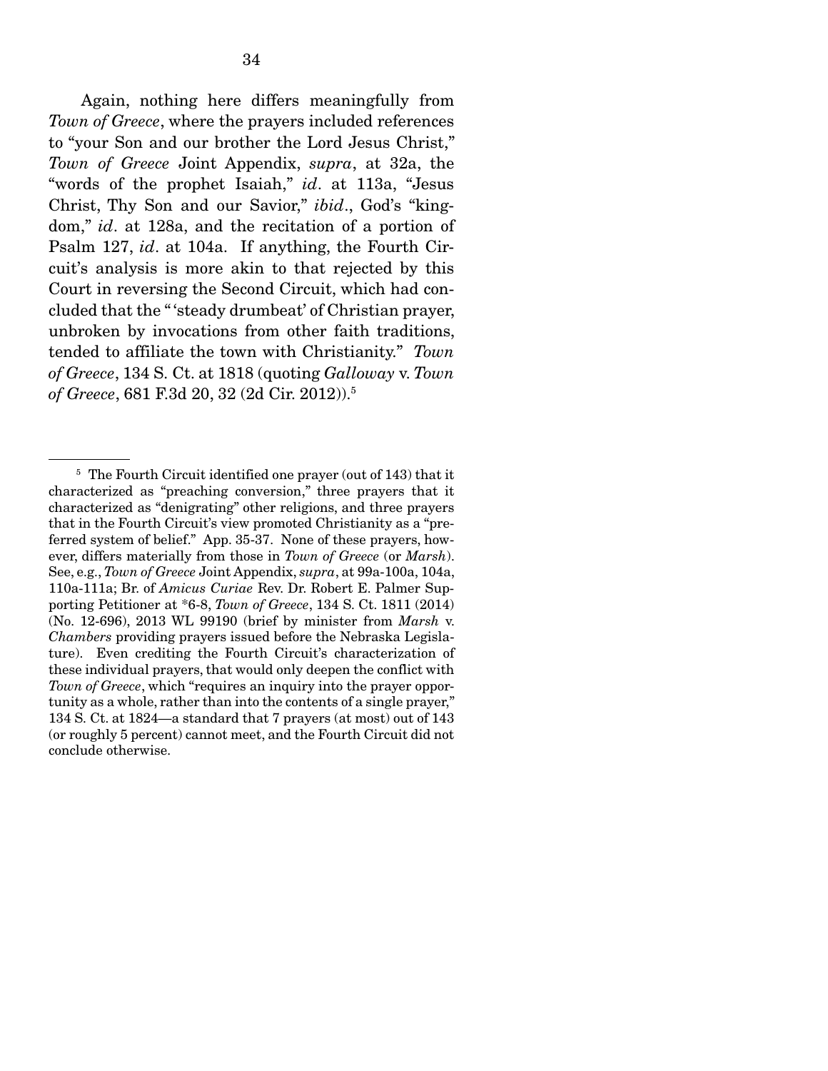Again, nothing here differs meaningfully from *Town of Greece*, where the prayers included references to "your Son and our brother the Lord Jesus Christ," *Town of Greece* Joint Appendix, *supra*, at 32a, the "words of the prophet Isaiah," *id*. at 113a, "Jesus Christ, Thy Son and our Savior," *ibid*., God's "kingdom," *id*. at 128a, and the recitation of a portion of Psalm 127, *id*. at 104a. If anything, the Fourth Circuit's analysis is more akin to that rejected by this Court in reversing the Second Circuit, which had concluded that the "'steady drumbeat' of Christian prayer, unbroken by invocations from other faith traditions, tended to affiliate the town with Christianity." *Town of Greece*, 134 S. Ct. at 1818 (quoting *Galloway* v. *Town of Greece*, 681 F.3d 20, 32 (2d Cir. 2012)).[5]

---

[5] The Fourth Circuit identified one prayer (out of 143) that it characterized as "preaching conversion," three prayers that it characterized as "denigrating" other religions, and three prayers that in the Fourth Circuit's view promoted Christianity as a "preferred system of belief." App. 35-37. None of these prayers, however, differs materially from those in *Town of Greece* (or *Marsh*). See, e.g., *Town of Greece* Joint Appendix, *supra*, at 99a-100a, 104a, 110a-111a; Br. of *Amicus Curiae* Rev. Dr. Robert E. Palmer Supporting Petitioner at *6-8, *Town of Greece*, 134 S. Ct. 1811 (2014) (No. 12-696), 2013 WL 99190 (brief by minister from *Marsh* v. *Chambers* providing prayers issued before the Nebraska Legislature). Even crediting the Fourth Circuit's characterization of these individual prayers, that would only deepen the conflict with *Town of Greece*, which "requires an inquiry into the prayer opportunity as a whole, rather than into the contents of a single prayer," 134 S. Ct. at 1824—a standard that 7 prayers (at most) out of 143 (or roughly 5 percent) cannot meet, and the Fourth Circuit did not conclude otherwise.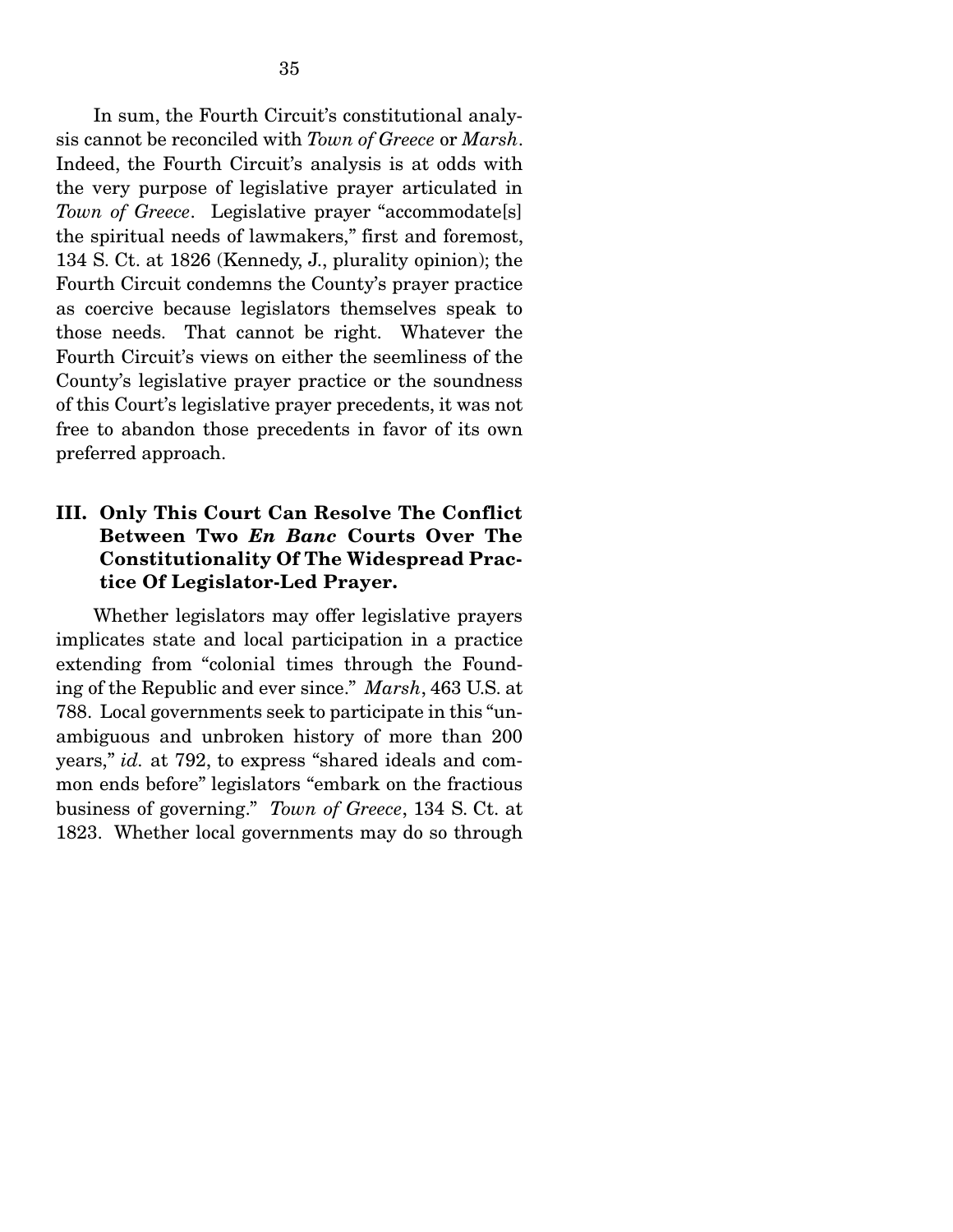In sum, the Fourth Circuit's constitutional analysis cannot be reconciled with *Town of Greece* or *Marsh*. Indeed, the Fourth Circuit's analysis is at odds with the very purpose of legislative prayer articulated in *Town of Greece*. Legislative prayer "accommodate[s] the spiritual needs of lawmakers," first and foremost, 134 S. Ct. at 1826 (Kennedy, J., plurality opinion); the Fourth Circuit condemns the County's prayer practice as coercive because legislators themselves speak to those needs. That cannot be right. Whatever the Fourth Circuit's views on either the seemliness of the County's legislative prayer practice or the soundness of this Court's legislative prayer precedents, it was not free to abandon those precedents in favor of its own preferred approach.

## III. Only This Court Can Resolve The Conflict Between Two *En Banc* Courts Over The Constitutionality Of The Widespread Practice Of Legislator-Led Prayer.

Whether legislators may offer legislative prayers implicates state and local participation in a practice extending from "colonial times through the Founding of the Republic and ever since." *Marsh*, 463 U.S. at 788. Local governments seek to participate in this "unambiguous and unbroken history of more than 200 years," *id.* at 792, to express "shared ideals and common ends before" legislators "embark on the fractious business of governing." *Town of Greece*, 134 S. Ct. at 1823. Whether local governments may do so through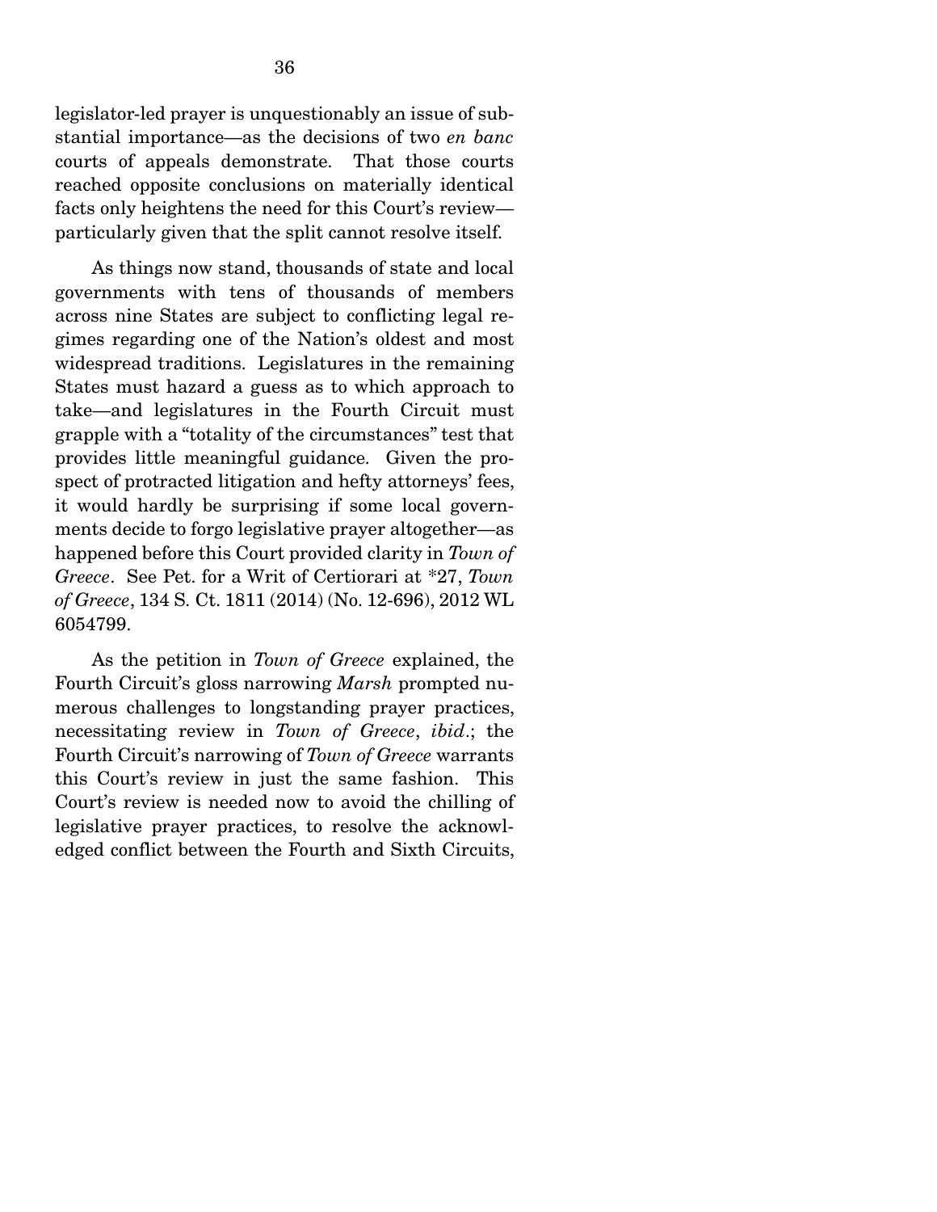legislator-led prayer is unquestionably an issue of substantial importance—as the decisions of two *en banc* courts of appeals demonstrate. That those courts reached opposite conclusions on materially identical facts only heightens the need for this Court's review—particularly given that the split cannot resolve itself.

As things now stand, thousands of state and local governments with tens of thousands of members across nine States are subject to conflicting legal regimes regarding one of the Nation's oldest and most widespread traditions. Legislatures in the remaining States must hazard a guess as to which approach to take—and legislatures in the Fourth Circuit must grapple with a "totality of the circumstances" test that provides little meaningful guidance. Given the prospect of protracted litigation and hefty attorneys' fees, it would hardly be surprising if some local governments decide to forgo legislative prayer altogether—as happened before this Court provided clarity in *Town of Greece*. See Pet. for a Writ of Certiorari at *27, *Town of Greece*, 134 S. Ct. 1811 (2014) (No. 12-696), 2012 WL 6054799.

As the petition in *Town of Greece* explained, the Fourth Circuit's gloss narrowing *Marsh* prompted numerous challenges to longstanding prayer practices, necessitating review in *Town of Greece*, *ibid*.; the Fourth Circuit's narrowing of *Town of Greece* warrants this Court's review in just the same fashion. This Court's review is needed now to avoid the chilling of legislative prayer practices, to resolve the acknowledged conflict between the Fourth and Sixth Circuits,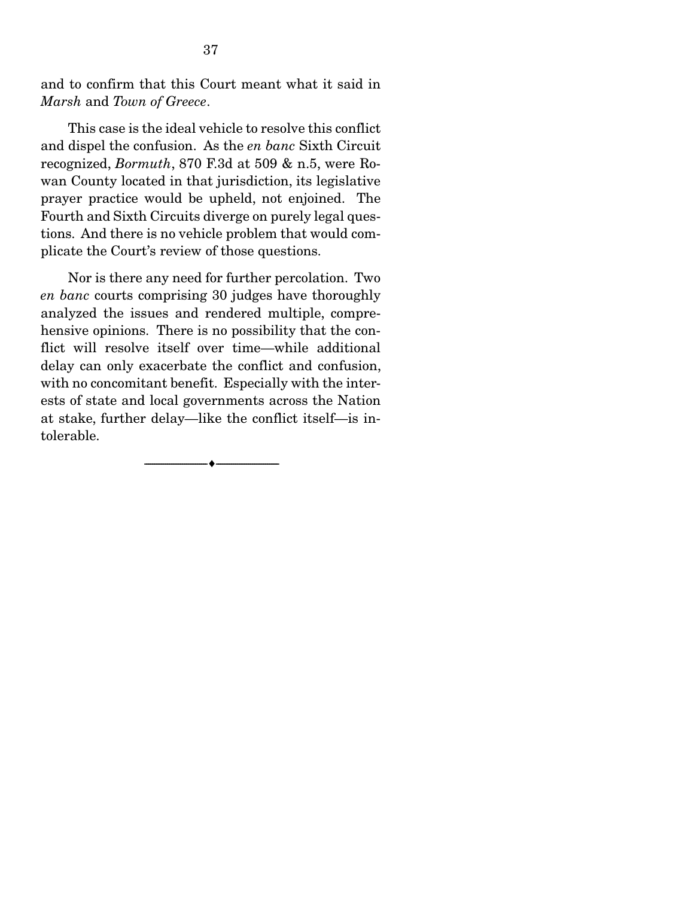and to confirm that this Court meant what it said in *Marsh* and *Town of Greece*.

This case is the ideal vehicle to resolve this conflict and dispel the confusion. As the *en banc* Sixth Circuit recognized, *Bormuth*, 870 F.3d at 509 & n.5, were Rowan County located in that jurisdiction, its legislative prayer practice would be upheld, not enjoined. The Fourth and Sixth Circuits diverge on purely legal questions. And there is no vehicle problem that would complicate the Court's review of those questions.

Nor is there any need for further percolation. Two *en banc* courts comprising 30 judges have thoroughly analyzed the issues and rendered multiple, comprehensive opinions. There is no possibility that the conflict will resolve itself over time—while additional delay can only exacerbate the conflict and confusion, with no concomitant benefit. Especially with the interests of state and local governments across the Nation at stake, further delay—like the conflict itself—is intolerable.

---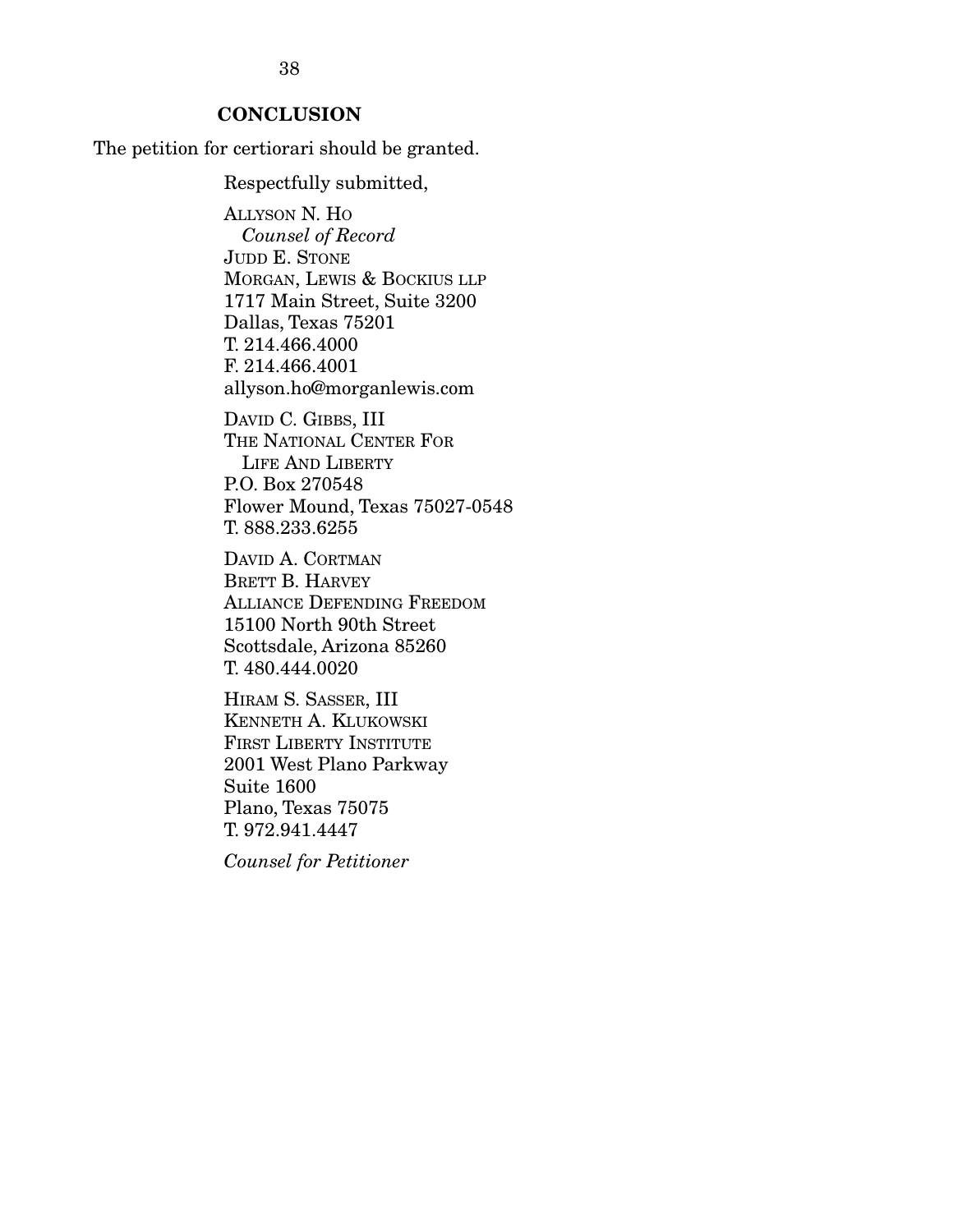## CONCLUSION

The petition for certiorari should be granted.

Respectfully submitted,

ALLYSON N. HO
*Counsel of Record*
JUDD E. STONE
MORGAN, LEWIS & BOCKIUS LLP
1717 Main Street, Suite 3200
Dallas, Texas 75201
T. 214.466.4000
F. 214.466.4001
allyson.ho@morganlewis.com

DAVID C. GIBBS, III
THE NATIONAL CENTER FOR
LIFE AND LIBERTY
P.O. Box 270548
Flower Mound, Texas 75027-0548
T. 888.233.6255

DAVID A. CORTMAN
BRETT B. HARVEY
ALLIANCE DEFENDING FREEDOM
15100 North 90th Street
Scottsdale, Arizona 85260
T. 480.444.0020

HIRAM S. SASSER, III
KENNETH A. KLUKOWSKI
FIRST LIBERTY INSTITUTE
2001 West Plano Parkway
Suite 1600
Plano, Texas 75075
T. 972.941.4447

*Counsel for Petitioner*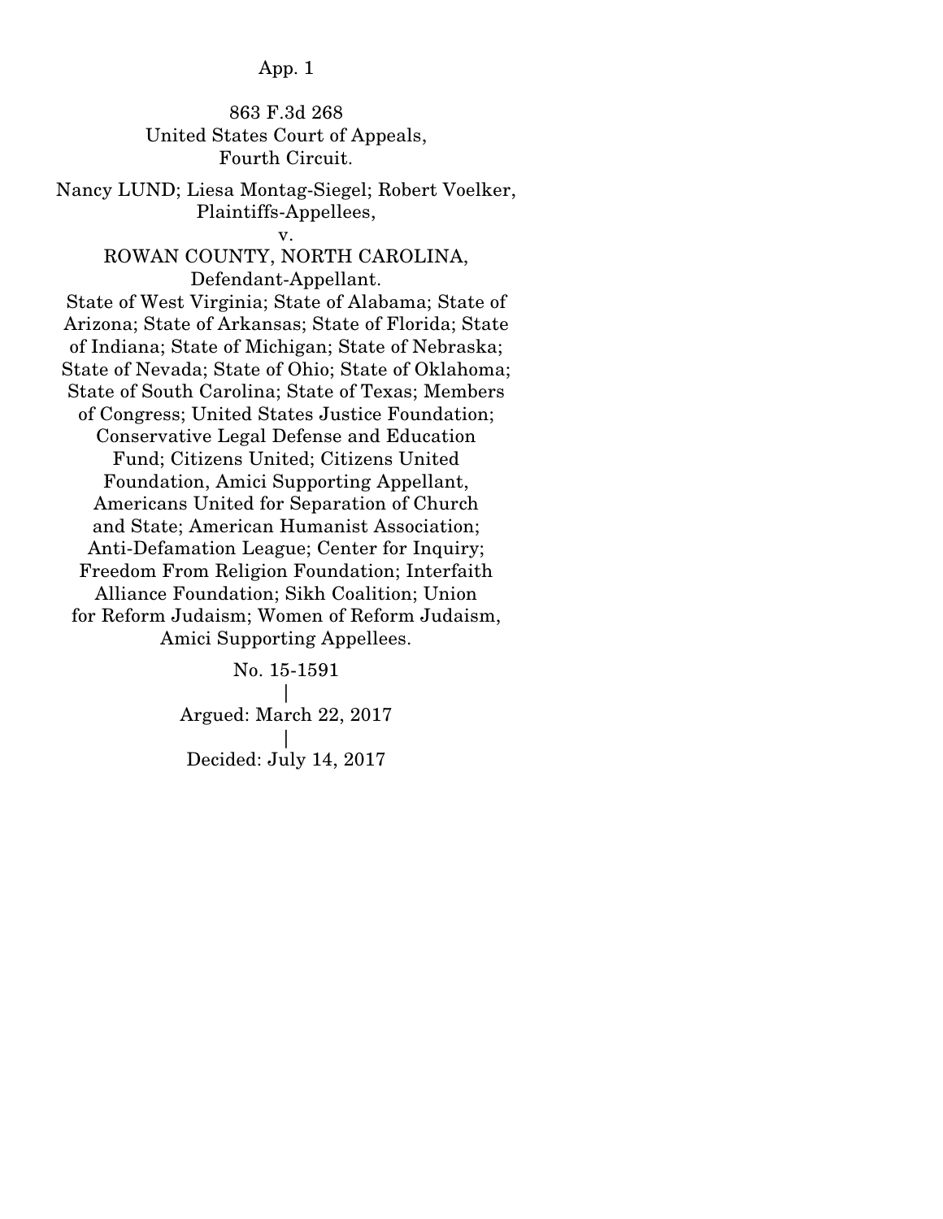863 F.3d 268
United States Court of Appeals,
Fourth Circuit.

Nancy LUND; Liesa Montag-Siegel; Robert Voelker,
Plaintiffs-Appellees,

v.

ROWAN COUNTY, NORTH CAROLINA,
Defendant-Appellant.

State of West Virginia; State of Alabama; State of Arizona; State of Arkansas; State of Florida; State of Indiana; State of Michigan; State of Nebraska; State of Nevada; State of Ohio; State of Oklahoma; State of South Carolina; State of Texas; Members of Congress; United States Justice Foundation; Conservative Legal Defense and Education Fund; Citizens United; Citizens United Foundation, Amici Supporting Appellant,
Americans United for Separation of Church and State; American Humanist Association; Anti-Defamation League; Center for Inquiry; Freedom From Religion Foundation; Interfaith Alliance Foundation; Sikh Coalition; Union for Reform Judaism; Women of Reform Judaism, Amici Supporting Appellees.

No. 15-1591
|
Argued: March 22, 2017
|
Decided: July 14, 2017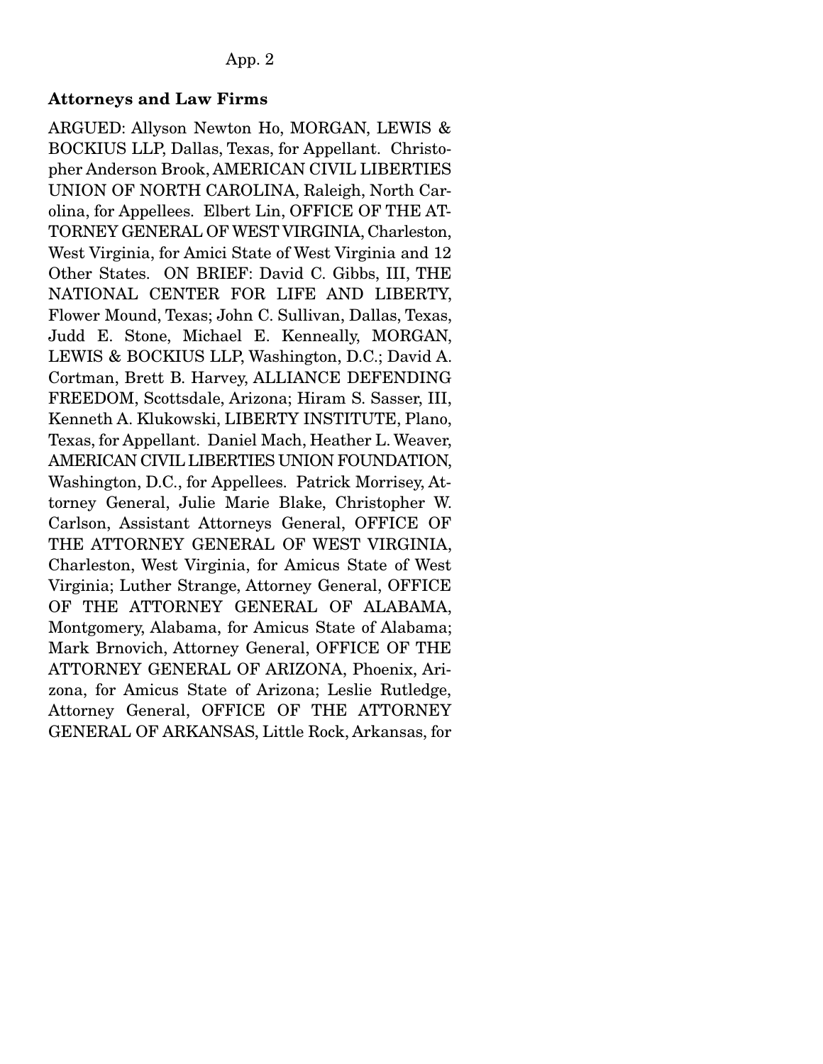### Attorneys and Law Firms

ARGUED: Allyson Newton Ho, MORGAN, LEWIS & BOCKIUS LLP, Dallas, Texas, for Appellant. Christopher Anderson Brook, AMERICAN CIVIL LIBERTIES UNION OF NORTH CAROLINA, Raleigh, North Carolina, for Appellees. Elbert Lin, OFFICE OF THE ATTORNEY GENERAL OF WEST VIRGINIA, Charleston, West Virginia, for Amici State of West Virginia and 12 Other States. ON BRIEF: David C. Gibbs, III, THE NATIONAL CENTER FOR LIFE AND LIBERTY, Flower Mound, Texas; John C. Sullivan, Dallas, Texas, Judd E. Stone, Michael E. Kenneally, MORGAN, LEWIS & BOCKIUS LLP, Washington, D.C.; David A. Cortman, Brett B. Harvey, ALLIANCE DEFENDING FREEDOM, Scottsdale, Arizona; Hiram S. Sasser, III, Kenneth A. Klukowski, LIBERTY INSTITUTE, Plano, Texas, for Appellant. Daniel Mach, Heather L. Weaver, AMERICAN CIVIL LIBERTIES UNION FOUNDATION, Washington, D.C., for Appellees. Patrick Morrisey, Attorney General, Julie Marie Blake, Christopher W. Carlson, Assistant Attorneys General, OFFICE OF THE ATTORNEY GENERAL OF WEST VIRGINIA, Charleston, West Virginia, for Amicus State of West Virginia; Luther Strange, Attorney General, OFFICE OF THE ATTORNEY GENERAL OF ALABAMA, Montgomery, Alabama, for Amicus State of Alabama; Mark Brnovich, Attorney General, OFFICE OF THE ATTORNEY GENERAL OF ARIZONA, Phoenix, Arizona, for Amicus State of Arizona; Leslie Rutledge, Attorney General, OFFICE OF THE ATTORNEY GENERAL OF ARKANSAS, Little Rock, Arkansas, for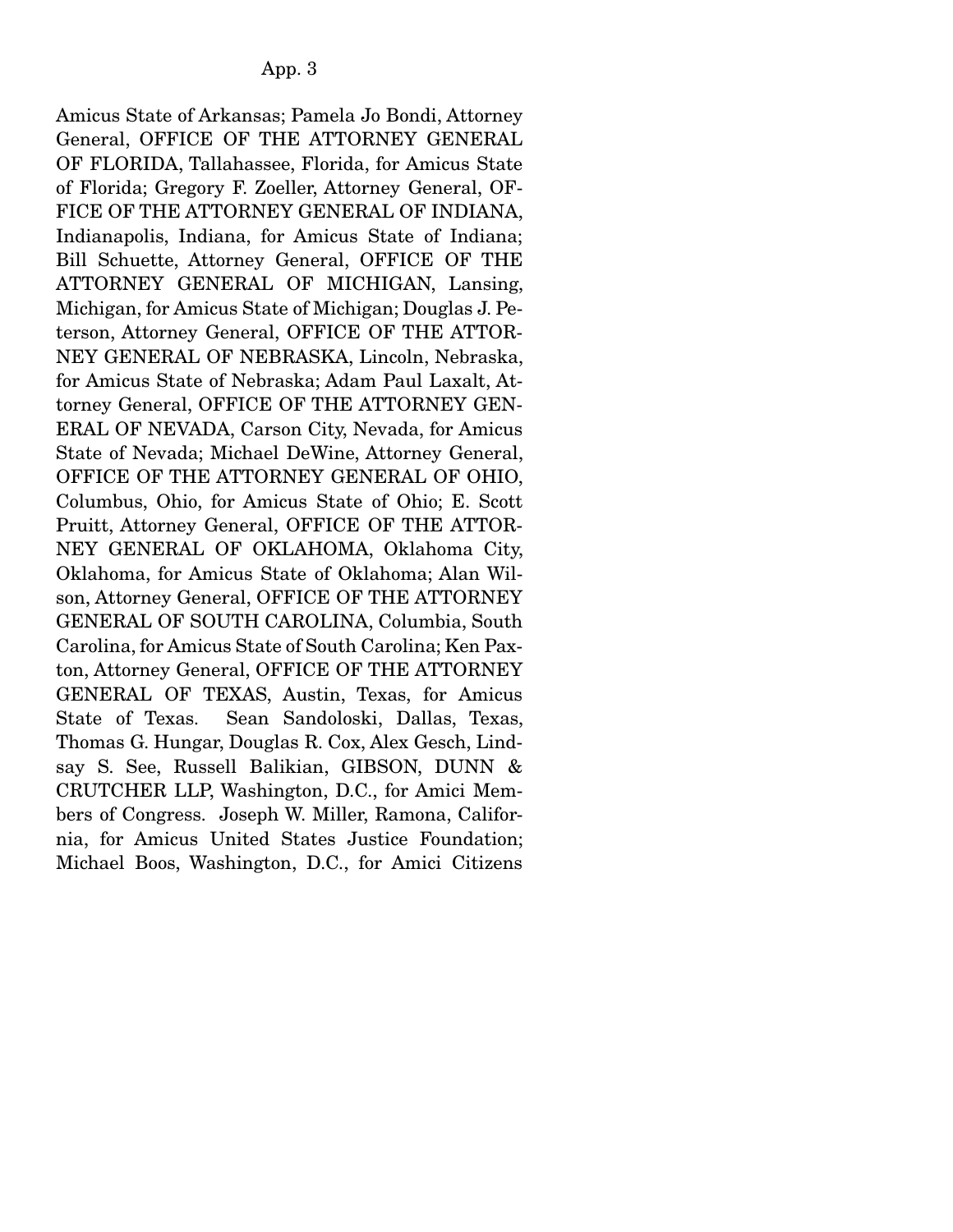Amicus State of Arkansas; Pamela Jo Bondi, Attorney General, OFFICE OF THE ATTORNEY GENERAL OF FLORIDA, Tallahassee, Florida, for Amicus State of Florida; Gregory F. Zoeller, Attorney General, OFFICE OF THE ATTORNEY GENERAL OF INDIANA, Indianapolis, Indiana, for Amicus State of Indiana; Bill Schuette, Attorney General, OFFICE OF THE ATTORNEY GENERAL OF MICHIGAN, Lansing, Michigan, for Amicus State of Michigan; Douglas J. Peterson, Attorney General, OFFICE OF THE ATTORNEY GENERAL OF NEBRASKA, Lincoln, Nebraska, for Amicus State of Nebraska; Adam Paul Laxalt, Attorney General, OFFICE OF THE ATTORNEY GENERAL OF NEVADA, Carson City, Nevada, for Amicus State of Nevada; Michael DeWine, Attorney General, OFFICE OF THE ATTORNEY GENERAL OF OHIO, Columbus, Ohio, for Amicus State of Ohio; E. Scott Pruitt, Attorney General, OFFICE OF THE ATTORNEY GENERAL OF OKLAHOMA, Oklahoma City, Oklahoma, for Amicus State of Oklahoma; Alan Wilson, Attorney General, OFFICE OF THE ATTORNEY GENERAL OF SOUTH CAROLINA, Columbia, South Carolina, for Amicus State of South Carolina; Ken Paxton, Attorney General, OFFICE OF THE ATTORNEY GENERAL OF TEXAS, Austin, Texas, for Amicus State of Texas. Sean Sandoloski, Dallas, Texas, Thomas G. Hungar, Douglas R. Cox, Alex Gesch, Lindsay S. See, Russell Balikian, GIBSON, DUNN & CRUTCHER LLP, Washington, D.C., for Amici Members of Congress. Joseph W. Miller, Ramona, California, for Amicus United States Justice Foundation; Michael Boos, Washington, D.C., for Amici Citizens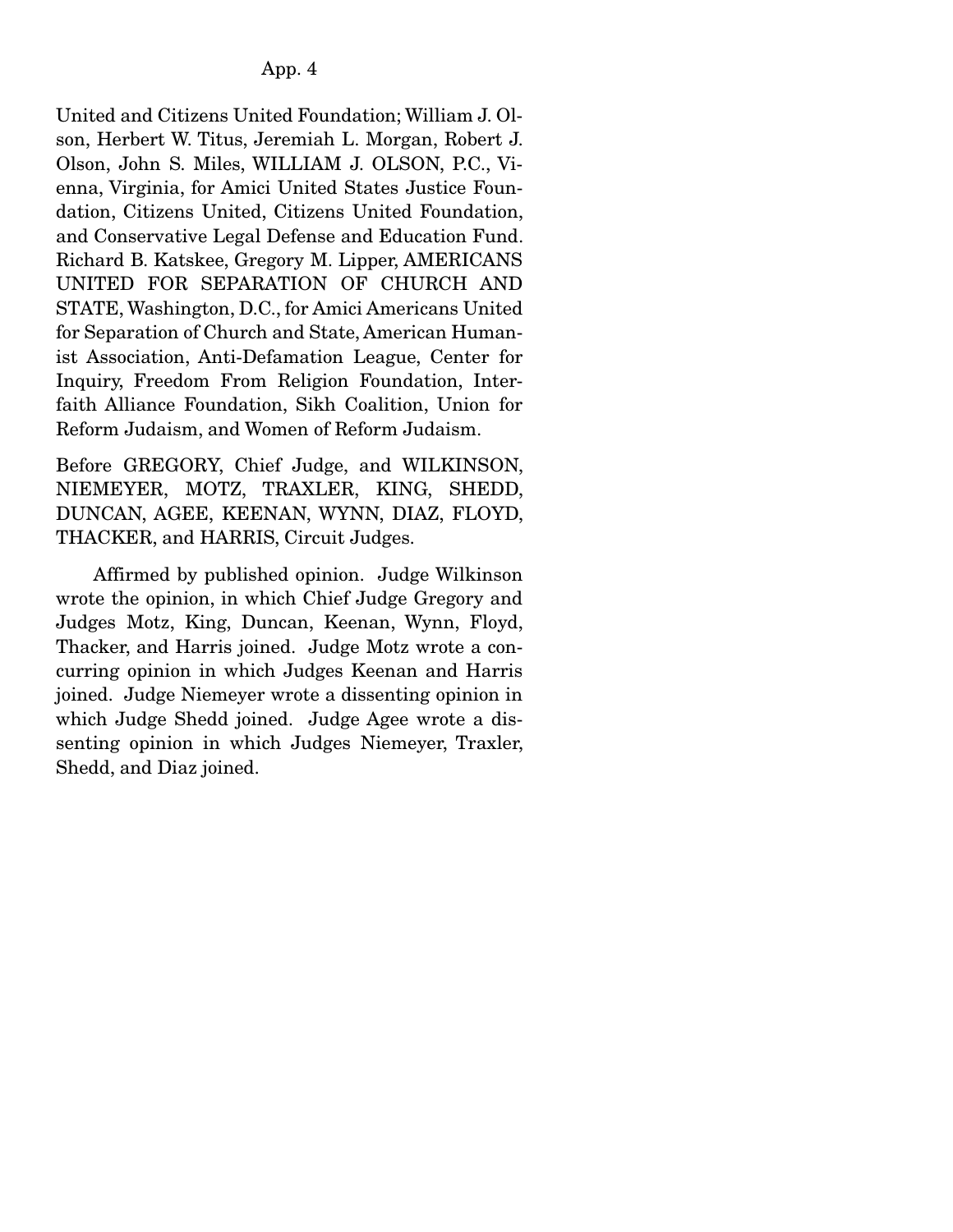United and Citizens United Foundation; William J. Olson, Herbert W. Titus, Jeremiah L. Morgan, Robert J. Olson, John S. Miles, WILLIAM J. OLSON, P.C., Vienna, Virginia, for Amici United States Justice Foundation, Citizens United, Citizens United Foundation, and Conservative Legal Defense and Education Fund. Richard B. Katskee, Gregory M. Lipper, AMERICANS UNITED FOR SEPARATION OF CHURCH AND STATE, Washington, D.C., for Amici Americans United for Separation of Church and State, American Humanist Association, Anti-Defamation League, Center for Inquiry, Freedom From Religion Foundation, Interfaith Alliance Foundation, Sikh Coalition, Union for Reform Judaism, and Women of Reform Judaism.

Before GREGORY, Chief Judge, and WILKINSON, NIEMEYER, MOTZ, TRAXLER, KING, SHEDD, DUNCAN, AGEE, KEENAN, WYNN, DIAZ, FLOYD, THACKER, and HARRIS, Circuit Judges.

Affirmed by published opinion. Judge Wilkinson wrote the opinion, in which Chief Judge Gregory and Judges Motz, King, Duncan, Keenan, Wynn, Floyd, Thacker, and Harris joined. Judge Motz wrote a concurring opinion in which Judges Keenan and Harris joined. Judge Niemeyer wrote a dissenting opinion in which Judge Shedd joined. Judge Agee wrote a dissenting opinion in which Judges Niemeyer, Traxler, Shedd, and Diaz joined.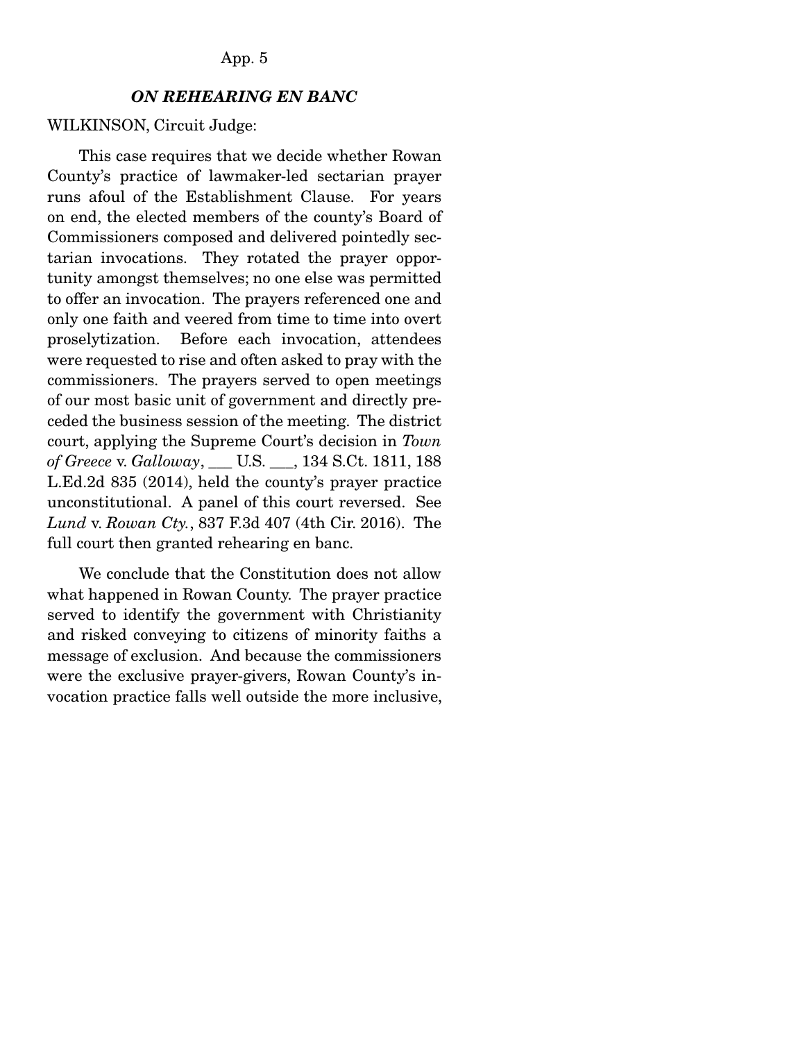***ON REHEARING EN BANC***

WILKINSON, Circuit Judge:

This case requires that we decide whether Rowan County's practice of lawmaker-led sectarian prayer runs afoul of the Establishment Clause. For years on end, the elected members of the county's Board of Commissioners composed and delivered pointedly sectarian invocations. They rotated the prayer opportunity amongst themselves; no one else was permitted to offer an invocation. The prayers referenced one and only one faith and veered from time to time into overt proselytization. Before each invocation, attendees were requested to rise and often asked to pray with the commissioners. The prayers served to open meetings of our most basic unit of government and directly preceded the business session of the meeting. The district court, applying the Supreme Court's decision in *Town of Greece* v. *Galloway*, ___ U.S. ___, 134 S.Ct. 1811, 188 L.Ed.2d 835 (2014), held the county's prayer practice unconstitutional. A panel of this court reversed. See *Lund* v. *Rowan Cty.*, 837 F.3d 407 (4th Cir. 2016). The full court then granted rehearing en banc.

We conclude that the Constitution does not allow what happened in Rowan County. The prayer practice served to identify the government with Christianity and risked conveying to citizens of minority faiths a message of exclusion. And because the commissioners were the exclusive prayer-givers, Rowan County's invocation practice falls well outside the more inclusive,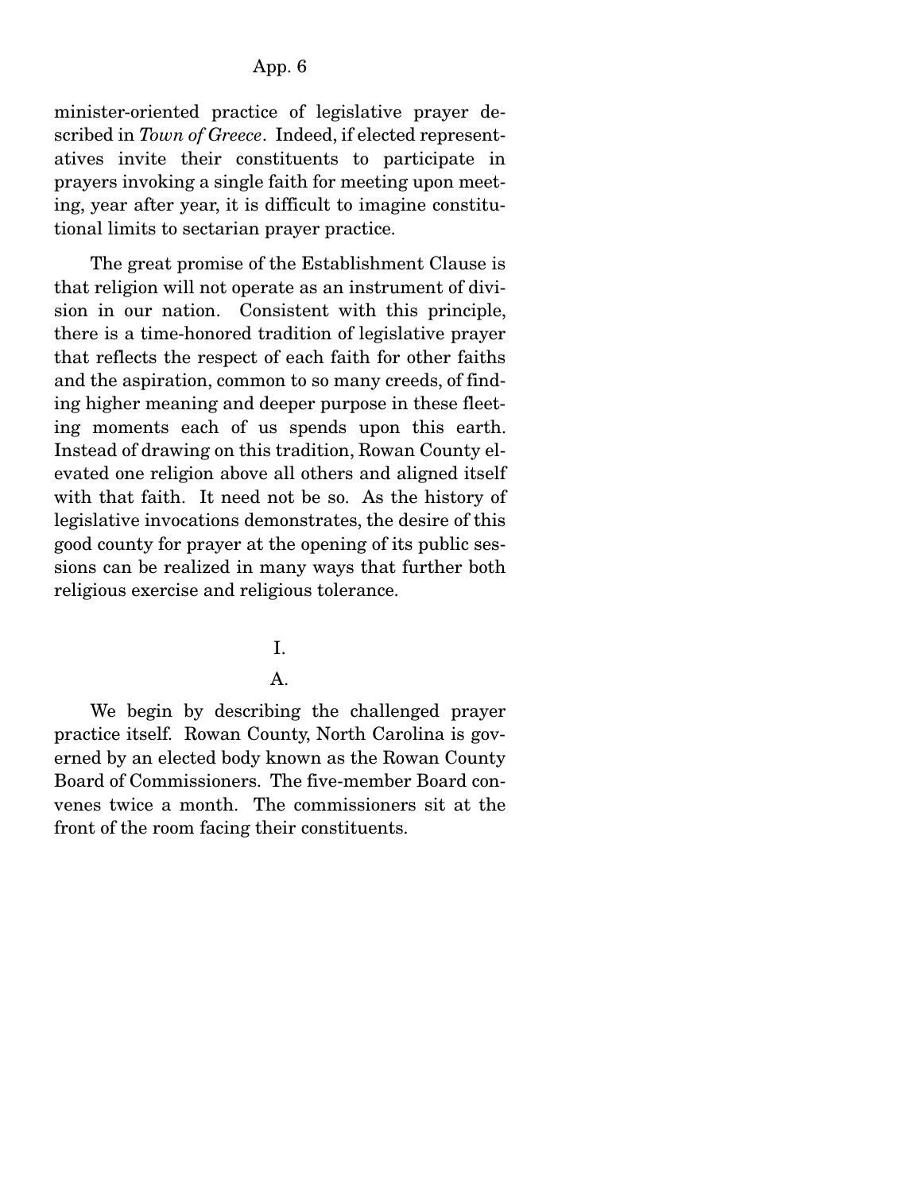minister-oriented practice of legislative prayer described in *Town of Greece*. Indeed, if elected representatives invite their constituents to participate in prayers invoking a single faith for meeting upon meeting, year after year, it is difficult to imagine constitutional limits to sectarian prayer practice.

The great promise of the Establishment Clause is that religion will not operate as an instrument of division in our nation. Consistent with this principle, there is a time-honored tradition of legislative prayer that reflects the respect of each faith for other faiths and the aspiration, common to so many creeds, of finding higher meaning and deeper purpose in these fleeting moments each of us spends upon this earth. Instead of drawing on this tradition, Rowan County elevated one religion above all others and aligned itself with that faith. It need not be so. As the history of legislative invocations demonstrates, the desire of this good county for prayer at the opening of its public sessions can be realized in many ways that further both religious exercise and religious tolerance.

## I.

### A.

We begin by describing the challenged prayer practice itself. Rowan County, North Carolina is governed by an elected body known as the Rowan County Board of Commissioners. The five-member Board convenes twice a month. The commissioners sit at the front of the room facing their constituents.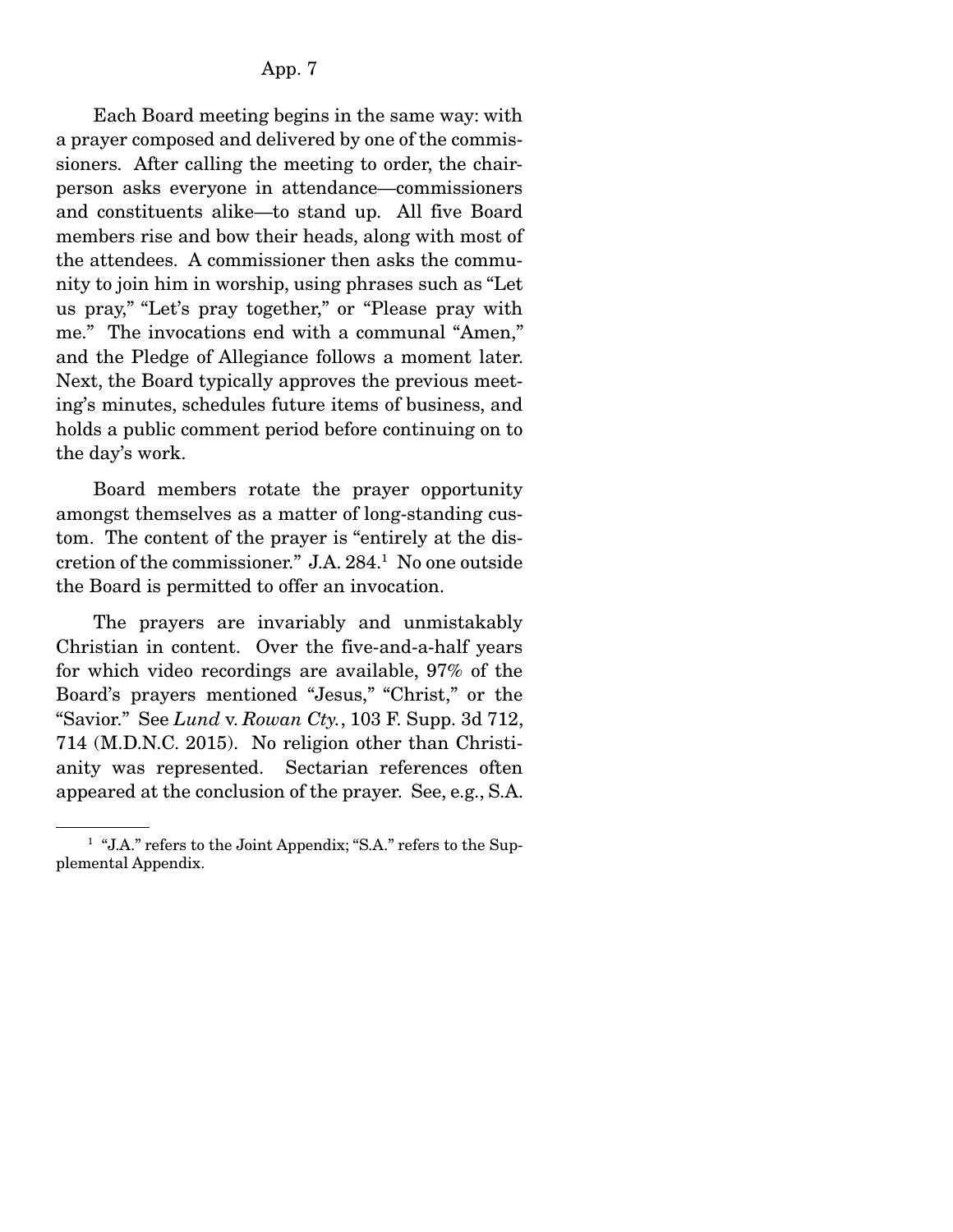Each Board meeting begins in the same way: with a prayer composed and delivered by one of the commissioners. After calling the meeting to order, the chairperson asks everyone in attendance—commissioners and constituents alike—to stand up. All five Board members rise and bow their heads, along with most of the attendees. A commissioner then asks the community to join him in worship, using phrases such as "Let us pray," "Let's pray together," or "Please pray with me." The invocations end with a communal "Amen," and the Pledge of Allegiance follows a moment later. Next, the Board typically approves the previous meeting's minutes, schedules future items of business, and holds a public comment period before continuing on to the day's work.

Board members rotate the prayer opportunity amongst themselves as a matter of long-standing custom. The content of the prayer is "entirely at the discretion of the commissioner." J.A. 284.[1] No one outside the Board is permitted to offer an invocation.

The prayers are invariably and unmistakably Christian in content. Over the five-and-a-half years for which video recordings are available, 97% of the Board's prayers mentioned "Jesus," "Christ," or the "Savior." See *Lund* v. *Rowan Cty.*, 103 F. Supp. 3d 712, 714 (M.D.N.C. 2015). No religion other than Christianity was represented. Sectarian references often appeared at the conclusion of the prayer. See, e.g., S.A.

---

[1] "J.A." refers to the Joint Appendix; "S.A." refers to the Supplemental Appendix.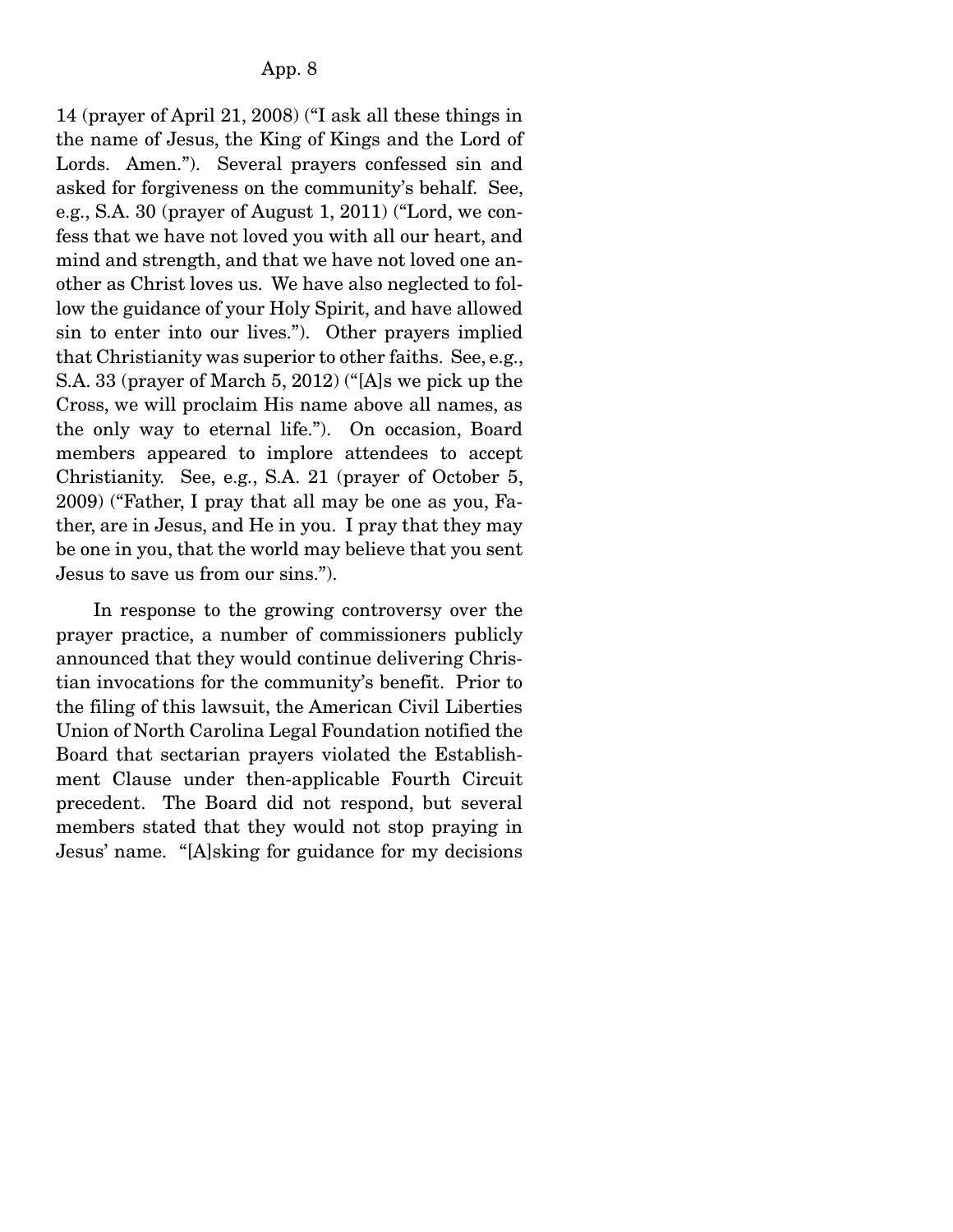14 (prayer of April 21, 2008) ("I ask all these things in the name of Jesus, the King of Kings and the Lord of Lords. Amen."). Several prayers confessed sin and asked for forgiveness on the community's behalf. See, e.g., S.A. 30 (prayer of August 1, 2011) ("Lord, we confess that we have not loved you with all our heart, and mind and strength, and that we have not loved one another as Christ loves us. We have also neglected to follow the guidance of your Holy Spirit, and have allowed sin to enter into our lives."). Other prayers implied that Christianity was superior to other faiths. See, e.g., S.A. 33 (prayer of March 5, 2012) ("[A]s we pick up the Cross, we will proclaim His name above all names, as the only way to eternal life."). On occasion, Board members appeared to implore attendees to accept Christianity. See, e.g., S.A. 21 (prayer of October 5, 2009) ("Father, I pray that all may be one as you, Father, are in Jesus, and He in you. I pray that they may be one in you, that the world may believe that you sent Jesus to save us from our sins.").

In response to the growing controversy over the prayer practice, a number of commissioners publicly announced that they would continue delivering Christian invocations for the community's benefit. Prior to the filing of this lawsuit, the American Civil Liberties Union of North Carolina Legal Foundation notified the Board that sectarian prayers violated the Establishment Clause under then-applicable Fourth Circuit precedent. The Board did not respond, but several members stated that they would not stop praying in Jesus' name. "[A]sking for guidance for my decisions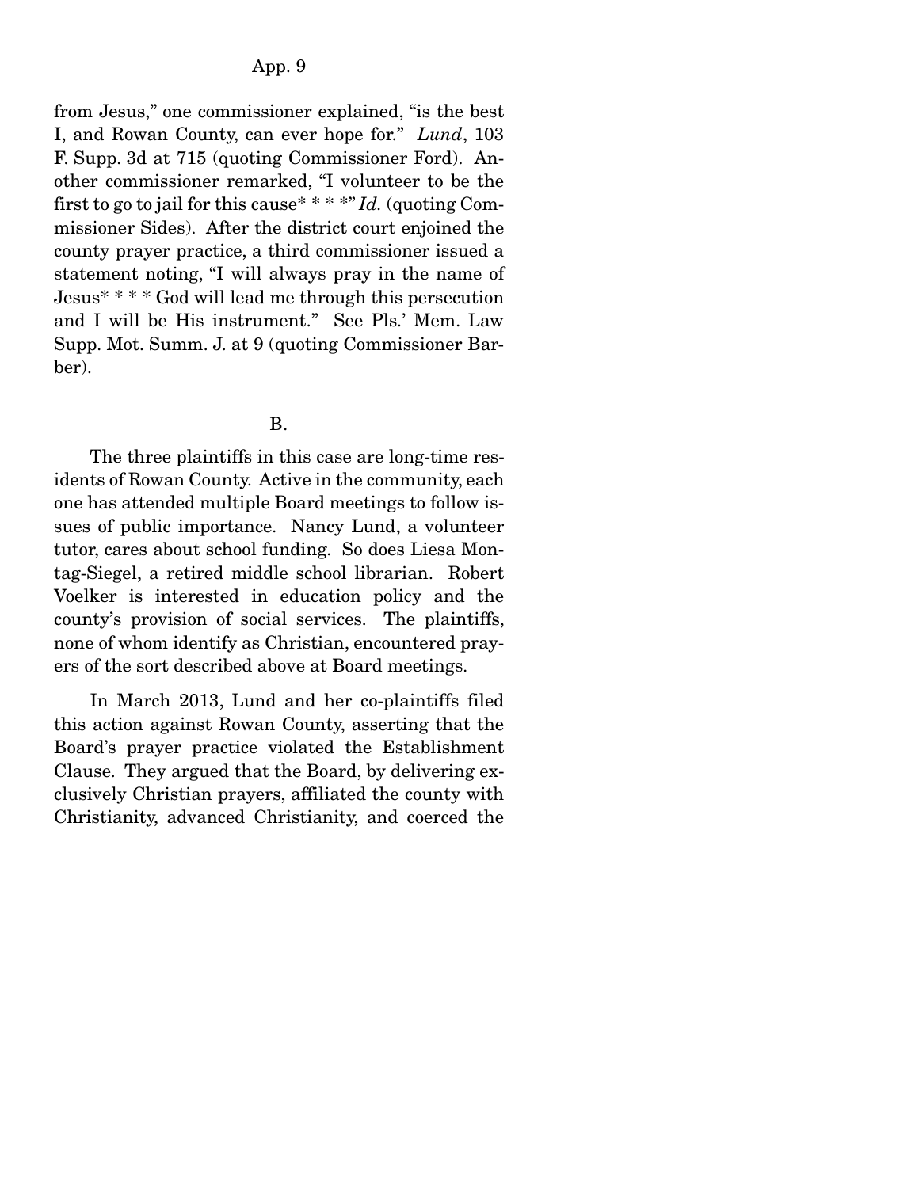from Jesus," one commissioner explained, "is the best I, and Rowan County, can ever hope for." *Lund*, 103 F. Supp. 3d at 715 (quoting Commissioner Ford). Another commissioner remarked, "I volunteer to be the first to go to jail for this cause* * * *" *Id.* (quoting Commissioner Sides). After the district court enjoined the county prayer practice, a third commissioner issued a statement noting, "I will always pray in the name of Jesus* * * * God will lead me through this persecution and I will be His instrument." See Pls.' Mem. Law Supp. Mot. Summ. J. at 9 (quoting Commissioner Barber).

B.

The three plaintiffs in this case are long-time residents of Rowan County. Active in the community, each one has attended multiple Board meetings to follow issues of public importance. Nancy Lund, a volunteer tutor, cares about school funding. So does Liesa Montag-Siegel, a retired middle school librarian. Robert Voelker is interested in education policy and the county's provision of social services. The plaintiffs, none of whom identify as Christian, encountered prayers of the sort described above at Board meetings.

In March 2013, Lund and her co-plaintiffs filed this action against Rowan County, asserting that the Board's prayer practice violated the Establishment Clause. They argued that the Board, by delivering exclusively Christian prayers, affiliated the county with Christianity, advanced Christianity, and coerced the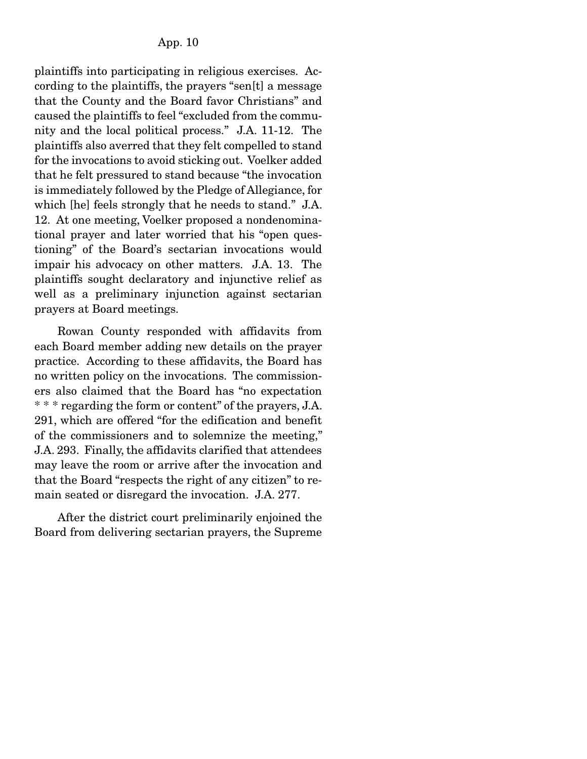plaintiffs into participating in religious exercises. According to the plaintiffs, the prayers "sen[t] a message that the County and the Board favor Christians" and caused the plaintiffs to feel "excluded from the community and the local political process." J.A. 11-12. The plaintiffs also averred that they felt compelled to stand for the invocations to avoid sticking out. Voelker added that he felt pressured to stand because "the invocation is immediately followed by the Pledge of Allegiance, for which [he] feels strongly that he needs to stand." J.A. 12. At one meeting, Voelker proposed a nondenominational prayer and later worried that his "open questioning" of the Board's sectarian invocations would impair his advocacy on other matters. J.A. 13. The plaintiffs sought declaratory and injunctive relief as well as a preliminary injunction against sectarian prayers at Board meetings.

Rowan County responded with affidavits from each Board member adding new details on the prayer practice. According to these affidavits, the Board has no written policy on the invocations. The commissioners also claimed that the Board has "no expectation * * * regarding the form or content" of the prayers, J.A. 291, which are offered "for the edification and benefit of the commissioners and to solemnize the meeting," J.A. 293. Finally, the affidavits clarified that attendees may leave the room or arrive after the invocation and that the Board "respects the right of any citizen" to remain seated or disregard the invocation. J.A. 277.

After the district court preliminarily enjoined the Board from delivering sectarian prayers, the Supreme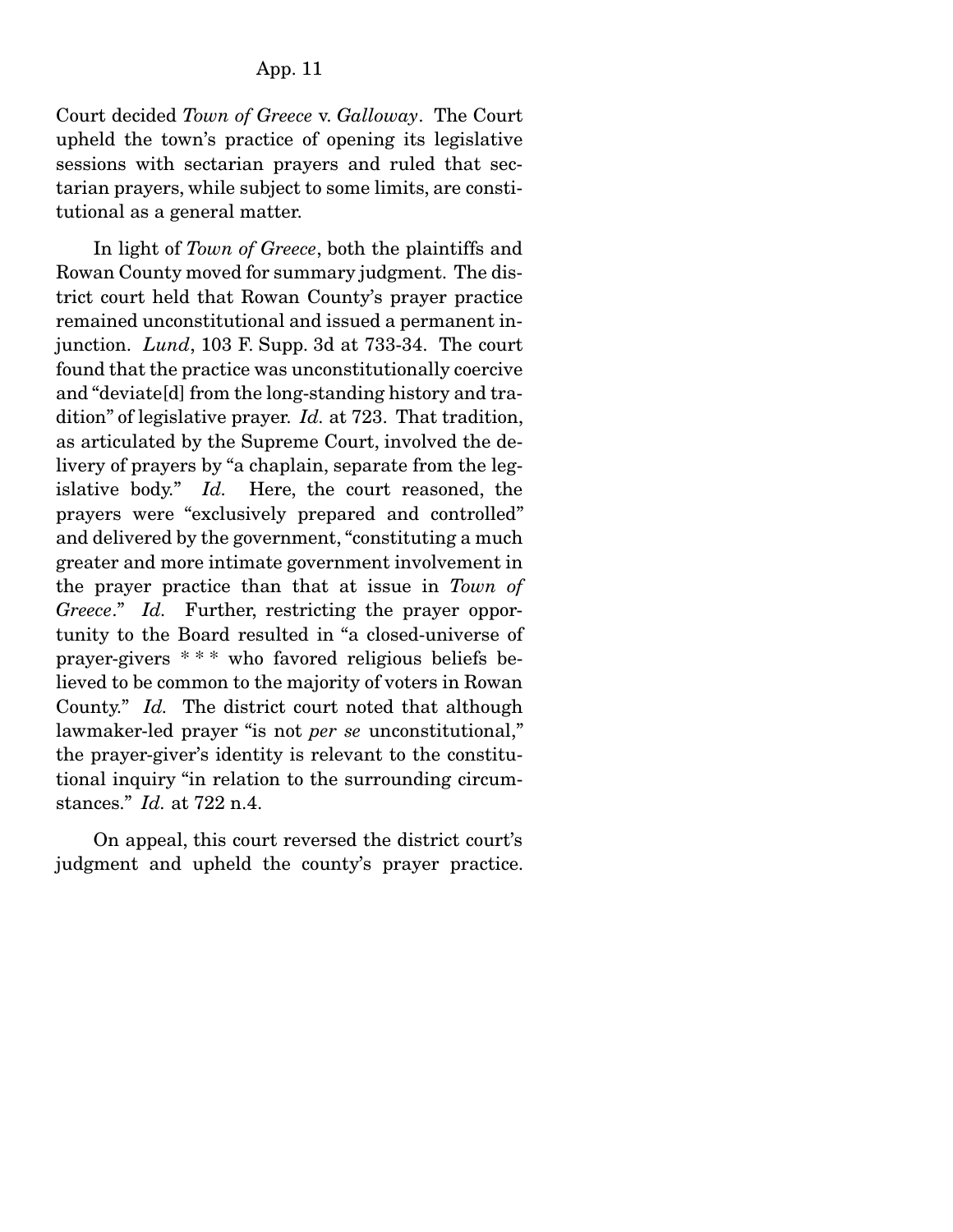Court decided *Town of Greece* v. *Galloway*. The Court upheld the town's practice of opening its legislative sessions with sectarian prayers and ruled that sectarian prayers, while subject to some limits, are constitutional as a general matter.

In light of *Town of Greece*, both the plaintiffs and Rowan County moved for summary judgment. The district court held that Rowan County's prayer practice remained unconstitutional and issued a permanent injunction. *Lund*, 103 F. Supp. 3d at 733-34. The court found that the practice was unconstitutionally coercive and "deviate[d] from the long-standing history and tradition" of legislative prayer. *Id.* at 723. That tradition, as articulated by the Supreme Court, involved the delivery of prayers by "a chaplain, separate from the legislative body." *Id.* Here, the court reasoned, the prayers were "exclusively prepared and controlled" and delivered by the government, "constituting a much greater and more intimate government involvement in the prayer practice than that at issue in *Town of Greece*." *Id.* Further, restricting the prayer opportunity to the Board resulted in "a closed-universe of prayer-givers * * * who favored religious beliefs believed to be common to the majority of voters in Rowan County." *Id.* The district court noted that although lawmaker-led prayer "is not *per se* unconstitutional," the prayer-giver's identity is relevant to the constitutional inquiry "in relation to the surrounding circumstances." *Id.* at 722 n.4.

On appeal, this court reversed the district court's judgment and upheld the county's prayer practice.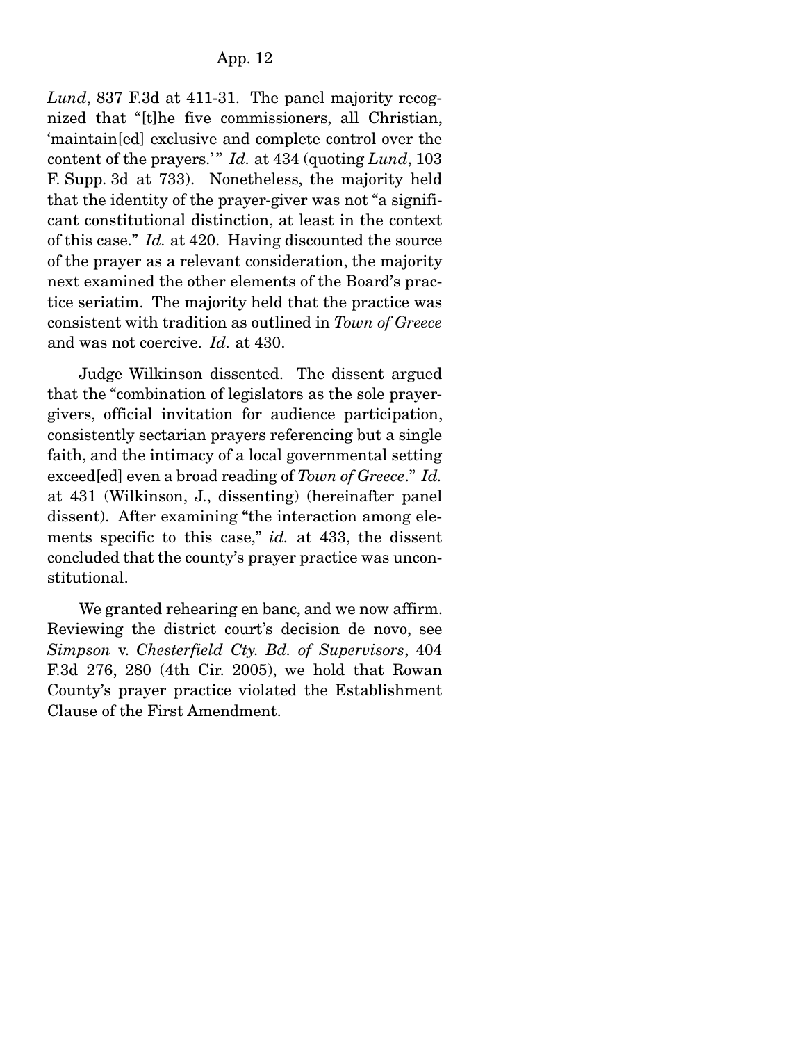*Lund*, 837 F.3d at 411-31. The panel majority recognized that "[t]he five commissioners, all Christian, 'maintain[ed] exclusive and complete control over the content of the prayers.'" *Id.* at 434 (quoting *Lund*, 103 F. Supp. 3d at 733). Nonetheless, the majority held that the identity of the prayer-giver was not "a significant constitutional distinction, at least in the context of this case." *Id.* at 420. Having discounted the source of the prayer as a relevant consideration, the majority next examined the other elements of the Board's practice seriatim. The majority held that the practice was consistent with tradition as outlined in *Town of Greece* and was not coercive. *Id.* at 430.

Judge Wilkinson dissented. The dissent argued that the "combination of legislators as the sole prayer-givers, official invitation for audience participation, consistently sectarian prayers referencing but a single faith, and the intimacy of a local governmental setting exceed[ed] even a broad reading of *Town of Greece*." *Id.* at 431 (Wilkinson, J., dissenting) (hereinafter panel dissent). After examining "the interaction among elements specific to this case," *id.* at 433, the dissent concluded that the county's prayer practice was unconstitutional.

We granted rehearing en banc, and we now affirm. Reviewing the district court's decision de novo, see *Simpson* v. *Chesterfield Cty. Bd. of Supervisors*, 404 F.3d 276, 280 (4th Cir. 2005), we hold that Rowan County's prayer practice violated the Establishment Clause of the First Amendment.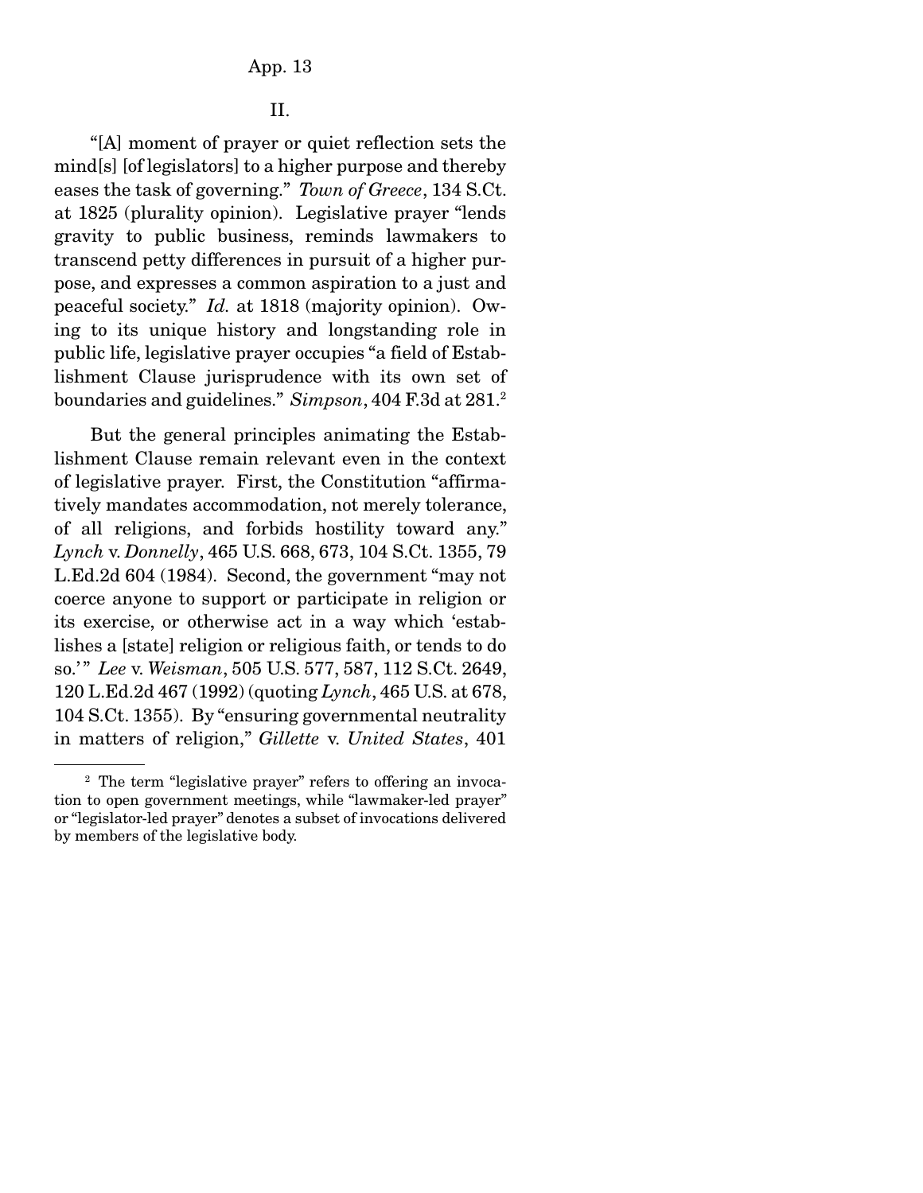## II.

"[A] moment of prayer or quiet reflection sets the mind[s] [of legislators] to a higher purpose and thereby eases the task of governing." *Town of Greece*, 134 S.Ct. at 1825 (plurality opinion). Legislative prayer "lends gravity to public business, reminds lawmakers to transcend petty differences in pursuit of a higher purpose, and expresses a common aspiration to a just and peaceful society." *Id.* at 1818 (majority opinion). Owing to its unique history and longstanding role in public life, legislative prayer occupies "a field of Establishment Clause jurisprudence with its own set of boundaries and guidelines." *Simpson*, 404 F.3d at 281.[2]

But the general principles animating the Establishment Clause remain relevant even in the context of legislative prayer. First, the Constitution "affirmatively mandates accommodation, not merely tolerance, of all religions, and forbids hostility toward any." *Lynch* v. *Donnelly*, 465 U.S. 668, 673, 104 S.Ct. 1355, 79 L.Ed.2d 604 (1984). Second, the government "may not coerce anyone to support or participate in religion or its exercise, or otherwise act in a way which 'establishes a [state] religion or religious faith, or tends to do so.'" *Lee* v. *Weisman*, 505 U.S. 577, 587, 112 S.Ct. 2649, 120 L.Ed.2d 467 (1992) (quoting *Lynch*, 465 U.S. at 678, 104 S.Ct. 1355). By "ensuring governmental neutrality in matters of religion," *Gillette* v. *United States*, 401

---

[2] The term "legislative prayer" refers to offering an invocation to open government meetings, while "lawmaker-led prayer" or "legislator-led prayer" denotes a subset of invocations delivered by members of the legislative body.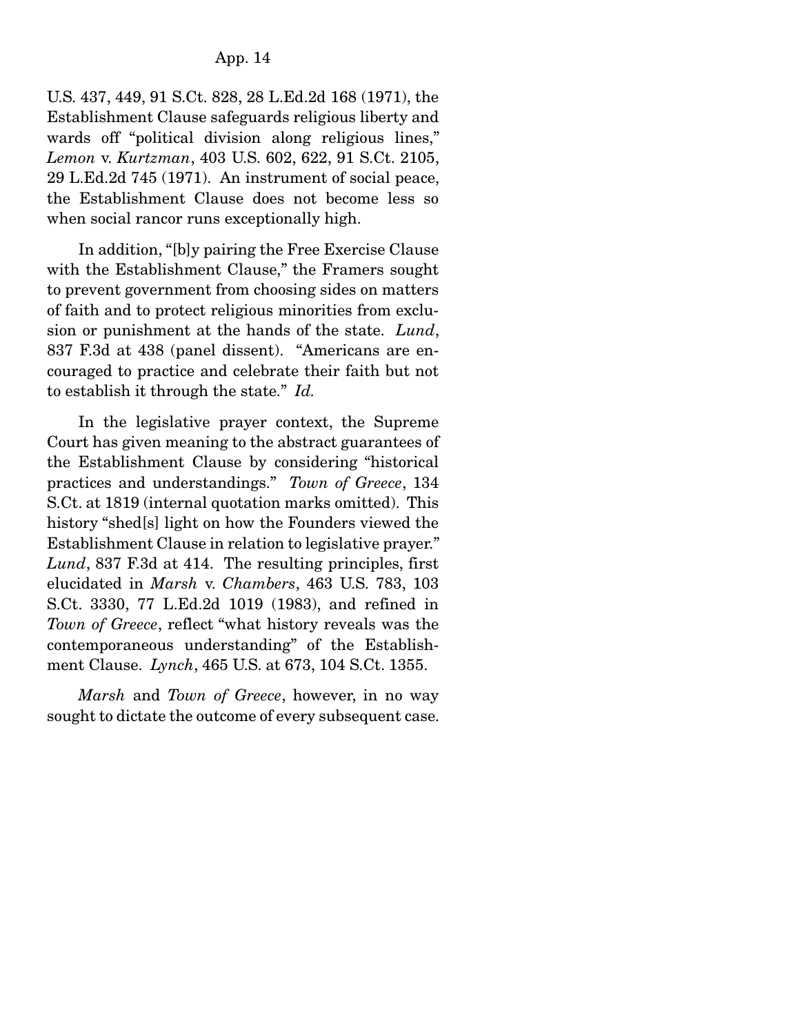U.S. 437, 449, 91 S.Ct. 828, 28 L.Ed.2d 168 (1971), the Establishment Clause safeguards religious liberty and wards off "political division along religious lines," *Lemon* v. *Kurtzman*, 403 U.S. 602, 622, 91 S.Ct. 2105, 29 L.Ed.2d 745 (1971). An instrument of social peace, the Establishment Clause does not become less so when social rancor runs exceptionally high.

In addition, "[b]y pairing the Free Exercise Clause with the Establishment Clause," the Framers sought to prevent government from choosing sides on matters of faith and to protect religious minorities from exclusion or punishment at the hands of the state. *Lund*, 837 F.3d at 438 (panel dissent). "Americans are encouraged to practice and celebrate their faith but not to establish it through the state." *Id.*

In the legislative prayer context, the Supreme Court has given meaning to the abstract guarantees of the Establishment Clause by considering "historical practices and understandings." *Town of Greece*, 134 S.Ct. at 1819 (internal quotation marks omitted). This history "shed[s] light on how the Founders viewed the Establishment Clause in relation to legislative prayer." *Lund*, 837 F.3d at 414. The resulting principles, first elucidated in *Marsh* v. *Chambers*, 463 U.S. 783, 103 S.Ct. 3330, 77 L.Ed.2d 1019 (1983), and refined in *Town of Greece*, reflect "what history reveals was the contemporaneous understanding" of the Establishment Clause. *Lynch*, 465 U.S. at 673, 104 S.Ct. 1355.

*Marsh* and *Town of Greece*, however, in no way sought to dictate the outcome of every subsequent case.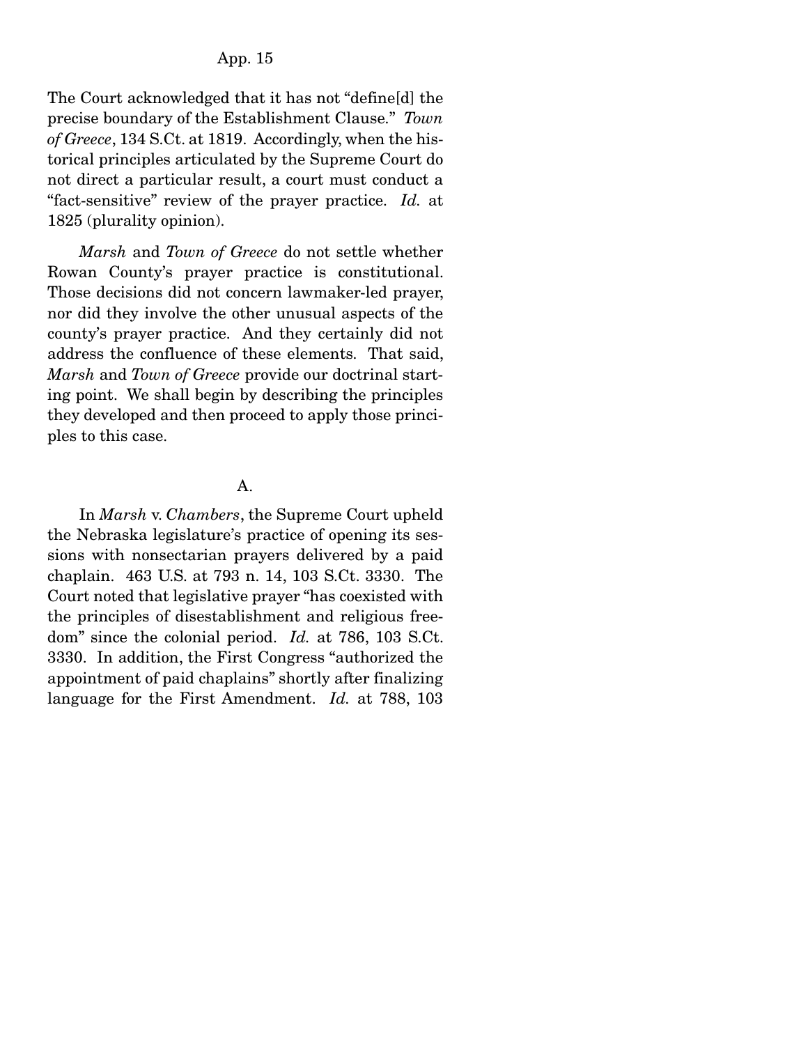The Court acknowledged that it has not "define[d] the precise boundary of the Establishment Clause." *Town of Greece*, 134 S.Ct. at 1819. Accordingly, when the historical principles articulated by the Supreme Court do not direct a particular result, a court must conduct a "fact-sensitive" review of the prayer practice. *Id.* at 1825 (plurality opinion).

*Marsh* and *Town of Greece* do not settle whether Rowan County's prayer practice is constitutional. Those decisions did not concern lawmaker-led prayer, nor did they involve the other unusual aspects of the county's prayer practice. And they certainly did not address the confluence of these elements. That said, *Marsh* and *Town of Greece* provide our doctrinal starting point. We shall begin by describing the principles they developed and then proceed to apply those principles to this case.

## A.

In *Marsh* v. *Chambers*, the Supreme Court upheld the Nebraska legislature's practice of opening its sessions with nonsectarian prayers delivered by a paid chaplain. 463 U.S. at 793 n. 14, 103 S.Ct. 3330. The Court noted that legislative prayer "has coexisted with the principles of disestablishment and religious freedom" since the colonial period. *Id.* at 786, 103 S.Ct. 3330. In addition, the First Congress "authorized the appointment of paid chaplains" shortly after finalizing language for the First Amendment. *Id.* at 788, 103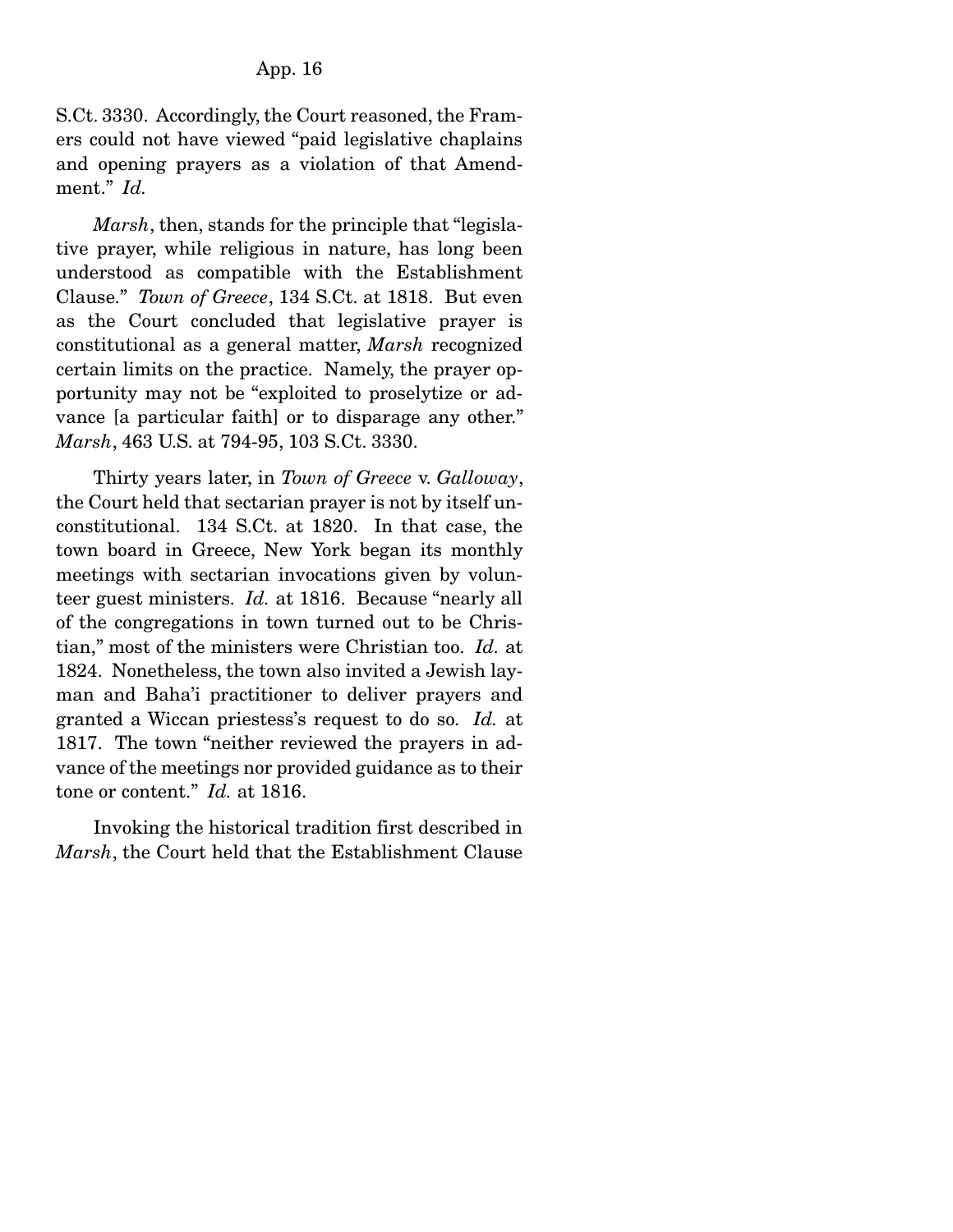S.Ct. 3330. Accordingly, the Court reasoned, the Framers could not have viewed "paid legislative chaplains and opening prayers as a violation of that Amendment." *Id.*

*Marsh*, then, stands for the principle that "legislative prayer, while religious in nature, has long been understood as compatible with the Establishment Clause." *Town of Greece*, 134 S.Ct. at 1818. But even as the Court concluded that legislative prayer is constitutional as a general matter, *Marsh* recognized certain limits on the practice. Namely, the prayer opportunity may not be "exploited to proselytize or advance [a particular faith] or to disparage any other." *Marsh*, 463 U.S. at 794-95, 103 S.Ct. 3330.

Thirty years later, in *Town of Greece* v. *Galloway*, the Court held that sectarian prayer is not by itself unconstitutional. 134 S.Ct. at 1820. In that case, the town board in Greece, New York began its monthly meetings with sectarian invocations given by volunteer guest ministers. *Id.* at 1816. Because "nearly all of the congregations in town turned out to be Christian," most of the ministers were Christian too. *Id.* at 1824. Nonetheless, the town also invited a Jewish layman and Baha'i practitioner to deliver prayers and granted a Wiccan priestess's request to do so. *Id.* at 1817. The town "neither reviewed the prayers in advance of the meetings nor provided guidance as to their tone or content." *Id.* at 1816.

Invoking the historical tradition first described in *Marsh*, the Court held that the Establishment Clause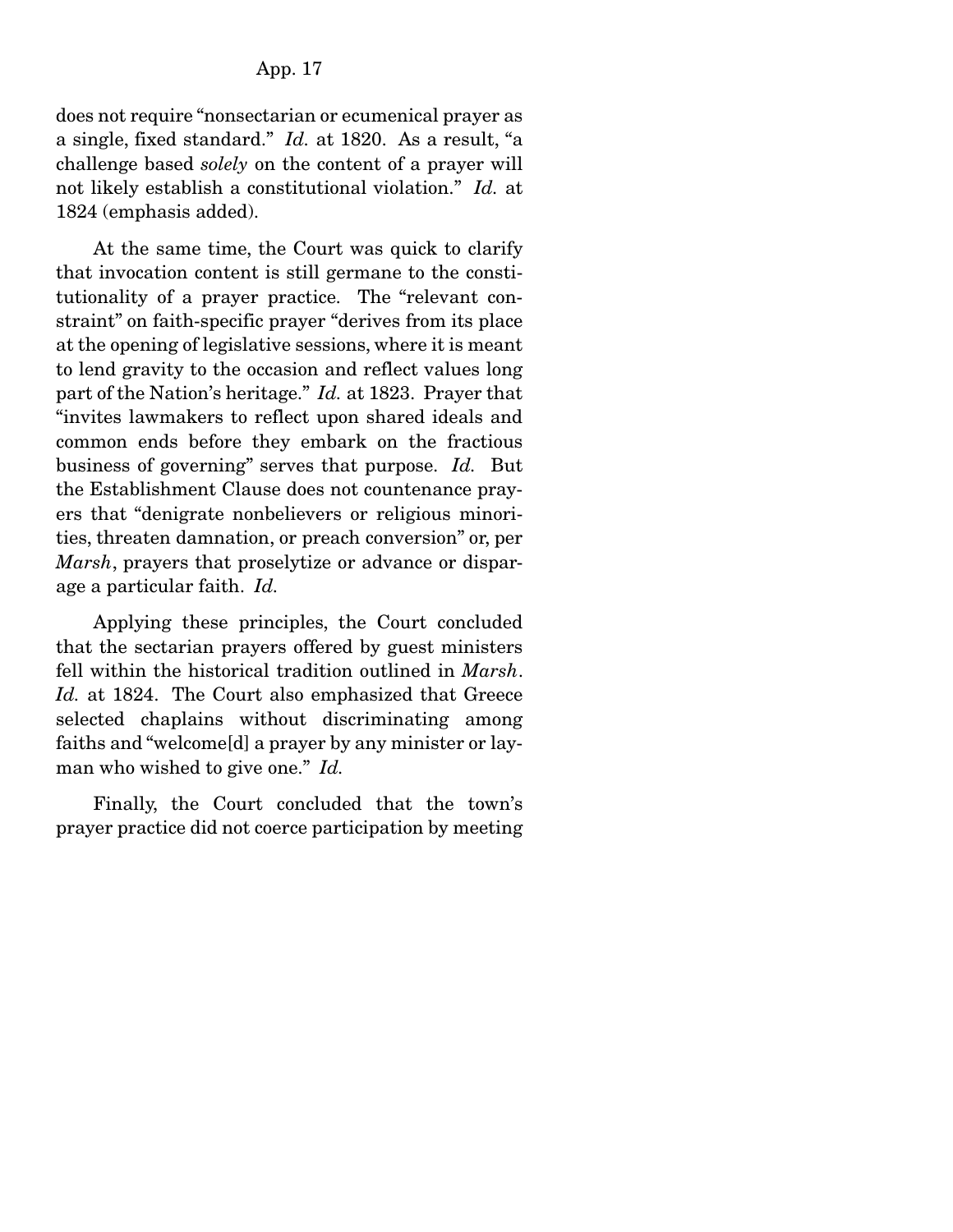does not require "nonsectarian or ecumenical prayer as a single, fixed standard." *Id.* at 1820. As a result, "a challenge based *solely* on the content of a prayer will not likely establish a constitutional violation." *Id.* at 1824 (emphasis added).

At the same time, the Court was quick to clarify that invocation content is still germane to the constitutionality of a prayer practice. The "relevant constraint" on faith-specific prayer "derives from its place at the opening of legislative sessions, where it is meant to lend gravity to the occasion and reflect values long part of the Nation's heritage." *Id.* at 1823. Prayer that "invites lawmakers to reflect upon shared ideals and common ends before they embark on the fractious business of governing" serves that purpose. *Id.* But the Establishment Clause does not countenance prayers that "denigrate nonbelievers or religious minorities, threaten damnation, or preach conversion" or, per *Marsh*, prayers that proselytize or advance or disparage a particular faith. *Id.*

Applying these principles, the Court concluded that the sectarian prayers offered by guest ministers fell within the historical tradition outlined in *Marsh*. *Id.* at 1824. The Court also emphasized that Greece selected chaplains without discriminating among faiths and "welcome[d] a prayer by any minister or layman who wished to give one." *Id.*

Finally, the Court concluded that the town's prayer practice did not coerce participation by meeting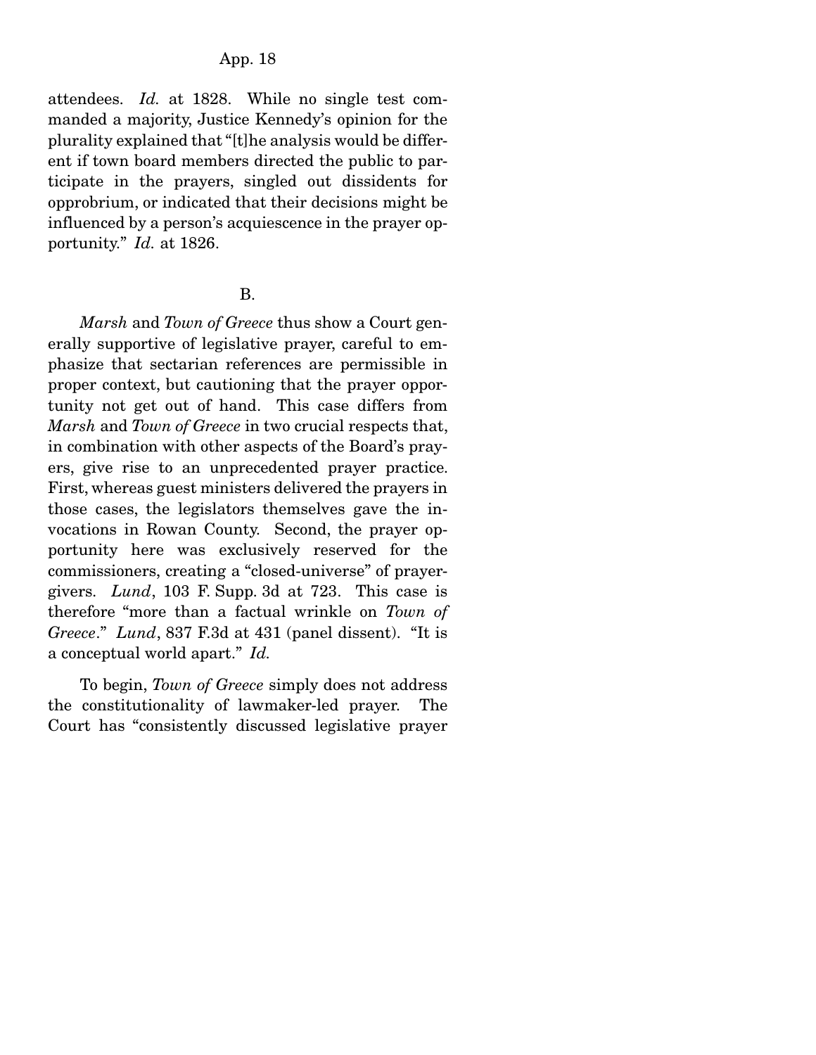attendees. *Id.* at 1828. While no single test commanded a majority, Justice Kennedy's opinion for the plurality explained that "[t]he analysis would be different if town board members directed the public to participate in the prayers, singled out dissidents for opprobrium, or indicated that their decisions might be influenced by a person's acquiescence in the prayer opportunity." *Id.* at 1826.

B.

*Marsh* and *Town of Greece* thus show a Court generally supportive of legislative prayer, careful to emphasize that sectarian references are permissible in proper context, but cautioning that the prayer opportunity not get out of hand. This case differs from *Marsh* and *Town of Greece* in two crucial respects that, in combination with other aspects of the Board's prayers, give rise to an unprecedented prayer practice. First, whereas guest ministers delivered the prayers in those cases, the legislators themselves gave the invocations in Rowan County. Second, the prayer opportunity here was exclusively reserved for the commissioners, creating a "closed-universe" of prayer-givers. *Lund*, 103 F. Supp. 3d at 723. This case is therefore "more than a factual wrinkle on *Town of Greece*." *Lund*, 837 F.3d at 431 (panel dissent). "It is a conceptual world apart." *Id.*

To begin, *Town of Greece* simply does not address the constitutionality of lawmaker-led prayer. The Court has "consistently discussed legislative prayer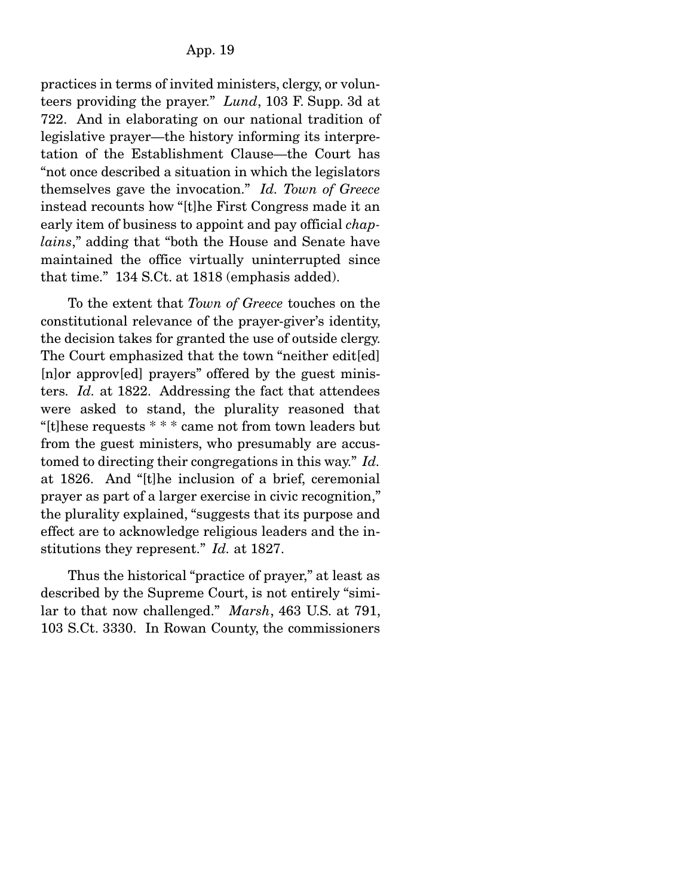practices in terms of invited ministers, clergy, or volunteers providing the prayer." *Lund*, 103 F. Supp. 3d at 722. And in elaborating on our national tradition of legislative prayer—the history informing its interpretation of the Establishment Clause—the Court has "not once described a situation in which the legislators themselves gave the invocation." *Id. Town of Greece* instead recounts how "[t]he First Congress made it an early item of business to appoint and pay official *chaplains*," adding that "both the House and Senate have maintained the office virtually uninterrupted since that time." 134 S.Ct. at 1818 (emphasis added).

To the extent that *Town of Greece* touches on the constitutional relevance of the prayer-giver's identity, the decision takes for granted the use of outside clergy. The Court emphasized that the town "neither edit[ed] [n]or approv[ed] prayers" offered by the guest ministers. *Id.* at 1822. Addressing the fact that attendees were asked to stand, the plurality reasoned that "[t]hese requests * * * came not from town leaders but from the guest ministers, who presumably are accustomed to directing their congregations in this way." *Id.* at 1826. And "[t]he inclusion of a brief, ceremonial prayer as part of a larger exercise in civic recognition," the plurality explained, "suggests that its purpose and effect are to acknowledge religious leaders and the institutions they represent." *Id.* at 1827.

Thus the historical "practice of prayer," at least as described by the Supreme Court, is not entirely "similar to that now challenged." *Marsh*, 463 U.S. at 791, 103 S.Ct. 3330. In Rowan County, the commissioners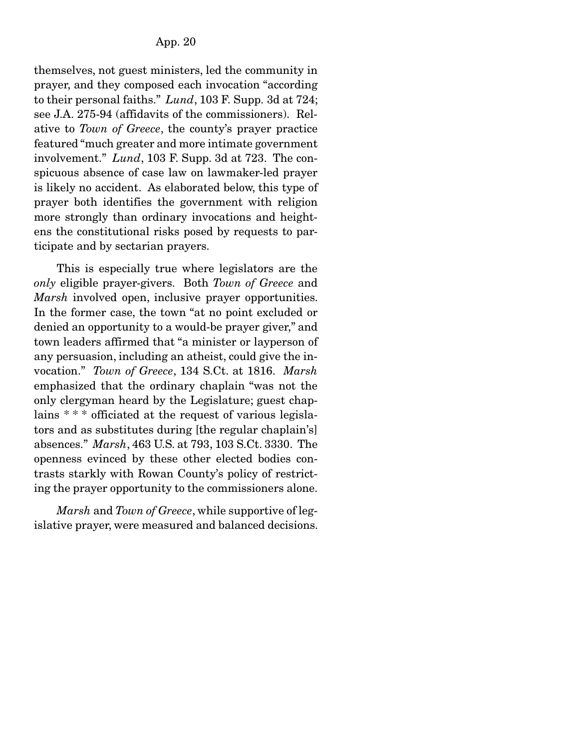themselves, not guest ministers, led the community in prayer, and they composed each invocation "according to their personal faiths." *Lund*, 103 F. Supp. 3d at 724; see J.A. 275-94 (affidavits of the commissioners). Relative to *Town of Greece*, the county's prayer practice featured "much greater and more intimate government involvement." *Lund*, 103 F. Supp. 3d at 723. The conspicuous absence of case law on lawmaker-led prayer is likely no accident. As elaborated below, this type of prayer both identifies the government with religion more strongly than ordinary invocations and heightens the constitutional risks posed by requests to participate and by sectarian prayers.

This is especially true where legislators are the *only* eligible prayer-givers. Both *Town of Greece* and *Marsh* involved open, inclusive prayer opportunities. In the former case, the town "at no point excluded or denied an opportunity to a would-be prayer giver," and town leaders affirmed that "a minister or layperson of any persuasion, including an atheist, could give the invocation." *Town of Greece*, 134 S.Ct. at 1816. *Marsh* emphasized that the ordinary chaplain "was not the only clergyman heard by the Legislature; guest chaplains * * * officiated at the request of various legislators and as substitutes during [the regular chaplain's] absences." *Marsh*, 463 U.S. at 793, 103 S.Ct. 3330. The openness evinced by these other elected bodies contrasts starkly with Rowan County's policy of restricting the prayer opportunity to the commissioners alone.

*Marsh* and *Town of Greece*, while supportive of legislative prayer, were measured and balanced decisions.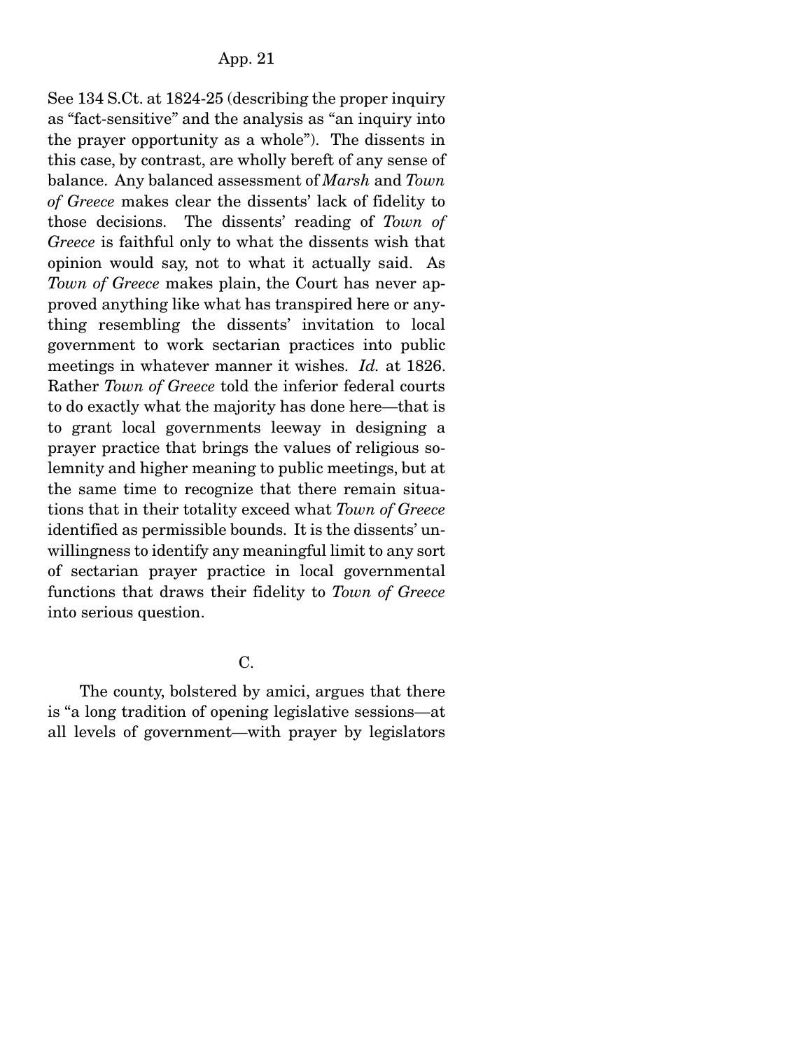See 134 S.Ct. at 1824-25 (describing the proper inquiry as "fact-sensitive" and the analysis as "an inquiry into the prayer opportunity as a whole"). The dissents in this case, by contrast, are wholly bereft of any sense of balance. Any balanced assessment of *Marsh* and *Town of Greece* makes clear the dissents' lack of fidelity to those decisions. The dissents' reading of *Town of Greece* is faithful only to what the dissents wish that opinion would say, not to what it actually said. As *Town of Greece* makes plain, the Court has never approved anything like what has transpired here or anything resembling the dissents' invitation to local government to work sectarian practices into public meetings in whatever manner it wishes. *Id.* at 1826. Rather *Town of Greece* told the inferior federal courts to do exactly what the majority has done here—that is to grant local governments leeway in designing a prayer practice that brings the values of religious solemnity and higher meaning to public meetings, but at the same time to recognize that there remain situations that in their totality exceed what *Town of Greece* identified as permissible bounds. It is the dissents' unwillingness to identify any meaningful limit to any sort of sectarian prayer practice in local governmental functions that draws their fidelity to *Town of Greece* into serious question.

C.

The county, bolstered by amici, argues that there is "a long tradition of opening legislative sessions—at all levels of government—with prayer by legislators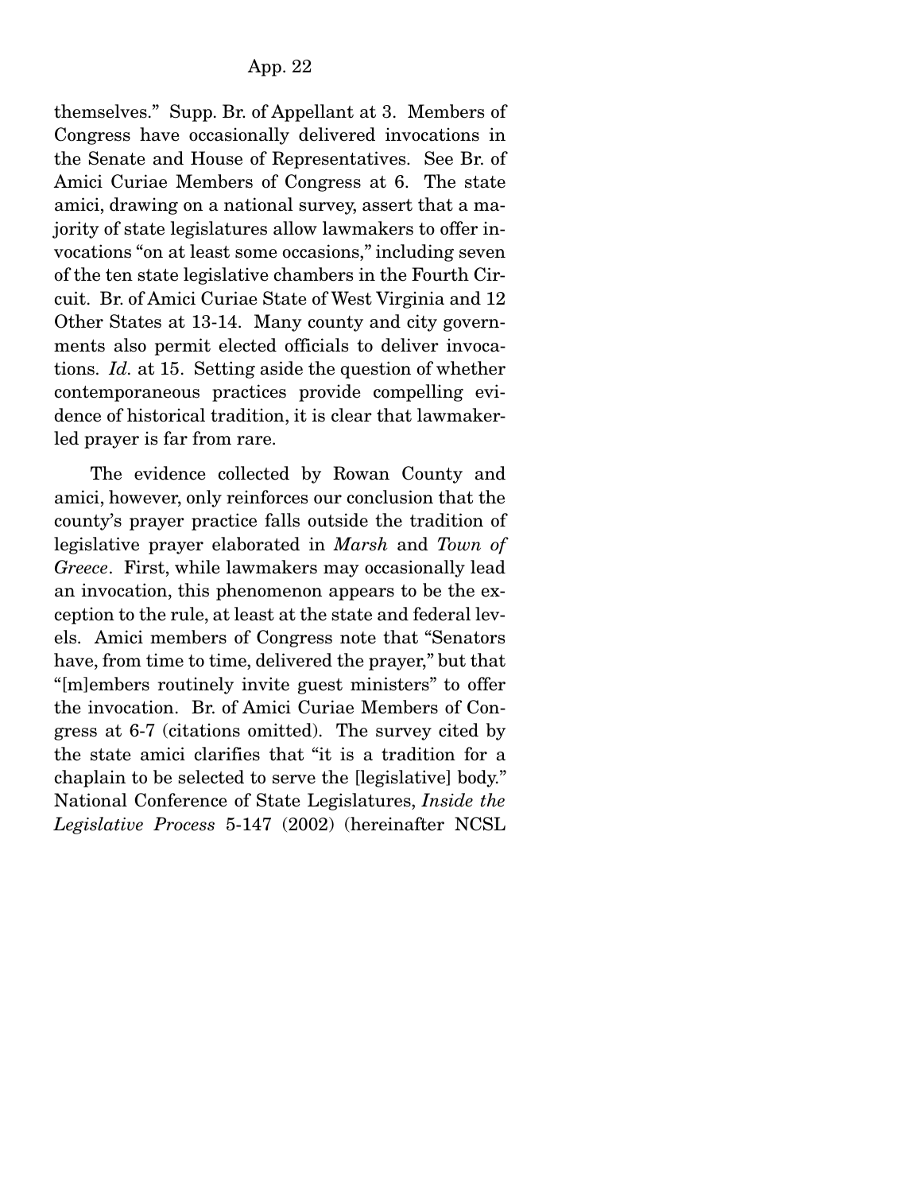themselves." Supp. Br. of Appellant at 3. Members of Congress have occasionally delivered invocations in the Senate and House of Representatives. See Br. of Amici Curiae Members of Congress at 6. The state amici, drawing on a national survey, assert that a majority of state legislatures allow lawmakers to offer invocations "on at least some occasions," including seven of the ten state legislative chambers in the Fourth Circuit. Br. of Amici Curiae State of West Virginia and 12 Other States at 13-14. Many county and city governments also permit elected officials to deliver invocations. *Id.* at 15. Setting aside the question of whether contemporaneous practices provide compelling evidence of historical tradition, it is clear that lawmaker-led prayer is far from rare.

The evidence collected by Rowan County and amici, however, only reinforces our conclusion that the county's prayer practice falls outside the tradition of legislative prayer elaborated in *Marsh* and *Town of Greece*. First, while lawmakers may occasionally lead an invocation, this phenomenon appears to be the exception to the rule, at least at the state and federal levels. Amici members of Congress note that "Senators have, from time to time, delivered the prayer," but that "[m]embers routinely invite guest ministers" to offer the invocation. Br. of Amici Curiae Members of Congress at 6-7 (citations omitted). The survey cited by the state amici clarifies that "it is a tradition for a chaplain to be selected to serve the [legislative] body." National Conference of State Legislatures, *Inside the Legislative Process* 5-147 (2002) (hereinafter NCSL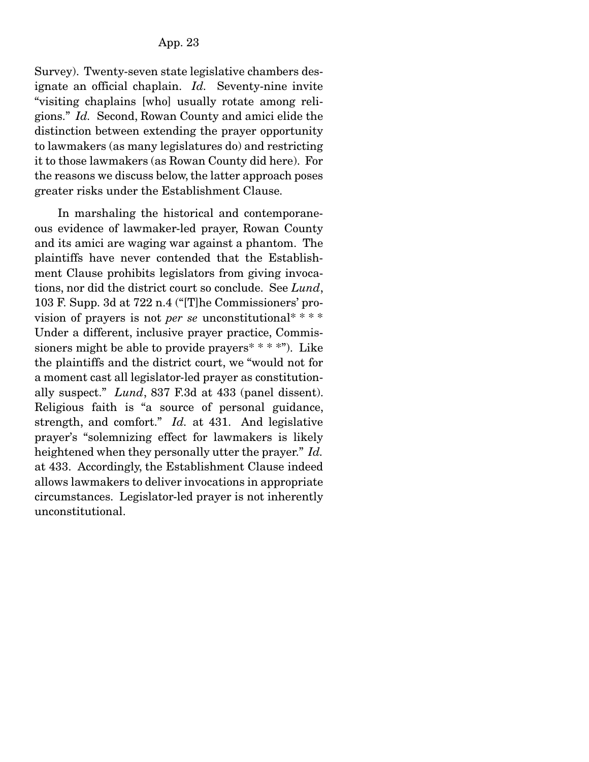Survey). Twenty-seven state legislative chambers designate an official chaplain. *Id.* Seventy-nine invite "visiting chaplains [who] usually rotate among religions." *Id.* Second, Rowan County and amici elide the distinction between extending the prayer opportunity to lawmakers (as many legislatures do) and restricting it to those lawmakers (as Rowan County did here). For the reasons we discuss below, the latter approach poses greater risks under the Establishment Clause.

In marshaling the historical and contemporaneous evidence of lawmaker-led prayer, Rowan County and its amici are waging war against a phantom. The plaintiffs have never contended that the Establishment Clause prohibits legislators from giving invocations, nor did the district court so conclude. See *Lund*, 103 F. Supp. 3d at 722 n.4 ("[T]he Commissioners' provision of prayers is not *per se* unconstitutional* * * * Under a different, inclusive prayer practice, Commissioners might be able to provide prayers* * * *"). Like the plaintiffs and the district court, we "would not for a moment cast all legislator-led prayer as constitutionally suspect." *Lund*, 837 F.3d at 433 (panel dissent). Religious faith is "a source of personal guidance, strength, and comfort." *Id.* at 431. And legislative prayer's "solemnizing effect for lawmakers is likely heightened when they personally utter the prayer." *Id.* at 433. Accordingly, the Establishment Clause indeed allows lawmakers to deliver invocations in appropriate circumstances. Legislator-led prayer is not inherently unconstitutional.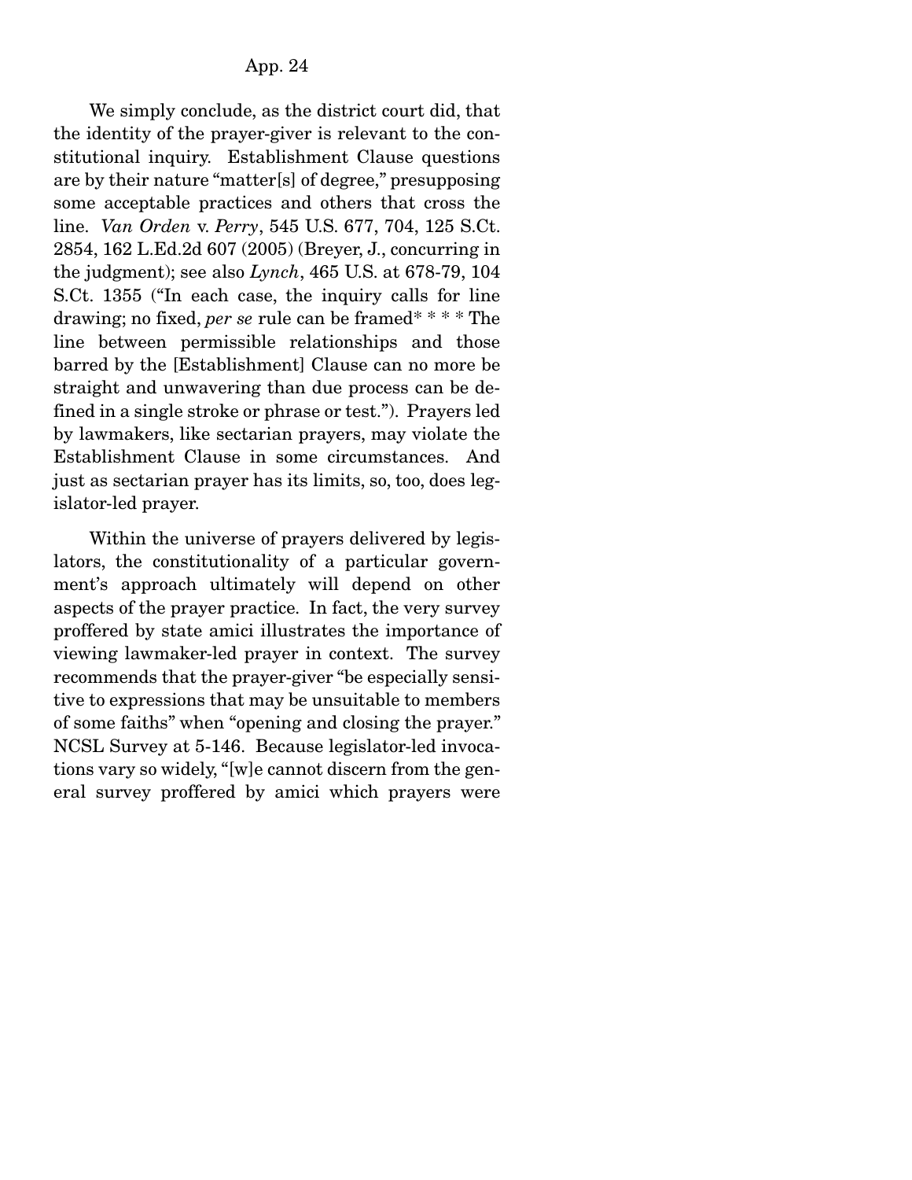We simply conclude, as the district court did, that the identity of the prayer-giver is relevant to the constitutional inquiry. Establishment Clause questions are by their nature "matter[s] of degree," presupposing some acceptable practices and others that cross the line. *Van Orden* v. *Perry*, 545 U.S. 677, 704, 125 S.Ct. 2854, 162 L.Ed.2d 607 (2005) (Breyer, J., concurring in the judgment); see also *Lynch*, 465 U.S. at 678-79, 104 S.Ct. 1355 ("In each case, the inquiry calls for line drawing; no fixed, *per se* rule can be framed* * * * The line between permissible relationships and those barred by the [Establishment] Clause can no more be straight and unwavering than due process can be defined in a single stroke or phrase or test."). Prayers led by lawmakers, like sectarian prayers, may violate the Establishment Clause in some circumstances. And just as sectarian prayer has its limits, so, too, does legislator-led prayer.

Within the universe of prayers delivered by legislators, the constitutionality of a particular government's approach ultimately will depend on other aspects of the prayer practice. In fact, the very survey proffered by state amici illustrates the importance of viewing lawmaker-led prayer in context. The survey recommends that the prayer-giver "be especially sensitive to expressions that may be unsuitable to members of some faiths" when "opening and closing the prayer." NCSL Survey at 5-146. Because legislator-led invocations vary so widely, "[w]e cannot discern from the general survey proffered by amici which prayers were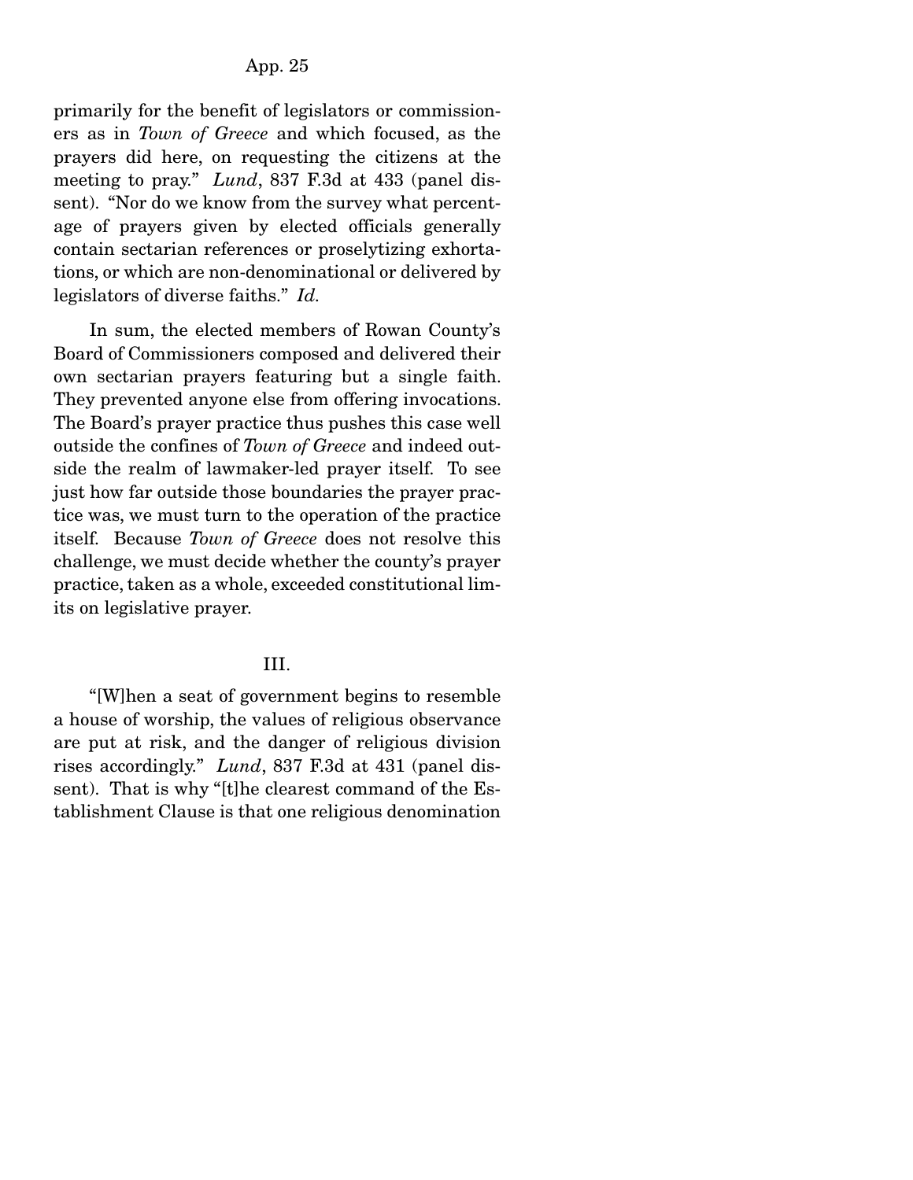primarily for the benefit of legislators or commissioners as in *Town of Greece* and which focused, as the prayers did here, on requesting the citizens at the meeting to pray." *Lund*, 837 F.3d at 433 (panel dissent). "Nor do we know from the survey what percentage of prayers given by elected officials generally contain sectarian references or proselytizing exhortations, or which are non-denominational or delivered by legislators of diverse faiths." *Id.*

In sum, the elected members of Rowan County's Board of Commissioners composed and delivered their own sectarian prayers featuring but a single faith. They prevented anyone else from offering invocations. The Board's prayer practice thus pushes this case well outside the confines of *Town of Greece* and indeed outside the realm of lawmaker-led prayer itself. To see just how far outside those boundaries the prayer practice was, we must turn to the operation of the practice itself. Because *Town of Greece* does not resolve this challenge, we must decide whether the county's prayer practice, taken as a whole, exceeded constitutional limits on legislative prayer.

## III.

"[W]hen a seat of government begins to resemble a house of worship, the values of religious observance are put at risk, and the danger of religious division rises accordingly." *Lund*, 837 F.3d at 431 (panel dissent). That is why "[t]he clearest command of the Establishment Clause is that one religious denomination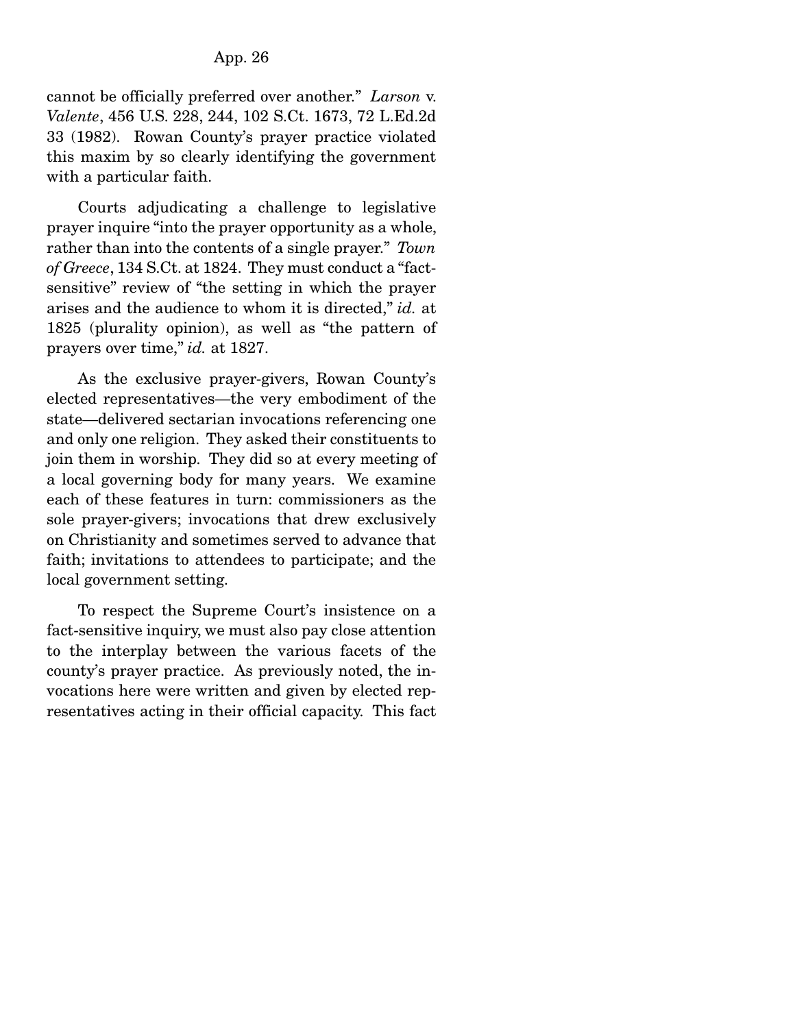cannot be officially preferred over another." *Larson* v. *Valente*, 456 U.S. 228, 244, 102 S.Ct. 1673, 72 L.Ed.2d 33 (1982). Rowan County's prayer practice violated this maxim by so clearly identifying the government with a particular faith.

Courts adjudicating a challenge to legislative prayer inquire "into the prayer opportunity as a whole, rather than into the contents of a single prayer." *Town of Greece*, 134 S.Ct. at 1824. They must conduct a "fact-sensitive" review of "the setting in which the prayer arises and the audience to whom it is directed," *id.* at 1825 (plurality opinion), as well as "the pattern of prayers over time," *id.* at 1827.

As the exclusive prayer-givers, Rowan County's elected representatives—the very embodiment of the state—delivered sectarian invocations referencing one and only one religion. They asked their constituents to join them in worship. They did so at every meeting of a local governing body for many years. We examine each of these features in turn: commissioners as the sole prayer-givers; invocations that drew exclusively on Christianity and sometimes served to advance that faith; invitations to attendees to participate; and the local government setting.

To respect the Supreme Court's insistence on a fact-sensitive inquiry, we must also pay close attention to the interplay between the various facets of the county's prayer practice. As previously noted, the invocations here were written and given by elected representatives acting in their official capacity. This fact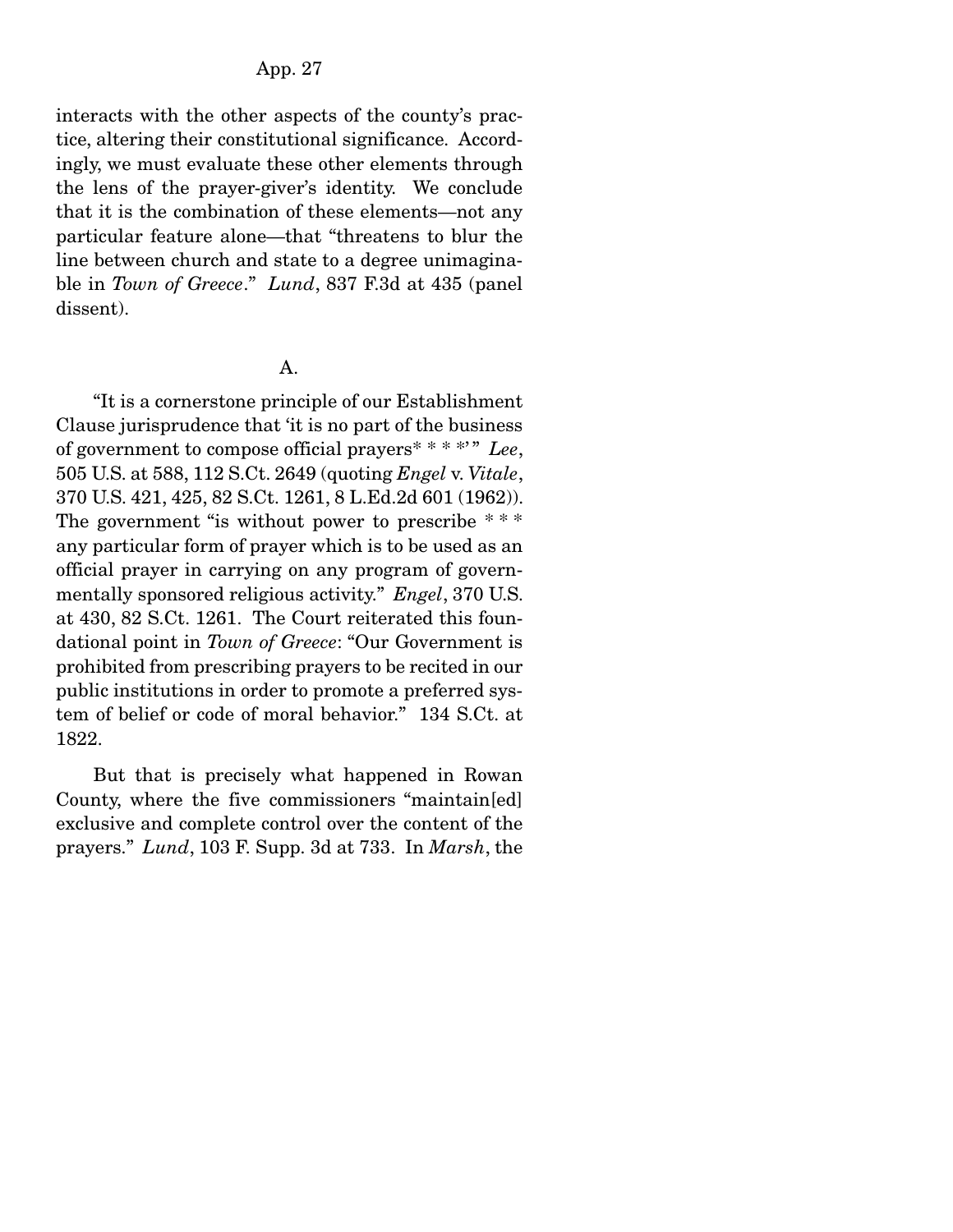interacts with the other aspects of the county's practice, altering their constitutional significance. Accordingly, we must evaluate these other elements through the lens of the prayer-giver's identity. We conclude that it is the combination of these elements—not any particular feature alone—that "threatens to blur the line between church and state to a degree unimaginable in *Town of Greece*." *Lund*, 837 F.3d at 435 (panel dissent).

A.

"It is a cornerstone principle of our Establishment Clause jurisprudence that 'it is no part of the business of government to compose official prayers* * * *'" *Lee*, 505 U.S. at 588, 112 S.Ct. 2649 (quoting *Engel* v. *Vitale*, 370 U.S. 421, 425, 82 S.Ct. 1261, 8 L.Ed.2d 601 (1962)). The government "is without power to prescribe * * * any particular form of prayer which is to be used as an official prayer in carrying on any program of governmentally sponsored religious activity." *Engel*, 370 U.S. at 430, 82 S.Ct. 1261. The Court reiterated this foundational point in *Town of Greece*: "Our Government is prohibited from prescribing prayers to be recited in our public institutions in order to promote a preferred system of belief or code of moral behavior." 134 S.Ct. at 1822.

But that is precisely what happened in Rowan County, where the five commissioners "maintain[ed] exclusive and complete control over the content of the prayers." *Lund*, 103 F. Supp. 3d at 733. In *Marsh*, the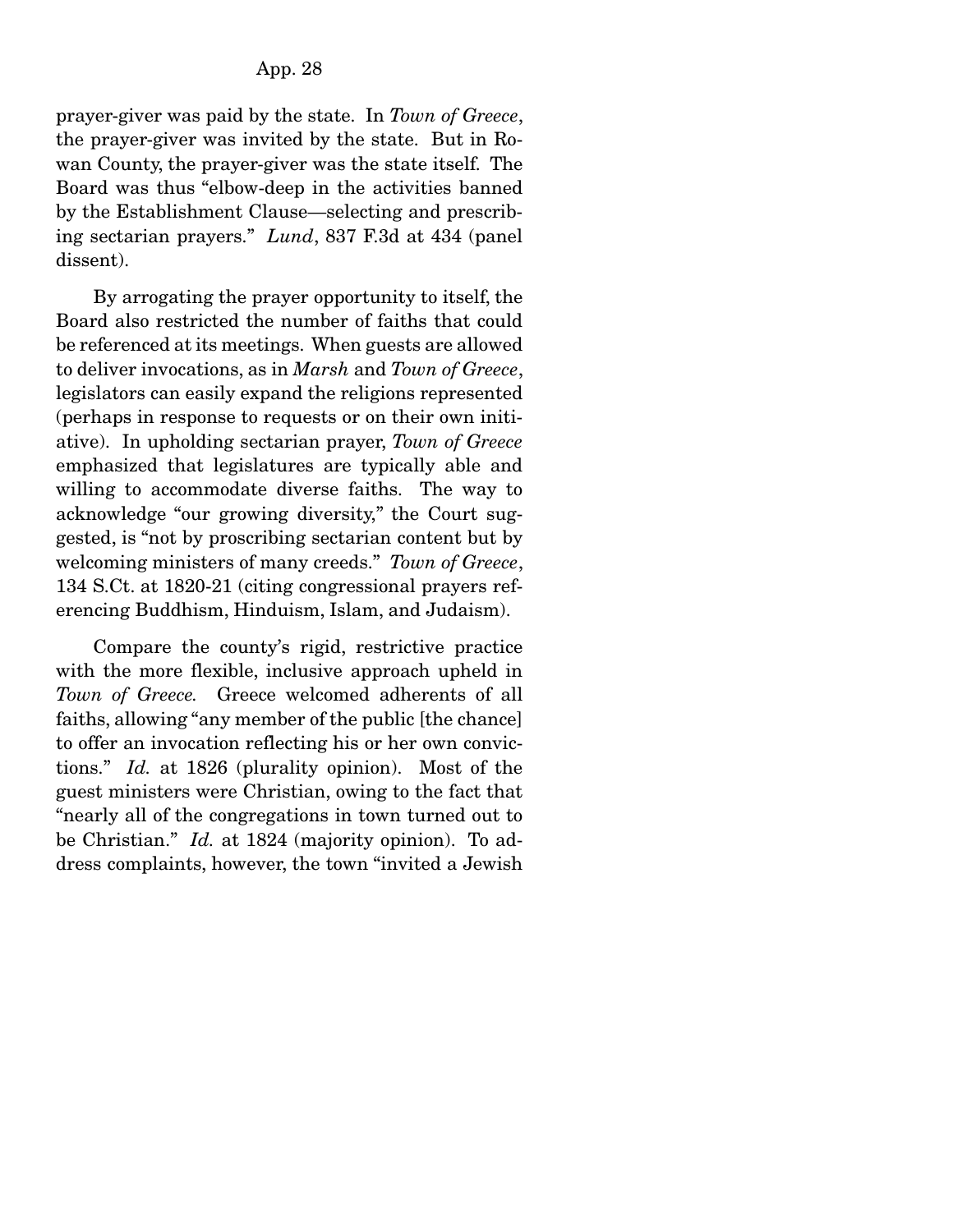prayer-giver was paid by the state. In *Town of Greece*, the prayer-giver was invited by the state. But in Rowan County, the prayer-giver was the state itself. The Board was thus "elbow-deep in the activities banned by the Establishment Clause—selecting and prescribing sectarian prayers." *Lund*, 837 F.3d at 434 (panel dissent).

By arrogating the prayer opportunity to itself, the Board also restricted the number of faiths that could be referenced at its meetings. When guests are allowed to deliver invocations, as in *Marsh* and *Town of Greece*, legislators can easily expand the religions represented (perhaps in response to requests or on their own initiative). In upholding sectarian prayer, *Town of Greece* emphasized that legislatures are typically able and willing to accommodate diverse faiths. The way to acknowledge "our growing diversity," the Court suggested, is "not by proscribing sectarian content but by welcoming ministers of many creeds." *Town of Greece*, 134 S.Ct. at 1820-21 (citing congressional prayers referencing Buddhism, Hinduism, Islam, and Judaism).

Compare the county's rigid, restrictive practice with the more flexible, inclusive approach upheld in *Town of Greece.* Greece welcomed adherents of all faiths, allowing "any member of the public [the chance] to offer an invocation reflecting his or her own convictions." *Id.* at 1826 (plurality opinion). Most of the guest ministers were Christian, owing to the fact that "nearly all of the congregations in town turned out to be Christian." *Id.* at 1824 (majority opinion). To address complaints, however, the town "invited a Jewish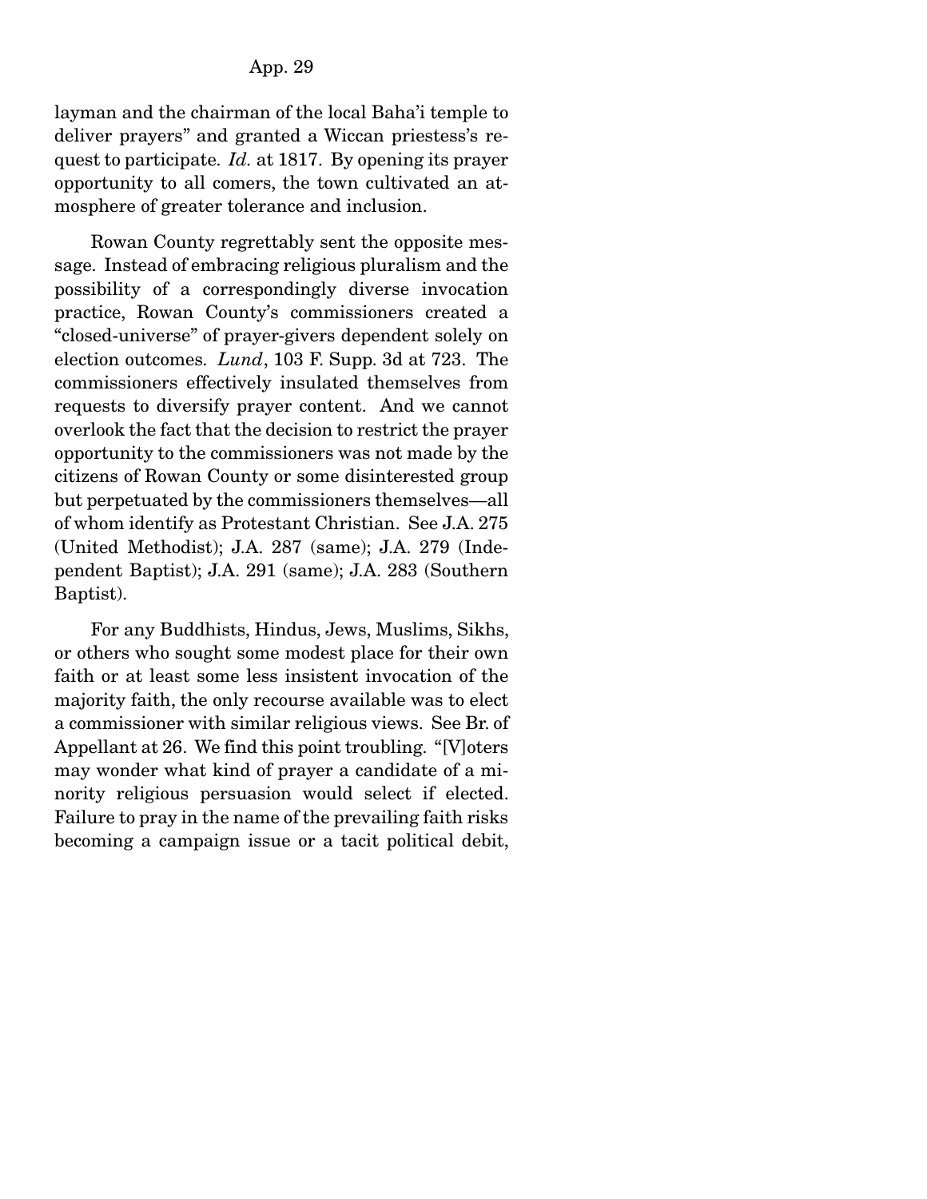layman and the chairman of the local Baha'i temple to deliver prayers" and granted a Wiccan priestess's request to participate. *Id.* at 1817. By opening its prayer opportunity to all comers, the town cultivated an atmosphere of greater tolerance and inclusion.

Rowan County regrettably sent the opposite message. Instead of embracing religious pluralism and the possibility of a correspondingly diverse invocation practice, Rowan County's commissioners created a "closed-universe" of prayer-givers dependent solely on election outcomes. *Lund*, 103 F. Supp. 3d at 723. The commissioners effectively insulated themselves from requests to diversify prayer content. And we cannot overlook the fact that the decision to restrict the prayer opportunity to the commissioners was not made by the citizens of Rowan County or some disinterested group but perpetuated by the commissioners themselves—all of whom identify as Protestant Christian. See J.A. 275 (United Methodist); J.A. 287 (same); J.A. 279 (Independent Baptist); J.A. 291 (same); J.A. 283 (Southern Baptist).

For any Buddhists, Hindus, Jews, Muslims, Sikhs, or others who sought some modest place for their own faith or at least some less insistent invocation of the majority faith, the only recourse available was to elect a commissioner with similar religious views. See Br. of Appellant at 26. We find this point troubling. "[V]oters may wonder what kind of prayer a candidate of a minority religious persuasion would select if elected. Failure to pray in the name of the prevailing faith risks becoming a campaign issue or a tacit political debit,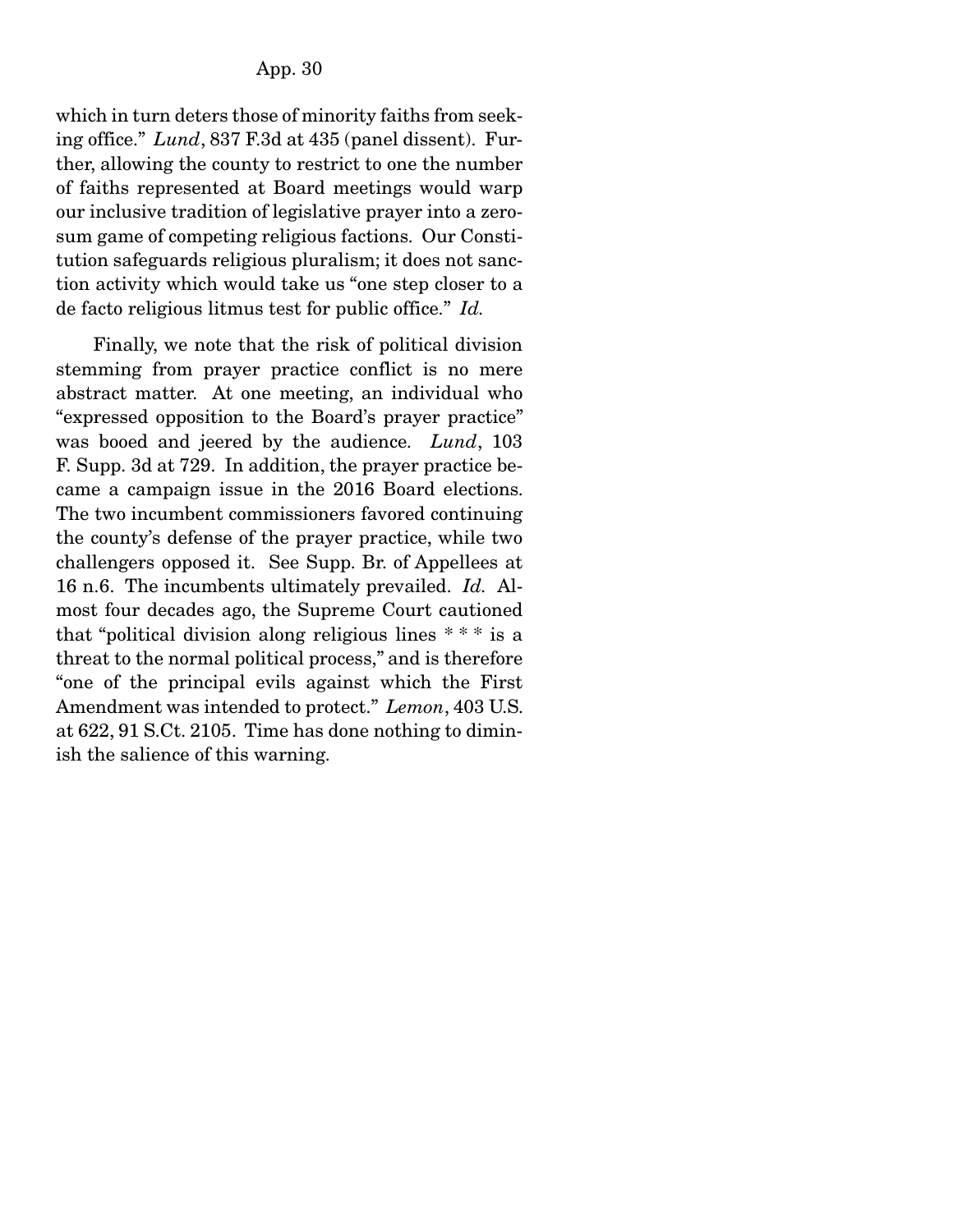which in turn deters those of minority faiths from seeking office." *Lund*, 837 F.3d at 435 (panel dissent). Further, allowing the county to restrict to one the number of faiths represented at Board meetings would warp our inclusive tradition of legislative prayer into a zero-sum game of competing religious factions. Our Constitution safeguards religious pluralism; it does not sanction activity which would take us "one step closer to a de facto religious litmus test for public office." *Id.*

Finally, we note that the risk of political division stemming from prayer practice conflict is no mere abstract matter. At one meeting, an individual who "expressed opposition to the Board's prayer practice" was booed and jeered by the audience. *Lund*, 103 F. Supp. 3d at 729. In addition, the prayer practice became a campaign issue in the 2016 Board elections. The two incumbent commissioners favored continuing the county's defense of the prayer practice, while two challengers opposed it. See Supp. Br. of Appellees at 16 n.6. The incumbents ultimately prevailed. *Id.* Almost four decades ago, the Supreme Court cautioned that "political division along religious lines * * * is a threat to the normal political process," and is therefore "one of the principal evils against which the First Amendment was intended to protect." *Lemon*, 403 U.S. at 622, 91 S.Ct. 2105. Time has done nothing to diminish the salience of this warning.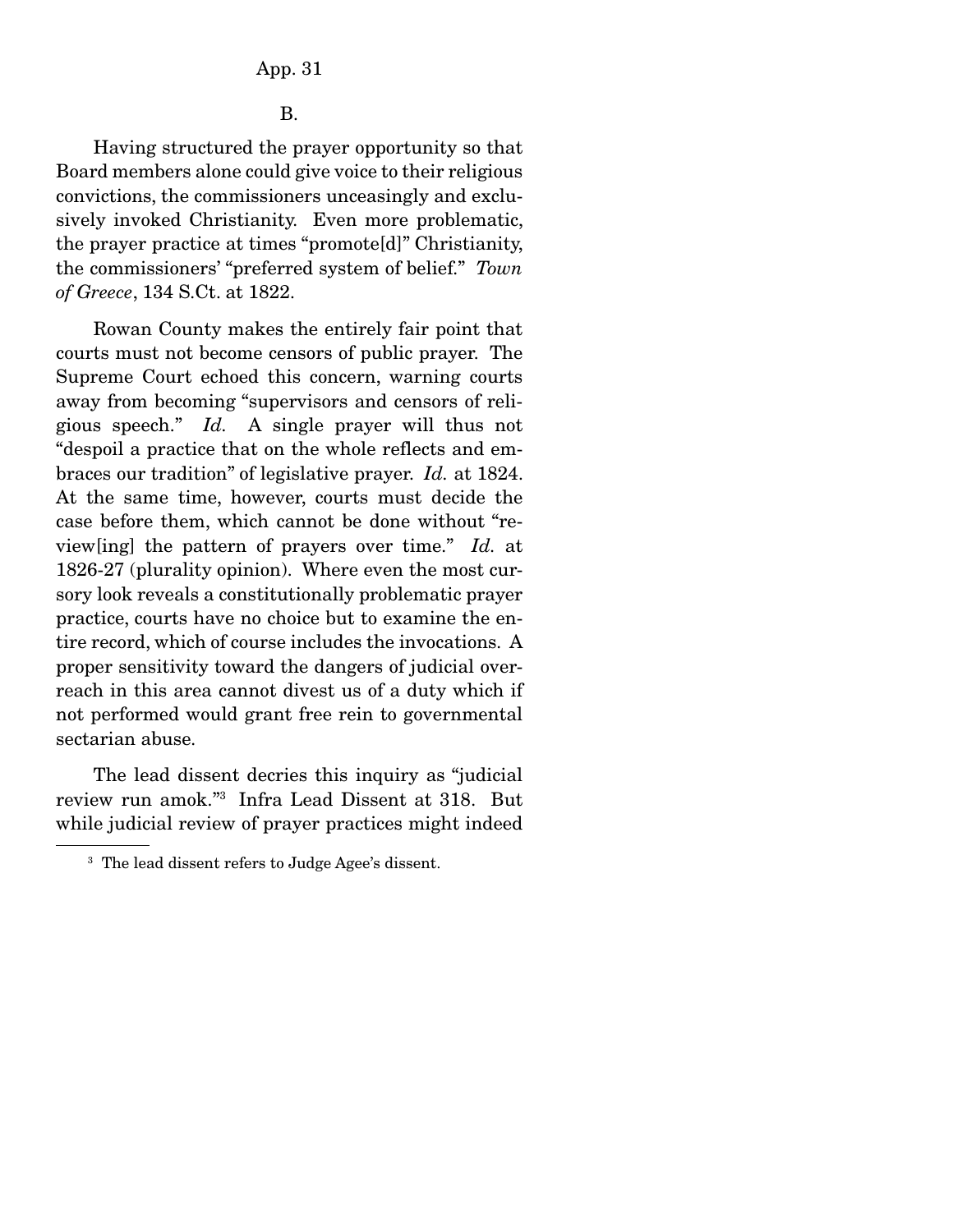B.

Having structured the prayer opportunity so that Board members alone could give voice to their religious convictions, the commissioners unceasingly and exclusively invoked Christianity. Even more problematic, the prayer practice at times "promote[d]" Christianity, the commissioners' "preferred system of belief." *Town of Greece*, 134 S.Ct. at 1822.

Rowan County makes the entirely fair point that courts must not become censors of public prayer. The Supreme Court echoed this concern, warning courts away from becoming "supervisors and censors of religious speech." *Id.* A single prayer will thus not "despoil a practice that on the whole reflects and embraces our tradition" of legislative prayer. *Id.* at 1824. At the same time, however, courts must decide the case before them, which cannot be done without "review[ing] the pattern of prayers over time." *Id.* at 1826-27 (plurality opinion). Where even the most cursory look reveals a constitutionally problematic prayer practice, courts have no choice but to examine the entire record, which of course includes the invocations. A proper sensitivity toward the dangers of judicial overreach in this area cannot divest us of a duty which if not performed would grant free rein to governmental sectarian abuse.

The lead dissent decries this inquiry as "judicial review run amok."[3] Infra Lead Dissent at 318. But while judicial review of prayer practices might indeed

---

[3] The lead dissent refers to Judge Agee's dissent.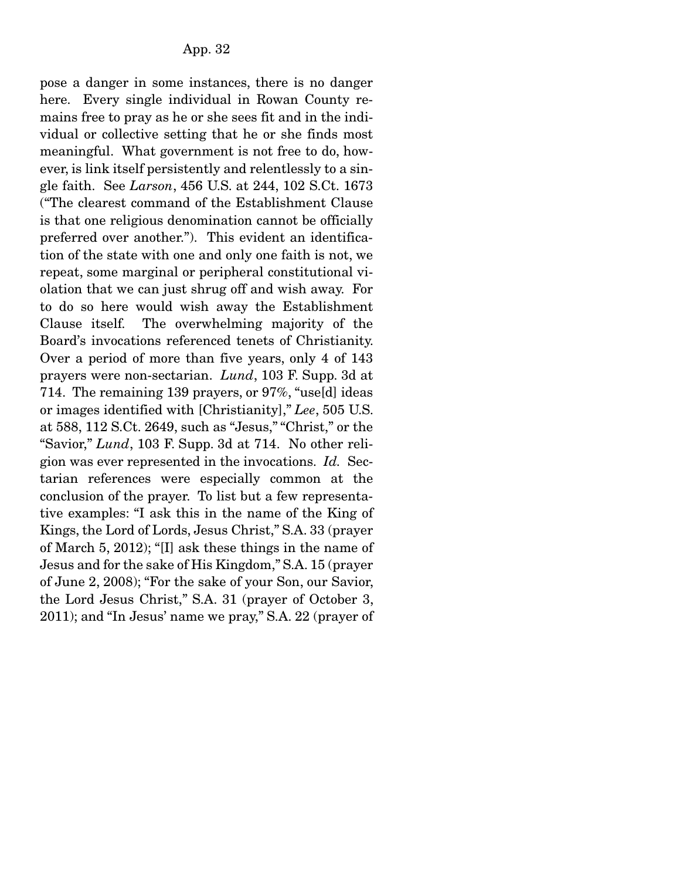pose a danger in some instances, there is no danger here. Every single individual in Rowan County remains free to pray as he or she sees fit and in the individual or collective setting that he or she finds most meaningful. What government is not free to do, however, is link itself persistently and relentlessly to a single faith. See *Larson*, 456 U.S. at 244, 102 S.Ct. 1673 ("The clearest command of the Establishment Clause is that one religious denomination cannot be officially preferred over another."). This evident an identification of the state with one and only one faith is not, we repeat, some marginal or peripheral constitutional violation that we can just shrug off and wish away. For to do so here would wish away the Establishment Clause itself. The overwhelming majority of the Board's invocations referenced tenets of Christianity. Over a period of more than five years, only 4 of 143 prayers were non-sectarian. *Lund*, 103 F. Supp. 3d at 714. The remaining 139 prayers, or 97%, "use[d] ideas or images identified with [Christianity]," *Lee*, 505 U.S. at 588, 112 S.Ct. 2649, such as "Jesus," "Christ," or the "Savior," *Lund*, 103 F. Supp. 3d at 714. No other religion was ever represented in the invocations. *Id.* Sectarian references were especially common at the conclusion of the prayer. To list but a few representative examples: "I ask this in the name of the King of Kings, the Lord of Lords, Jesus Christ," S.A. 33 (prayer of March 5, 2012); "[I] ask these things in the name of Jesus and for the sake of His Kingdom," S.A. 15 (prayer of June 2, 2008); "For the sake of your Son, our Savior, the Lord Jesus Christ," S.A. 31 (prayer of October 3, 2011); and "In Jesus' name we pray," S.A. 22 (prayer of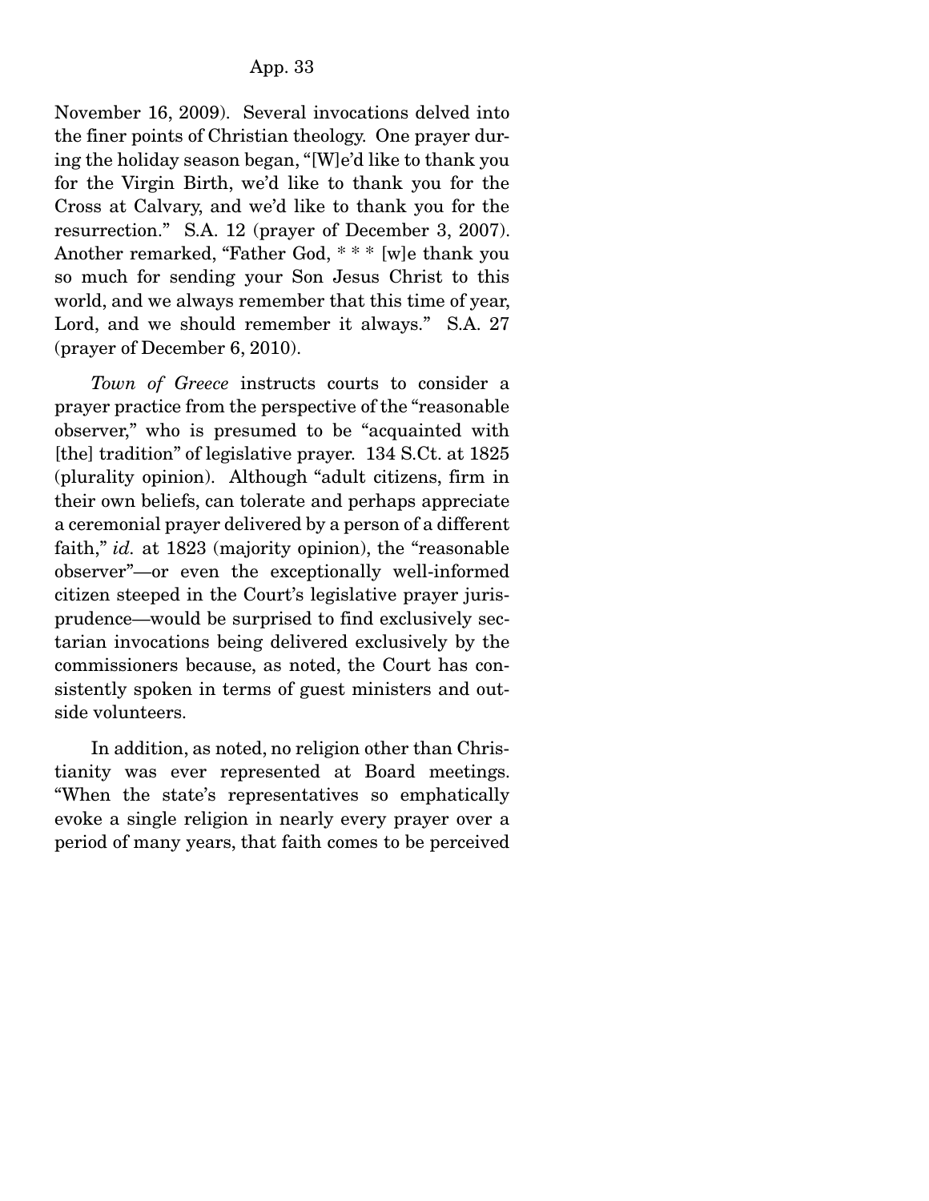November 16, 2009). Several invocations delved into the finer points of Christian theology. One prayer during the holiday season began, "[W]e'd like to thank you for the Virgin Birth, we'd like to thank you for the Cross at Calvary, and we'd like to thank you for the resurrection." S.A. 12 (prayer of December 3, 2007). Another remarked, "Father God, * * * [w]e thank you so much for sending your Son Jesus Christ to this world, and we always remember that this time of year, Lord, and we should remember it always." S.A. 27 (prayer of December 6, 2010).

*Town of Greece* instructs courts to consider a prayer practice from the perspective of the "reasonable observer," who is presumed to be "acquainted with [the] tradition" of legislative prayer. 134 S.Ct. at 1825 (plurality opinion). Although "adult citizens, firm in their own beliefs, can tolerate and perhaps appreciate a ceremonial prayer delivered by a person of a different faith," *id.* at 1823 (majority opinion), the "reasonable observer"—or even the exceptionally well-informed citizen steeped in the Court's legislative prayer jurisprudence—would be surprised to find exclusively sectarian invocations being delivered exclusively by the commissioners because, as noted, the Court has consistently spoken in terms of guest ministers and outside volunteers.

In addition, as noted, no religion other than Christianity was ever represented at Board meetings. "When the state's representatives so emphatically evoke a single religion in nearly every prayer over a period of many years, that faith comes to be perceived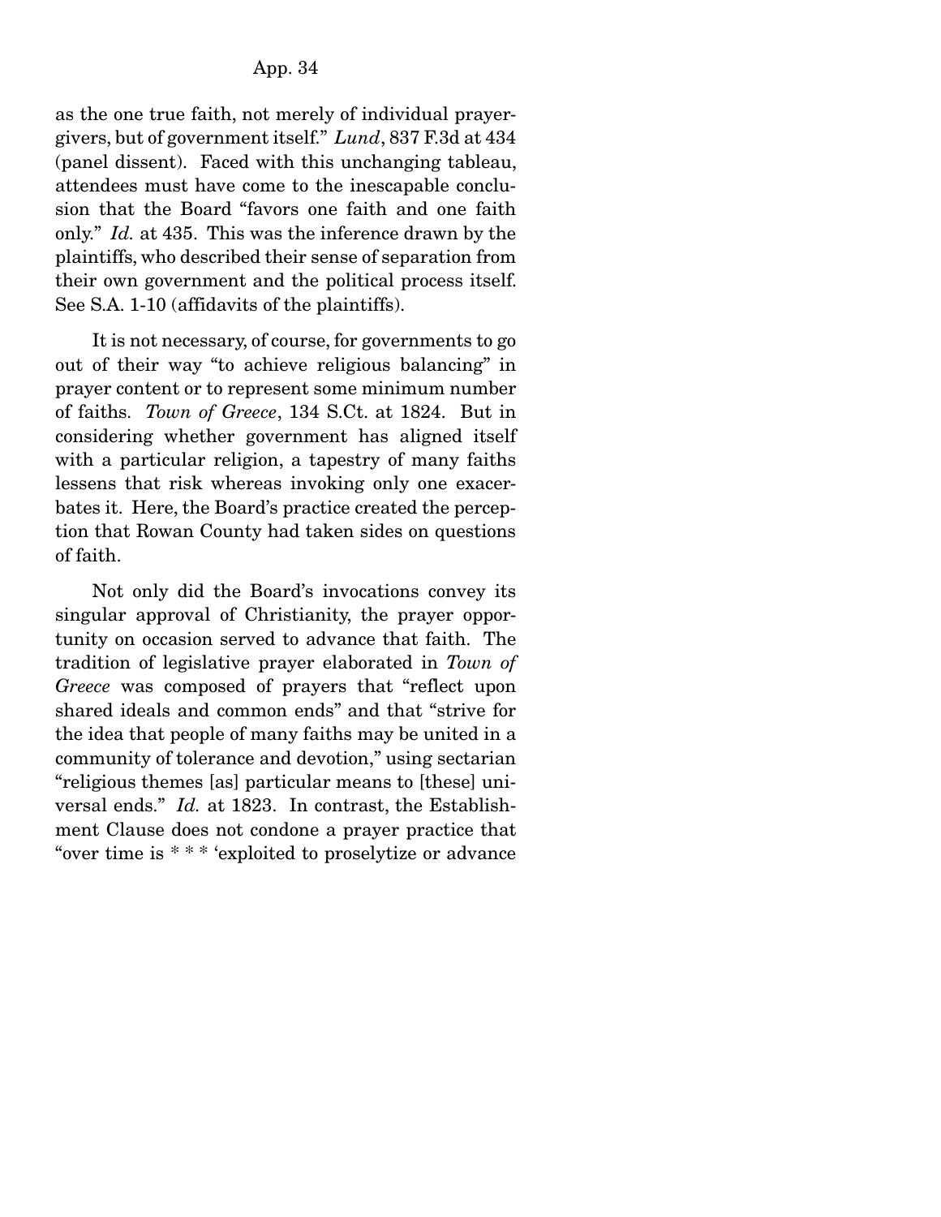as the one true faith, not merely of individual prayer-givers, but of government itself." *Lund*, 837 F.3d at 434 (panel dissent). Faced with this unchanging tableau, attendees must have come to the inescapable conclusion that the Board "favors one faith and one faith only." *Id.* at 435. This was the inference drawn by the plaintiffs, who described their sense of separation from their own government and the political process itself. See S.A. 1-10 (affidavits of the plaintiffs).

It is not necessary, of course, for governments to go out of their way "to achieve religious balancing" in prayer content or to represent some minimum number of faiths. *Town of Greece*, 134 S.Ct. at 1824. But in considering whether government has aligned itself with a particular religion, a tapestry of many faiths lessens that risk whereas invoking only one exacerbates it. Here, the Board's practice created the perception that Rowan County had taken sides on questions of faith.

Not only did the Board's invocations convey its singular approval of Christianity, the prayer opportunity on occasion served to advance that faith. The tradition of legislative prayer elaborated in *Town of Greece* was composed of prayers that "reflect upon shared ideals and common ends" and that "strive for the idea that people of many faiths may be united in a community of tolerance and devotion," using sectarian "religious themes [as] particular means to [these] universal ends." *Id.* at 1823. In contrast, the Establishment Clause does not condone a prayer practice that "over time is * * * 'exploited to proselytize or advance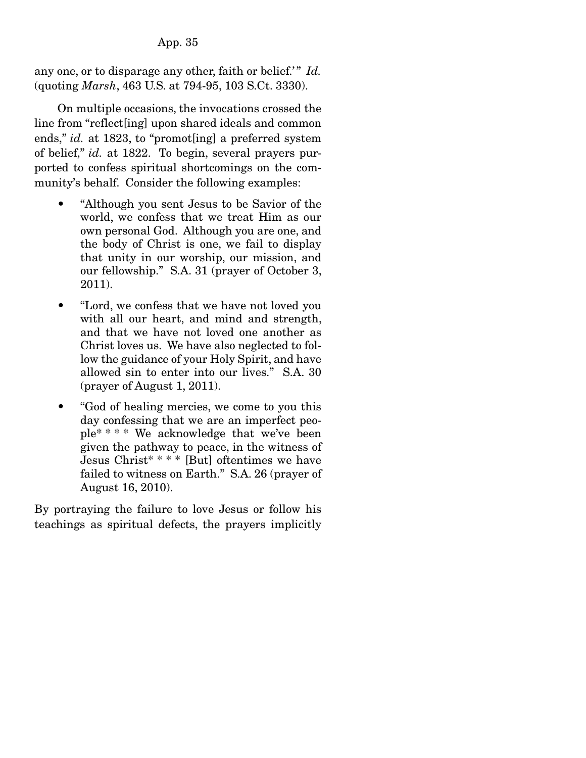any one, or to disparage any other, faith or belief.'" *Id.* (quoting *Marsh*, 463 U.S. at 794-95, 103 S.Ct. 3330).

On multiple occasions, the invocations crossed the line from "reflect[ing] upon shared ideals and common ends," *id.* at 1823, to "promot[ing] a preferred system of belief," *id.* at 1822. To begin, several prayers purported to confess spiritual shortcomings on the community's behalf. Consider the following examples:

- "Although you sent Jesus to be Savior of the world, we confess that we treat Him as our own personal God. Although you are one, and the body of Christ is one, we fail to display that unity in our worship, our mission, and our fellowship." S.A. 31 (prayer of October 3, 2011).
- "Lord, we confess that we have not loved you with all our heart, and mind and strength, and that we have not loved one another as Christ loves us. We have also neglected to follow the guidance of your Holy Spirit, and have allowed sin to enter into our lives." S.A. 30 (prayer of August 1, 2011).
- "God of healing mercies, we come to you this day confessing that we are an imperfect people* * * * We acknowledge that we've been given the pathway to peace, in the witness of Jesus Christ* * * * [But] oftentimes we have failed to witness on Earth." S.A. 26 (prayer of August 16, 2010).

By portraying the failure to love Jesus or follow his teachings as spiritual defects, the prayers implicitly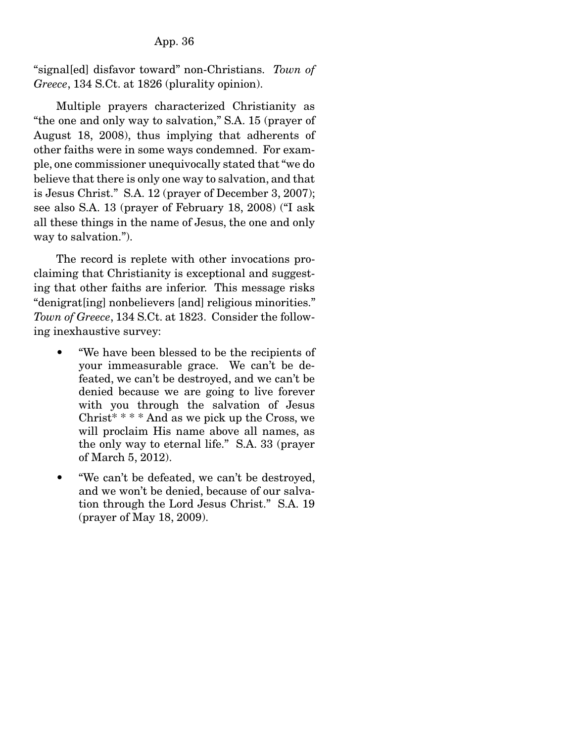"signal[ed] disfavor toward" non-Christians. *Town of Greece*, 134 S.Ct. at 1826 (plurality opinion).

Multiple prayers characterized Christianity as "the one and only way to salvation," S.A. 15 (prayer of August 18, 2008), thus implying that adherents of other faiths were in some ways condemned. For example, one commissioner unequivocally stated that "we do believe that there is only one way to salvation, and that is Jesus Christ." S.A. 12 (prayer of December 3, 2007); see also S.A. 13 (prayer of February 18, 2008) ("I ask all these things in the name of Jesus, the one and only way to salvation.").

The record is replete with other invocations proclaiming that Christianity is exceptional and suggesting that other faiths are inferior. This message risks "denigrat[ing] nonbelievers [and] religious minorities." *Town of Greece*, 134 S.Ct. at 1823. Consider the following inexhaustive survey:

- "We have been blessed to be the recipients of your immeasurable grace. We can't be defeated, we can't be destroyed, and we can't be denied because we are going to live forever with you through the salvation of Jesus Christ* * * * And as we pick up the Cross, we will proclaim His name above all names, as the only way to eternal life." S.A. 33 (prayer of March 5, 2012).
- "We can't be defeated, we can't be destroyed, and we won't be denied, because of our salvation through the Lord Jesus Christ." S.A. 19 (prayer of May 18, 2009).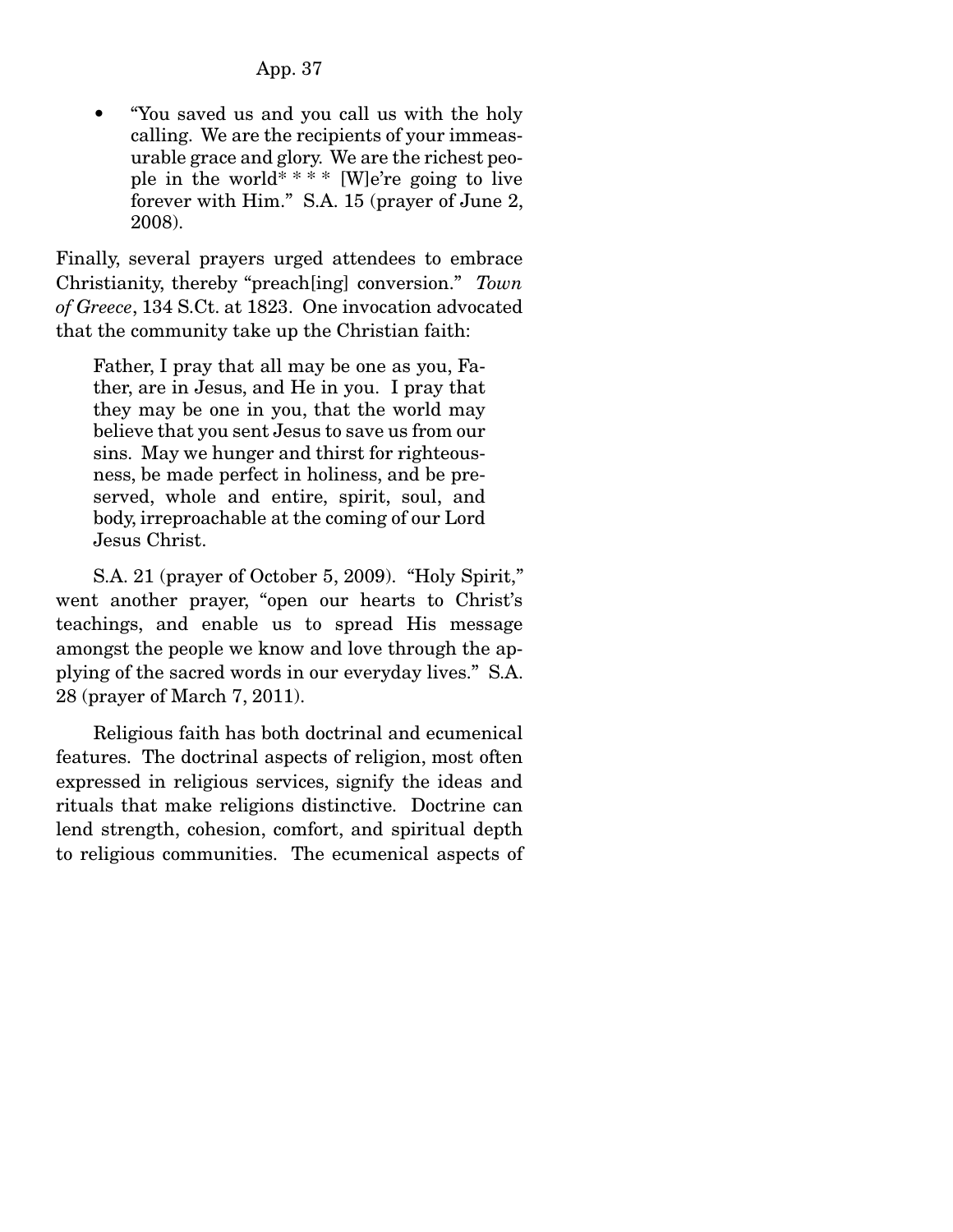- "You saved us and you call us with the holy calling. We are the recipients of your immeasurable grace and glory. We are the richest people in the world* * * * [W]e're going to live forever with Him." S.A. 15 (prayer of June 2, 2008).

Finally, several prayers urged attendees to embrace Christianity, thereby "preach[ing] conversion." *Town of Greece*, 134 S.Ct. at 1823. One invocation advocated that the community take up the Christian faith:

> Father, I pray that all may be one as you, Father, are in Jesus, and He in you. I pray that they may be one in you, that the world may believe that you sent Jesus to save us from our sins. May we hunger and thirst for righteousness, be made perfect in holiness, and be preserved, whole and entire, spirit, soul, and body, irreproachable at the coming of our Lord Jesus Christ.

S.A. 21 (prayer of October 5, 2009). "Holy Spirit," went another prayer, "open our hearts to Christ's teachings, and enable us to spread His message amongst the people we know and love through the applying of the sacred words in our everyday lives." S.A. 28 (prayer of March 7, 2011).

Religious faith has both doctrinal and ecumenical features. The doctrinal aspects of religion, most often expressed in religious services, signify the ideas and rituals that make religions distinctive. Doctrine can lend strength, cohesion, comfort, and spiritual depth to religious communities. The ecumenical aspects of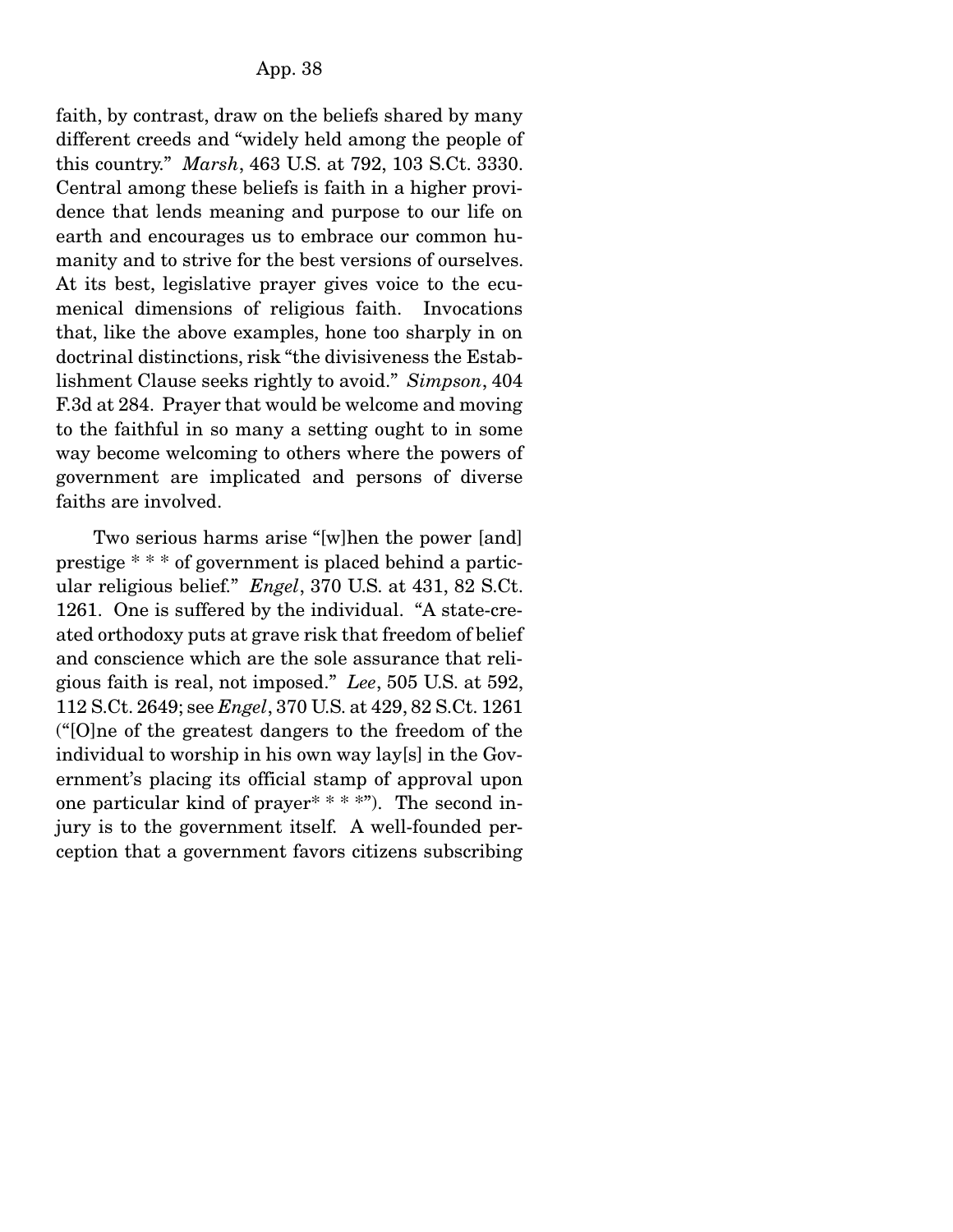faith, by contrast, draw on the beliefs shared by many different creeds and "widely held among the people of this country." *Marsh*, 463 U.S. at 792, 103 S.Ct. 3330. Central among these beliefs is faith in a higher providence that lends meaning and purpose to our life on earth and encourages us to embrace our common humanity and to strive for the best versions of ourselves. At its best, legislative prayer gives voice to the ecumenical dimensions of religious faith. Invocations that, like the above examples, hone too sharply in on doctrinal distinctions, risk "the divisiveness the Establishment Clause seeks rightly to avoid." *Simpson*, 404 F.3d at 284. Prayer that would be welcome and moving to the faithful in so many a setting ought to in some way become welcoming to others where the powers of government are implicated and persons of diverse faiths are involved.

Two serious harms arise "[w]hen the power [and] prestige * * * of government is placed behind a particular religious belief." *Engel*, 370 U.S. at 431, 82 S.Ct. 1261. One is suffered by the individual. "A state-created orthodoxy puts at grave risk that freedom of belief and conscience which are the sole assurance that religious faith is real, not imposed." *Lee*, 505 U.S. at 592, 112 S.Ct. 2649; see *Engel*, 370 U.S. at 429, 82 S.Ct. 1261 ("[O]ne of the greatest dangers to the freedom of the individual to worship in his own way lay[s] in the Government's placing its official stamp of approval upon one particular kind of prayer* * * *"). The second injury is to the government itself. A well-founded perception that a government favors citizens subscribing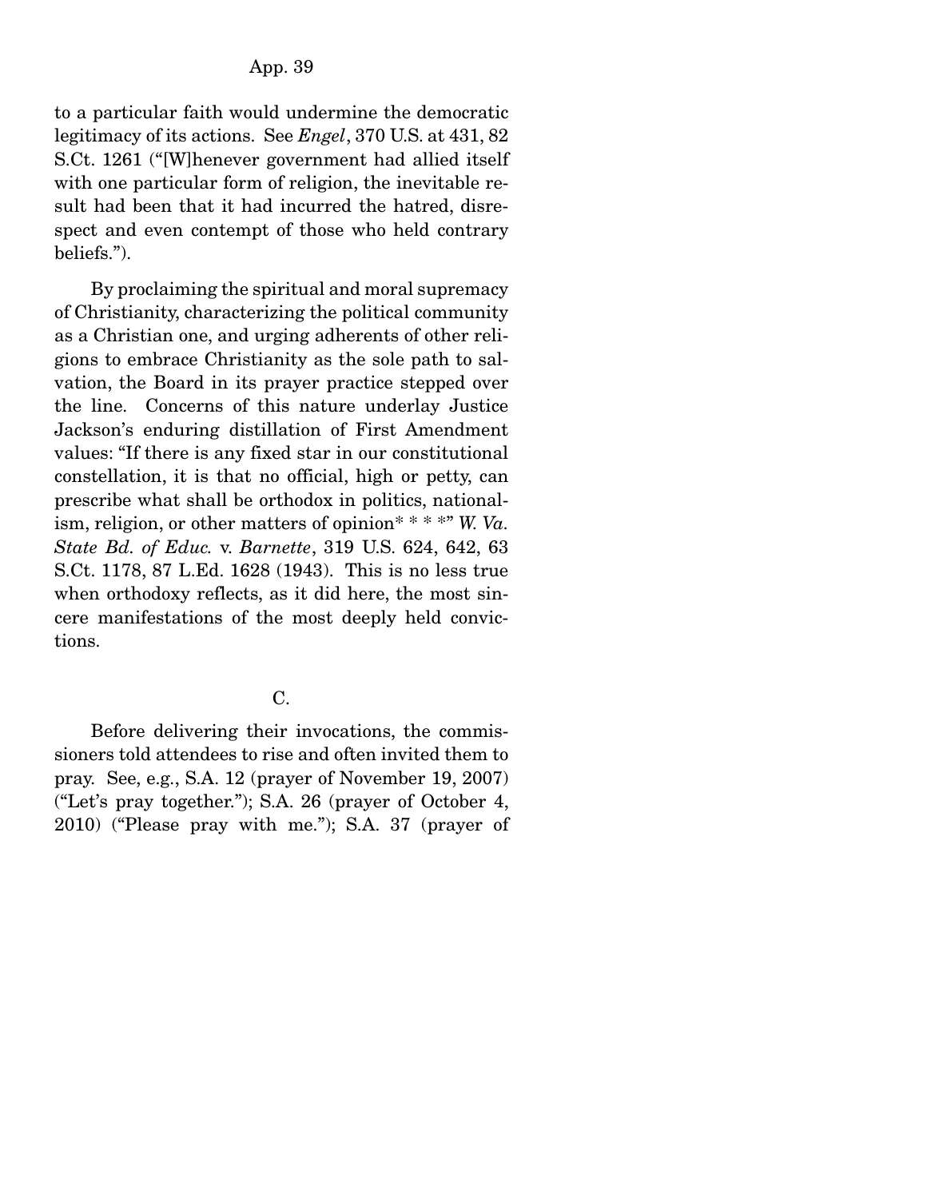to a particular faith would undermine the democratic legitimacy of its actions. See *Engel*, 370 U.S. at 431, 82 S.Ct. 1261 ("[W]henever government had allied itself with one particular form of religion, the inevitable result had been that it had incurred the hatred, disrespect and even contempt of those who held contrary beliefs.").

By proclaiming the spiritual and moral supremacy of Christianity, characterizing the political community as a Christian one, and urging adherents of other religions to embrace Christianity as the sole path to salvation, the Board in its prayer practice stepped over the line. Concerns of this nature underlay Justice Jackson's enduring distillation of First Amendment values: "If there is any fixed star in our constitutional constellation, it is that no official, high or petty, can prescribe what shall be orthodox in politics, nationalism, religion, or other matters of opinion* * * *" *W. Va. State Bd. of Educ.* v. *Barnette*, 319 U.S. 624, 642, 63 S.Ct. 1178, 87 L.Ed. 1628 (1943). This is no less true when orthodoxy reflects, as it did here, the most sincere manifestations of the most deeply held convictions.

C.

Before delivering their invocations, the commissioners told attendees to rise and often invited them to pray. See, e.g., S.A. 12 (prayer of November 19, 2007) ("Let's pray together."); S.A. 26 (prayer of October 4, 2010) ("Please pray with me."); S.A. 37 (prayer of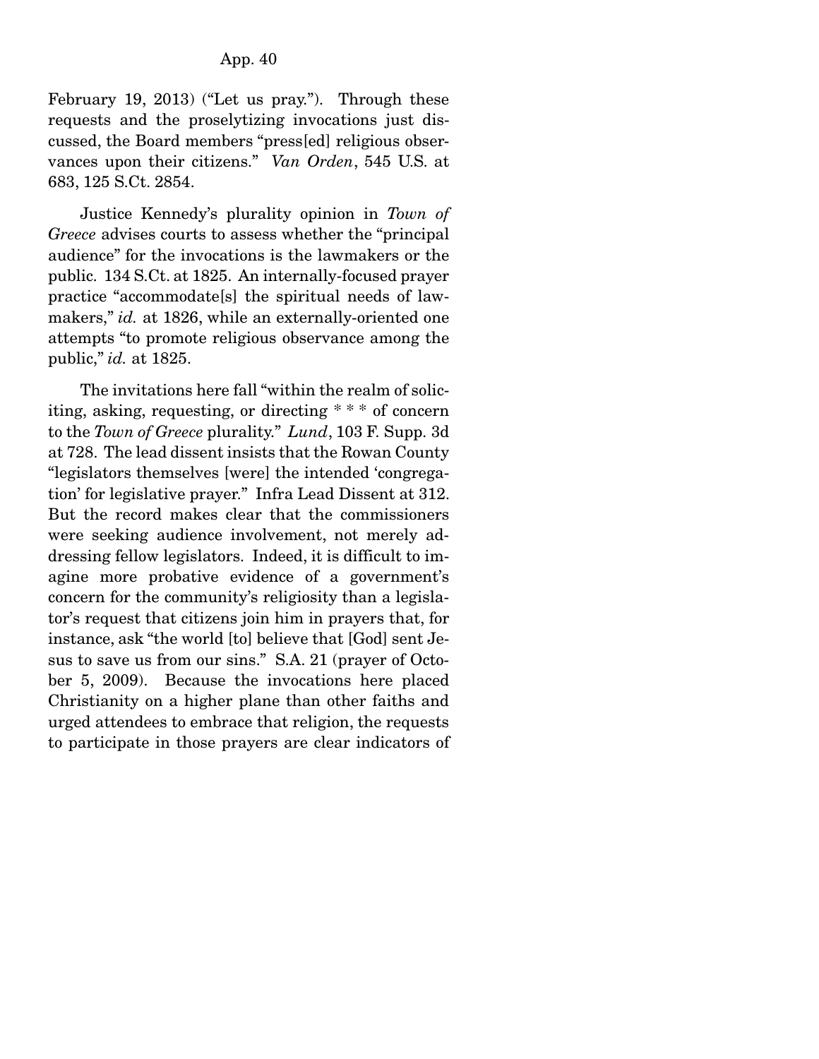February 19, 2013) ("Let us pray."). Through these requests and the proselytizing invocations just discussed, the Board members "press[ed] religious observances upon their citizens." *Van Orden*, 545 U.S. at 683, 125 S.Ct. 2854.

Justice Kennedy's plurality opinion in *Town of Greece* advises courts to assess whether the "principal audience" for the invocations is the lawmakers or the public. 134 S.Ct. at 1825. An internally-focused prayer practice "accommodate[s] the spiritual needs of lawmakers," *id.* at 1826, while an externally-oriented one attempts "to promote religious observance among the public," *id.* at 1825.

The invitations here fall "within the realm of soliciting, asking, requesting, or directing * * * of concern to the *Town of Greece* plurality." *Lund*, 103 F. Supp. 3d at 728. The lead dissent insists that the Rowan County "legislators themselves [were] the intended 'congregation' for legislative prayer." Infra Lead Dissent at 312. But the record makes clear that the commissioners were seeking audience involvement, not merely addressing fellow legislators. Indeed, it is difficult to imagine more probative evidence of a government's concern for the community's religiosity than a legislator's request that citizens join him in prayers that, for instance, ask "the world [to] believe that [God] sent Jesus to save us from our sins." S.A. 21 (prayer of October 5, 2009). Because the invocations here placed Christianity on a higher plane than other faiths and urged attendees to embrace that religion, the requests to participate in those prayers are clear indicators of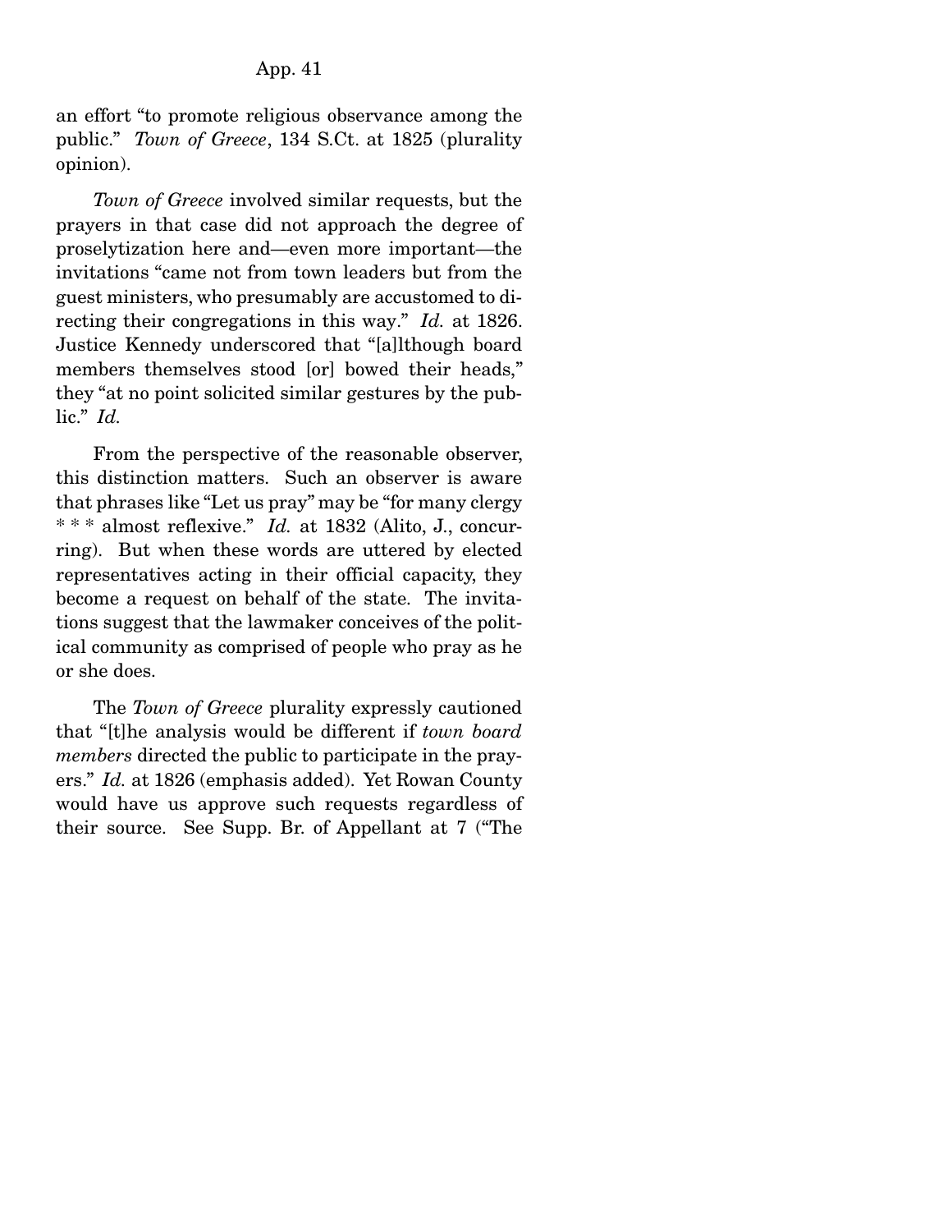an effort "to promote religious observance among the public." *Town of Greece*, 134 S.Ct. at 1825 (plurality opinion).

*Town of Greece* involved similar requests, but the prayers in that case did not approach the degree of proselytization here and—even more important—the invitations "came not from town leaders but from the guest ministers, who presumably are accustomed to directing their congregations in this way." *Id.* at 1826. Justice Kennedy underscored that "[a]lthough board members themselves stood [or] bowed their heads," they "at no point solicited similar gestures by the public." *Id.*

From the perspective of the reasonable observer, this distinction matters. Such an observer is aware that phrases like "Let us pray" may be "for many clergy * * * almost reflexive." *Id.* at 1832 (Alito, J., concurring). But when these words are uttered by elected representatives acting in their official capacity, they become a request on behalf of the state. The invitations suggest that the lawmaker conceives of the political community as comprised of people who pray as he or she does.

The *Town of Greece* plurality expressly cautioned that "[t]he analysis would be different if *town board members* directed the public to participate in the prayers." *Id.* at 1826 (emphasis added). Yet Rowan County would have us approve such requests regardless of their source. See Supp. Br. of Appellant at 7 ("The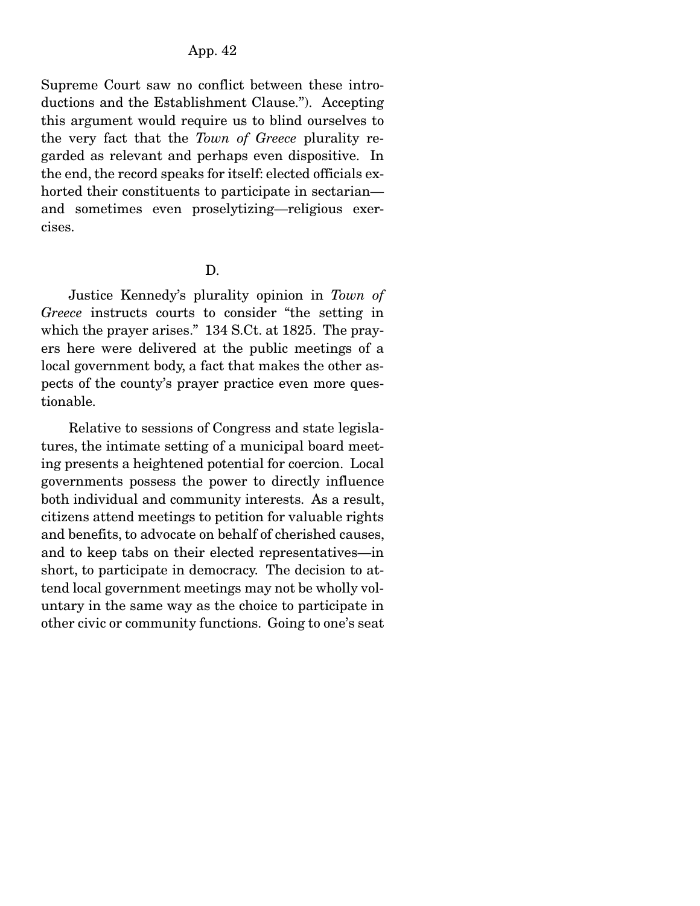Supreme Court saw no conflict between these introductions and the Establishment Clause."). Accepting this argument would require us to blind ourselves to the very fact that the *Town of Greece* plurality regarded as relevant and perhaps even dispositive. In the end, the record speaks for itself: elected officials exhorted their constituents to participate in sectarian—and sometimes even proselytizing—religious exercises.

### D.

Justice Kennedy's plurality opinion in *Town of Greece* instructs courts to consider "the setting in which the prayer arises." 134 S.Ct. at 1825. The prayers here were delivered at the public meetings of a local government body, a fact that makes the other aspects of the county's prayer practice even more questionable.

Relative to sessions of Congress and state legislatures, the intimate setting of a municipal board meeting presents a heightened potential for coercion. Local governments possess the power to directly influence both individual and community interests. As a result, citizens attend meetings to petition for valuable rights and benefits, to advocate on behalf of cherished causes, and to keep tabs on their elected representatives—in short, to participate in democracy. The decision to attend local government meetings may not be wholly voluntary in the same way as the choice to participate in other civic or community functions. Going to one's seat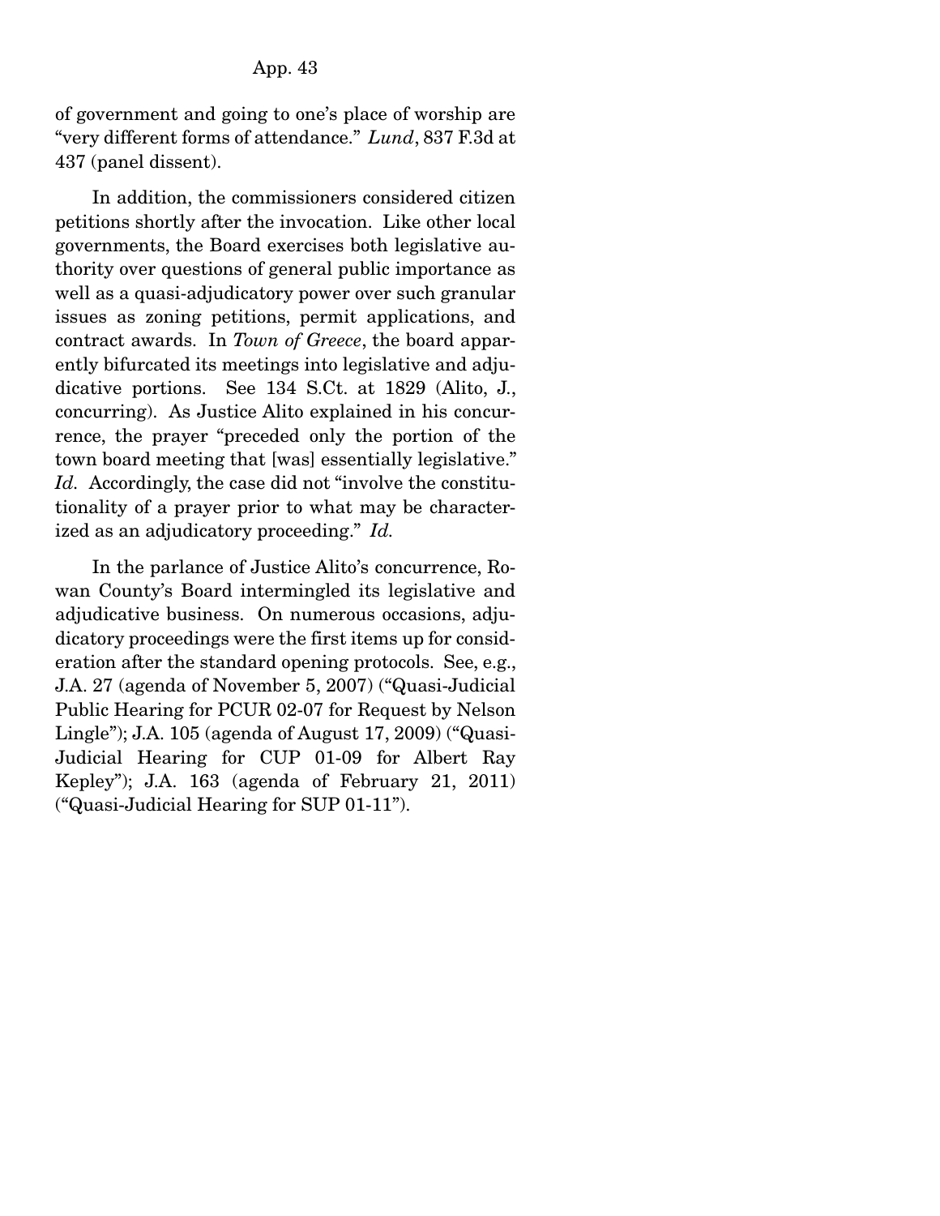of government and going to one's place of worship are "very different forms of attendance." *Lund*, 837 F.3d at 437 (panel dissent).

In addition, the commissioners considered citizen petitions shortly after the invocation. Like other local governments, the Board exercises both legislative authority over questions of general public importance as well as a quasi-adjudicatory power over such granular issues as zoning petitions, permit applications, and contract awards. In *Town of Greece*, the board apparently bifurcated its meetings into legislative and adjudicative portions. See 134 S.Ct. at 1829 (Alito, J., concurring). As Justice Alito explained in his concurrence, the prayer "preceded only the portion of the town board meeting that [was] essentially legislative." *Id.* Accordingly, the case did not "involve the constitutionality of a prayer prior to what may be characterized as an adjudicatory proceeding." *Id.*

In the parlance of Justice Alito's concurrence, Rowan County's Board intermingled its legislative and adjudicative business. On numerous occasions, adjudicatory proceedings were the first items up for consideration after the standard opening protocols. See, e.g., J.A. 27 (agenda of November 5, 2007) ("Quasi-Judicial Public Hearing for PCUR 02-07 for Request by Nelson Lingle"); J.A. 105 (agenda of August 17, 2009) ("Quasi-Judicial Hearing for CUP 01-09 for Albert Ray Kepley"); J.A. 163 (agenda of February 21, 2011) ("Quasi-Judicial Hearing for SUP 01-11").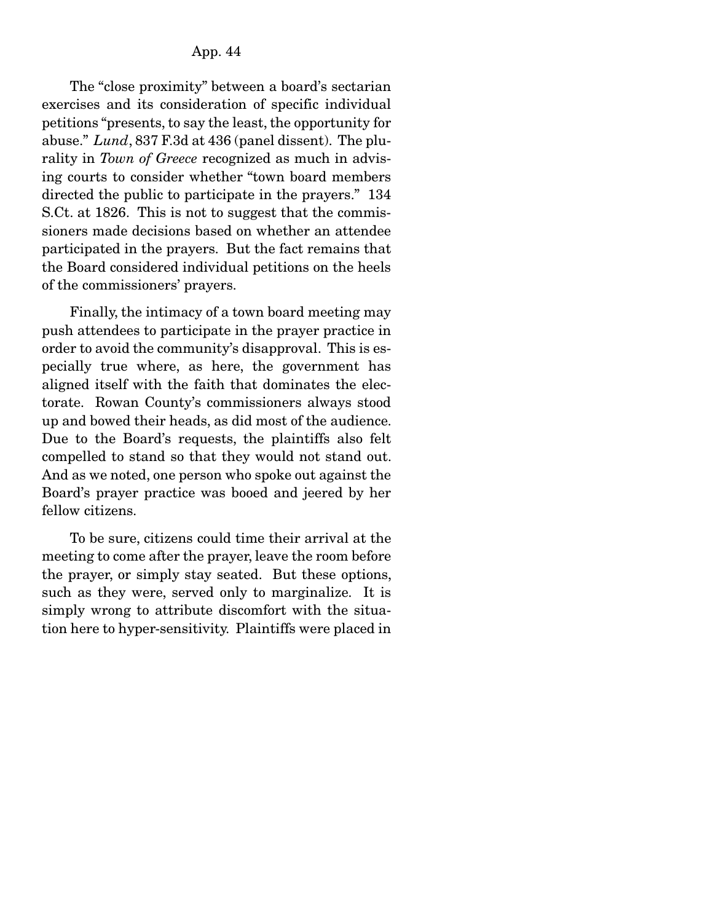The "close proximity" between a board's sectarian exercises and its consideration of specific individual petitions "presents, to say the least, the opportunity for abuse." *Lund*, 837 F.3d at 436 (panel dissent). The plurality in *Town of Greece* recognized as much in advising courts to consider whether "town board members directed the public to participate in the prayers." 134 S.Ct. at 1826. This is not to suggest that the commissioners made decisions based on whether an attendee participated in the prayers. But the fact remains that the Board considered individual petitions on the heels of the commissioners' prayers.

Finally, the intimacy of a town board meeting may push attendees to participate in the prayer practice in order to avoid the community's disapproval. This is especially true where, as here, the government has aligned itself with the faith that dominates the electorate. Rowan County's commissioners always stood up and bowed their heads, as did most of the audience. Due to the Board's requests, the plaintiffs also felt compelled to stand so that they would not stand out. And as we noted, one person who spoke out against the Board's prayer practice was booed and jeered by her fellow citizens.

To be sure, citizens could time their arrival at the meeting to come after the prayer, leave the room before the prayer, or simply stay seated. But these options, such as they were, served only to marginalize. It is simply wrong to attribute discomfort with the situation here to hyper-sensitivity. Plaintiffs were placed in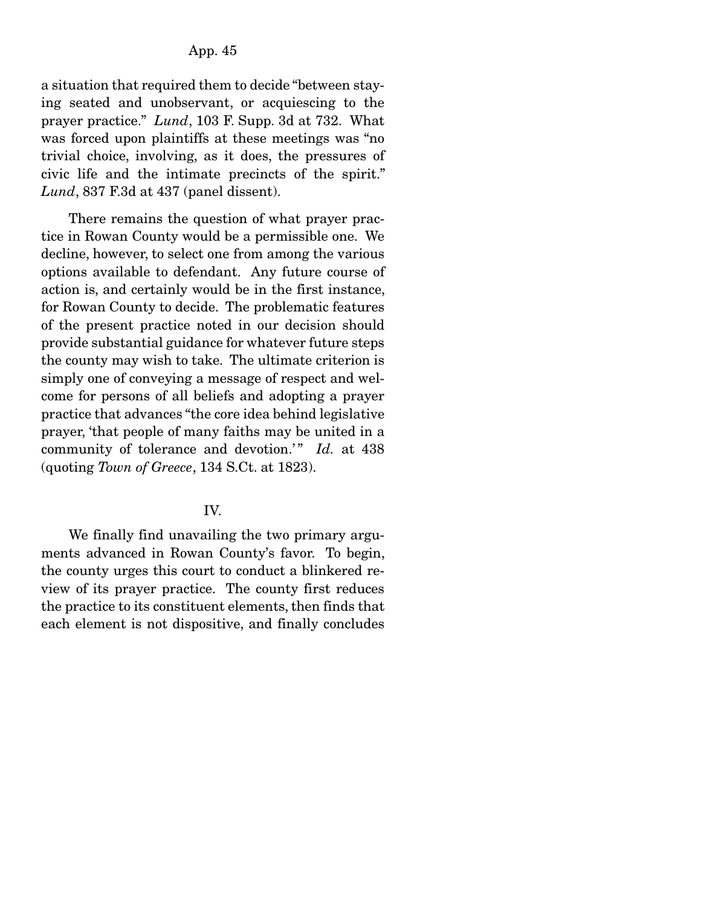a situation that required them to decide "between staying seated and unobservant, or acquiescing to the prayer practice." *Lund*, 103 F. Supp. 3d at 732. What was forced upon plaintiffs at these meetings was "no trivial choice, involving, as it does, the pressures of civic life and the intimate precincts of the spirit." *Lund*, 837 F.3d at 437 (panel dissent).

There remains the question of what prayer practice in Rowan County would be a permissible one. We decline, however, to select one from among the various options available to defendant. Any future course of action is, and certainly would be in the first instance, for Rowan County to decide. The problematic features of the present practice noted in our decision should provide substantial guidance for whatever future steps the county may wish to take. The ultimate criterion is simply one of conveying a message of respect and welcome for persons of all beliefs and adopting a prayer practice that advances "the core idea behind legislative prayer, 'that people of many faiths may be united in a community of tolerance and devotion.'" *Id.* at 438 (quoting *Town of Greece*, 134 S.Ct. at 1823).

## IV.

We finally find unavailing the two primary arguments advanced in Rowan County's favor. To begin, the county urges this court to conduct a blinkered review of its prayer practice. The county first reduces the practice to its constituent elements, then finds that each element is not dispositive, and finally concludes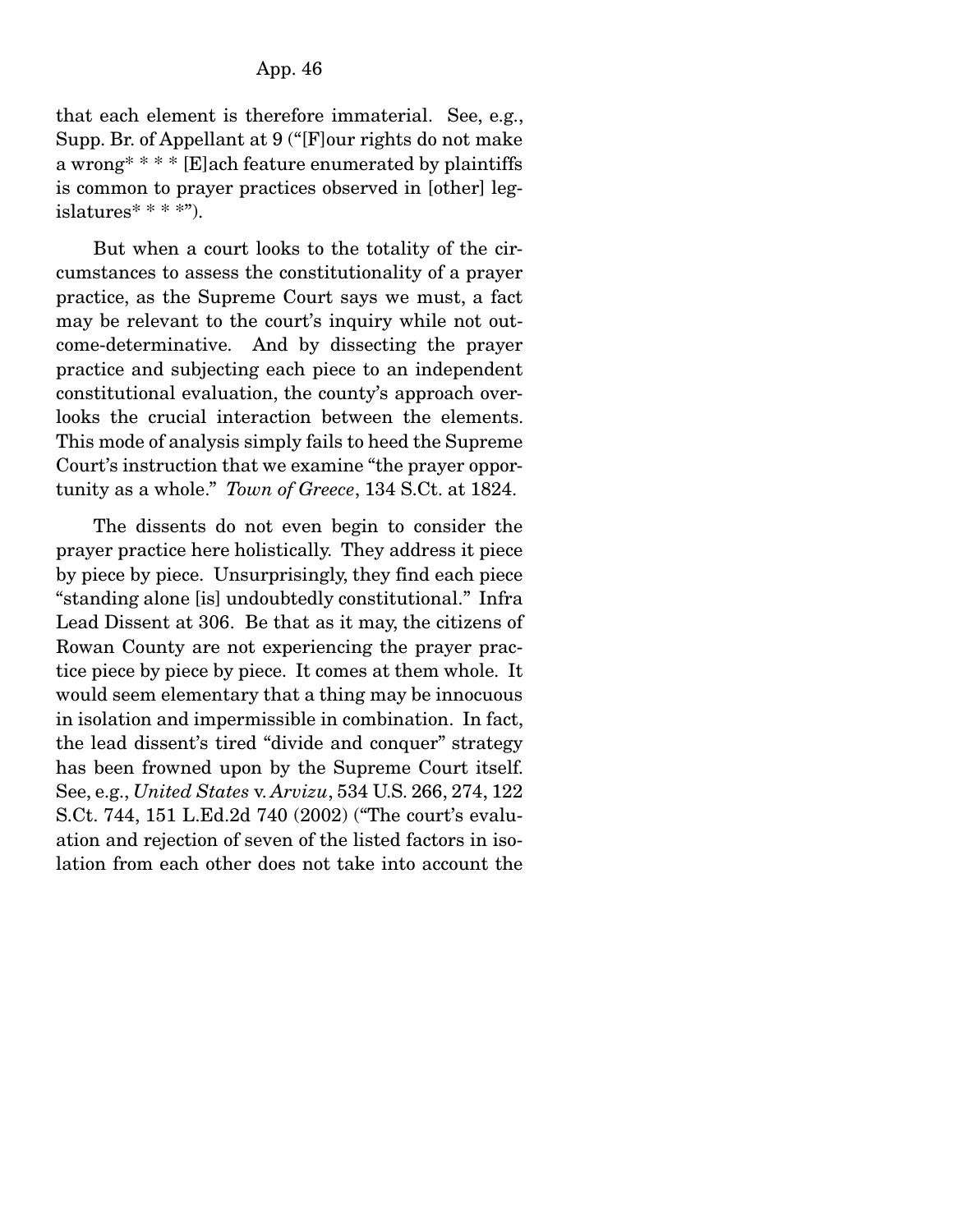that each element is therefore immaterial. See, e.g., Supp. Br. of Appellant at 9 ("[F]our rights do not make a wrong* * * * [E]ach feature enumerated by plaintiffs is common to prayer practices observed in [other] legislatures* * * *").

But when a court looks to the totality of the circumstances to assess the constitutionality of a prayer practice, as the Supreme Court says we must, a fact may be relevant to the court's inquiry while not outcome-determinative. And by dissecting the prayer practice and subjecting each piece to an independent constitutional evaluation, the county's approach overlooks the crucial interaction between the elements. This mode of analysis simply fails to heed the Supreme Court's instruction that we examine "the prayer opportunity as a whole." *Town of Greece*, 134 S.Ct. at 1824.

The dissents do not even begin to consider the prayer practice here holistically. They address it piece by piece by piece. Unsurprisingly, they find each piece "standing alone [is] undoubtedly constitutional." Infra Lead Dissent at 306. Be that as it may, the citizens of Rowan County are not experiencing the prayer practice piece by piece by piece. It comes at them whole. It would seem elementary that a thing may be innocuous in isolation and impermissible in combination. In fact, the lead dissent's tired "divide and conquer" strategy has been frowned upon by the Supreme Court itself. See, e.g., *United States* v. *Arvizu*, 534 U.S. 266, 274, 122 S.Ct. 744, 151 L.Ed.2d 740 (2002) ("The court's evaluation and rejection of seven of the listed factors in isolation from each other does not take into account the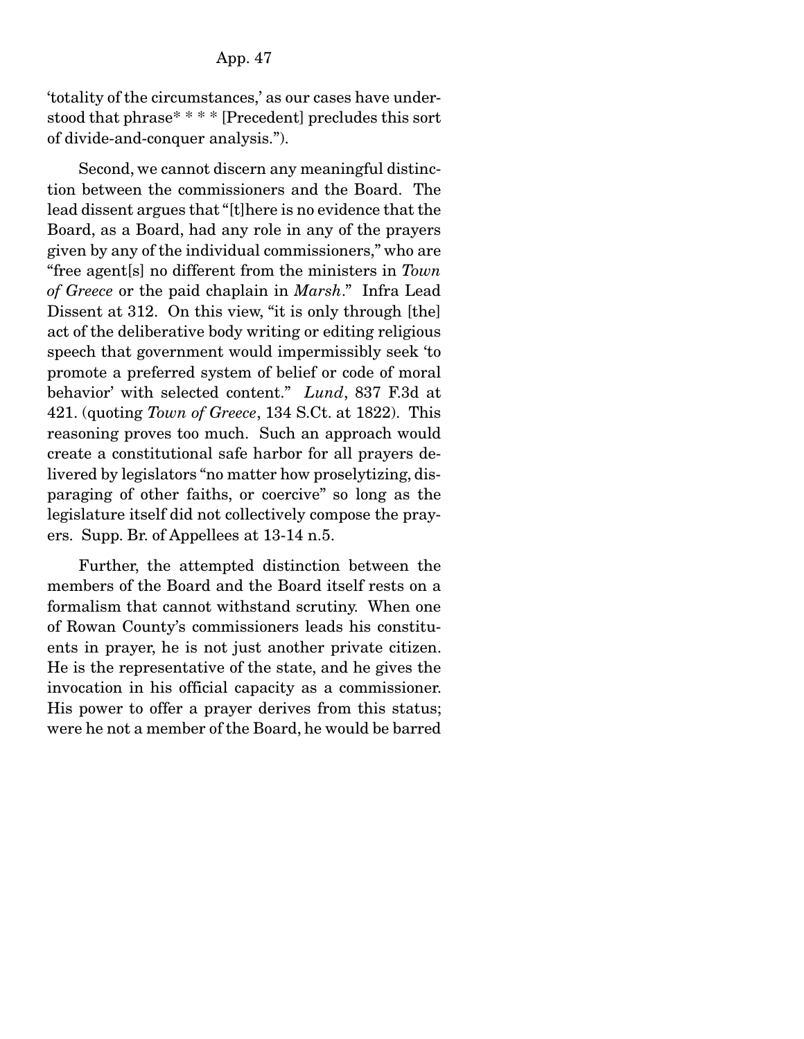'totality of the circumstances,' as our cases have understood that phrase* * * * [Precedent] precludes this sort of divide-and-conquer analysis.").

Second, we cannot discern any meaningful distinction between the commissioners and the Board. The lead dissent argues that "[t]here is no evidence that the Board, as a Board, had any role in any of the prayers given by any of the individual commissioners," who are "free agent[s] no different from the ministers in *Town of Greece* or the paid chaplain in *Marsh*." Infra Lead Dissent at 312. On this view, "it is only through [the] act of the deliberative body writing or editing religious speech that government would impermissibly seek 'to promote a preferred system of belief or code of moral behavior' with selected content." *Lund*, 837 F.3d at 421. (quoting *Town of Greece*, 134 S.Ct. at 1822). This reasoning proves too much. Such an approach would create a constitutional safe harbor for all prayers delivered by legislators "no matter how proselytizing, disparaging of other faiths, or coercive" so long as the legislature itself did not collectively compose the prayers. Supp. Br. of Appellees at 13-14 n.5.

Further, the attempted distinction between the members of the Board and the Board itself rests on a formalism that cannot withstand scrutiny. When one of Rowan County's commissioners leads his constituents in prayer, he is not just another private citizen. He is the representative of the state, and he gives the invocation in his official capacity as a commissioner. His power to offer a prayer derives from this status; were he not a member of the Board, he would be barred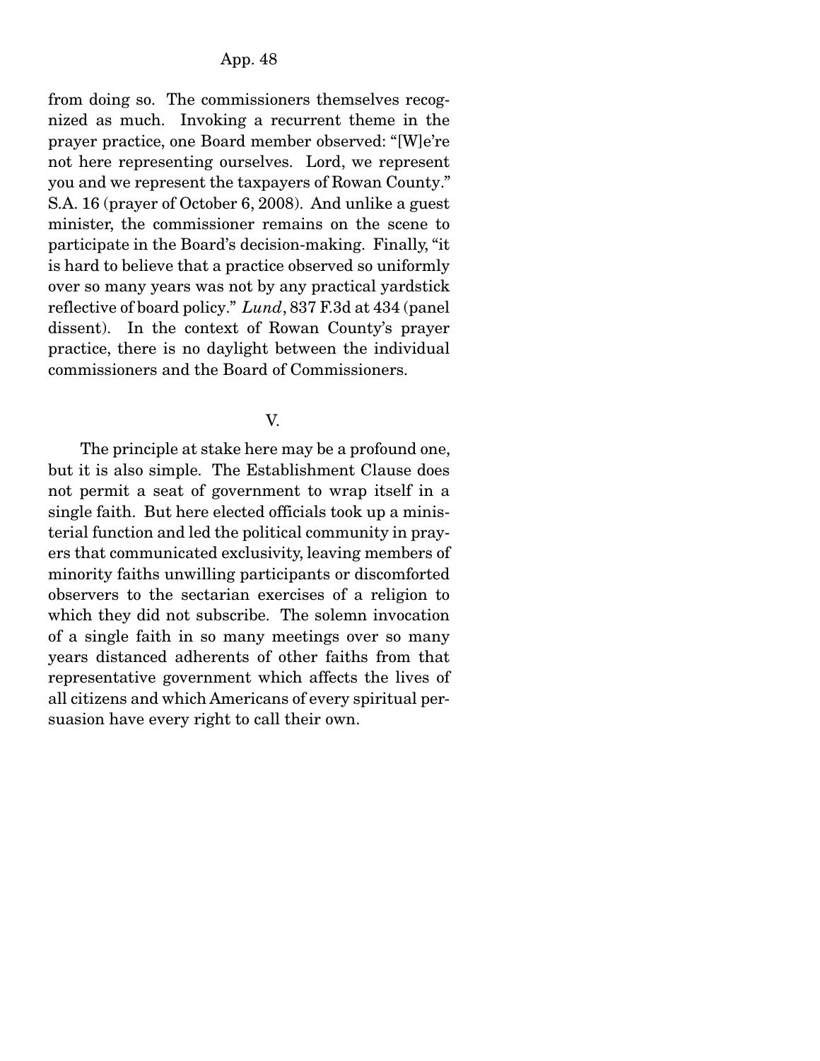from doing so. The commissioners themselves recognized as much. Invoking a recurrent theme in the prayer practice, one Board member observed: "[W]e're not here representing ourselves. Lord, we represent you and we represent the taxpayers of Rowan County." S.A. 16 (prayer of October 6, 2008). And unlike a guest minister, the commissioner remains on the scene to participate in the Board's decision-making. Finally, "it is hard to believe that a practice observed so uniformly over so many years was not by any practical yardstick reflective of board policy." *Lund*, 837 F.3d at 434 (panel dissent). In the context of Rowan County's prayer practice, there is no daylight between the individual commissioners and the Board of Commissioners.

## V.

The principle at stake here may be a profound one, but it is also simple. The Establishment Clause does not permit a seat of government to wrap itself in a single faith. But here elected officials took up a ministerial function and led the political community in prayers that communicated exclusivity, leaving members of minority faiths unwilling participants or discomforted observers to the sectarian exercises of a religion to which they did not subscribe. The solemn invocation of a single faith in so many meetings over so many years distanced adherents of other faiths from that representative government which affects the lives of all citizens and which Americans of every spiritual persuasion have every right to call their own.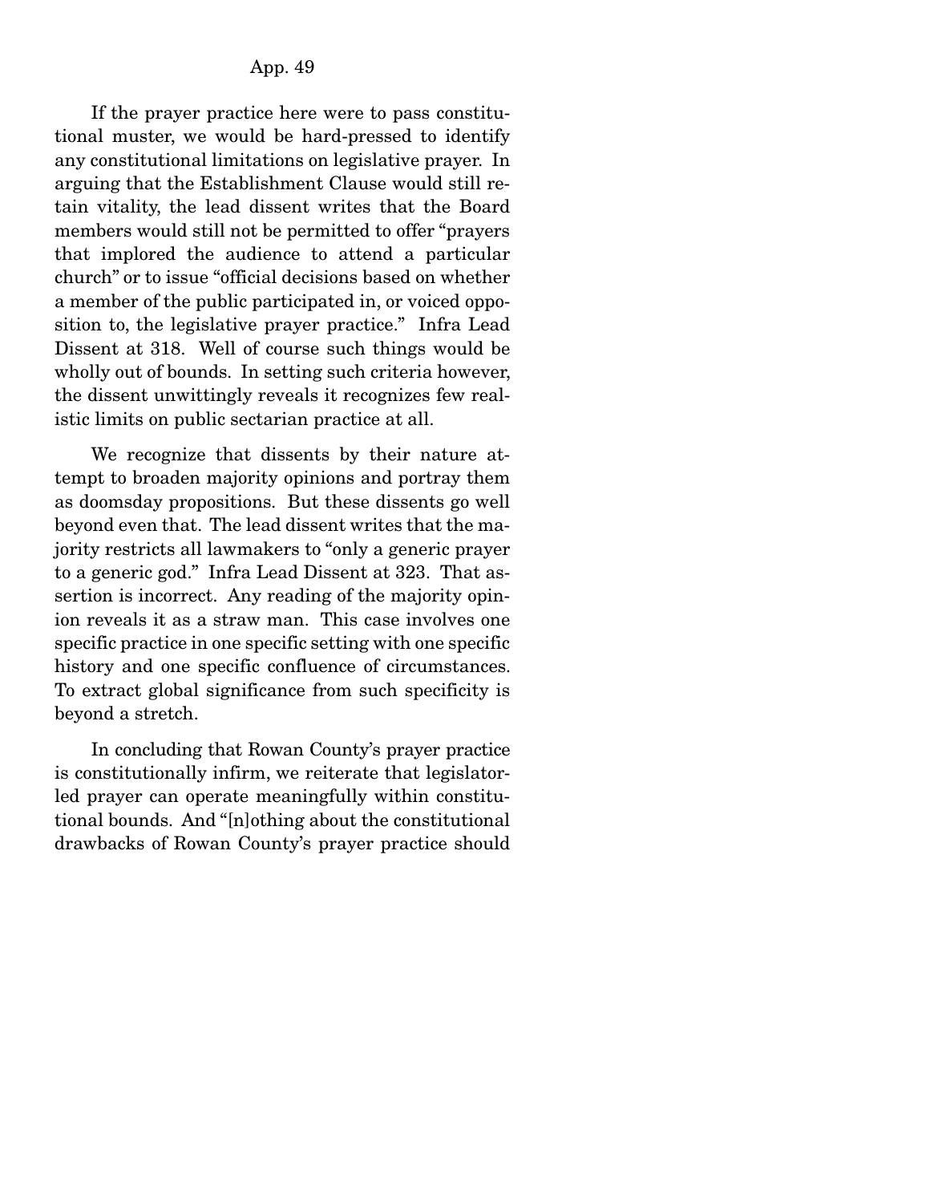If the prayer practice here were to pass constitutional muster, we would be hard-pressed to identify any constitutional limitations on legislative prayer. In arguing that the Establishment Clause would still retain vitality, the lead dissent writes that the Board members would still not be permitted to offer "prayers that implored the audience to attend a particular church" or to issue "official decisions based on whether a member of the public participated in, or voiced opposition to, the legislative prayer practice." Infra Lead Dissent at 318. Well of course such things would be wholly out of bounds. In setting such criteria however, the dissent unwittingly reveals it recognizes few realistic limits on public sectarian practice at all.

We recognize that dissents by their nature attempt to broaden majority opinions and portray them as doomsday propositions. But these dissents go well beyond even that. The lead dissent writes that the majority restricts all lawmakers to "only a generic prayer to a generic god." Infra Lead Dissent at 323. That assertion is incorrect. Any reading of the majority opinion reveals it as a straw man. This case involves one specific practice in one specific setting with one specific history and one specific confluence of circumstances. To extract global significance from such specificity is beyond a stretch.

In concluding that Rowan County's prayer practice is constitutionally infirm, we reiterate that legislator-led prayer can operate meaningfully within constitutional bounds. And "[n]othing about the constitutional drawbacks of Rowan County's prayer practice should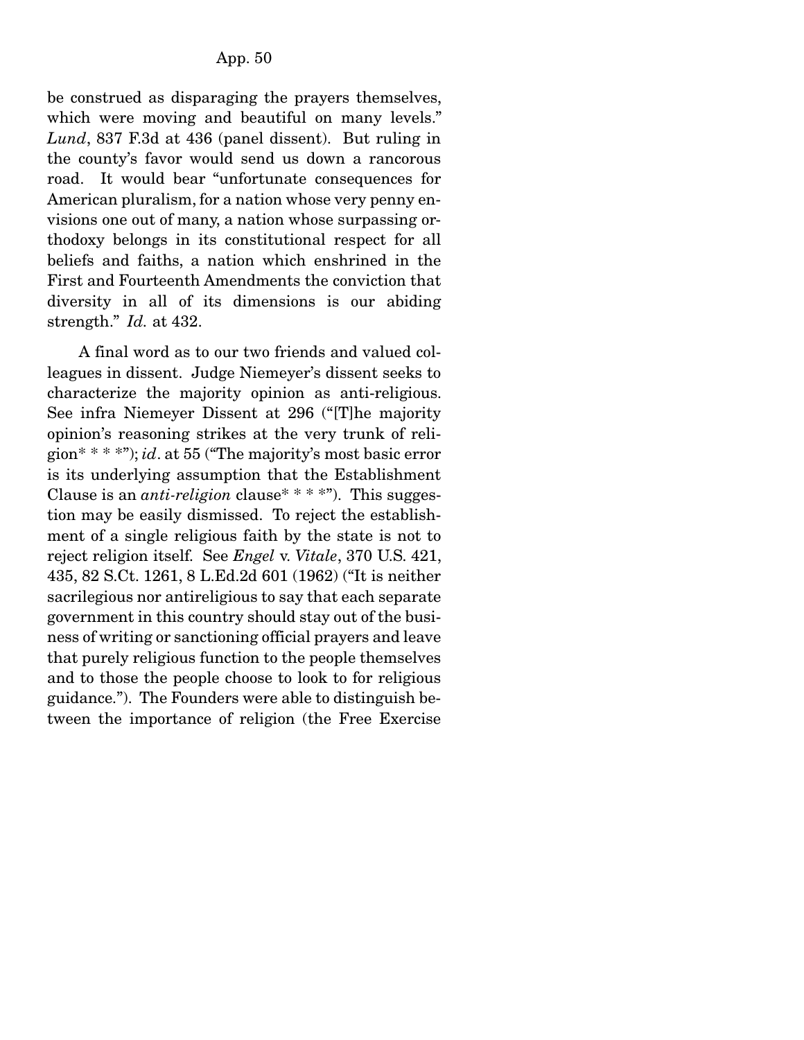be construed as disparaging the prayers themselves, which were moving and beautiful on many levels." *Lund*, 837 F.3d at 436 (panel dissent). But ruling in the county's favor would send us down a rancorous road. It would bear "unfortunate consequences for American pluralism, for a nation whose very penny envisions one out of many, a nation whose surpassing orthodoxy belongs in its constitutional respect for all beliefs and faiths, a nation which enshrined in the First and Fourteenth Amendments the conviction that diversity in all of its dimensions is our abiding strength." *Id.* at 432.

A final word as to our two friends and valued colleagues in dissent. Judge Niemeyer's dissent seeks to characterize the majority opinion as anti-religious. See infra Niemeyer Dissent at 296 ("[T]he majority opinion's reasoning strikes at the very trunk of religion* * * *"); *id*. at 55 ("The majority's most basic error is its underlying assumption that the Establishment Clause is an *anti-religion* clause* * * *"). This suggestion may be easily dismissed. To reject the establishment of a single religious faith by the state is not to reject religion itself. See *Engel* v. *Vitale*, 370 U.S. 421, 435, 82 S.Ct. 1261, 8 L.Ed.2d 601 (1962) ("It is neither sacrilegious nor antireligious to say that each separate government in this country should stay out of the business of writing or sanctioning official prayers and leave that purely religious function to the people themselves and to those the people choose to look to for religious guidance."). The Founders were able to distinguish between the importance of religion (the Free Exercise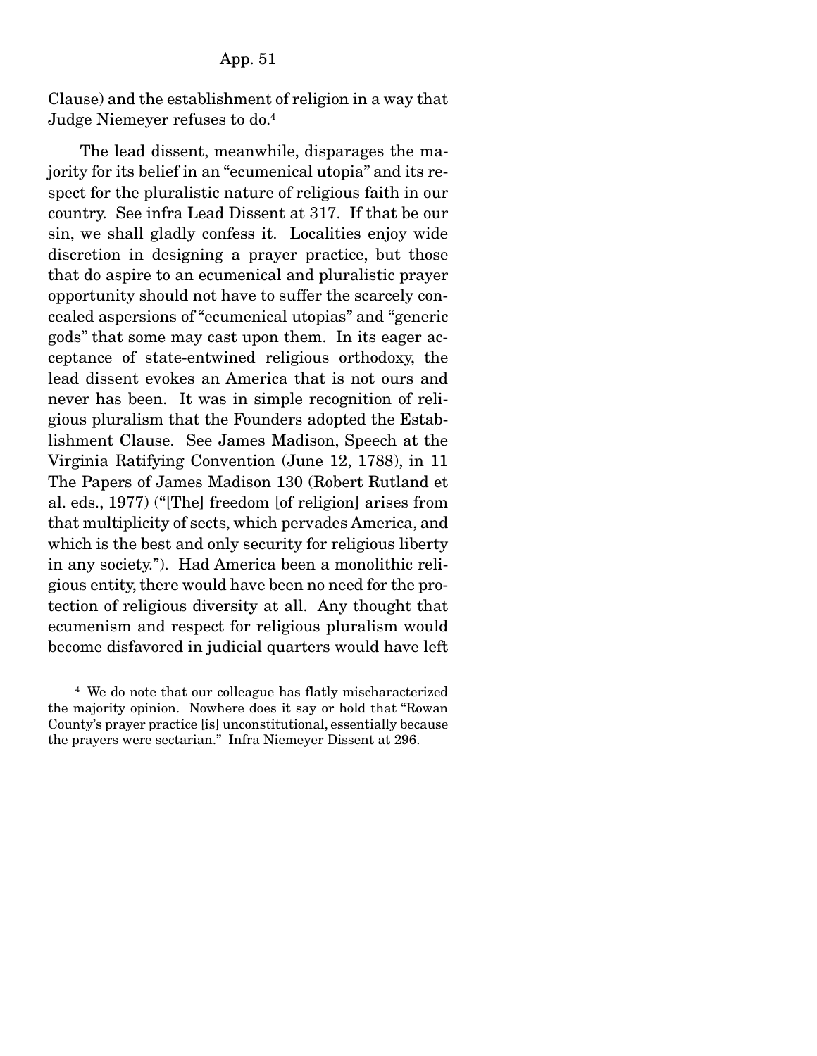Clause) and the establishment of religion in a way that Judge Niemeyer refuses to do.[4]

The lead dissent, meanwhile, disparages the majority for its belief in an "ecumenical utopia" and its respect for the pluralistic nature of religious faith in our country. See infra Lead Dissent at 317. If that be our sin, we shall gladly confess it. Localities enjoy wide discretion in designing a prayer practice, but those that do aspire to an ecumenical and pluralistic prayer opportunity should not have to suffer the scarcely concealed aspersions of "ecumenical utopias" and "generic gods" that some may cast upon them. In its eager acceptance of state-entwined religious orthodoxy, the lead dissent evokes an America that is not ours and never has been. It was in simple recognition of religious pluralism that the Founders adopted the Establishment Clause. See James Madison, Speech at the Virginia Ratifying Convention (June 12, 1788), in 11 The Papers of James Madison 130 (Robert Rutland et al. eds., 1977) ("[The] freedom [of religion] arises from that multiplicity of sects, which pervades America, and which is the best and only security for religious liberty in any society."). Had America been a monolithic religious entity, there would have been no need for the protection of religious diversity at all. Any thought that ecumenism and respect for religious pluralism would become disfavored in judicial quarters would have left

[4] We do note that our colleague has flatly mischaracterized the majority opinion. Nowhere does it say or hold that "Rowan County's prayer practice [is] unconstitutional, essentially because the prayers were sectarian." Infra Niemeyer Dissent at 296.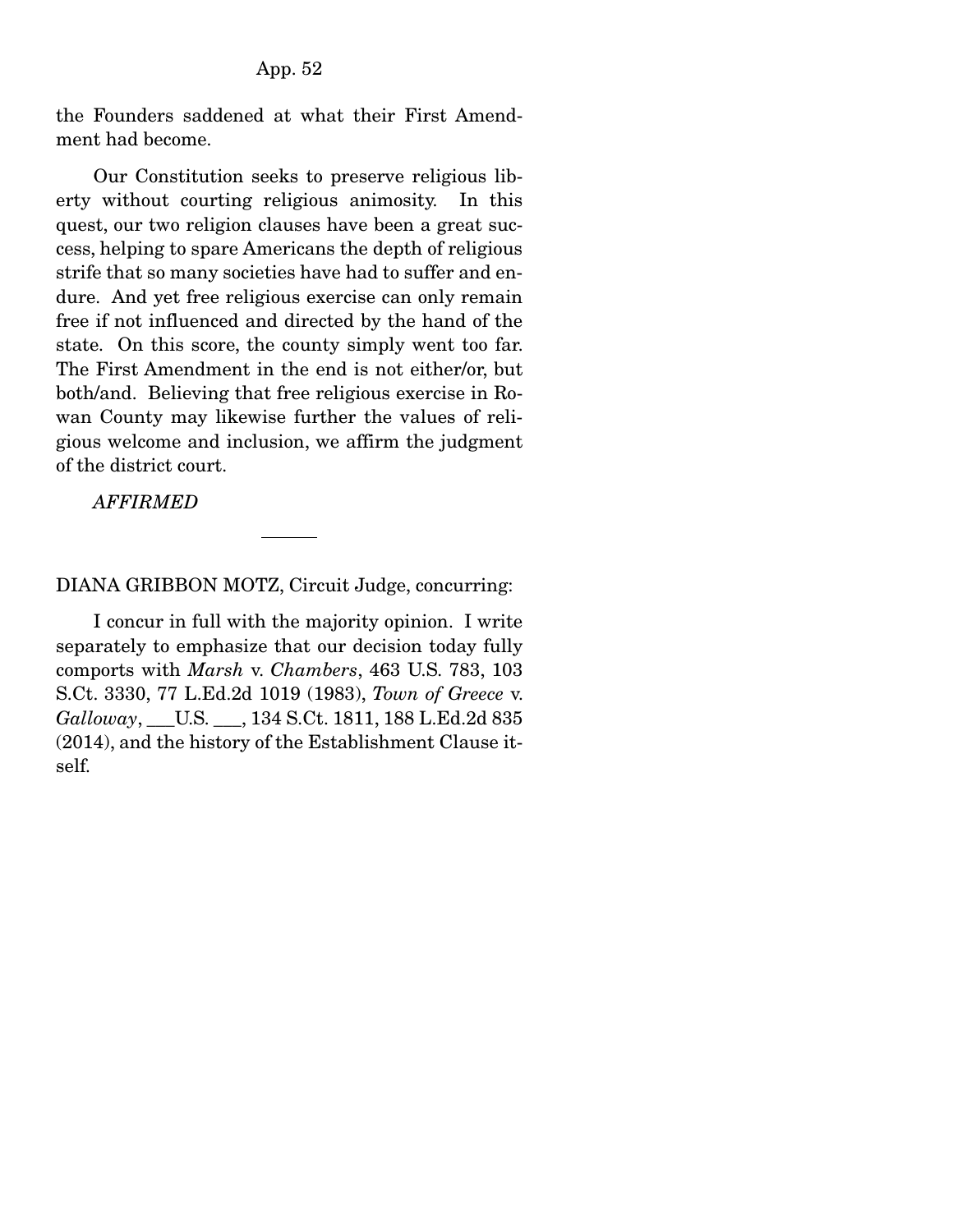the Founders saddened at what their First Amendment had become.

Our Constitution seeks to preserve religious liberty without courting religious animosity. In this quest, our two religion clauses have been a great success, helping to spare Americans the depth of religious strife that so many societies have had to suffer and endure. And yet free religious exercise can only remain free if not influenced and directed by the hand of the state. On this score, the county simply went too far. The First Amendment in the end is not either/or, but both/and. Believing that free religious exercise in Rowan County may likewise further the values of religious welcome and inclusion, we affirm the judgment of the district court.

*AFFIRMED*

---

DIANA GRIBBON MOTZ, Circuit Judge, concurring:

I concur in full with the majority opinion. I write separately to emphasize that our decision today fully comports with *Marsh* v. *Chambers*, 463 U.S. 783, 103 S.Ct. 3330, 77 L.Ed.2d 1019 (1983), *Town of Greece* v. *Galloway*, ___U.S. ___, 134 S.Ct. 1811, 188 L.Ed.2d 835 (2014), and the history of the Establishment Clause itself.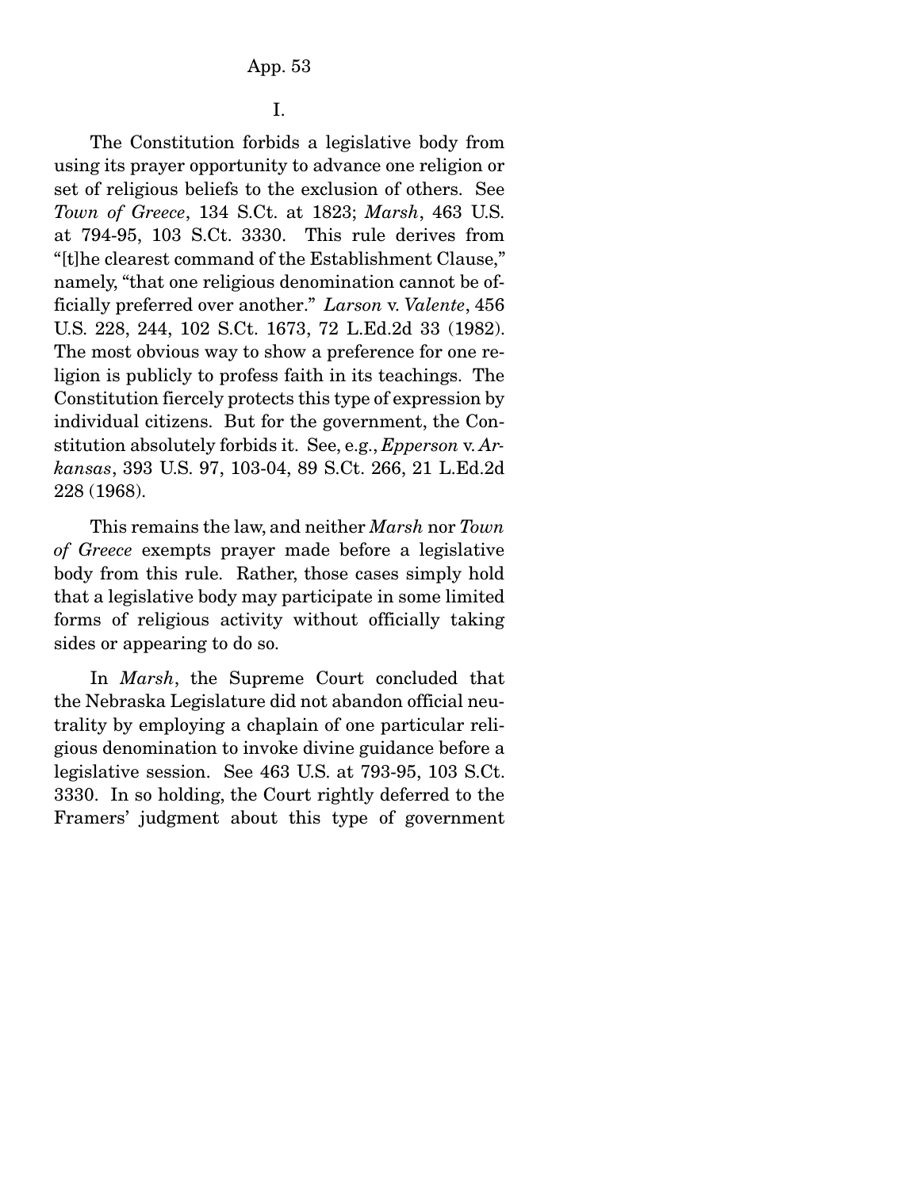I.

The Constitution forbids a legislative body from using its prayer opportunity to advance one religion or set of religious beliefs to the exclusion of others. See *Town of Greece*, 134 S.Ct. at 1823; *Marsh*, 463 U.S. at 794-95, 103 S.Ct. 3330. This rule derives from "[t]he clearest command of the Establishment Clause," namely, "that one religious denomination cannot be officially preferred over another." *Larson* v. *Valente*, 456 U.S. 228, 244, 102 S.Ct. 1673, 72 L.Ed.2d 33 (1982). The most obvious way to show a preference for one religion is publicly to profess faith in its teachings. The Constitution fiercely protects this type of expression by individual citizens. But for the government, the Constitution absolutely forbids it. See, e.g., *Epperson* v. *Arkansas*, 393 U.S. 97, 103-04, 89 S.Ct. 266, 21 L.Ed.2d 228 (1968).

This remains the law, and neither *Marsh* nor *Town of Greece* exempts prayer made before a legislative body from this rule. Rather, those cases simply hold that a legislative body may participate in some limited forms of religious activity without officially taking sides or appearing to do so.

In *Marsh*, the Supreme Court concluded that the Nebraska Legislature did not abandon official neutrality by employing a chaplain of one particular religious denomination to invoke divine guidance before a legislative session. See 463 U.S. at 793-95, 103 S.Ct. 3330. In so holding, the Court rightly deferred to the Framers' judgment about this type of government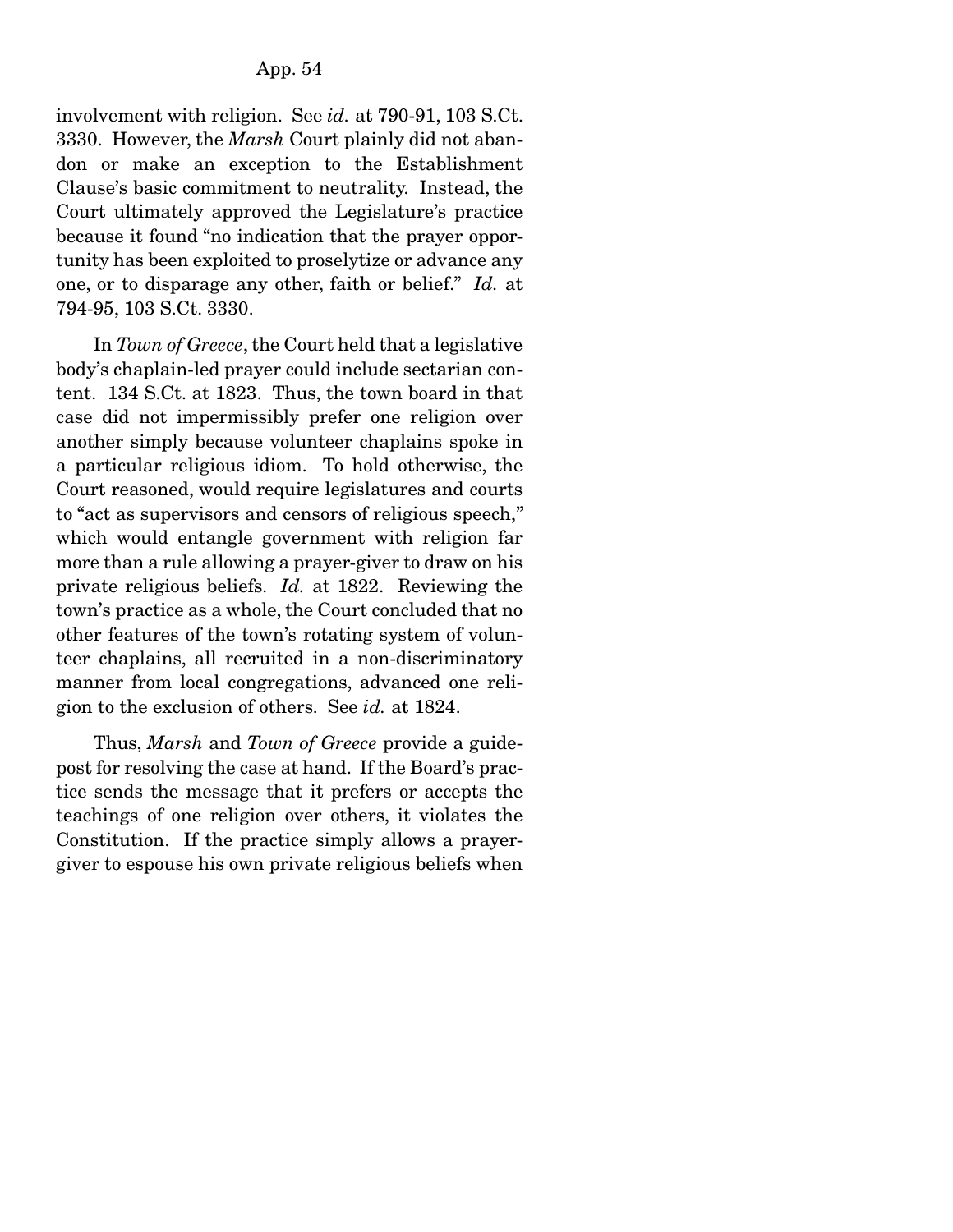involvement with religion. See *id.* at 790-91, 103 S.Ct. 3330. However, the *Marsh* Court plainly did not abandon or make an exception to the Establishment Clause's basic commitment to neutrality. Instead, the Court ultimately approved the Legislature's practice because it found "no indication that the prayer opportunity has been exploited to proselytize or advance any one, or to disparage any other, faith or belief." *Id.* at 794-95, 103 S.Ct. 3330.

In *Town of Greece*, the Court held that a legislative body's chaplain-led prayer could include sectarian content. 134 S.Ct. at 1823. Thus, the town board in that case did not impermissibly prefer one religion over another simply because volunteer chaplains spoke in a particular religious idiom. To hold otherwise, the Court reasoned, would require legislatures and courts to "act as supervisors and censors of religious speech," which would entangle government with religion far more than a rule allowing a prayer-giver to draw on his private religious beliefs. *Id.* at 1822. Reviewing the town's practice as a whole, the Court concluded that no other features of the town's rotating system of volunteer chaplains, all recruited in a non-discriminatory manner from local congregations, advanced one religion to the exclusion of others. See *id.* at 1824.

Thus, *Marsh* and *Town of Greece* provide a guidepost for resolving the case at hand. If the Board's practice sends the message that it prefers or accepts the teachings of one religion over others, it violates the Constitution. If the practice simply allows a prayer-giver to espouse his own private religious beliefs when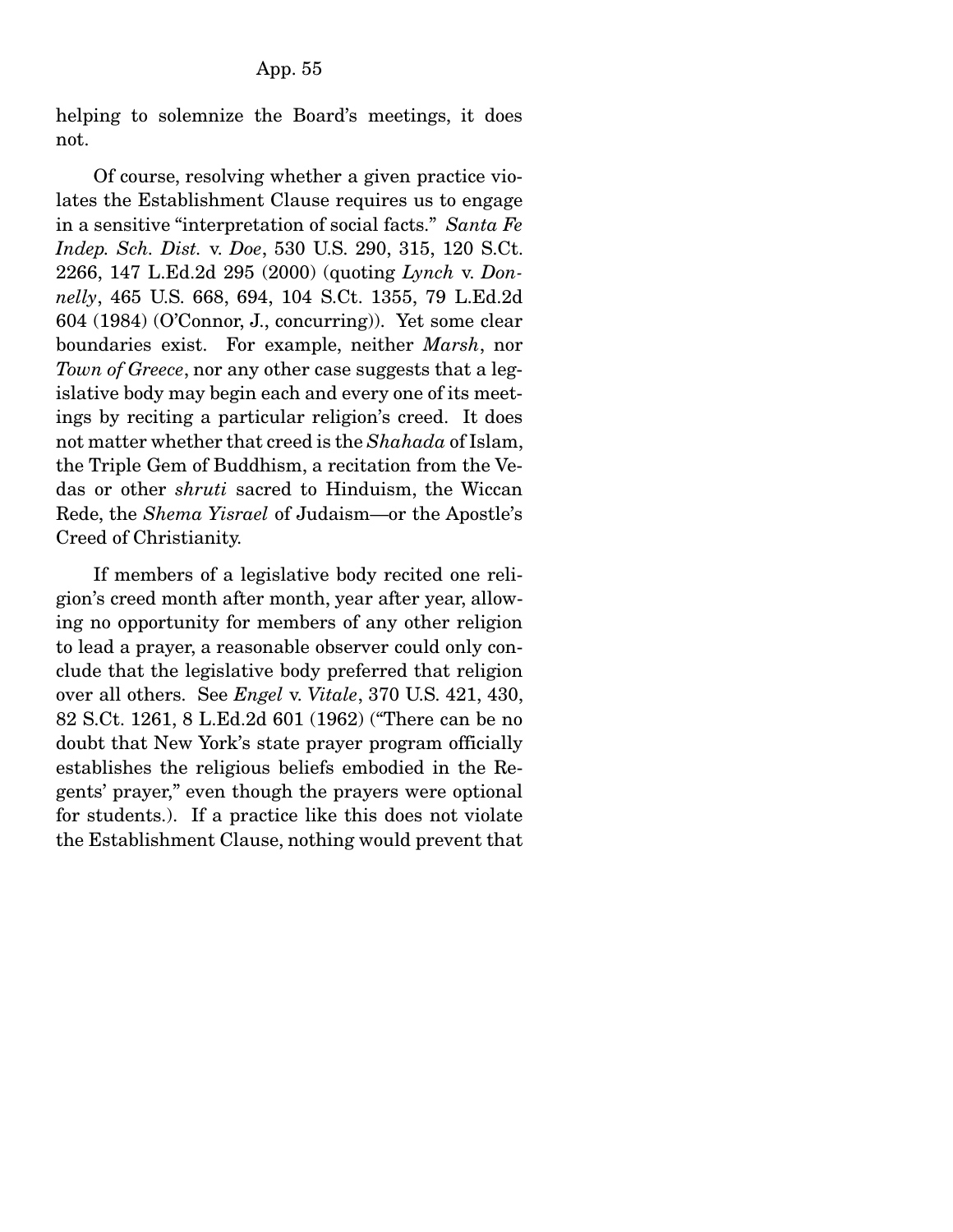helping to solemnize the Board's meetings, it does not.

Of course, resolving whether a given practice violates the Establishment Clause requires us to engage in a sensitive "interpretation of social facts." *Santa Fe Indep. Sch. Dist.* v. *Doe*, 530 U.S. 290, 315, 120 S.Ct. 2266, 147 L.Ed.2d 295 (2000) (quoting *Lynch* v. *Donnelly*, 465 U.S. 668, 694, 104 S.Ct. 1355, 79 L.Ed.2d 604 (1984) (O'Connor, J., concurring)). Yet some clear boundaries exist. For example, neither *Marsh*, nor *Town of Greece*, nor any other case suggests that a legislative body may begin each and every one of its meetings by reciting a particular religion's creed. It does not matter whether that creed is the *Shahada* of Islam, the Triple Gem of Buddhism, a recitation from the Vedas or other *shruti* sacred to Hinduism, the Wiccan Rede, the *Shema Yisrael* of Judaism—or the Apostle's Creed of Christianity.

If members of a legislative body recited one religion's creed month after month, year after year, allowing no opportunity for members of any other religion to lead a prayer, a reasonable observer could only conclude that the legislative body preferred that religion over all others. See *Engel* v. *Vitale*, 370 U.S. 421, 430, 82 S.Ct. 1261, 8 L.Ed.2d 601 (1962) ("There can be no doubt that New York's state prayer program officially establishes the religious beliefs embodied in the Regents' prayer," even though the prayers were optional for students.). If a practice like this does not violate the Establishment Clause, nothing would prevent that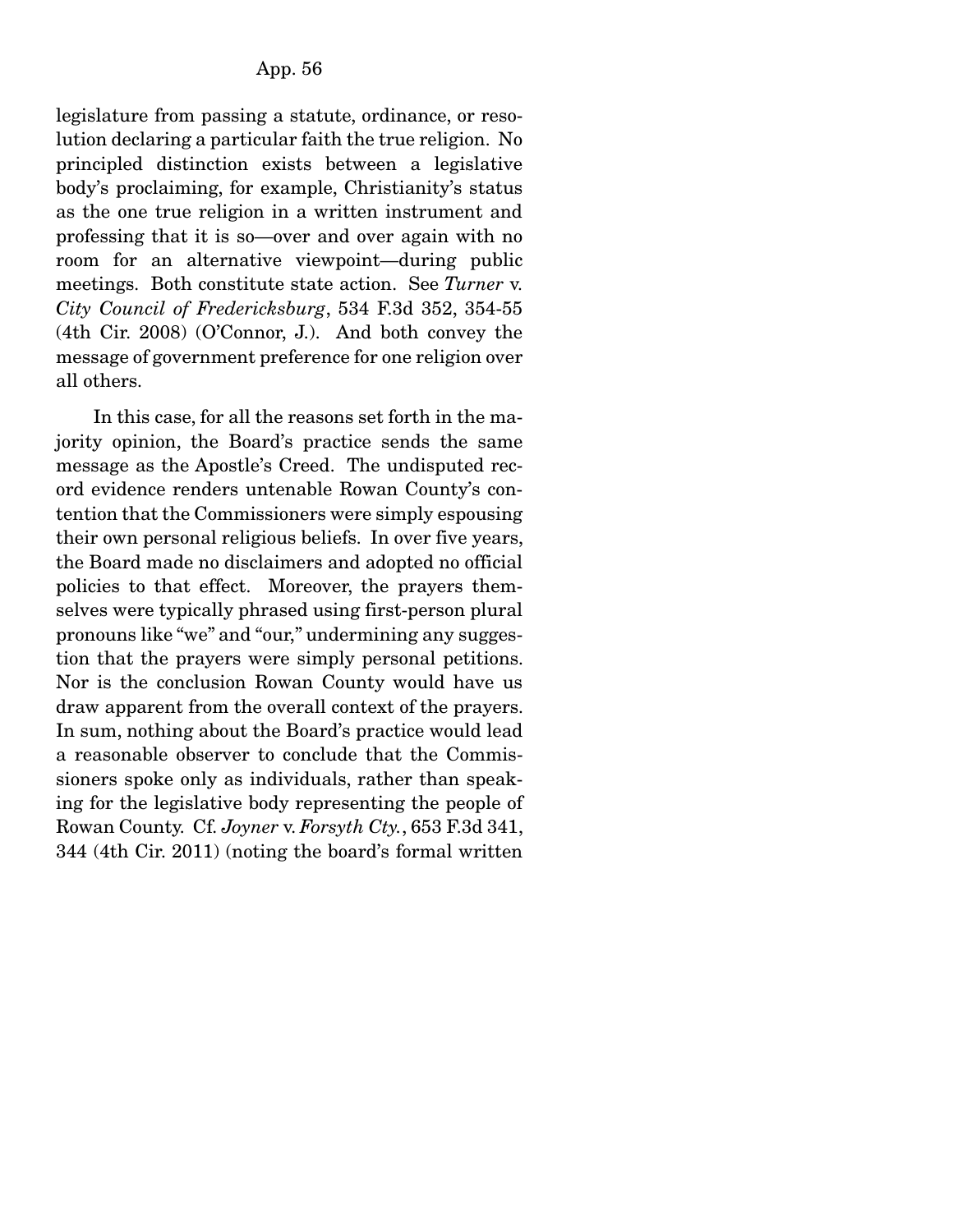legislature from passing a statute, ordinance, or resolution declaring a particular faith the true religion. No principled distinction exists between a legislative body's proclaiming, for example, Christianity's status as the one true religion in a written instrument and professing that it is so—over and over again with no room for an alternative viewpoint—during public meetings. Both constitute state action. See *Turner* v. *City Council of Fredericksburg*, 534 F.3d 352, 354-55 (4th Cir. 2008) (O'Connor, J.). And both convey the message of government preference for one religion over all others.

In this case, for all the reasons set forth in the majority opinion, the Board's practice sends the same message as the Apostle's Creed. The undisputed record evidence renders untenable Rowan County's contention that the Commissioners were simply espousing their own personal religious beliefs. In over five years, the Board made no disclaimers and adopted no official policies to that effect. Moreover, the prayers themselves were typically phrased using first-person plural pronouns like "we" and "our," undermining any suggestion that the prayers were simply personal petitions. Nor is the conclusion Rowan County would have us draw apparent from the overall context of the prayers. In sum, nothing about the Board's practice would lead a reasonable observer to conclude that the Commissioners spoke only as individuals, rather than speaking for the legislative body representing the people of Rowan County. Cf. *Joyner* v. *Forsyth Cty.*, 653 F.3d 341, 344 (4th Cir. 2011) (noting the board's formal written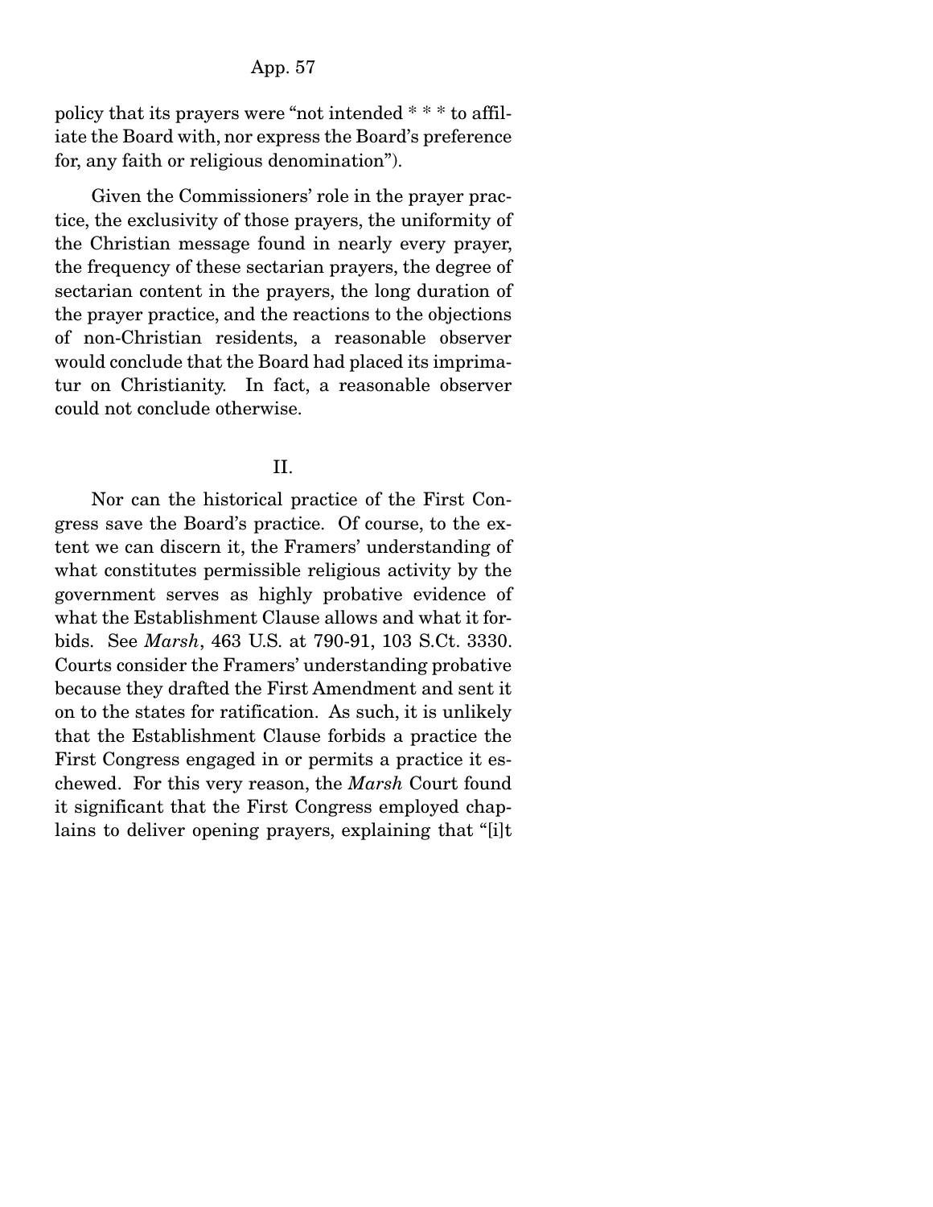policy that its prayers were "not intended * * * to affiliate the Board with, nor express the Board's preference for, any faith or religious denomination").

Given the Commissioners' role in the prayer practice, the exclusivity of those prayers, the uniformity of the Christian message found in nearly every prayer, the frequency of these sectarian prayers, the degree of sectarian content in the prayers, the long duration of the prayer practice, and the reactions to the objections of non-Christian residents, a reasonable observer would conclude that the Board had placed its imprimatur on Christianity. In fact, a reasonable observer could not conclude otherwise.

## II.

Nor can the historical practice of the First Congress save the Board's practice. Of course, to the extent we can discern it, the Framers' understanding of what constitutes permissible religious activity by the government serves as highly probative evidence of what the Establishment Clause allows and what it forbids. See *Marsh*, 463 U.S. at 790-91, 103 S.Ct. 3330. Courts consider the Framers' understanding probative because they drafted the First Amendment and sent it on to the states for ratification. As such, it is unlikely that the Establishment Clause forbids a practice the First Congress engaged in or permits a practice it eschewed. For this very reason, the *Marsh* Court found it significant that the First Congress employed chaplains to deliver opening prayers, explaining that "[i]t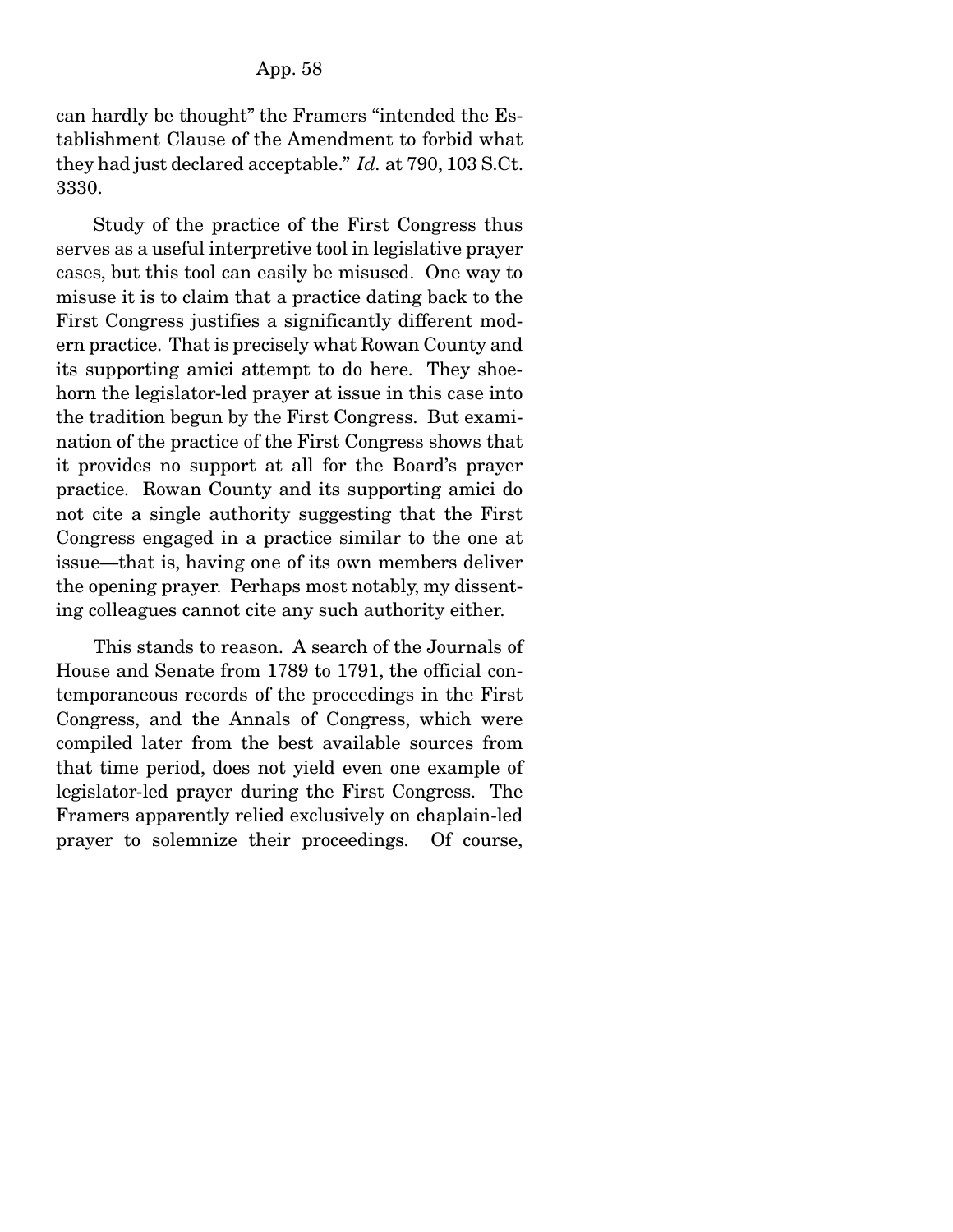can hardly be thought" the Framers "intended the Establishment Clause of the Amendment to forbid what they had just declared acceptable." *Id.* at 790, 103 S.Ct. 3330.

Study of the practice of the First Congress thus serves as a useful interpretive tool in legislative prayer cases, but this tool can easily be misused. One way to misuse it is to claim that a practice dating back to the First Congress justifies a significantly different modern practice. That is precisely what Rowan County and its supporting amici attempt to do here. They shoehorn the legislator-led prayer at issue in this case into the tradition begun by the First Congress. But examination of the practice of the First Congress shows that it provides no support at all for the Board's prayer practice. Rowan County and its supporting amici do not cite a single authority suggesting that the First Congress engaged in a practice similar to the one at issue—that is, having one of its own members deliver the opening prayer. Perhaps most notably, my dissenting colleagues cannot cite any such authority either.

This stands to reason. A search of the Journals of House and Senate from 1789 to 1791, the official contemporaneous records of the proceedings in the First Congress, and the Annals of Congress, which were compiled later from the best available sources from that time period, does not yield even one example of legislator-led prayer during the First Congress. The Framers apparently relied exclusively on chaplain-led prayer to solemnize their proceedings. Of course,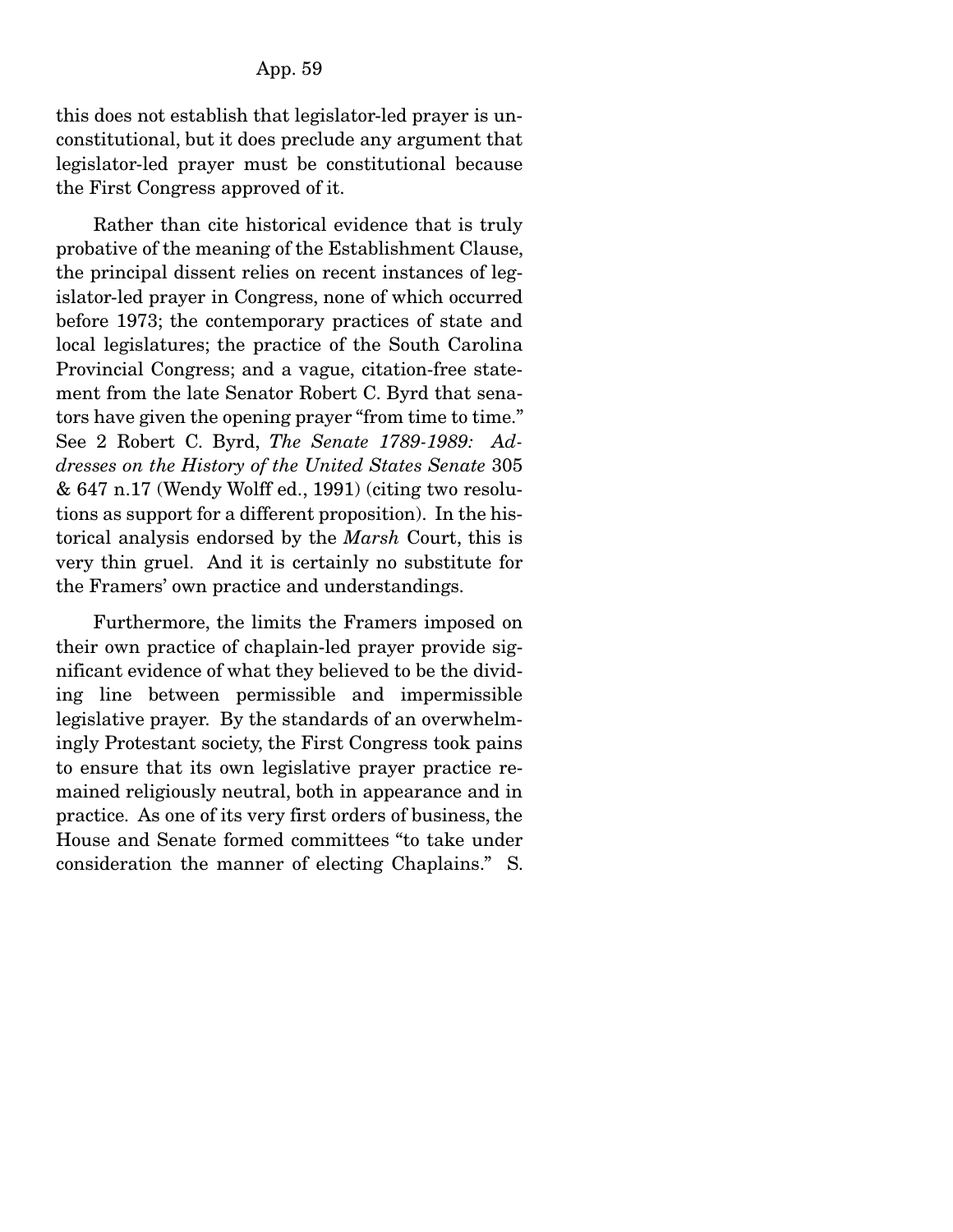this does not establish that legislator-led prayer is unconstitutional, but it does preclude any argument that legislator-led prayer must be constitutional because the First Congress approved of it.

Rather than cite historical evidence that is truly probative of the meaning of the Establishment Clause, the principal dissent relies on recent instances of legislator-led prayer in Congress, none of which occurred before 1973; the contemporary practices of state and local legislatures; the practice of the South Carolina Provincial Congress; and a vague, citation-free statement from the late Senator Robert C. Byrd that senators have given the opening prayer "from time to time." See 2 Robert C. Byrd, *The Senate 1789-1989: Addresses on the History of the United States Senate* 305 & 647 n.17 (Wendy Wolff ed., 1991) (citing two resolutions as support for a different proposition). In the historical analysis endorsed by the *Marsh* Court, this is very thin gruel. And it is certainly no substitute for the Framers' own practice and understandings.

Furthermore, the limits the Framers imposed on their own practice of chaplain-led prayer provide significant evidence of what they believed to be the dividing line between permissible and impermissible legislative prayer. By the standards of an overwhelmingly Protestant society, the First Congress took pains to ensure that its own legislative prayer practice remained religiously neutral, both in appearance and in practice. As one of its very first orders of business, the House and Senate formed committees "to take under consideration the manner of electing Chaplains." S.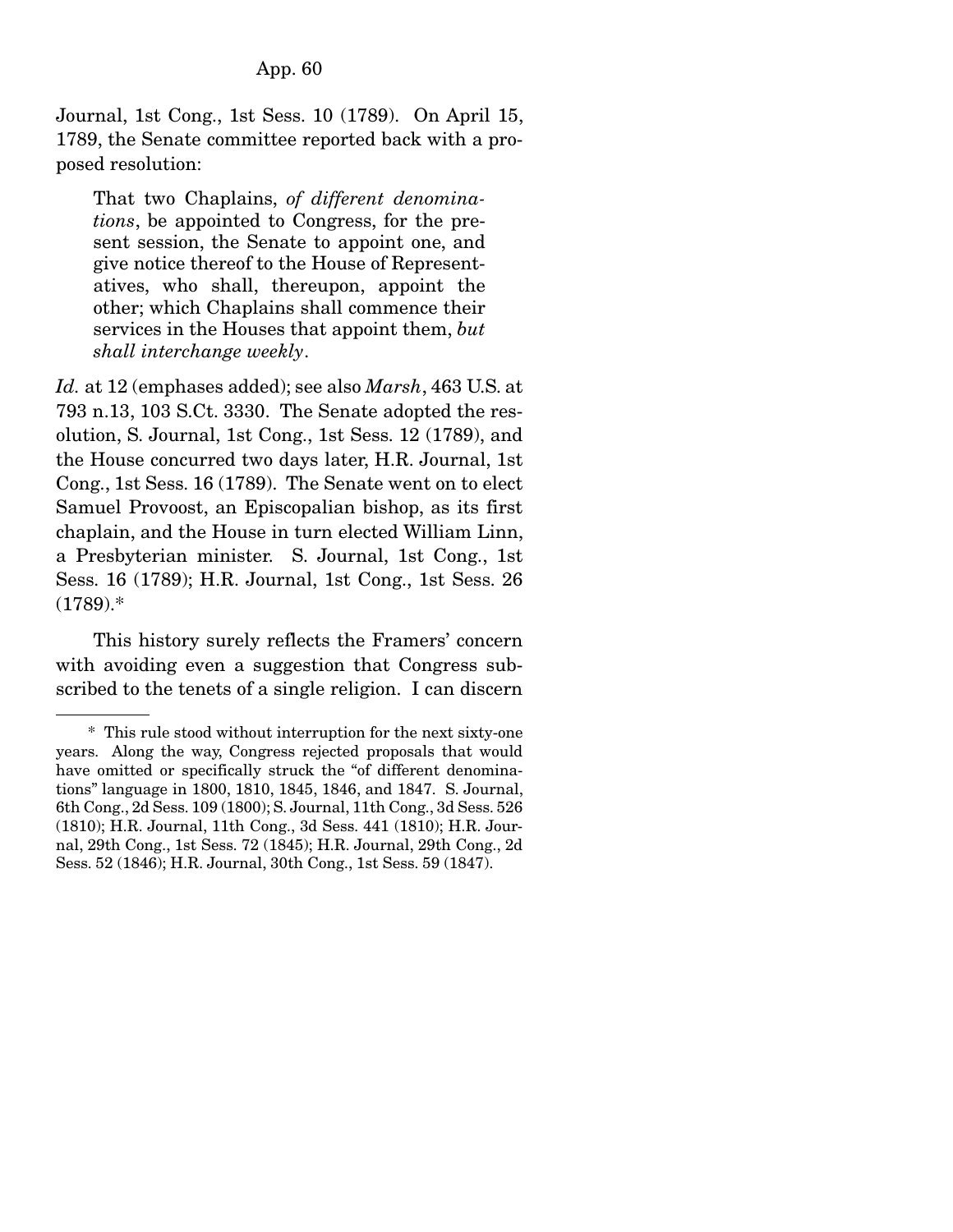Journal, 1st Cong., 1st Sess. 10 (1789). On April 15, 1789, the Senate committee reported back with a proposed resolution:

> That two Chaplains, *of different denominations*, be appointed to Congress, for the present session, the Senate to appoint one, and give notice thereof to the House of Representatives, who shall, thereupon, appoint the other; which Chaplains shall commence their services in the Houses that appoint them, *but shall interchange weekly*.

*Id.* at 12 (emphases added); see also *Marsh*, 463 U.S. at 793 n.13, 103 S.Ct. 3330. The Senate adopted the resolution, S. Journal, 1st Cong., 1st Sess. 12 (1789), and the House concurred two days later, H.R. Journal, 1st Cong., 1st Sess. 16 (1789). The Senate went on to elect Samuel Provoost, an Episcopalian bishop, as its first chaplain, and the House in turn elected William Linn, a Presbyterian minister. S. Journal, 1st Cong., 1st Sess. 16 (1789); H.R. Journal, 1st Cong., 1st Sess. 26 (1789).*

This history surely reflects the Framers' concern with avoiding even a suggestion that Congress subscribed to the tenets of a single religion. I can discern

---

\* This rule stood without interruption for the next sixty-one years. Along the way, Congress rejected proposals that would have omitted or specifically struck the "of different denominations" language in 1800, 1810, 1845, 1846, and 1847. S. Journal, 6th Cong., 2d Sess. 109 (1800); S. Journal, 11th Cong., 3d Sess. 526 (1810); H.R. Journal, 11th Cong., 3d Sess. 441 (1810); H.R. Journal, 29th Cong., 1st Sess. 72 (1845); H.R. Journal, 29th Cong., 2d Sess. 52 (1846); H.R. Journal, 30th Cong., 1st Sess. 59 (1847).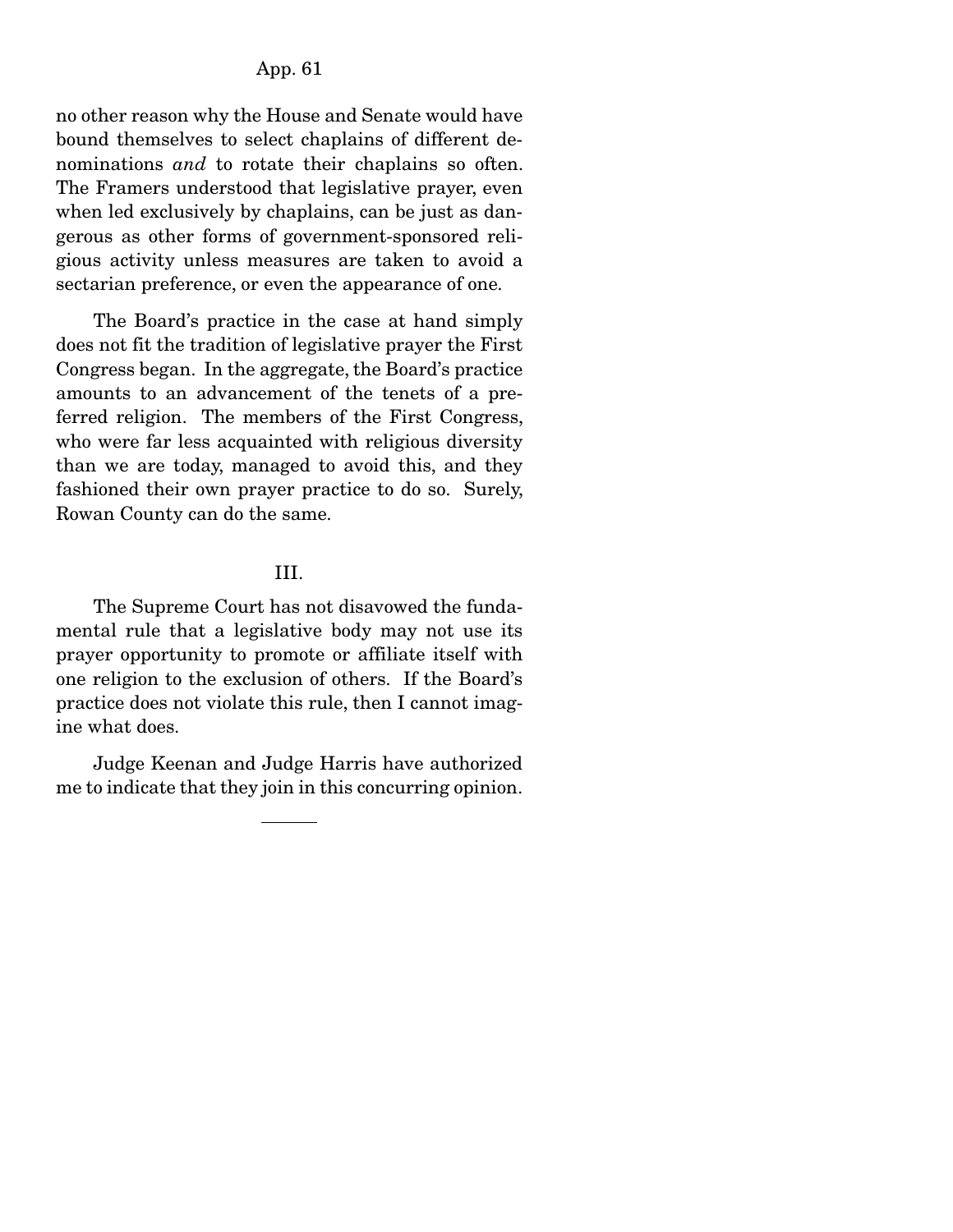no other reason why the House and Senate would have bound themselves to select chaplains of different denominations *and* to rotate their chaplains so often. The Framers understood that legislative prayer, even when led exclusively by chaplains, can be just as dangerous as other forms of government-sponsored religious activity unless measures are taken to avoid a sectarian preference, or even the appearance of one.

The Board's practice in the case at hand simply does not fit the tradition of legislative prayer the First Congress began. In the aggregate, the Board's practice amounts to an advancement of the tenets of a preferred religion. The members of the First Congress, who were far less acquainted with religious diversity than we are today, managed to avoid this, and they fashioned their own prayer practice to do so. Surely, Rowan County can do the same.

III.

The Supreme Court has not disavowed the fundamental rule that a legislative body may not use its prayer opportunity to promote or affiliate itself with one religion to the exclusion of others. If the Board's practice does not violate this rule, then I cannot imagine what does.

Judge Keenan and Judge Harris have authorized me to indicate that they join in this concurring opinion.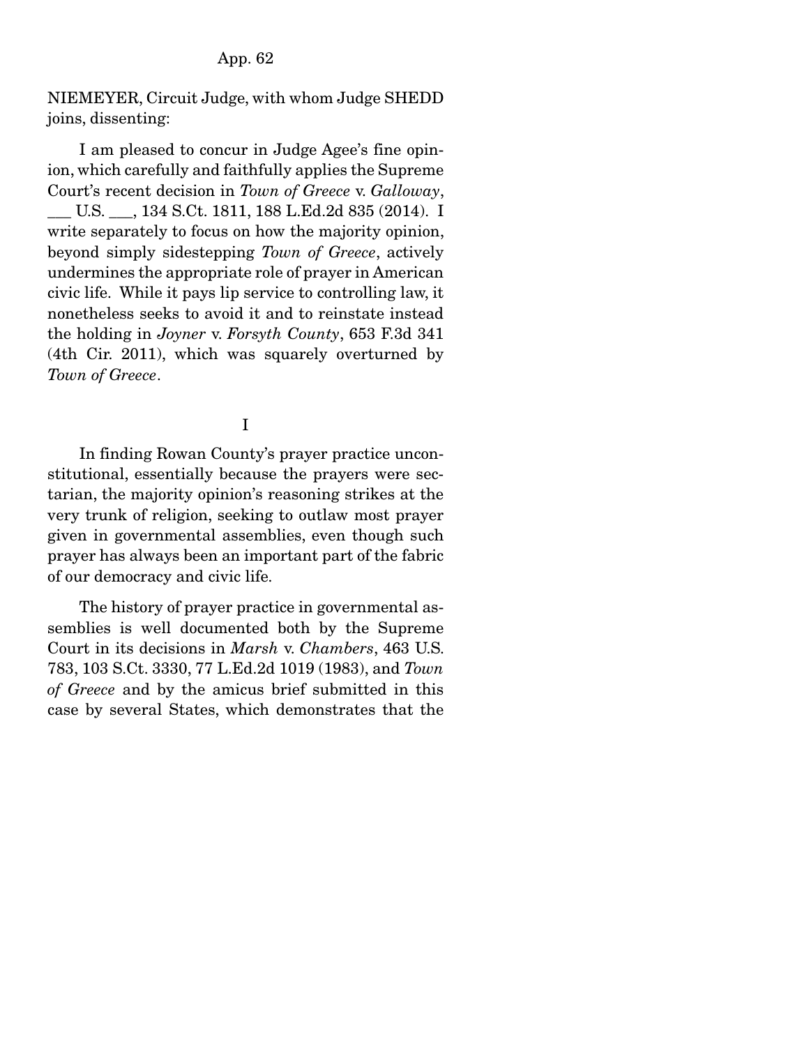NIEMEYER, Circuit Judge, with whom Judge SHEDD joins, dissenting:

I am pleased to concur in Judge Agee's fine opinion, which carefully and faithfully applies the Supreme Court's recent decision in *Town of Greece* v. *Galloway*, ___ U.S. ___, 134 S.Ct. 1811, 188 L.Ed.2d 835 (2014). I write separately to focus on how the majority opinion, beyond simply sidestepping *Town of Greece*, actively undermines the appropriate role of prayer in American civic life. While it pays lip service to controlling law, it nonetheless seeks to avoid it and to reinstate instead the holding in *Joyner* v. *Forsyth County*, 653 F.3d 341 (4th Cir. 2011), which was squarely overturned by *Town of Greece*.

I

In finding Rowan County's prayer practice unconstitutional, essentially because the prayers were sectarian, the majority opinion's reasoning strikes at the very trunk of religion, seeking to outlaw most prayer given in governmental assemblies, even though such prayer has always been an important part of the fabric of our democracy and civic life.

The history of prayer practice in governmental assemblies is well documented both by the Supreme Court in its decisions in *Marsh* v. *Chambers*, 463 U.S. 783, 103 S.Ct. 3330, 77 L.Ed.2d 1019 (1983), and *Town of Greece* and by the amicus brief submitted in this case by several States, which demonstrates that the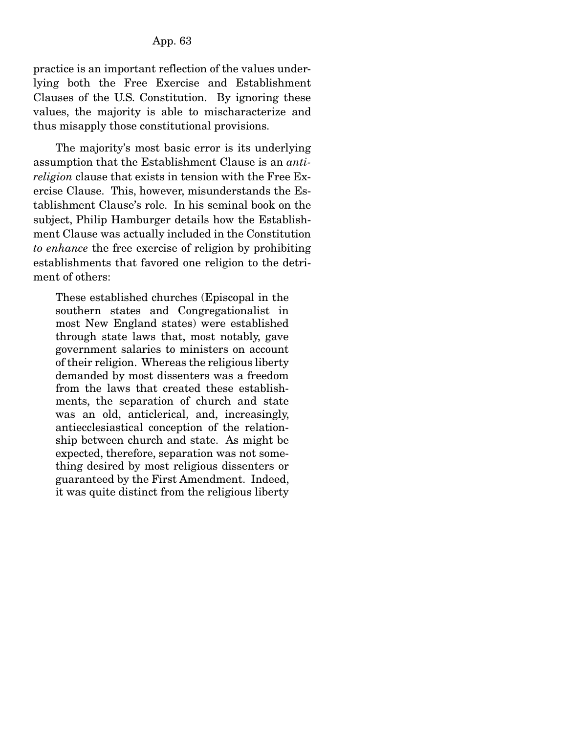practice is an important reflection of the values underlying both the Free Exercise and Establishment Clauses of the U.S. Constitution. By ignoring these values, the majority is able to mischaracterize and thus misapply those constitutional provisions.

The majority's most basic error is its underlying assumption that the Establishment Clause is an *anti-religion* clause that exists in tension with the Free Exercise Clause. This, however, misunderstands the Establishment Clause's role. In his seminal book on the subject, Philip Hamburger details how the Establishment Clause was actually included in the Constitution *to enhance* the free exercise of religion by prohibiting establishments that favored one religion to the detriment of others:

> These established churches (Episcopal in the southern states and Congregationalist in most New England states) were established through state laws that, most notably, gave government salaries to ministers on account of their religion. Whereas the religious liberty demanded by most dissenters was a freedom from the laws that created these establishments, the separation of church and state was an old, anticlerical, and, increasingly, antiecclesiastical conception of the relationship between church and state. As might be expected, therefore, separation was not something desired by most religious dissenters or guaranteed by the First Amendment. Indeed, it was quite distinct from the religious liberty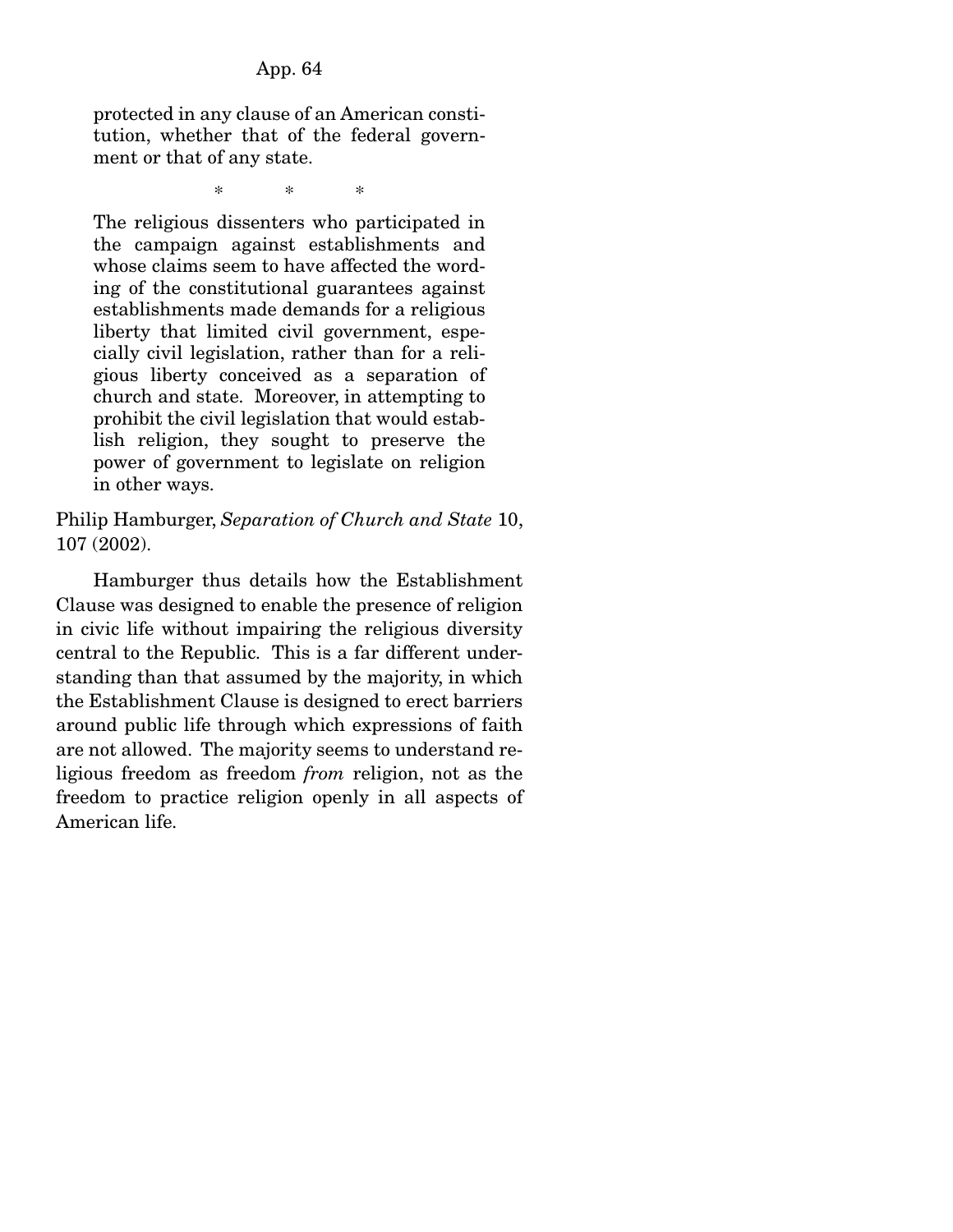> protected in any clause of an American constitution, whether that of the federal government or that of any state.
>
> \* \* \*
>
> The religious dissenters who participated in the campaign against establishments and whose claims seem to have affected the wording of the constitutional guarantees against establishments made demands for a religious liberty that limited civil government, especially civil legislation, rather than for a religious liberty conceived as a separation of church and state. Moreover, in attempting to prohibit the civil legislation that would establish religion, they sought to preserve the power of government to legislate on religion in other ways.

Philip Hamburger, *Separation of Church and State* 10, 107 (2002).

Hamburger thus details how the Establishment Clause was designed to enable the presence of religion in civic life without impairing the religious diversity central to the Republic. This is a far different understanding than that assumed by the majority, in which the Establishment Clause is designed to erect barriers around public life through which expressions of faith are not allowed. The majority seems to understand religious freedom as freedom *from* religion, not as the freedom to practice religion openly in all aspects of American life.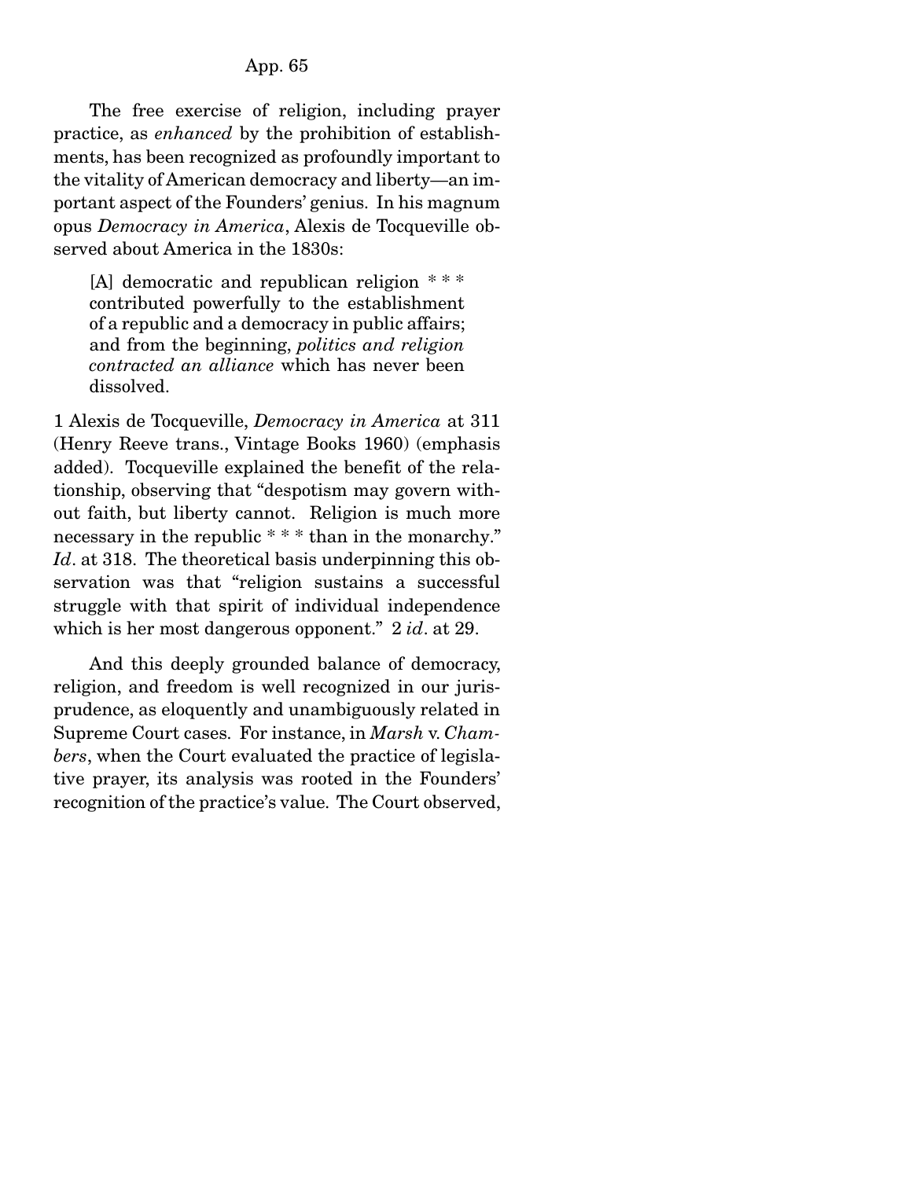The free exercise of religion, including prayer practice, as *enhanced* by the prohibition of establishments, has been recognized as profoundly important to the vitality of American democracy and liberty—an important aspect of the Founders' genius. In his magnum opus *Democracy in America*, Alexis de Tocqueville observed about America in the 1830s:

> [A] democratic and republican religion * * * contributed powerfully to the establishment of a republic and a democracy in public affairs; and from the beginning, *politics and religion contracted an alliance* which has never been dissolved.

1 Alexis de Tocqueville, *Democracy in America* at 311 (Henry Reeve trans., Vintage Books 1960) (emphasis added). Tocqueville explained the benefit of the relationship, observing that "despotism may govern without faith, but liberty cannot. Religion is much more necessary in the republic * * * than in the monarchy." *Id*. at 318. The theoretical basis underpinning this observation was that "religion sustains a successful struggle with that spirit of individual independence which is her most dangerous opponent." 2 *id*. at 29.

And this deeply grounded balance of democracy, religion, and freedom is well recognized in our jurisprudence, as eloquently and unambiguously related in Supreme Court cases. For instance, in *Marsh* v. *Chambers*, when the Court evaluated the practice of legislative prayer, its analysis was rooted in the Founders' recognition of the practice's value. The Court observed,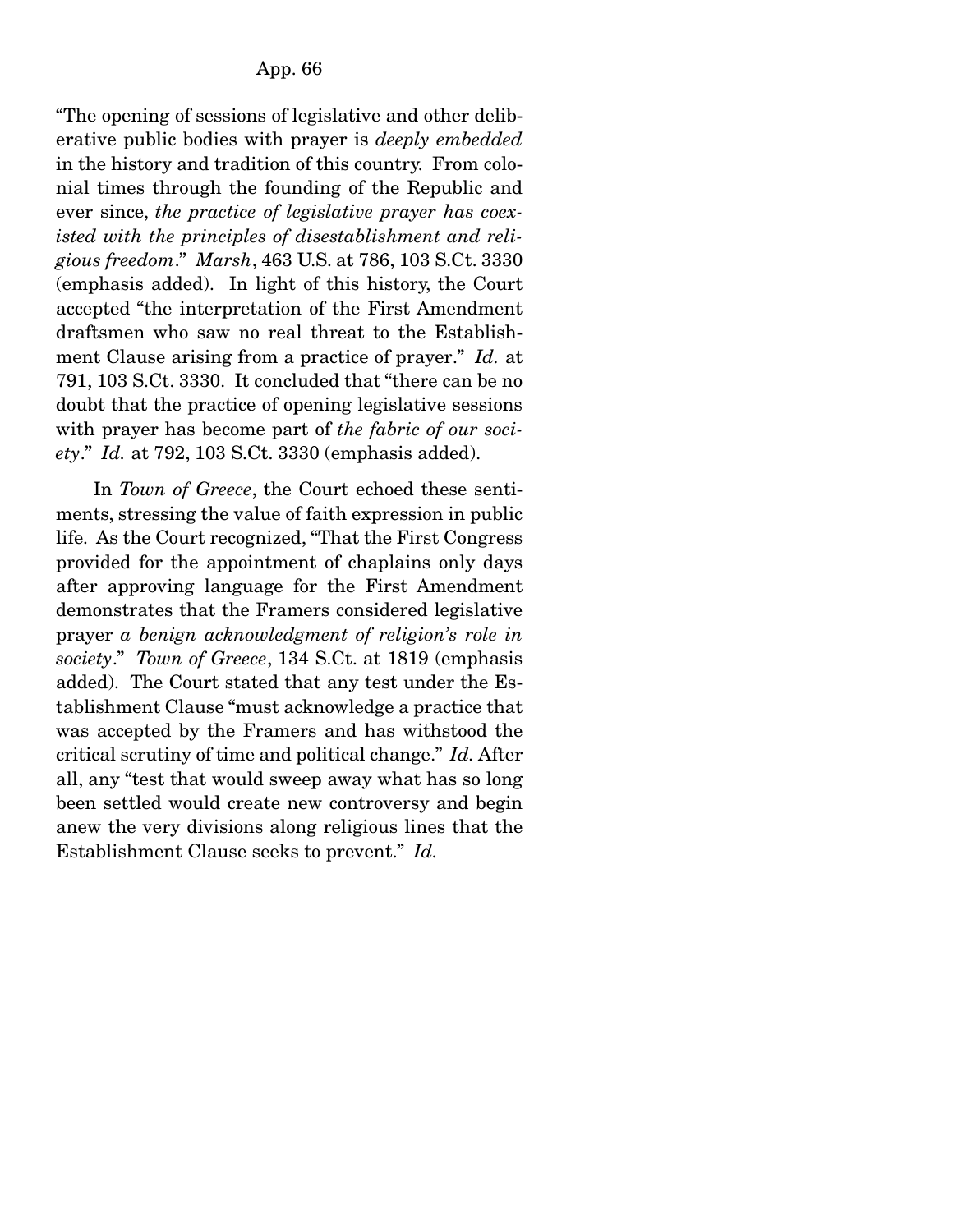"The opening of sessions of legislative and other deliberative public bodies with prayer is *deeply embedded* in the history and tradition of this country. From colonial times through the founding of the Republic and ever since, *the practice of legislative prayer has coexisted with the principles of disestablishment and religious freedom*." *Marsh*, 463 U.S. at 786, 103 S.Ct. 3330 (emphasis added). In light of this history, the Court accepted "the interpretation of the First Amendment draftsmen who saw no real threat to the Establishment Clause arising from a practice of prayer." *Id.* at 791, 103 S.Ct. 3330. It concluded that "there can be no doubt that the practice of opening legislative sessions with prayer has become part of *the fabric of our society*." *Id.* at 792, 103 S.Ct. 3330 (emphasis added).

In *Town of Greece*, the Court echoed these sentiments, stressing the value of faith expression in public life. As the Court recognized, "That the First Congress provided for the appointment of chaplains only days after approving language for the First Amendment demonstrates that the Framers considered legislative prayer *a benign acknowledgment of religion's role in society*." *Town of Greece*, 134 S.Ct. at 1819 (emphasis added). The Court stated that any test under the Establishment Clause "must acknowledge a practice that was accepted by the Framers and has withstood the critical scrutiny of time and political change." *Id.* After all, any "test that would sweep away what has so long been settled would create new controversy and begin anew the very divisions along religious lines that the Establishment Clause seeks to prevent." *Id.*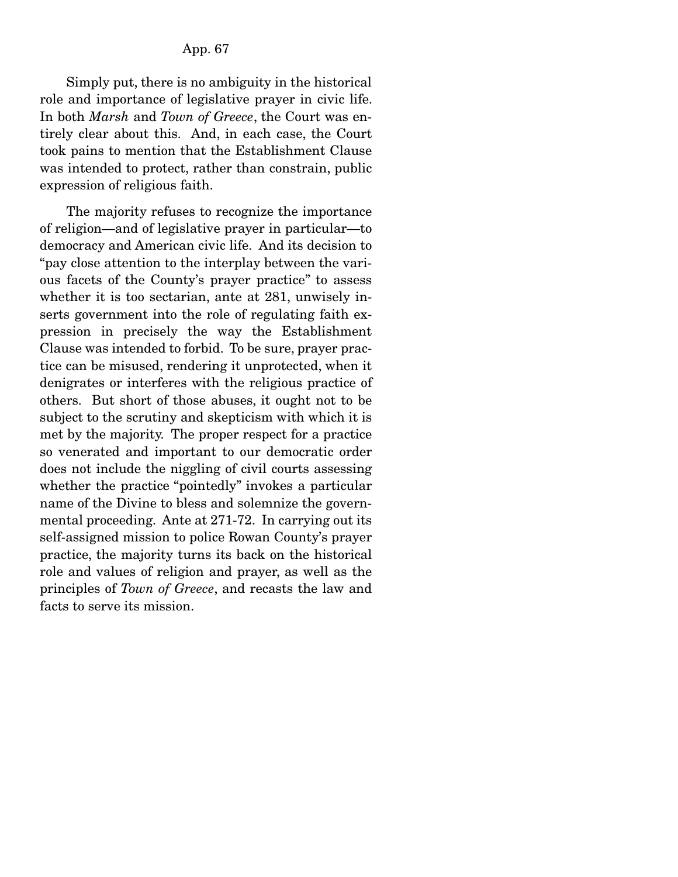Simply put, there is no ambiguity in the historical role and importance of legislative prayer in civic life. In both *Marsh* and *Town of Greece*, the Court was entirely clear about this. And, in each case, the Court took pains to mention that the Establishment Clause was intended to protect, rather than constrain, public expression of religious faith.

The majority refuses to recognize the importance of religion—and of legislative prayer in particular—to democracy and American civic life. And its decision to "pay close attention to the interplay between the various facets of the County's prayer practice" to assess whether it is too sectarian, ante at 281, unwisely inserts government into the role of regulating faith expression in precisely the way the Establishment Clause was intended to forbid. To be sure, prayer practice can be misused, rendering it unprotected, when it denigrates or interferes with the religious practice of others. But short of those abuses, it ought not to be subject to the scrutiny and skepticism with which it is met by the majority. The proper respect for a practice so venerated and important to our democratic order does not include the niggling of civil courts assessing whether the practice "pointedly" invokes a particular name of the Divine to bless and solemnize the governmental proceeding. Ante at 271-72. In carrying out its self-assigned mission to police Rowan County's prayer practice, the majority turns its back on the historical role and values of religion and prayer, as well as the principles of *Town of Greece*, and recasts the law and facts to serve its mission.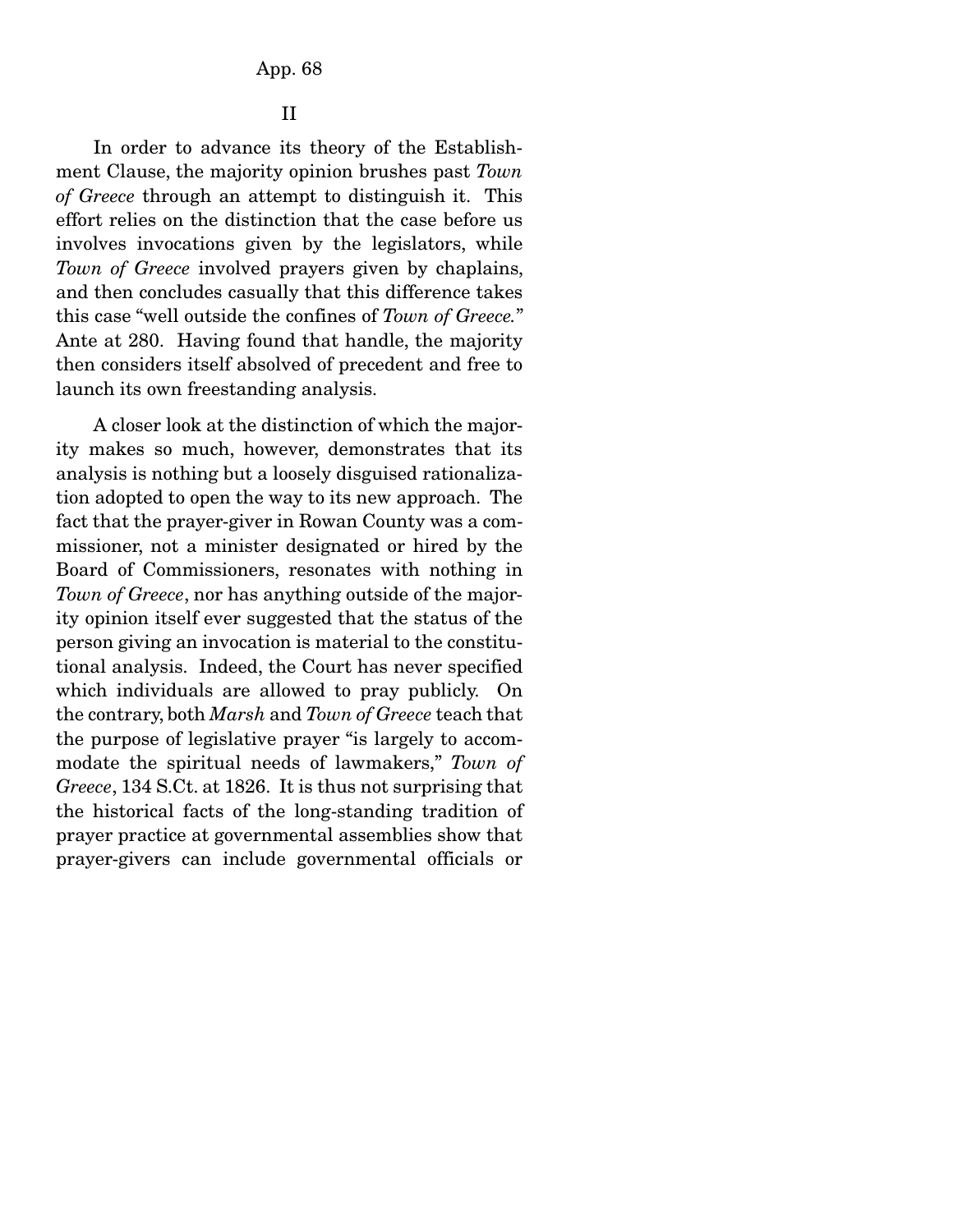## II

In order to advance its theory of the Establishment Clause, the majority opinion brushes past *Town of Greece* through an attempt to distinguish it. This effort relies on the distinction that the case before us involves invocations given by the legislators, while *Town of Greece* involved prayers given by chaplains, and then concludes casually that this difference takes this case "well outside the confines of *Town of Greece.*" Ante at 280. Having found that handle, the majority then considers itself absolved of precedent and free to launch its own freestanding analysis.

A closer look at the distinction of which the majority makes so much, however, demonstrates that its analysis is nothing but a loosely disguised rationalization adopted to open the way to its new approach. The fact that the prayer-giver in Rowan County was a commissioner, not a minister designated or hired by the Board of Commissioners, resonates with nothing in *Town of Greece*, nor has anything outside of the majority opinion itself ever suggested that the status of the person giving an invocation is material to the constitutional analysis. Indeed, the Court has never specified which individuals are allowed to pray publicly. On the contrary, both *Marsh* and *Town of Greece* teach that the purpose of legislative prayer "is largely to accommodate the spiritual needs of lawmakers," *Town of Greece*, 134 S.Ct. at 1826. It is thus not surprising that the historical facts of the long-standing tradition of prayer practice at governmental assemblies show that prayer-givers can include governmental officials or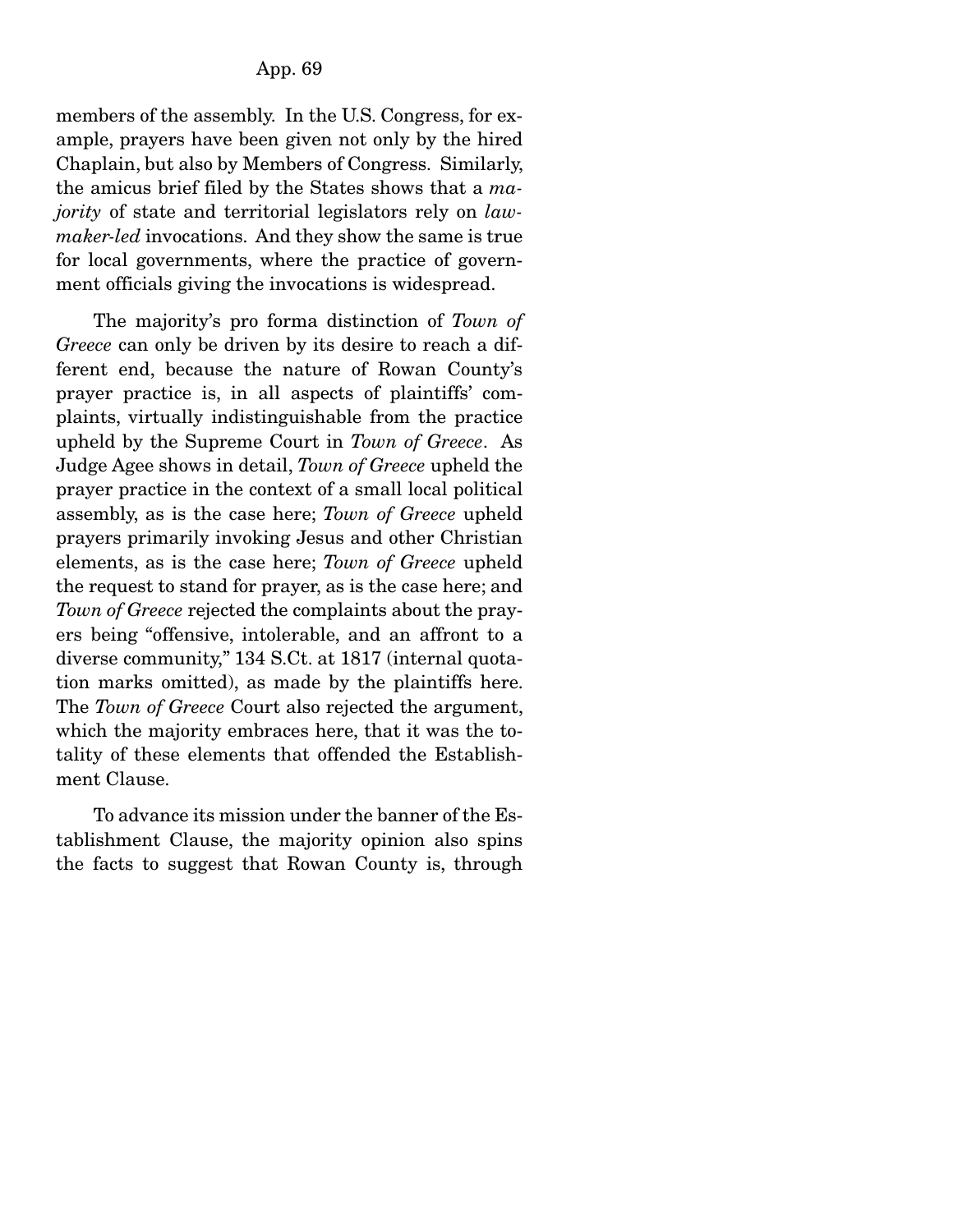members of the assembly. In the U.S. Congress, for example, prayers have been given not only by the hired Chaplain, but also by Members of Congress. Similarly, the amicus brief filed by the States shows that a *majority* of state and territorial legislators rely on *lawmaker-led* invocations. And they show the same is true for local governments, where the practice of government officials giving the invocations is widespread.

The majority's pro forma distinction of *Town of Greece* can only be driven by its desire to reach a different end, because the nature of Rowan County's prayer practice is, in all aspects of plaintiffs' complaints, virtually indistinguishable from the practice upheld by the Supreme Court in *Town of Greece*. As Judge Agee shows in detail, *Town of Greece* upheld the prayer practice in the context of a small local political assembly, as is the case here; *Town of Greece* upheld prayers primarily invoking Jesus and other Christian elements, as is the case here; *Town of Greece* upheld the request to stand for prayer, as is the case here; and *Town of Greece* rejected the complaints about the prayers being "offensive, intolerable, and an affront to a diverse community," 134 S.Ct. at 1817 (internal quotation marks omitted), as made by the plaintiffs here. The *Town of Greece* Court also rejected the argument, which the majority embraces here, that it was the totality of these elements that offended the Establishment Clause.

To advance its mission under the banner of the Establishment Clause, the majority opinion also spins the facts to suggest that Rowan County is, through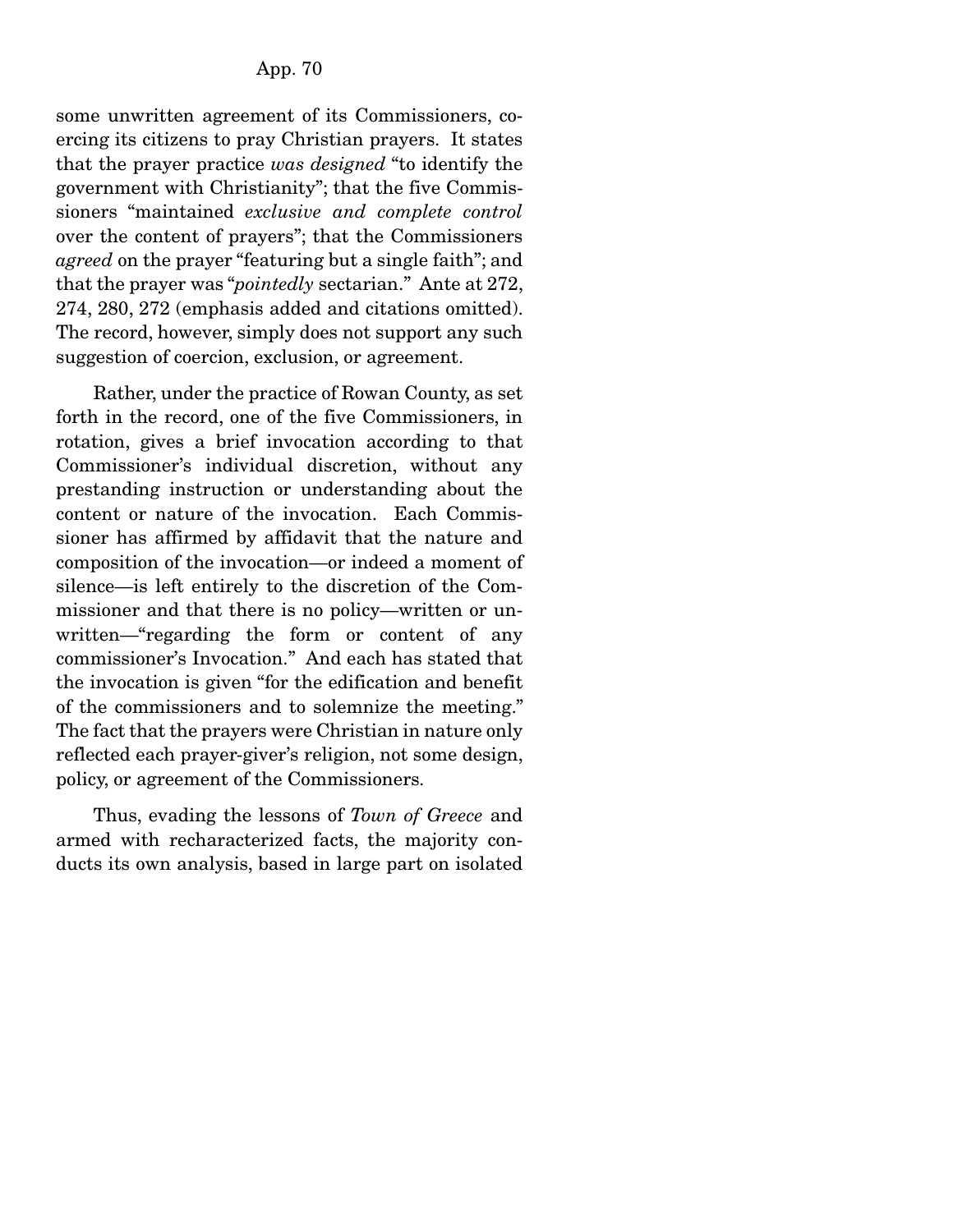some unwritten agreement of its Commissioners, coercing its citizens to pray Christian prayers. It states that the prayer practice *was designed* "to identify the government with Christianity"; that the five Commissioners "maintained *exclusive and complete control* over the content of prayers"; that the Commissioners *agreed* on the prayer "featuring but a single faith"; and that the prayer was "*pointedly* sectarian." Ante at 272, 274, 280, 272 (emphasis added and citations omitted). The record, however, simply does not support any such suggestion of coercion, exclusion, or agreement.

Rather, under the practice of Rowan County, as set forth in the record, one of the five Commissioners, in rotation, gives a brief invocation according to that Commissioner's individual discretion, without any prestanding instruction or understanding about the content or nature of the invocation. Each Commissioner has affirmed by affidavit that the nature and composition of the invocation—or indeed a moment of silence—is left entirely to the discretion of the Commissioner and that there is no policy—written or unwritten—"regarding the form or content of any commissioner's Invocation." And each has stated that the invocation is given "for the edification and benefit of the commissioners and to solemnize the meeting." The fact that the prayers were Christian in nature only reflected each prayer-giver's religion, not some design, policy, or agreement of the Commissioners.

Thus, evading the lessons of *Town of Greece* and armed with recharacterized facts, the majority conducts its own analysis, based in large part on isolated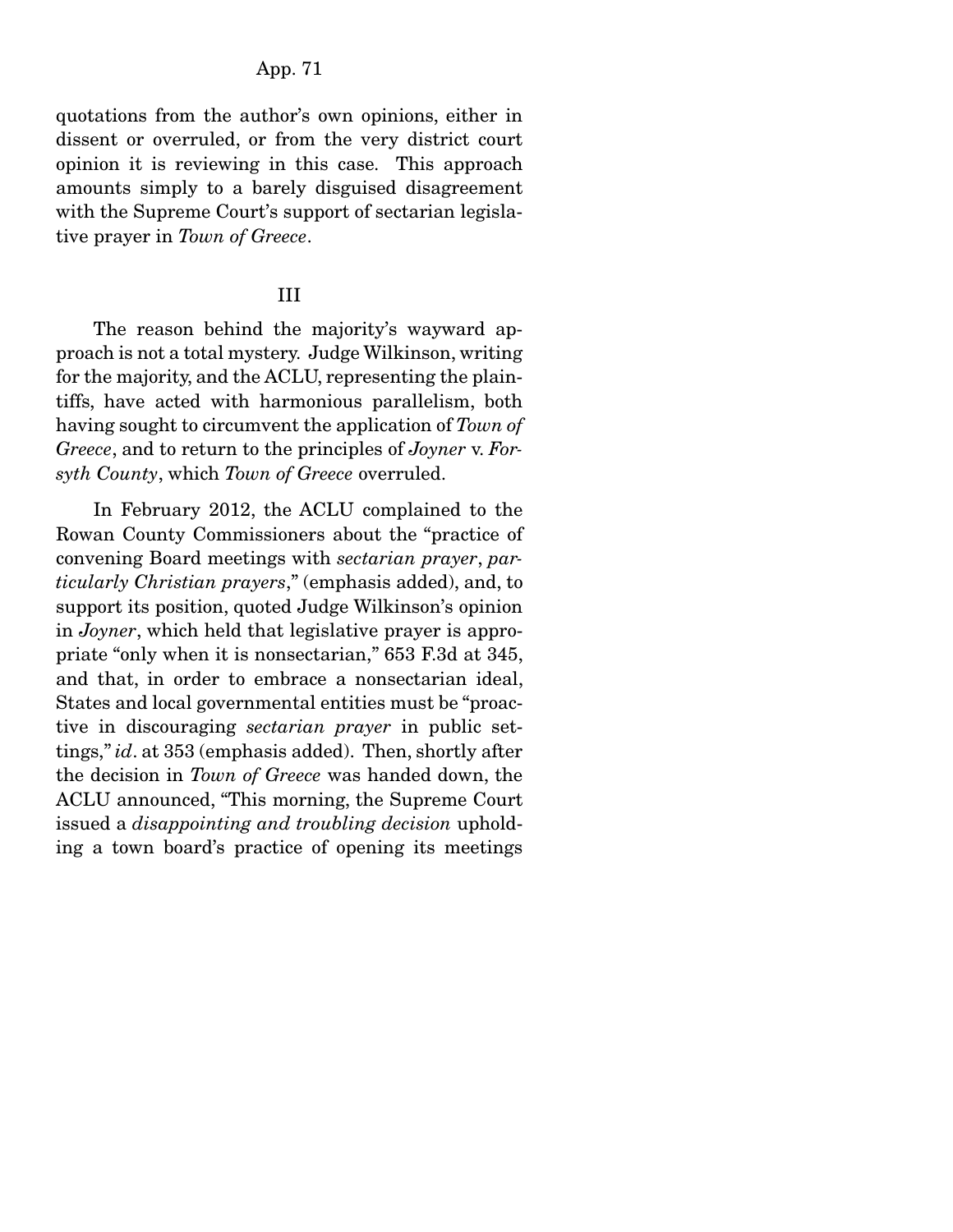quotations from the author's own opinions, either in dissent or overruled, or from the very district court opinion it is reviewing in this case. This approach amounts simply to a barely disguised disagreement with the Supreme Court's support of sectarian legislative prayer in *Town of Greece*.

## III

The reason behind the majority's wayward approach is not a total mystery. Judge Wilkinson, writing for the majority, and the ACLU, representing the plaintiffs, have acted with harmonious parallelism, both having sought to circumvent the application of *Town of Greece*, and to return to the principles of *Joyner* v. *Forsyth County*, which *Town of Greece* overruled.

In February 2012, the ACLU complained to the Rowan County Commissioners about the "practice of convening Board meetings with *sectarian prayer*, *particularly Christian prayers*," (emphasis added), and, to support its position, quoted Judge Wilkinson's opinion in *Joyner*, which held that legislative prayer is appropriate "only when it is nonsectarian," 653 F.3d at 345, and that, in order to embrace a nonsectarian ideal, States and local governmental entities must be "proactive in discouraging *sectarian prayer* in public settings," *id*. at 353 (emphasis added). Then, shortly after the decision in *Town of Greece* was handed down, the ACLU announced, "This morning, the Supreme Court issued a *disappointing and troubling decision* upholding a town board's practice of opening its meetings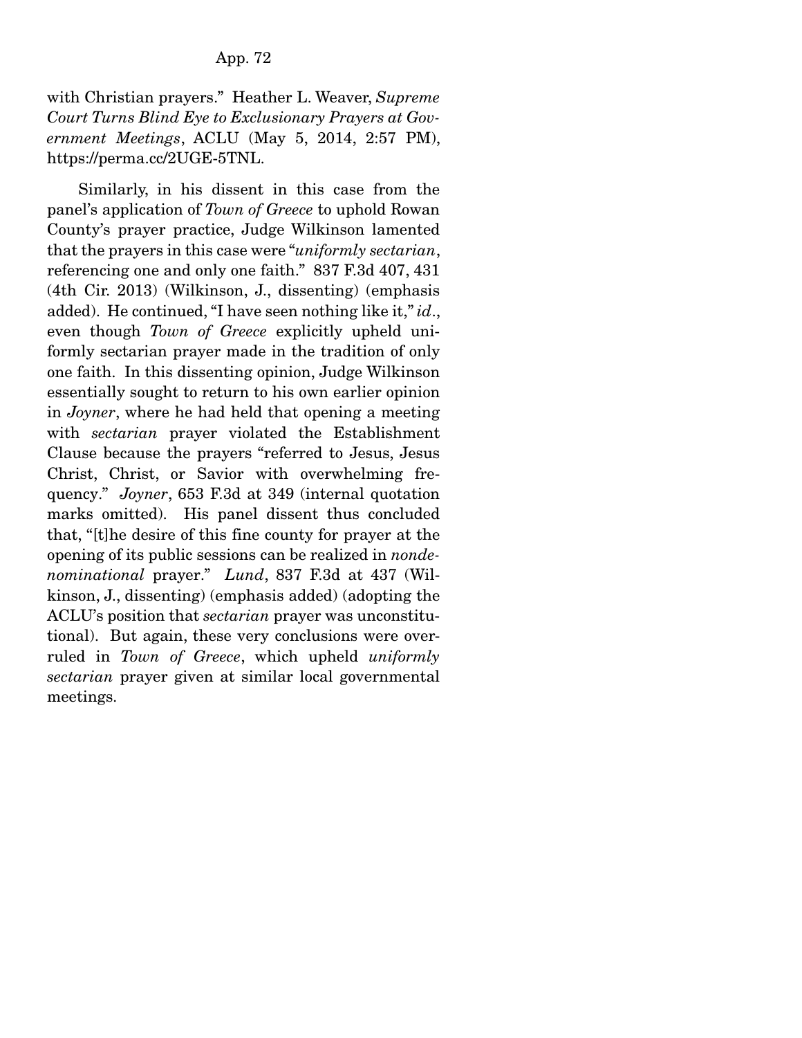with Christian prayers." Heather L. Weaver, *Supreme Court Turns Blind Eye to Exclusionary Prayers at Government Meetings*, ACLU (May 5, 2014, 2:57 PM), https://perma.cc/2UGE-5TNL.

Similarly, in his dissent in this case from the panel's application of *Town of Greece* to uphold Rowan County's prayer practice, Judge Wilkinson lamented that the prayers in this case were "*uniformly sectarian*, referencing one and only one faith." 837 F.3d 407, 431 (4th Cir. 2013) (Wilkinson, J., dissenting) (emphasis added). He continued, "I have seen nothing like it," *id*., even though *Town of Greece* explicitly upheld uniformly sectarian prayer made in the tradition of only one faith. In this dissenting opinion, Judge Wilkinson essentially sought to return to his own earlier opinion in *Joyner*, where he had held that opening a meeting with *sectarian* prayer violated the Establishment Clause because the prayers "referred to Jesus, Jesus Christ, Christ, or Savior with overwhelming frequency." *Joyner*, 653 F.3d at 349 (internal quotation marks omitted). His panel dissent thus concluded that, "[t]he desire of this fine county for prayer at the opening of its public sessions can be realized in *nondenominational* prayer." *Lund*, 837 F.3d at 437 (Wilkinson, J., dissenting) (emphasis added) (adopting the ACLU's position that *sectarian* prayer was unconstitutional). But again, these very conclusions were overruled in *Town of Greece*, which upheld *uniformly sectarian* prayer given at similar local governmental meetings.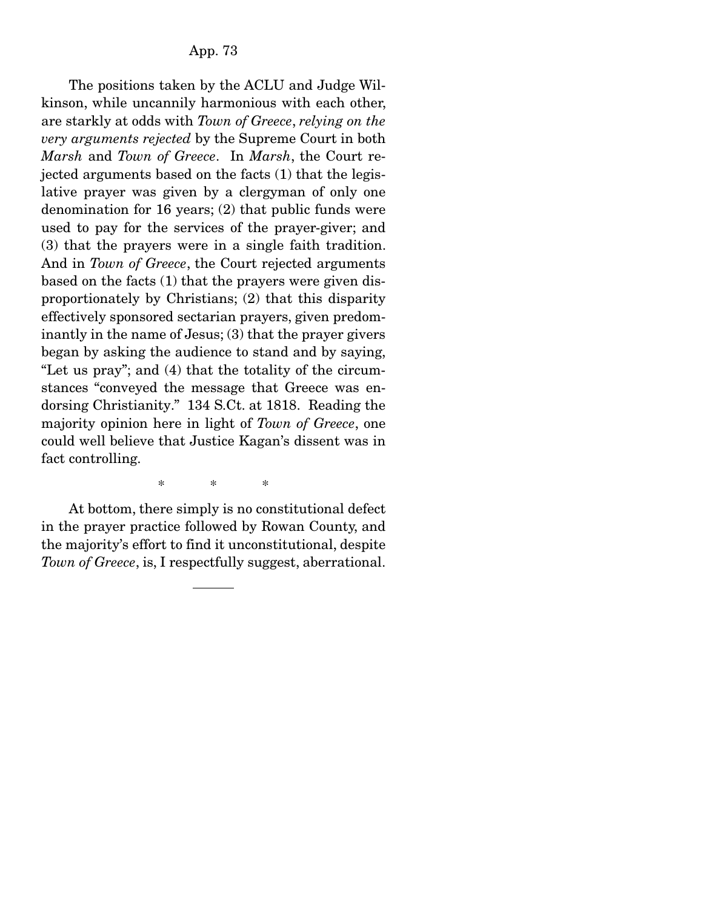The positions taken by the ACLU and Judge Wilkinson, while uncannily harmonious with each other, are starkly at odds with *Town of Greece*, *relying on the very arguments rejected* by the Supreme Court in both *Marsh* and *Town of Greece*. In *Marsh*, the Court rejected arguments based on the facts (1) that the legislative prayer was given by a clergyman of only one denomination for 16 years; (2) that public funds were used to pay for the services of the prayer-giver; and (3) that the prayers were in a single faith tradition. And in *Town of Greece*, the Court rejected arguments based on the facts (1) that the prayers were given disproportionately by Christians; (2) that this disparity effectively sponsored sectarian prayers, given predominantly in the name of Jesus; (3) that the prayer givers began by asking the audience to stand and by saying, "Let us pray"; and (4) that the totality of the circumstances "conveyed the message that Greece was endorsing Christianity." 134 S.Ct. at 1818. Reading the majority opinion here in light of *Town of Greece*, one could well believe that Justice Kagan's dissent was in fact controlling.

\* \* \*

At bottom, there simply is no constitutional defect in the prayer practice followed by Rowan County, and the majority's effort to find it unconstitutional, despite *Town of Greece*, is, I respectfully suggest, aberrational.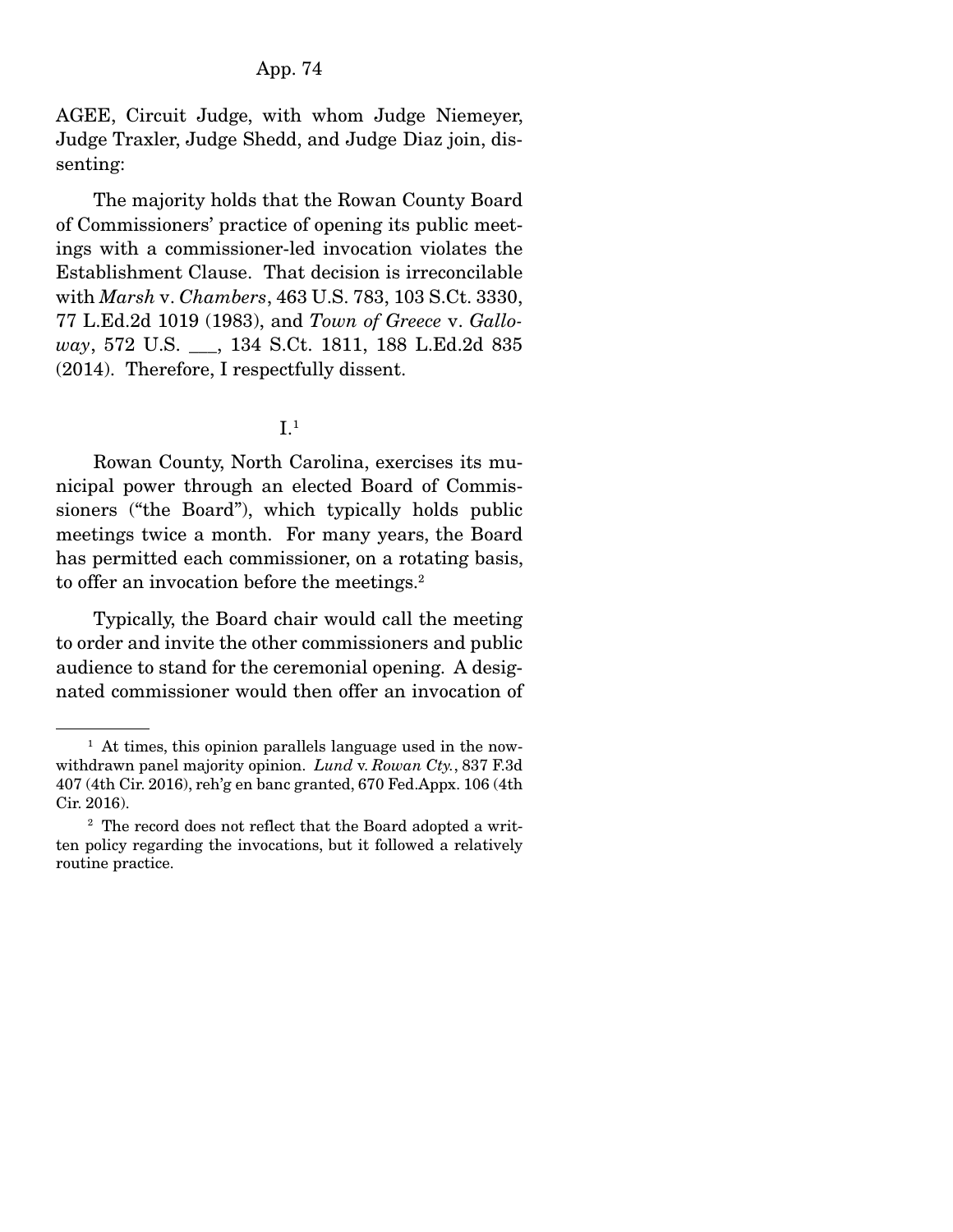AGEE, Circuit Judge, with whom Judge Niemeyer, Judge Traxler, Judge Shedd, and Judge Diaz join, dissenting:

The majority holds that the Rowan County Board of Commissioners' practice of opening its public meetings with a commissioner-led invocation violates the Establishment Clause. That decision is irreconcilable with *Marsh* v. *Chambers*, 463 U.S. 783, 103 S.Ct. 3330, 77 L.Ed.2d 1019 (1983), and *Town of Greece* v. *Galloway*, 572 U.S. \_\_\_, 134 S.Ct. 1811, 188 L.Ed.2d 835 (2014). Therefore, I respectfully dissent.

I.[1]

Rowan County, North Carolina, exercises its municipal power through an elected Board of Commissioners ("the Board"), which typically holds public meetings twice a month. For many years, the Board has permitted each commissioner, on a rotating basis, to offer an invocation before the meetings.[2]

Typically, the Board chair would call the meeting to order and invite the other commissioners and public audience to stand for the ceremonial opening. A designated commissioner would then offer an invocation of

---

[1] At times, this opinion parallels language used in the now-withdrawn panel majority opinion. *Lund* v. *Rowan Cty.*, 837 F.3d 407 (4th Cir. 2016), reh'g en banc granted, 670 Fed.Appx. 106 (4th Cir. 2016).

[2] The record does not reflect that the Board adopted a written policy regarding the invocations, but it followed a relatively routine practice.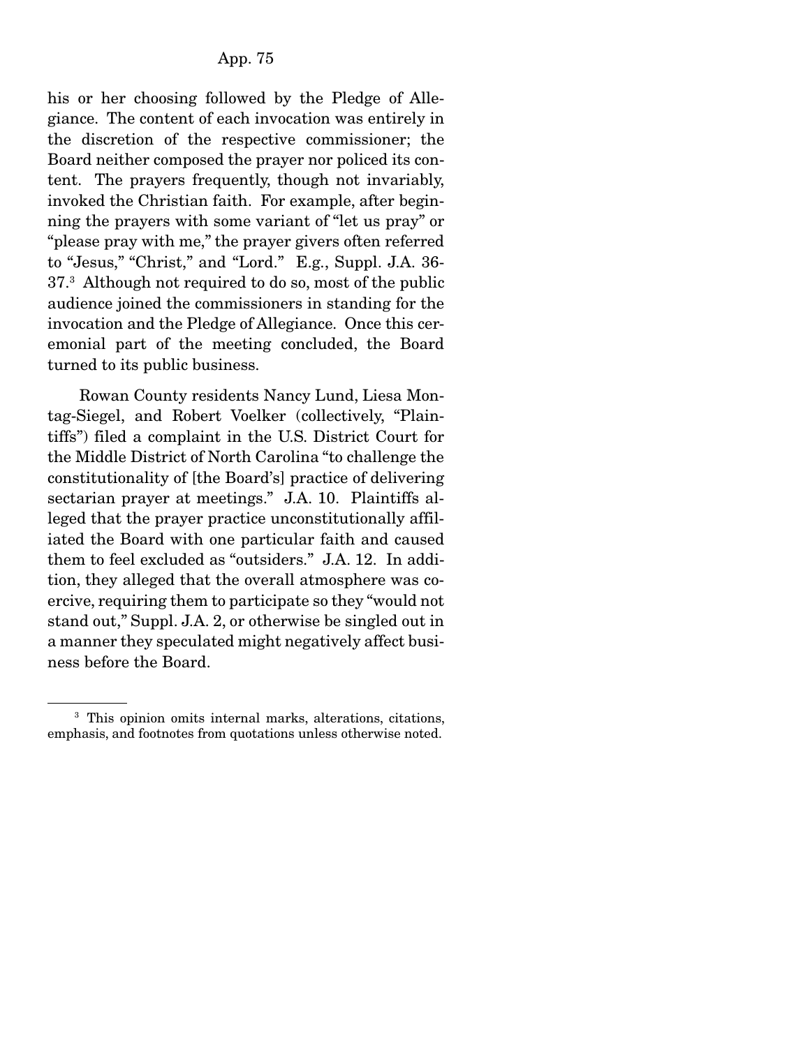his or her choosing followed by the Pledge of Allegiance. The content of each invocation was entirely in the discretion of the respective commissioner; the Board neither composed the prayer nor policed its content. The prayers frequently, though not invariably, invoked the Christian faith. For example, after beginning the prayers with some variant of "let us pray" or "please pray with me," the prayer givers often referred to "Jesus," "Christ," and "Lord." E.g., Suppl. J.A. 36-37.[3] Although not required to do so, most of the public audience joined the commissioners in standing for the invocation and the Pledge of Allegiance. Once this ceremonial part of the meeting concluded, the Board turned to its public business.

Rowan County residents Nancy Lund, Liesa Montag-Siegel, and Robert Voelker (collectively, "Plaintiffs") filed a complaint in the U.S. District Court for the Middle District of North Carolina "to challenge the constitutionality of [the Board's] practice of delivering sectarian prayer at meetings." J.A. 10. Plaintiffs alleged that the prayer practice unconstitutionally affiliated the Board with one particular faith and caused them to feel excluded as "outsiders." J.A. 12. In addition, they alleged that the overall atmosphere was coercive, requiring them to participate so they "would not stand out," Suppl. J.A. 2, or otherwise be singled out in a manner they speculated might negatively affect business before the Board.

---

[3] This opinion omits internal marks, alterations, citations, emphasis, and footnotes from quotations unless otherwise noted.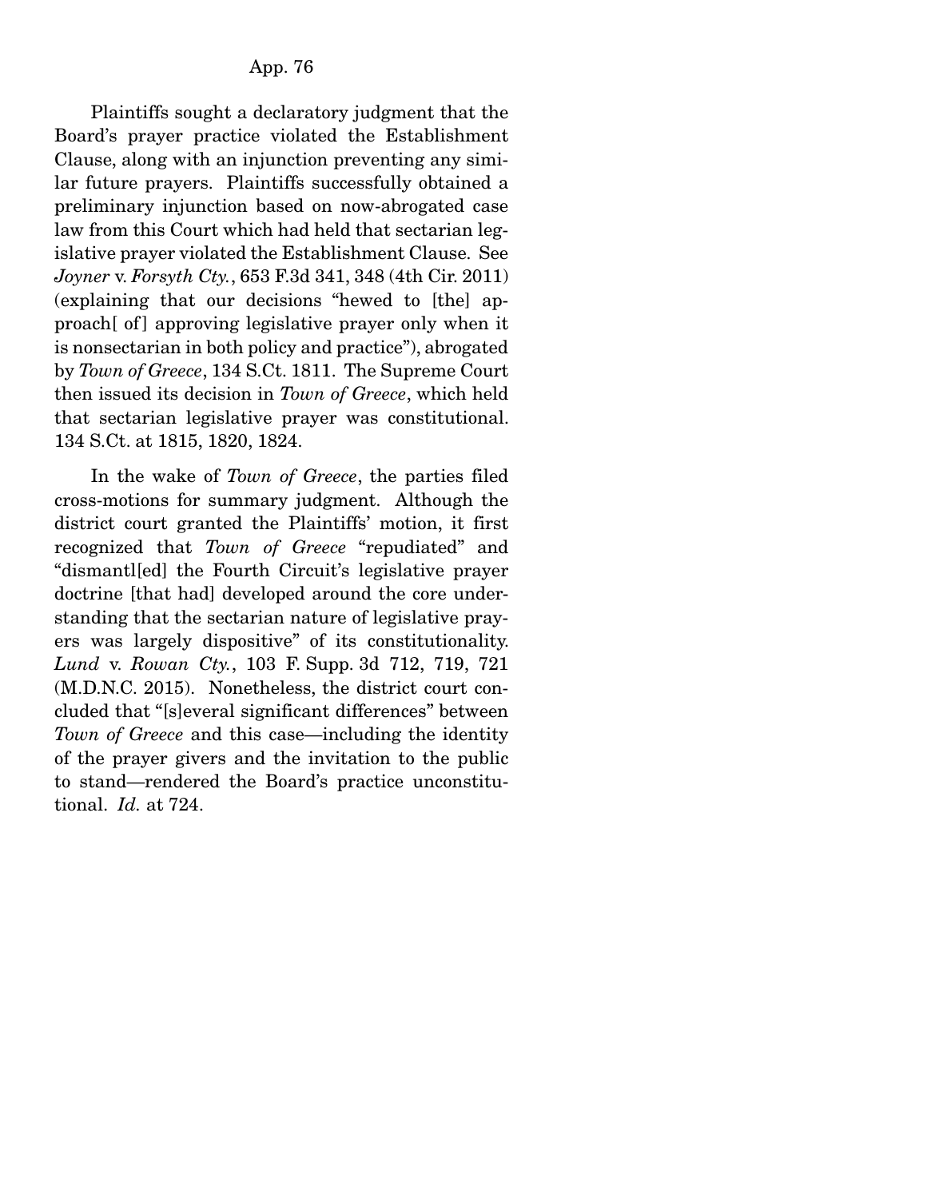Plaintiffs sought a declaratory judgment that the Board's prayer practice violated the Establishment Clause, along with an injunction preventing any similar future prayers. Plaintiffs successfully obtained a preliminary injunction based on now-abrogated case law from this Court which had held that sectarian legislative prayer violated the Establishment Clause. See *Joyner* v. *Forsyth Cty.*, 653 F.3d 341, 348 (4th Cir. 2011) (explaining that our decisions "hewed to [the] approach[ of] approving legislative prayer only when it is nonsectarian in both policy and practice"), abrogated by *Town of Greece*, 134 S.Ct. 1811. The Supreme Court then issued its decision in *Town of Greece*, which held that sectarian legislative prayer was constitutional. 134 S.Ct. at 1815, 1820, 1824.

In the wake of *Town of Greece*, the parties filed cross-motions for summary judgment. Although the district court granted the Plaintiffs' motion, it first recognized that *Town of Greece* "repudiated" and "dismantl[ed] the Fourth Circuit's legislative prayer doctrine [that had] developed around the core understanding that the sectarian nature of legislative prayers was largely dispositive" of its constitutionality. *Lund* v. *Rowan Cty.*, 103 F. Supp. 3d 712, 719, 721 (M.D.N.C. 2015). Nonetheless, the district court concluded that "[s]everal significant differences" between *Town of Greece* and this case—including the identity of the prayer givers and the invitation to the public to stand—rendered the Board's practice unconstitutional. *Id.* at 724.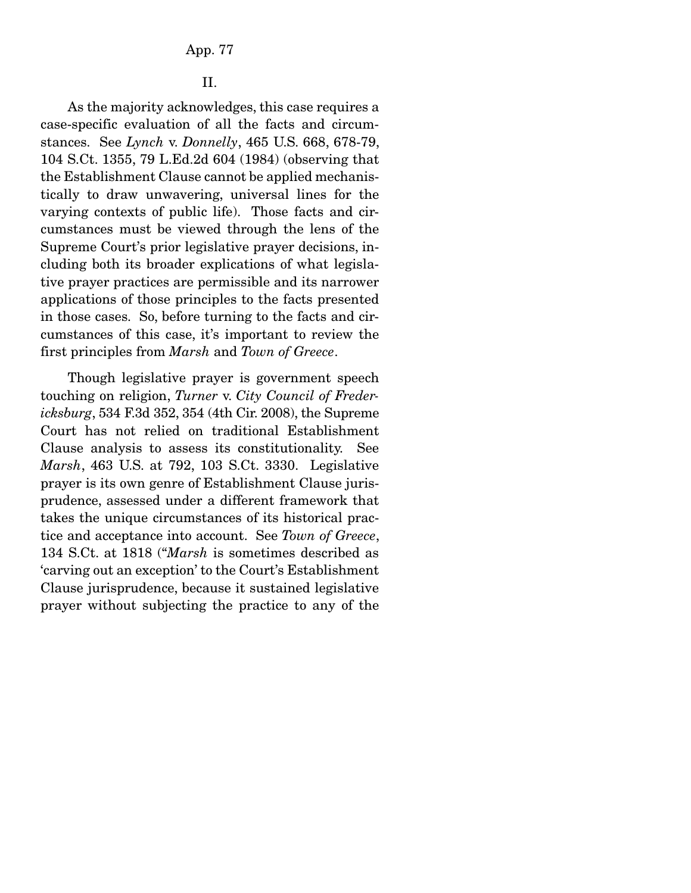II.

As the majority acknowledges, this case requires a case-specific evaluation of all the facts and circumstances. See *Lynch* v. *Donnelly*, 465 U.S. 668, 678-79, 104 S.Ct. 1355, 79 L.Ed.2d 604 (1984) (observing that the Establishment Clause cannot be applied mechanistically to draw unwavering, universal lines for the varying contexts of public life). Those facts and circumstances must be viewed through the lens of the Supreme Court's prior legislative prayer decisions, including both its broader explications of what legislative prayer practices are permissible and its narrower applications of those principles to the facts presented in those cases. So, before turning to the facts and circumstances of this case, it's important to review the first principles from *Marsh* and *Town of Greece*.

Though legislative prayer is government speech touching on religion, *Turner* v. *City Council of Fredericksburg*, 534 F.3d 352, 354 (4th Cir. 2008), the Supreme Court has not relied on traditional Establishment Clause analysis to assess its constitutionality. See *Marsh*, 463 U.S. at 792, 103 S.Ct. 3330. Legislative prayer is its own genre of Establishment Clause jurisprudence, assessed under a different framework that takes the unique circumstances of its historical practice and acceptance into account. See *Town of Greece*, 134 S.Ct. at 1818 ("*Marsh* is sometimes described as 'carving out an exception' to the Court's Establishment Clause jurisprudence, because it sustained legislative prayer without subjecting the practice to any of the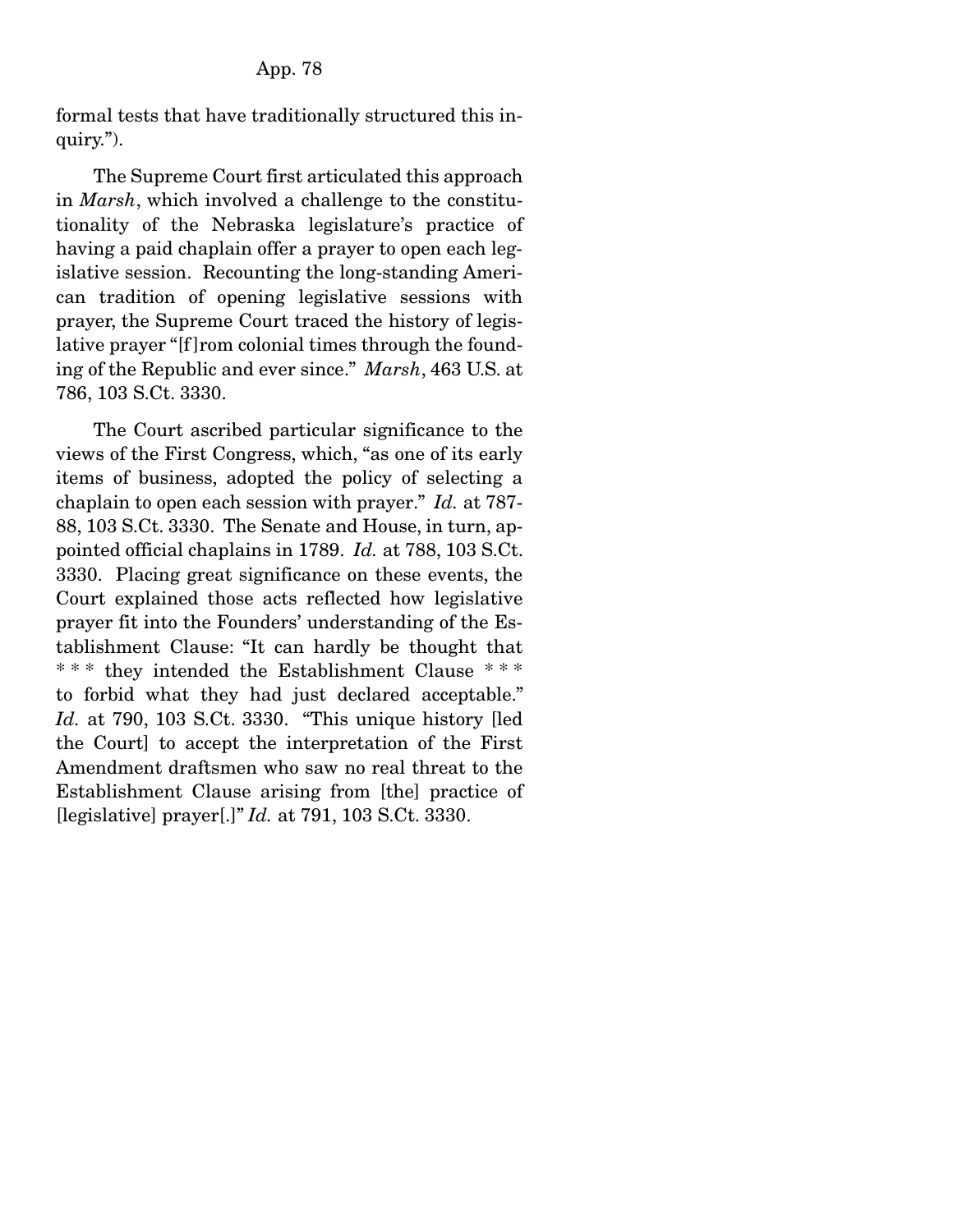formal tests that have traditionally structured this inquiry.").

The Supreme Court first articulated this approach in *Marsh*, which involved a challenge to the constitutionality of the Nebraska legislature's practice of having a paid chaplain offer a prayer to open each legislative session. Recounting the long-standing American tradition of opening legislative sessions with prayer, the Supreme Court traced the history of legislative prayer "[f]rom colonial times through the founding of the Republic and ever since." *Marsh*, 463 U.S. at 786, 103 S.Ct. 3330.

The Court ascribed particular significance to the views of the First Congress, which, "as one of its early items of business, adopted the policy of selecting a chaplain to open each session with prayer." *Id.* at 787-88, 103 S.Ct. 3330. The Senate and House, in turn, appointed official chaplains in 1789. *Id.* at 788, 103 S.Ct. 3330. Placing great significance on these events, the Court explained those acts reflected how legislative prayer fit into the Founders' understanding of the Establishment Clause: "It can hardly be thought that * * * they intended the Establishment Clause * * * to forbid what they had just declared acceptable." *Id.* at 790, 103 S.Ct. 3330. "This unique history [led the Court] to accept the interpretation of the First Amendment draftsmen who saw no real threat to the Establishment Clause arising from [the] practice of [legislative] prayer[.]" *Id.* at 791, 103 S.Ct. 3330.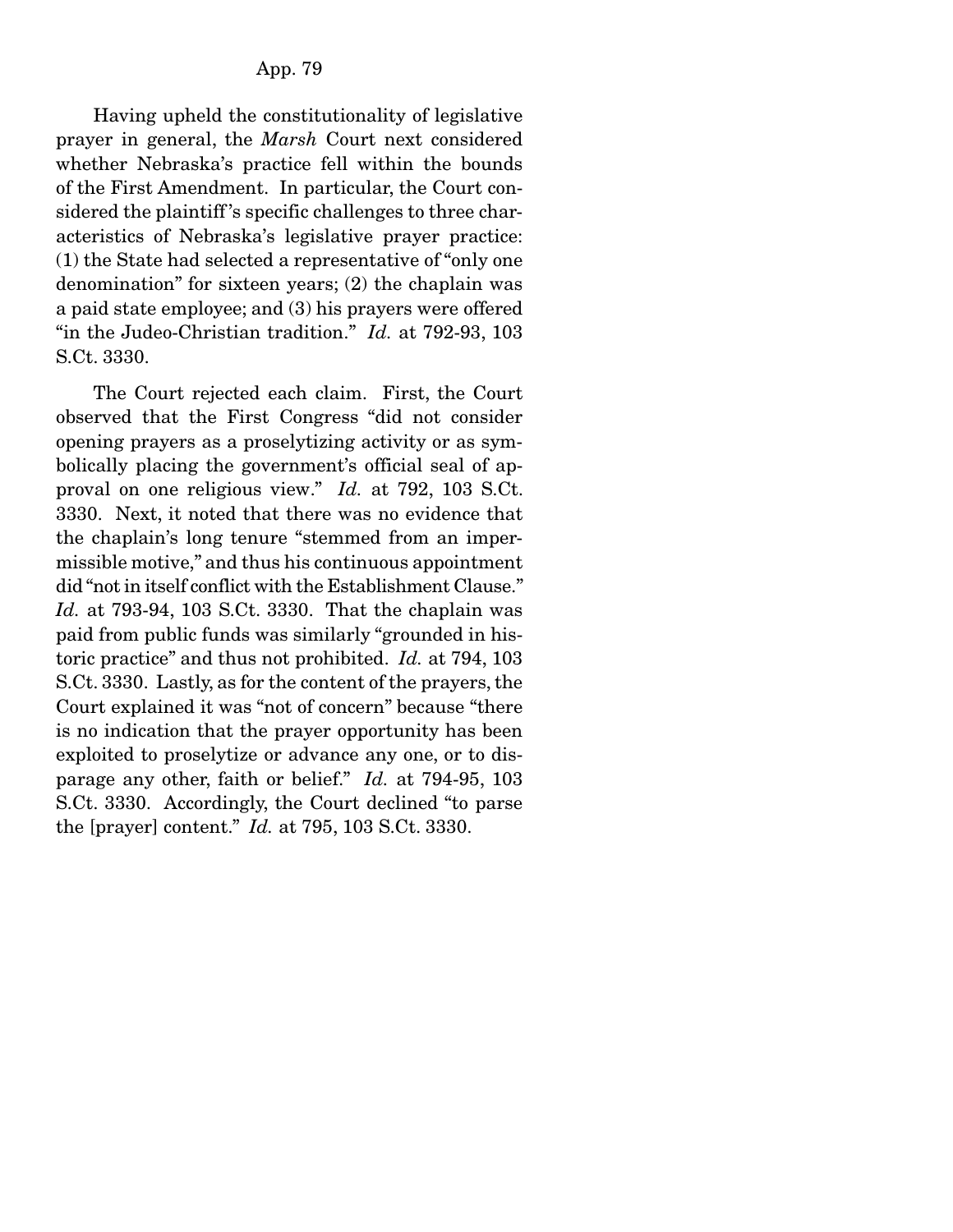Having upheld the constitutionality of legislative prayer in general, the *Marsh* Court next considered whether Nebraska's practice fell within the bounds of the First Amendment. In particular, the Court considered the plaintiff's specific challenges to three characteristics of Nebraska's legislative prayer practice: (1) the State had selected a representative of "only one denomination" for sixteen years; (2) the chaplain was a paid state employee; and (3) his prayers were offered "in the Judeo-Christian tradition." *Id.* at 792-93, 103 S.Ct. 3330.

The Court rejected each claim. First, the Court observed that the First Congress "did not consider opening prayers as a proselytizing activity or as symbolically placing the government's official seal of approval on one religious view." *Id.* at 792, 103 S.Ct. 3330. Next, it noted that there was no evidence that the chaplain's long tenure "stemmed from an impermissible motive," and thus his continuous appointment did "not in itself conflict with the Establishment Clause." *Id.* at 793-94, 103 S.Ct. 3330. That the chaplain was paid from public funds was similarly "grounded in historic practice" and thus not prohibited. *Id.* at 794, 103 S.Ct. 3330. Lastly, as for the content of the prayers, the Court explained it was "not of concern" because "there is no indication that the prayer opportunity has been exploited to proselytize or advance any one, or to disparage any other, faith or belief." *Id.* at 794-95, 103 S.Ct. 3330. Accordingly, the Court declined "to parse the [prayer] content." *Id.* at 795, 103 S.Ct. 3330.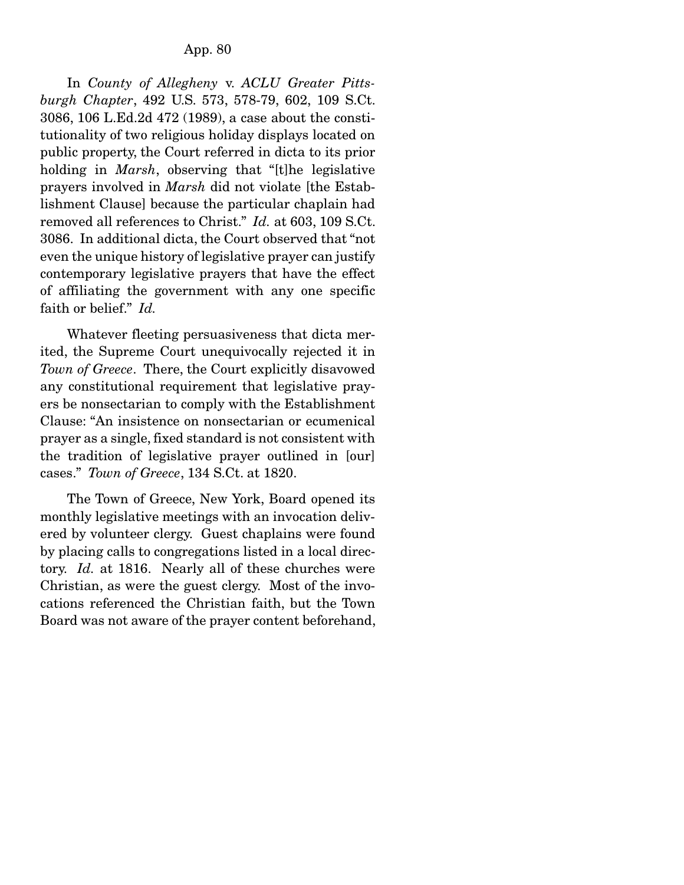In *County of Allegheny* v. *ACLU Greater Pittsburgh Chapter*, 492 U.S. 573, 578-79, 602, 109 S.Ct. 3086, 106 L.Ed.2d 472 (1989), a case about the constitutionality of two religious holiday displays located on public property, the Court referred in dicta to its prior holding in *Marsh*, observing that "[t]he legislative prayers involved in *Marsh* did not violate [the Establishment Clause] because the particular chaplain had removed all references to Christ." *Id.* at 603, 109 S.Ct. 3086. In additional dicta, the Court observed that "not even the unique history of legislative prayer can justify contemporary legislative prayers that have the effect of affiliating the government with any one specific faith or belief." *Id.*

Whatever fleeting persuasiveness that dicta merited, the Supreme Court unequivocally rejected it in *Town of Greece*. There, the Court explicitly disavowed any constitutional requirement that legislative prayers be nonsectarian to comply with the Establishment Clause: "An insistence on nonsectarian or ecumenical prayer as a single, fixed standard is not consistent with the tradition of legislative prayer outlined in [our] cases." *Town of Greece*, 134 S.Ct. at 1820.

The Town of Greece, New York, Board opened its monthly legislative meetings with an invocation delivered by volunteer clergy. Guest chaplains were found by placing calls to congregations listed in a local directory. *Id.* at 1816. Nearly all of these churches were Christian, as were the guest clergy. Most of the invocations referenced the Christian faith, but the Town Board was not aware of the prayer content beforehand,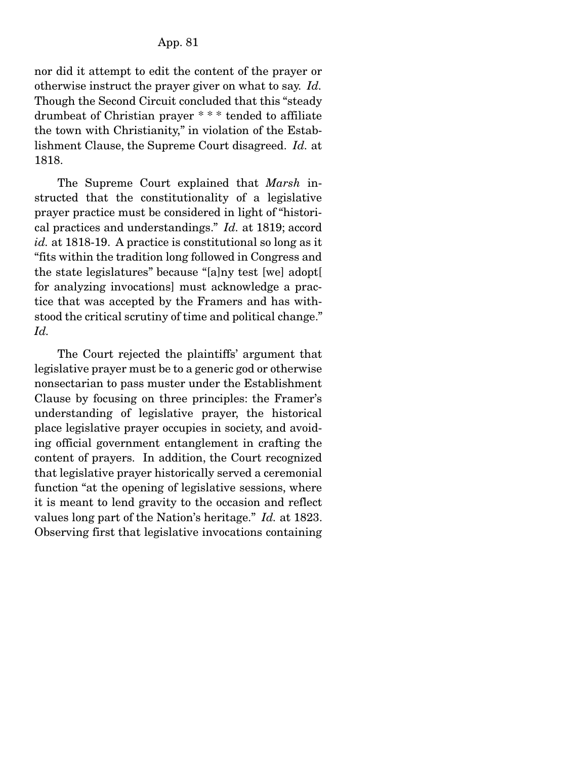nor did it attempt to edit the content of the prayer or otherwise instruct the prayer giver on what to say. *Id.* Though the Second Circuit concluded that this "steady drumbeat of Christian prayer * * * tended to affiliate the town with Christianity," in violation of the Establishment Clause, the Supreme Court disagreed. *Id.* at 1818.

The Supreme Court explained that *Marsh* instructed that the constitutionality of a legislative prayer practice must be considered in light of "historical practices and understandings." *Id.* at 1819; accord *id.* at 1818-19. A practice is constitutional so long as it "fits within the tradition long followed in Congress and the state legislatures" because "[a]ny test [we] adopt[ for analyzing invocations] must acknowledge a practice that was accepted by the Framers and has withstood the critical scrutiny of time and political change." *Id.*

The Court rejected the plaintiffs' argument that legislative prayer must be to a generic god or otherwise nonsectarian to pass muster under the Establishment Clause by focusing on three principles: the Framer's understanding of legislative prayer, the historical place legislative prayer occupies in society, and avoiding official government entanglement in crafting the content of prayers. In addition, the Court recognized that legislative prayer historically served a ceremonial function "at the opening of legislative sessions, where it is meant to lend gravity to the occasion and reflect values long part of the Nation's heritage." *Id.* at 1823. Observing first that legislative invocations containing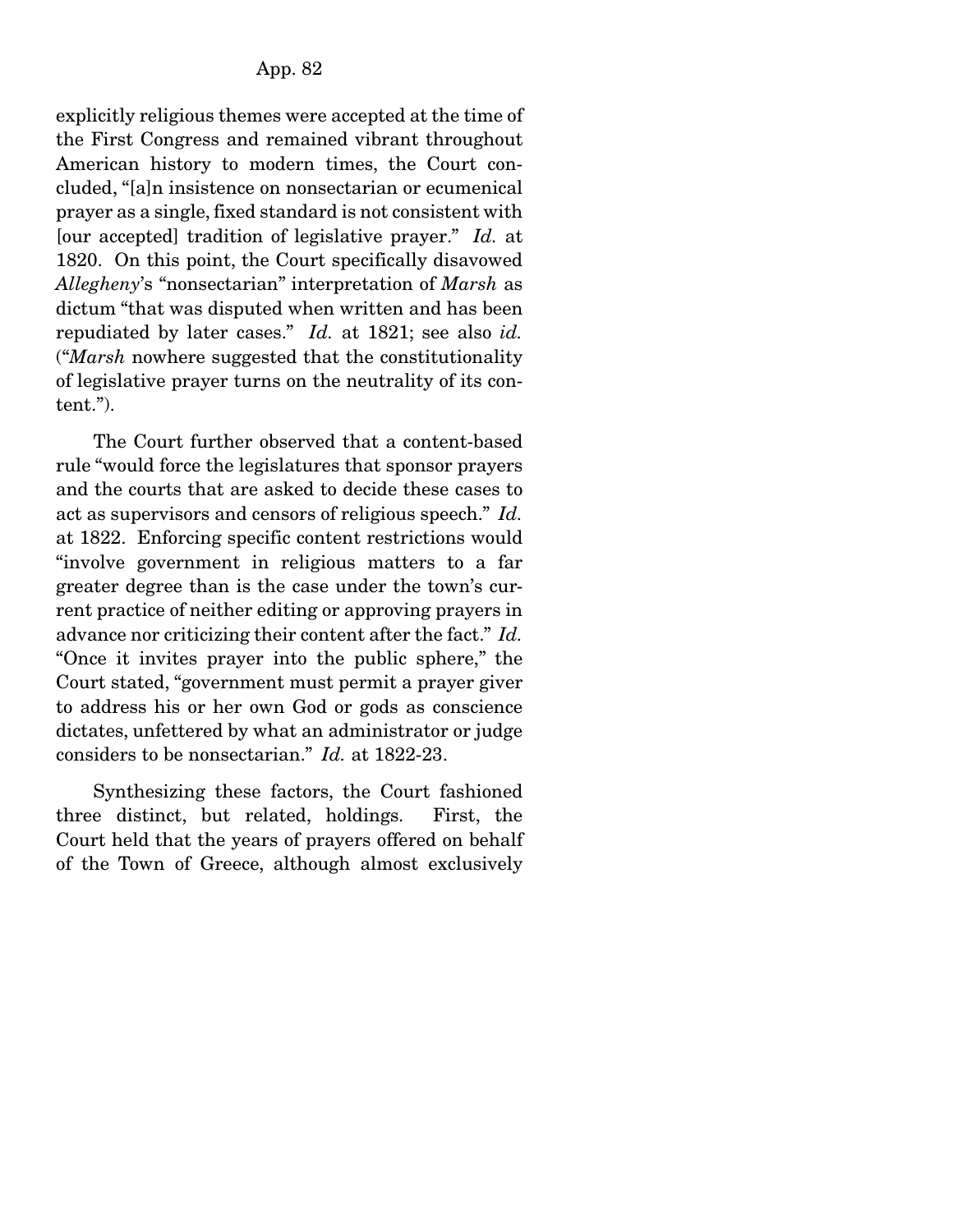explicitly religious themes were accepted at the time of the First Congress and remained vibrant throughout American history to modern times, the Court concluded, "[a]n insistence on nonsectarian or ecumenical prayer as a single, fixed standard is not consistent with [our accepted] tradition of legislative prayer." *Id.* at 1820. On this point, the Court specifically disavowed *Allegheny*'s "nonsectarian" interpretation of *Marsh* as dictum "that was disputed when written and has been repudiated by later cases." *Id.* at 1821; see also *id.* ("*Marsh* nowhere suggested that the constitutionality of legislative prayer turns on the neutrality of its content.").

The Court further observed that a content-based rule "would force the legislatures that sponsor prayers and the courts that are asked to decide these cases to act as supervisors and censors of religious speech." *Id.* at 1822. Enforcing specific content restrictions would "involve government in religious matters to a far greater degree than is the case under the town's current practice of neither editing or approving prayers in advance nor criticizing their content after the fact." *Id.* "Once it invites prayer into the public sphere," the Court stated, "government must permit a prayer giver to address his or her own God or gods as conscience dictates, unfettered by what an administrator or judge considers to be nonsectarian." *Id.* at 1822-23.

Synthesizing these factors, the Court fashioned three distinct, but related, holdings. First, the Court held that the years of prayers offered on behalf of the Town of Greece, although almost exclusively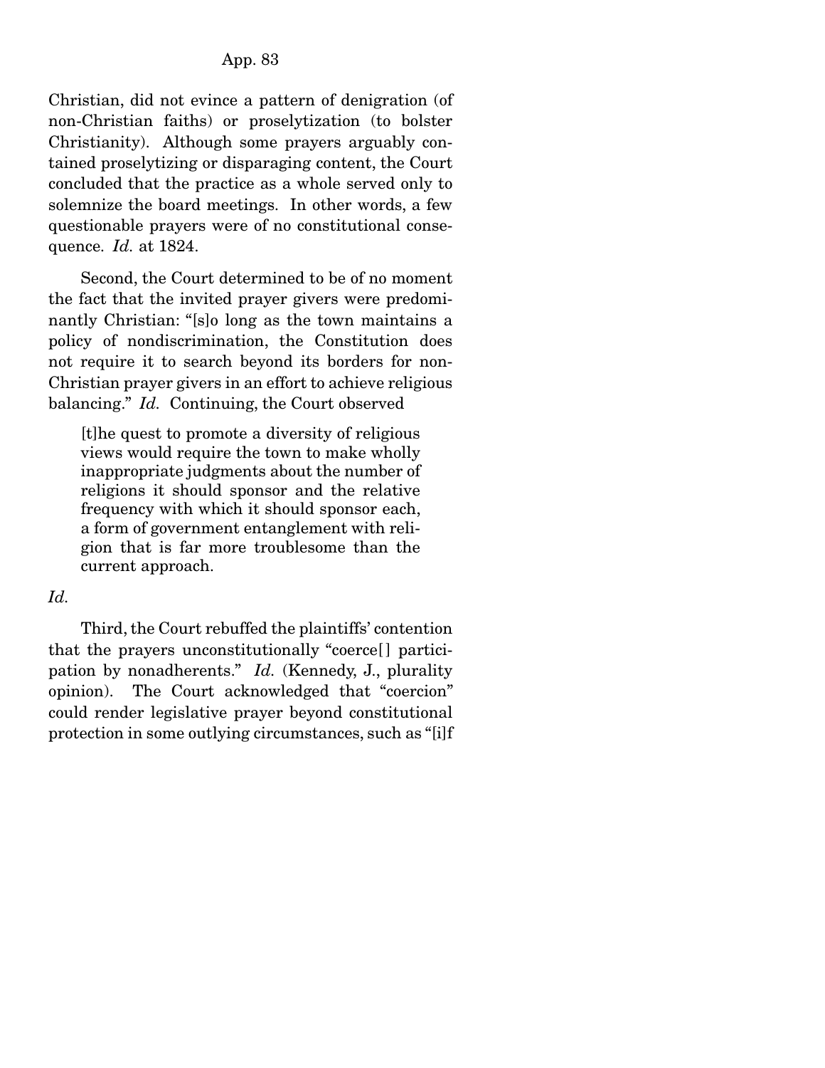Christian, did not evince a pattern of denigration (of non-Christian faiths) or proselytization (to bolster Christianity). Although some prayers arguably contained proselytizing or disparaging content, the Court concluded that the practice as a whole served only to solemnize the board meetings. In other words, a few questionable prayers were of no constitutional consequence. *Id.* at 1824.

Second, the Court determined to be of no moment the fact that the invited prayer givers were predominantly Christian: "[s]o long as the town maintains a policy of nondiscrimination, the Constitution does not require it to search beyond its borders for non-Christian prayer givers in an effort to achieve religious balancing." *Id.* Continuing, the Court observed

> [t]he quest to promote a diversity of religious views would require the town to make wholly inappropriate judgments about the number of religions it should sponsor and the relative frequency with which it should sponsor each, a form of government entanglement with religion that is far more troublesome than the current approach.

*Id.*

Third, the Court rebuffed the plaintiffs' contention that the prayers unconstitutionally "coerce[] participation by nonadherents." *Id.* (Kennedy, J., plurality opinion). The Court acknowledged that "coercion" could render legislative prayer beyond constitutional protection in some outlying circumstances, such as "[i]f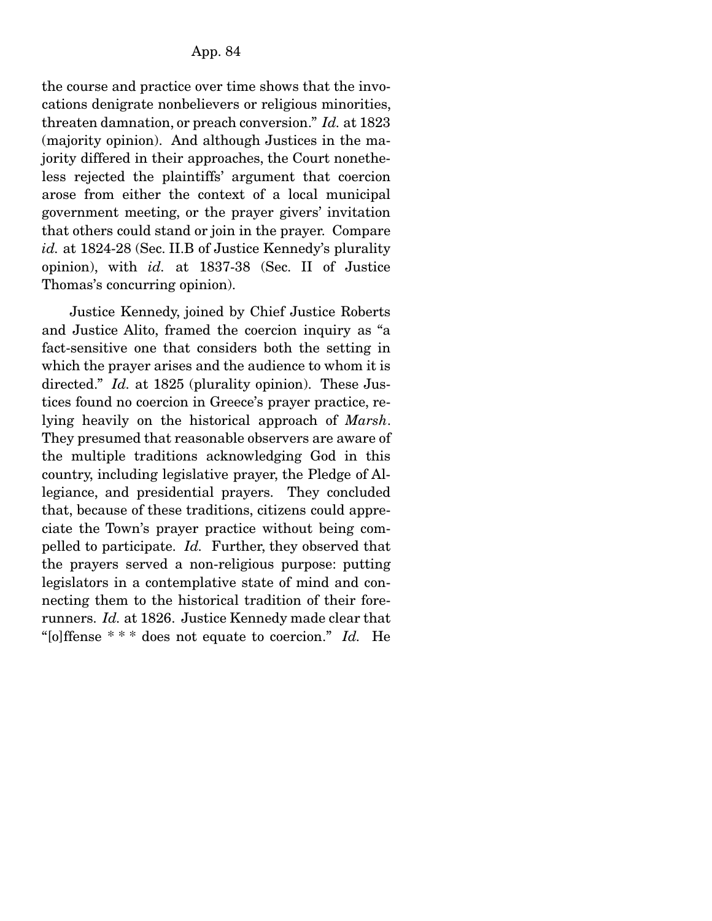the course and practice over time shows that the invocations denigrate nonbelievers or religious minorities, threaten damnation, or preach conversion." *Id.* at 1823 (majority opinion). And although Justices in the majority differed in their approaches, the Court nonetheless rejected the plaintiffs' argument that coercion arose from either the context of a local municipal government meeting, or the prayer givers' invitation that others could stand or join in the prayer. Compare *id.* at 1824-28 (Sec. II.B of Justice Kennedy's plurality opinion), with *id.* at 1837-38 (Sec. II of Justice Thomas's concurring opinion).

Justice Kennedy, joined by Chief Justice Roberts and Justice Alito, framed the coercion inquiry as "a fact-sensitive one that considers both the setting in which the prayer arises and the audience to whom it is directed." *Id.* at 1825 (plurality opinion). These Justices found no coercion in Greece's prayer practice, relying heavily on the historical approach of *Marsh*. They presumed that reasonable observers are aware of the multiple traditions acknowledging God in this country, including legislative prayer, the Pledge of Allegiance, and presidential prayers. They concluded that, because of these traditions, citizens could appreciate the Town's prayer practice without being compelled to participate. *Id.* Further, they observed that the prayers served a non-religious purpose: putting legislators in a contemplative state of mind and connecting them to the historical tradition of their forerunners. *Id.* at 1826. Justice Kennedy made clear that "[o]ffense * * * does not equate to coercion." *Id.* He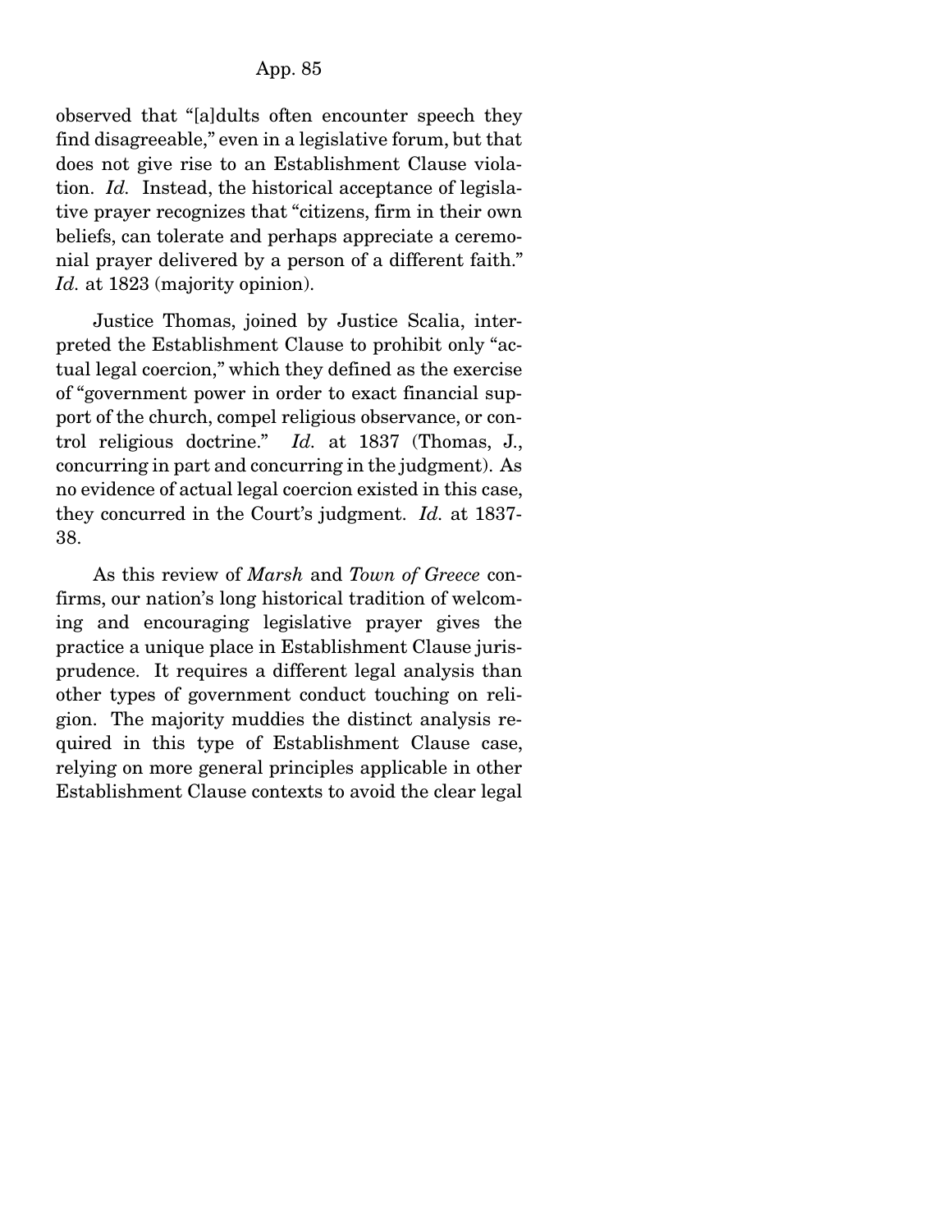observed that "[a]dults often encounter speech they find disagreeable," even in a legislative forum, but that does not give rise to an Establishment Clause violation. *Id.* Instead, the historical acceptance of legislative prayer recognizes that "citizens, firm in their own beliefs, can tolerate and perhaps appreciate a ceremonial prayer delivered by a person of a different faith." *Id.* at 1823 (majority opinion).

Justice Thomas, joined by Justice Scalia, interpreted the Establishment Clause to prohibit only "actual legal coercion," which they defined as the exercise of "government power in order to exact financial support of the church, compel religious observance, or control religious doctrine." *Id.* at 1837 (Thomas, J., concurring in part and concurring in the judgment). As no evidence of actual legal coercion existed in this case, they concurred in the Court's judgment. *Id.* at 1837-38.

As this review of *Marsh* and *Town of Greece* confirms, our nation's long historical tradition of welcoming and encouraging legislative prayer gives the practice a unique place in Establishment Clause jurisprudence. It requires a different legal analysis than other types of government conduct touching on religion. The majority muddies the distinct analysis required in this type of Establishment Clause case, relying on more general principles applicable in other Establishment Clause contexts to avoid the clear legal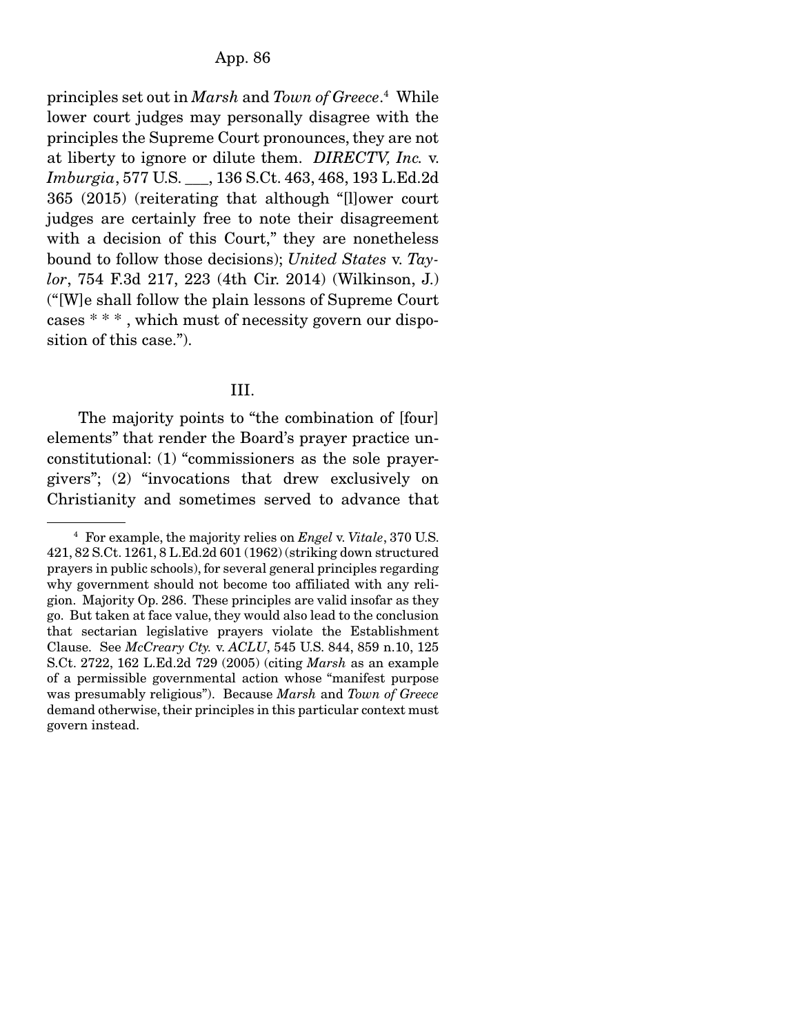principles set out in *Marsh* and *Town of Greece*.[4] While lower court judges may personally disagree with the principles the Supreme Court pronounces, they are not at liberty to ignore or dilute them. *DIRECTV, Inc.* v. *Imburgia*, 577 U.S. ___, 136 S.Ct. 463, 468, 193 L.Ed.2d 365 (2015) (reiterating that although "[l]ower court judges are certainly free to note their disagreement with a decision of this Court," they are nonetheless bound to follow those decisions); *United States* v. *Taylor*, 754 F.3d 217, 223 (4th Cir. 2014) (Wilkinson, J.) ("[W]e shall follow the plain lessons of Supreme Court cases * * * , which must of necessity govern our disposition of this case.").

III.

The majority points to "the combination of [four] elements" that render the Board's prayer practice unconstitutional: (1) "commissioners as the sole prayer-givers"; (2) "invocations that drew exclusively on Christianity and sometimes served to advance that

---

[4] For example, the majority relies on *Engel* v. *Vitale*, 370 U.S. 421, 82 S.Ct. 1261, 8 L.Ed.2d 601 (1962) (striking down structured prayers in public schools), for several general principles regarding why government should not become too affiliated with any religion. Majority Op. 286. These principles are valid insofar as they go. But taken at face value, they would also lead to the conclusion that sectarian legislative prayers violate the Establishment Clause. See *McCreary Cty.* v. *ACLU*, 545 U.S. 844, 859 n.10, 125 S.Ct. 2722, 162 L.Ed.2d 729 (2005) (citing *Marsh* as an example of a permissible governmental action whose "manifest purpose was presumably religious"). Because *Marsh* and *Town of Greece* demand otherwise, their principles in this particular context must govern instead.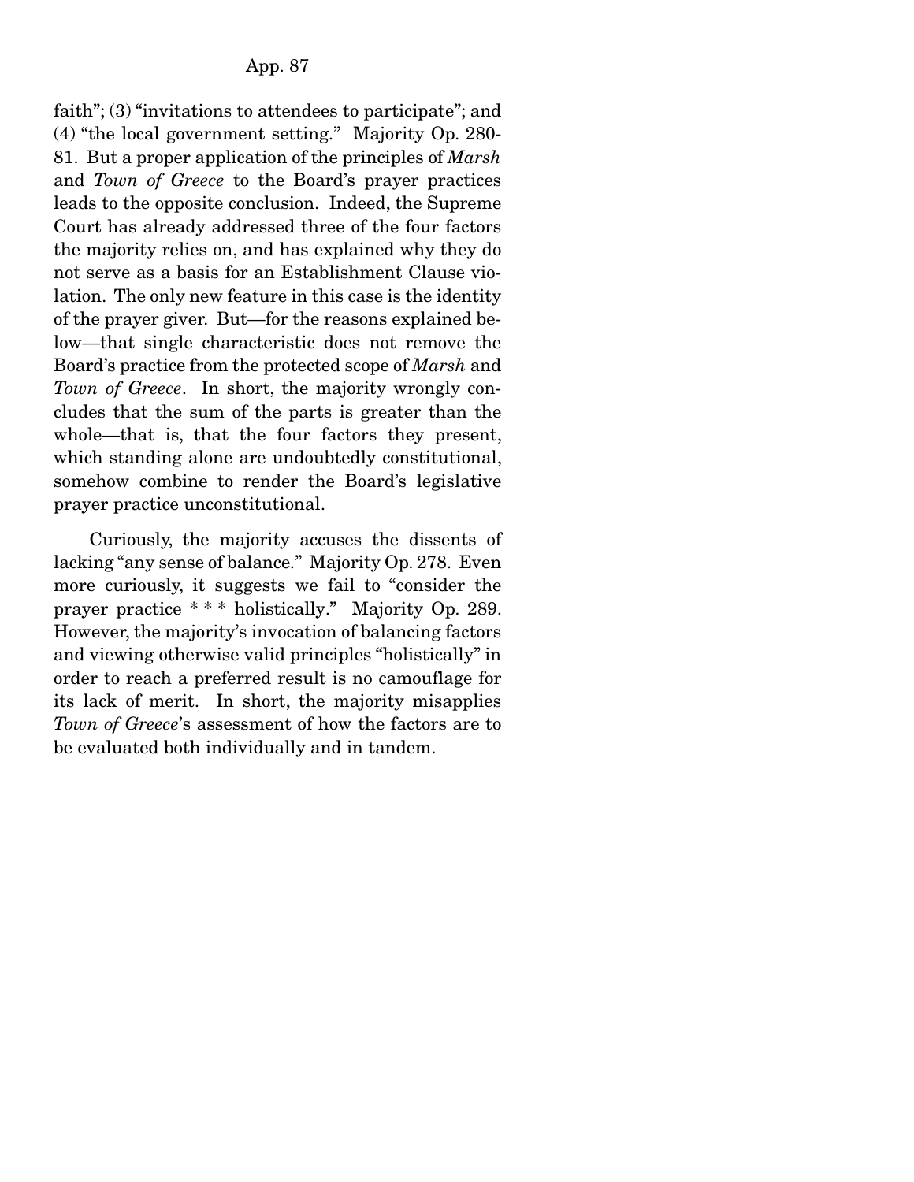faith"; (3) "invitations to attendees to participate"; and (4) "the local government setting." Majority Op. 280-81. But a proper application of the principles of *Marsh* and *Town of Greece* to the Board's prayer practices leads to the opposite conclusion. Indeed, the Supreme Court has already addressed three of the four factors the majority relies on, and has explained why they do not serve as a basis for an Establishment Clause violation. The only new feature in this case is the identity of the prayer giver. But—for the reasons explained below—that single characteristic does not remove the Board's practice from the protected scope of *Marsh* and *Town of Greece*. In short, the majority wrongly concludes that the sum of the parts is greater than the whole—that is, that the four factors they present, which standing alone are undoubtedly constitutional, somehow combine to render the Board's legislative prayer practice unconstitutional.

Curiously, the majority accuses the dissents of lacking "any sense of balance." Majority Op. 278. Even more curiously, it suggests we fail to "consider the prayer practice * * * holistically." Majority Op. 289. However, the majority's invocation of balancing factors and viewing otherwise valid principles "holistically" in order to reach a preferred result is no camouflage for its lack of merit. In short, the majority misapplies *Town of Greece*'s assessment of how the factors are to be evaluated both individually and in tandem.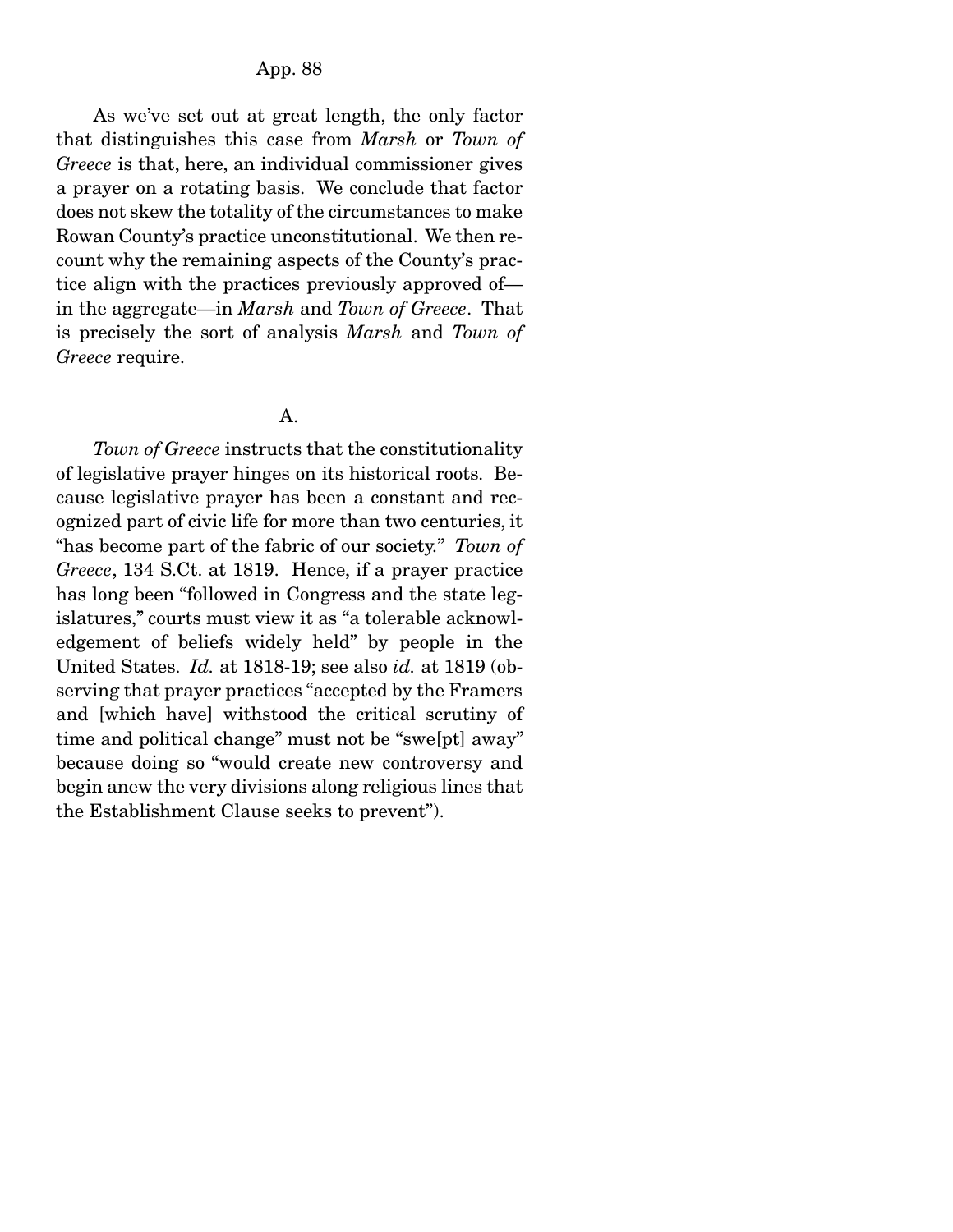As we've set out at great length, the only factor that distinguishes this case from *Marsh* or *Town of Greece* is that, here, an individual commissioner gives a prayer on a rotating basis. We conclude that factor does not skew the totality of the circumstances to make Rowan County's practice unconstitutional. We then recount why the remaining aspects of the County's practice align with the practices previously approved of—in the aggregate—in *Marsh* and *Town of Greece*. That is precisely the sort of analysis *Marsh* and *Town of Greece* require.

A.

*Town of Greece* instructs that the constitutionality of legislative prayer hinges on its historical roots. Because legislative prayer has been a constant and recognized part of civic life for more than two centuries, it "has become part of the fabric of our society." *Town of Greece*, 134 S.Ct. at 1819. Hence, if a prayer practice has long been "followed in Congress and the state legislatures," courts must view it as "a tolerable acknowledgement of beliefs widely held" by people in the United States. *Id.* at 1818-19; see also *id.* at 1819 (observing that prayer practices "accepted by the Framers and [which have] withstood the critical scrutiny of time and political change" must not be "swe[pt] away" because doing so "would create new controversy and begin anew the very divisions along religious lines that the Establishment Clause seeks to prevent").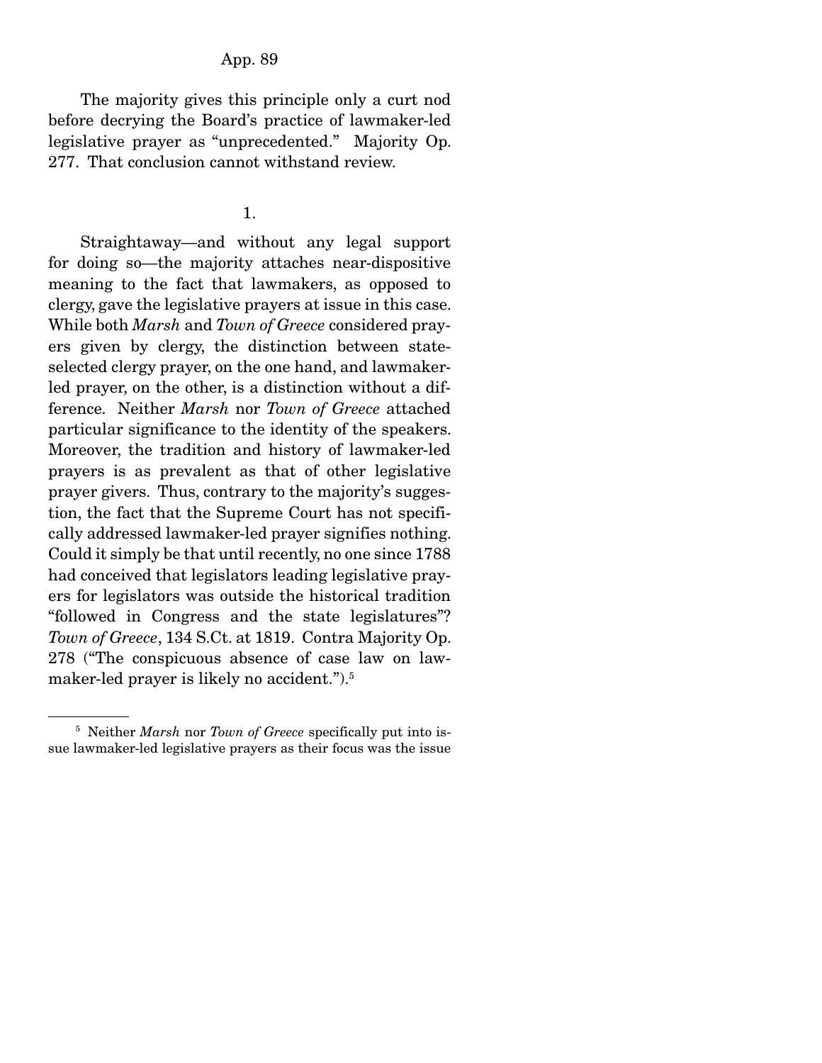The majority gives this principle only a curt nod before decrying the Board's practice of lawmaker-led legislative prayer as "unprecedented." Majority Op. 277. That conclusion cannot withstand review.

1.

Straightaway—and without any legal support for doing so—the majority attaches near-dispositive meaning to the fact that lawmakers, as opposed to clergy, gave the legislative prayers at issue in this case. While both *Marsh* and *Town of Greece* considered prayers given by clergy, the distinction between state-selected clergy prayer, on the one hand, and lawmaker-led prayer, on the other, is a distinction without a difference. Neither *Marsh* nor *Town of Greece* attached particular significance to the identity of the speakers. Moreover, the tradition and history of lawmaker-led prayers is as prevalent as that of other legislative prayer givers. Thus, contrary to the majority's suggestion, the fact that the Supreme Court has not specifically addressed lawmaker-led prayer signifies nothing. Could it simply be that until recently, no one since 1788 had conceived that legislators leading legislative prayers for legislators was outside the historical tradition "followed in Congress and the state legislatures"? *Town of Greece*, 134 S.Ct. at 1819. Contra Majority Op. 278 ("The conspicuous absence of case law on lawmaker-led prayer is likely no accident.").[5]

[5] Neither *Marsh* nor *Town of Greece* specifically put into issue lawmaker-led legislative prayers as their focus was the issue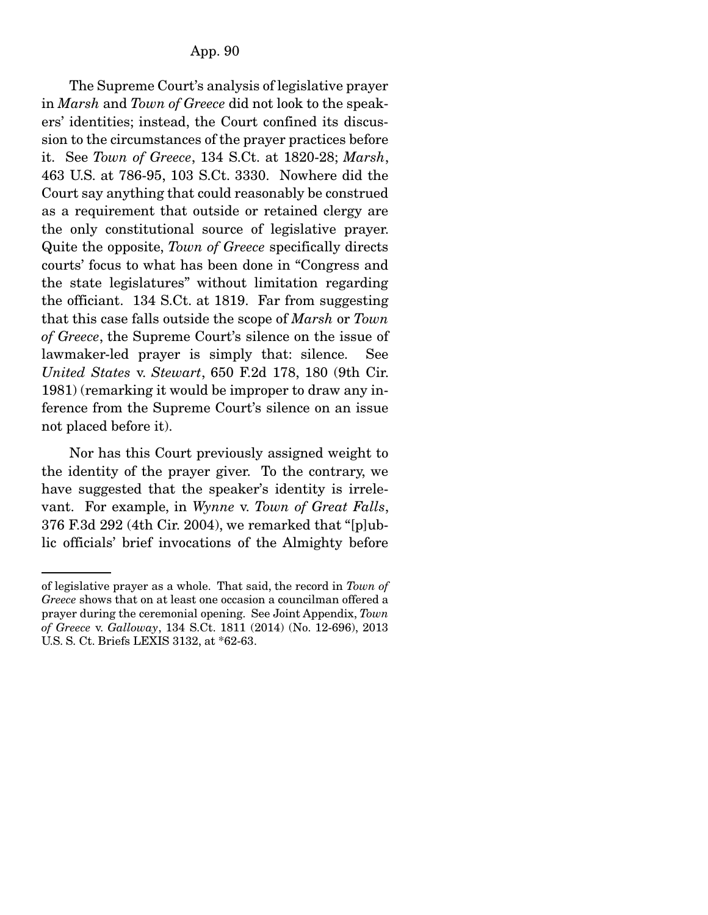The Supreme Court's analysis of legislative prayer in *Marsh* and *Town of Greece* did not look to the speakers' identities; instead, the Court confined its discussion to the circumstances of the prayer practices before it. See *Town of Greece*, 134 S.Ct. at 1820-28; *Marsh*, 463 U.S. at 786-95, 103 S.Ct. 3330. Nowhere did the Court say anything that could reasonably be construed as a requirement that outside or retained clergy are the only constitutional source of legislative prayer. Quite the opposite, *Town of Greece* specifically directs courts' focus to what has been done in "Congress and the state legislatures" without limitation regarding the officiant. 134 S.Ct. at 1819. Far from suggesting that this case falls outside the scope of *Marsh* or *Town of Greece*, the Supreme Court's silence on the issue of lawmaker-led prayer is simply that: silence. See *United States* v. *Stewart*, 650 F.2d 178, 180 (9th Cir. 1981) (remarking it would be improper to draw any inference from the Supreme Court's silence on an issue not placed before it).

Nor has this Court previously assigned weight to the identity of the prayer giver. To the contrary, we have suggested that the speaker's identity is irrelevant. For example, in *Wynne* v. *Town of Great Falls*, 376 F.3d 292 (4th Cir. 2004), we remarked that "[p]ublic officials' brief invocations of the Almighty before

---

of legislative prayer as a whole. That said, the record in *Town of Greece* shows that on at least one occasion a councilman offered a prayer during the ceremonial opening. See Joint Appendix, *Town of Greece* v. *Galloway*, 134 S.Ct. 1811 (2014) (No. 12-696), 2013 U.S. S. Ct. Briefs LEXIS 3132, at *62-63.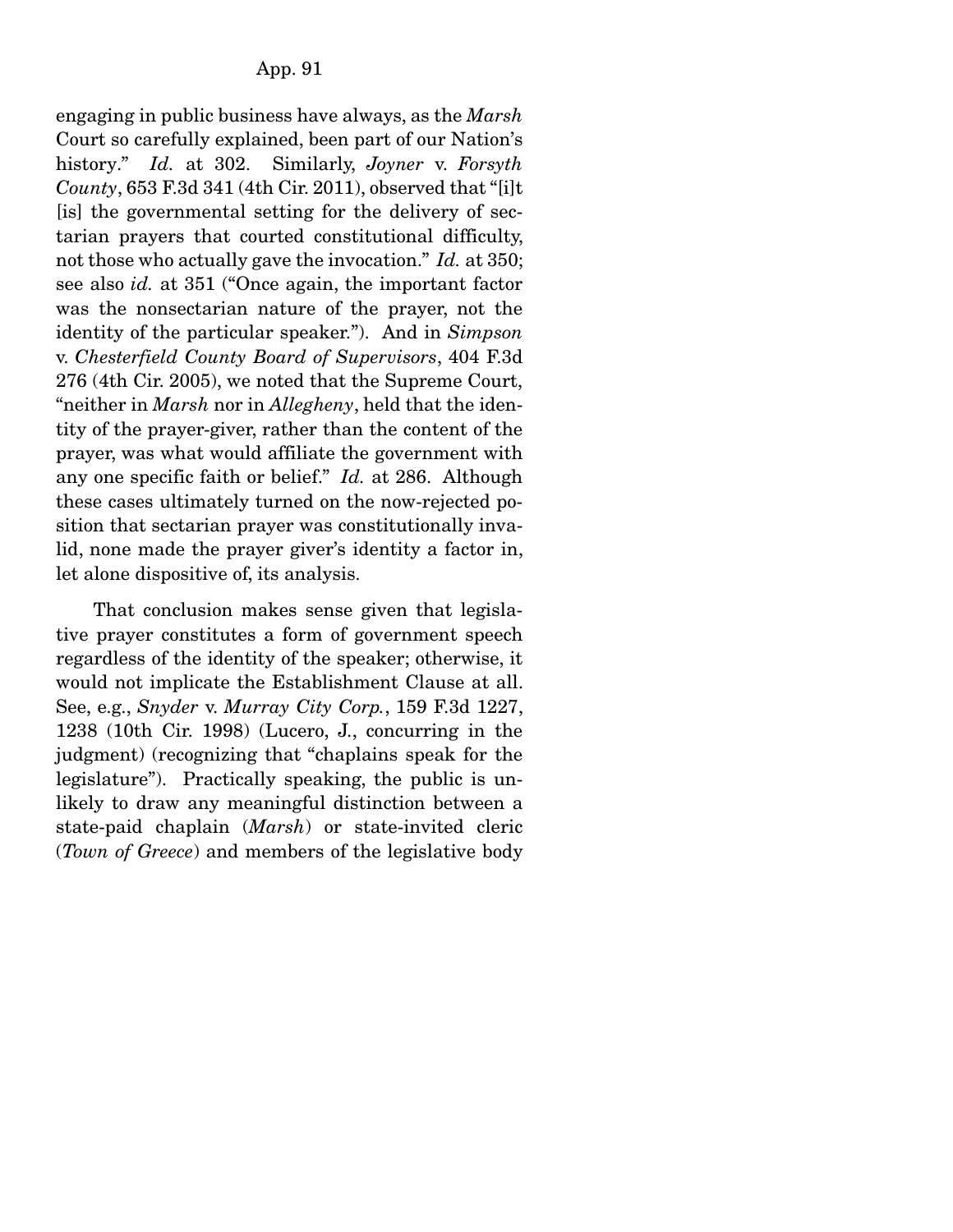engaging in public business have always, as the *Marsh* Court so carefully explained, been part of our Nation's history." *Id.* at 302. Similarly, *Joyner* v. *Forsyth County*, 653 F.3d 341 (4th Cir. 2011), observed that "[i]t [is] the governmental setting for the delivery of sectarian prayers that courted constitutional difficulty, not those who actually gave the invocation." *Id.* at 350; see also *id.* at 351 ("Once again, the important factor was the nonsectarian nature of the prayer, not the identity of the particular speaker."). And in *Simpson* v. *Chesterfield County Board of Supervisors*, 404 F.3d 276 (4th Cir. 2005), we noted that the Supreme Court, "neither in *Marsh* nor in *Allegheny*, held that the identity of the prayer-giver, rather than the content of the prayer, was what would affiliate the government with any one specific faith or belief." *Id.* at 286. Although these cases ultimately turned on the now-rejected position that sectarian prayer was constitutionally invalid, none made the prayer giver's identity a factor in, let alone dispositive of, its analysis.

That conclusion makes sense given that legislative prayer constitutes a form of government speech regardless of the identity of the speaker; otherwise, it would not implicate the Establishment Clause at all. See, e.g., *Snyder* v. *Murray City Corp.*, 159 F.3d 1227, 1238 (10th Cir. 1998) (Lucero, J., concurring in the judgment) (recognizing that "chaplains speak for the legislature"). Practically speaking, the public is unlikely to draw any meaningful distinction between a state-paid chaplain (*Marsh*) or state-invited cleric (*Town of Greece*) and members of the legislative body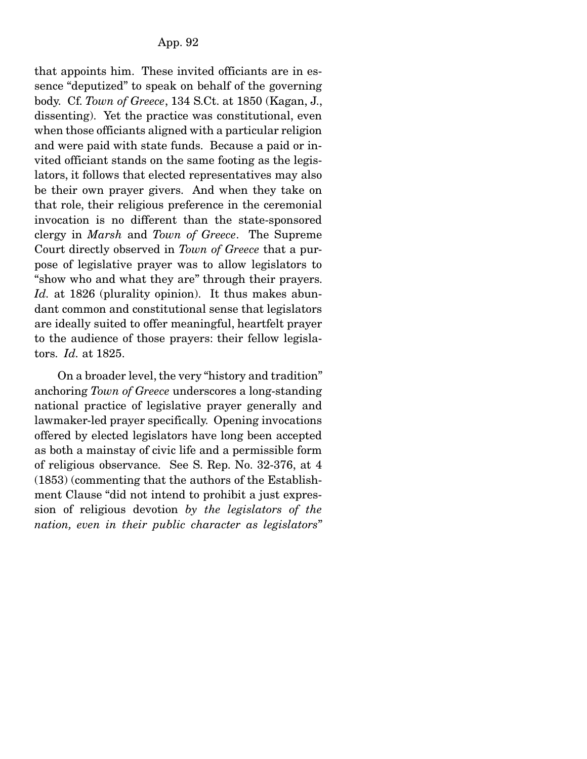that appoints him. These invited officiants are in essence "deputized" to speak on behalf of the governing body. Cf. *Town of Greece*, 134 S.Ct. at 1850 (Kagan, J., dissenting). Yet the practice was constitutional, even when those officiants aligned with a particular religion and were paid with state funds. Because a paid or invited officiant stands on the same footing as the legislators, it follows that elected representatives may also be their own prayer givers. And when they take on that role, their religious preference in the ceremonial invocation is no different than the state-sponsored clergy in *Marsh* and *Town of Greece*. The Supreme Court directly observed in *Town of Greece* that a purpose of legislative prayer was to allow legislators to "show who and what they are" through their prayers. *Id.* at 1826 (plurality opinion). It thus makes abundant common and constitutional sense that legislators are ideally suited to offer meaningful, heartfelt prayer to the audience of those prayers: their fellow legislators. *Id.* at 1825.

On a broader level, the very "history and tradition" anchoring *Town of Greece* underscores a long-standing national practice of legislative prayer generally and lawmaker-led prayer specifically. Opening invocations offered by elected legislators have long been accepted as both a mainstay of civic life and a permissible form of religious observance. See S. Rep. No. 32-376, at 4 (1853) (commenting that the authors of the Establishment Clause "did not intend to prohibit a just expression of religious devotion *by the legislators of the nation, even in their public character as legislators*"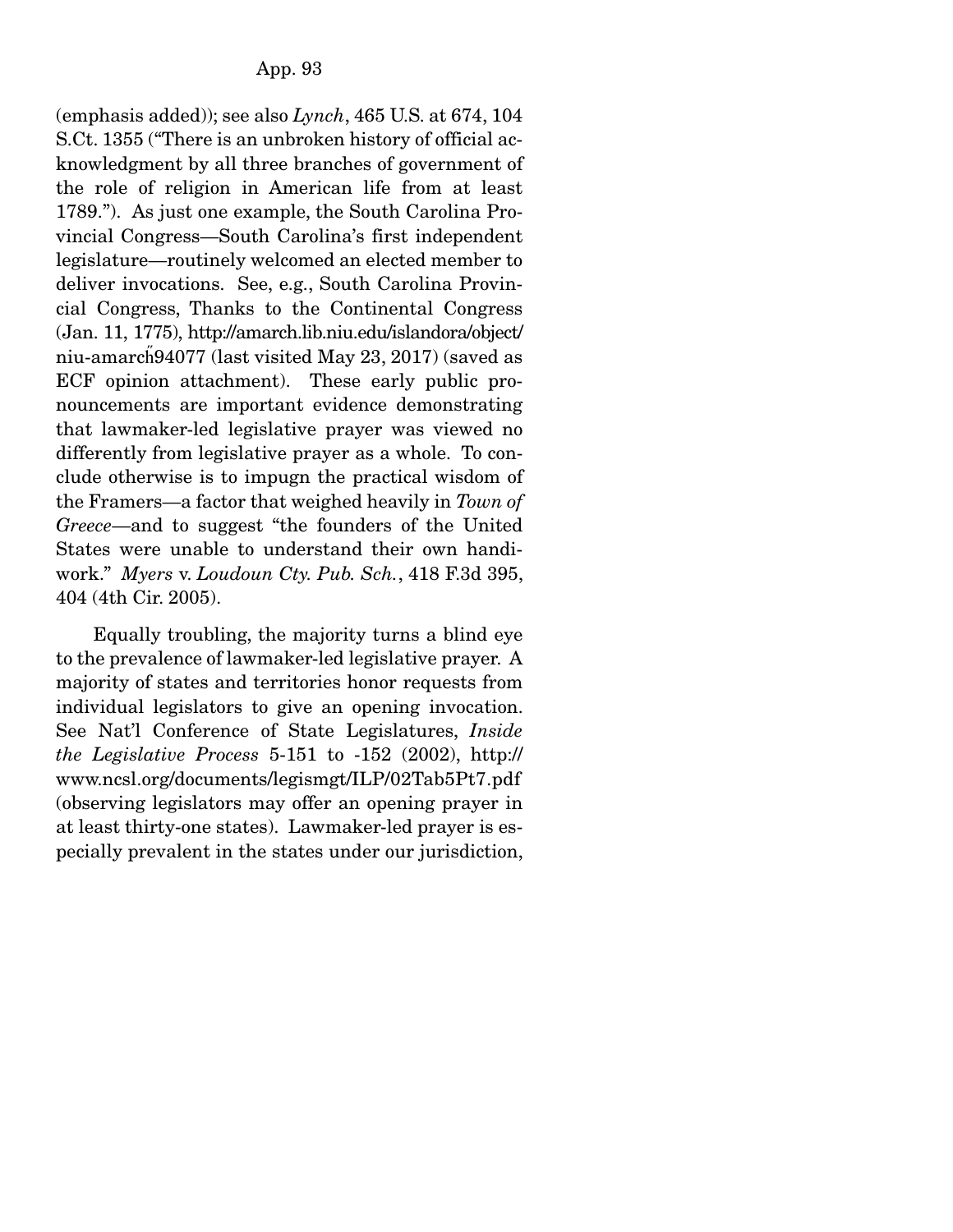(emphasis added)); see also *Lynch*, 465 U.S. at 674, 104 S.Ct. 1355 ("There is an unbroken history of official acknowledgment by all three branches of government of the role of religion in American life from at least 1789."). As just one example, the South Carolina Provincial Congress—South Carolina's first independent legislature—routinely welcomed an elected member to deliver invocations. See, e.g., South Carolina Provincial Congress, Thanks to the Continental Congress (Jan. 11, 1775), http://amarch.lib.niu.edu/islandora/object/niu-amarch%94077 (last visited May 23, 2017) (saved as ECF opinion attachment). These early public pronouncements are important evidence demonstrating that lawmaker-led legislative prayer was viewed no differently from legislative prayer as a whole. To conclude otherwise is to impugn the practical wisdom of the Framers—a factor that weighed heavily in *Town of Greece*—and to suggest "the founders of the United States were unable to understand their own handiwork." *Myers* v. *Loudoun Cty. Pub. Sch.*, 418 F.3d 395, 404 (4th Cir. 2005).

Equally troubling, the majority turns a blind eye to the prevalence of lawmaker-led legislative prayer. A majority of states and territories honor requests from individual legislators to give an opening invocation. See Nat'l Conference of State Legislatures, *Inside the Legislative Process* 5-151 to -152 (2002), http://www.ncsl.org/documents/legismgt/ILP/02Tab5Pt7.pdf (observing legislators may offer an opening prayer in at least thirty-one states). Lawmaker-led prayer is especially prevalent in the states under our jurisdiction,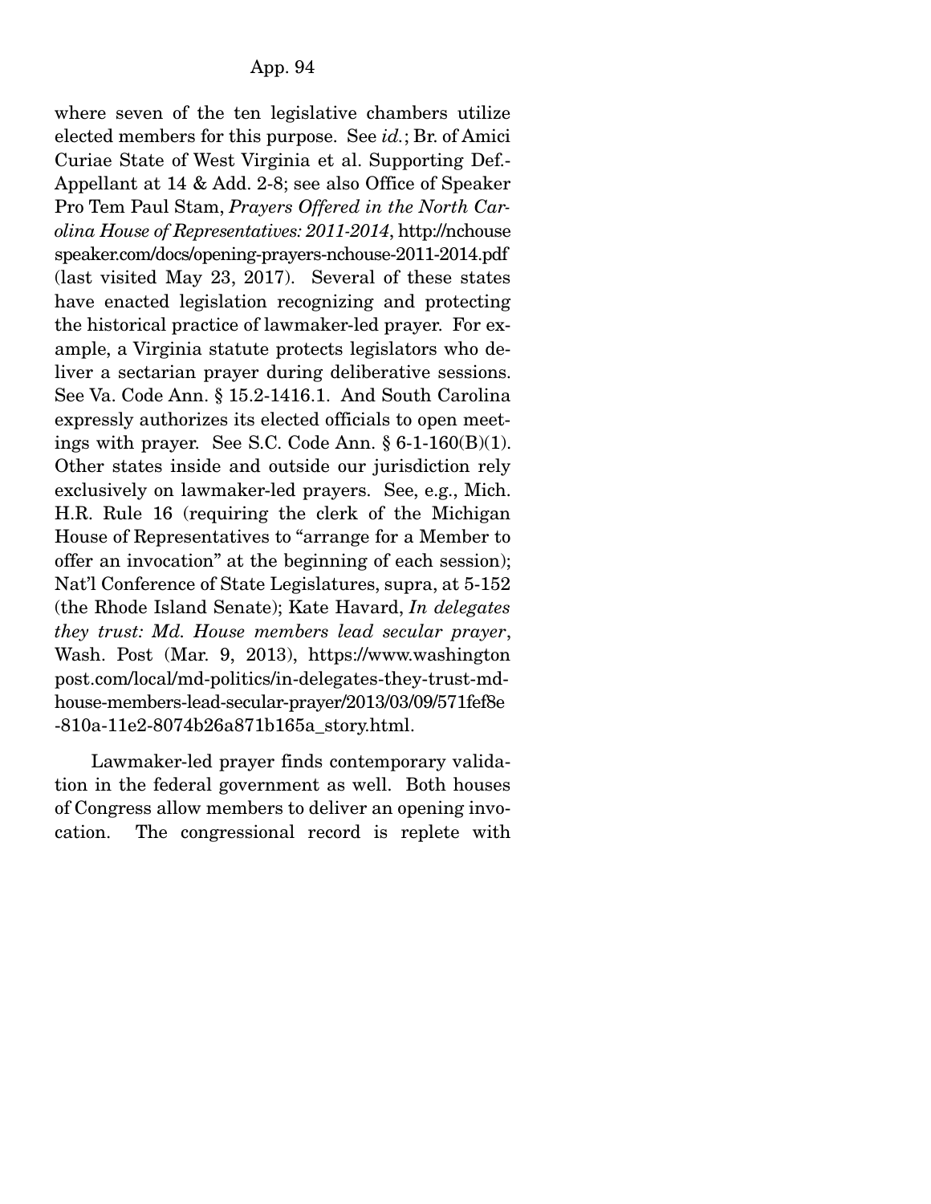where seven of the ten legislative chambers utilize elected members for this purpose. See *id.*; Br. of Amici Curiae State of West Virginia et al. Supporting Def.-Appellant at 14 & Add. 2-8; see also Office of Speaker Pro Tem Paul Stam, *Prayers Offered in the North Carolina House of Representatives: 2011-2014*, http://nchousespeaker.com/docs/opening-prayers-nchouse-2011-2014.pdf (last visited May 23, 2017). Several of these states have enacted legislation recognizing and protecting the historical practice of lawmaker-led prayer. For example, a Virginia statute protects legislators who deliver a sectarian prayer during deliberative sessions. See Va. Code Ann. § 15.2-1416.1. And South Carolina expressly authorizes its elected officials to open meetings with prayer. See S.C. Code Ann. § 6-1-160(B)(1). Other states inside and outside our jurisdiction rely exclusively on lawmaker-led prayers. See, e.g., Mich. H.R. Rule 16 (requiring the clerk of the Michigan House of Representatives to "arrange for a Member to offer an invocation" at the beginning of each session); Nat'l Conference of State Legislatures, supra, at 5-152 (the Rhode Island Senate); Kate Havard, *In delegates they trust: Md. House members lead secular prayer*, Wash. Post (Mar. 9, 2013), https://www.washingtonpost.com/local/md-politics/in-delegates-they-trust-md-house-members-lead-secular-prayer/2013/03/09/571fef8e-810a-11e2-8074b26a871b165a_story.html.

Lawmaker-led prayer finds contemporary validation in the federal government as well. Both houses of Congress allow members to deliver an opening invocation. The congressional record is replete with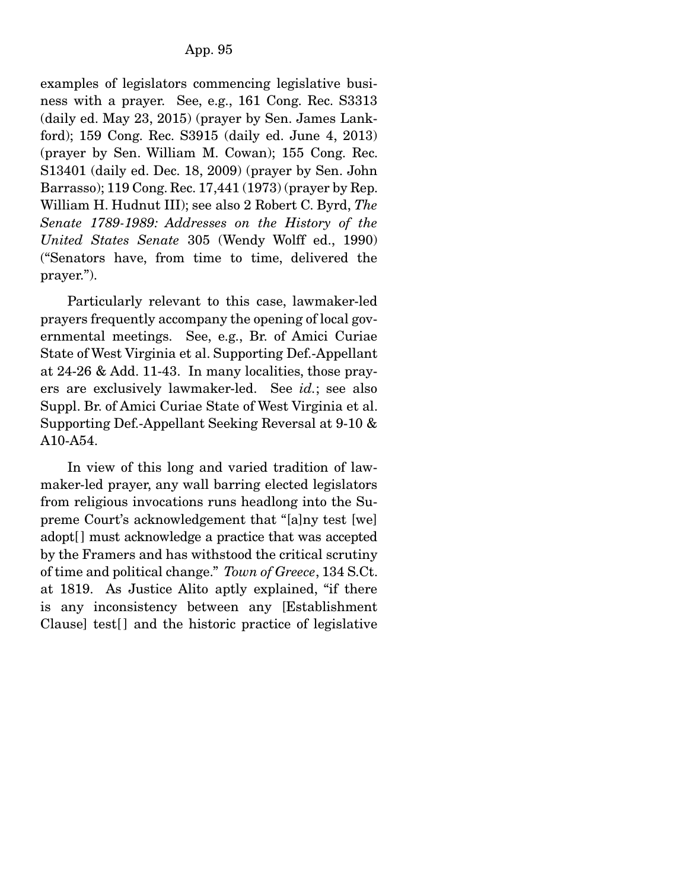examples of legislators commencing legislative business with a prayer. See, e.g., 161 Cong. Rec. S3313 (daily ed. May 23, 2015) (prayer by Sen. James Lankford); 159 Cong. Rec. S3915 (daily ed. June 4, 2013) (prayer by Sen. William M. Cowan); 155 Cong. Rec. S13401 (daily ed. Dec. 18, 2009) (prayer by Sen. John Barrasso); 119 Cong. Rec. 17,441 (1973) (prayer by Rep. William H. Hudnut III); see also 2 Robert C. Byrd, *The Senate 1789-1989: Addresses on the History of the United States Senate* 305 (Wendy Wolff ed., 1990) ("Senators have, from time to time, delivered the prayer.").

Particularly relevant to this case, lawmaker-led prayers frequently accompany the opening of local governmental meetings. See, e.g., Br. of Amici Curiae State of West Virginia et al. Supporting Def.-Appellant at 24-26 & Add. 11-43. In many localities, those prayers are exclusively lawmaker-led. See *id.*; see also Suppl. Br. of Amici Curiae State of West Virginia et al. Supporting Def.-Appellant Seeking Reversal at 9-10 & A10-A54.

In view of this long and varied tradition of lawmaker-led prayer, any wall barring elected legislators from religious invocations runs headlong into the Supreme Court's acknowledgement that "[a]ny test [we] adopt[] must acknowledge a practice that was accepted by the Framers and has withstood the critical scrutiny of time and political change." *Town of Greece*, 134 S.Ct. at 1819. As Justice Alito aptly explained, "if there is any inconsistency between any [Establishment Clause] test[] and the historic practice of legislative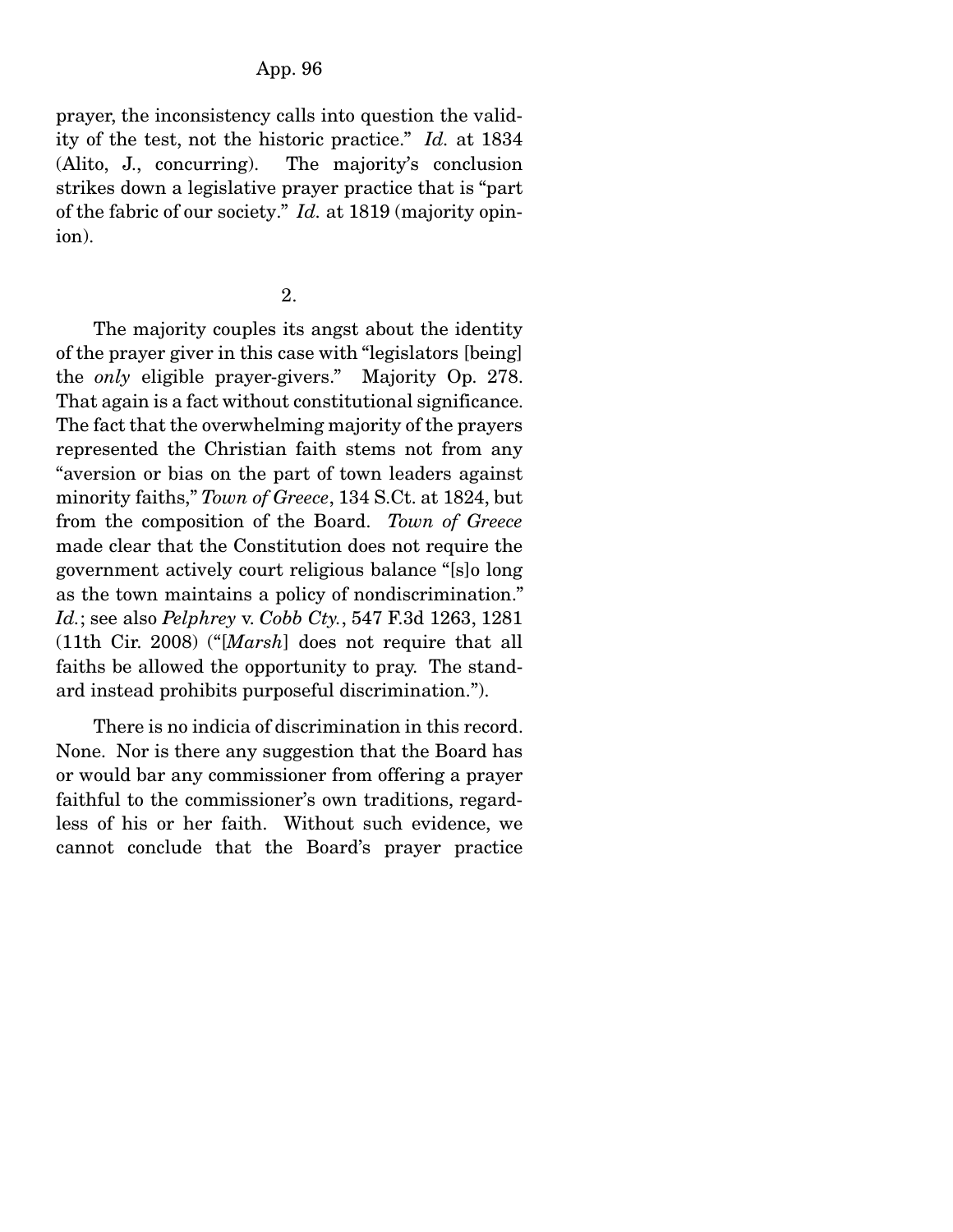prayer, the inconsistency calls into question the validity of the test, not the historic practice." *Id.* at 1834 (Alito, J., concurring). The majority's conclusion strikes down a legislative prayer practice that is "part of the fabric of our society." *Id.* at 1819 (majority opinion).

2.

The majority couples its angst about the identity of the prayer giver in this case with "legislators [being] the *only* eligible prayer-givers." Majority Op. 278. That again is a fact without constitutional significance. The fact that the overwhelming majority of the prayers represented the Christian faith stems not from any "aversion or bias on the part of town leaders against minority faiths," *Town of Greece*, 134 S.Ct. at 1824, but from the composition of the Board. *Town of Greece* made clear that the Constitution does not require the government actively court religious balance "[s]o long as the town maintains a policy of nondiscrimination." *Id.*; see also *Pelphrey* v. *Cobb Cty.*, 547 F.3d 1263, 1281 (11th Cir. 2008) ("[*Marsh*] does not require that all faiths be allowed the opportunity to pray. The standard instead prohibits purposeful discrimination.").

There is no indicia of discrimination in this record. None. Nor is there any suggestion that the Board has or would bar any commissioner from offering a prayer faithful to the commissioner's own traditions, regardless of his or her faith. Without such evidence, we cannot conclude that the Board's prayer practice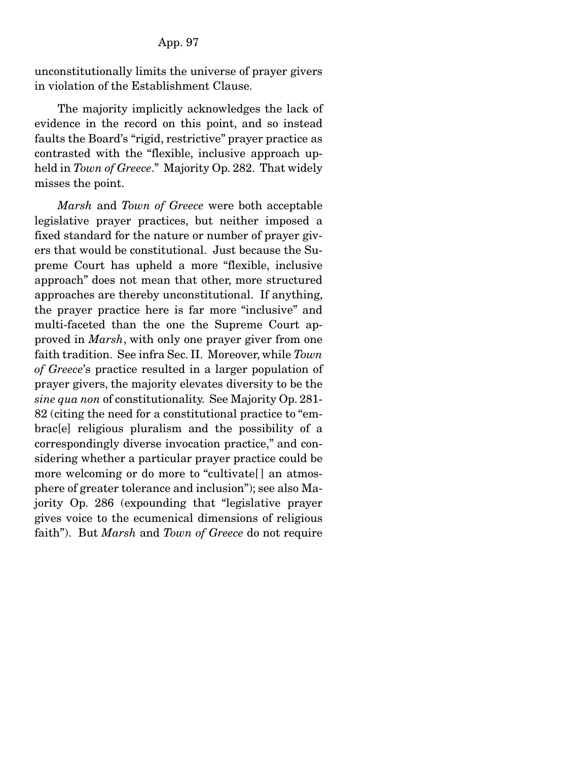unconstitutionally limits the universe of prayer givers in violation of the Establishment Clause.

The majority implicitly acknowledges the lack of evidence in the record on this point, and so instead faults the Board's "rigid, restrictive" prayer practice as contrasted with the "flexible, inclusive approach upheld in *Town of Greece*." Majority Op. 282. That widely misses the point.

*Marsh* and *Town of Greece* were both acceptable legislative prayer practices, but neither imposed a fixed standard for the nature or number of prayer givers that would be constitutional. Just because the Supreme Court has upheld a more "flexible, inclusive approach" does not mean that other, more structured approaches are thereby unconstitutional. If anything, the prayer practice here is far more "inclusive" and multi-faceted than the one the Supreme Court approved in *Marsh*, with only one prayer giver from one faith tradition. See infra Sec. II. Moreover, while *Town of Greece*'s practice resulted in a larger population of prayer givers, the majority elevates diversity to be the *sine qua non* of constitutionality. See Majority Op. 281-82 (citing the need for a constitutional practice to "embrac[e] religious pluralism and the possibility of a correspondingly diverse invocation practice," and considering whether a particular prayer practice could be more welcoming or do more to "cultivate[] an atmosphere of greater tolerance and inclusion"); see also Majority Op. 286 (expounding that "legislative prayer gives voice to the ecumenical dimensions of religious faith"). But *Marsh* and *Town of Greece* do not require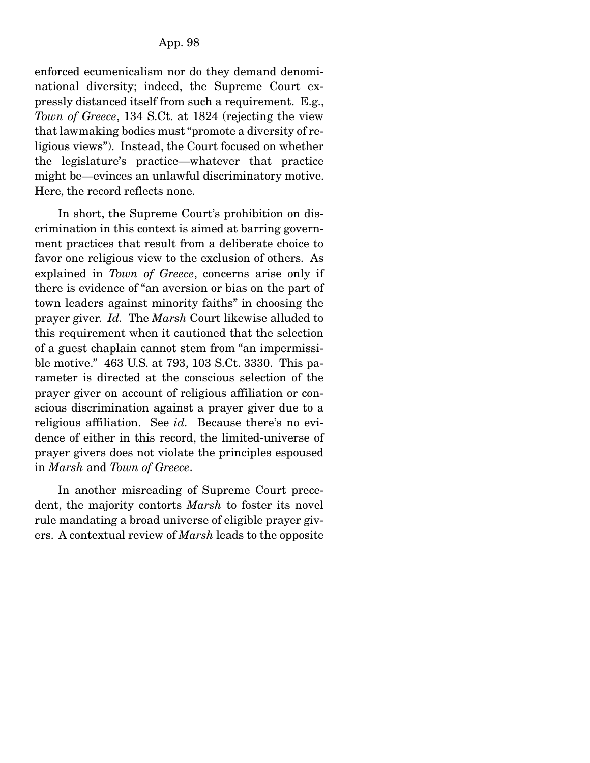enforced ecumenicalism nor do they demand denominational diversity; indeed, the Supreme Court expressly distanced itself from such a requirement. E.g., *Town of Greece*, 134 S.Ct. at 1824 (rejecting the view that lawmaking bodies must "promote a diversity of religious views"). Instead, the Court focused on whether the legislature's practice—whatever that practice might be—evinces an unlawful discriminatory motive. Here, the record reflects none.

In short, the Supreme Court's prohibition on discrimination in this context is aimed at barring government practices that result from a deliberate choice to favor one religious view to the exclusion of others. As explained in *Town of Greece*, concerns arise only if there is evidence of "an aversion or bias on the part of town leaders against minority faiths" in choosing the prayer giver. *Id.* The *Marsh* Court likewise alluded to this requirement when it cautioned that the selection of a guest chaplain cannot stem from "an impermissible motive." 463 U.S. at 793, 103 S.Ct. 3330. This parameter is directed at the conscious selection of the prayer giver on account of religious affiliation or conscious discrimination against a prayer giver due to a religious affiliation. See *id.* Because there's no evidence of either in this record, the limited-universe of prayer givers does not violate the principles espoused in *Marsh* and *Town of Greece*.

In another misreading of Supreme Court precedent, the majority contorts *Marsh* to foster its novel rule mandating a broad universe of eligible prayer givers. A contextual review of *Marsh* leads to the opposite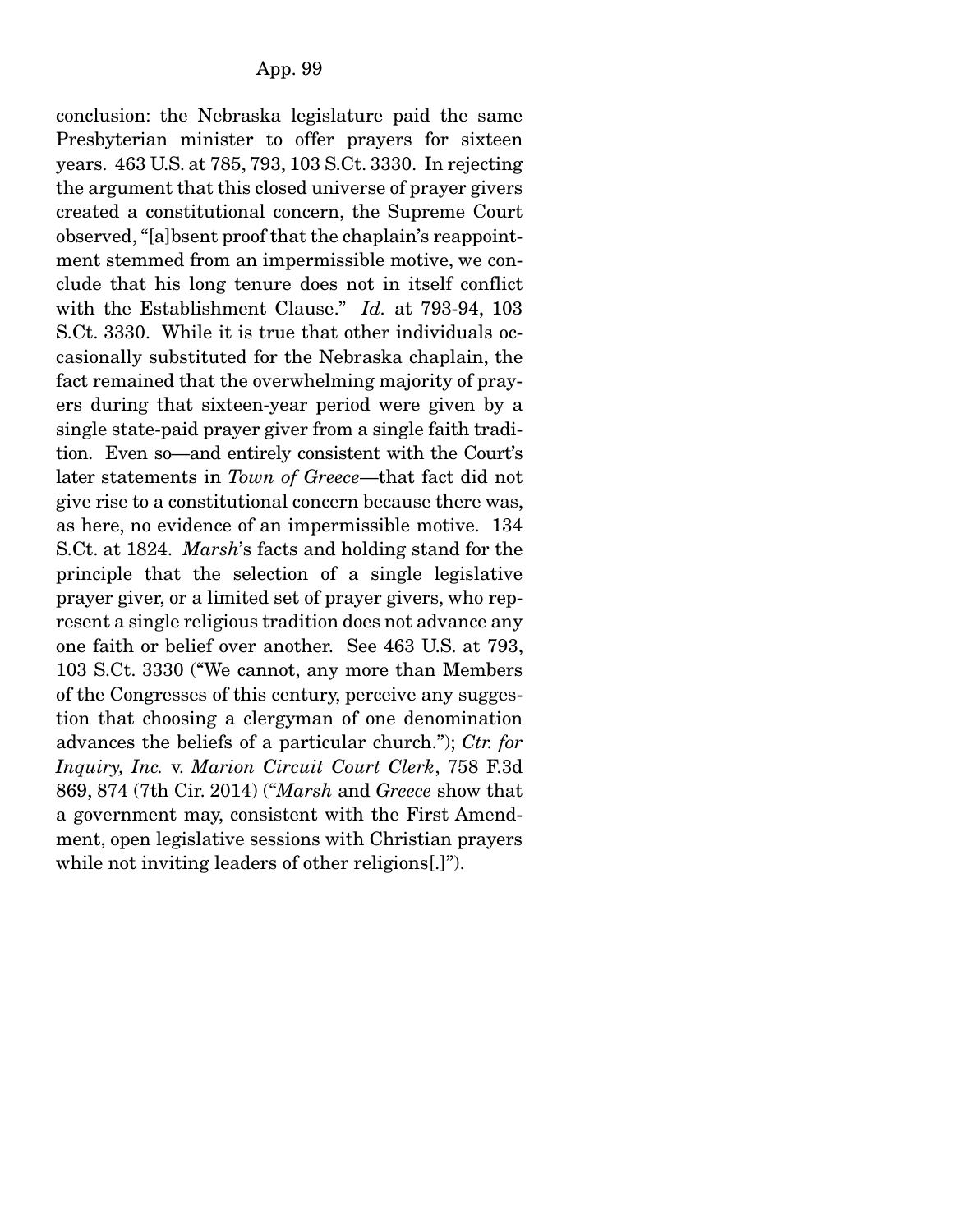conclusion: the Nebraska legislature paid the same Presbyterian minister to offer prayers for sixteen years. 463 U.S. at 785, 793, 103 S.Ct. 3330. In rejecting the argument that this closed universe of prayer givers created a constitutional concern, the Supreme Court observed, "[a]bsent proof that the chaplain's reappointment stemmed from an impermissible motive, we conclude that his long tenure does not in itself conflict with the Establishment Clause." *Id.* at 793-94, 103 S.Ct. 3330. While it is true that other individuals occasionally substituted for the Nebraska chaplain, the fact remained that the overwhelming majority of prayers during that sixteen-year period were given by a single state-paid prayer giver from a single faith tradition. Even so—and entirely consistent with the Court's later statements in *Town of Greece*—that fact did not give rise to a constitutional concern because there was, as here, no evidence of an impermissible motive. 134 S.Ct. at 1824. *Marsh*'s facts and holding stand for the principle that the selection of a single legislative prayer giver, or a limited set of prayer givers, who represent a single religious tradition does not advance any one faith or belief over another. See 463 U.S. at 793, 103 S.Ct. 3330 ("We cannot, any more than Members of the Congresses of this century, perceive any suggestion that choosing a clergyman of one denomination advances the beliefs of a particular church."); *Ctr. for Inquiry, Inc.* v. *Marion Circuit Court Clerk*, 758 F.3d 869, 874 (7th Cir. 2014) ("*Marsh* and *Greece* show that a government may, consistent with the First Amendment, open legislative sessions with Christian prayers while not inviting leaders of other religions[.]").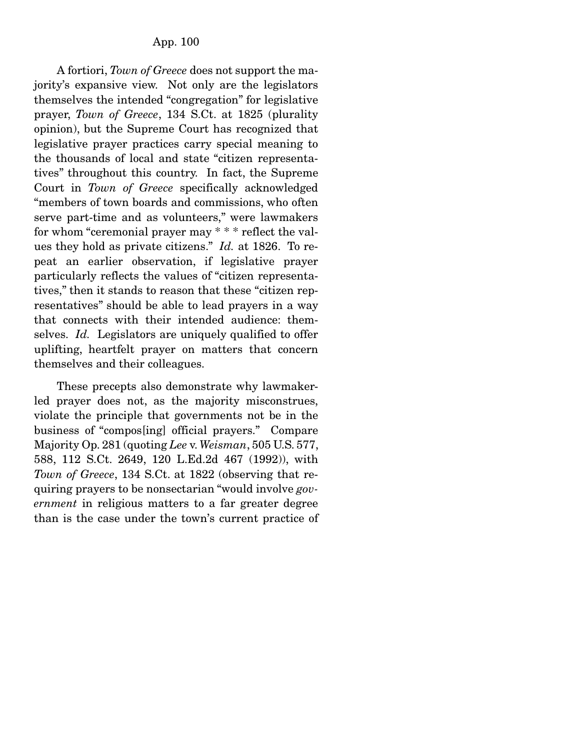A fortiori, *Town of Greece* does not support the majority's expansive view. Not only are the legislators themselves the intended "congregation" for legislative prayer, *Town of Greece*, 134 S.Ct. at 1825 (plurality opinion), but the Supreme Court has recognized that legislative prayer practices carry special meaning to the thousands of local and state "citizen representatives" throughout this country. In fact, the Supreme Court in *Town of Greece* specifically acknowledged "members of town boards and commissions, who often serve part-time and as volunteers," were lawmakers for whom "ceremonial prayer may * * * reflect the values they hold as private citizens." *Id.* at 1826. To repeat an earlier observation, if legislative prayer particularly reflects the values of "citizen representatives," then it stands to reason that these "citizen representatives" should be able to lead prayers in a way that connects with their intended audience: themselves. *Id.* Legislators are uniquely qualified to offer uplifting, heartfelt prayer on matters that concern themselves and their colleagues.

These precepts also demonstrate why lawmaker-led prayer does not, as the majority misconstrues, violate the principle that governments not be in the business of "compos[ing] official prayers." Compare Majority Op. 281 (quoting *Lee* v. *Weisman*, 505 U.S. 577, 588, 112 S.Ct. 2649, 120 L.Ed.2d 467 (1992)), with *Town of Greece*, 134 S.Ct. at 1822 (observing that requiring prayers to be nonsectarian "would involve *government* in religious matters to a far greater degree than is the case under the town's current practice of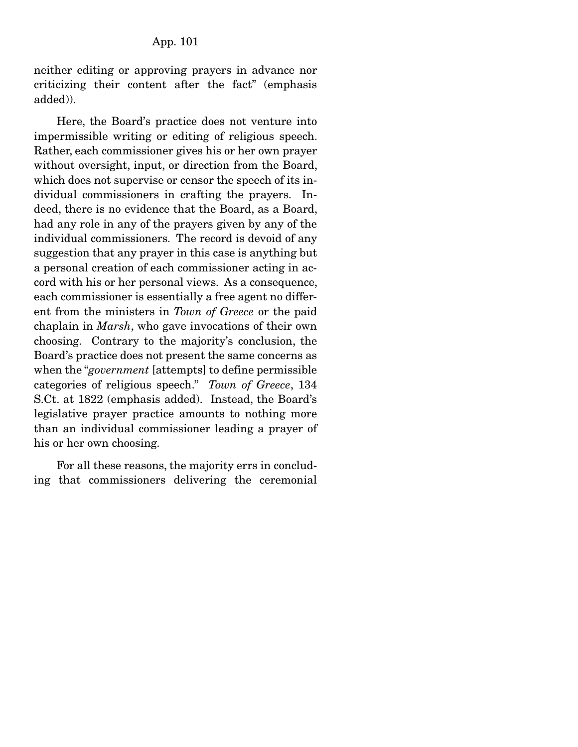neither editing or approving prayers in advance nor criticizing their content after the fact" (emphasis added)).

Here, the Board's practice does not venture into impermissible writing or editing of religious speech. Rather, each commissioner gives his or her own prayer without oversight, input, or direction from the Board, which does not supervise or censor the speech of its individual commissioners in crafting the prayers. Indeed, there is no evidence that the Board, as a Board, had any role in any of the prayers given by any of the individual commissioners. The record is devoid of any suggestion that any prayer in this case is anything but a personal creation of each commissioner acting in accord with his or her personal views. As a consequence, each commissioner is essentially a free agent no different from the ministers in *Town of Greece* or the paid chaplain in *Marsh*, who gave invocations of their own choosing. Contrary to the majority's conclusion, the Board's practice does not present the same concerns as when the "*government* [attempts] to define permissible categories of religious speech." *Town of Greece*, 134 S.Ct. at 1822 (emphasis added). Instead, the Board's legislative prayer practice amounts to nothing more than an individual commissioner leading a prayer of his or her own choosing.

For all these reasons, the majority errs in concluding that commissioners delivering the ceremonial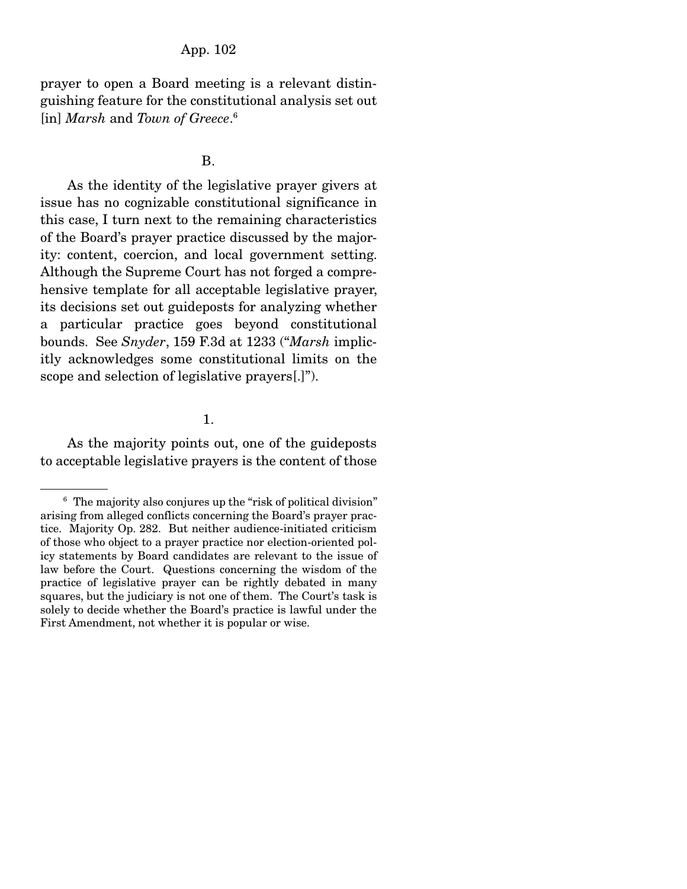prayer to open a Board meeting is a relevant distinguishing feature for the constitutional analysis set out [in] *Marsh* and *Town of Greece*.[6]

B.

As the identity of the legislative prayer givers at issue has no cognizable constitutional significance in this case, I turn next to the remaining characteristics of the Board's prayer practice discussed by the majority: content, coercion, and local government setting. Although the Supreme Court has not forged a comprehensive template for all acceptable legislative prayer, its decisions set out guideposts for analyzing whether a particular practice goes beyond constitutional bounds. See *Snyder*, 159 F.3d at 1233 ("*Marsh* implicitly acknowledges some constitutional limits on the scope and selection of legislative prayers[.]").

1.

As the majority points out, one of the guideposts to acceptable legislative prayers is the content of those

---

[6] The majority also conjures up the "risk of political division" arising from alleged conflicts concerning the Board's prayer practice. Majority Op. 282. But neither audience-initiated criticism of those who object to a prayer practice nor election-oriented policy statements by Board candidates are relevant to the issue of law before the Court. Questions concerning the wisdom of the practice of legislative prayer can be rightly debated in many squares, but the judiciary is not one of them. The Court's task is solely to decide whether the Board's practice is lawful under the First Amendment, not whether it is popular or wise.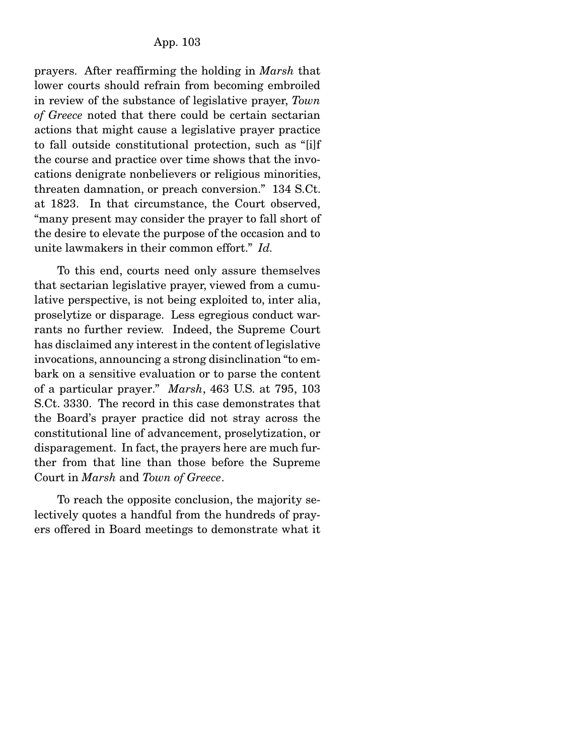prayers. After reaffirming the holding in *Marsh* that lower courts should refrain from becoming embroiled in review of the substance of legislative prayer, *Town of Greece* noted that there could be certain sectarian actions that might cause a legislative prayer practice to fall outside constitutional protection, such as "[i]f the course and practice over time shows that the invocations denigrate nonbelievers or religious minorities, threaten damnation, or preach conversion." 134 S.Ct. at 1823. In that circumstance, the Court observed, "many present may consider the prayer to fall short of the desire to elevate the purpose of the occasion and to unite lawmakers in their common effort." *Id.*

To this end, courts need only assure themselves that sectarian legislative prayer, viewed from a cumulative perspective, is not being exploited to, inter alia, proselytize or disparage. Less egregious conduct warrants no further review. Indeed, the Supreme Court has disclaimed any interest in the content of legislative invocations, announcing a strong disinclination "to embark on a sensitive evaluation or to parse the content of a particular prayer." *Marsh*, 463 U.S. at 795, 103 S.Ct. 3330. The record in this case demonstrates that the Board's prayer practice did not stray across the constitutional line of advancement, proselytization, or disparagement. In fact, the prayers here are much further from that line than those before the Supreme Court in *Marsh* and *Town of Greece*.

To reach the opposite conclusion, the majority selectively quotes a handful from the hundreds of prayers offered in Board meetings to demonstrate what it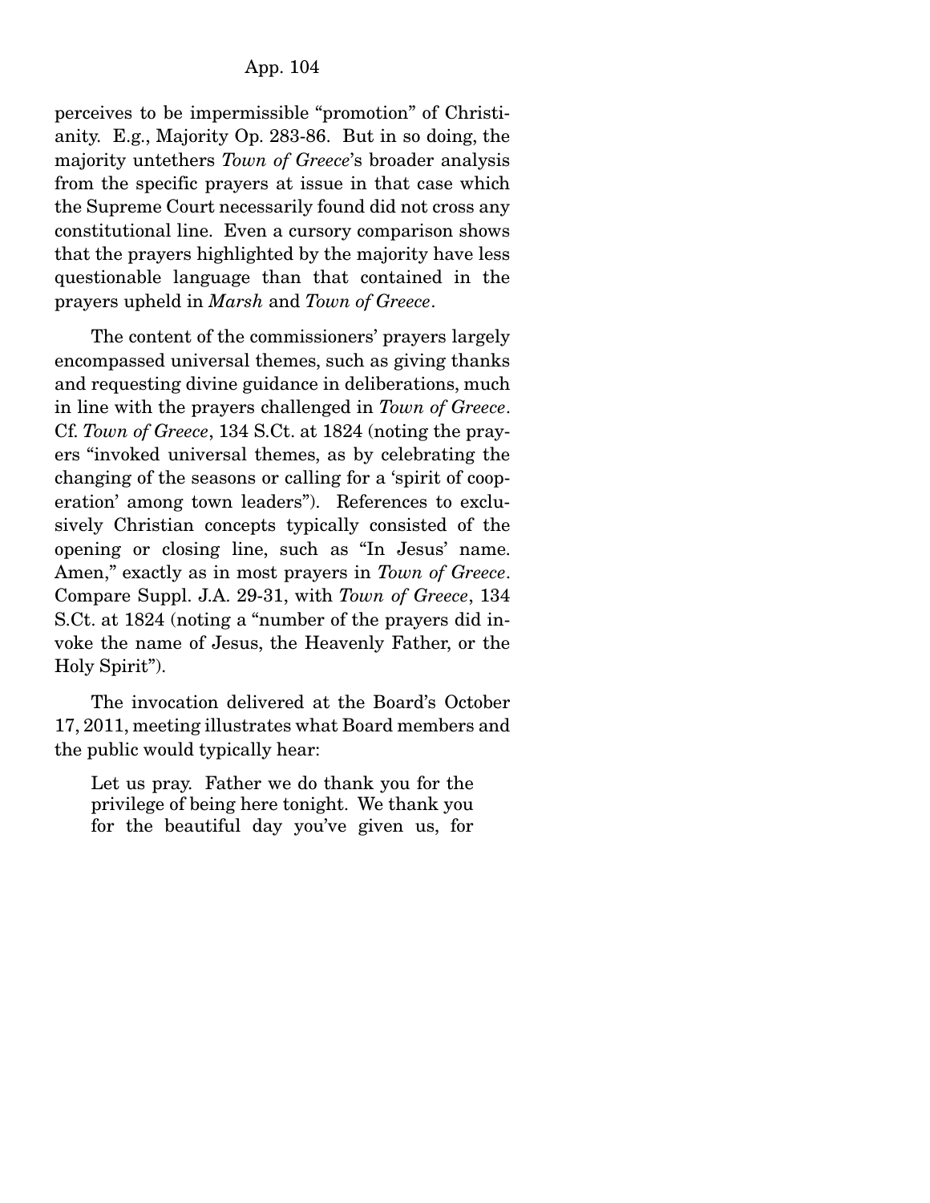perceives to be impermissible "promotion" of Christianity. E.g., Majority Op. 283-86. But in so doing, the majority untethers *Town of Greece*'s broader analysis from the specific prayers at issue in that case which the Supreme Court necessarily found did not cross any constitutional line. Even a cursory comparison shows that the prayers highlighted by the majority have less questionable language than that contained in the prayers upheld in *Marsh* and *Town of Greece*.

The content of the commissioners' prayers largely encompassed universal themes, such as giving thanks and requesting divine guidance in deliberations, much in line with the prayers challenged in *Town of Greece*. Cf. *Town of Greece*, 134 S.Ct. at 1824 (noting the prayers "invoked universal themes, as by celebrating the changing of the seasons or calling for a 'spirit of cooperation' among town leaders"). References to exclusively Christian concepts typically consisted of the opening or closing line, such as "In Jesus' name. Amen," exactly as in most prayers in *Town of Greece*. Compare Suppl. J.A. 29-31, with *Town of Greece*, 134 S.Ct. at 1824 (noting a "number of the prayers did invoke the name of Jesus, the Heavenly Father, or the Holy Spirit").

The invocation delivered at the Board's October 17, 2011, meeting illustrates what Board members and the public would typically hear:

> Let us pray. Father we do thank you for the privilege of being here tonight. We thank you for the beautiful day you've given us, for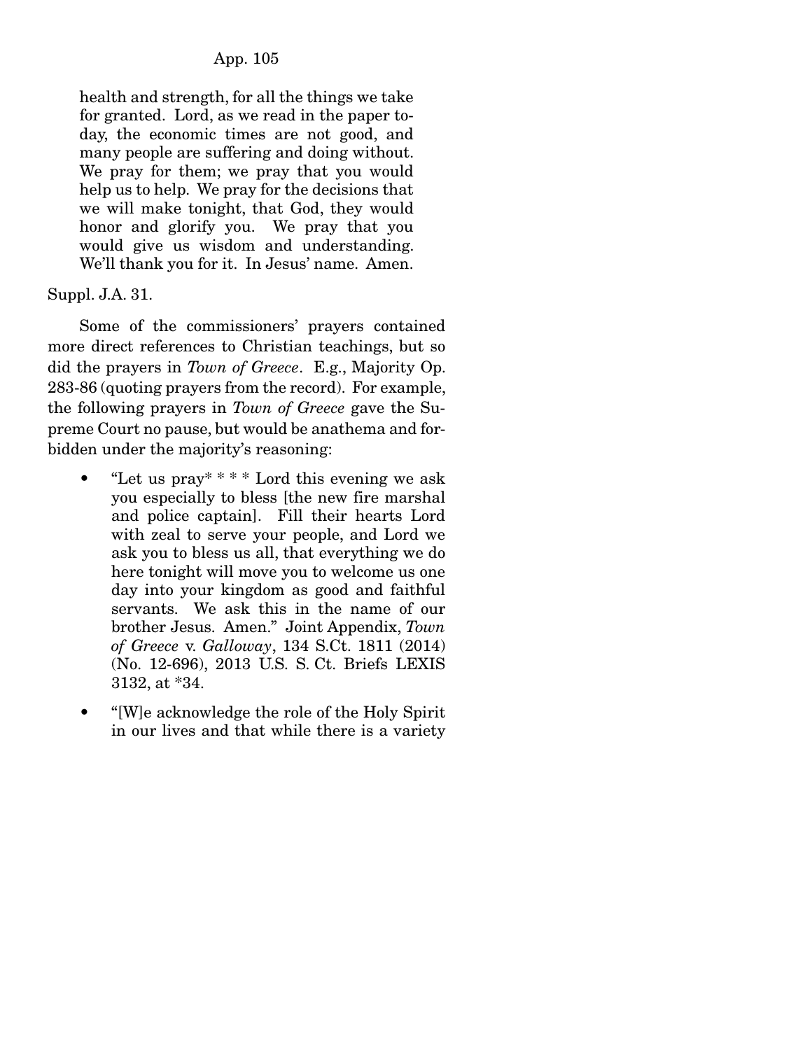> health and strength, for all the things we take for granted. Lord, as we read in the paper today, the economic times are not good, and many people are suffering and doing without. We pray for them; we pray that you would help us to help. We pray for the decisions that we will make tonight, that God, they would honor and glorify you. We pray that you would give us wisdom and understanding. We'll thank you for it. In Jesus' name. Amen.

Suppl. J.A. 31.

Some of the commissioners' prayers contained more direct references to Christian teachings, but so did the prayers in *Town of Greece*. E.g., Majority Op. 283-86 (quoting prayers from the record). For example, the following prayers in *Town of Greece* gave the Supreme Court no pause, but would be anathema and forbidden under the majority's reasoning:

- "Let us pray* * * * Lord this evening we ask you especially to bless [the new fire marshal and police captain]. Fill their hearts Lord with zeal to serve your people, and Lord we ask you to bless us all, that everything we do here tonight will move you to welcome us one day into your kingdom as good and faithful servants. We ask this in the name of our brother Jesus. Amen." Joint Appendix, *Town of Greece* v. *Galloway*, 134 S.Ct. 1811 (2014) (No. 12-696), 2013 U.S. S. Ct. Briefs LEXIS 3132, at *34.
- "[W]e acknowledge the role of the Holy Spirit in our lives and that while there is a variety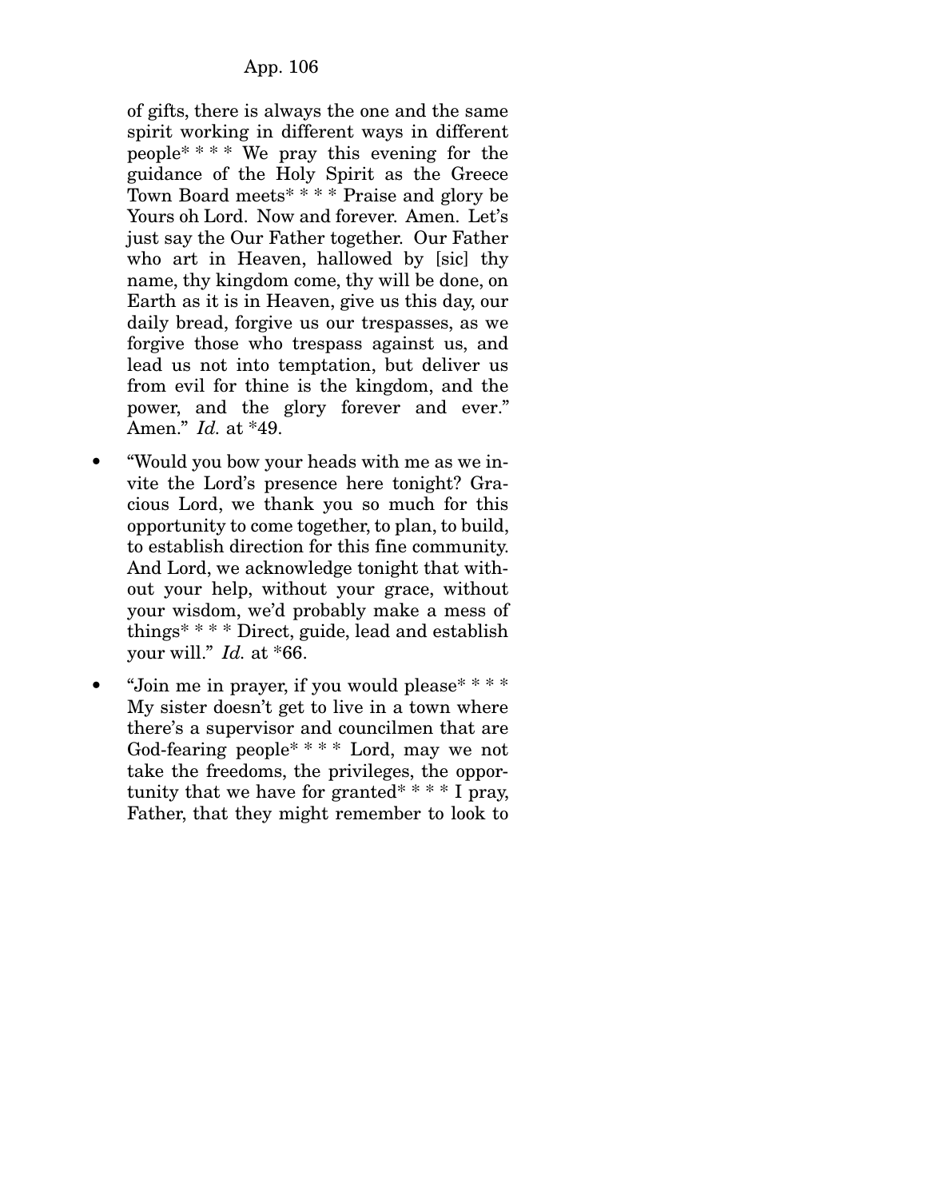of gifts, there is always the one and the same spirit working in different ways in different people* * * * We pray this evening for the guidance of the Holy Spirit as the Greece Town Board meets* * * * Praise and glory be Yours oh Lord. Now and forever. Amen. Let's just say the Our Father together. Our Father who art in Heaven, hallowed by [sic] thy name, thy kingdom come, thy will be done, on Earth as it is in Heaven, give us this day, our daily bread, forgive us our trespasses, as we forgive those who trespass against us, and lead us not into temptation, but deliver us from evil for thine is the kingdom, and the power, and the glory forever and ever." Amen." *Id.* at *49.

- "Would you bow your heads with me as we invite the Lord's presence here tonight? Gracious Lord, we thank you so much for this opportunity to come together, to plan, to build, to establish direction for this fine community. And Lord, we acknowledge tonight that without your help, without your grace, without your wisdom, we'd probably make a mess of things* * * * Direct, guide, lead and establish your will." *Id.* at *66.
- "Join me in prayer, if you would please* * * * My sister doesn't get to live in a town where there's a supervisor and councilmen that are God-fearing people* * * * Lord, may we not take the freedoms, the privileges, the opportunity that we have for granted* * * * I pray, Father, that they might remember to look to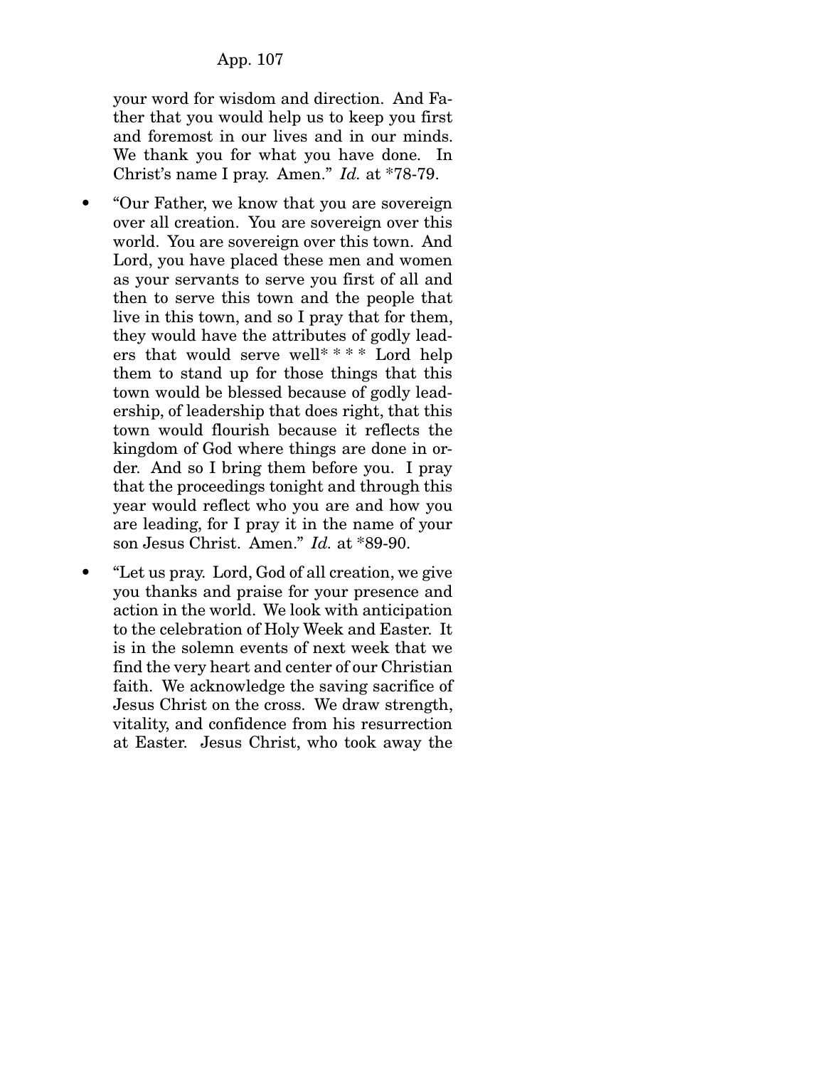your word for wisdom and direction. And Father that you would help us to keep you first and foremost in our lives and in our minds. We thank you for what you have done. In Christ's name I pray. Amen." *Id.* at *78-79.

- "Our Father, we know that you are sovereign over all creation. You are sovereign over this world. You are sovereign over this town. And Lord, you have placed these men and women as your servants to serve you first of all and then to serve this town and the people that live in this town, and so I pray that for them, they would have the attributes of godly leaders that would serve well* * * * Lord help them to stand up for those things that this town would be blessed because of godly leadership, of leadership that does right, that this town would flourish because it reflects the kingdom of God where things are done in order. And so I bring them before you. I pray that the proceedings tonight and through this year would reflect who you are and how you are leading, for I pray it in the name of your son Jesus Christ. Amen." *Id.* at *89-90.

- "Let us pray. Lord, God of all creation, we give you thanks and praise for your presence and action in the world. We look with anticipation to the celebration of Holy Week and Easter. It is in the solemn events of next week that we find the very heart and center of our Christian faith. We acknowledge the saving sacrifice of Jesus Christ on the cross. We draw strength, vitality, and confidence from his resurrection at Easter. Jesus Christ, who took away the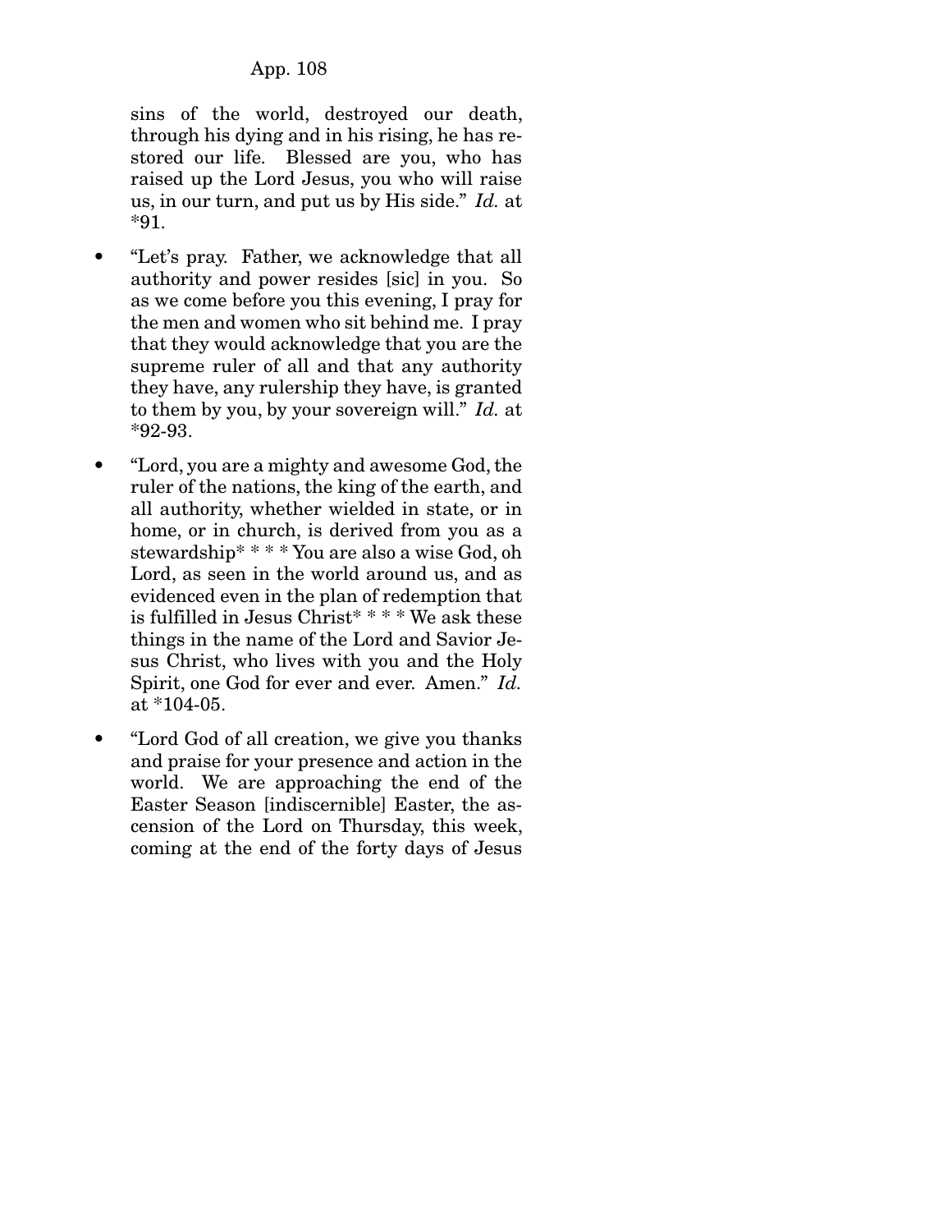sins of the world, destroyed our death, through his dying and in his rising, he has restored our life. Blessed are you, who has raised up the Lord Jesus, you who will raise us, in our turn, and put us by His side." *Id.* at *91.

- "Let's pray. Father, we acknowledge that all authority and power resides [sic] in you. So as we come before you this evening, I pray for the men and women who sit behind me. I pray that they would acknowledge that you are the supreme ruler of all and that any authority they have, any rulership they have, is granted to them by you, by your sovereign will." *Id.* at *92-93.
- "Lord, you are a mighty and awesome God, the ruler of the nations, the king of the earth, and all authority, whether wielded in state, or in home, or in church, is derived from you as a stewardship* * * * You are also a wise God, oh Lord, as seen in the world around us, and as evidenced even in the plan of redemption that is fulfilled in Jesus Christ* * * * We ask these things in the name of the Lord and Savior Jesus Christ, who lives with you and the Holy Spirit, one God for ever and ever. Amen." *Id.* at *104-05.
- "Lord God of all creation, we give you thanks and praise for your presence and action in the world. We are approaching the end of the Easter Season [indiscernible] Easter, the ascension of the Lord on Thursday, this week, coming at the end of the forty days of Jesus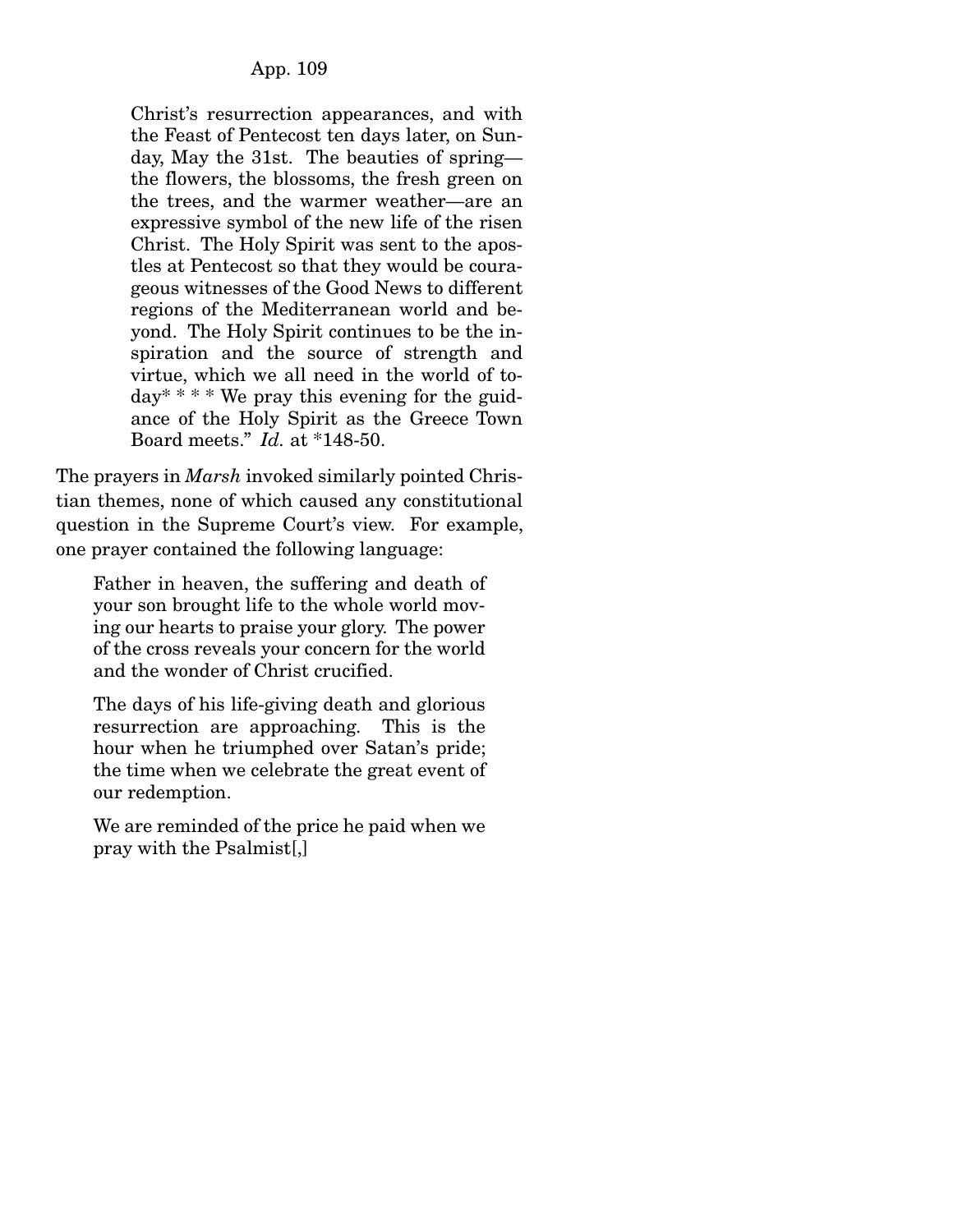> Christ's resurrection appearances, and with the Feast of Pentecost ten days later, on Sunday, May the 31st. The beauties of spring—the flowers, the blossoms, the fresh green on the trees, and the warmer weather—are an expressive symbol of the new life of the risen Christ. The Holy Spirit was sent to the apostles at Pentecost so that they would be courageous witnesses of the Good News to different regions of the Mediterranean world and beyond. The Holy Spirit continues to be the inspiration and the source of strength and virtue, which we all need in the world of today* * * * We pray this evening for the guidance of the Holy Spirit as the Greece Town Board meets." *Id.* at *148-50.

The prayers in *Marsh* invoked similarly pointed Christian themes, none of which caused any constitutional question in the Supreme Court's view. For example, one prayer contained the following language:

> Father in heaven, the suffering and death of your son brought life to the whole world moving our hearts to praise your glory. The power of the cross reveals your concern for the world and the wonder of Christ crucified.
>
> The days of his life-giving death and glorious resurrection are approaching. This is the hour when he triumphed over Satan's pride; the time when we celebrate the great event of our redemption.
>
> We are reminded of the price he paid when we pray with the Psalmist[,]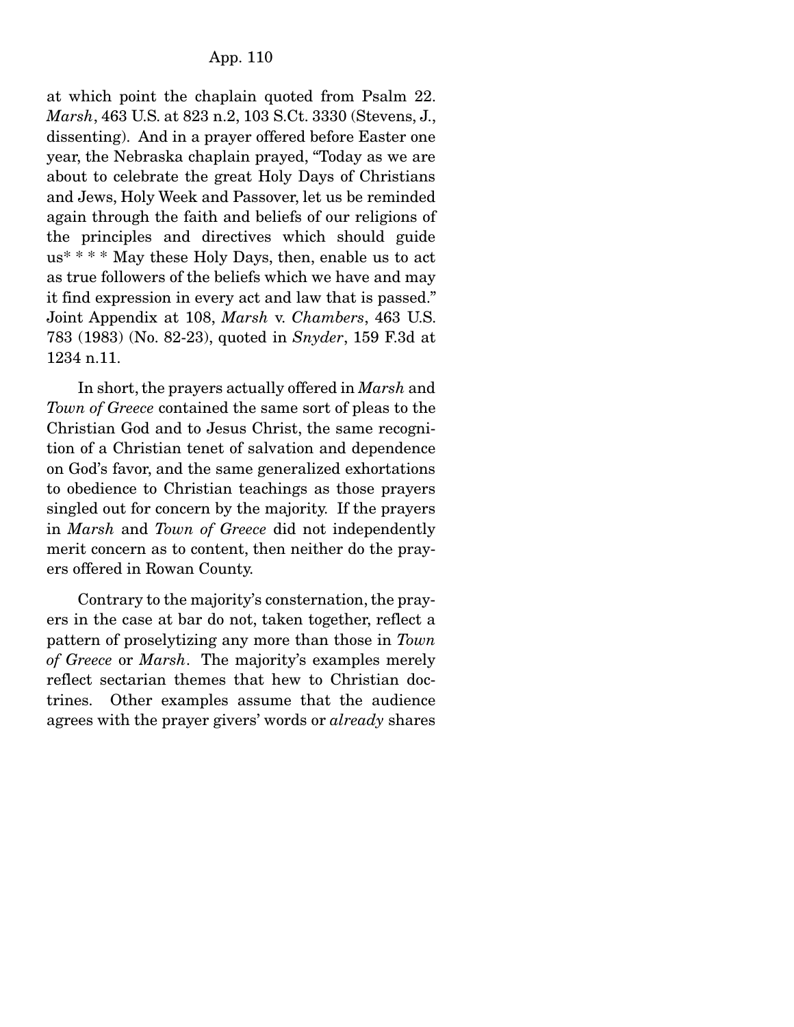at which point the chaplain quoted from Psalm 22. *Marsh*, 463 U.S. at 823 n.2, 103 S.Ct. 3330 (Stevens, J., dissenting). And in a prayer offered before Easter one year, the Nebraska chaplain prayed, "Today as we are about to celebrate the great Holy Days of Christians and Jews, Holy Week and Passover, let us be reminded again through the faith and beliefs of our religions of the principles and directives which should guide us* * * * May these Holy Days, then, enable us to act as true followers of the beliefs which we have and may it find expression in every act and law that is passed." Joint Appendix at 108, *Marsh* v. *Chambers*, 463 U.S. 783 (1983) (No. 82-23), quoted in *Snyder*, 159 F.3d at 1234 n.11.

In short, the prayers actually offered in *Marsh* and *Town of Greece* contained the same sort of pleas to the Christian God and to Jesus Christ, the same recognition of a Christian tenet of salvation and dependence on God's favor, and the same generalized exhortations to obedience to Christian teachings as those prayers singled out for concern by the majority. If the prayers in *Marsh* and *Town of Greece* did not independently merit concern as to content, then neither do the prayers offered in Rowan County.

Contrary to the majority's consternation, the prayers in the case at bar do not, taken together, reflect a pattern of proselytizing any more than those in *Town of Greece* or *Marsh*. The majority's examples merely reflect sectarian themes that hew to Christian doctrines. Other examples assume that the audience agrees with the prayer givers' words or *already* shares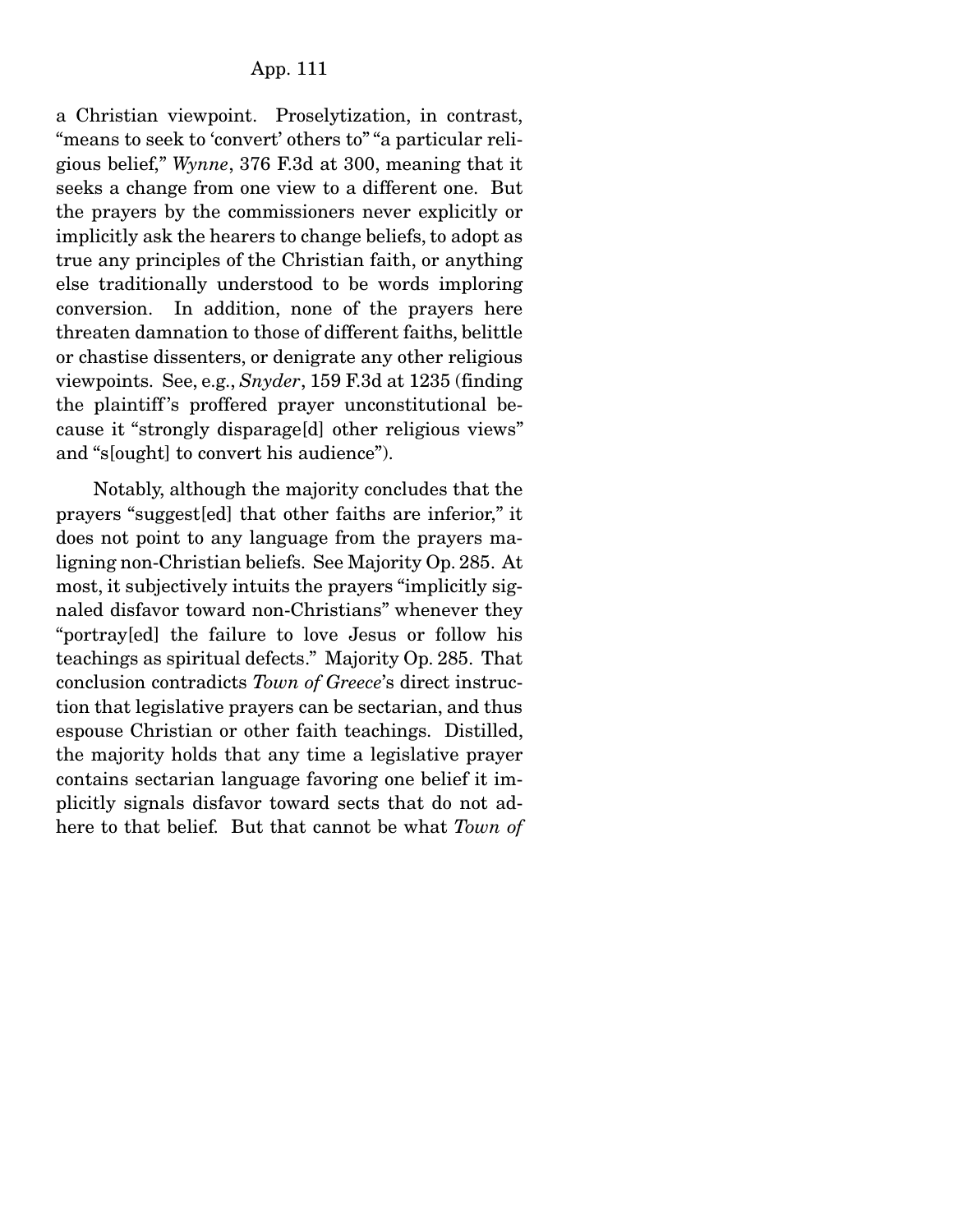a Christian viewpoint. Proselytization, in contrast, "means to seek to 'convert' others to" "a particular religious belief," *Wynne*, 376 F.3d at 300, meaning that it seeks a change from one view to a different one. But the prayers by the commissioners never explicitly or implicitly ask the hearers to change beliefs, to adopt as true any principles of the Christian faith, or anything else traditionally understood to be words imploring conversion. In addition, none of the prayers here threaten damnation to those of different faiths, belittle or chastise dissenters, or denigrate any other religious viewpoints. See, e.g., *Snyder*, 159 F.3d at 1235 (finding the plaintiff's proffered prayer unconstitutional because it "strongly disparage[d] other religious views" and "s[ought] to convert his audience").

Notably, although the majority concludes that the prayers "suggest[ed] that other faiths are inferior," it does not point to any language from the prayers maligning non-Christian beliefs. See Majority Op. 285. At most, it subjectively intuits the prayers "implicitly signaled disfavor toward non-Christians" whenever they "portray[ed] the failure to love Jesus or follow his teachings as spiritual defects." Majority Op. 285. That conclusion contradicts *Town of Greece*'s direct instruction that legislative prayers can be sectarian, and thus espouse Christian or other faith teachings. Distilled, the majority holds that any time a legislative prayer contains sectarian language favoring one belief it implicitly signals disfavor toward sects that do not adhere to that belief. But that cannot be what *Town of*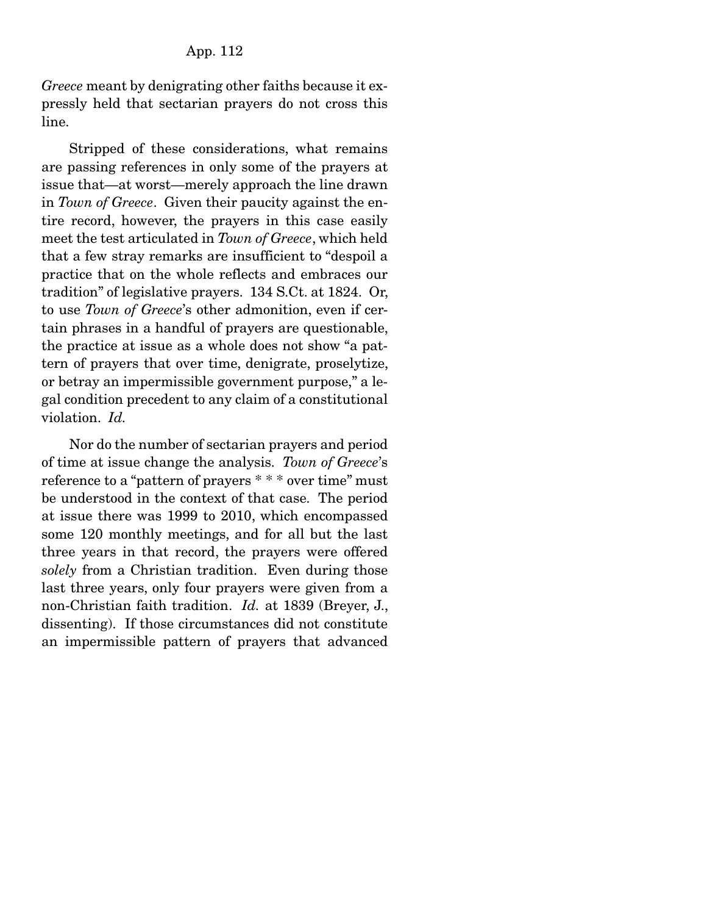*Greece* meant by denigrating other faiths because it expressly held that sectarian prayers do not cross this line.

Stripped of these considerations, what remains are passing references in only some of the prayers at issue that—at worst—merely approach the line drawn in *Town of Greece*. Given their paucity against the entire record, however, the prayers in this case easily meet the test articulated in *Town of Greece*, which held that a few stray remarks are insufficient to "despoil a practice that on the whole reflects and embraces our tradition" of legislative prayers. 134 S.Ct. at 1824. Or, to use *Town of Greece*'s other admonition, even if certain phrases in a handful of prayers are questionable, the practice at issue as a whole does not show "a pattern of prayers that over time, denigrate, proselytize, or betray an impermissible government purpose," a legal condition precedent to any claim of a constitutional violation. *Id.*

Nor do the number of sectarian prayers and period of time at issue change the analysis. *Town of Greece*'s reference to a "pattern of prayers * * * over time" must be understood in the context of that case. The period at issue there was 1999 to 2010, which encompassed some 120 monthly meetings, and for all but the last three years in that record, the prayers were offered *solely* from a Christian tradition. Even during those last three years, only four prayers were given from a non-Christian faith tradition. *Id.* at 1839 (Breyer, J., dissenting). If those circumstances did not constitute an impermissible pattern of prayers that advanced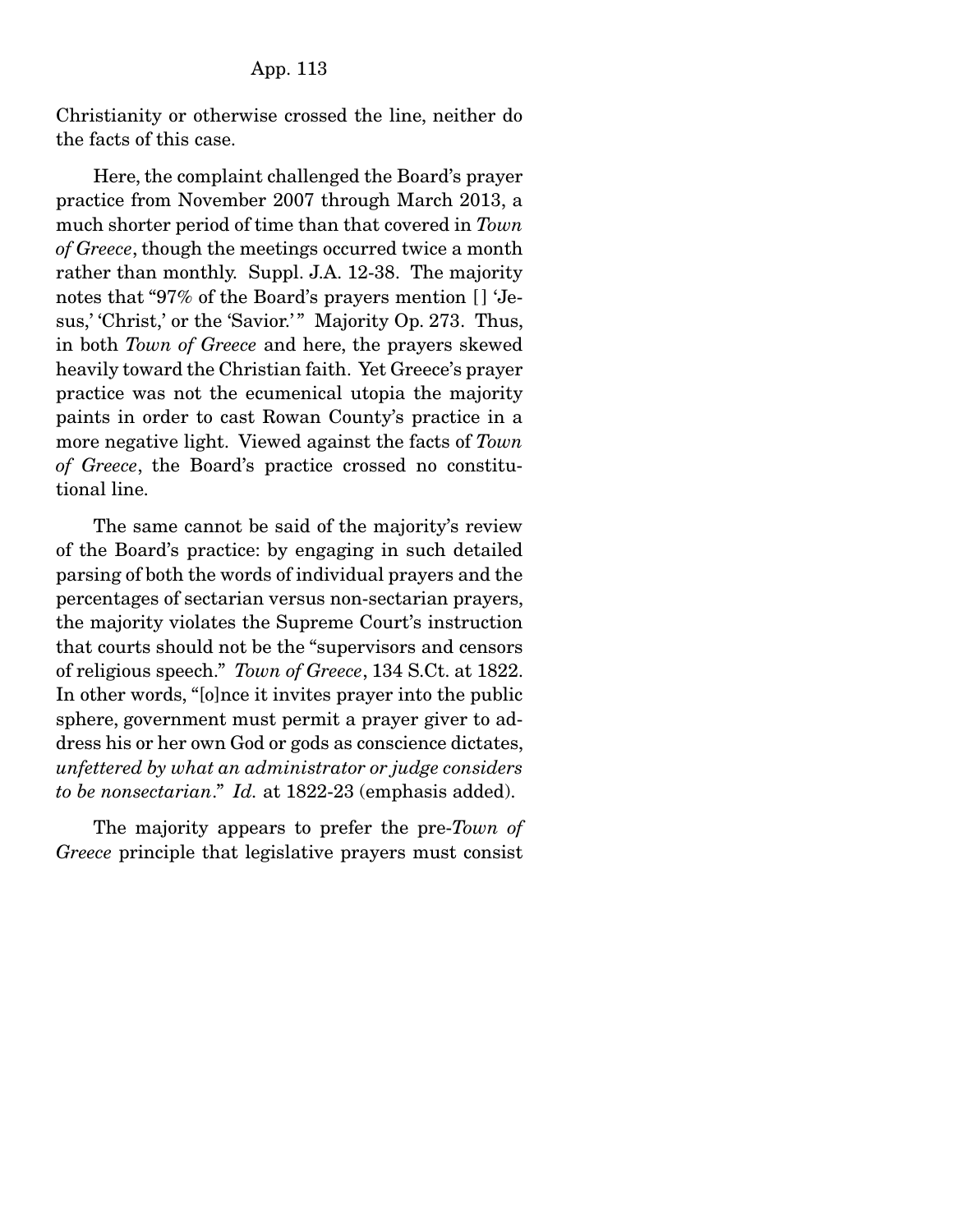Christianity or otherwise crossed the line, neither do the facts of this case.

Here, the complaint challenged the Board's prayer practice from November 2007 through March 2013, a much shorter period of time than that covered in *Town of Greece*, though the meetings occurred twice a month rather than monthly. Suppl. J.A. 12-38. The majority notes that "97% of the Board's prayers mention [] 'Jesus,' 'Christ,' or the 'Savior.'" Majority Op. 273. Thus, in both *Town of Greece* and here, the prayers skewed heavily toward the Christian faith. Yet Greece's prayer practice was not the ecumenical utopia the majority paints in order to cast Rowan County's practice in a more negative light. Viewed against the facts of *Town of Greece*, the Board's practice crossed no constitutional line.

The same cannot be said of the majority's review of the Board's practice: by engaging in such detailed parsing of both the words of individual prayers and the percentages of sectarian versus non-sectarian prayers, the majority violates the Supreme Court's instruction that courts should not be the "supervisors and censors of religious speech." *Town of Greece*, 134 S.Ct. at 1822. In other words, "[o]nce it invites prayer into the public sphere, government must permit a prayer giver to address his or her own God or gods as conscience dictates, *unfettered by what an administrator or judge considers to be nonsectarian*." *Id.* at 1822-23 (emphasis added).

The majority appears to prefer the pre-*Town of Greece* principle that legislative prayers must consist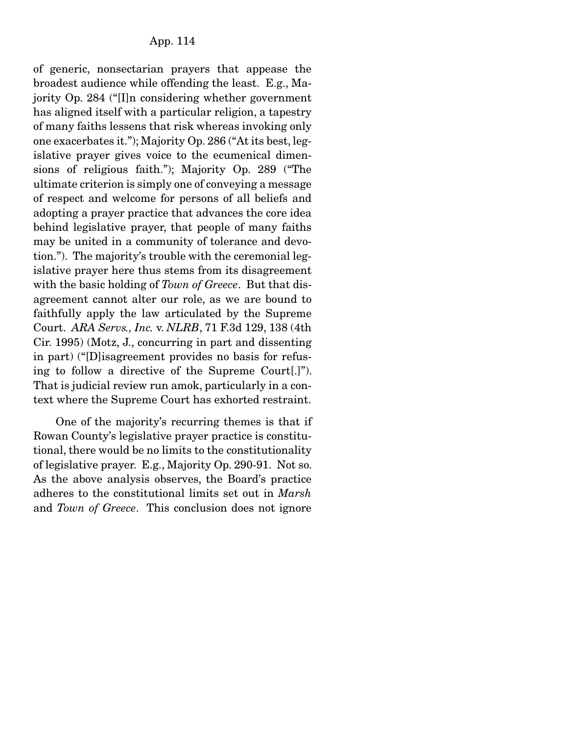of generic, nonsectarian prayers that appease the broadest audience while offending the least. E.g., Majority Op. 284 ("[I]n considering whether government has aligned itself with a particular religion, a tapestry of many faiths lessens that risk whereas invoking only one exacerbates it."); Majority Op. 286 ("At its best, legislative prayer gives voice to the ecumenical dimensions of religious faith."); Majority Op. 289 ("The ultimate criterion is simply one of conveying a message of respect and welcome for persons of all beliefs and adopting a prayer practice that advances the core idea behind legislative prayer, that people of many faiths may be united in a community of tolerance and devotion."). The majority's trouble with the ceremonial legislative prayer here thus stems from its disagreement with the basic holding of *Town of Greece*. But that disagreement cannot alter our role, as we are bound to faithfully apply the law articulated by the Supreme Court. *ARA Servs., Inc.* v. *NLRB*, 71 F.3d 129, 138 (4th Cir. 1995) (Motz, J., concurring in part and dissenting in part) ("[D]isagreement provides no basis for refusing to follow a directive of the Supreme Court[.]"). That is judicial review run amok, particularly in a context where the Supreme Court has exhorted restraint.

One of the majority's recurring themes is that if Rowan County's legislative prayer practice is constitutional, there would be no limits to the constitutionality of legislative prayer. E.g., Majority Op. 290-91. Not so. As the above analysis observes, the Board's practice adheres to the constitutional limits set out in *Marsh* and *Town of Greece*. This conclusion does not ignore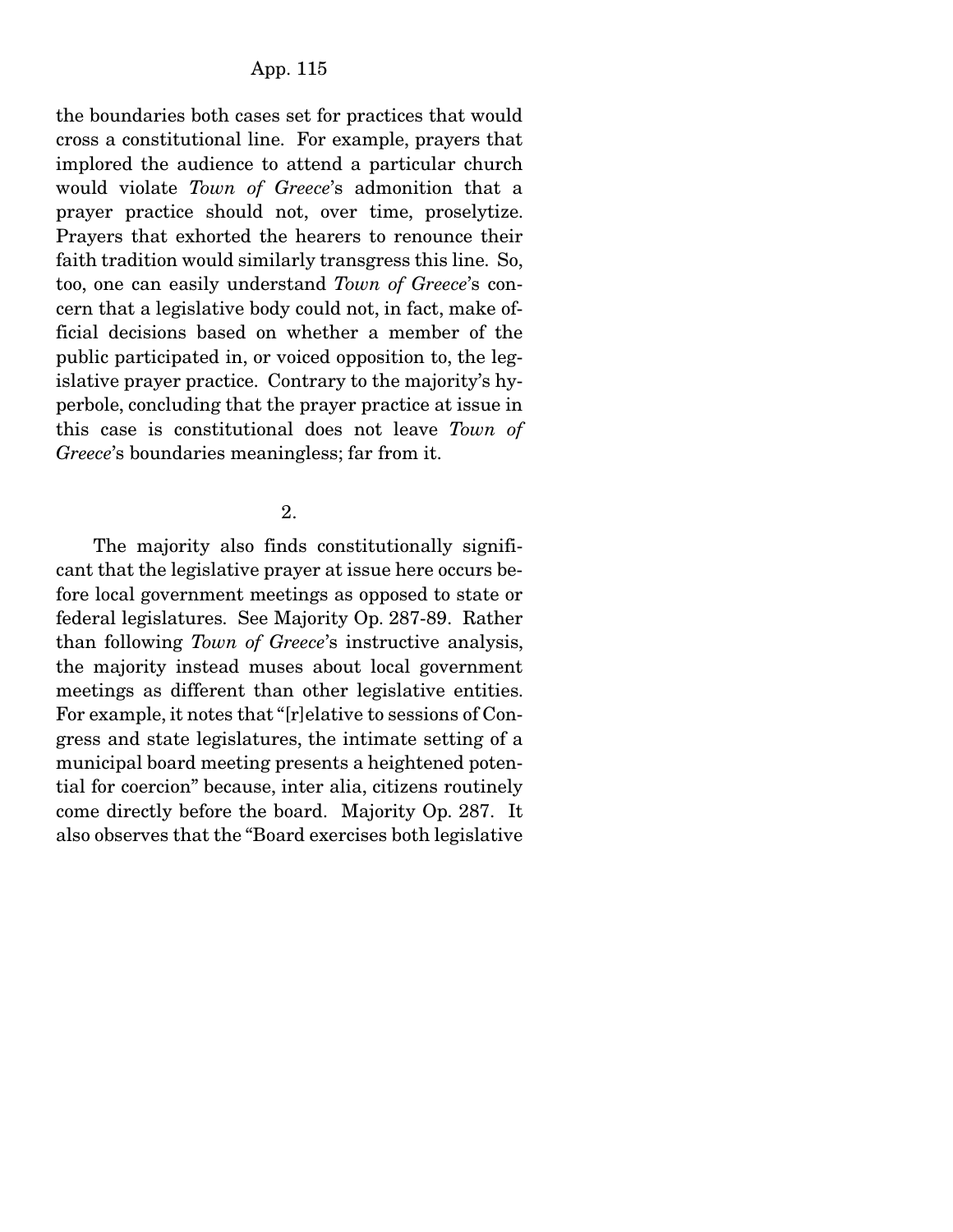the boundaries both cases set for practices that would cross a constitutional line. For example, prayers that implored the audience to attend a particular church would violate *Town of Greece*'s admonition that a prayer practice should not, over time, proselytize. Prayers that exhorted the hearers to renounce their faith tradition would similarly transgress this line. So, too, one can easily understand *Town of Greece*'s concern that a legislative body could not, in fact, make official decisions based on whether a member of the public participated in, or voiced opposition to, the legislative prayer practice. Contrary to the majority's hyperbole, concluding that the prayer practice at issue in this case is constitutional does not leave *Town of Greece*'s boundaries meaningless; far from it.

2.

The majority also finds constitutionally significant that the legislative prayer at issue here occurs before local government meetings as opposed to state or federal legislatures. See Majority Op. 287-89. Rather than following *Town of Greece*'s instructive analysis, the majority instead muses about local government meetings as different than other legislative entities. For example, it notes that "[r]elative to sessions of Congress and state legislatures, the intimate setting of a municipal board meeting presents a heightened potential for coercion" because, inter alia, citizens routinely come directly before the board. Majority Op. 287. It also observes that the "Board exercises both legislative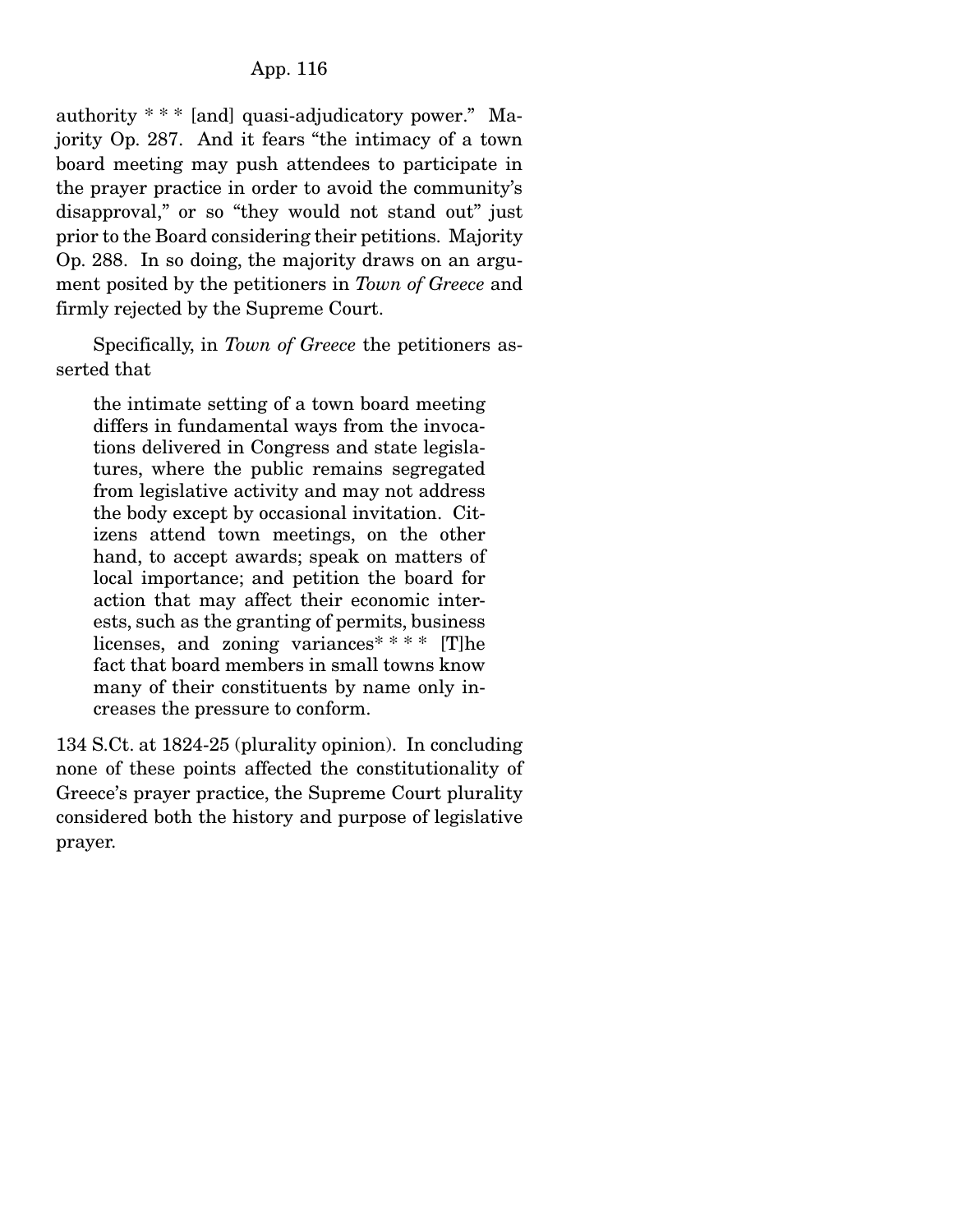authority * * * [and] quasi-adjudicatory power." Majority Op. 287. And it fears "the intimacy of a town board meeting may push attendees to participate in the prayer practice in order to avoid the community's disapproval," or so "they would not stand out" just prior to the Board considering their petitions. Majority Op. 288. In so doing, the majority draws on an argument posited by the petitioners in *Town of Greece* and firmly rejected by the Supreme Court.

Specifically, in *Town of Greece* the petitioners asserted that

> the intimate setting of a town board meeting differs in fundamental ways from the invocations delivered in Congress and state legislatures, where the public remains segregated from legislative activity and may not address the body except by occasional invitation. Citizens attend town meetings, on the other hand, to accept awards; speak on matters of local importance; and petition the board for action that may affect their economic interests, such as the granting of permits, business licenses, and zoning variances* * * * [T]he fact that board members in small towns know many of their constituents by name only increases the pressure to conform.

134 S.Ct. at 1824-25 (plurality opinion). In concluding none of these points affected the constitutionality of Greece's prayer practice, the Supreme Court plurality considered both the history and purpose of legislative prayer.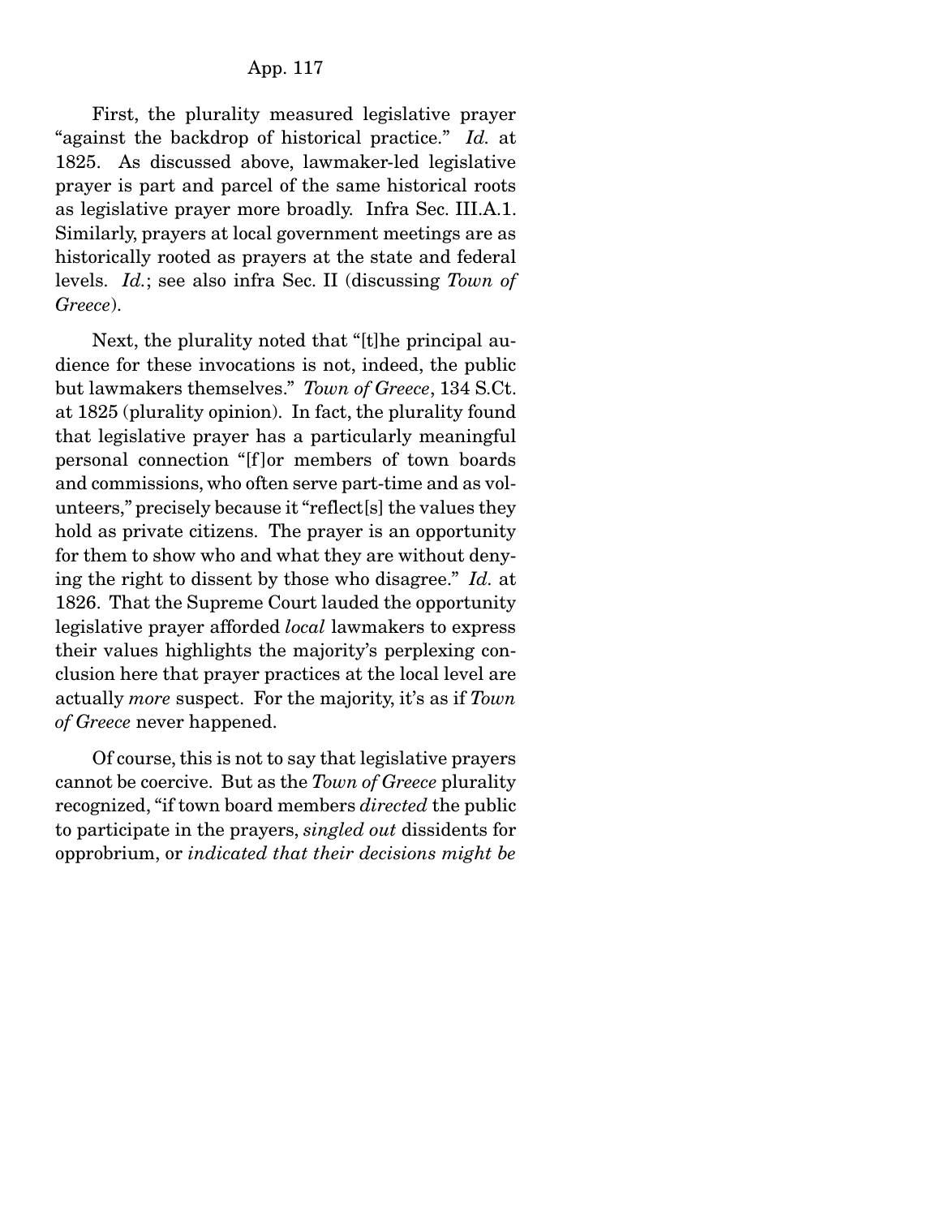First, the plurality measured legislative prayer "against the backdrop of historical practice." *Id.* at 1825. As discussed above, lawmaker-led legislative prayer is part and parcel of the same historical roots as legislative prayer more broadly. Infra Sec. III.A.1. Similarly, prayers at local government meetings are as historically rooted as prayers at the state and federal levels. *Id.*; see also infra Sec. II (discussing *Town of Greece*).

Next, the plurality noted that "[t]he principal audience for these invocations is not, indeed, the public but lawmakers themselves." *Town of Greece*, 134 S.Ct. at 1825 (plurality opinion). In fact, the plurality found that legislative prayer has a particularly meaningful personal connection "[f]or members of town boards and commissions, who often serve part-time and as volunteers," precisely because it "reflect[s] the values they hold as private citizens. The prayer is an opportunity for them to show who and what they are without denying the right to dissent by those who disagree." *Id.* at 1826. That the Supreme Court lauded the opportunity legislative prayer afforded *local* lawmakers to express their values highlights the majority's perplexing conclusion here that prayer practices at the local level are actually *more* suspect. For the majority, it's as if *Town of Greece* never happened.

Of course, this is not to say that legislative prayers cannot be coercive. But as the *Town of Greece* plurality recognized, "if town board members *directed* the public to participate in the prayers, *singled out* dissidents for opprobrium, or *indicated that their decisions might be*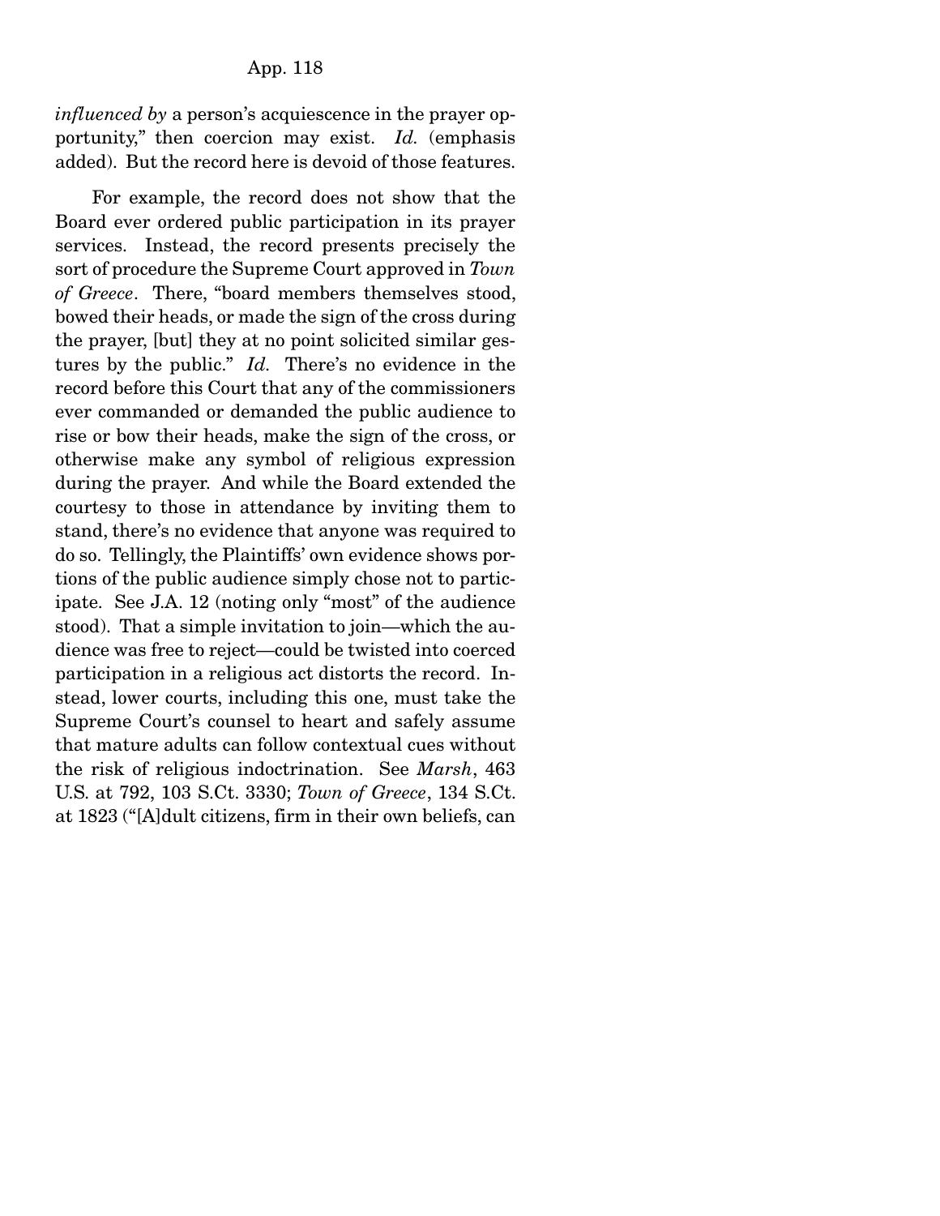*influenced by* a person's acquiescence in the prayer opportunity," then coercion may exist. *Id.* (emphasis added). But the record here is devoid of those features.

For example, the record does not show that the Board ever ordered public participation in its prayer services. Instead, the record presents precisely the sort of procedure the Supreme Court approved in *Town of Greece*. There, "board members themselves stood, bowed their heads, or made the sign of the cross during the prayer, [but] they at no point solicited similar gestures by the public." *Id.* There's no evidence in the record before this Court that any of the commissioners ever commanded or demanded the public audience to rise or bow their heads, make the sign of the cross, or otherwise make any symbol of religious expression during the prayer. And while the Board extended the courtesy to those in attendance by inviting them to stand, there's no evidence that anyone was required to do so. Tellingly, the Plaintiffs' own evidence shows portions of the public audience simply chose not to participate. See J.A. 12 (noting only "most" of the audience stood). That a simple invitation to join—which the audience was free to reject—could be twisted into coerced participation in a religious act distorts the record. Instead, lower courts, including this one, must take the Supreme Court's counsel to heart and safely assume that mature adults can follow contextual cues without the risk of religious indoctrination. See *Marsh*, 463 U.S. at 792, 103 S.Ct. 3330; *Town of Greece*, 134 S.Ct. at 1823 ("[A]dult citizens, firm in their own beliefs, can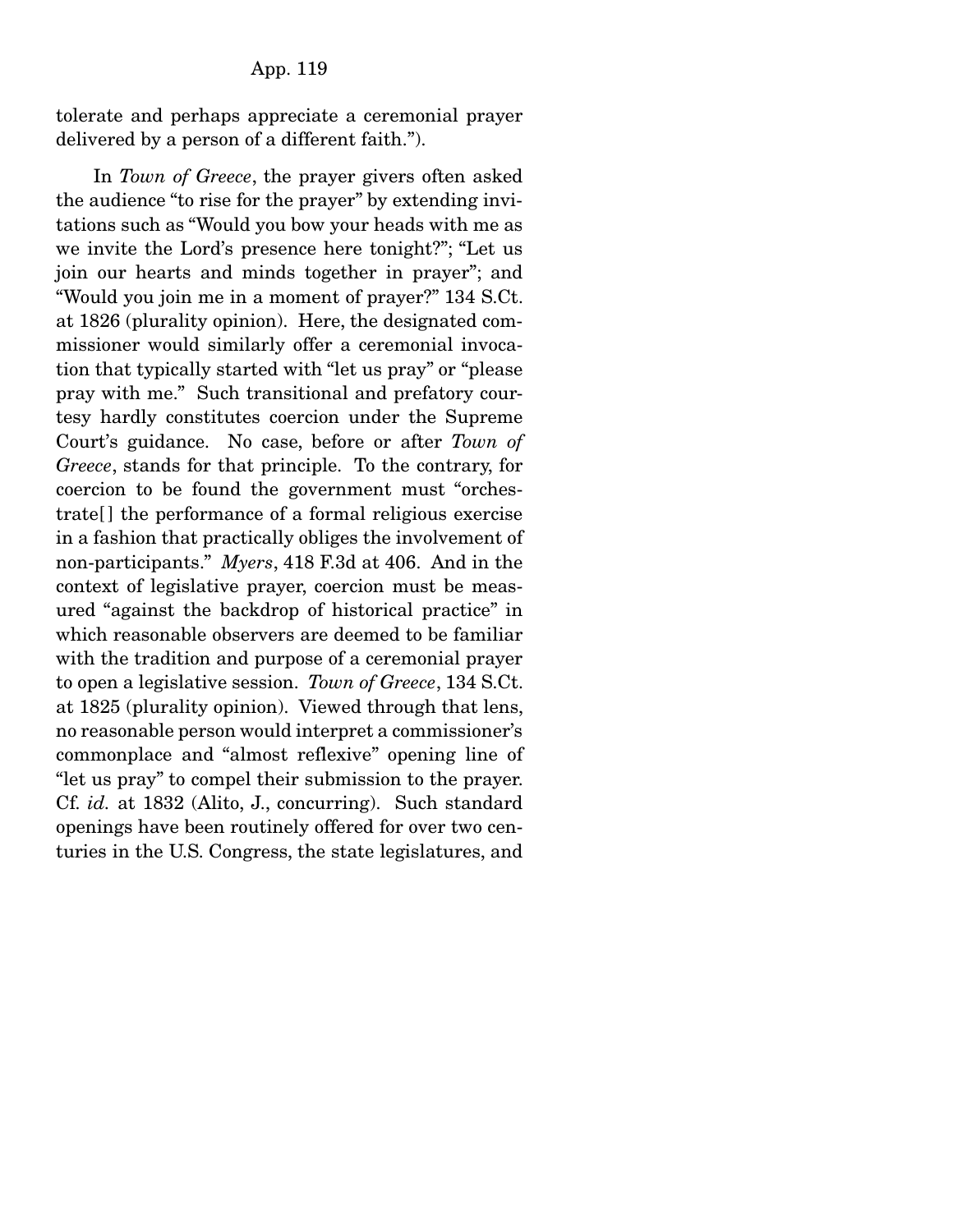tolerate and perhaps appreciate a ceremonial prayer delivered by a person of a different faith.").

In *Town of Greece*, the prayer givers often asked the audience "to rise for the prayer" by extending invitations such as "Would you bow your heads with me as we invite the Lord's presence here tonight?"; "Let us join our hearts and minds together in prayer"; and "Would you join me in a moment of prayer?" 134 S.Ct. at 1826 (plurality opinion). Here, the designated commissioner would similarly offer a ceremonial invocation that typically started with "let us pray" or "please pray with me." Such transitional and prefatory courtesy hardly constitutes coercion under the Supreme Court's guidance. No case, before or after *Town of Greece*, stands for that principle. To the contrary, for coercion to be found the government must "orchestrate[] the performance of a formal religious exercise in a fashion that practically obliges the involvement of non-participants." *Myers*, 418 F.3d at 406. And in the context of legislative prayer, coercion must be measured "against the backdrop of historical practice" in which reasonable observers are deemed to be familiar with the tradition and purpose of a ceremonial prayer to open a legislative session. *Town of Greece*, 134 S.Ct. at 1825 (plurality opinion). Viewed through that lens, no reasonable person would interpret a commissioner's commonplace and "almost reflexive" opening line of "let us pray" to compel their submission to the prayer. Cf. *id.* at 1832 (Alito, J., concurring). Such standard openings have been routinely offered for over two centuries in the U.S. Congress, the state legislatures, and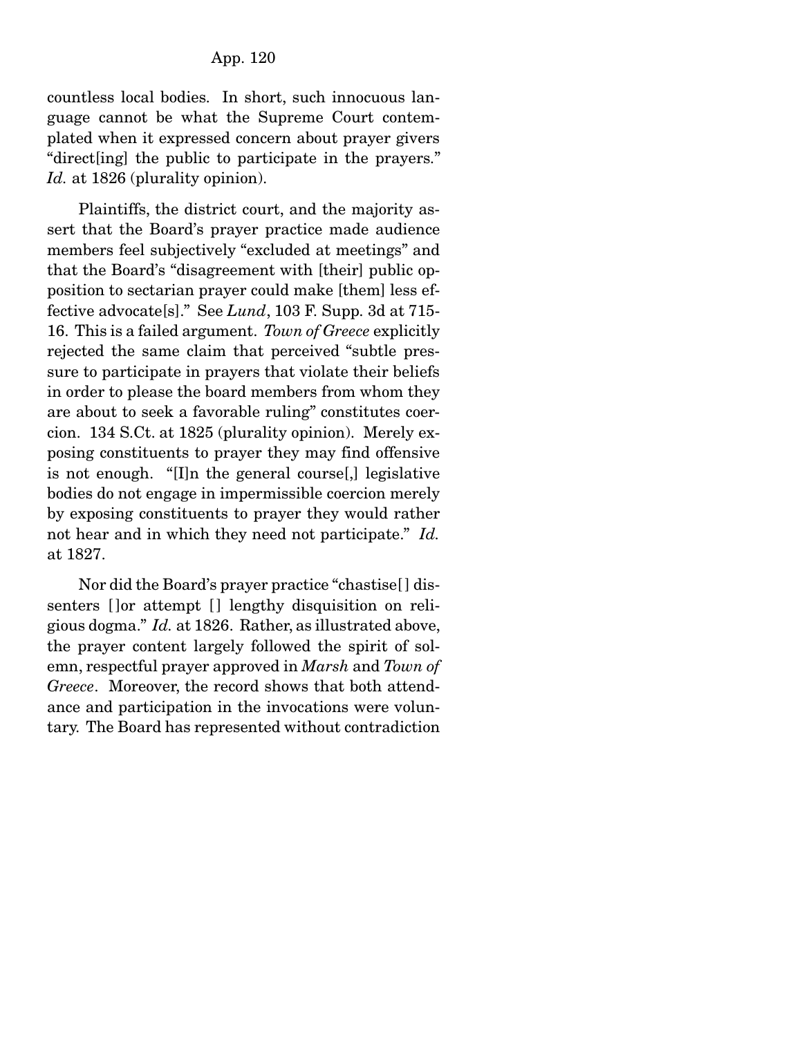countless local bodies. In short, such innocuous language cannot be what the Supreme Court contemplated when it expressed concern about prayer givers "direct[ing] the public to participate in the prayers." *Id.* at 1826 (plurality opinion).

Plaintiffs, the district court, and the majority assert that the Board's prayer practice made audience members feel subjectively "excluded at meetings" and that the Board's "disagreement with [their] public opposition to sectarian prayer could make [them] less effective advocate[s]." See *Lund*, 103 F. Supp. 3d at 715-16. This is a failed argument. *Town of Greece* explicitly rejected the same claim that perceived "subtle pressure to participate in prayers that violate their beliefs in order to please the board members from whom they are about to seek a favorable ruling" constitutes coercion. 134 S.Ct. at 1825 (plurality opinion). Merely exposing constituents to prayer they may find offensive is not enough. "[I]n the general course[,] legislative bodies do not engage in impermissible coercion merely by exposing constituents to prayer they would rather not hear and in which they need not participate." *Id.* at 1827.

Nor did the Board's prayer practice "chastise[] dissenters []or attempt [] lengthy disquisition on religious dogma." *Id.* at 1826. Rather, as illustrated above, the prayer content largely followed the spirit of solemn, respectful prayer approved in *Marsh* and *Town of Greece*. Moreover, the record shows that both attendance and participation in the invocations were voluntary. The Board has represented without contradiction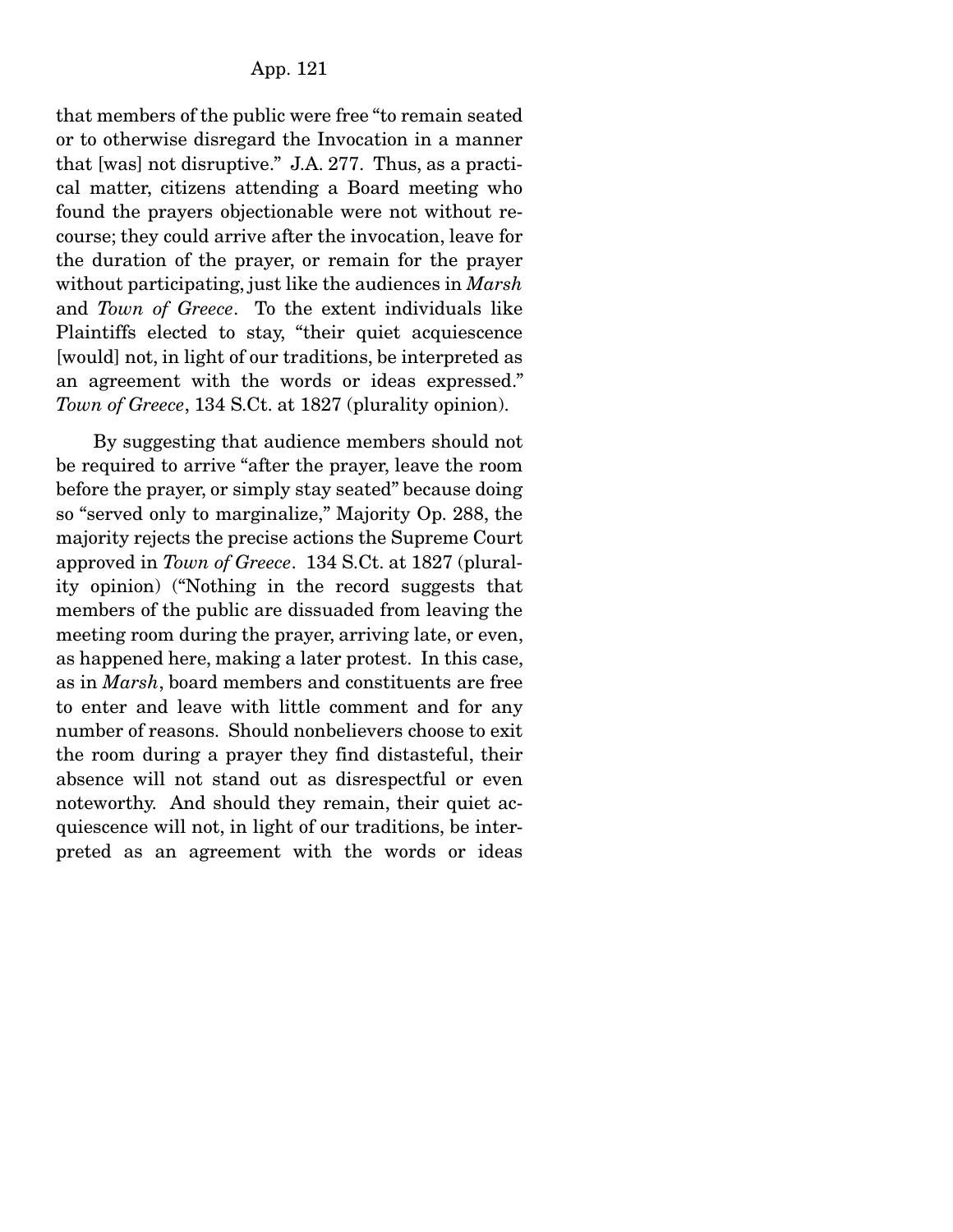that members of the public were free "to remain seated or to otherwise disregard the Invocation in a manner that [was] not disruptive." J.A. 277. Thus, as a practical matter, citizens attending a Board meeting who found the prayers objectionable were not without recourse; they could arrive after the invocation, leave for the duration of the prayer, or remain for the prayer without participating, just like the audiences in *Marsh* and *Town of Greece*. To the extent individuals like Plaintiffs elected to stay, "their quiet acquiescence [would] not, in light of our traditions, be interpreted as an agreement with the words or ideas expressed." *Town of Greece*, 134 S.Ct. at 1827 (plurality opinion).

By suggesting that audience members should not be required to arrive "after the prayer, leave the room before the prayer, or simply stay seated" because doing so "served only to marginalize," Majority Op. 288, the majority rejects the precise actions the Supreme Court approved in *Town of Greece*. 134 S.Ct. at 1827 (plurality opinion) ("Nothing in the record suggests that members of the public are dissuaded from leaving the meeting room during the prayer, arriving late, or even, as happened here, making a later protest. In this case, as in *Marsh*, board members and constituents are free to enter and leave with little comment and for any number of reasons. Should nonbelievers choose to exit the room during a prayer they find distasteful, their absence will not stand out as disrespectful or even noteworthy. And should they remain, their quiet acquiescence will not, in light of our traditions, be interpreted as an agreement with the words or ideas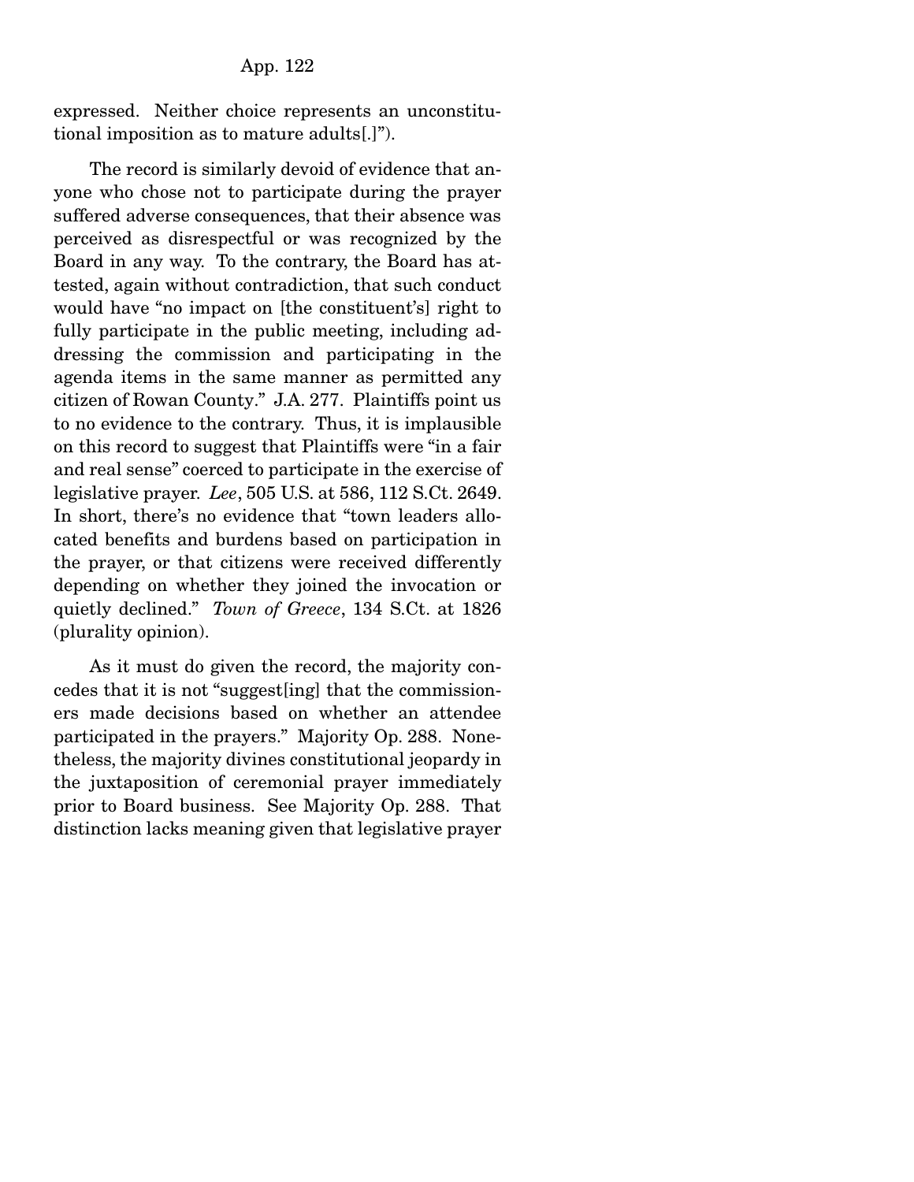expressed. Neither choice represents an unconstitutional imposition as to mature adults[.]").

The record is similarly devoid of evidence that anyone who chose not to participate during the prayer suffered adverse consequences, that their absence was perceived as disrespectful or was recognized by the Board in any way. To the contrary, the Board has attested, again without contradiction, that such conduct would have "no impact on [the constituent's] right to fully participate in the public meeting, including addressing the commission and participating in the agenda items in the same manner as permitted any citizen of Rowan County." J.A. 277. Plaintiffs point us to no evidence to the contrary. Thus, it is implausible on this record to suggest that Plaintiffs were "in a fair and real sense" coerced to participate in the exercise of legislative prayer. *Lee*, 505 U.S. at 586, 112 S.Ct. 2649. In short, there's no evidence that "town leaders allocated benefits and burdens based on participation in the prayer, or that citizens were received differently depending on whether they joined the invocation or quietly declined." *Town of Greece*, 134 S.Ct. at 1826 (plurality opinion).

As it must do given the record, the majority concedes that it is not "suggest[ing] that the commissioners made decisions based on whether an attendee participated in the prayers." Majority Op. 288. Nonetheless, the majority divines constitutional jeopardy in the juxtaposition of ceremonial prayer immediately prior to Board business. See Majority Op. 288. That distinction lacks meaning given that legislative prayer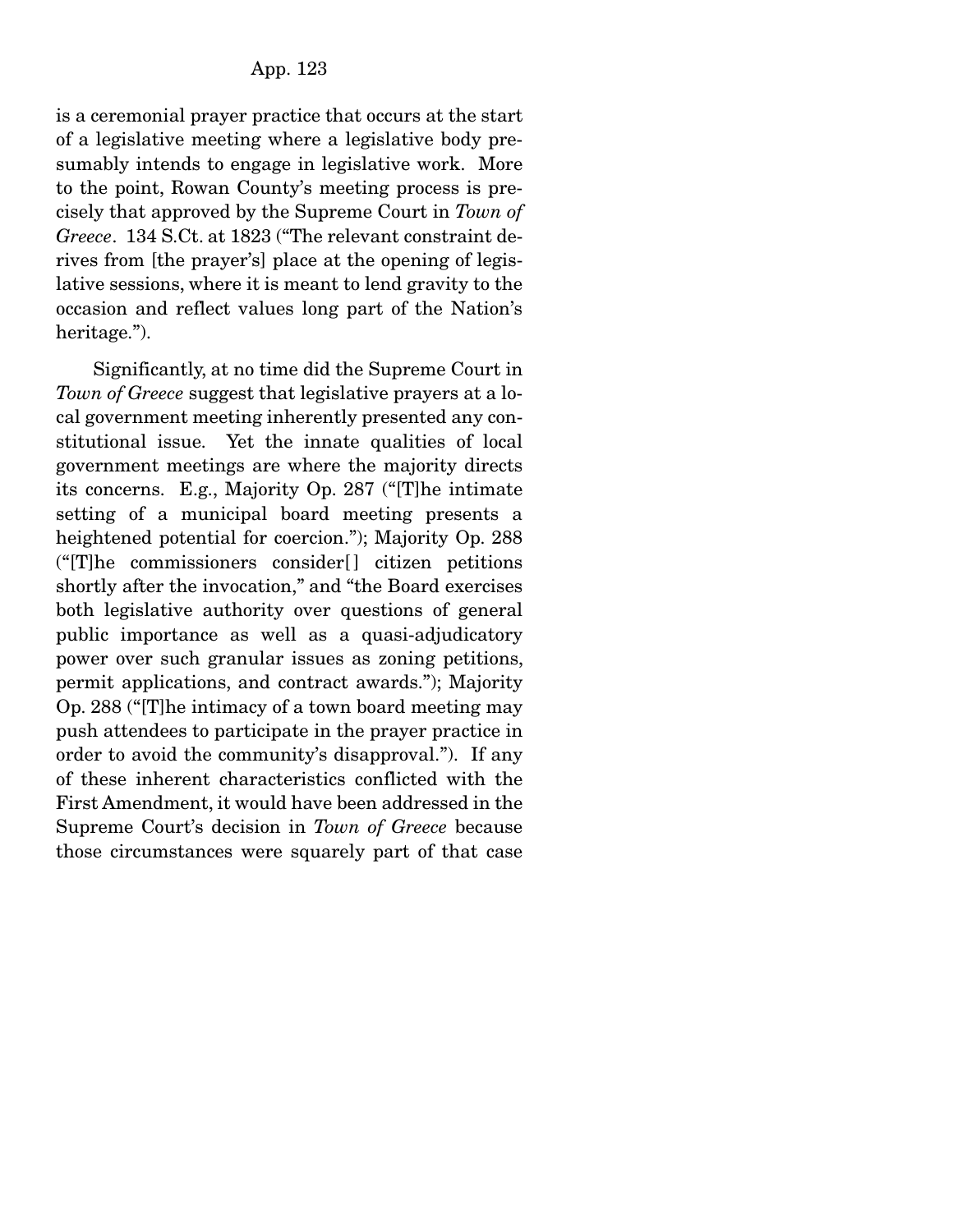is a ceremonial prayer practice that occurs at the start of a legislative meeting where a legislative body presumably intends to engage in legislative work. More to the point, Rowan County's meeting process is precisely that approved by the Supreme Court in *Town of Greece*. 134 S.Ct. at 1823 ("The relevant constraint derives from [the prayer's] place at the opening of legislative sessions, where it is meant to lend gravity to the occasion and reflect values long part of the Nation's heritage.").

Significantly, at no time did the Supreme Court in *Town of Greece* suggest that legislative prayers at a local government meeting inherently presented any constitutional issue. Yet the innate qualities of local government meetings are where the majority directs its concerns. E.g., Majority Op. 287 ("[T]he intimate setting of a municipal board meeting presents a heightened potential for coercion."); Majority Op. 288 ("[T]he commissioners consider[ ] citizen petitions shortly after the invocation," and "the Board exercises both legislative authority over questions of general public importance as well as a quasi-adjudicatory power over such granular issues as zoning petitions, permit applications, and contract awards."); Majority Op. 288 ("[T]he intimacy of a town board meeting may push attendees to participate in the prayer practice in order to avoid the community's disapproval."). If any of these inherent characteristics conflicted with the First Amendment, it would have been addressed in the Supreme Court's decision in *Town of Greece* because those circumstances were squarely part of that case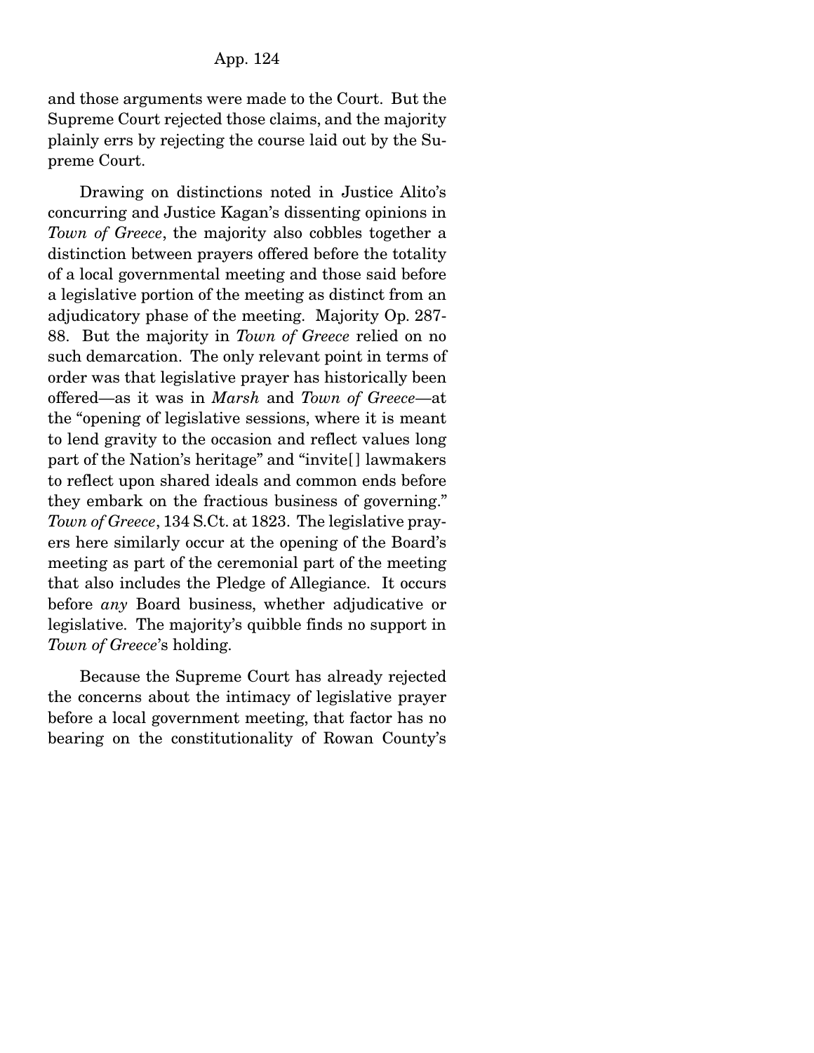and those arguments were made to the Court. But the Supreme Court rejected those claims, and the majority plainly errs by rejecting the course laid out by the Supreme Court.

Drawing on distinctions noted in Justice Alito's concurring and Justice Kagan's dissenting opinions in *Town of Greece*, the majority also cobbles together a distinction between prayers offered before the totality of a local governmental meeting and those said before a legislative portion of the meeting as distinct from an adjudicatory phase of the meeting. Majority Op. 287-88. But the majority in *Town of Greece* relied on no such demarcation. The only relevant point in terms of order was that legislative prayer has historically been offered—as it was in *Marsh* and *Town of Greece*—at the "opening of legislative sessions, where it is meant to lend gravity to the occasion and reflect values long part of the Nation's heritage" and "invite[] lawmakers to reflect upon shared ideals and common ends before they embark on the fractious business of governing." *Town of Greece*, 134 S.Ct. at 1823. The legislative prayers here similarly occur at the opening of the Board's meeting as part of the ceremonial part of the meeting that also includes the Pledge of Allegiance. It occurs before *any* Board business, whether adjudicative or legislative. The majority's quibble finds no support in *Town of Greece*'s holding.

Because the Supreme Court has already rejected the concerns about the intimacy of legislative prayer before a local government meeting, that factor has no bearing on the constitutionality of Rowan County's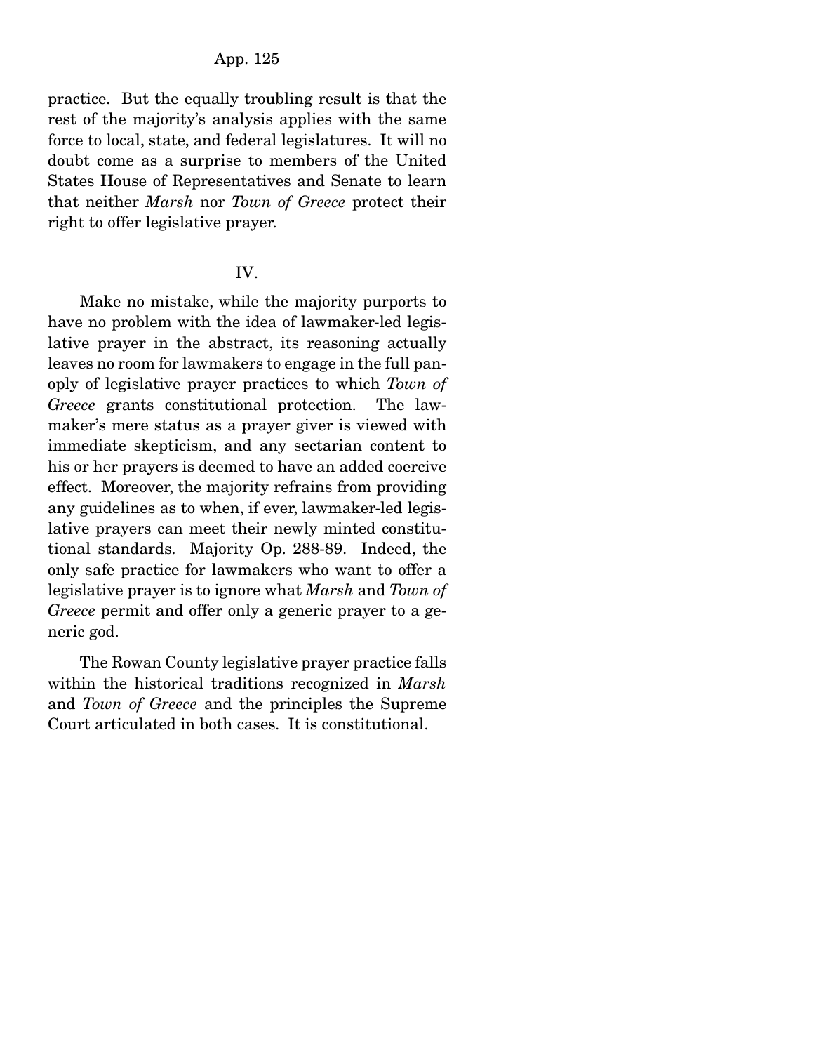practice. But the equally troubling result is that the rest of the majority's analysis applies with the same force to local, state, and federal legislatures. It will no doubt come as a surprise to members of the United States House of Representatives and Senate to learn that neither *Marsh* nor *Town of Greece* protect their right to offer legislative prayer.

## IV.

Make no mistake, while the majority purports to have no problem with the idea of lawmaker-led legislative prayer in the abstract, its reasoning actually leaves no room for lawmakers to engage in the full panoply of legislative prayer practices to which *Town of Greece* grants constitutional protection. The lawmaker's mere status as a prayer giver is viewed with immediate skepticism, and any sectarian content to his or her prayers is deemed to have an added coercive effect. Moreover, the majority refrains from providing any guidelines as to when, if ever, lawmaker-led legislative prayers can meet their newly minted constitutional standards. Majority Op. 288-89. Indeed, the only safe practice for lawmakers who want to offer a legislative prayer is to ignore what *Marsh* and *Town of Greece* permit and offer only a generic prayer to a generic god.

The Rowan County legislative prayer practice falls within the historical traditions recognized in *Marsh* and *Town of Greece* and the principles the Supreme Court articulated in both cases. It is constitutional.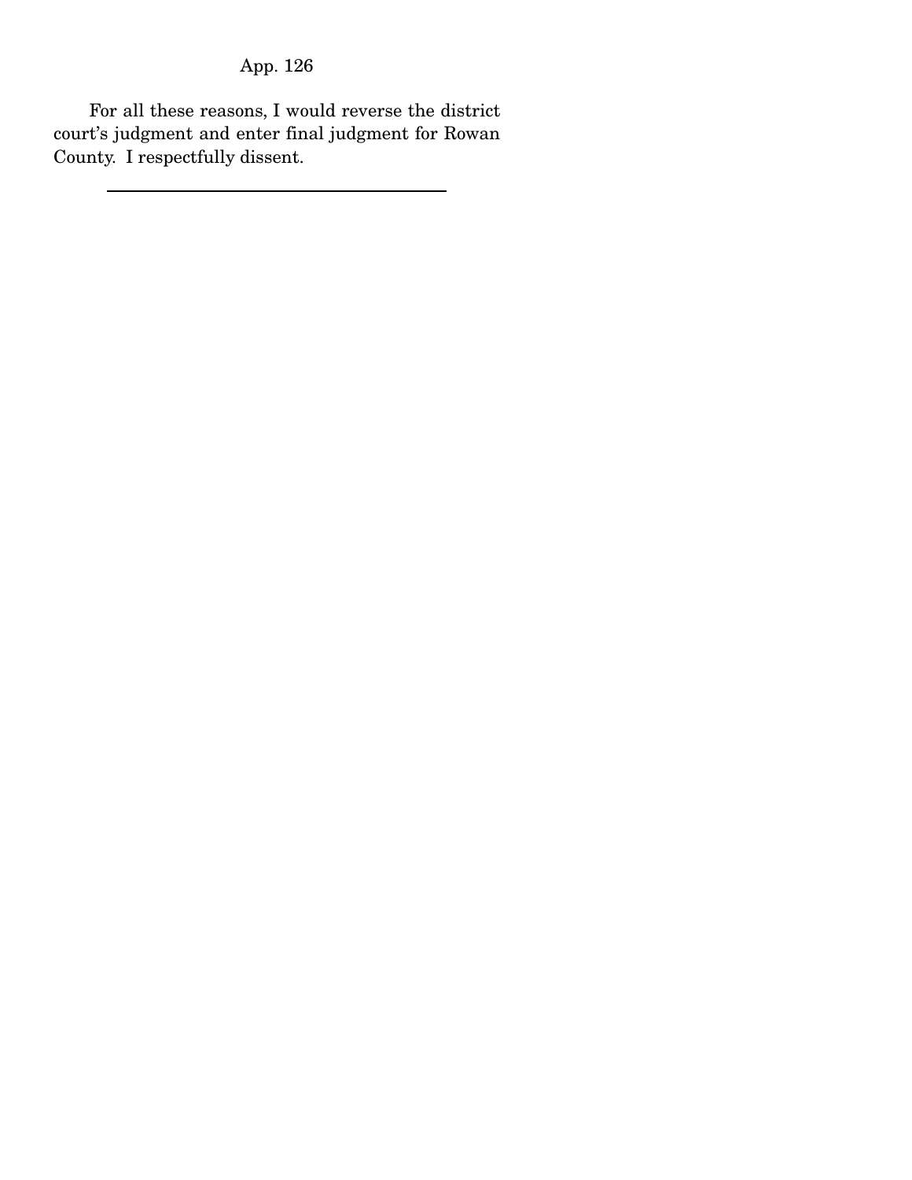For all these reasons, I would reverse the district court's judgment and enter final judgment for Rowan County. I respectfully dissent.

---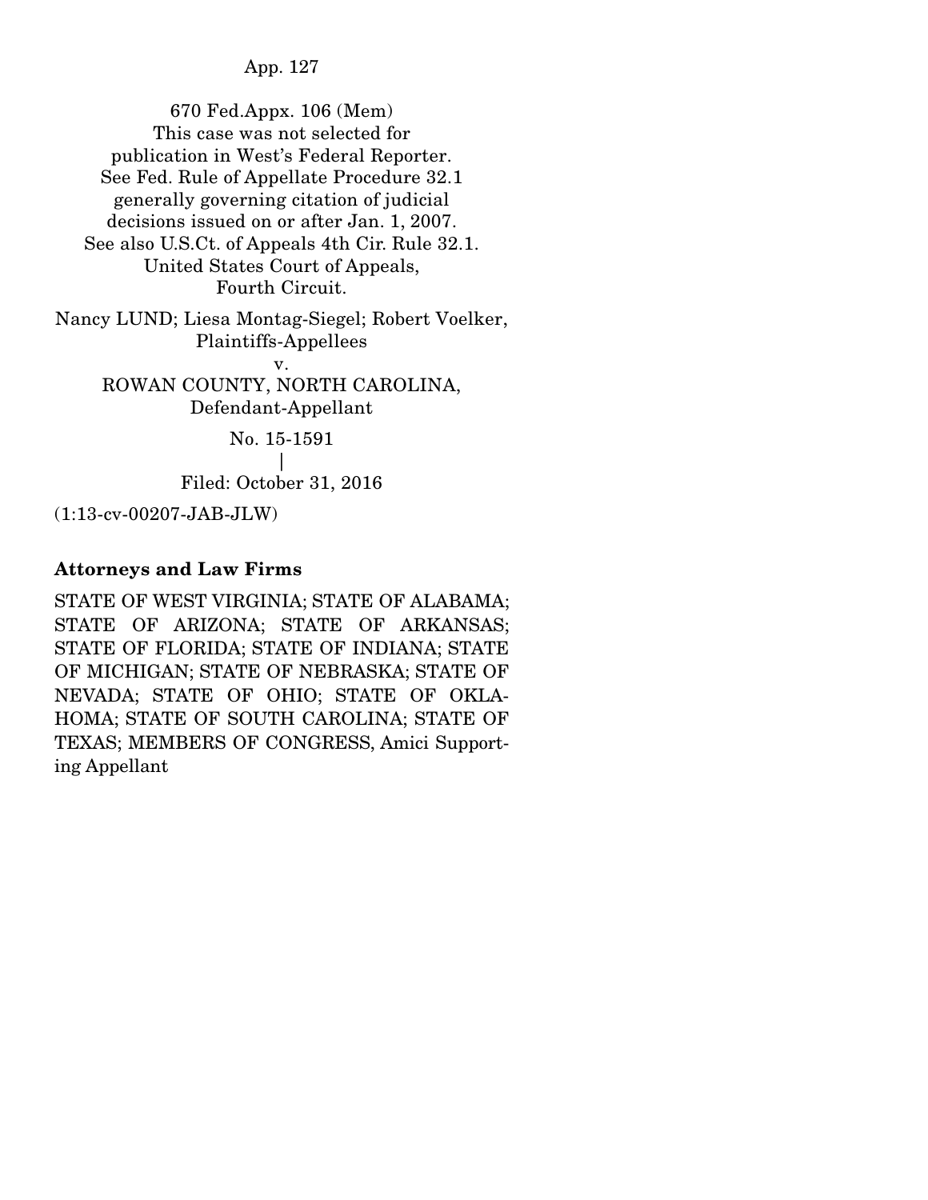670 Fed.Appx. 106 (Mem)
This case was not selected for publication in West's Federal Reporter.
See Fed. Rule of Appellate Procedure 32.1 generally governing citation of judicial decisions issued on or after Jan. 1, 2007.
See also U.S.Ct. of Appeals 4th Cir. Rule 32.1.
United States Court of Appeals,
Fourth Circuit.

Nancy LUND; Liesa Montag-Siegel; Robert Voelker,
Plaintiffs-Appellees
v.
ROWAN COUNTY, NORTH CAROLINA,
Defendant-Appellant

No. 15-1591
|
Filed: October 31, 2016

(1:13-cv-00207-JAB-JLW)

**Attorneys and Law Firms**

STATE OF WEST VIRGINIA; STATE OF ALABAMA; STATE OF ARIZONA; STATE OF ARKANSAS; STATE OF FLORIDA; STATE OF INDIANA; STATE OF MICHIGAN; STATE OF NEBRASKA; STATE OF NEVADA; STATE OF OHIO; STATE OF OKLAHOMA; STATE OF SOUTH CAROLINA; STATE OF TEXAS; MEMBERS OF CONGRESS, Amici Supporting Appellant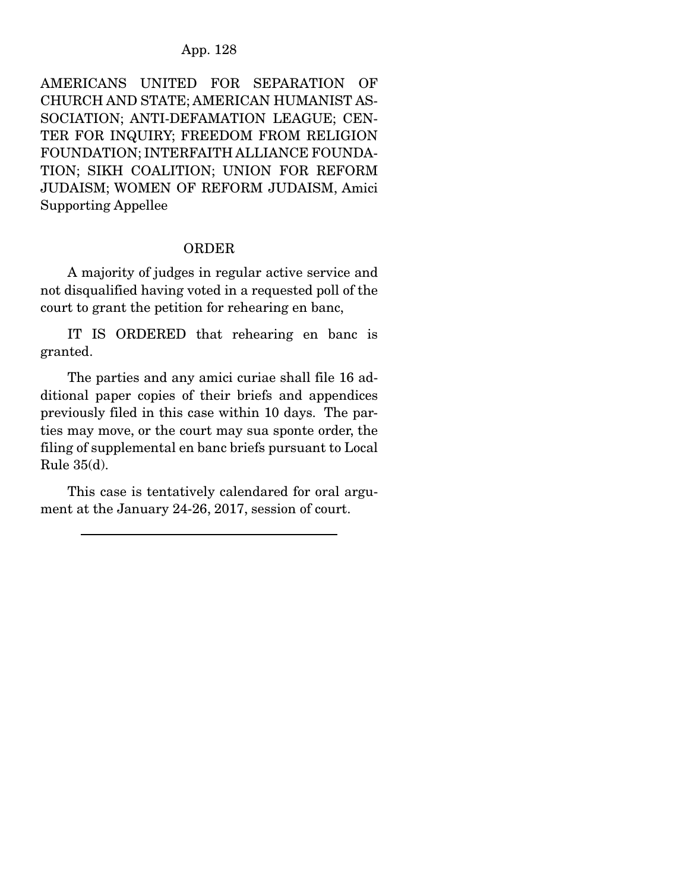AMERICANS UNITED FOR SEPARATION OF CHURCH AND STATE; AMERICAN HUMANIST ASSOCIATION; ANTI-DEFAMATION LEAGUE; CENTER FOR INQUIRY; FREEDOM FROM RELIGION FOUNDATION; INTERFAITH ALLIANCE FOUNDATION; SIKH COALITION; UNION FOR REFORM JUDAISM; WOMEN OF REFORM JUDAISM, Amici Supporting Appellee

ORDER

A majority of judges in regular active service and not disqualified having voted in a requested poll of the court to grant the petition for rehearing en banc,

IT IS ORDERED that rehearing en banc is granted.

The parties and any amici curiae shall file 16 additional paper copies of their briefs and appendices previously filed in this case within 10 days. The parties may move, or the court may sua sponte order, the filing of supplemental en banc briefs pursuant to Local Rule 35(d).

This case is tentatively calendared for oral argument at the January 24-26, 2017, session of court.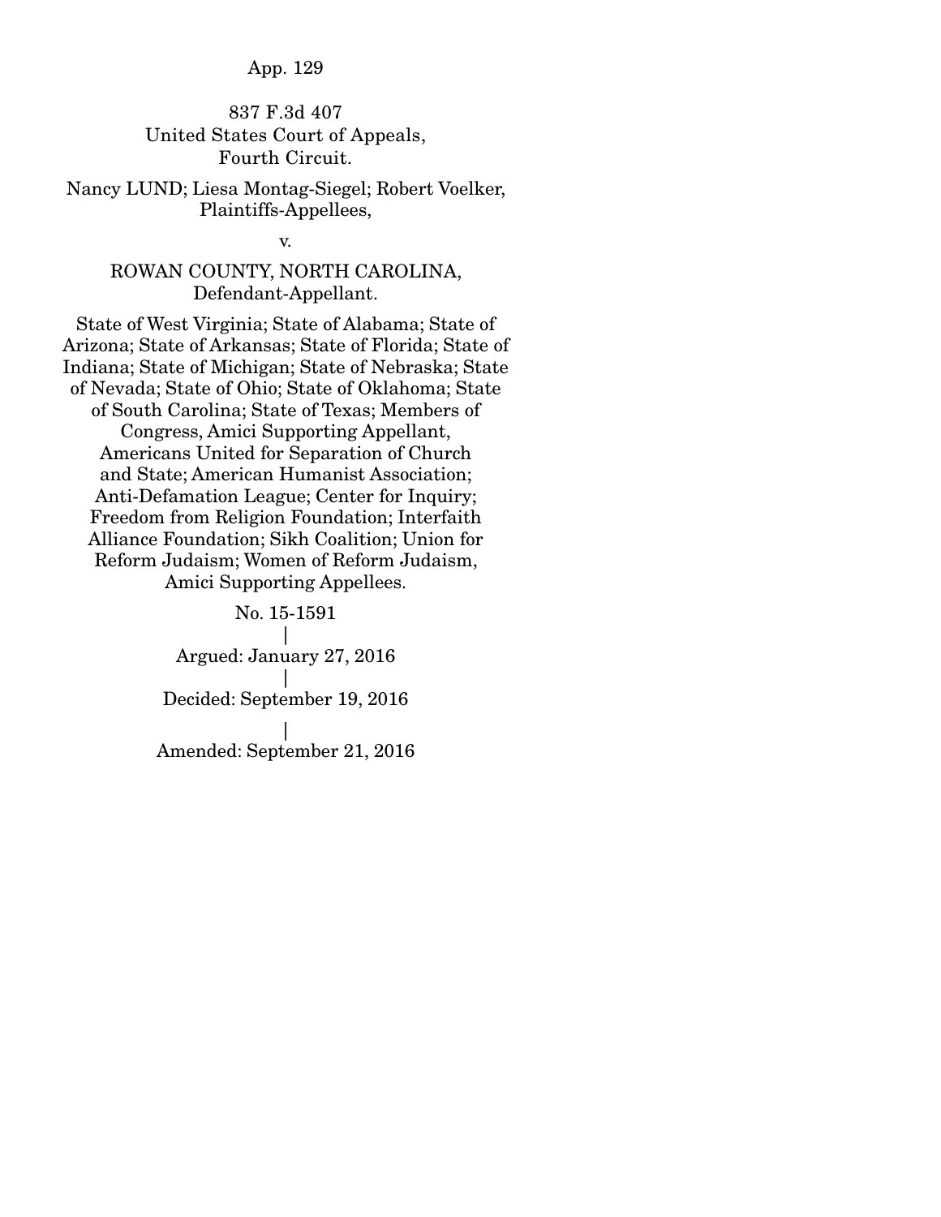837 F.3d 407
United States Court of Appeals,
Fourth Circuit.

Nancy LUND; Liesa Montag-Siegel; Robert Voelker,
Plaintiffs-Appellees,

v.

ROWAN COUNTY, NORTH CAROLINA,
Defendant-Appellant.

State of West Virginia; State of Alabama; State of Arizona; State of Arkansas; State of Florida; State of Indiana; State of Michigan; State of Nebraska; State of Nevada; State of Ohio; State of Oklahoma; State of South Carolina; State of Texas; Members of Congress, Amici Supporting Appellant, Americans United for Separation of Church and State; American Humanist Association; Anti-Defamation League; Center for Inquiry; Freedom from Religion Foundation; Interfaith Alliance Foundation; Sikh Coalition; Union for Reform Judaism; Women of Reform Judaism, Amici Supporting Appellees.

No. 15-1591
|
Argued: January 27, 2016
|
Decided: September 19, 2016
|
Amended: September 21, 2016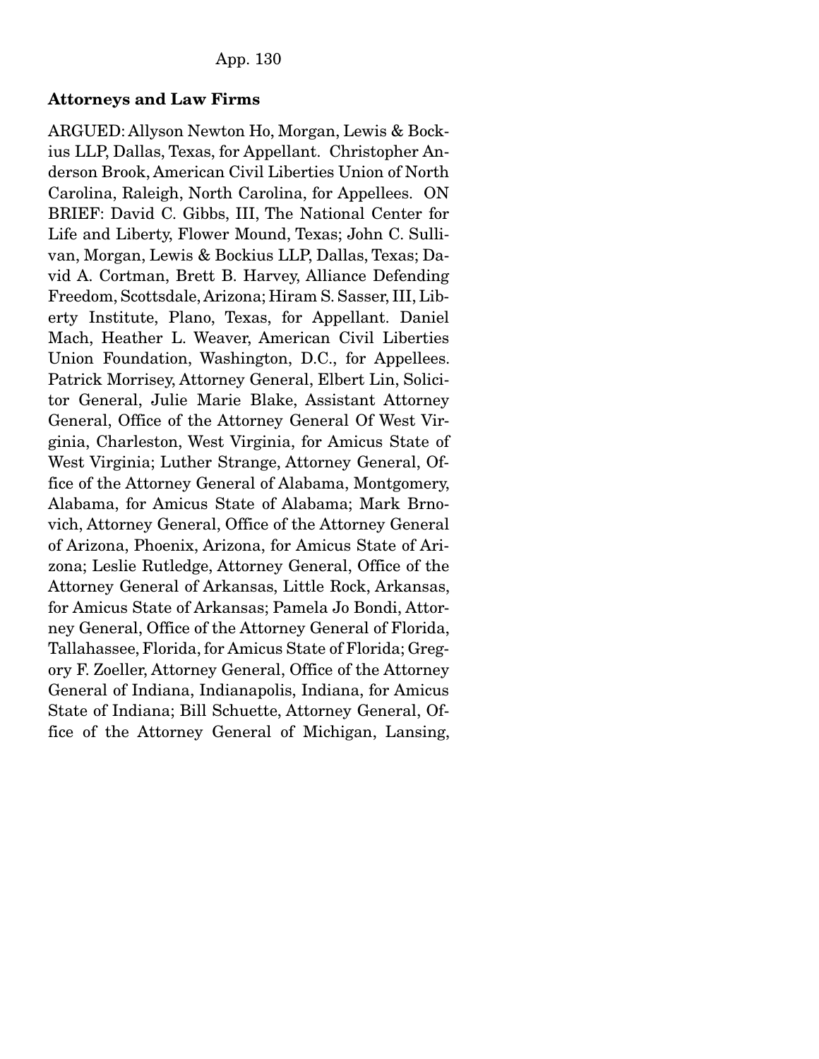**Attorneys and Law Firms**

ARGUED: Allyson Newton Ho, Morgan, Lewis & Bockius LLP, Dallas, Texas, for Appellant. Christopher Anderson Brook, American Civil Liberties Union of North Carolina, Raleigh, North Carolina, for Appellees. ON BRIEF: David C. Gibbs, III, The National Center for Life and Liberty, Flower Mound, Texas; John C. Sullivan, Morgan, Lewis & Bockius LLP, Dallas, Texas; David A. Cortman, Brett B. Harvey, Alliance Defending Freedom, Scottsdale, Arizona; Hiram S. Sasser, III, Liberty Institute, Plano, Texas, for Appellant. Daniel Mach, Heather L. Weaver, American Civil Liberties Union Foundation, Washington, D.C., for Appellees. Patrick Morrisey, Attorney General, Elbert Lin, Solicitor General, Julie Marie Blake, Assistant Attorney General, Office of the Attorney General Of West Virginia, Charleston, West Virginia, for Amicus State of West Virginia; Luther Strange, Attorney General, Office of the Attorney General of Alabama, Montgomery, Alabama, for Amicus State of Alabama; Mark Brnovich, Attorney General, Office of the Attorney General of Arizona, Phoenix, Arizona, for Amicus State of Arizona; Leslie Rutledge, Attorney General, Office of the Attorney General of Arkansas, Little Rock, Arkansas, for Amicus State of Arkansas; Pamela Jo Bondi, Attorney General, Office of the Attorney General of Florida, Tallahassee, Florida, for Amicus State of Florida; Gregory F. Zoeller, Attorney General, Office of the Attorney General of Indiana, Indianapolis, Indiana, for Amicus State of Indiana; Bill Schuette, Attorney General, Office of the Attorney General of Michigan, Lansing,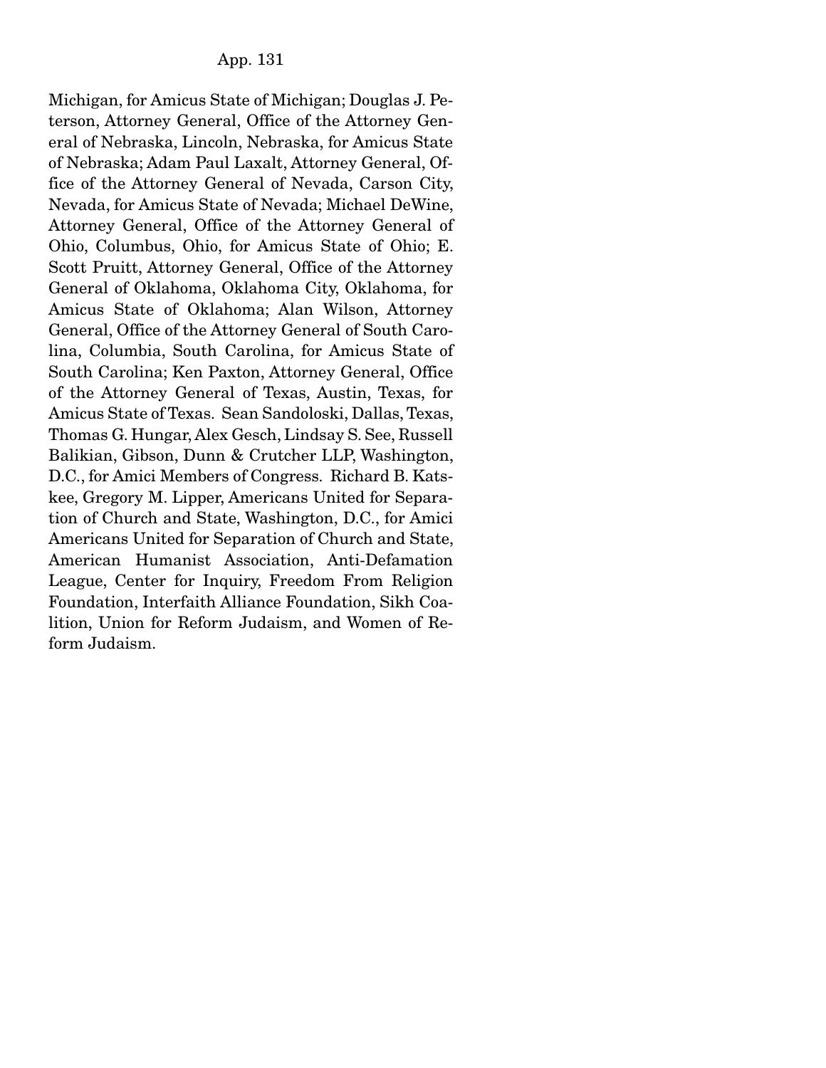Michigan, for Amicus State of Michigan; Douglas J. Peterson, Attorney General, Office of the Attorney General of Nebraska, Lincoln, Nebraska, for Amicus State of Nebraska; Adam Paul Laxalt, Attorney General, Office of the Attorney General of Nevada, Carson City, Nevada, for Amicus State of Nevada; Michael DeWine, Attorney General, Office of the Attorney General of Ohio, Columbus, Ohio, for Amicus State of Ohio; E. Scott Pruitt, Attorney General, Office of the Attorney General of Oklahoma, Oklahoma City, Oklahoma, for Amicus State of Oklahoma; Alan Wilson, Attorney General, Office of the Attorney General of South Carolina, Columbia, South Carolina, for Amicus State of South Carolina; Ken Paxton, Attorney General, Office of the Attorney General of Texas, Austin, Texas, for Amicus State of Texas. Sean Sandoloski, Dallas, Texas, Thomas G. Hungar, Alex Gesch, Lindsay S. See, Russell Balikian, Gibson, Dunn & Crutcher LLP, Washington, D.C., for Amici Members of Congress. Richard B. Katskee, Gregory M. Lipper, Americans United for Separation of Church and State, Washington, D.C., for Amici Americans United for Separation of Church and State, American Humanist Association, Anti-Defamation League, Center for Inquiry, Freedom From Religion Foundation, Interfaith Alliance Foundation, Sikh Coalition, Union for Reform Judaism, and Women of Reform Judaism.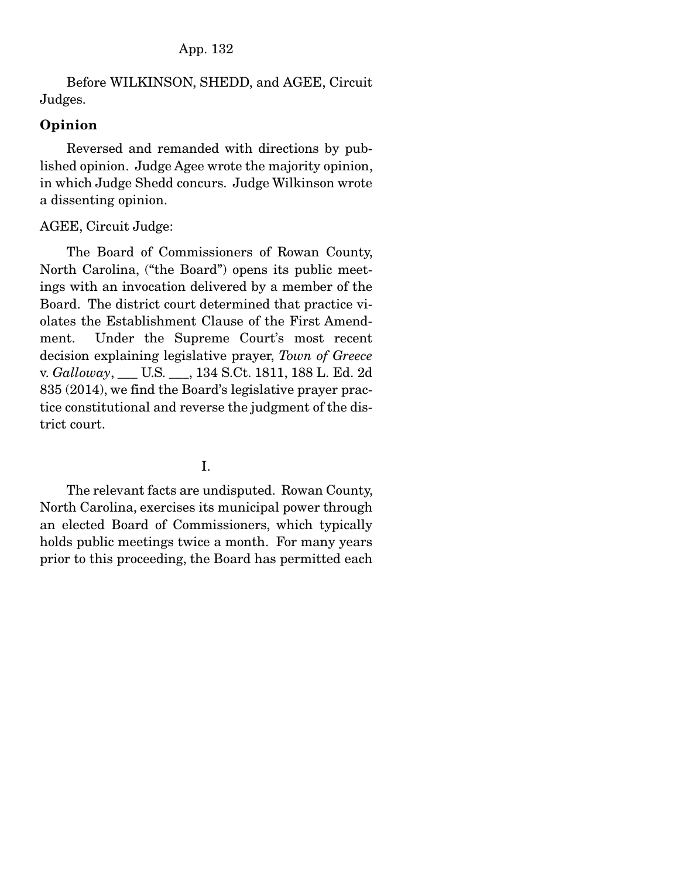Before WILKINSON, SHEDD, and AGEE, Circuit Judges.

**Opinion**

Reversed and remanded with directions by published opinion. Judge Agee wrote the majority opinion, in which Judge Shedd concurs. Judge Wilkinson wrote a dissenting opinion.

AGEE, Circuit Judge:

The Board of Commissioners of Rowan County, North Carolina, ("the Board") opens its public meetings with an invocation delivered by a member of the Board. The district court determined that practice violates the Establishment Clause of the First Amendment. Under the Supreme Court's most recent decision explaining legislative prayer, *Town of Greece* v. *Galloway*, ___ U.S. ___, 134 S.Ct. 1811, 188 L. Ed. 2d 835 (2014), we find the Board's legislative prayer practice constitutional and reverse the judgment of the district court.

I.

The relevant facts are undisputed. Rowan County, North Carolina, exercises its municipal power through an elected Board of Commissioners, which typically holds public meetings twice a month. For many years prior to this proceeding, the Board has permitted each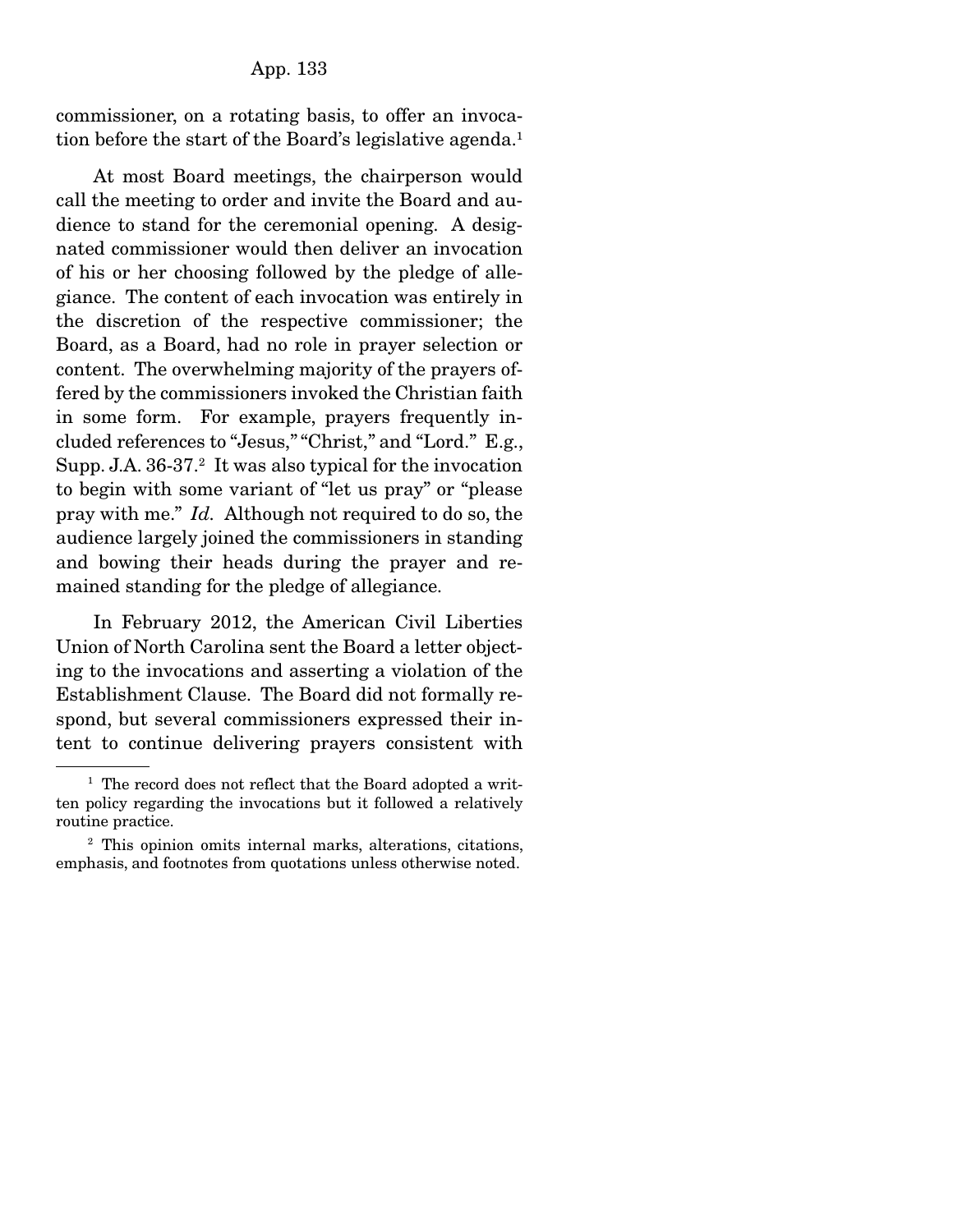commissioner, on a rotating basis, to offer an invocation before the start of the Board's legislative agenda.[1]

At most Board meetings, the chairperson would call the meeting to order and invite the Board and audience to stand for the ceremonial opening. A designated commissioner would then deliver an invocation of his or her choosing followed by the pledge of allegiance. The content of each invocation was entirely in the discretion of the respective commissioner; the Board, as a Board, had no role in prayer selection or content. The overwhelming majority of the prayers offered by the commissioners invoked the Christian faith in some form. For example, prayers frequently included references to "Jesus," "Christ," and "Lord." E.g., Supp. J.A. 36-37.[2] It was also typical for the invocation to begin with some variant of "let us pray" or "please pray with me." *Id*. Although not required to do so, the audience largely joined the commissioners in standing and bowing their heads during the prayer and remained standing for the pledge of allegiance.

In February 2012, the American Civil Liberties Union of North Carolina sent the Board a letter objecting to the invocations and asserting a violation of the Establishment Clause. The Board did not formally respond, but several commissioners expressed their intent to continue delivering prayers consistent with

---

[1] The record does not reflect that the Board adopted a written policy regarding the invocations but it followed a relatively routine practice.

[2] This opinion omits internal marks, alterations, citations, emphasis, and footnotes from quotations unless otherwise noted.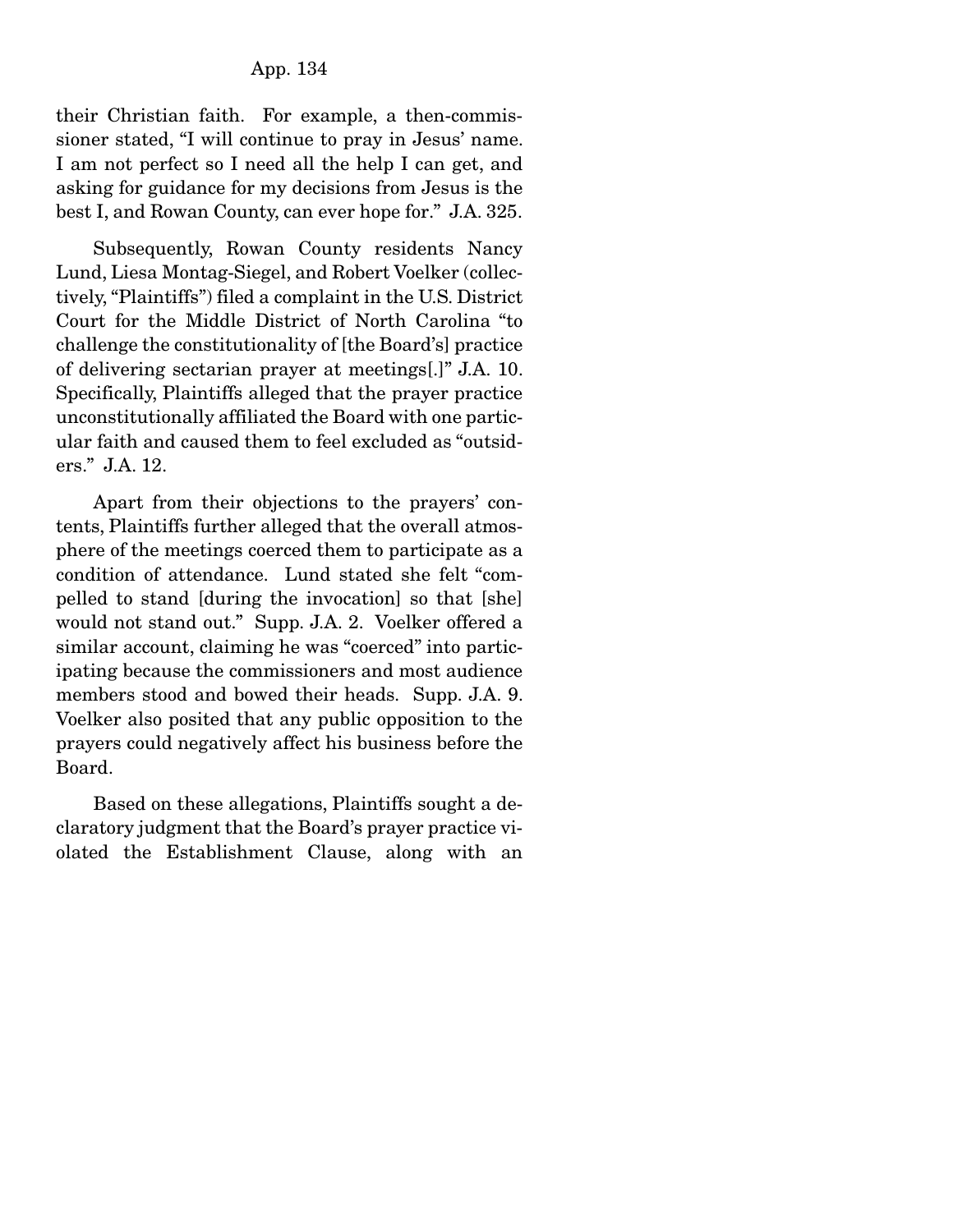their Christian faith. For example, a then-commissioner stated, "I will continue to pray in Jesus' name. I am not perfect so I need all the help I can get, and asking for guidance for my decisions from Jesus is the best I, and Rowan County, can ever hope for." J.A. 325.

Subsequently, Rowan County residents Nancy Lund, Liesa Montag-Siegel, and Robert Voelker (collectively, "Plaintiffs") filed a complaint in the U.S. District Court for the Middle District of North Carolina "to challenge the constitutionality of [the Board's] practice of delivering sectarian prayer at meetings[.]" J.A. 10. Specifically, Plaintiffs alleged that the prayer practice unconstitutionally affiliated the Board with one particular faith and caused them to feel excluded as "outsiders." J.A. 12.

Apart from their objections to the prayers' contents, Plaintiffs further alleged that the overall atmosphere of the meetings coerced them to participate as a condition of attendance. Lund stated she felt "compelled to stand [during the invocation] so that [she] would not stand out." Supp. J.A. 2. Voelker offered a similar account, claiming he was "coerced" into participating because the commissioners and most audience members stood and bowed their heads. Supp. J.A. 9. Voelker also posited that any public opposition to the prayers could negatively affect his business before the Board.

Based on these allegations, Plaintiffs sought a declaratory judgment that the Board's prayer practice violated the Establishment Clause, along with an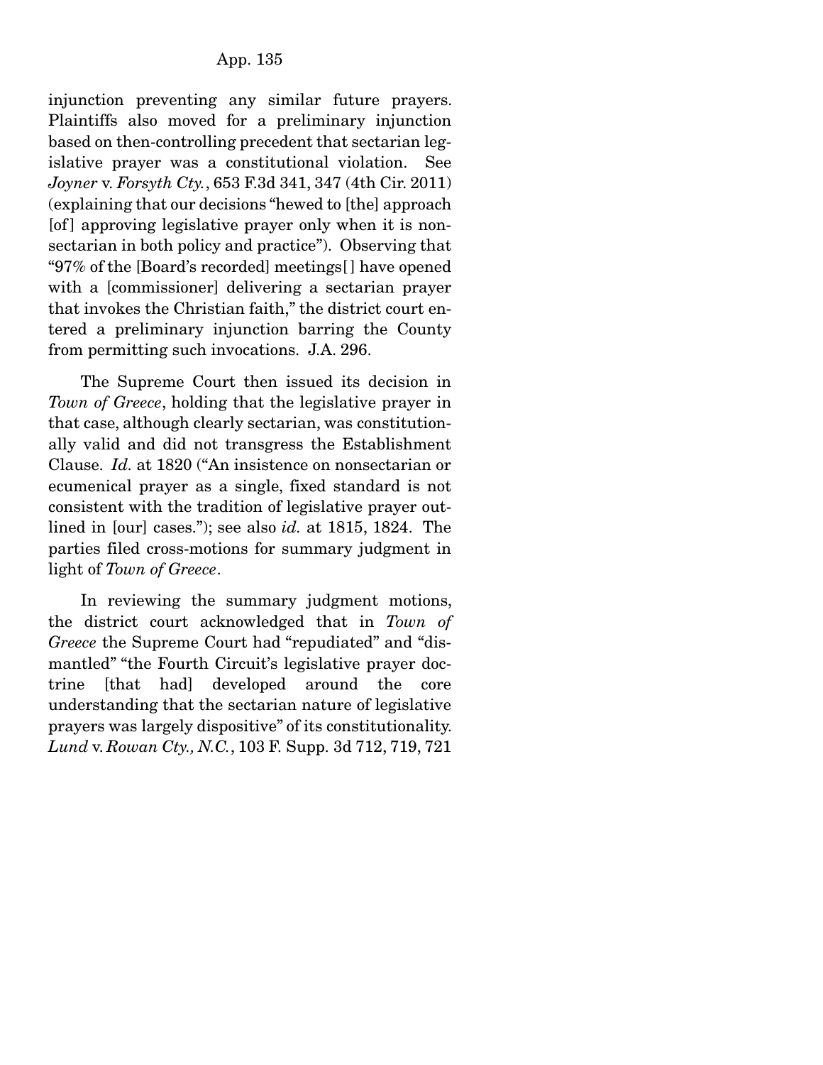injunction preventing any similar future prayers. Plaintiffs also moved for a preliminary injunction based on then-controlling precedent that sectarian legislative prayer was a constitutional violation. See *Joyner* v. *Forsyth Cty.*, 653 F.3d 341, 347 (4th Cir. 2011) (explaining that our decisions "hewed to [the] approach [of] approving legislative prayer only when it is nonsectarian in both policy and practice"). Observing that "97% of the [Board's recorded] meetings[] have opened with a [commissioner] delivering a sectarian prayer that invokes the Christian faith," the district court entered a preliminary injunction barring the County from permitting such invocations. J.A. 296.

The Supreme Court then issued its decision in *Town of Greece*, holding that the legislative prayer in that case, although clearly sectarian, was constitutionally valid and did not transgress the Establishment Clause. *Id.* at 1820 ("An insistence on nonsectarian or ecumenical prayer as a single, fixed standard is not consistent with the tradition of legislative prayer outlined in [our] cases."); see also *id.* at 1815, 1824. The parties filed cross-motions for summary judgment in light of *Town of Greece*.

In reviewing the summary judgment motions, the district court acknowledged that in *Town of Greece* the Supreme Court had "repudiated" and "dismantled" "the Fourth Circuit's legislative prayer doctrine [that had] developed around the core understanding that the sectarian nature of legislative prayers was largely dispositive" of its constitutionality. *Lund* v. *Rowan Cty., N.C.*, 103 F. Supp. 3d 712, 719, 721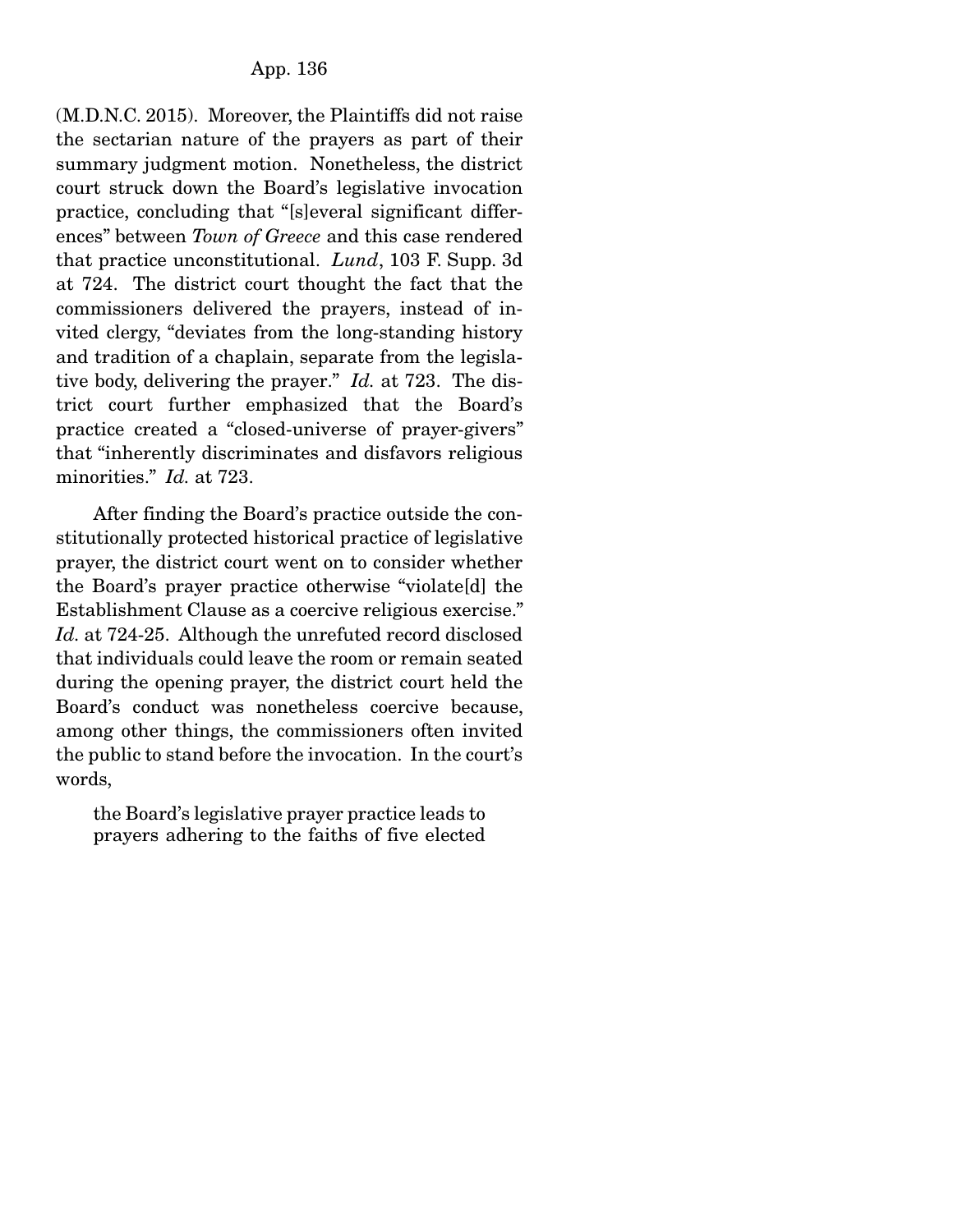(M.D.N.C. 2015). Moreover, the Plaintiffs did not raise the sectarian nature of the prayers as part of their summary judgment motion. Nonetheless, the district court struck down the Board's legislative invocation practice, concluding that "[s]everal significant differences" between *Town of Greece* and this case rendered that practice unconstitutional. *Lund*, 103 F. Supp. 3d at 724. The district court thought the fact that the commissioners delivered the prayers, instead of invited clergy, "deviates from the long-standing history and tradition of a chaplain, separate from the legislative body, delivering the prayer." *Id.* at 723. The district court further emphasized that the Board's practice created a "closed-universe of prayer-givers" that "inherently discriminates and disfavors religious minorities." *Id.* at 723.

After finding the Board's practice outside the constitutionally protected historical practice of legislative prayer, the district court went on to consider whether the Board's prayer practice otherwise "violate[d] the Establishment Clause as a coercive religious exercise." *Id.* at 724-25. Although the unrefuted record disclosed that individuals could leave the room or remain seated during the opening prayer, the district court held the Board's conduct was nonetheless coercive because, among other things, the commissioners often invited the public to stand before the invocation. In the court's words,

> the Board's legislative prayer practice leads to prayers adhering to the faiths of five elected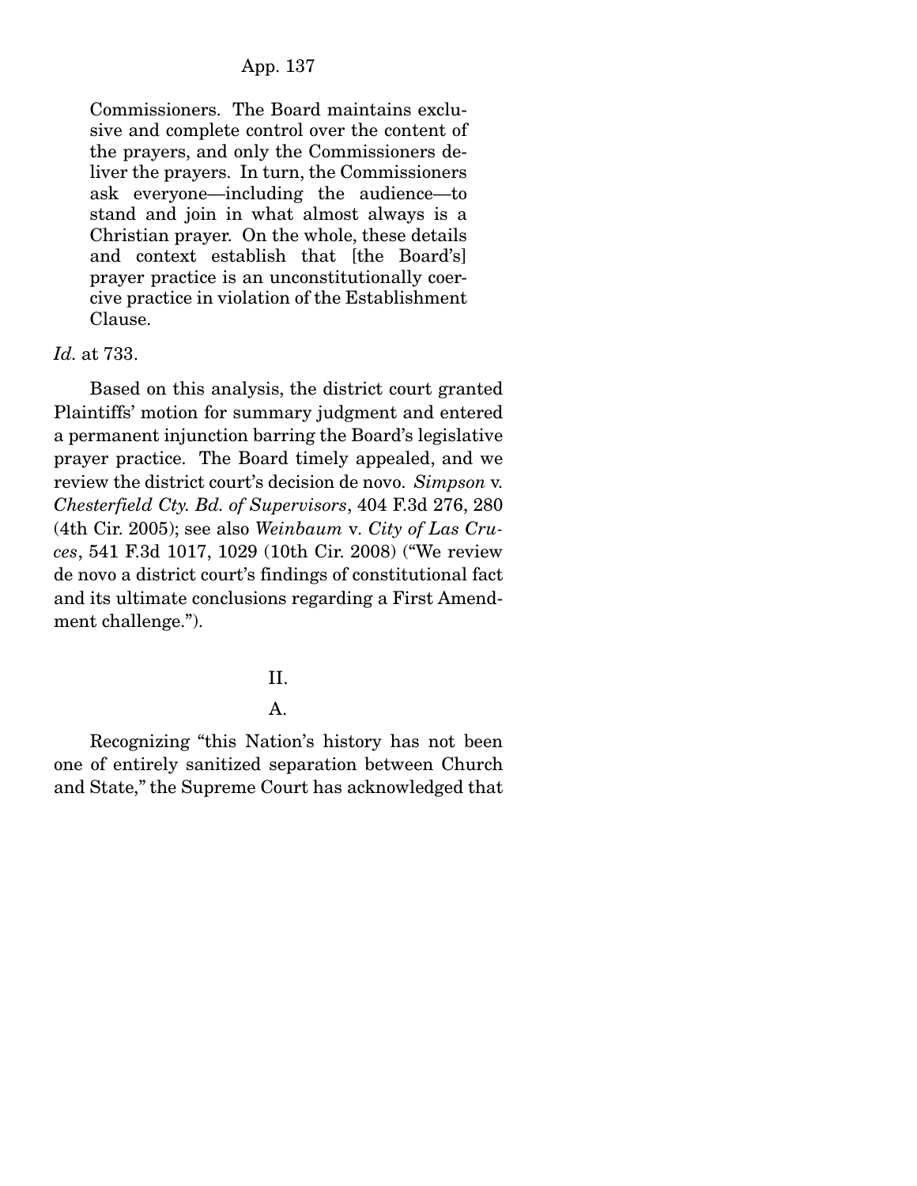> Commissioners. The Board maintains exclusive and complete control over the content of the prayers, and only the Commissioners deliver the prayers. In turn, the Commissioners ask everyone—including the audience—to stand and join in what almost always is a Christian prayer. On the whole, these details and context establish that [the Board's] prayer practice is an unconstitutionally coercive practice in violation of the Establishment Clause.

*Id.* at 733.

Based on this analysis, the district court granted Plaintiffs' motion for summary judgment and entered a permanent injunction barring the Board's legislative prayer practice. The Board timely appealed, and we review the district court's decision de novo. *Simpson* v. *Chesterfield Cty. Bd. of Supervisors*, 404 F.3d 276, 280 (4th Cir. 2005); see also *Weinbaum* v. *City of Las Cruces*, 541 F.3d 1017, 1029 (10th Cir. 2008) ("We review de novo a district court's findings of constitutional fact and its ultimate conclusions regarding a First Amendment challenge.").

## II.

### A.

Recognizing "this Nation's history has not been one of entirely sanitized separation between Church and State," the Supreme Court has acknowledged that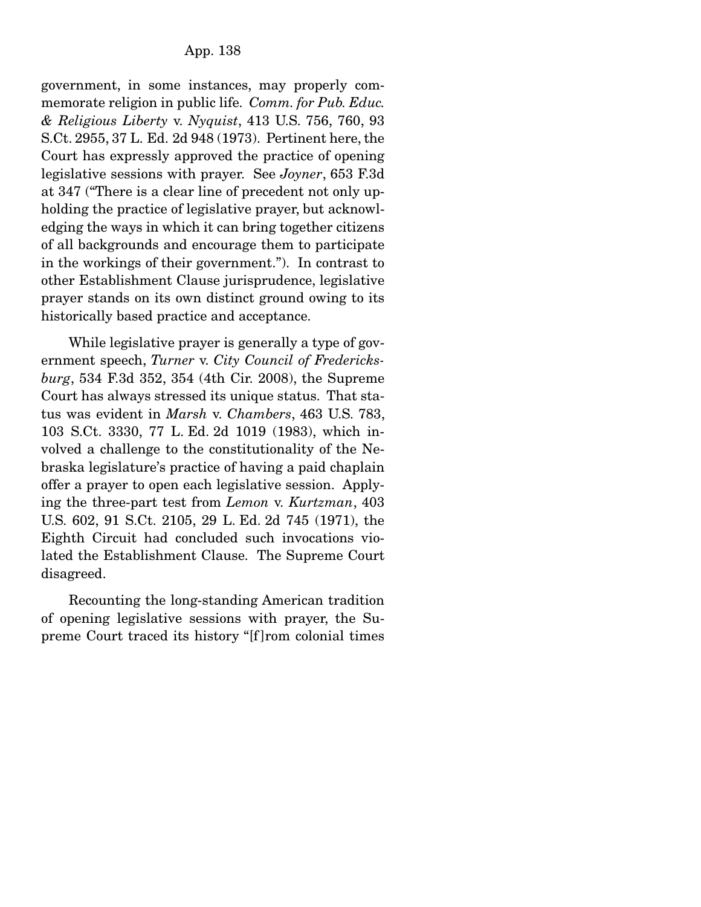government, in some instances, may properly commemorate religion in public life. *Comm. for Pub. Educ. & Religious Liberty* v. *Nyquist*, 413 U.S. 756, 760, 93 S.Ct. 2955, 37 L. Ed. 2d 948 (1973). Pertinent here, the Court has expressly approved the practice of opening legislative sessions with prayer. See *Joyner*, 653 F.3d at 347 ("There is a clear line of precedent not only upholding the practice of legislative prayer, but acknowledging the ways in which it can bring together citizens of all backgrounds and encourage them to participate in the workings of their government."). In contrast to other Establishment Clause jurisprudence, legislative prayer stands on its own distinct ground owing to its historically based practice and acceptance.

While legislative prayer is generally a type of government speech, *Turner* v. *City Council of Fredericksburg*, 534 F.3d 352, 354 (4th Cir. 2008), the Supreme Court has always stressed its unique status. That status was evident in *Marsh* v. *Chambers*, 463 U.S. 783, 103 S.Ct. 3330, 77 L. Ed. 2d 1019 (1983), which involved a challenge to the constitutionality of the Nebraska legislature's practice of having a paid chaplain offer a prayer to open each legislative session. Applying the three-part test from *Lemon* v. *Kurtzman*, 403 U.S. 602, 91 S.Ct. 2105, 29 L. Ed. 2d 745 (1971), the Eighth Circuit had concluded such invocations violated the Establishment Clause. The Supreme Court disagreed.

Recounting the long-standing American tradition of opening legislative sessions with prayer, the Supreme Court traced its history "[f]rom colonial times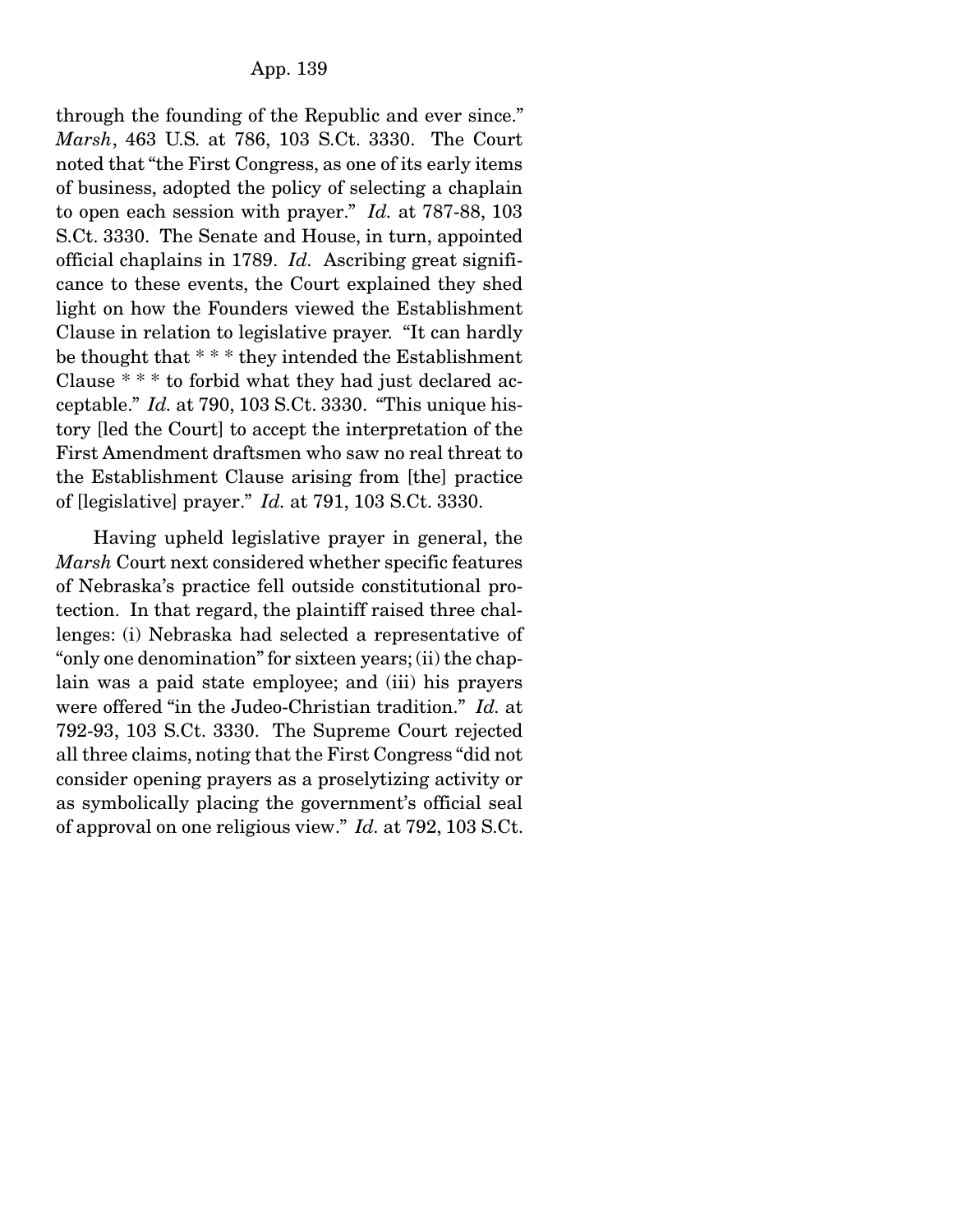through the founding of the Republic and ever since." *Marsh*, 463 U.S. at 786, 103 S.Ct. 3330. The Court noted that "the First Congress, as one of its early items of business, adopted the policy of selecting a chaplain to open each session with prayer." *Id.* at 787-88, 103 S.Ct. 3330. The Senate and House, in turn, appointed official chaplains in 1789. *Id.* Ascribing great significance to these events, the Court explained they shed light on how the Founders viewed the Establishment Clause in relation to legislative prayer. "It can hardly be thought that * * * they intended the Establishment Clause * * * to forbid what they had just declared acceptable." *Id.* at 790, 103 S.Ct. 3330. "This unique history [led the Court] to accept the interpretation of the First Amendment draftsmen who saw no real threat to the Establishment Clause arising from [the] practice of [legislative] prayer." *Id.* at 791, 103 S.Ct. 3330.

Having upheld legislative prayer in general, the *Marsh* Court next considered whether specific features of Nebraska's practice fell outside constitutional protection. In that regard, the plaintiff raised three challenges: (i) Nebraska had selected a representative of "only one denomination" for sixteen years; (ii) the chaplain was a paid state employee; and (iii) his prayers were offered "in the Judeo-Christian tradition." *Id.* at 792-93, 103 S.Ct. 3330. The Supreme Court rejected all three claims, noting that the First Congress "did not consider opening prayers as a proselytizing activity or as symbolically placing the government's official seal of approval on one religious view." *Id.* at 792, 103 S.Ct.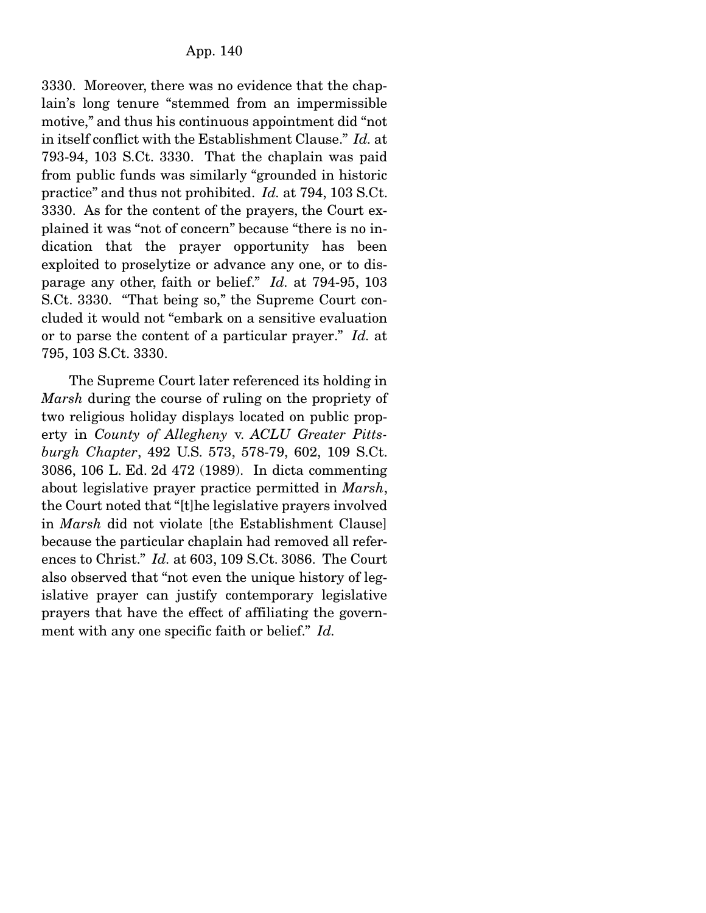3330. Moreover, there was no evidence that the chaplain's long tenure "stemmed from an impermissible motive," and thus his continuous appointment did "not in itself conflict with the Establishment Clause." *Id.* at 793-94, 103 S.Ct. 3330. That the chaplain was paid from public funds was similarly "grounded in historic practice" and thus not prohibited. *Id.* at 794, 103 S.Ct. 3330. As for the content of the prayers, the Court explained it was "not of concern" because "there is no indication that the prayer opportunity has been exploited to proselytize or advance any one, or to disparage any other, faith or belief." *Id.* at 794-95, 103 S.Ct. 3330. "That being so," the Supreme Court concluded it would not "embark on a sensitive evaluation or to parse the content of a particular prayer." *Id.* at 795, 103 S.Ct. 3330.

The Supreme Court later referenced its holding in *Marsh* during the course of ruling on the propriety of two religious holiday displays located on public property in *County of Allegheny* v. *ACLU Greater Pittsburgh Chapter*, 492 U.S. 573, 578-79, 602, 109 S.Ct. 3086, 106 L. Ed. 2d 472 (1989). In dicta commenting about legislative prayer practice permitted in *Marsh*, the Court noted that "[t]he legislative prayers involved in *Marsh* did not violate [the Establishment Clause] because the particular chaplain had removed all references to Christ." *Id.* at 603, 109 S.Ct. 3086. The Court also observed that "not even the unique history of legislative prayer can justify contemporary legislative prayers that have the effect of affiliating the government with any one specific faith or belief." *Id.*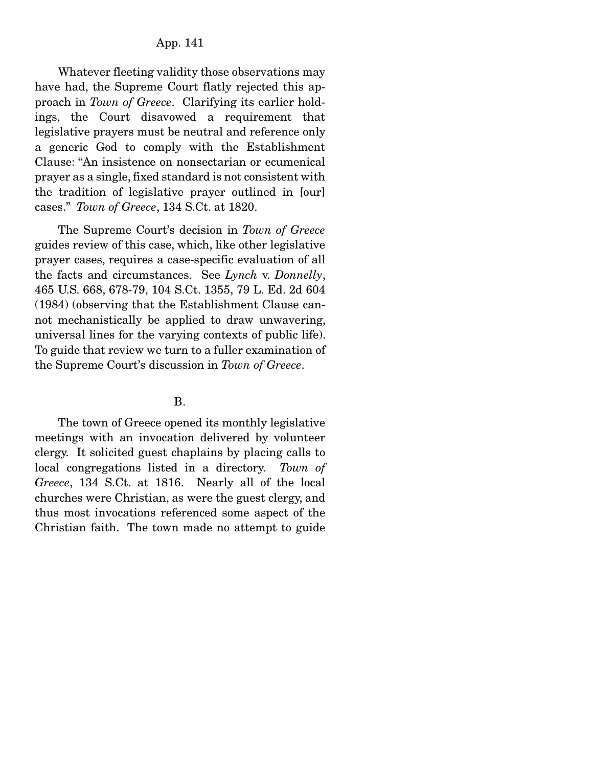Whatever fleeting validity those observations may have had, the Supreme Court flatly rejected this approach in *Town of Greece*. Clarifying its earlier holdings, the Court disavowed a requirement that legislative prayers must be neutral and reference only a generic God to comply with the Establishment Clause: "An insistence on nonsectarian or ecumenical prayer as a single, fixed standard is not consistent with the tradition of legislative prayer outlined in [our] cases." *Town of Greece*, 134 S.Ct. at 1820.

The Supreme Court's decision in *Town of Greece* guides review of this case, which, like other legislative prayer cases, requires a case-specific evaluation of all the facts and circumstances. See *Lynch* v. *Donnelly*, 465 U.S. 668, 678-79, 104 S.Ct. 1355, 79 L. Ed. 2d 604 (1984) (observing that the Establishment Clause cannot mechanistically be applied to draw unwavering, universal lines for the varying contexts of public life). To guide that review we turn to a fuller examination of the Supreme Court's discussion in *Town of Greece*.

B.

The town of Greece opened its monthly legislative meetings with an invocation delivered by volunteer clergy. It solicited guest chaplains by placing calls to local congregations listed in a directory. *Town of Greece*, 134 S.Ct. at 1816. Nearly all of the local churches were Christian, as were the guest clergy, and thus most invocations referenced some aspect of the Christian faith. The town made no attempt to guide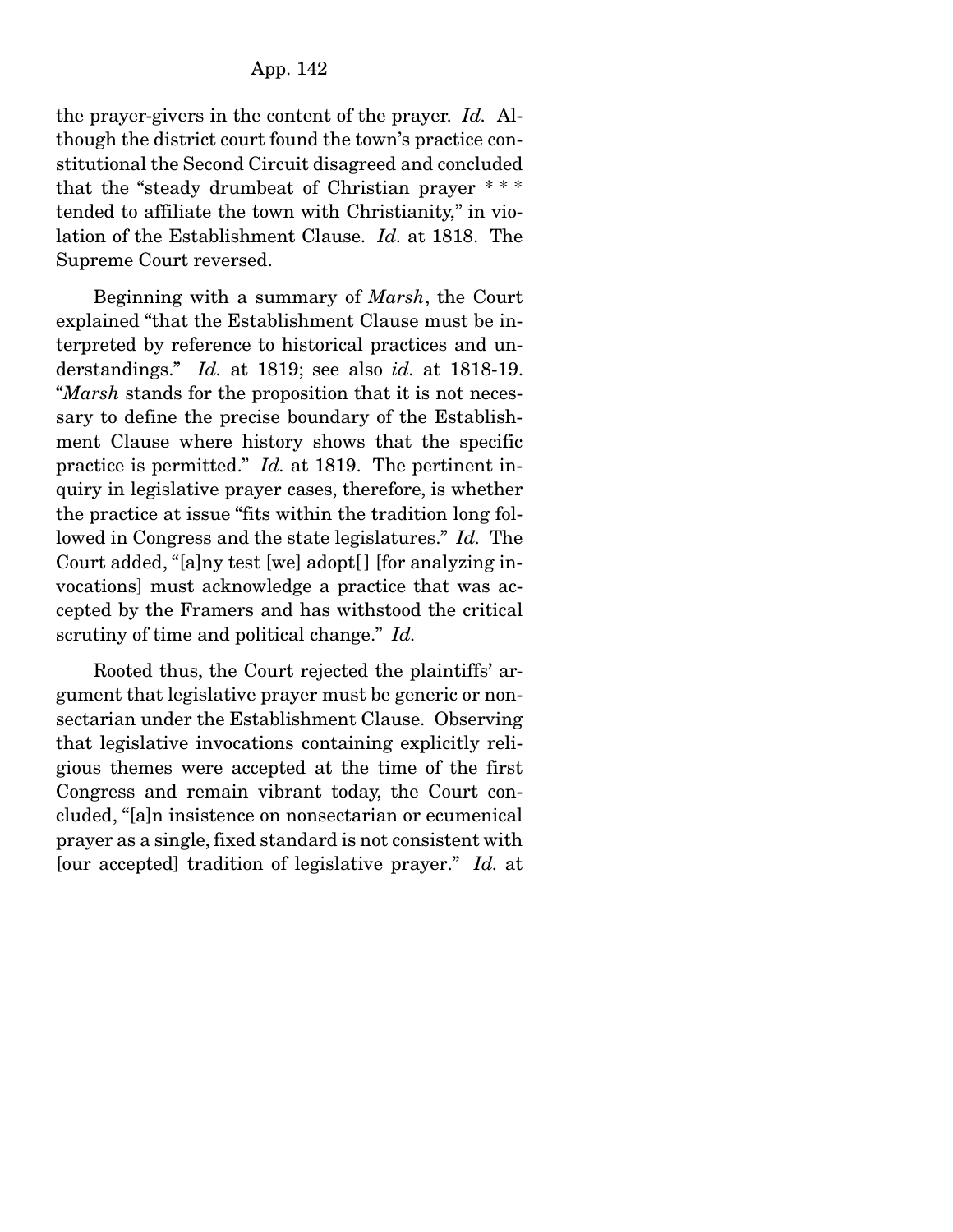the prayer-givers in the content of the prayer. *Id.* Although the district court found the town's practice constitutional the Second Circuit disagreed and concluded that the "steady drumbeat of Christian prayer * * * tended to affiliate the town with Christianity," in violation of the Establishment Clause. *Id.* at 1818. The Supreme Court reversed.

Beginning with a summary of *Marsh*, the Court explained "that the Establishment Clause must be interpreted by reference to historical practices and understandings." *Id.* at 1819; see also *id.* at 1818-19. "*Marsh* stands for the proposition that it is not necessary to define the precise boundary of the Establishment Clause where history shows that the specific practice is permitted." *Id.* at 1819. The pertinent inquiry in legislative prayer cases, therefore, is whether the practice at issue "fits within the tradition long followed in Congress and the state legislatures." *Id.* The Court added, "[a]ny test [we] adopt[] [for analyzing invocations] must acknowledge a practice that was accepted by the Framers and has withstood the critical scrutiny of time and political change." *Id.*

Rooted thus, the Court rejected the plaintiffs' argument that legislative prayer must be generic or nonsectarian under the Establishment Clause. Observing that legislative invocations containing explicitly religious themes were accepted at the time of the first Congress and remain vibrant today, the Court concluded, "[a]n insistence on nonsectarian or ecumenical prayer as a single, fixed standard is not consistent with [our accepted] tradition of legislative prayer." *Id.* at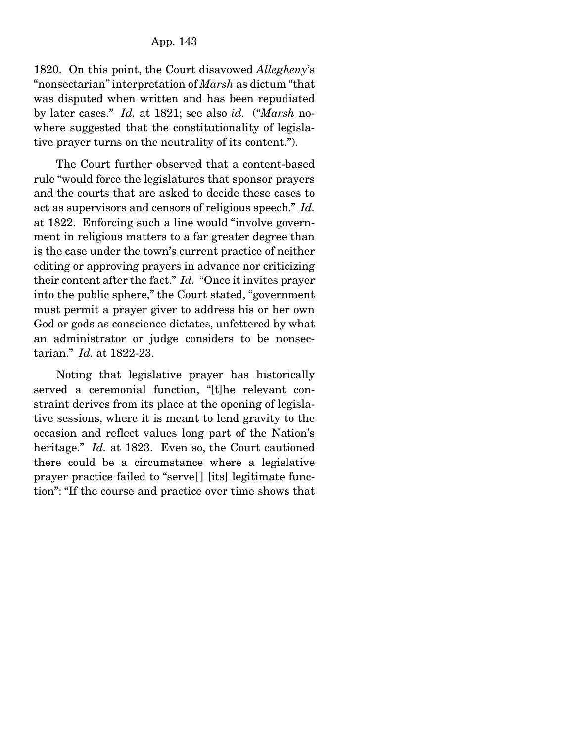1820. On this point, the Court disavowed *Allegheny*'s "nonsectarian" interpretation of *Marsh* as dictum "that was disputed when written and has been repudiated by later cases." *Id.* at 1821; see also *id.* ("*Marsh* nowhere suggested that the constitutionality of legislative prayer turns on the neutrality of its content.").

The Court further observed that a content-based rule "would force the legislatures that sponsor prayers and the courts that are asked to decide these cases to act as supervisors and censors of religious speech." *Id.* at 1822. Enforcing such a line would "involve government in religious matters to a far greater degree than is the case under the town's current practice of neither editing or approving prayers in advance nor criticizing their content after the fact." *Id.* "Once it invites prayer into the public sphere," the Court stated, "government must permit a prayer giver to address his or her own God or gods as conscience dictates, unfettered by what an administrator or judge considers to be nonsectarian." *Id.* at 1822-23.

Noting that legislative prayer has historically served a ceremonial function, "[t]he relevant constraint derives from its place at the opening of legislative sessions, where it is meant to lend gravity to the occasion and reflect values long part of the Nation's heritage." *Id.* at 1823. Even so, the Court cautioned there could be a circumstance where a legislative prayer practice failed to "serve[] [its] legitimate function": "If the course and practice over time shows that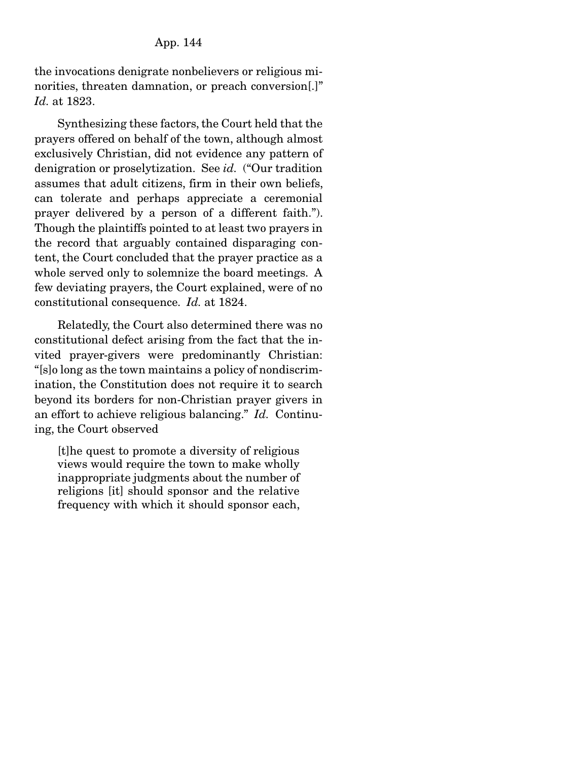the invocations denigrate nonbelievers or religious minorities, threaten damnation, or preach conversion[.]" *Id.* at 1823.

Synthesizing these factors, the Court held that the prayers offered on behalf of the town, although almost exclusively Christian, did not evidence any pattern of denigration or proselytization. See *id.* ("Our tradition assumes that adult citizens, firm in their own beliefs, can tolerate and perhaps appreciate a ceremonial prayer delivered by a person of a different faith."). Though the plaintiffs pointed to at least two prayers in the record that arguably contained disparaging content, the Court concluded that the prayer practice as a whole served only to solemnize the board meetings. A few deviating prayers, the Court explained, were of no constitutional consequence. *Id.* at 1824.

Relatedly, the Court also determined there was no constitutional defect arising from the fact that the invited prayer-givers were predominantly Christian: "[s]o long as the town maintains a policy of nondiscrimination, the Constitution does not require it to search beyond its borders for non-Christian prayer givers in an effort to achieve religious balancing." *Id.* Continuing, the Court observed

> [t]he quest to promote a diversity of religious views would require the town to make wholly inappropriate judgments about the number of religions [it] should sponsor and the relative frequency with which it should sponsor each,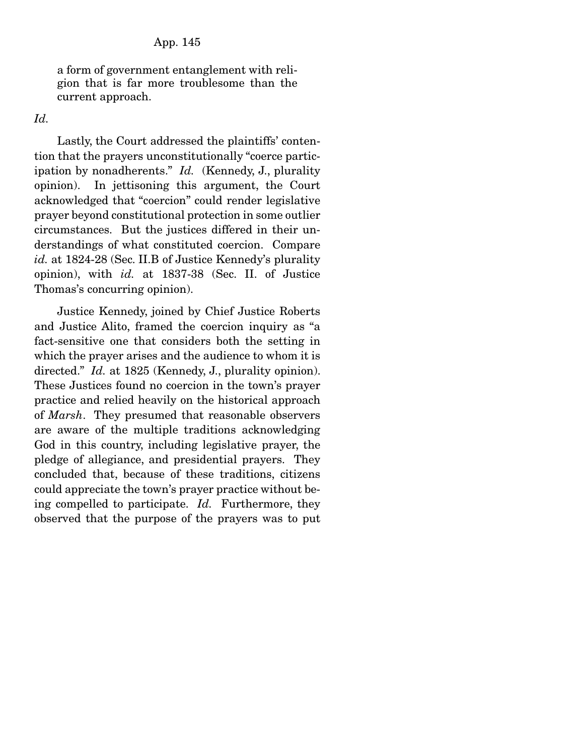> a form of government entanglement with religion that is far more troublesome than the current approach.

*Id.*

Lastly, the Court addressed the plaintiffs' contention that the prayers unconstitutionally "coerce participation by nonadherents." *Id.* (Kennedy, J., plurality opinion). In jettisoning this argument, the Court acknowledged that "coercion" could render legislative prayer beyond constitutional protection in some outlier circumstances. But the justices differed in their understandings of what constituted coercion. Compare *id.* at 1824-28 (Sec. II.B of Justice Kennedy's plurality opinion), with *id.* at 1837-38 (Sec. II. of Justice Thomas's concurring opinion).

Justice Kennedy, joined by Chief Justice Roberts and Justice Alito, framed the coercion inquiry as "a fact-sensitive one that considers both the setting in which the prayer arises and the audience to whom it is directed." *Id.* at 1825 (Kennedy, J., plurality opinion). These Justices found no coercion in the town's prayer practice and relied heavily on the historical approach of *Marsh*. They presumed that reasonable observers are aware of the multiple traditions acknowledging God in this country, including legislative prayer, the pledge of allegiance, and presidential prayers. They concluded that, because of these traditions, citizens could appreciate the town's prayer practice without being compelled to participate. *Id.* Furthermore, they observed that the purpose of the prayers was to put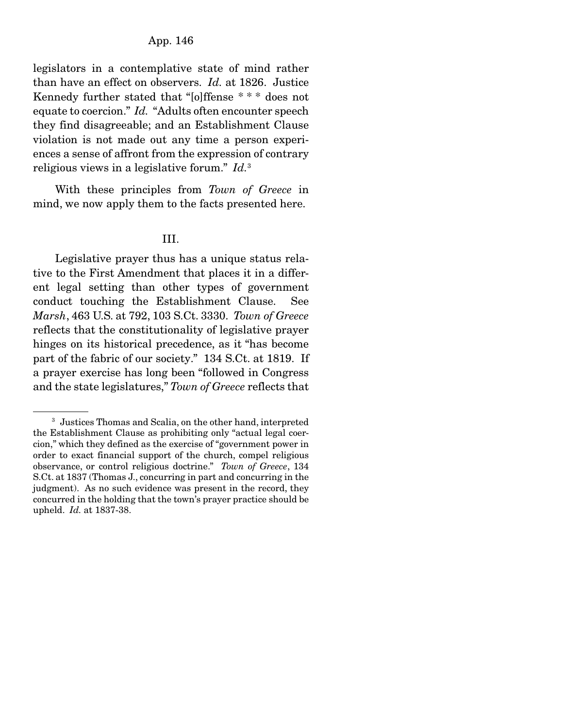legislators in a contemplative state of mind rather than have an effect on observers. *Id.* at 1826. Justice Kennedy further stated that "[o]ffense * * * does not equate to coercion." *Id.* "Adults often encounter speech they find disagreeable; and an Establishment Clause violation is not made out any time a person experiences a sense of affront from the expression of contrary religious views in a legislative forum." *Id.*[3]

With these principles from *Town of Greece* in mind, we now apply them to the facts presented here.

## III.

Legislative prayer thus has a unique status relative to the First Amendment that places it in a different legal setting than other types of government conduct touching the Establishment Clause. See *Marsh*, 463 U.S. at 792, 103 S.Ct. 3330. *Town of Greece* reflects that the constitutionality of legislative prayer hinges on its historical precedence, as it "has become part of the fabric of our society." 134 S.Ct. at 1819. If a prayer exercise has long been "followed in Congress and the state legislatures," *Town of Greece* reflects that

---

[3] Justices Thomas and Scalia, on the other hand, interpreted the Establishment Clause as prohibiting only "actual legal coercion," which they defined as the exercise of "government power in order to exact financial support of the church, compel religious observance, or control religious doctrine." *Town of Greece*, 134 S.Ct. at 1837 (Thomas J., concurring in part and concurring in the judgment). As no such evidence was present in the record, they concurred in the holding that the town's prayer practice should be upheld. *Id.* at 1837-38.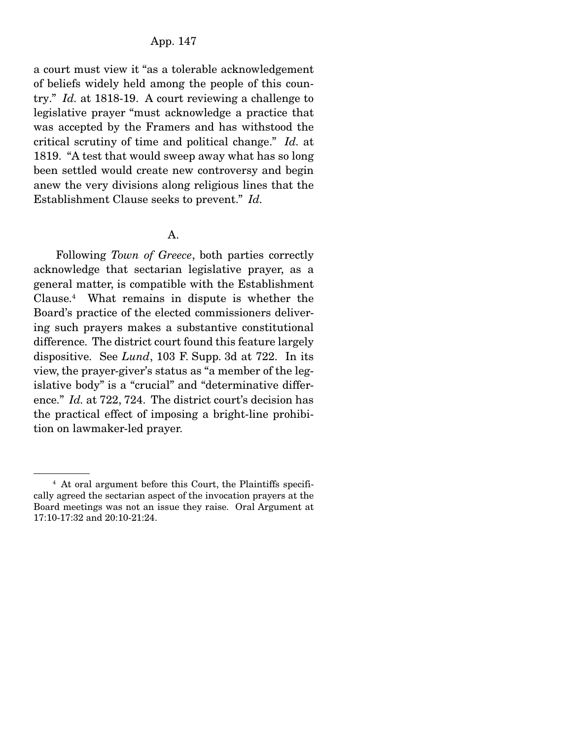a court must view it "as a tolerable acknowledgement of beliefs widely held among the people of this country." *Id.* at 1818-19. A court reviewing a challenge to legislative prayer "must acknowledge a practice that was accepted by the Framers and has withstood the critical scrutiny of time and political change." *Id.* at 1819. "A test that would sweep away what has so long been settled would create new controversy and begin anew the very divisions along religious lines that the Establishment Clause seeks to prevent." *Id.*

A.

Following *Town of Greece*, both parties correctly acknowledge that sectarian legislative prayer, as a general matter, is compatible with the Establishment Clause.[4] What remains in dispute is whether the Board's practice of the elected commissioners delivering such prayers makes a substantive constitutional difference. The district court found this feature largely dispositive. See *Lund*, 103 F. Supp. 3d at 722. In its view, the prayer-giver's status as "a member of the legislative body" is a "crucial" and "determinative difference." *Id.* at 722, 724. The district court's decision has the practical effect of imposing a bright-line prohibition on lawmaker-led prayer.

---

[4] At oral argument before this Court, the Plaintiffs specifically agreed the sectarian aspect of the invocation prayers at the Board meetings was not an issue they raise. Oral Argument at 17:10-17:32 and 20:10-21:24.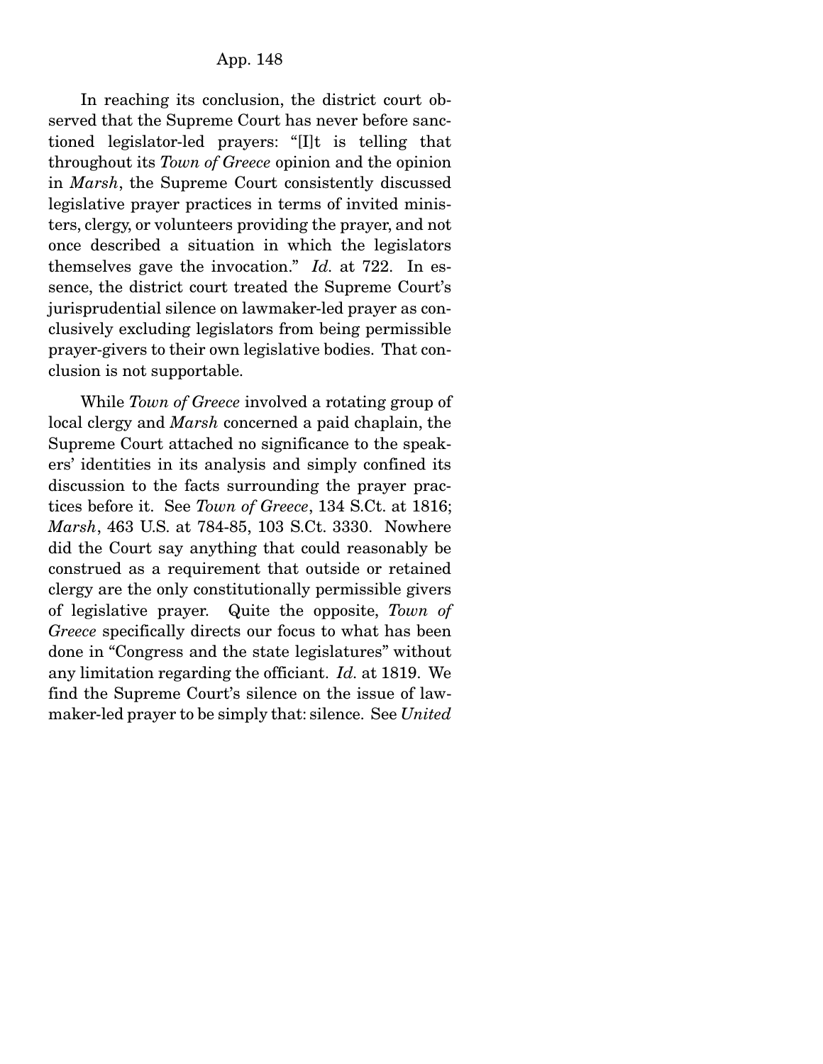In reaching its conclusion, the district court observed that the Supreme Court has never before sanctioned legislator-led prayers: "[I]t is telling that throughout its *Town of Greece* opinion and the opinion in *Marsh*, the Supreme Court consistently discussed legislative prayer practices in terms of invited ministers, clergy, or volunteers providing the prayer, and not once described a situation in which the legislators themselves gave the invocation." *Id.* at 722. In essence, the district court treated the Supreme Court's jurisprudential silence on lawmaker-led prayer as conclusively excluding legislators from being permissible prayer-givers to their own legislative bodies. That conclusion is not supportable.

While *Town of Greece* involved a rotating group of local clergy and *Marsh* concerned a paid chaplain, the Supreme Court attached no significance to the speakers' identities in its analysis and simply confined its discussion to the facts surrounding the prayer practices before it. See *Town of Greece*, 134 S.Ct. at 1816; *Marsh*, 463 U.S. at 784-85, 103 S.Ct. 3330. Nowhere did the Court say anything that could reasonably be construed as a requirement that outside or retained clergy are the only constitutionally permissible givers of legislative prayer. Quite the opposite, *Town of Greece* specifically directs our focus to what has been done in "Congress and the state legislatures" without any limitation regarding the officiant. *Id.* at 1819. We find the Supreme Court's silence on the issue of lawmaker-led prayer to be simply that: silence. See *United*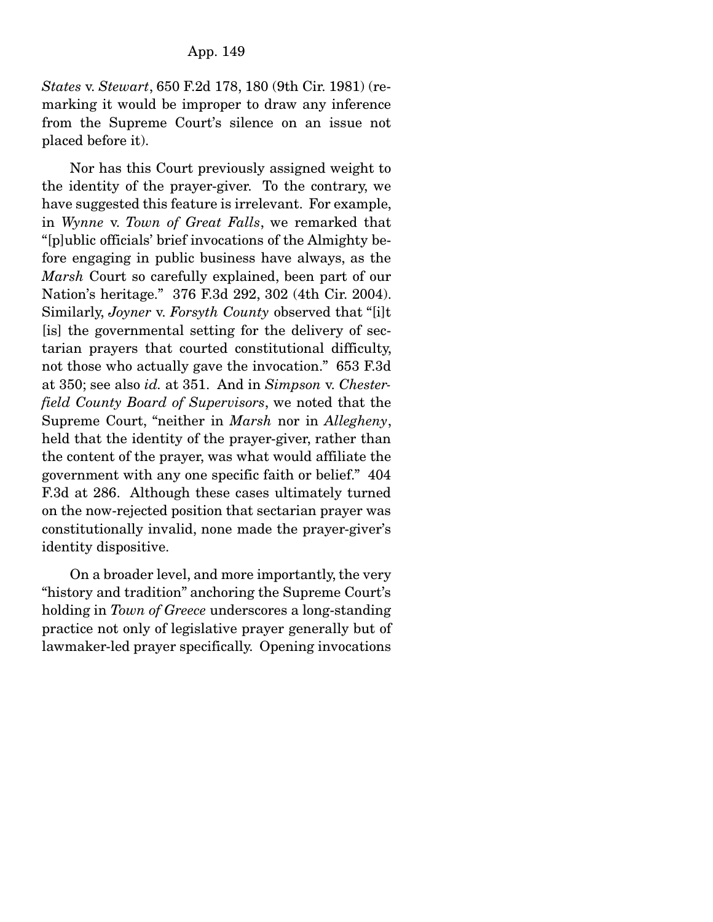*States* v. *Stewart*, 650 F.2d 178, 180 (9th Cir. 1981) (remarking it would be improper to draw any inference from the Supreme Court's silence on an issue not placed before it).

Nor has this Court previously assigned weight to the identity of the prayer-giver. To the contrary, we have suggested this feature is irrelevant. For example, in *Wynne* v. *Town of Great Falls*, we remarked that "[p]ublic officials' brief invocations of the Almighty before engaging in public business have always, as the *Marsh* Court so carefully explained, been part of our Nation's heritage." 376 F.3d 292, 302 (4th Cir. 2004). Similarly, *Joyner* v. *Forsyth County* observed that "[i]t [is] the governmental setting for the delivery of sectarian prayers that courted constitutional difficulty, not those who actually gave the invocation." 653 F.3d at 350; see also *id.* at 351. And in *Simpson* v. *Chesterfield County Board of Supervisors*, we noted that the Supreme Court, "neither in *Marsh* nor in *Allegheny*, held that the identity of the prayer-giver, rather than the content of the prayer, was what would affiliate the government with any one specific faith or belief." 404 F.3d at 286. Although these cases ultimately turned on the now-rejected position that sectarian prayer was constitutionally invalid, none made the prayer-giver's identity dispositive.

On a broader level, and more importantly, the very "history and tradition" anchoring the Supreme Court's holding in *Town of Greece* underscores a long-standing practice not only of legislative prayer generally but of lawmaker-led prayer specifically. Opening invocations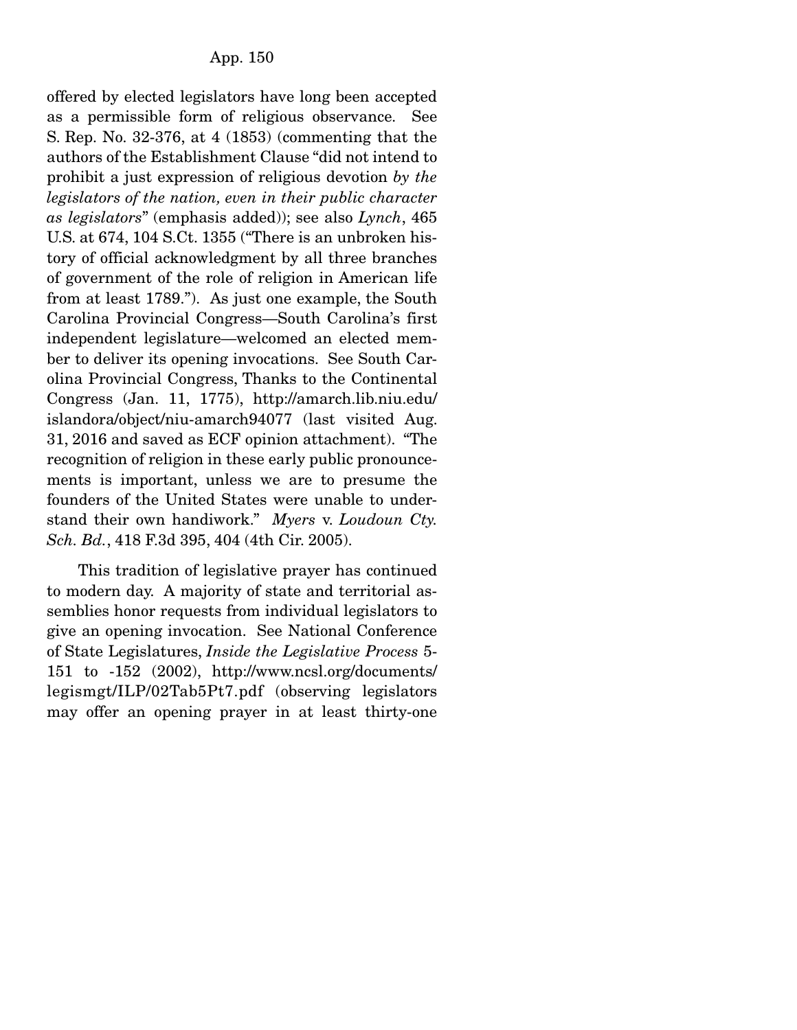offered by elected legislators have long been accepted as a permissible form of religious observance. See S. Rep. No. 32-376, at 4 (1853) (commenting that the authors of the Establishment Clause "did not intend to prohibit a just expression of religious devotion *by the legislators of the nation, even in their public character as legislators*" (emphasis added)); see also *Lynch*, 465 U.S. at 674, 104 S.Ct. 1355 ("There is an unbroken history of official acknowledgment by all three branches of government of the role of religion in American life from at least 1789."). As just one example, the South Carolina Provincial Congress—South Carolina's first independent legislature—welcomed an elected member to deliver its opening invocations. See South Carolina Provincial Congress, Thanks to the Continental Congress (Jan. 11, 1775), http://amarch.lib.niu.edu/islandora/object/niu-amarch94077 (last visited Aug. 31, 2016 and saved as ECF opinion attachment). "The recognition of religion in these early public pronouncements is important, unless we are to presume the founders of the United States were unable to understand their own handiwork." *Myers* v. *Loudoun Cty. Sch. Bd.*, 418 F.3d 395, 404 (4th Cir. 2005).

This tradition of legislative prayer has continued to modern day. A majority of state and territorial assemblies honor requests from individual legislators to give an opening invocation. See National Conference of State Legislatures, *Inside the Legislative Process* 5-151 to -152 (2002), http://www.ncsl.org/documents/legismgt/ILP/02Tab5Pt7.pdf (observing legislators may offer an opening prayer in at least thirty-one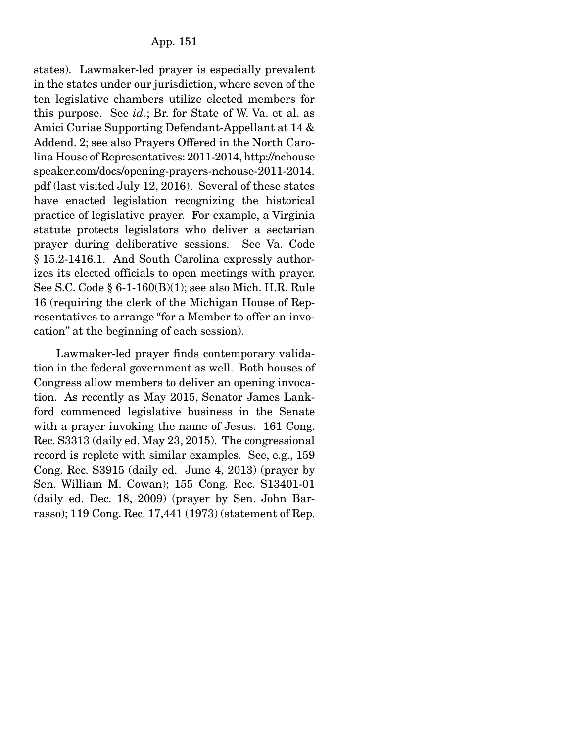states). Lawmaker-led prayer is especially prevalent in the states under our jurisdiction, where seven of the ten legislative chambers utilize elected members for this purpose. See *id.*; Br. for State of W. Va. et al. as Amici Curiae Supporting Defendant-Appellant at 14 & Addend. 2; see also Prayers Offered in the North Carolina House of Representatives: 2011-2014, http://nchousespeaker.com/docs/opening-prayers-nchouse-2011-2014.pdf (last visited July 12, 2016). Several of these states have enacted legislation recognizing the historical practice of legislative prayer. For example, a Virginia statute protects legislators who deliver a sectarian prayer during deliberative sessions. See Va. Code § 15.2-1416.1. And South Carolina expressly authorizes its elected officials to open meetings with prayer. See S.C. Code § 6-1-160(B)(1); see also Mich. H.R. Rule 16 (requiring the clerk of the Michigan House of Representatives to arrange "for a Member to offer an invocation" at the beginning of each session).

Lawmaker-led prayer finds contemporary validation in the federal government as well. Both houses of Congress allow members to deliver an opening invocation. As recently as May 2015, Senator James Lankford commenced legislative business in the Senate with a prayer invoking the name of Jesus. 161 Cong. Rec. S3313 (daily ed. May 23, 2015). The congressional record is replete with similar examples. See, e.g., 159 Cong. Rec. S3915 (daily ed. June 4, 2013) (prayer by Sen. William M. Cowan); 155 Cong. Rec. S13401-01 (daily ed. Dec. 18, 2009) (prayer by Sen. John Barrasso); 119 Cong. Rec. 17,441 (1973) (statement of Rep.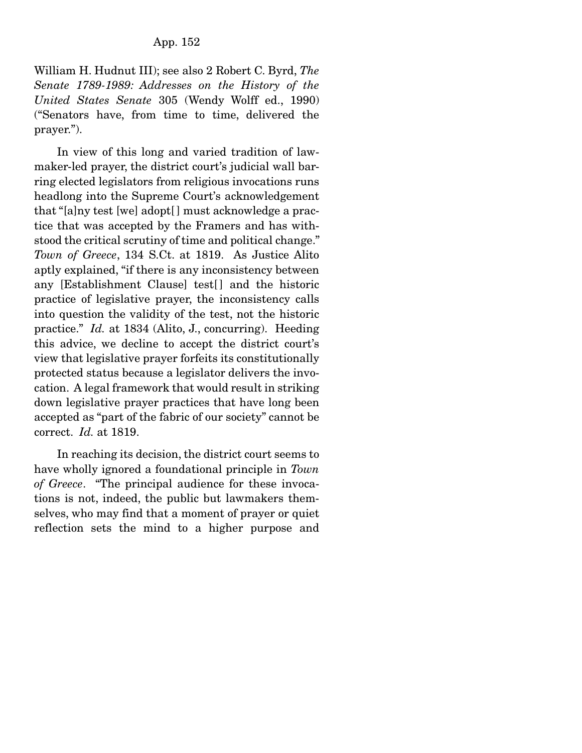William H. Hudnut III); see also 2 Robert C. Byrd, *The Senate 1789-1989: Addresses on the History of the United States Senate* 305 (Wendy Wolff ed., 1990) ("Senators have, from time to time, delivered the prayer.").

In view of this long and varied tradition of lawmaker-led prayer, the district court's judicial wall barring elected legislators from religious invocations runs headlong into the Supreme Court's acknowledgement that "[a]ny test [we] adopt[] must acknowledge a practice that was accepted by the Framers and has withstood the critical scrutiny of time and political change." *Town of Greece*, 134 S.Ct. at 1819. As Justice Alito aptly explained, "if there is any inconsistency between any [Establishment Clause] test[] and the historic practice of legislative prayer, the inconsistency calls into question the validity of the test, not the historic practice." *Id.* at 1834 (Alito, J., concurring). Heeding this advice, we decline to accept the district court's view that legislative prayer forfeits its constitutionally protected status because a legislator delivers the invocation. A legal framework that would result in striking down legislative prayer practices that have long been accepted as "part of the fabric of our society" cannot be correct. *Id.* at 1819.

In reaching its decision, the district court seems to have wholly ignored a foundational principle in *Town of Greece*. "The principal audience for these invocations is not, indeed, the public but lawmakers themselves, who may find that a moment of prayer or quiet reflection sets the mind to a higher purpose and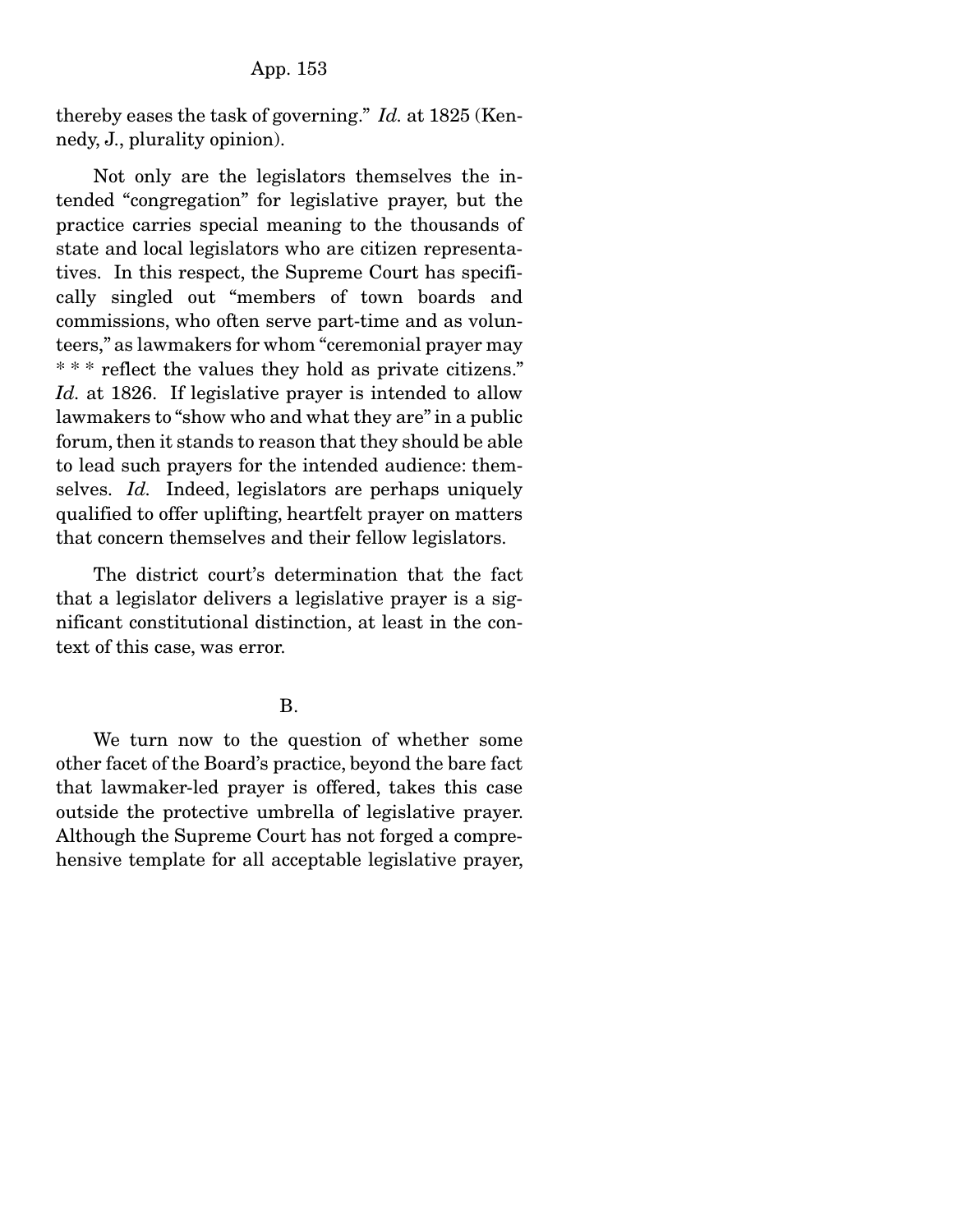thereby eases the task of governing." *Id.* at 1825 (Kennedy, J., plurality opinion).

Not only are the legislators themselves the intended "congregation" for legislative prayer, but the practice carries special meaning to the thousands of state and local legislators who are citizen representatives. In this respect, the Supreme Court has specifically singled out "members of town boards and commissions, who often serve part-time and as volunteers," as lawmakers for whom "ceremonial prayer may * * * reflect the values they hold as private citizens." *Id.* at 1826. If legislative prayer is intended to allow lawmakers to "show who and what they are" in a public forum, then it stands to reason that they should be able to lead such prayers for the intended audience: themselves. *Id.* Indeed, legislators are perhaps uniquely qualified to offer uplifting, heartfelt prayer on matters that concern themselves and their fellow legislators.

The district court's determination that the fact that a legislator delivers a legislative prayer is a significant constitutional distinction, at least in the context of this case, was error.

B.

We turn now to the question of whether some other facet of the Board's practice, beyond the bare fact that lawmaker-led prayer is offered, takes this case outside the protective umbrella of legislative prayer. Although the Supreme Court has not forged a comprehensive template for all acceptable legislative prayer,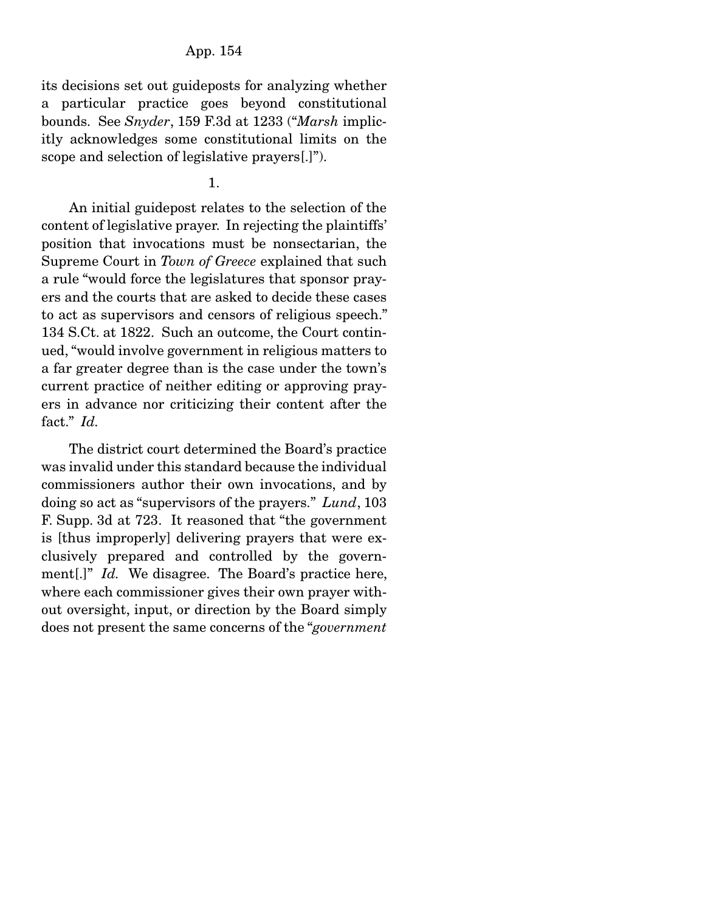its decisions set out guideposts for analyzing whether a particular practice goes beyond constitutional bounds. See *Snyder*, 159 F.3d at 1233 ("*Marsh* implicitly acknowledges some constitutional limits on the scope and selection of legislative prayers[.]").

1.

An initial guidepost relates to the selection of the content of legislative prayer. In rejecting the plaintiffs' position that invocations must be nonsectarian, the Supreme Court in *Town of Greece* explained that such a rule "would force the legislatures that sponsor prayers and the courts that are asked to decide these cases to act as supervisors and censors of religious speech." 134 S.Ct. at 1822. Such an outcome, the Court continued, "would involve government in religious matters to a far greater degree than is the case under the town's current practice of neither editing or approving prayers in advance nor criticizing their content after the fact." *Id.*

The district court determined the Board's practice was invalid under this standard because the individual commissioners author their own invocations, and by doing so act as "supervisors of the prayers." *Lund*, 103 F. Supp. 3d at 723. It reasoned that "the government is [thus improperly] delivering prayers that were exclusively prepared and controlled by the government[.]" *Id.* We disagree. The Board's practice here, where each commissioner gives their own prayer without oversight, input, or direction by the Board simply does not present the same concerns of the "*government*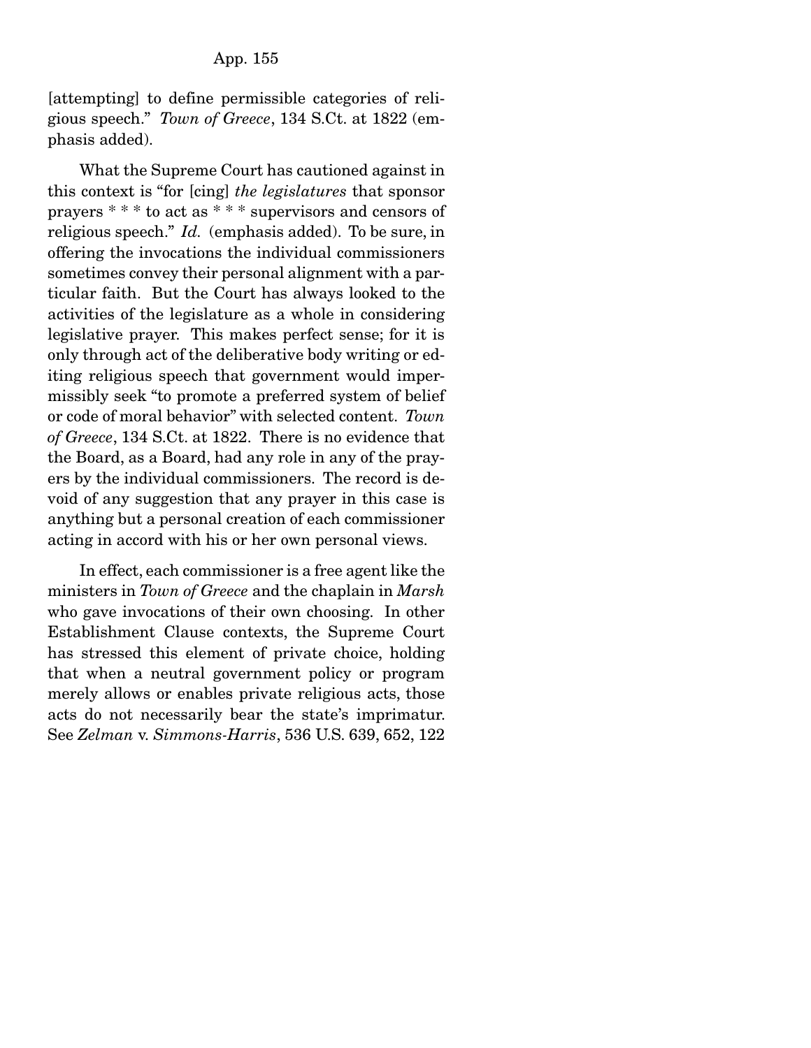[attempting] to define permissible categories of religious speech." *Town of Greece*, 134 S.Ct. at 1822 (emphasis added).

What the Supreme Court has cautioned against in this context is "for [cing] *the legislatures* that sponsor prayers * * * to act as * * * supervisors and censors of religious speech." *Id.* (emphasis added). To be sure, in offering the invocations the individual commissioners sometimes convey their personal alignment with a particular faith. But the Court has always looked to the activities of the legislature as a whole in considering legislative prayer. This makes perfect sense; for it is only through act of the deliberative body writing or editing religious speech that government would impermissibly seek "to promote a preferred system of belief or code of moral behavior" with selected content. *Town of Greece*, 134 S.Ct. at 1822. There is no evidence that the Board, as a Board, had any role in any of the prayers by the individual commissioners. The record is devoid of any suggestion that any prayer in this case is anything but a personal creation of each commissioner acting in accord with his or her own personal views.

In effect, each commissioner is a free agent like the ministers in *Town of Greece* and the chaplain in *Marsh* who gave invocations of their own choosing. In other Establishment Clause contexts, the Supreme Court has stressed this element of private choice, holding that when a neutral government policy or program merely allows or enables private religious acts, those acts do not necessarily bear the state's imprimatur. See *Zelman* v. *Simmons-Harris*, 536 U.S. 639, 652, 122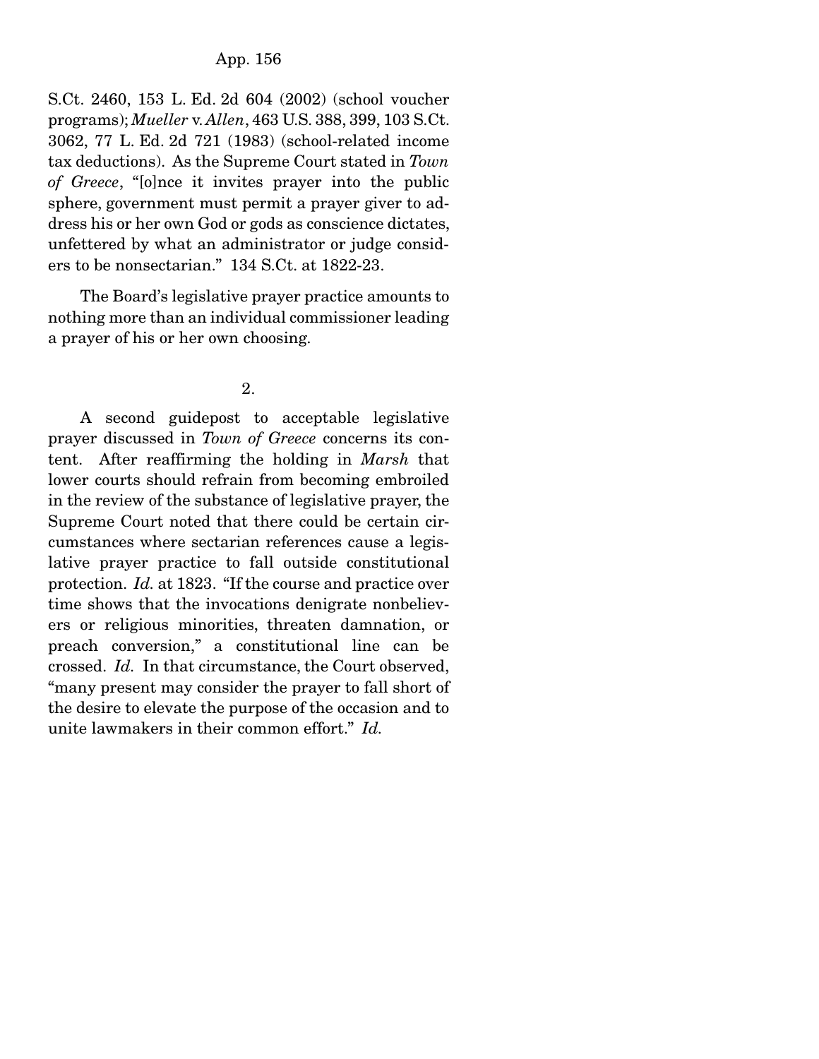S.Ct. 2460, 153 L. Ed. 2d 604 (2002) (school voucher programs); *Mueller* v. *Allen*, 463 U.S. 388, 399, 103 S.Ct. 3062, 77 L. Ed. 2d 721 (1983) (school-related income tax deductions). As the Supreme Court stated in *Town of Greece*, "[o]nce it invites prayer into the public sphere, government must permit a prayer giver to address his or her own God or gods as conscience dictates, unfettered by what an administrator or judge considers to be nonsectarian." 134 S.Ct. at 1822-23.

The Board's legislative prayer practice amounts to nothing more than an individual commissioner leading a prayer of his or her own choosing.

2.

A second guidepost to acceptable legislative prayer discussed in *Town of Greece* concerns its content. After reaffirming the holding in *Marsh* that lower courts should refrain from becoming embroiled in the review of the substance of legislative prayer, the Supreme Court noted that there could be certain circumstances where sectarian references cause a legislative prayer practice to fall outside constitutional protection. *Id.* at 1823. "If the course and practice over time shows that the invocations denigrate nonbelievers or religious minorities, threaten damnation, or preach conversion," a constitutional line can be crossed. *Id.* In that circumstance, the Court observed, "many present may consider the prayer to fall short of the desire to elevate the purpose of the occasion and to unite lawmakers in their common effort." *Id.*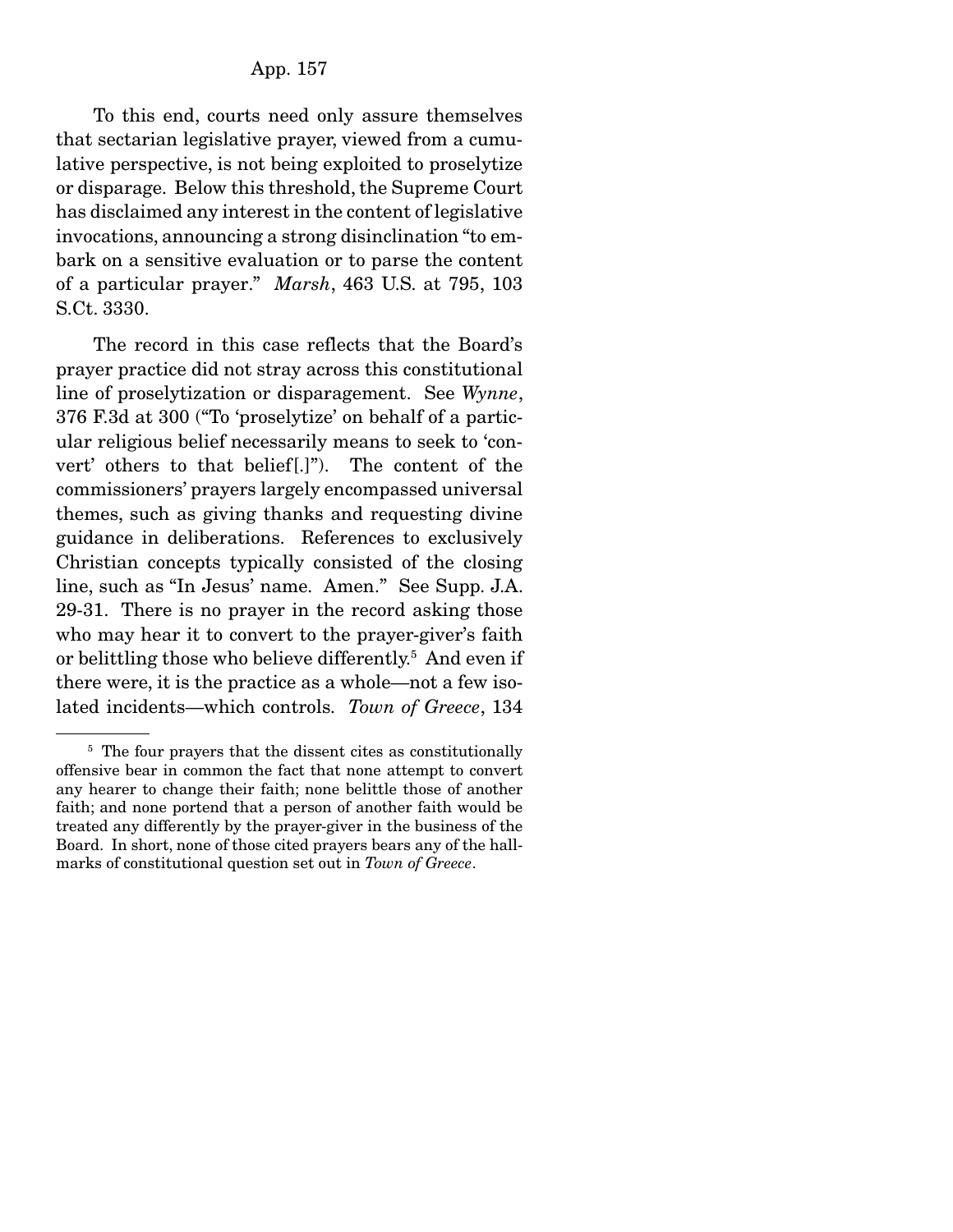To this end, courts need only assure themselves that sectarian legislative prayer, viewed from a cumulative perspective, is not being exploited to proselytize or disparage. Below this threshold, the Supreme Court has disclaimed any interest in the content of legislative invocations, announcing a strong disinclination "to embark on a sensitive evaluation or to parse the content of a particular prayer." *Marsh*, 463 U.S. at 795, 103 S.Ct. 3330.

The record in this case reflects that the Board's prayer practice did not stray across this constitutional line of proselytization or disparagement. See *Wynne*, 376 F.3d at 300 ("To 'proselytize' on behalf of a particular religious belief necessarily means to seek to 'convert' others to that belief[.]"). The content of the commissioners' prayers largely encompassed universal themes, such as giving thanks and requesting divine guidance in deliberations. References to exclusively Christian concepts typically consisted of the closing line, such as "In Jesus' name. Amen." See Supp. J.A. 29-31. There is no prayer in the record asking those who may hear it to convert to the prayer-giver's faith or belittling those who believe differently.[5] And even if there were, it is the practice as a whole—not a few isolated incidents—which controls. *Town of Greece*, 134

---

[5] The four prayers that the dissent cites as constitutionally offensive bear in common the fact that none attempt to convert any hearer to change their faith; none belittle those of another faith; and none portend that a person of another faith would be treated any differently by the prayer-giver in the business of the Board. In short, none of those cited prayers bears any of the hallmarks of constitutional question set out in *Town of Greece*.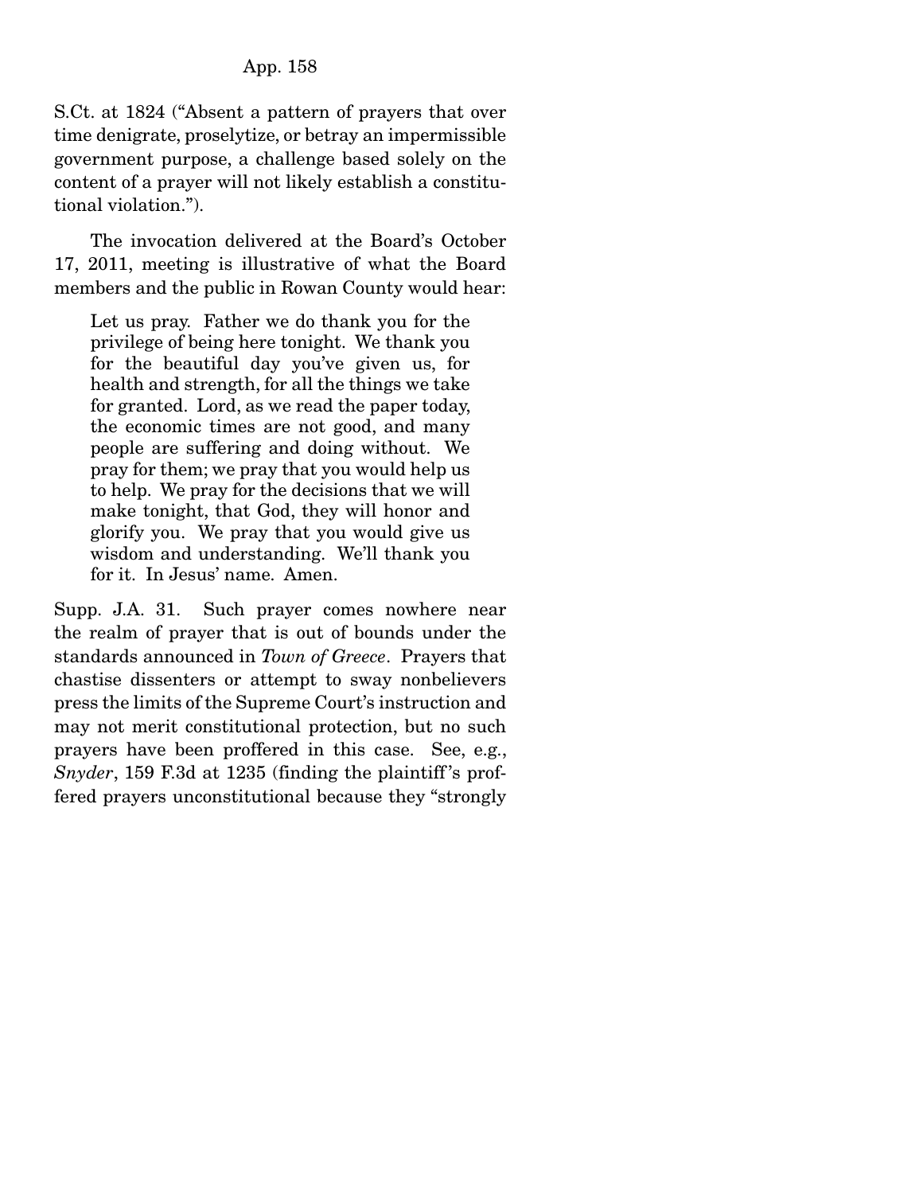S.Ct. at 1824 ("Absent a pattern of prayers that over time denigrate, proselytize, or betray an impermissible government purpose, a challenge based solely on the content of a prayer will not likely establish a constitutional violation.").

The invocation delivered at the Board's October 17, 2011, meeting is illustrative of what the Board members and the public in Rowan County would hear:

> Let us pray. Father we do thank you for the privilege of being here tonight. We thank you for the beautiful day you've given us, for health and strength, for all the things we take for granted. Lord, as we read the paper today, the economic times are not good, and many people are suffering and doing without. We pray for them; we pray that you would help us to help. We pray for the decisions that we will make tonight, that God, they will honor and glorify you. We pray that you would give us wisdom and understanding. We'll thank you for it. In Jesus' name. Amen.

Supp. J.A. 31. Such prayer comes nowhere near the realm of prayer that is out of bounds under the standards announced in *Town of Greece*. Prayers that chastise dissenters or attempt to sway nonbelievers press the limits of the Supreme Court's instruction and may not merit constitutional protection, but no such prayers have been proffered in this case. See, e.g., *Snyder*, 159 F.3d at 1235 (finding the plaintiff's proffered prayers unconstitutional because they "strongly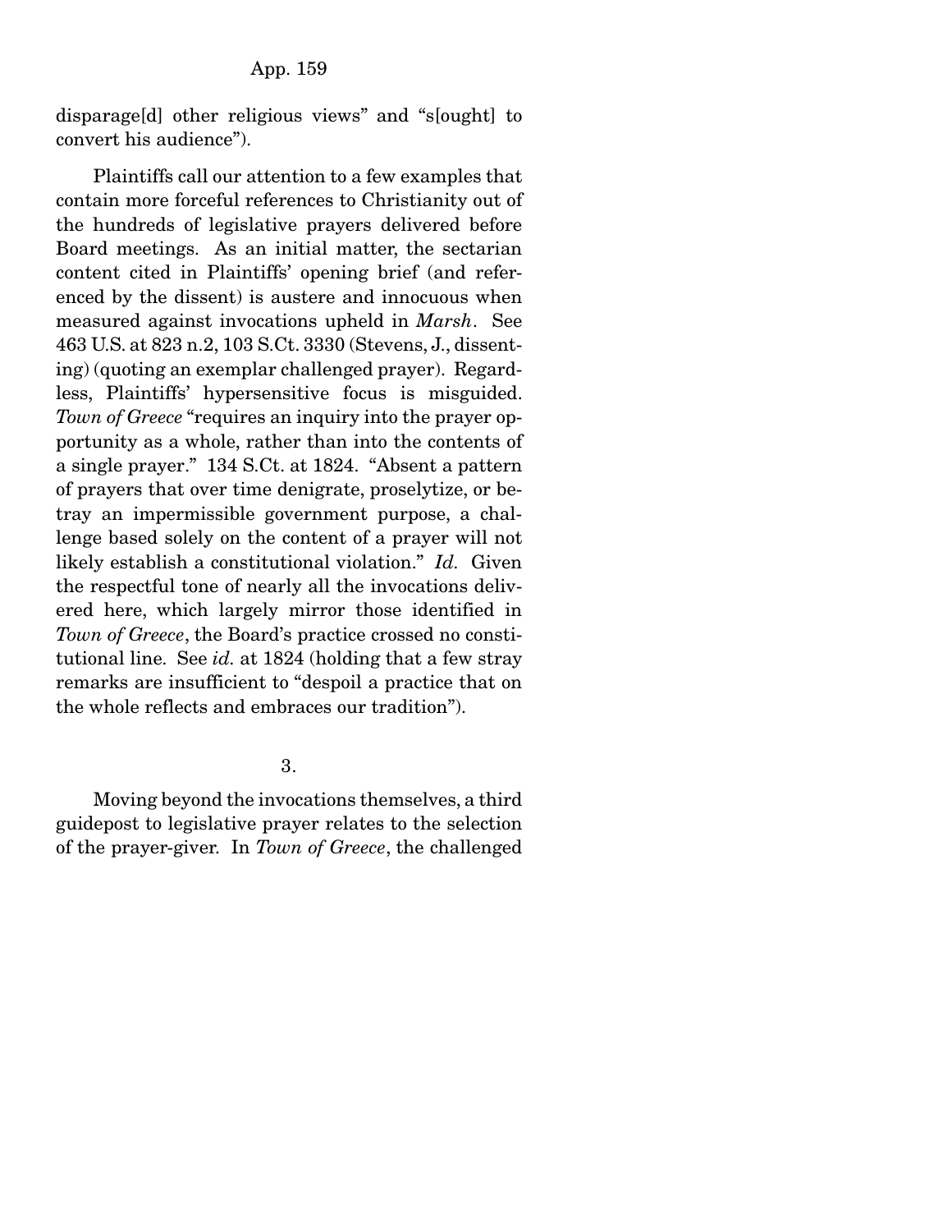disparage[d] other religious views" and "s[ought] to convert his audience").

Plaintiffs call our attention to a few examples that contain more forceful references to Christianity out of the hundreds of legislative prayers delivered before Board meetings. As an initial matter, the sectarian content cited in Plaintiffs' opening brief (and referenced by the dissent) is austere and innocuous when measured against invocations upheld in *Marsh*. See 463 U.S. at 823 n.2, 103 S.Ct. 3330 (Stevens, J., dissenting) (quoting an exemplar challenged prayer). Regardless, Plaintiffs' hypersensitive focus is misguided. *Town of Greece* "requires an inquiry into the prayer opportunity as a whole, rather than into the contents of a single prayer." 134 S.Ct. at 1824. "Absent a pattern of prayers that over time denigrate, proselytize, or betray an impermissible government purpose, a challenge based solely on the content of a prayer will not likely establish a constitutional violation." *Id.* Given the respectful tone of nearly all the invocations delivered here, which largely mirror those identified in *Town of Greece*, the Board's practice crossed no constitutional line. See *id.* at 1824 (holding that a few stray remarks are insufficient to "despoil a practice that on the whole reflects and embraces our tradition").

3.

Moving beyond the invocations themselves, a third guidepost to legislative prayer relates to the selection of the prayer-giver. In *Town of Greece*, the challenged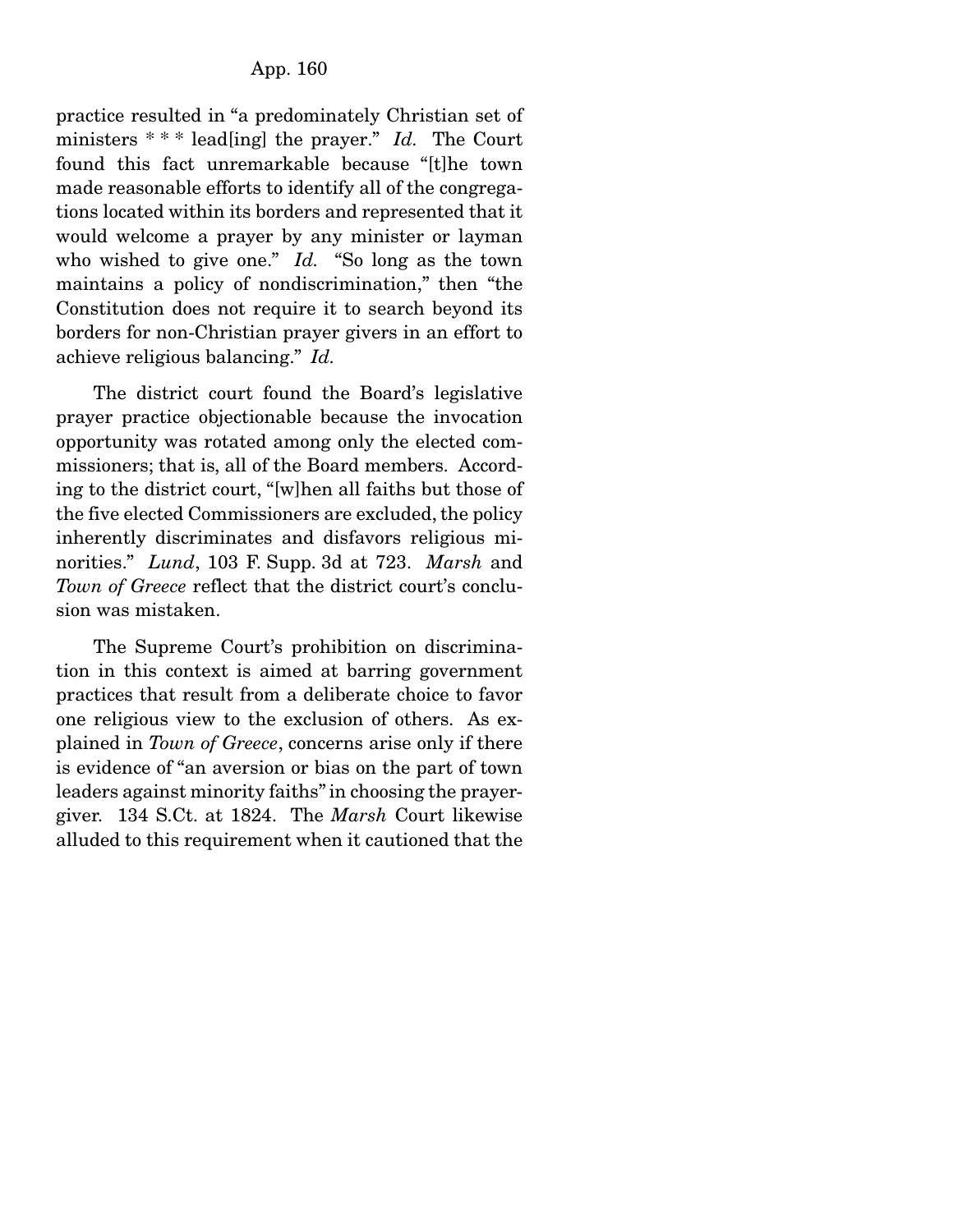practice resulted in "a predominately Christian set of ministers * * * lead[ing] the prayer." *Id.* The Court found this fact unremarkable because "[t]he town made reasonable efforts to identify all of the congregations located within its borders and represented that it would welcome a prayer by any minister or layman who wished to give one." *Id.* "So long as the town maintains a policy of nondiscrimination," then "the Constitution does not require it to search beyond its borders for non-Christian prayer givers in an effort to achieve religious balancing." *Id.*

The district court found the Board's legislative prayer practice objectionable because the invocation opportunity was rotated among only the elected commissioners; that is, all of the Board members. According to the district court, "[w]hen all faiths but those of the five elected Commissioners are excluded, the policy inherently discriminates and disfavors religious minorities." *Lund*, 103 F. Supp. 3d at 723. *Marsh* and *Town of Greece* reflect that the district court's conclusion was mistaken.

The Supreme Court's prohibition on discrimination in this context is aimed at barring government practices that result from a deliberate choice to favor one religious view to the exclusion of others. As explained in *Town of Greece*, concerns arise only if there is evidence of "an aversion or bias on the part of town leaders against minority faiths" in choosing the prayer-giver. 134 S.Ct. at 1824. The *Marsh* Court likewise alluded to this requirement when it cautioned that the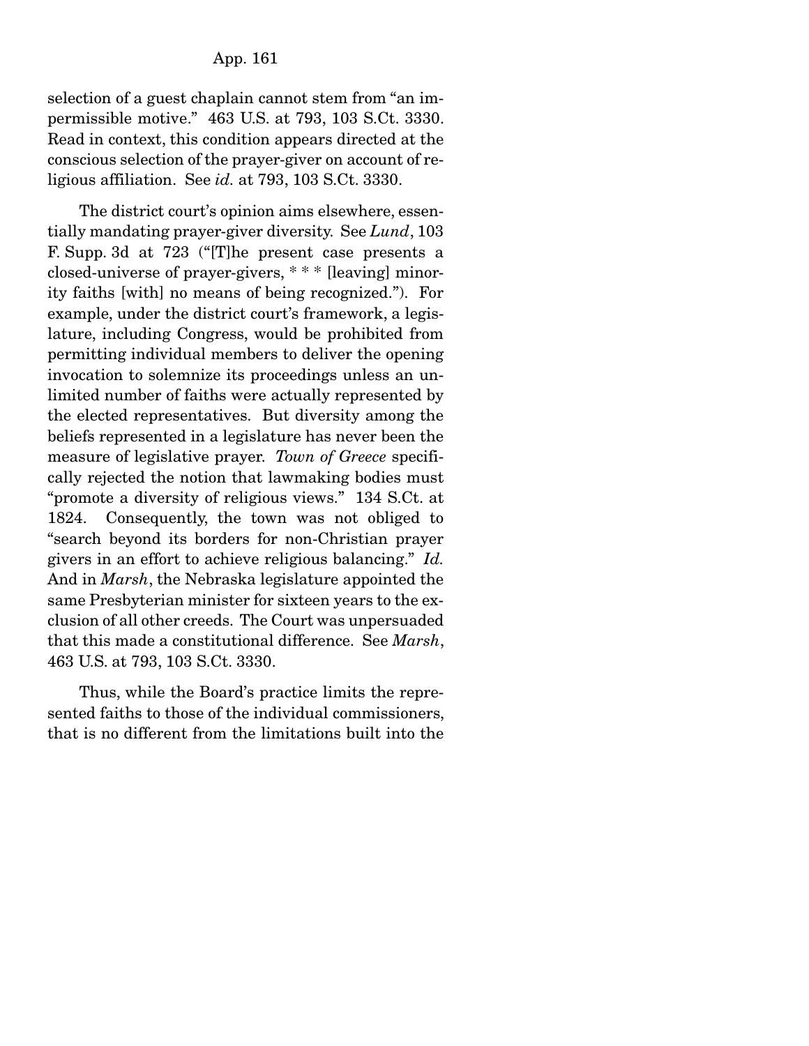selection of a guest chaplain cannot stem from "an impermissible motive." 463 U.S. at 793, 103 S.Ct. 3330. Read in context, this condition appears directed at the conscious selection of the prayer-giver on account of religious affiliation. See *id.* at 793, 103 S.Ct. 3330.

The district court's opinion aims elsewhere, essentially mandating prayer-giver diversity. See *Lund*, 103 F. Supp. 3d at 723 ("[T]he present case presents a closed-universe of prayer-givers, * * * [leaving] minority faiths [with] no means of being recognized."). For example, under the district court's framework, a legislature, including Congress, would be prohibited from permitting individual members to deliver the opening invocation to solemnize its proceedings unless an unlimited number of faiths were actually represented by the elected representatives. But diversity among the beliefs represented in a legislature has never been the measure of legislative prayer. *Town of Greece* specifically rejected the notion that lawmaking bodies must "promote a diversity of religious views." 134 S.Ct. at 1824. Consequently, the town was not obliged to "search beyond its borders for non-Christian prayer givers in an effort to achieve religious balancing." *Id.* And in *Marsh*, the Nebraska legislature appointed the same Presbyterian minister for sixteen years to the exclusion of all other creeds. The Court was unpersuaded that this made a constitutional difference. See *Marsh*, 463 U.S. at 793, 103 S.Ct. 3330.

Thus, while the Board's practice limits the represented faiths to those of the individual commissioners, that is no different from the limitations built into the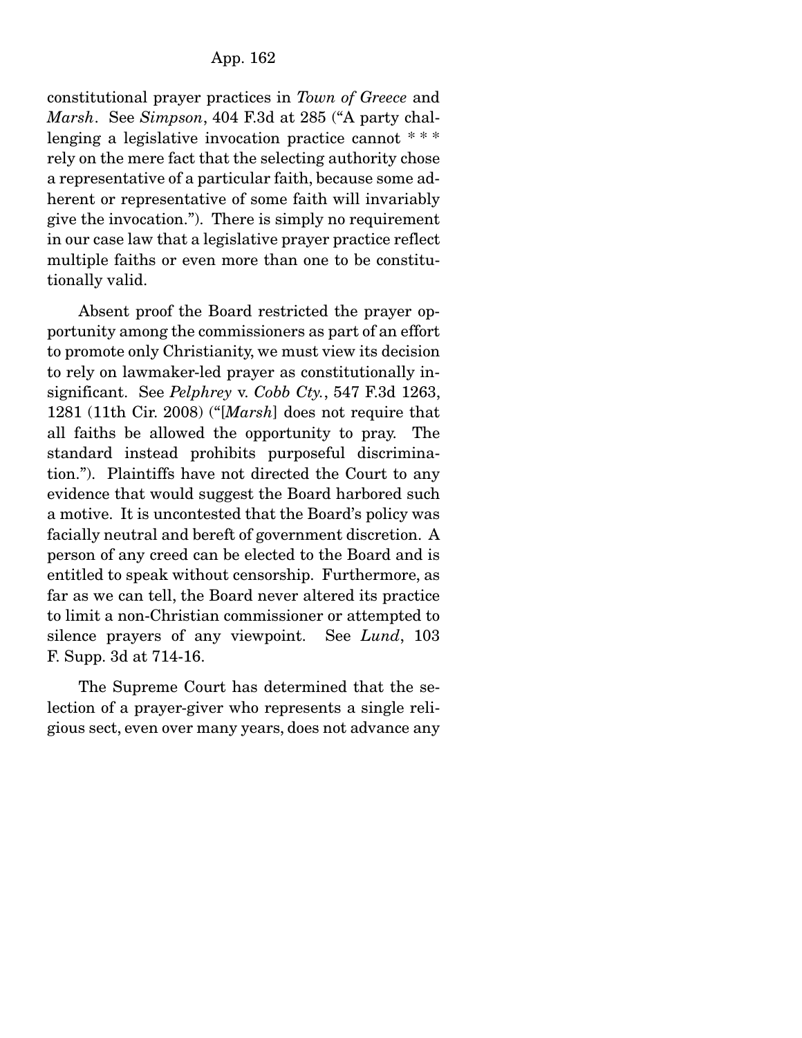constitutional prayer practices in *Town of Greece* and *Marsh*. See *Simpson*, 404 F.3d at 285 ("A party challenging a legislative invocation practice cannot * * * rely on the mere fact that the selecting authority chose a representative of a particular faith, because some adherent or representative of some faith will invariably give the invocation."). There is simply no requirement in our case law that a legislative prayer practice reflect multiple faiths or even more than one to be constitutionally valid.

Absent proof the Board restricted the prayer opportunity among the commissioners as part of an effort to promote only Christianity, we must view its decision to rely on lawmaker-led prayer as constitutionally insignificant. See *Pelphrey* v. *Cobb Cty.*, 547 F.3d 1263, 1281 (11th Cir. 2008) ("[*Marsh*] does not require that all faiths be allowed the opportunity to pray. The standard instead prohibits purposeful discrimination."). Plaintiffs have not directed the Court to any evidence that would suggest the Board harbored such a motive. It is uncontested that the Board's policy was facially neutral and bereft of government discretion. A person of any creed can be elected to the Board and is entitled to speak without censorship. Furthermore, as far as we can tell, the Board never altered its practice to limit a non-Christian commissioner or attempted to silence prayers of any viewpoint. See *Lund*, 103 F. Supp. 3d at 714-16.

The Supreme Court has determined that the selection of a prayer-giver who represents a single religious sect, even over many years, does not advance any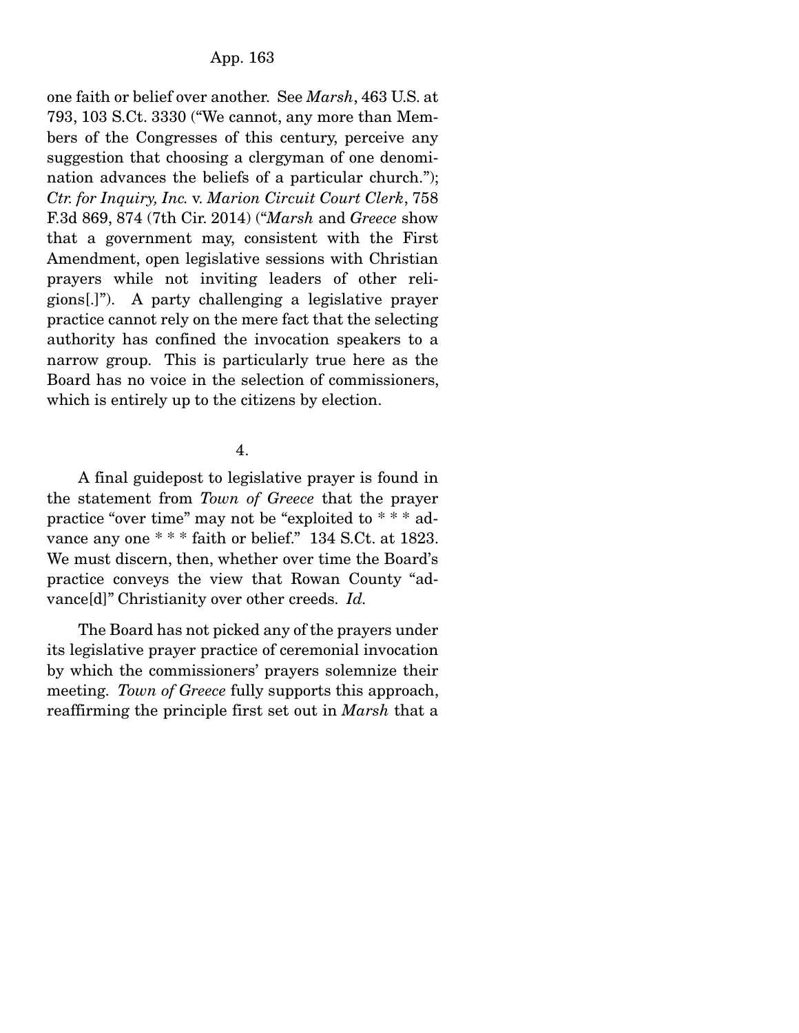one faith or belief over another. See *Marsh*, 463 U.S. at 793, 103 S.Ct. 3330 ("We cannot, any more than Members of the Congresses of this century, perceive any suggestion that choosing a clergyman of one denomination advances the beliefs of a particular church."); *Ctr. for Inquiry, Inc.* v. *Marion Circuit Court Clerk*, 758 F.3d 869, 874 (7th Cir. 2014) ("*Marsh* and *Greece* show that a government may, consistent with the First Amendment, open legislative sessions with Christian prayers while not inviting leaders of other religions[.]"). A party challenging a legislative prayer practice cannot rely on the mere fact that the selecting authority has confined the invocation speakers to a narrow group. This is particularly true here as the Board has no voice in the selection of commissioners, which is entirely up to the citizens by election.

4.

A final guidepost to legislative prayer is found in the statement from *Town of Greece* that the prayer practice "over time" may not be "exploited to * * * advance any one * * * faith or belief." 134 S.Ct. at 1823. We must discern, then, whether over time the Board's practice conveys the view that Rowan County "advance[d]" Christianity over other creeds. *Id.*

The Board has not picked any of the prayers under its legislative prayer practice of ceremonial invocation by which the commissioners' prayers solemnize their meeting. *Town of Greece* fully supports this approach, reaffirming the principle first set out in *Marsh* that a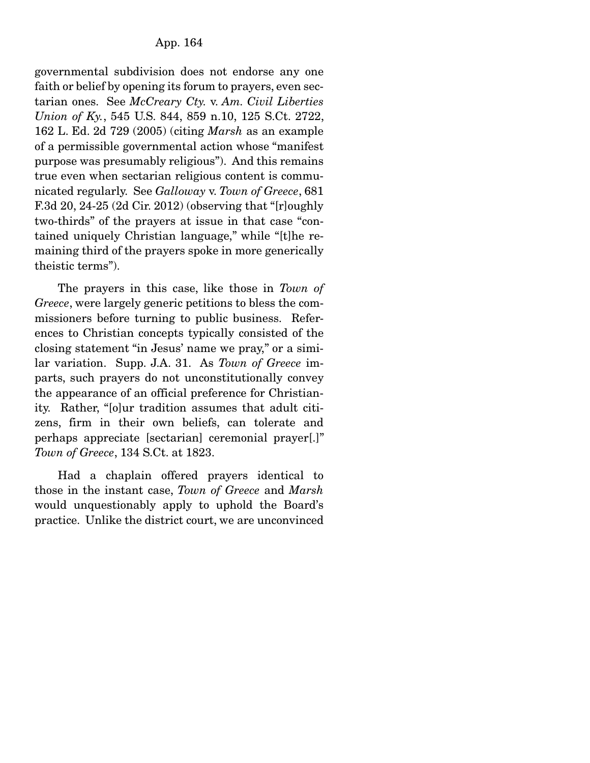governmental subdivision does not endorse any one faith or belief by opening its forum to prayers, even sectarian ones. See *McCreary Cty.* v. *Am. Civil Liberties Union of Ky.*, 545 U.S. 844, 859 n.10, 125 S.Ct. 2722, 162 L. Ed. 2d 729 (2005) (citing *Marsh* as an example of a permissible governmental action whose "manifest purpose was presumably religious"). And this remains true even when sectarian religious content is communicated regularly. See *Galloway* v. *Town of Greece*, 681 F.3d 20, 24-25 (2d Cir. 2012) (observing that "[r]oughly two-thirds" of the prayers at issue in that case "contained uniquely Christian language," while "[t]he remaining third of the prayers spoke in more generically theistic terms").

The prayers in this case, like those in *Town of Greece*, were largely generic petitions to bless the commissioners before turning to public business. References to Christian concepts typically consisted of the closing statement "in Jesus' name we pray," or a similar variation. Supp. J.A. 31. As *Town of Greece* imparts, such prayers do not unconstitutionally convey the appearance of an official preference for Christianity. Rather, "[o]ur tradition assumes that adult citizens, firm in their own beliefs, can tolerate and perhaps appreciate [sectarian] ceremonial prayer[.]" *Town of Greece*, 134 S.Ct. at 1823.

Had a chaplain offered prayers identical to those in the instant case, *Town of Greece* and *Marsh* would unquestionably apply to uphold the Board's practice. Unlike the district court, we are unconvinced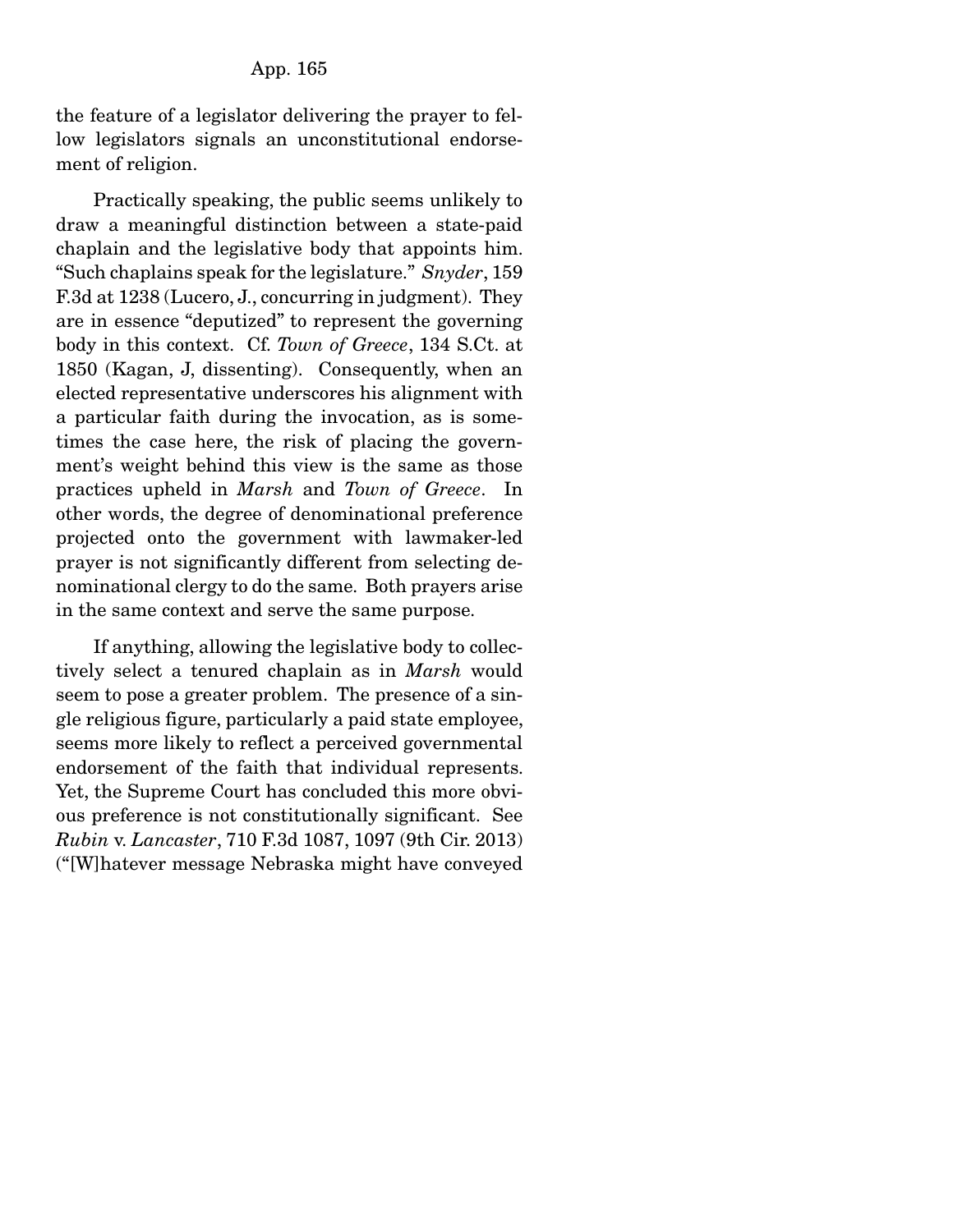the feature of a legislator delivering the prayer to fellow legislators signals an unconstitutional endorsement of religion.

Practically speaking, the public seems unlikely to draw a meaningful distinction between a state-paid chaplain and the legislative body that appoints him. "Such chaplains speak for the legislature." *Snyder*, 159 F.3d at 1238 (Lucero, J., concurring in judgment). They are in essence "deputized" to represent the governing body in this context. Cf. *Town of Greece*, 134 S.Ct. at 1850 (Kagan, J, dissenting). Consequently, when an elected representative underscores his alignment with a particular faith during the invocation, as is sometimes the case here, the risk of placing the government's weight behind this view is the same as those practices upheld in *Marsh* and *Town of Greece*. In other words, the degree of denominational preference projected onto the government with lawmaker-led prayer is not significantly different from selecting denominational clergy to do the same. Both prayers arise in the same context and serve the same purpose.

If anything, allowing the legislative body to collectively select a tenured chaplain as in *Marsh* would seem to pose a greater problem. The presence of a single religious figure, particularly a paid state employee, seems more likely to reflect a perceived governmental endorsement of the faith that individual represents. Yet, the Supreme Court has concluded this more obvious preference is not constitutionally significant. See *Rubin* v. *Lancaster*, 710 F.3d 1087, 1097 (9th Cir. 2013) ("[W]hatever message Nebraska might have conveyed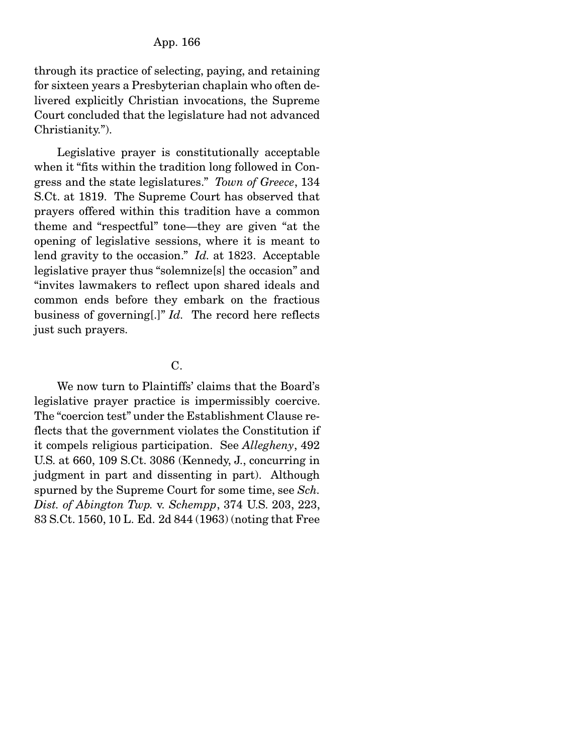through its practice of selecting, paying, and retaining for sixteen years a Presbyterian chaplain who often delivered explicitly Christian invocations, the Supreme Court concluded that the legislature had not advanced Christianity.").

Legislative prayer is constitutionally acceptable when it "fits within the tradition long followed in Congress and the state legislatures." *Town of Greece*, 134 S.Ct. at 1819. The Supreme Court has observed that prayers offered within this tradition have a common theme and "respectful" tone—they are given "at the opening of legislative sessions, where it is meant to lend gravity to the occasion." *Id.* at 1823. Acceptable legislative prayer thus "solemnize[s] the occasion" and "invites lawmakers to reflect upon shared ideals and common ends before they embark on the fractious business of governing[.]" *Id.* The record here reflects just such prayers.

C.

We now turn to Plaintiffs' claims that the Board's legislative prayer practice is impermissibly coercive. The "coercion test" under the Establishment Clause reflects that the government violates the Constitution if it compels religious participation. See *Allegheny*, 492 U.S. at 660, 109 S.Ct. 3086 (Kennedy, J., concurring in judgment in part and dissenting in part). Although spurned by the Supreme Court for some time, see *Sch. Dist. of Abington Twp.* v. *Schempp*, 374 U.S. 203, 223, 83 S.Ct. 1560, 10 L. Ed. 2d 844 (1963) (noting that Free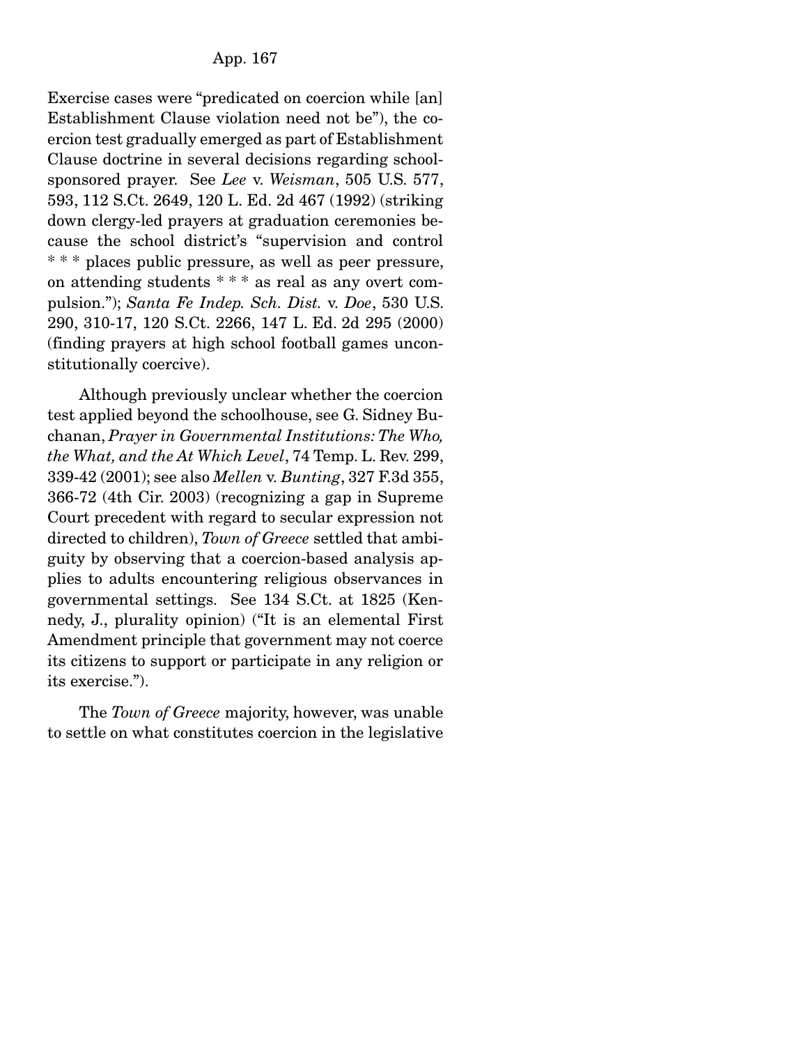Exercise cases were "predicated on coercion while [an] Establishment Clause violation need not be"), the coercion test gradually emerged as part of Establishment Clause doctrine in several decisions regarding school-sponsored prayer. See *Lee* v. *Weisman*, 505 U.S. 577, 593, 112 S.Ct. 2649, 120 L. Ed. 2d 467 (1992) (striking down clergy-led prayers at graduation ceremonies because the school district's "supervision and control * * * places public pressure, as well as peer pressure, on attending students * * * as real as any overt compulsion."); *Santa Fe Indep. Sch. Dist.* v. *Doe*, 530 U.S. 290, 310-17, 120 S.Ct. 2266, 147 L. Ed. 2d 295 (2000) (finding prayers at high school football games unconstitutionally coercive).

Although previously unclear whether the coercion test applied beyond the schoolhouse, see G. Sidney Buchanan, *Prayer in Governmental Institutions: The Who, the What, and the At Which Level*, 74 Temp. L. Rev. 299, 339-42 (2001); see also *Mellen* v. *Bunting*, 327 F.3d 355, 366-72 (4th Cir. 2003) (recognizing a gap in Supreme Court precedent with regard to secular expression not directed to children), *Town of Greece* settled that ambiguity by observing that a coercion-based analysis applies to adults encountering religious observances in governmental settings. See 134 S.Ct. at 1825 (Kennedy, J., plurality opinion) ("It is an elemental First Amendment principle that government may not coerce its citizens to support or participate in any religion or its exercise.").

The *Town of Greece* majority, however, was unable to settle on what constitutes coercion in the legislative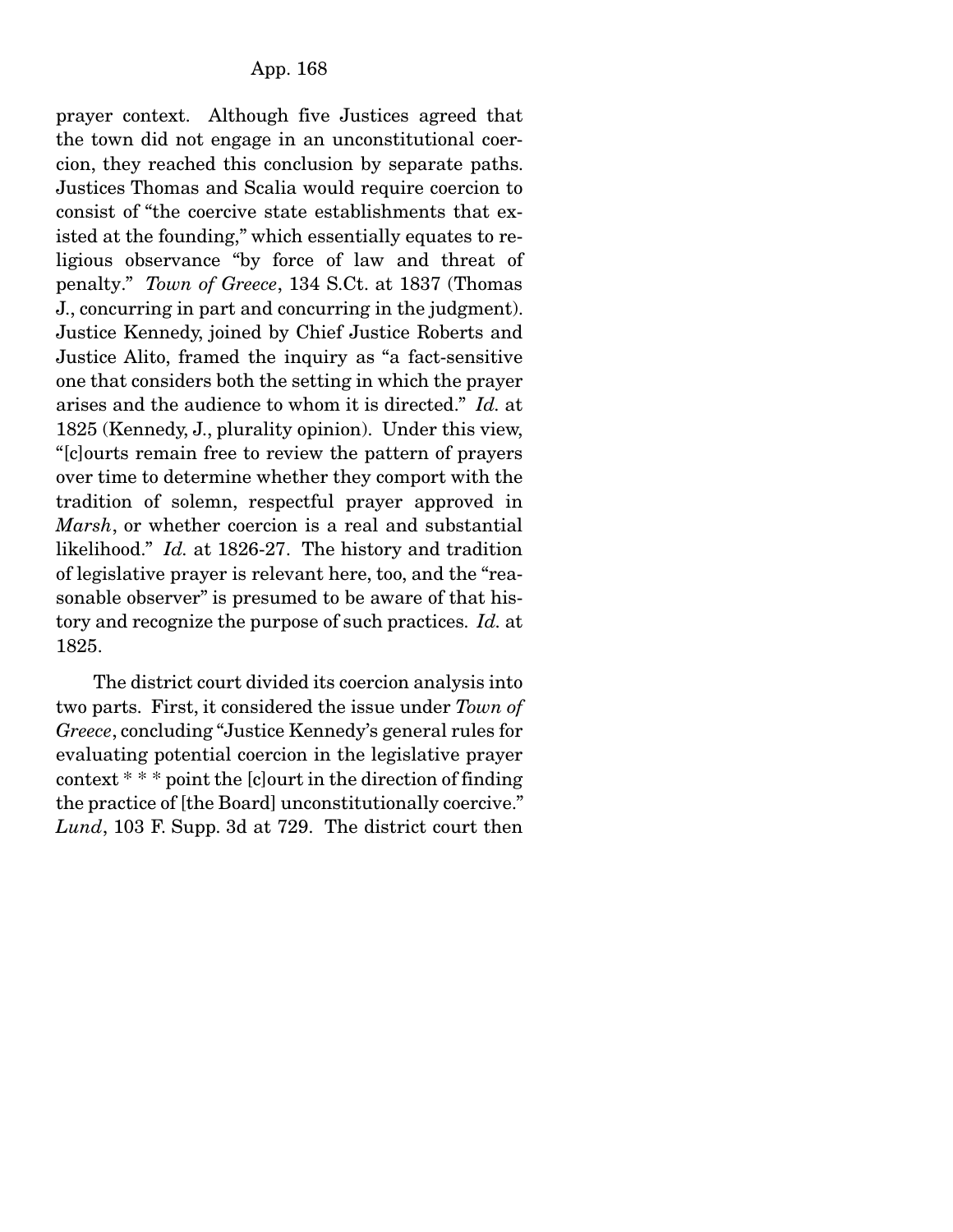prayer context. Although five Justices agreed that the town did not engage in an unconstitutional coercion, they reached this conclusion by separate paths. Justices Thomas and Scalia would require coercion to consist of "the coercive state establishments that existed at the founding," which essentially equates to religious observance "by force of law and threat of penalty." *Town of Greece*, 134 S.Ct. at 1837 (Thomas J., concurring in part and concurring in the judgment). Justice Kennedy, joined by Chief Justice Roberts and Justice Alito, framed the inquiry as "a fact-sensitive one that considers both the setting in which the prayer arises and the audience to whom it is directed." *Id.* at 1825 (Kennedy, J., plurality opinion). Under this view, "[c]ourts remain free to review the pattern of prayers over time to determine whether they comport with the tradition of solemn, respectful prayer approved in *Marsh*, or whether coercion is a real and substantial likelihood." *Id.* at 1826-27. The history and tradition of legislative prayer is relevant here, too, and the "reasonable observer" is presumed to be aware of that history and recognize the purpose of such practices. *Id.* at 1825.

The district court divided its coercion analysis into two parts. First, it considered the issue under *Town of Greece*, concluding "Justice Kennedy's general rules for evaluating potential coercion in the legislative prayer context * * * point the [c]ourt in the direction of finding the practice of [the Board] unconstitutionally coercive." *Lund*, 103 F. Supp. 3d at 729. The district court then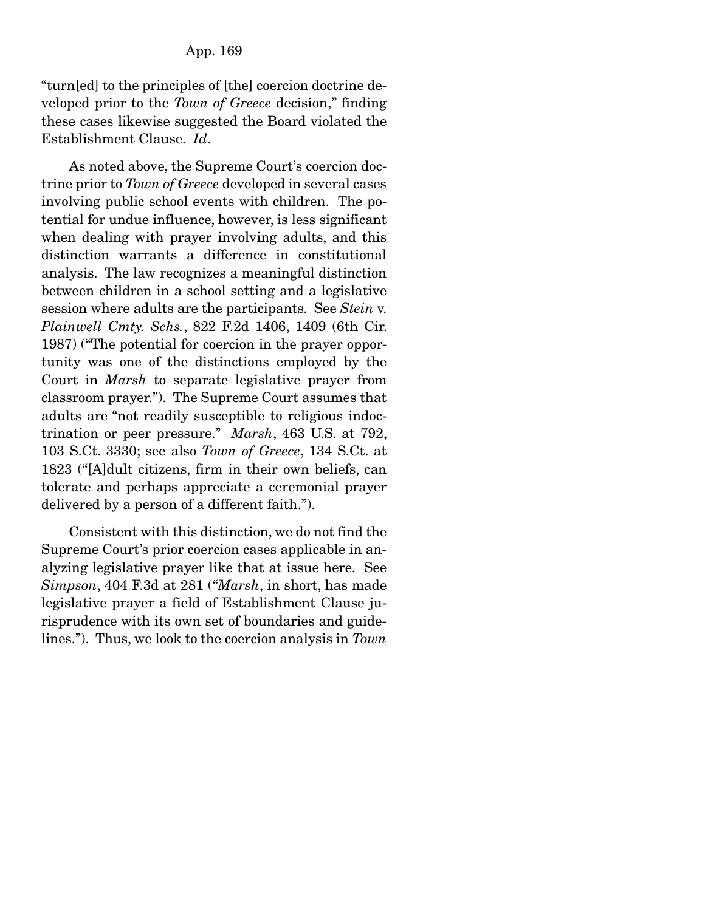"turn[ed] to the principles of [the] coercion doctrine developed prior to the *Town of Greece* decision," finding these cases likewise suggested the Board violated the Establishment Clause. *Id*.

As noted above, the Supreme Court's coercion doctrine prior to *Town of Greece* developed in several cases involving public school events with children. The potential for undue influence, however, is less significant when dealing with prayer involving adults, and this distinction warrants a difference in constitutional analysis. The law recognizes a meaningful distinction between children in a school setting and a legislative session where adults are the participants. See *Stein* v. *Plainwell Cmty. Schs.*, 822 F.2d 1406, 1409 (6th Cir. 1987) ("The potential for coercion in the prayer opportunity was one of the distinctions employed by the Court in *Marsh* to separate legislative prayer from classroom prayer."). The Supreme Court assumes that adults are "not readily susceptible to religious indoctrination or peer pressure." *Marsh*, 463 U.S. at 792, 103 S.Ct. 3330; see also *Town of Greece*, 134 S.Ct. at 1823 ("[A]dult citizens, firm in their own beliefs, can tolerate and perhaps appreciate a ceremonial prayer delivered by a person of a different faith.").

Consistent with this distinction, we do not find the Supreme Court's prior coercion cases applicable in analyzing legislative prayer like that at issue here. See *Simpson*, 404 F.3d at 281 ("*Marsh*, in short, has made legislative prayer a field of Establishment Clause jurisprudence with its own set of boundaries and guidelines."). Thus, we look to the coercion analysis in *Town*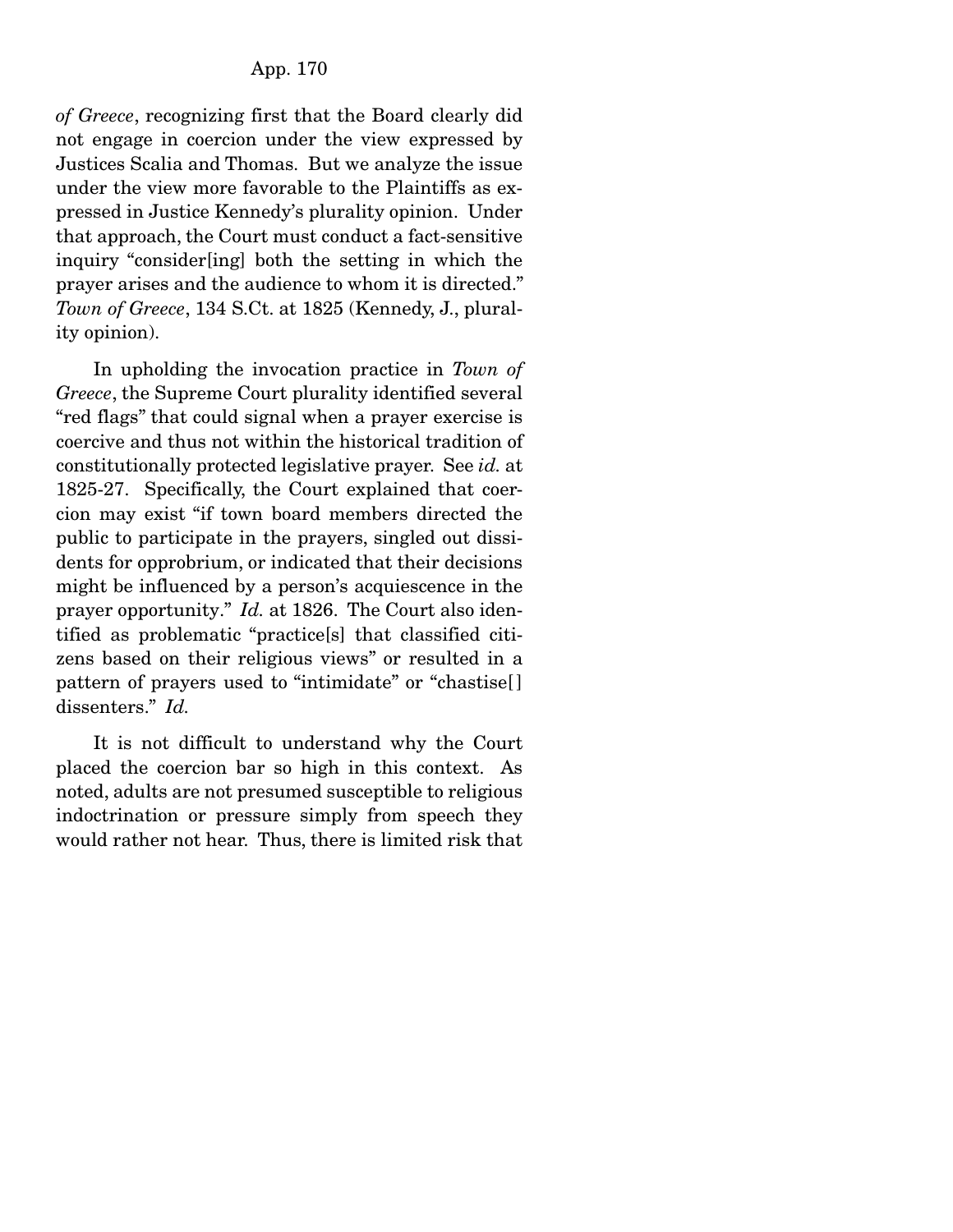*of Greece*, recognizing first that the Board clearly did not engage in coercion under the view expressed by Justices Scalia and Thomas. But we analyze the issue under the view more favorable to the Plaintiffs as expressed in Justice Kennedy's plurality opinion. Under that approach, the Court must conduct a fact-sensitive inquiry "consider[ing] both the setting in which the prayer arises and the audience to whom it is directed." *Town of Greece*, 134 S.Ct. at 1825 (Kennedy, J., plurality opinion).

In upholding the invocation practice in *Town of Greece*, the Supreme Court plurality identified several "red flags" that could signal when a prayer exercise is coercive and thus not within the historical tradition of constitutionally protected legislative prayer. See *id.* at 1825-27. Specifically, the Court explained that coercion may exist "if town board members directed the public to participate in the prayers, singled out dissidents for opprobrium, or indicated that their decisions might be influenced by a person's acquiescence in the prayer opportunity." *Id.* at 1826. The Court also identified as problematic "practice[s] that classified citizens based on their religious views" or resulted in a pattern of prayers used to "intimidate" or "chastise[] dissenters." *Id.*

It is not difficult to understand why the Court placed the coercion bar so high in this context. As noted, adults are not presumed susceptible to religious indoctrination or pressure simply from speech they would rather not hear. Thus, there is limited risk that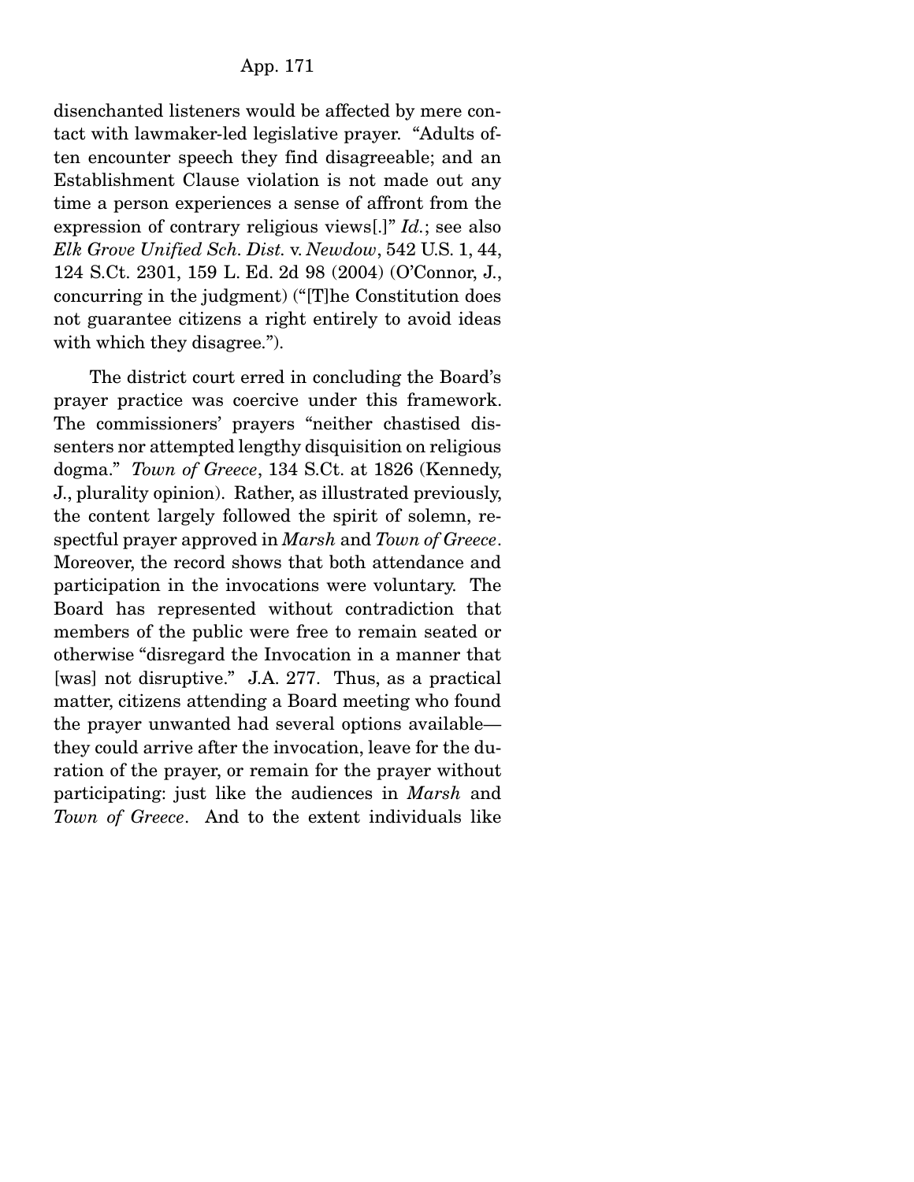disenchanted listeners would be affected by mere contact with lawmaker-led legislative prayer. "Adults often encounter speech they find disagreeable; and an Establishment Clause violation is not made out any time a person experiences a sense of affront from the expression of contrary religious views[.]" *Id.*; see also *Elk Grove Unified Sch. Dist.* v. *Newdow*, 542 U.S. 1, 44, 124 S.Ct. 2301, 159 L. Ed. 2d 98 (2004) (O'Connor, J., concurring in the judgment) ("[T]he Constitution does not guarantee citizens a right entirely to avoid ideas with which they disagree.").

The district court erred in concluding the Board's prayer practice was coercive under this framework. The commissioners' prayers "neither chastised dissenters nor attempted lengthy disquisition on religious dogma." *Town of Greece*, 134 S.Ct. at 1826 (Kennedy, J., plurality opinion). Rather, as illustrated previously, the content largely followed the spirit of solemn, respectful prayer approved in *Marsh* and *Town of Greece*. Moreover, the record shows that both attendance and participation in the invocations were voluntary. The Board has represented without contradiction that members of the public were free to remain seated or otherwise "disregard the Invocation in a manner that [was] not disruptive." J.A. 277. Thus, as a practical matter, citizens attending a Board meeting who found the prayer unwanted had several options available—they could arrive after the invocation, leave for the duration of the prayer, or remain for the prayer without participating: just like the audiences in *Marsh* and *Town of Greece*. And to the extent individuals like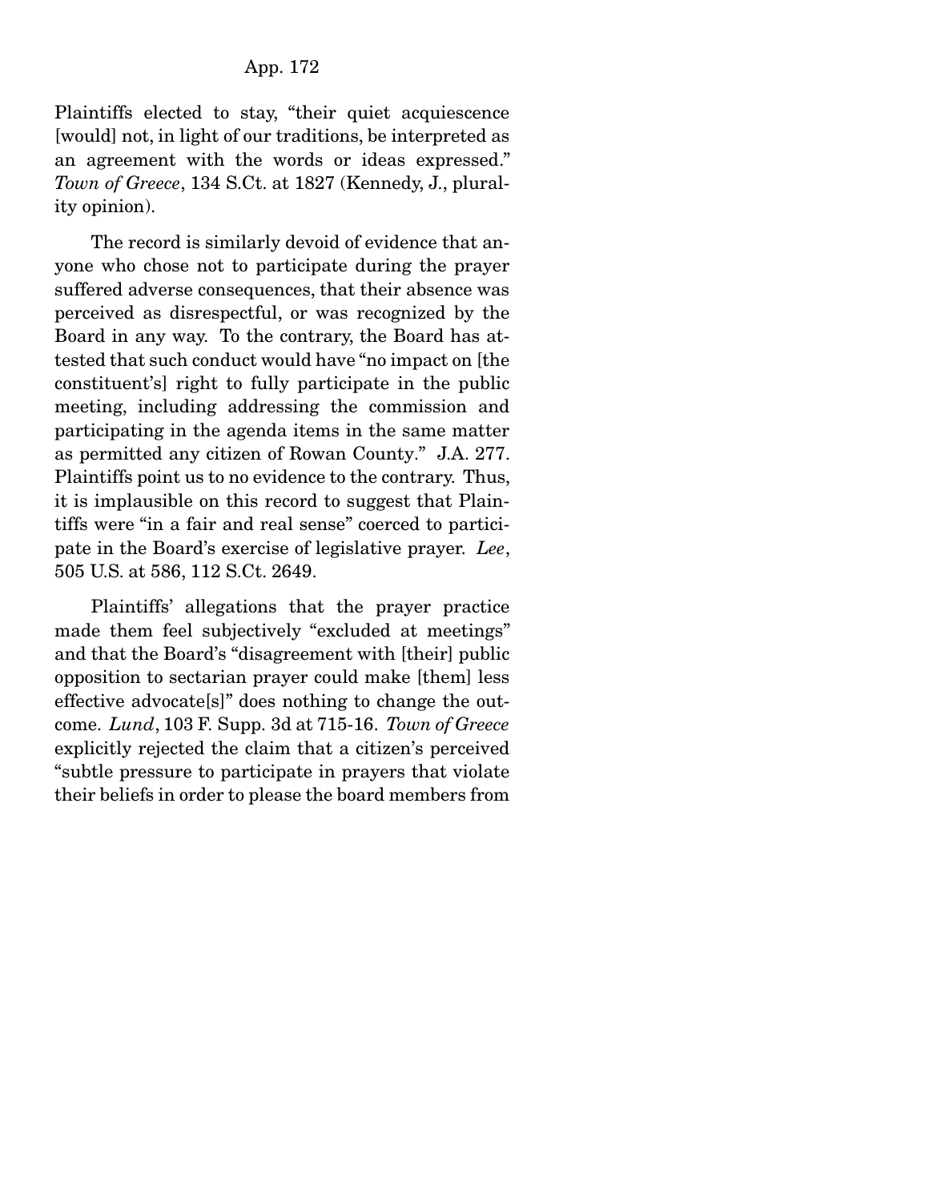Plaintiffs elected to stay, "their quiet acquiescence [would] not, in light of our traditions, be interpreted as an agreement with the words or ideas expressed." *Town of Greece*, 134 S.Ct. at 1827 (Kennedy, J., plurality opinion).

The record is similarly devoid of evidence that anyone who chose not to participate during the prayer suffered adverse consequences, that their absence was perceived as disrespectful, or was recognized by the Board in any way. To the contrary, the Board has attested that such conduct would have "no impact on [the constituent's] right to fully participate in the public meeting, including addressing the commission and participating in the agenda items in the same matter as permitted any citizen of Rowan County." J.A. 277. Plaintiffs point us to no evidence to the contrary. Thus, it is implausible on this record to suggest that Plaintiffs were "in a fair and real sense" coerced to participate in the Board's exercise of legislative prayer. *Lee*, 505 U.S. at 586, 112 S.Ct. 2649.

Plaintiffs' allegations that the prayer practice made them feel subjectively "excluded at meetings" and that the Board's "disagreement with [their] public opposition to sectarian prayer could make [them] less effective advocate[s]" does nothing to change the outcome. *Lund*, 103 F. Supp. 3d at 715-16. *Town of Greece* explicitly rejected the claim that a citizen's perceived "subtle pressure to participate in prayers that violate their beliefs in order to please the board members from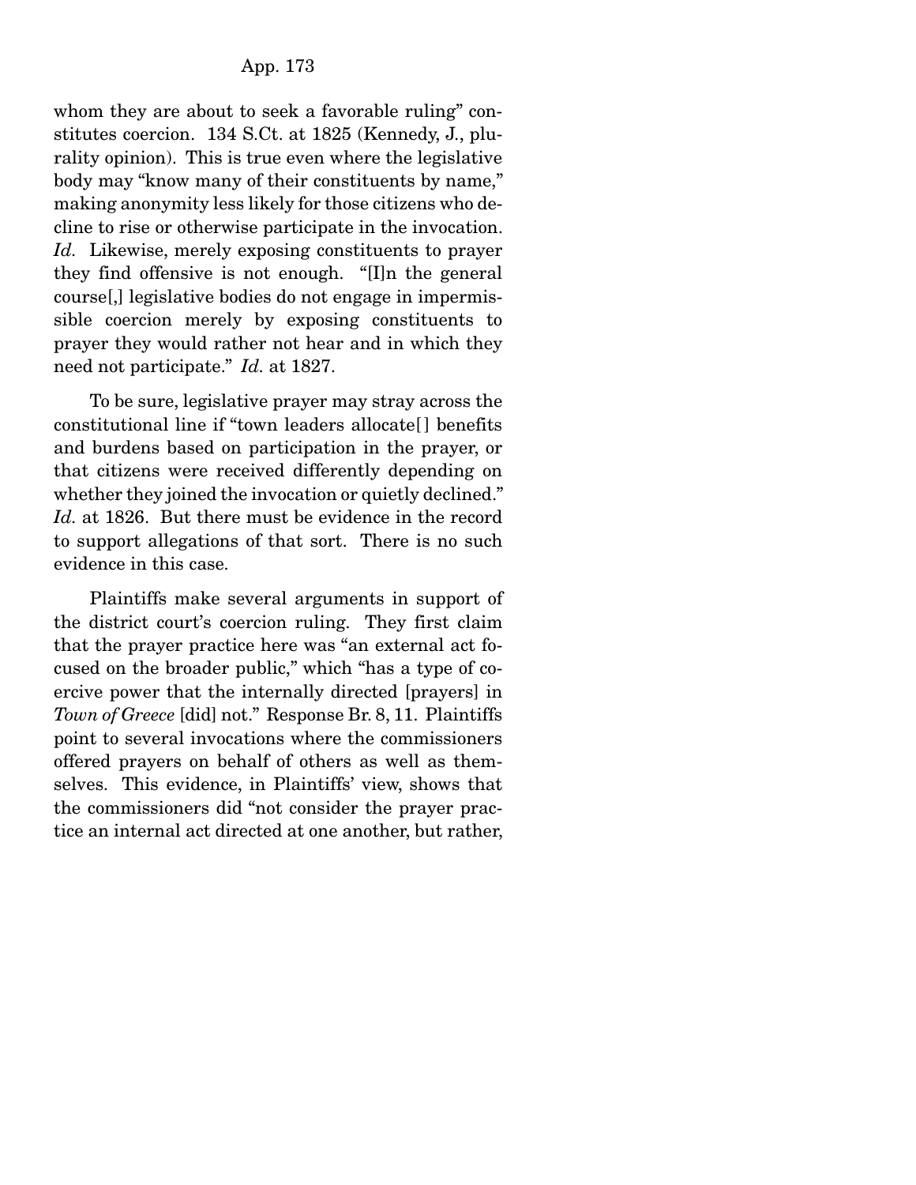whom they are about to seek a favorable ruling" constitutes coercion. 134 S.Ct. at 1825 (Kennedy, J., plurality opinion). This is true even where the legislative body may "know many of their constituents by name," making anonymity less likely for those citizens who decline to rise or otherwise participate in the invocation. *Id.* Likewise, merely exposing constituents to prayer they find offensive is not enough. "[I]n the general course[,] legislative bodies do not engage in impermissible coercion merely by exposing constituents to prayer they would rather not hear and in which they need not participate." *Id.* at 1827.

To be sure, legislative prayer may stray across the constitutional line if "town leaders allocate[] benefits and burdens based on participation in the prayer, or that citizens were received differently depending on whether they joined the invocation or quietly declined." *Id.* at 1826. But there must be evidence in the record to support allegations of that sort. There is no such evidence in this case.

Plaintiffs make several arguments in support of the district court's coercion ruling. They first claim that the prayer practice here was "an external act focused on the broader public," which "has a type of coercive power that the internally directed [prayers] in *Town of Greece* [did] not." Response Br. 8, 11. Plaintiffs point to several invocations where the commissioners offered prayers on behalf of others as well as themselves. This evidence, in Plaintiffs' view, shows that the commissioners did "not consider the prayer practice an internal act directed at one another, but rather,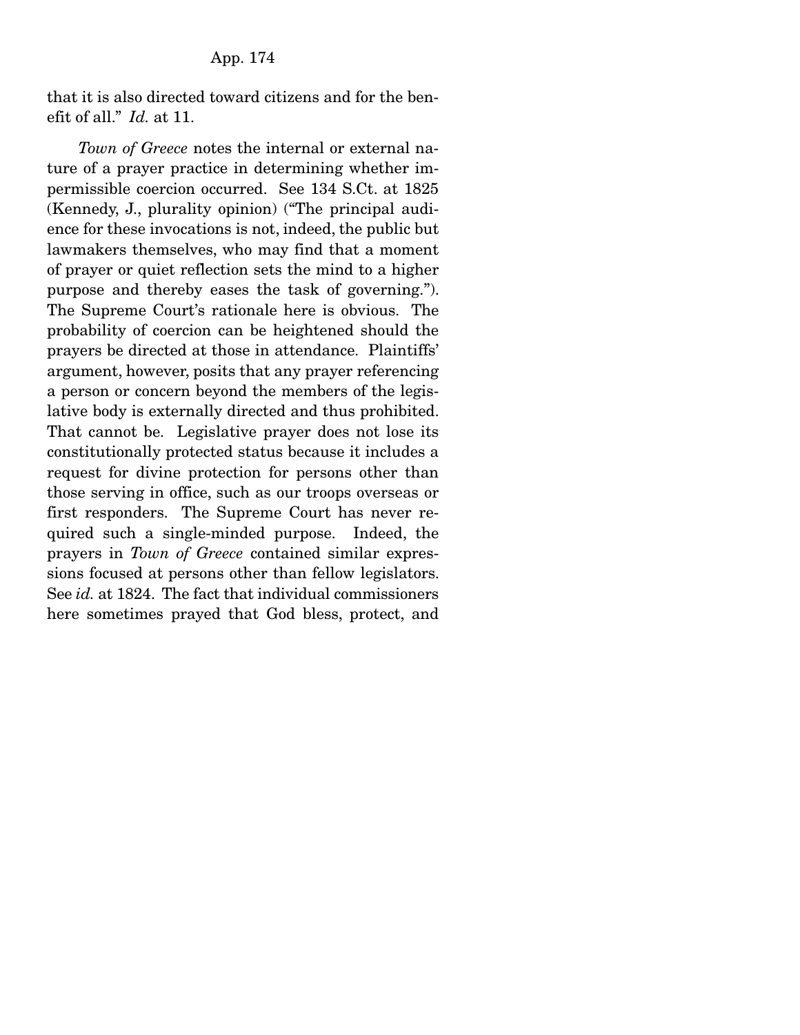that it is also directed toward citizens and for the benefit of all." *Id.* at 11.

*Town of Greece* notes the internal or external nature of a prayer practice in determining whether impermissible coercion occurred. See 134 S.Ct. at 1825 (Kennedy, J., plurality opinion) ("The principal audience for these invocations is not, indeed, the public but lawmakers themselves, who may find that a moment of prayer or quiet reflection sets the mind to a higher purpose and thereby eases the task of governing."). The Supreme Court's rationale here is obvious. The probability of coercion can be heightened should the prayers be directed at those in attendance. Plaintiffs' argument, however, posits that any prayer referencing a person or concern beyond the members of the legislative body is externally directed and thus prohibited. That cannot be. Legislative prayer does not lose its constitutionally protected status because it includes a request for divine protection for persons other than those serving in office, such as our troops overseas or first responders. The Supreme Court has never required such a single-minded purpose. Indeed, the prayers in *Town of Greece* contained similar expressions focused at persons other than fellow legislators. See *id.* at 1824. The fact that individual commissioners here sometimes prayed that God bless, protect, and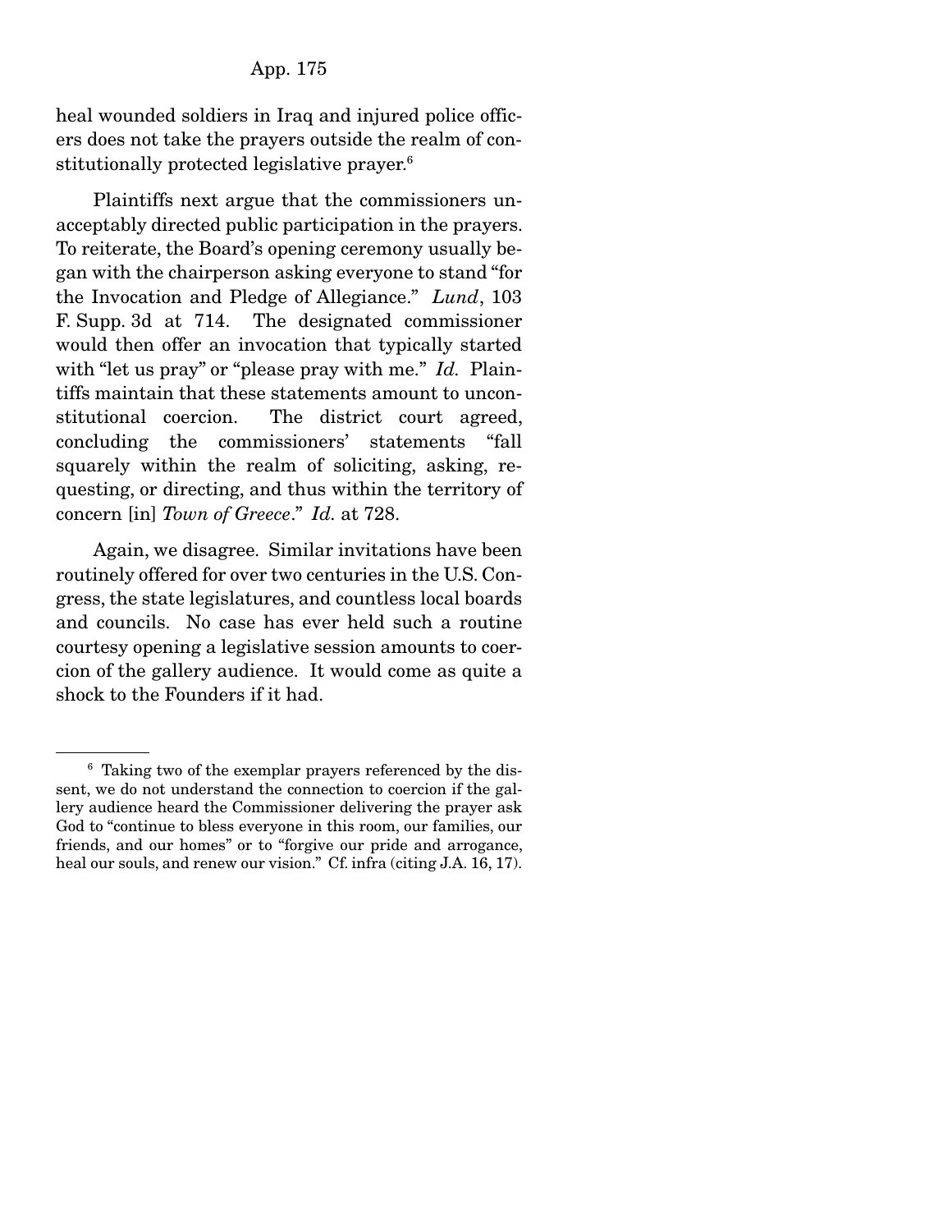heal wounded soldiers in Iraq and injured police officers does not take the prayers outside the realm of constitutionally protected legislative prayer.[6]

Plaintiffs next argue that the commissioners unacceptably directed public participation in the prayers. To reiterate, the Board's opening ceremony usually began with the chairperson asking everyone to stand "for the Invocation and Pledge of Allegiance." *Lund*, 103 F. Supp. 3d at 714. The designated commissioner would then offer an invocation that typically started with "let us pray" or "please pray with me." *Id.* Plaintiffs maintain that these statements amount to unconstitutional coercion. The district court agreed, concluding the commissioners' statements "fall squarely within the realm of soliciting, asking, requesting, or directing, and thus within the territory of concern [in] *Town of Greece*." *Id.* at 728.

Again, we disagree. Similar invitations have been routinely offered for over two centuries in the U.S. Congress, the state legislatures, and countless local boards and councils. No case has ever held such a routine courtesy opening a legislative session amounts to coercion of the gallery audience. It would come as quite a shock to the Founders if it had.

---

[6] Taking two of the exemplar prayers referenced by the dissent, we do not understand the connection to coercion if the gallery audience heard the Commissioner delivering the prayer ask God to "continue to bless everyone in this room, our families, our friends, and our homes" or to "forgive our pride and arrogance, heal our souls, and renew our vision." Cf. infra (citing J.A. 16, 17).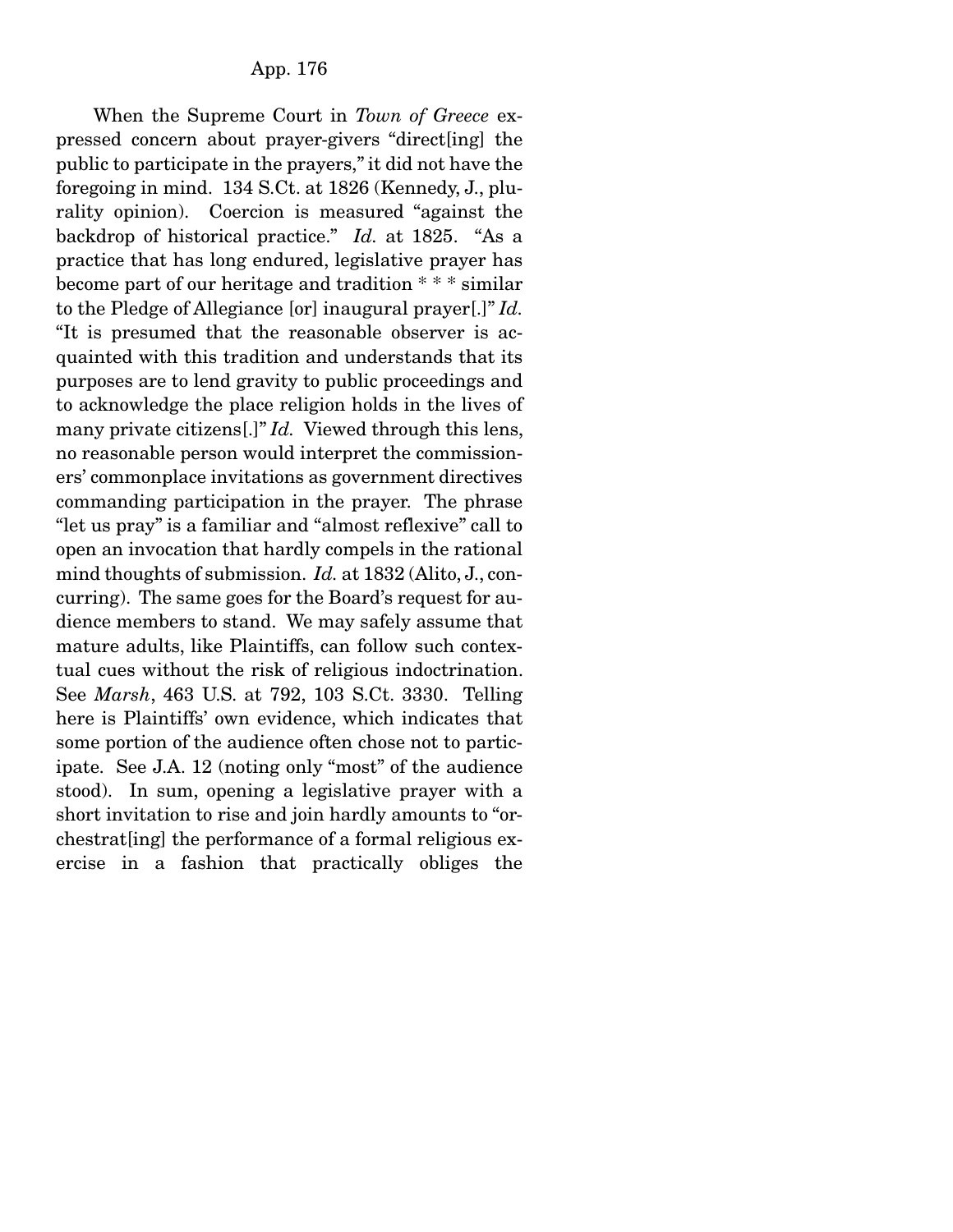When the Supreme Court in *Town of Greece* expressed concern about prayer-givers "direct[ing] the public to participate in the prayers," it did not have the foregoing in mind. 134 S.Ct. at 1826 (Kennedy, J., plurality opinion). Coercion is measured "against the backdrop of historical practice." *Id.* at 1825. "As a practice that has long endured, legislative prayer has become part of our heritage and tradition * * * similar to the Pledge of Allegiance [or] inaugural prayer[.]" *Id.* "It is presumed that the reasonable observer is acquainted with this tradition and understands that its purposes are to lend gravity to public proceedings and to acknowledge the place religion holds in the lives of many private citizens[.]" *Id.* Viewed through this lens, no reasonable person would interpret the commissioners' commonplace invitations as government directives commanding participation in the prayer. The phrase "let us pray" is a familiar and "almost reflexive" call to open an invocation that hardly compels in the rational mind thoughts of submission. *Id.* at 1832 (Alito, J., concurring). The same goes for the Board's request for audience members to stand. We may safely assume that mature adults, like Plaintiffs, can follow such contextual cues without the risk of religious indoctrination. See *Marsh*, 463 U.S. at 792, 103 S.Ct. 3330. Telling here is Plaintiffs' own evidence, which indicates that some portion of the audience often chose not to participate. See J.A. 12 (noting only "most" of the audience stood). In sum, opening a legislative prayer with a short invitation to rise and join hardly amounts to "orchestrat[ing] the performance of a formal religious exercise in a fashion that practically obliges the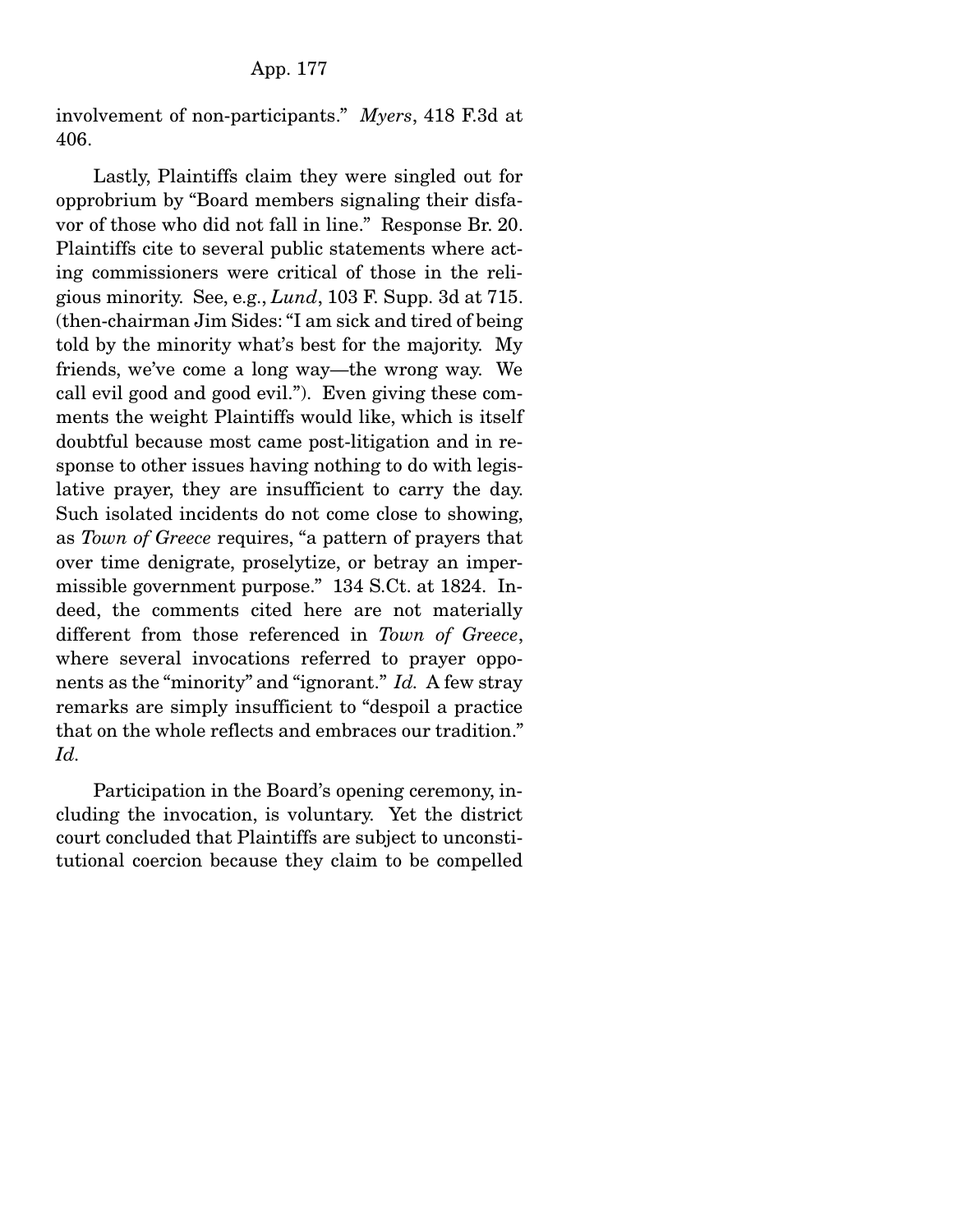involvement of non-participants." *Myers*, 418 F.3d at 406.

Lastly, Plaintiffs claim they were singled out for opprobrium by "Board members signaling their disfavor of those who did not fall in line." Response Br. 20. Plaintiffs cite to several public statements where acting commissioners were critical of those in the religious minority. See, e.g., *Lund*, 103 F. Supp. 3d at 715. (then-chairman Jim Sides: "I am sick and tired of being told by the minority what's best for the majority. My friends, we've come a long way—the wrong way. We call evil good and good evil."). Even giving these comments the weight Plaintiffs would like, which is itself doubtful because most came post-litigation and in response to other issues having nothing to do with legislative prayer, they are insufficient to carry the day. Such isolated incidents do not come close to showing, as *Town of Greece* requires, "a pattern of prayers that over time denigrate, proselytize, or betray an impermissible government purpose." 134 S.Ct. at 1824. Indeed, the comments cited here are not materially different from those referenced in *Town of Greece*, where several invocations referred to prayer opponents as the "minority" and "ignorant." *Id.* A few stray remarks are simply insufficient to "despoil a practice that on the whole reflects and embraces our tradition." *Id.*

Participation in the Board's opening ceremony, including the invocation, is voluntary. Yet the district court concluded that Plaintiffs are subject to unconstitutional coercion because they claim to be compelled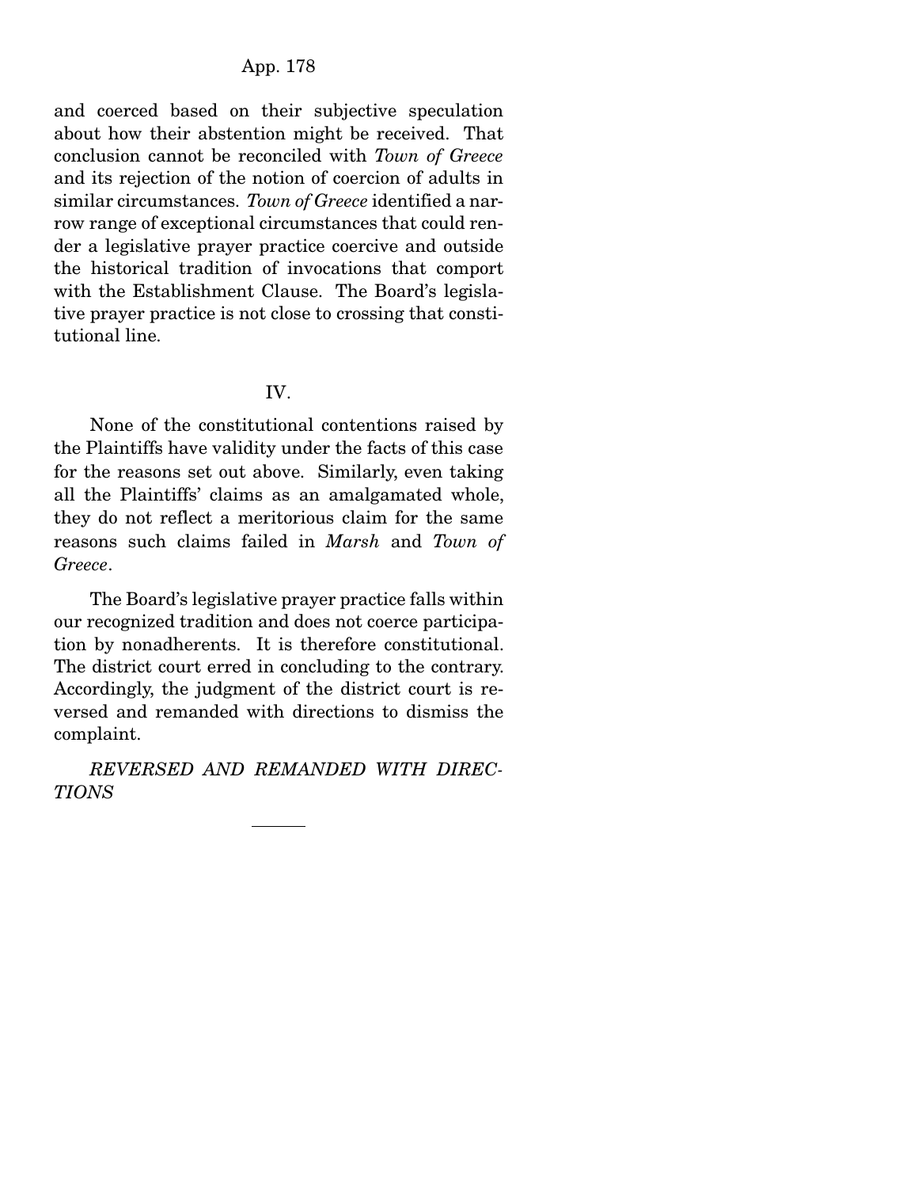and coerced based on their subjective speculation about how their abstention might be received. That conclusion cannot be reconciled with *Town of Greece* and its rejection of the notion of coercion of adults in similar circumstances. *Town of Greece* identified a narrow range of exceptional circumstances that could render a legislative prayer practice coercive and outside the historical tradition of invocations that comport with the Establishment Clause. The Board's legislative prayer practice is not close to crossing that constitutional line.

## IV.

None of the constitutional contentions raised by the Plaintiffs have validity under the facts of this case for the reasons set out above. Similarly, even taking all the Plaintiffs' claims as an amalgamated whole, they do not reflect a meritorious claim for the same reasons such claims failed in *Marsh* and *Town of Greece*.

The Board's legislative prayer practice falls within our recognized tradition and does not coerce participation by nonadherents. It is therefore constitutional. The district court erred in concluding to the contrary. Accordingly, the judgment of the district court is reversed and remanded with directions to dismiss the complaint.

*REVERSED AND REMANDED WITH DIRECTIONS*

---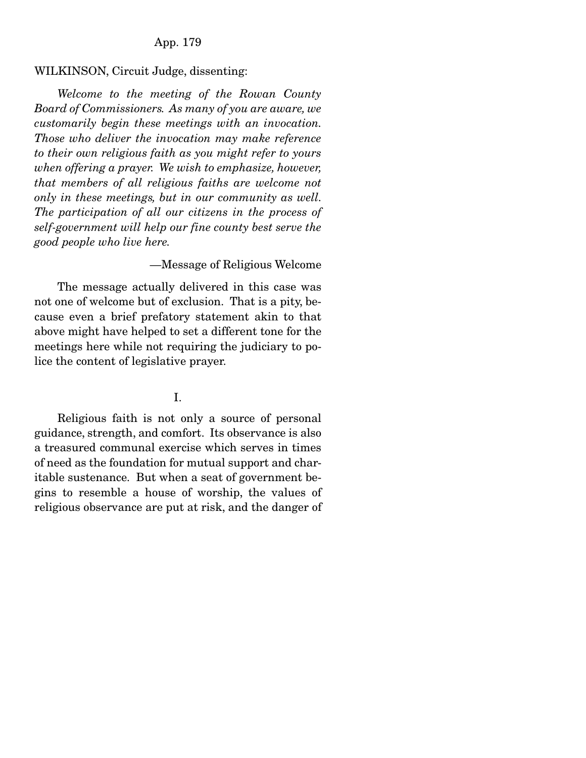WILKINSON, Circuit Judge, dissenting:

*Welcome to the meeting of the Rowan County Board of Commissioners. As many of you are aware, we customarily begin these meetings with an invocation. Those who deliver the invocation may make reference to their own religious faith as you might refer to yours when offering a prayer. We wish to emphasize, however, that members of all religious faiths are welcome not only in these meetings, but in our community as well. The participation of all our citizens in the process of self-government will help our fine county best serve the good people who live here.*

—Message of Religious Welcome

The message actually delivered in this case was not one of welcome but of exclusion. That is a pity, because even a brief prefatory statement akin to that above might have helped to set a different tone for the meetings here while not requiring the judiciary to police the content of legislative prayer.

I.

Religious faith is not only a source of personal guidance, strength, and comfort. Its observance is also a treasured communal exercise which serves in times of need as the foundation for mutual support and charitable sustenance. But when a seat of government begins to resemble a house of worship, the values of religious observance are put at risk, and the danger of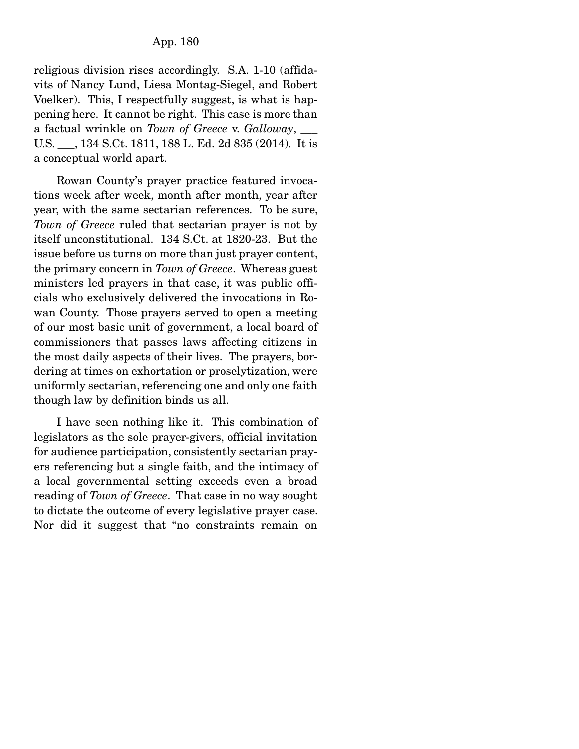religious division rises accordingly. S.A. 1-10 (affidavits of Nancy Lund, Liesa Montag-Siegel, and Robert Voelker). This, I respectfully suggest, is what is happening here. It cannot be right. This case is more than a factual wrinkle on *Town of Greece* v. *Galloway*, ___ U.S. ___, 134 S.Ct. 1811, 188 L. Ed. 2d 835 (2014). It is a conceptual world apart.

Rowan County's prayer practice featured invocations week after week, month after month, year after year, with the same sectarian references. To be sure, *Town of Greece* ruled that sectarian prayer is not by itself unconstitutional. 134 S.Ct. at 1820-23. But the issue before us turns on more than just prayer content, the primary concern in *Town of Greece*. Whereas guest ministers led prayers in that case, it was public officials who exclusively delivered the invocations in Rowan County. Those prayers served to open a meeting of our most basic unit of government, a local board of commissioners that passes laws affecting citizens in the most daily aspects of their lives. The prayers, bordering at times on exhortation or proselytization, were uniformly sectarian, referencing one and only one faith though law by definition binds us all.

I have seen nothing like it. This combination of legislators as the sole prayer-givers, official invitation for audience participation, consistently sectarian prayers referencing but a single faith, and the intimacy of a local governmental setting exceeds even a broad reading of *Town of Greece*. That case in no way sought to dictate the outcome of every legislative prayer case. Nor did it suggest that "no constraints remain on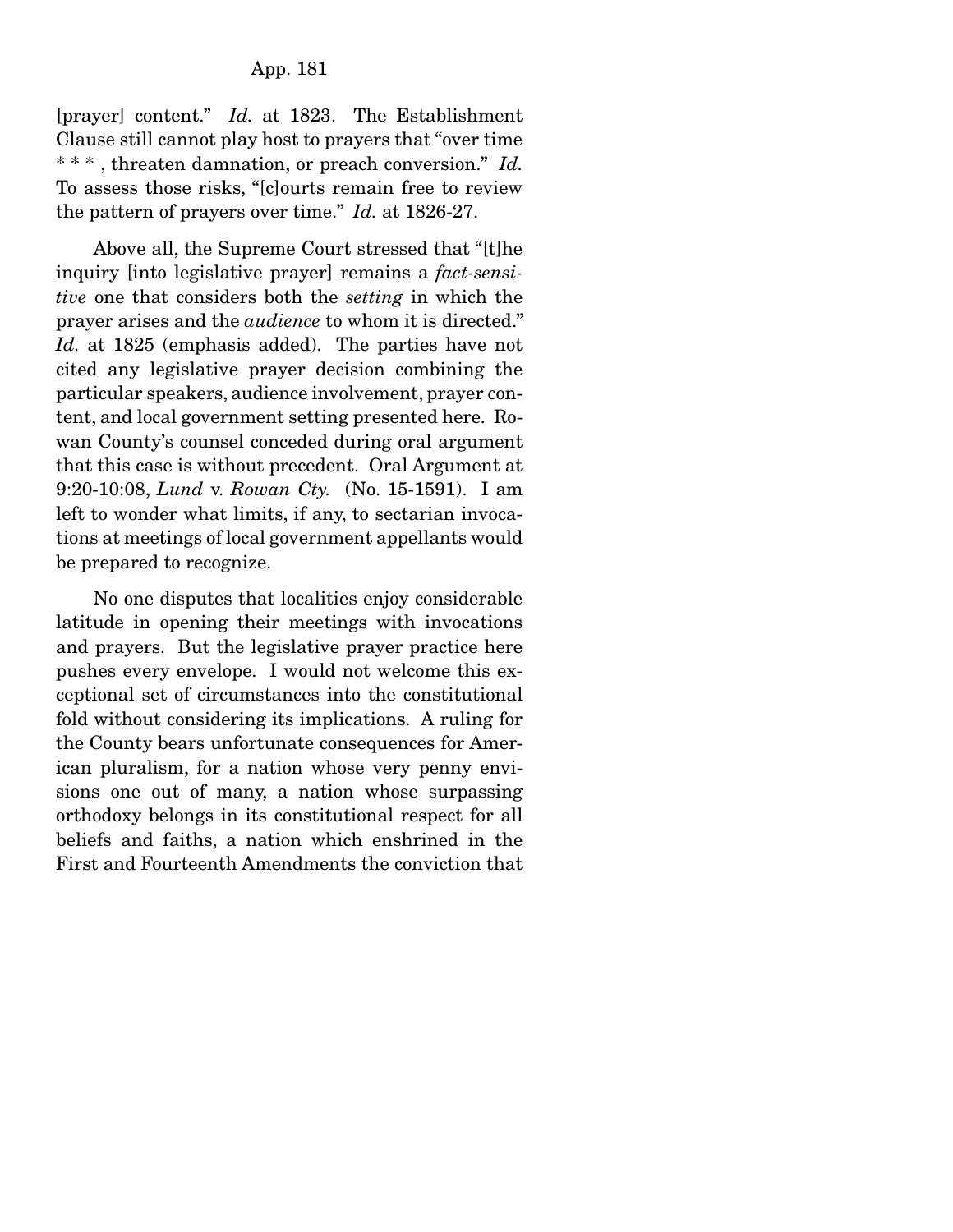[prayer] content." *Id.* at 1823. The Establishment Clause still cannot play host to prayers that "over time * * * , threaten damnation, or preach conversion." *Id.* To assess those risks, "[c]ourts remain free to review the pattern of prayers over time." *Id.* at 1826-27.

Above all, the Supreme Court stressed that "[t]he inquiry [into legislative prayer] remains a *fact-sensitive* one that considers both the *setting* in which the prayer arises and the *audience* to whom it is directed." *Id.* at 1825 (emphasis added). The parties have not cited any legislative prayer decision combining the particular speakers, audience involvement, prayer content, and local government setting presented here. Rowan County's counsel conceded during oral argument that this case is without precedent. Oral Argument at 9:20-10:08, *Lund* v. *Rowan Cty.* (No. 15-1591). I am left to wonder what limits, if any, to sectarian invocations at meetings of local government appellants would be prepared to recognize.

No one disputes that localities enjoy considerable latitude in opening their meetings with invocations and prayers. But the legislative prayer practice here pushes every envelope. I would not welcome this exceptional set of circumstances into the constitutional fold without considering its implications. A ruling for the County bears unfortunate consequences for American pluralism, for a nation whose very penny envisions one out of many, a nation whose surpassing orthodoxy belongs in its constitutional respect for all beliefs and faiths, a nation which enshrined in the First and Fourteenth Amendments the conviction that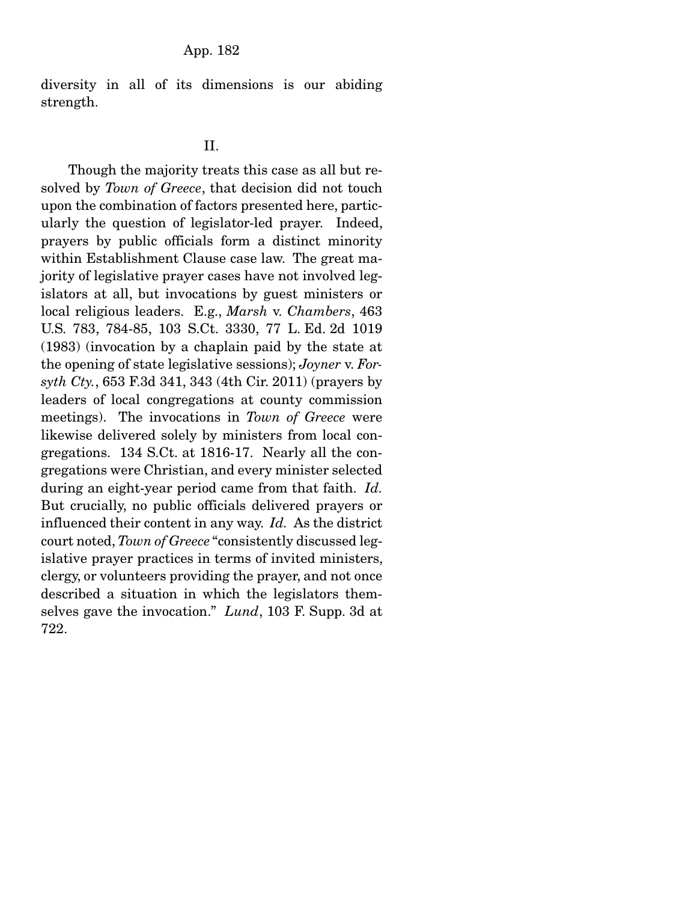diversity in all of its dimensions is our abiding strength.

## II.

Though the majority treats this case as all but resolved by *Town of Greece*, that decision did not touch upon the combination of factors presented here, particularly the question of legislator-led prayer. Indeed, prayers by public officials form a distinct minority within Establishment Clause case law. The great majority of legislative prayer cases have not involved legislators at all, but invocations by guest ministers or local religious leaders. E.g., *Marsh* v. *Chambers*, 463 U.S. 783, 784-85, 103 S.Ct. 3330, 77 L. Ed. 2d 1019 (1983) (invocation by a chaplain paid by the state at the opening of state legislative sessions); *Joyner* v. *Forsyth Cty.*, 653 F.3d 341, 343 (4th Cir. 2011) (prayers by leaders of local congregations at county commission meetings). The invocations in *Town of Greece* were likewise delivered solely by ministers from local congregations. 134 S.Ct. at 1816-17. Nearly all the congregations were Christian, and every minister selected during an eight-year period came from that faith. *Id.* But crucially, no public officials delivered prayers or influenced their content in any way. *Id.* As the district court noted, *Town of Greece* "consistently discussed legislative prayer practices in terms of invited ministers, clergy, or volunteers providing the prayer, and not once described a situation in which the legislators themselves gave the invocation." *Lund*, 103 F. Supp. 3d at 722.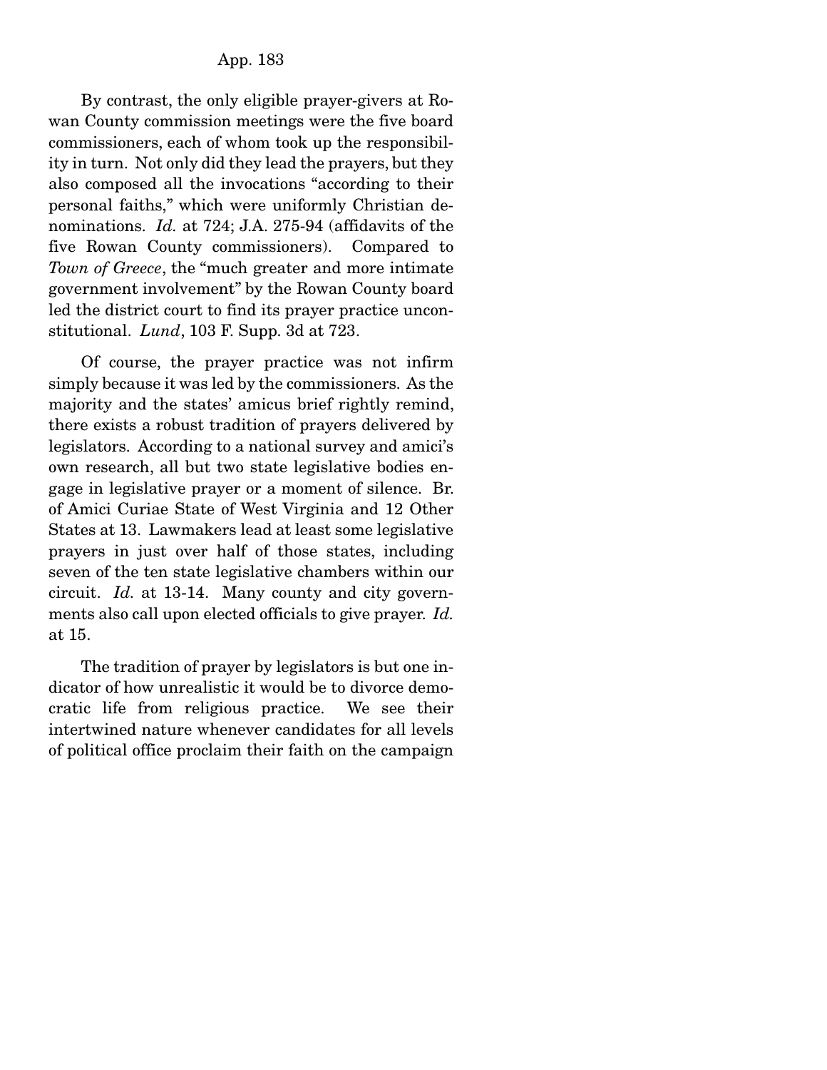By contrast, the only eligible prayer-givers at Rowan County commission meetings were the five board commissioners, each of whom took up the responsibility in turn. Not only did they lead the prayers, but they also composed all the invocations "according to their personal faiths," which were uniformly Christian denominations. *Id.* at 724; J.A. 275-94 (affidavits of the five Rowan County commissioners). Compared to *Town of Greece*, the "much greater and more intimate government involvement" by the Rowan County board led the district court to find its prayer practice unconstitutional. *Lund*, 103 F. Supp. 3d at 723.

Of course, the prayer practice was not infirm simply because it was led by the commissioners. As the majority and the states' amicus brief rightly remind, there exists a robust tradition of prayers delivered by legislators. According to a national survey and amici's own research, all but two state legislative bodies engage in legislative prayer or a moment of silence. Br. of Amici Curiae State of West Virginia and 12 Other States at 13. Lawmakers lead at least some legislative prayers in just over half of those states, including seven of the ten state legislative chambers within our circuit. *Id.* at 13-14. Many county and city governments also call upon elected officials to give prayer. *Id.* at 15.

The tradition of prayer by legislators is but one indicator of how unrealistic it would be to divorce democratic life from religious practice. We see their intertwined nature whenever candidates for all levels of political office proclaim their faith on the campaign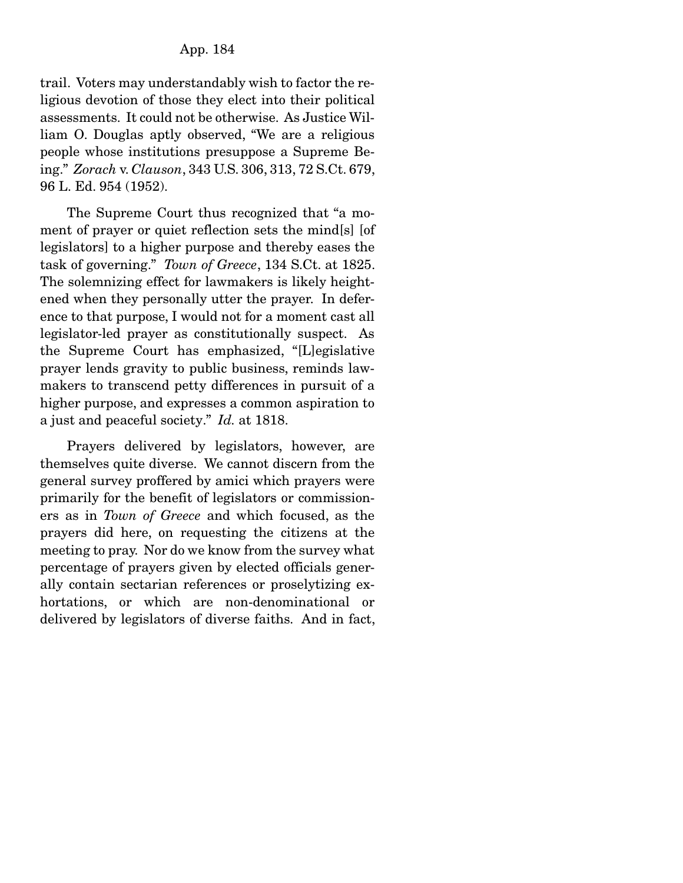trail. Voters may understandably wish to factor the religious devotion of those they elect into their political assessments. It could not be otherwise. As Justice William O. Douglas aptly observed, "We are a religious people whose institutions presuppose a Supreme Being." *Zorach* v. *Clauson*, 343 U.S. 306, 313, 72 S.Ct. 679, 96 L. Ed. 954 (1952).

The Supreme Court thus recognized that "a moment of prayer or quiet reflection sets the mind[s] [of legislators] to a higher purpose and thereby eases the task of governing." *Town of Greece*, 134 S.Ct. at 1825. The solemnizing effect for lawmakers is likely heightened when they personally utter the prayer. In deference to that purpose, I would not for a moment cast all legislator-led prayer as constitutionally suspect. As the Supreme Court has emphasized, "[L]egislative prayer lends gravity to public business, reminds lawmakers to transcend petty differences in pursuit of a higher purpose, and expresses a common aspiration to a just and peaceful society." *Id.* at 1818.

Prayers delivered by legislators, however, are themselves quite diverse. We cannot discern from the general survey proffered by amici which prayers were primarily for the benefit of legislators or commissioners as in *Town of Greece* and which focused, as the prayers did here, on requesting the citizens at the meeting to pray. Nor do we know from the survey what percentage of prayers given by elected officials generally contain sectarian references or proselytizing exhortations, or which are non-denominational or delivered by legislators of diverse faiths. And in fact,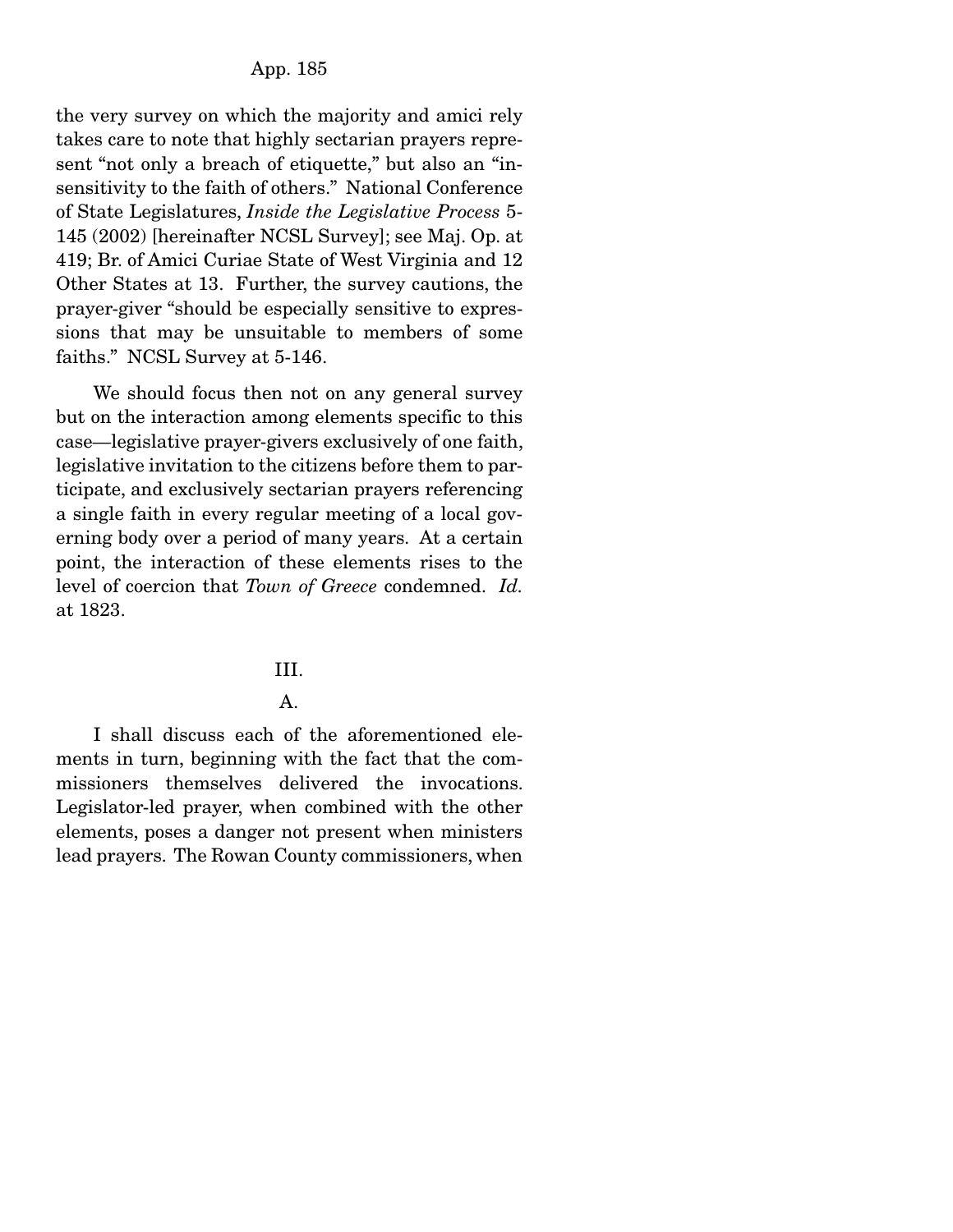the very survey on which the majority and amici rely takes care to note that highly sectarian prayers represent "not only a breach of etiquette," but also an "insensitivity to the faith of others." National Conference of State Legislatures, *Inside the Legislative Process* 5-145 (2002) [hereinafter NCSL Survey]; see Maj. Op. at 419; Br. of Amici Curiae State of West Virginia and 12 Other States at 13. Further, the survey cautions, the prayer-giver "should be especially sensitive to expressions that may be unsuitable to members of some faiths." NCSL Survey at 5-146.

We should focus then not on any general survey but on the interaction among elements specific to this case—legislative prayer-givers exclusively of one faith, legislative invitation to the citizens before them to participate, and exclusively sectarian prayers referencing a single faith in every regular meeting of a local governing body over a period of many years. At a certain point, the interaction of these elements rises to the level of coercion that *Town of Greece* condemned. *Id.* at 1823.

## III.

### A.

I shall discuss each of the aforementioned elements in turn, beginning with the fact that the commissioners themselves delivered the invocations. Legislator-led prayer, when combined with the other elements, poses a danger not present when ministers lead prayers. The Rowan County commissioners, when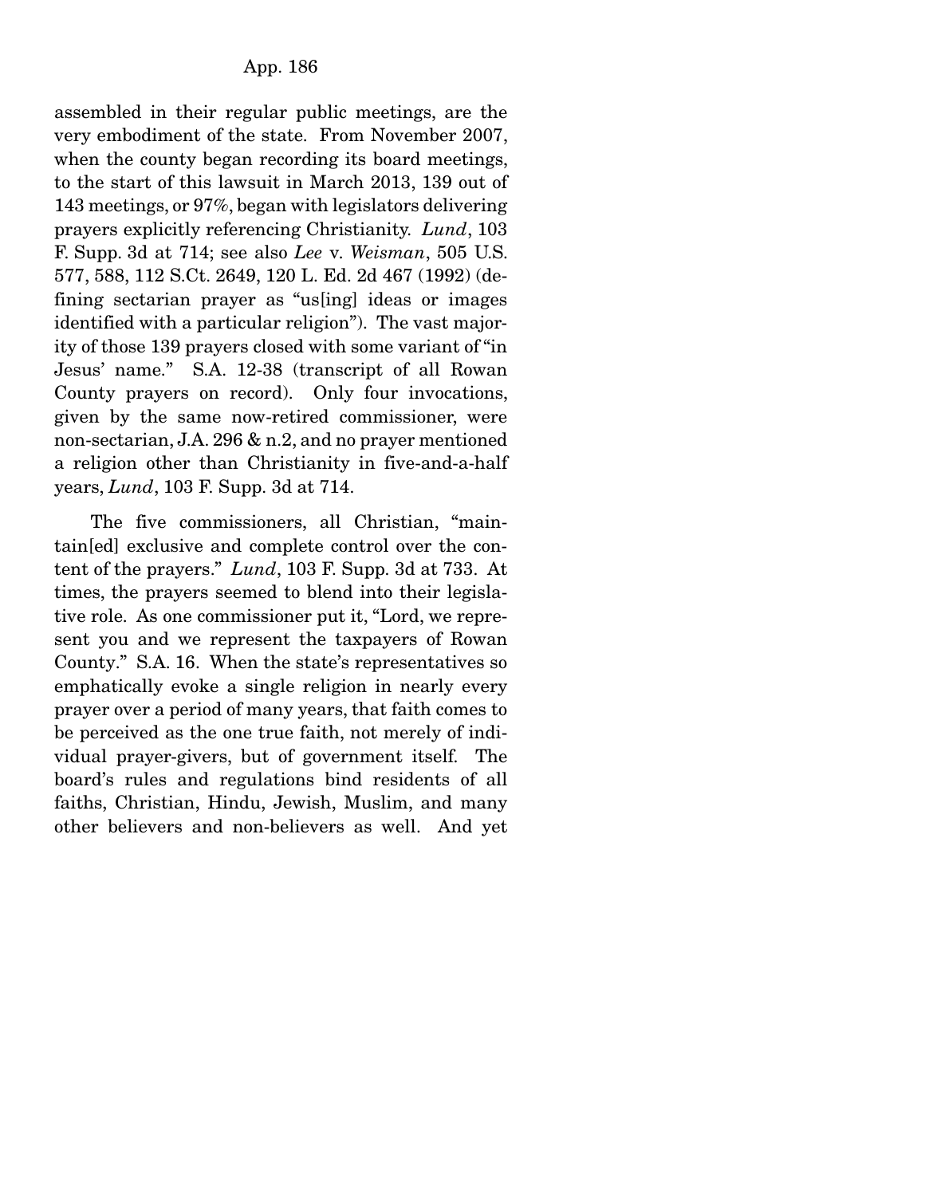assembled in their regular public meetings, are the very embodiment of the state. From November 2007, when the county began recording its board meetings, to the start of this lawsuit in March 2013, 139 out of 143 meetings, or 97%, began with legislators delivering prayers explicitly referencing Christianity. *Lund*, 103 F. Supp. 3d at 714; see also *Lee* v. *Weisman*, 505 U.S. 577, 588, 112 S.Ct. 2649, 120 L. Ed. 2d 467 (1992) (defining sectarian prayer as "us[ing] ideas or images identified with a particular religion"). The vast majority of those 139 prayers closed with some variant of "in Jesus' name." S.A. 12-38 (transcript of all Rowan County prayers on record). Only four invocations, given by the same now-retired commissioner, were non-sectarian, J.A. 296 & n.2, and no prayer mentioned a religion other than Christianity in five-and-a-half years, *Lund*, 103 F. Supp. 3d at 714.

The five commissioners, all Christian, "maintain[ed] exclusive and complete control over the content of the prayers." *Lund*, 103 F. Supp. 3d at 733. At times, the prayers seemed to blend into their legislative role. As one commissioner put it, "Lord, we represent you and we represent the taxpayers of Rowan County." S.A. 16. When the state's representatives so emphatically evoke a single religion in nearly every prayer over a period of many years, that faith comes to be perceived as the one true faith, not merely of individual prayer-givers, but of government itself. The board's rules and regulations bind residents of all faiths, Christian, Hindu, Jewish, Muslim, and many other believers and non-believers as well. And yet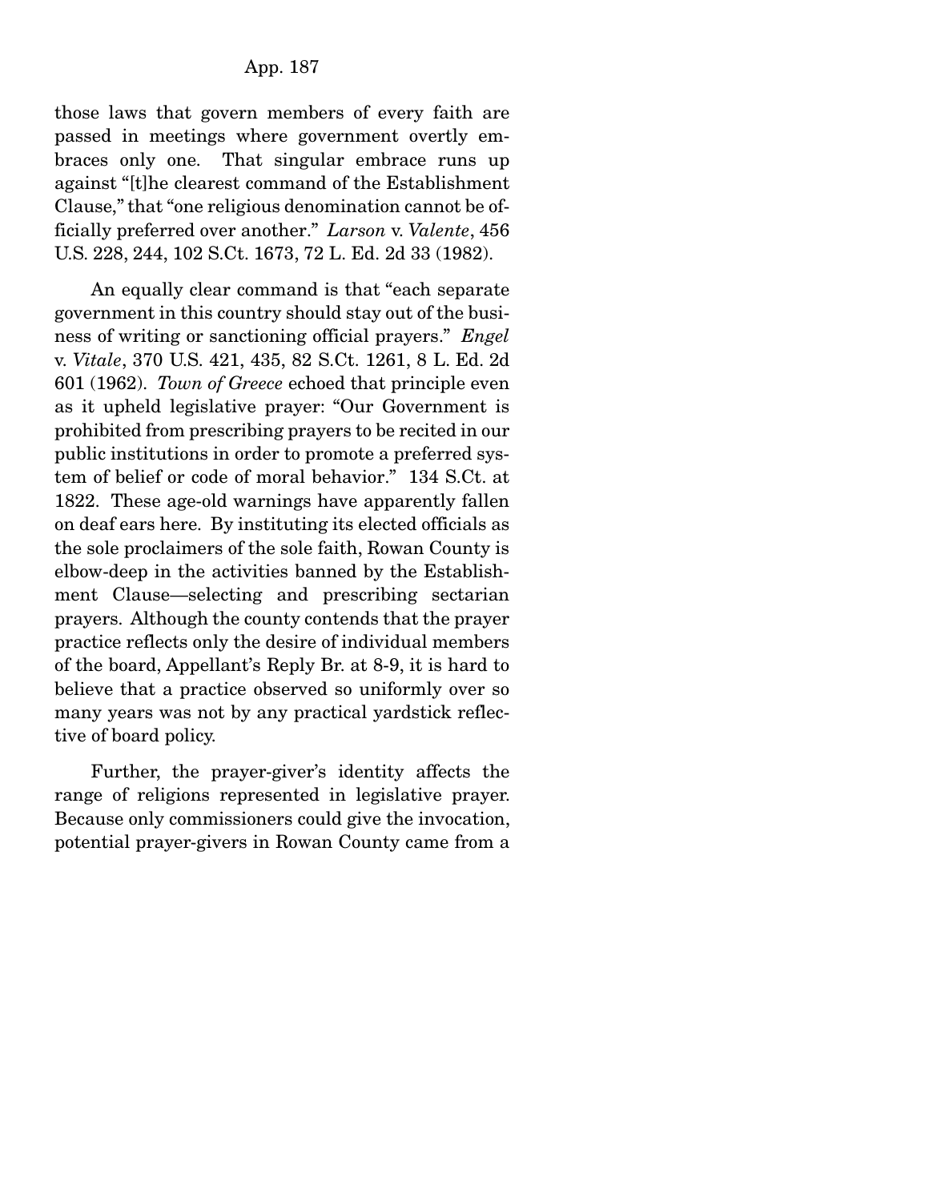those laws that govern members of every faith are passed in meetings where government overtly embraces only one. That singular embrace runs up against "[t]he clearest command of the Establishment Clause," that "one religious denomination cannot be officially preferred over another." *Larson* v. *Valente*, 456 U.S. 228, 244, 102 S.Ct. 1673, 72 L. Ed. 2d 33 (1982).

An equally clear command is that "each separate government in this country should stay out of the business of writing or sanctioning official prayers." *Engel* v. *Vitale*, 370 U.S. 421, 435, 82 S.Ct. 1261, 8 L. Ed. 2d 601 (1962). *Town of Greece* echoed that principle even as it upheld legislative prayer: "Our Government is prohibited from prescribing prayers to be recited in our public institutions in order to promote a preferred system of belief or code of moral behavior." 134 S.Ct. at 1822. These age-old warnings have apparently fallen on deaf ears here. By instituting its elected officials as the sole proclaimers of the sole faith, Rowan County is elbow-deep in the activities banned by the Establishment Clause—selecting and prescribing sectarian prayers. Although the county contends that the prayer practice reflects only the desire of individual members of the board, Appellant's Reply Br. at 8-9, it is hard to believe that a practice observed so uniformly over so many years was not by any practical yardstick reflective of board policy.

Further, the prayer-giver's identity affects the range of religions represented in legislative prayer. Because only commissioners could give the invocation, potential prayer-givers in Rowan County came from a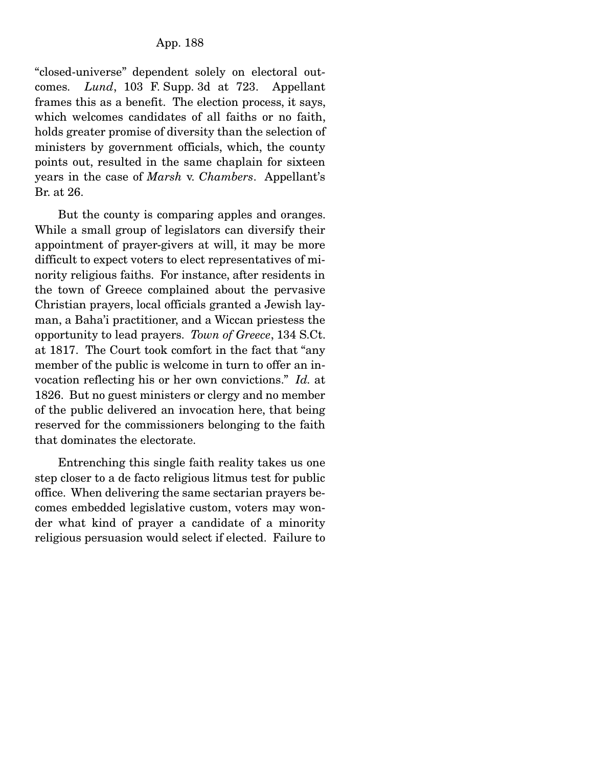"closed-universe" dependent solely on electoral outcomes. *Lund*, 103 F. Supp. 3d at 723. Appellant frames this as a benefit. The election process, it says, which welcomes candidates of all faiths or no faith, holds greater promise of diversity than the selection of ministers by government officials, which, the county points out, resulted in the same chaplain for sixteen years in the case of *Marsh* v. *Chambers*. Appellant's Br. at 26.

But the county is comparing apples and oranges. While a small group of legislators can diversify their appointment of prayer-givers at will, it may be more difficult to expect voters to elect representatives of minority religious faiths. For instance, after residents in the town of Greece complained about the pervasive Christian prayers, local officials granted a Jewish layman, a Baha'i practitioner, and a Wiccan priestess the opportunity to lead prayers. *Town of Greece*, 134 S.Ct. at 1817. The Court took comfort in the fact that "any member of the public is welcome in turn to offer an invocation reflecting his or her own convictions." *Id.* at 1826. But no guest ministers or clergy and no member of the public delivered an invocation here, that being reserved for the commissioners belonging to the faith that dominates the electorate.

Entrenching this single faith reality takes us one step closer to a de facto religious litmus test for public office. When delivering the same sectarian prayers becomes embedded legislative custom, voters may wonder what kind of prayer a candidate of a minority religious persuasion would select if elected. Failure to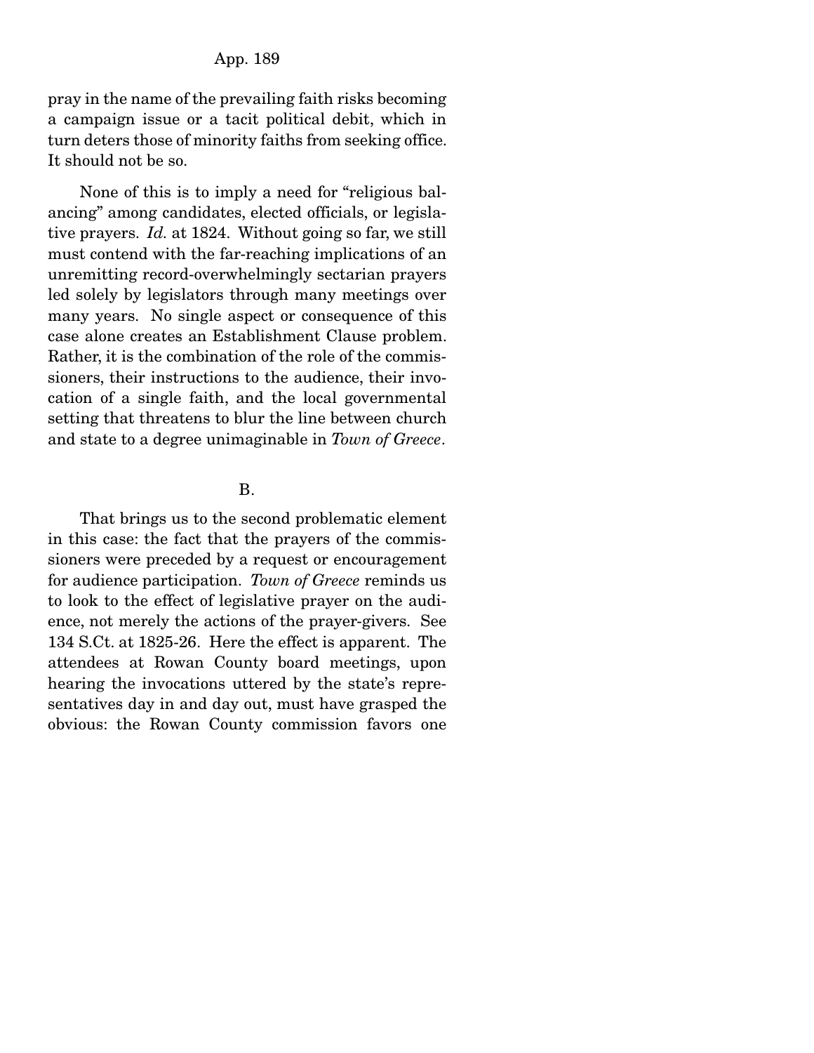pray in the name of the prevailing faith risks becoming a campaign issue or a tacit political debit, which in turn deters those of minority faiths from seeking office. It should not be so.

None of this is to imply a need for "religious balancing" among candidates, elected officials, or legislative prayers. *Id.* at 1824. Without going so far, we still must contend with the far-reaching implications of an unremitting record-overwhelmingly sectarian prayers led solely by legislators through many meetings over many years. No single aspect or consequence of this case alone creates an Establishment Clause problem. Rather, it is the combination of the role of the commissioners, their instructions to the audience, their invocation of a single faith, and the local governmental setting that threatens to blur the line between church and state to a degree unimaginable in *Town of Greece*.

B.

That brings us to the second problematic element in this case: the fact that the prayers of the commissioners were preceded by a request or encouragement for audience participation. *Town of Greece* reminds us to look to the effect of legislative prayer on the audience, not merely the actions of the prayer-givers. See 134 S.Ct. at 1825-26. Here the effect is apparent. The attendees at Rowan County board meetings, upon hearing the invocations uttered by the state's representatives day in and day out, must have grasped the obvious: the Rowan County commission favors one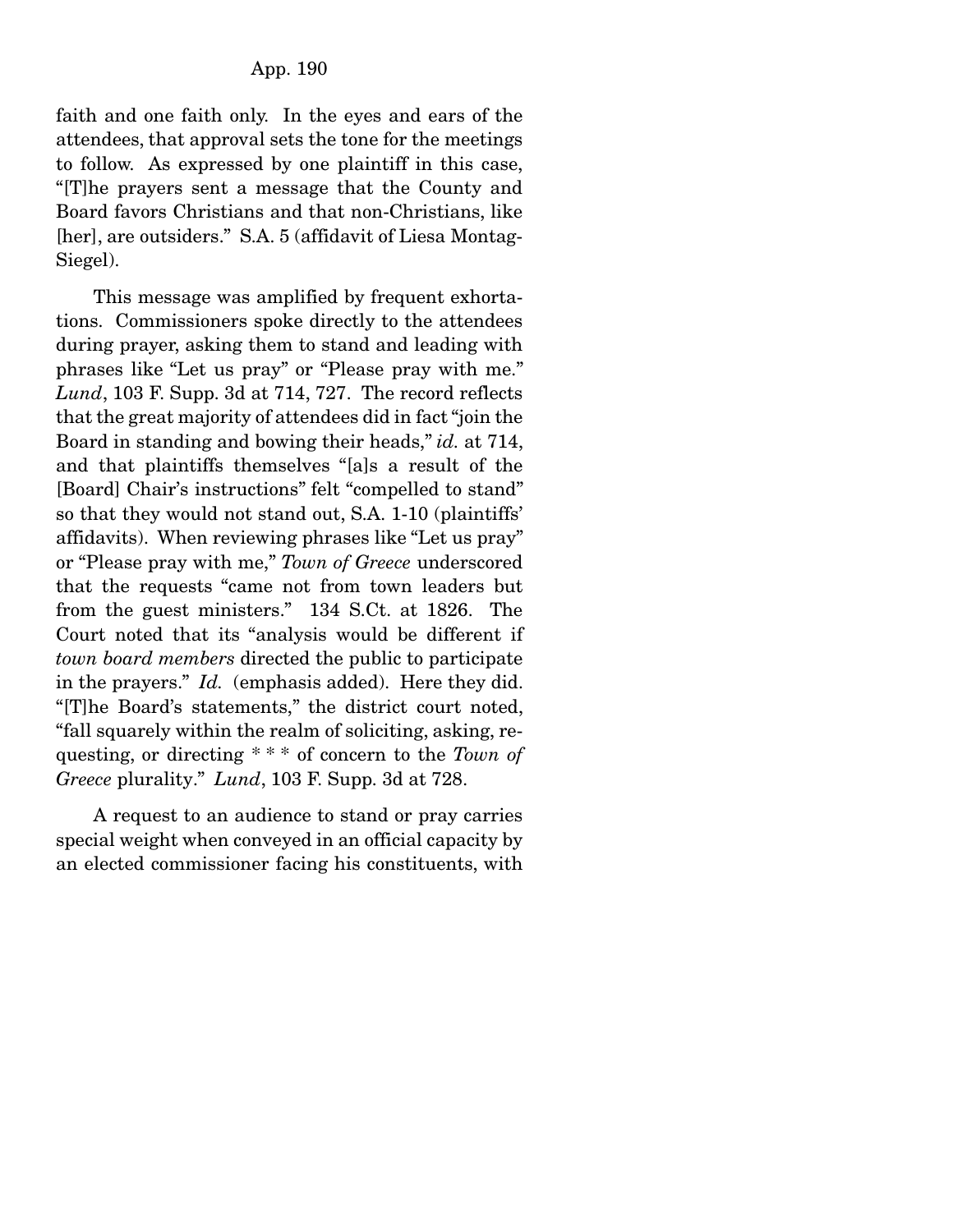faith and one faith only. In the eyes and ears of the attendees, that approval sets the tone for the meetings to follow. As expressed by one plaintiff in this case, "[T]he prayers sent a message that the County and Board favors Christians and that non-Christians, like [her], are outsiders." S.A. 5 (affidavit of Liesa Montag-Siegel).

This message was amplified by frequent exhortations. Commissioners spoke directly to the attendees during prayer, asking them to stand and leading with phrases like "Let us pray" or "Please pray with me." *Lund*, 103 F. Supp. 3d at 714, 727. The record reflects that the great majority of attendees did in fact "join the Board in standing and bowing their heads," *id.* at 714, and that plaintiffs themselves "[a]s a result of the [Board] Chair's instructions" felt "compelled to stand" so that they would not stand out, S.A. 1-10 (plaintiffs' affidavits). When reviewing phrases like "Let us pray" or "Please pray with me," *Town of Greece* underscored that the requests "came not from town leaders but from the guest ministers." 134 S.Ct. at 1826. The Court noted that its "analysis would be different if *town board members* directed the public to participate in the prayers." *Id.* (emphasis added). Here they did. "[T]he Board's statements," the district court noted, "fall squarely within the realm of soliciting, asking, requesting, or directing * * * of concern to the *Town of Greece* plurality." *Lund*, 103 F. Supp. 3d at 728.

A request to an audience to stand or pray carries special weight when conveyed in an official capacity by an elected commissioner facing his constituents, with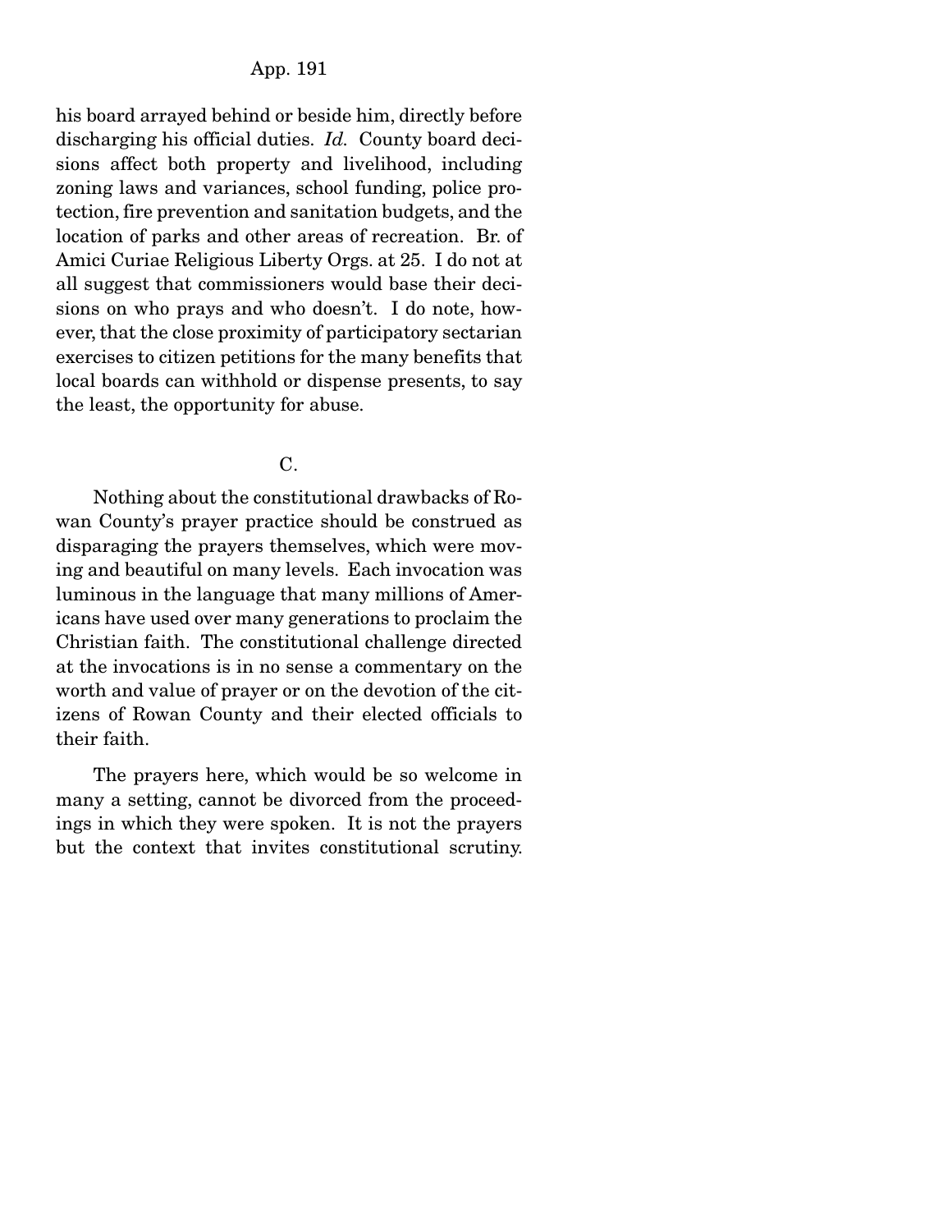his board arrayed behind or beside him, directly before discharging his official duties. *Id.* County board decisions affect both property and livelihood, including zoning laws and variances, school funding, police protection, fire prevention and sanitation budgets, and the location of parks and other areas of recreation. Br. of Amici Curiae Religious Liberty Orgs. at 25. I do not at all suggest that commissioners would base their decisions on who prays and who doesn't. I do note, however, that the close proximity of participatory sectarian exercises to citizen petitions for the many benefits that local boards can withhold or dispense presents, to say the least, the opportunity for abuse.

C.

Nothing about the constitutional drawbacks of Rowan County's prayer practice should be construed as disparaging the prayers themselves, which were moving and beautiful on many levels. Each invocation was luminous in the language that many millions of Americans have used over many generations to proclaim the Christian faith. The constitutional challenge directed at the invocations is in no sense a commentary on the worth and value of prayer or on the devotion of the citizens of Rowan County and their elected officials to their faith.

The prayers here, which would be so welcome in many a setting, cannot be divorced from the proceedings in which they were spoken. It is not the prayers but the context that invites constitutional scrutiny.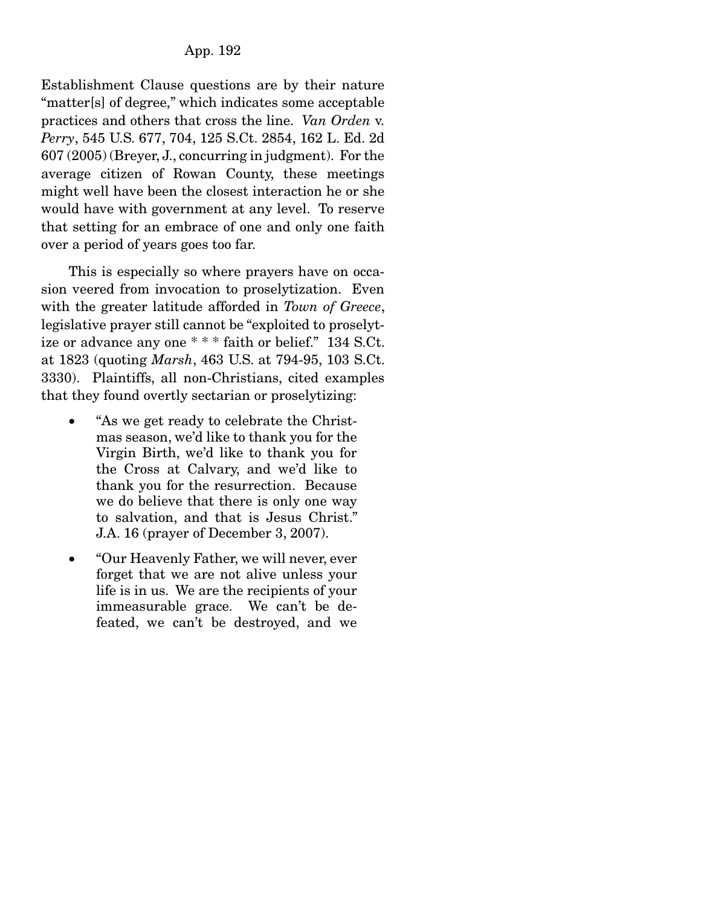Establishment Clause questions are by their nature "matter[s] of degree," which indicates some acceptable practices and others that cross the line. *Van Orden* v. *Perry*, 545 U.S. 677, 704, 125 S.Ct. 2854, 162 L. Ed. 2d 607 (2005) (Breyer, J., concurring in judgment). For the average citizen of Rowan County, these meetings might well have been the closest interaction he or she would have with government at any level. To reserve that setting for an embrace of one and only one faith over a period of years goes too far.

This is especially so where prayers have on occasion veered from invocation to proselytization. Even with the greater latitude afforded in *Town of Greece*, legislative prayer still cannot be "exploited to proselytize or advance any one * * * faith or belief." 134 S.Ct. at 1823 (quoting *Marsh*, 463 U.S. at 794-95, 103 S.Ct. 3330). Plaintiffs, all non-Christians, cited examples that they found overtly sectarian or proselytizing:

- "As we get ready to celebrate the Christmas season, we'd like to thank you for the Virgin Birth, we'd like to thank you for the Cross at Calvary, and we'd like to thank you for the resurrection. Because we do believe that there is only one way to salvation, and that is Jesus Christ." J.A. 16 (prayer of December 3, 2007).

- "Our Heavenly Father, we will never, ever forget that we are not alive unless your life is in us. We are the recipients of your immeasurable grace. We can't be defeated, we can't be destroyed, and we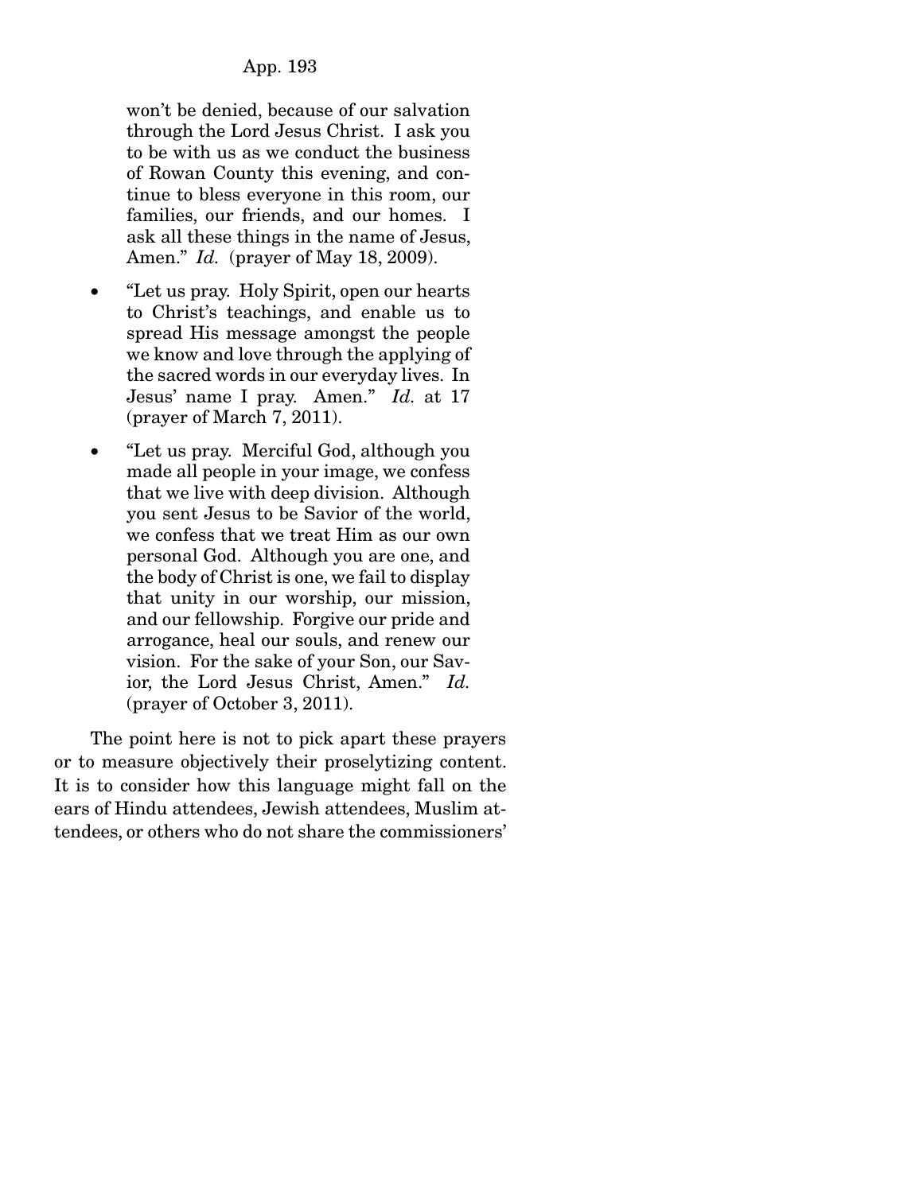won't be denied, because of our salvation through the Lord Jesus Christ. I ask you to be with us as we conduct the business of Rowan County this evening, and continue to bless everyone in this room, our families, our friends, and our homes. I ask all these things in the name of Jesus, Amen." *Id.* (prayer of May 18, 2009).

- "Let us pray. Holy Spirit, open our hearts to Christ's teachings, and enable us to spread His message amongst the people we know and love through the applying of the sacred words in our everyday lives. In Jesus' name I pray. Amen." *Id.* at 17 (prayer of March 7, 2011).
- "Let us pray. Merciful God, although you made all people in your image, we confess that we live with deep division. Although you sent Jesus to be Savior of the world, we confess that we treat Him as our own personal God. Although you are one, and the body of Christ is one, we fail to display that unity in our worship, our mission, and our fellowship. Forgive our pride and arrogance, heal our souls, and renew our vision. For the sake of your Son, our Savior, the Lord Jesus Christ, Amen." *Id.* (prayer of October 3, 2011).

The point here is not to pick apart these prayers or to measure objectively their proselytizing content. It is to consider how this language might fall on the ears of Hindu attendees, Jewish attendees, Muslim attendees, or others who do not share the commissioners'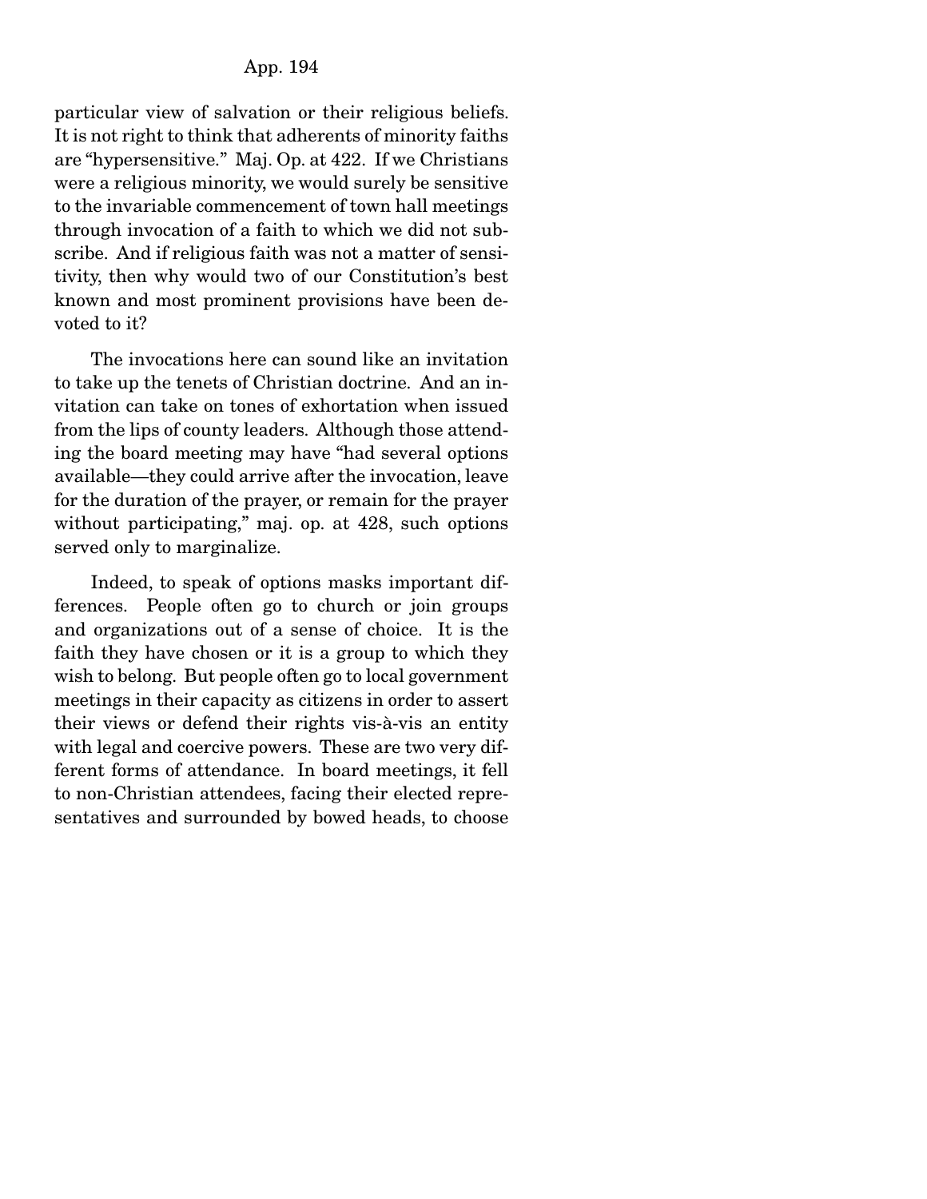particular view of salvation or their religious beliefs. It is not right to think that adherents of minority faiths are "hypersensitive." Maj. Op. at 422. If we Christians were a religious minority, we would surely be sensitive to the invariable commencement of town hall meetings through invocation of a faith to which we did not subscribe. And if religious faith was not a matter of sensitivity, then why would two of our Constitution's best known and most prominent provisions have been devoted to it?

The invocations here can sound like an invitation to take up the tenets of Christian doctrine. And an invitation can take on tones of exhortation when issued from the lips of county leaders. Although those attending the board meeting may have "had several options available—they could arrive after the invocation, leave for the duration of the prayer, or remain for the prayer without participating," maj. op. at 428, such options served only to marginalize.

Indeed, to speak of options masks important differences. People often go to church or join groups and organizations out of a sense of choice. It is the faith they have chosen or it is a group to which they wish to belong. But people often go to local government meetings in their capacity as citizens in order to assert their views or defend their rights vis-à-vis an entity with legal and coercive powers. These are two very different forms of attendance. In board meetings, it fell to non-Christian attendees, facing their elected representatives and surrounded by bowed heads, to choose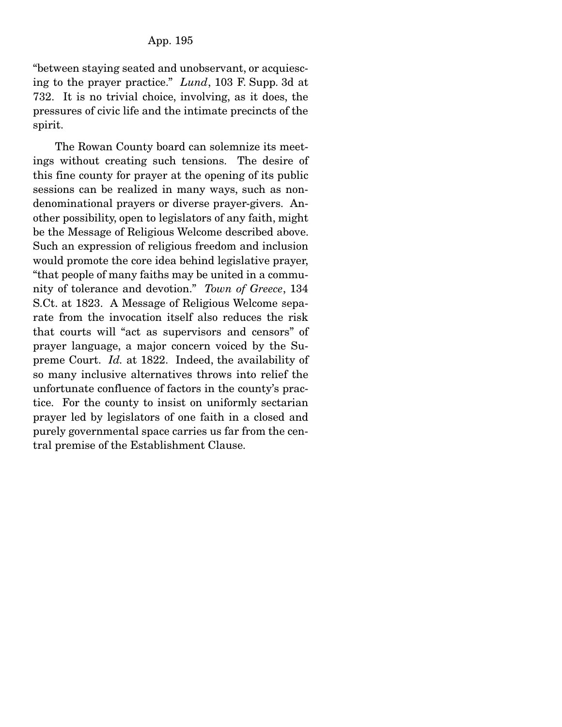"between staying seated and unobservant, or acquiescing to the prayer practice." *Lund*, 103 F. Supp. 3d at 732. It is no trivial choice, involving, as it does, the pressures of civic life and the intimate precincts of the spirit.

The Rowan County board can solemnize its meetings without creating such tensions. The desire of this fine county for prayer at the opening of its public sessions can be realized in many ways, such as nondenominational prayers or diverse prayer-givers. Another possibility, open to legislators of any faith, might be the Message of Religious Welcome described above. Such an expression of religious freedom and inclusion would promote the core idea behind legislative prayer, "that people of many faiths may be united in a community of tolerance and devotion." *Town of Greece*, 134 S.Ct. at 1823. A Message of Religious Welcome separate from the invocation itself also reduces the risk that courts will "act as supervisors and censors" of prayer language, a major concern voiced by the Supreme Court. *Id.* at 1822. Indeed, the availability of so many inclusive alternatives throws into relief the unfortunate confluence of factors in the county's practice. For the county to insist on uniformly sectarian prayer led by legislators of one faith in a closed and purely governmental space carries us far from the central premise of the Establishment Clause.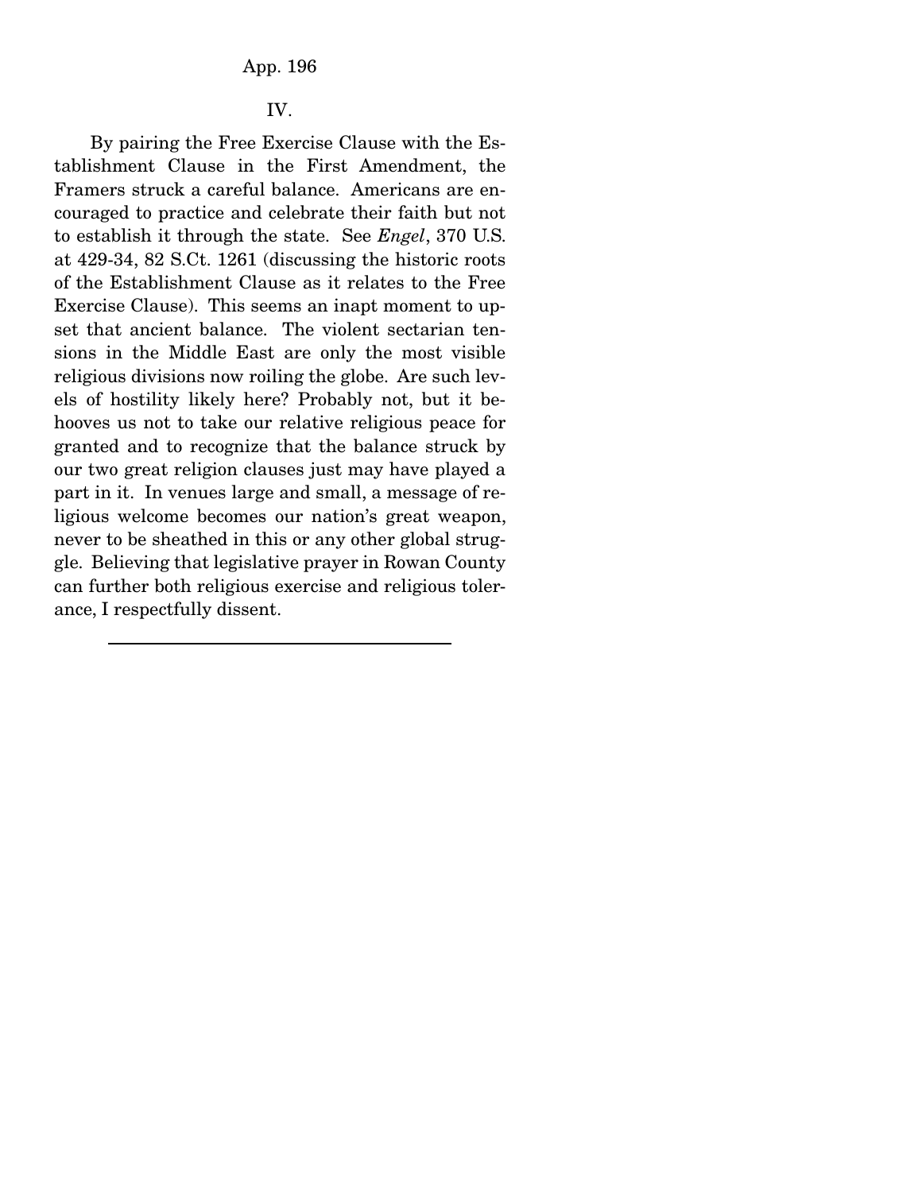## IV.

By pairing the Free Exercise Clause with the Establishment Clause in the First Amendment, the Framers struck a careful balance. Americans are encouraged to practice and celebrate their faith but not to establish it through the state. See *Engel*, 370 U.S. at 429-34, 82 S.Ct. 1261 (discussing the historic roots of the Establishment Clause as it relates to the Free Exercise Clause). This seems an inapt moment to upset that ancient balance. The violent sectarian tensions in the Middle East are only the most visible religious divisions now roiling the globe. Are such levels of hostility likely here? Probably not, but it behooves us not to take our relative religious peace for granted and to recognize that the balance struck by our two great religion clauses just may have played a part in it. In venues large and small, a message of religious welcome becomes our nation's great weapon, never to be sheathed in this or any other global struggle. Believing that legislative prayer in Rowan County can further both religious exercise and religious tolerance, I respectfully dissent.

---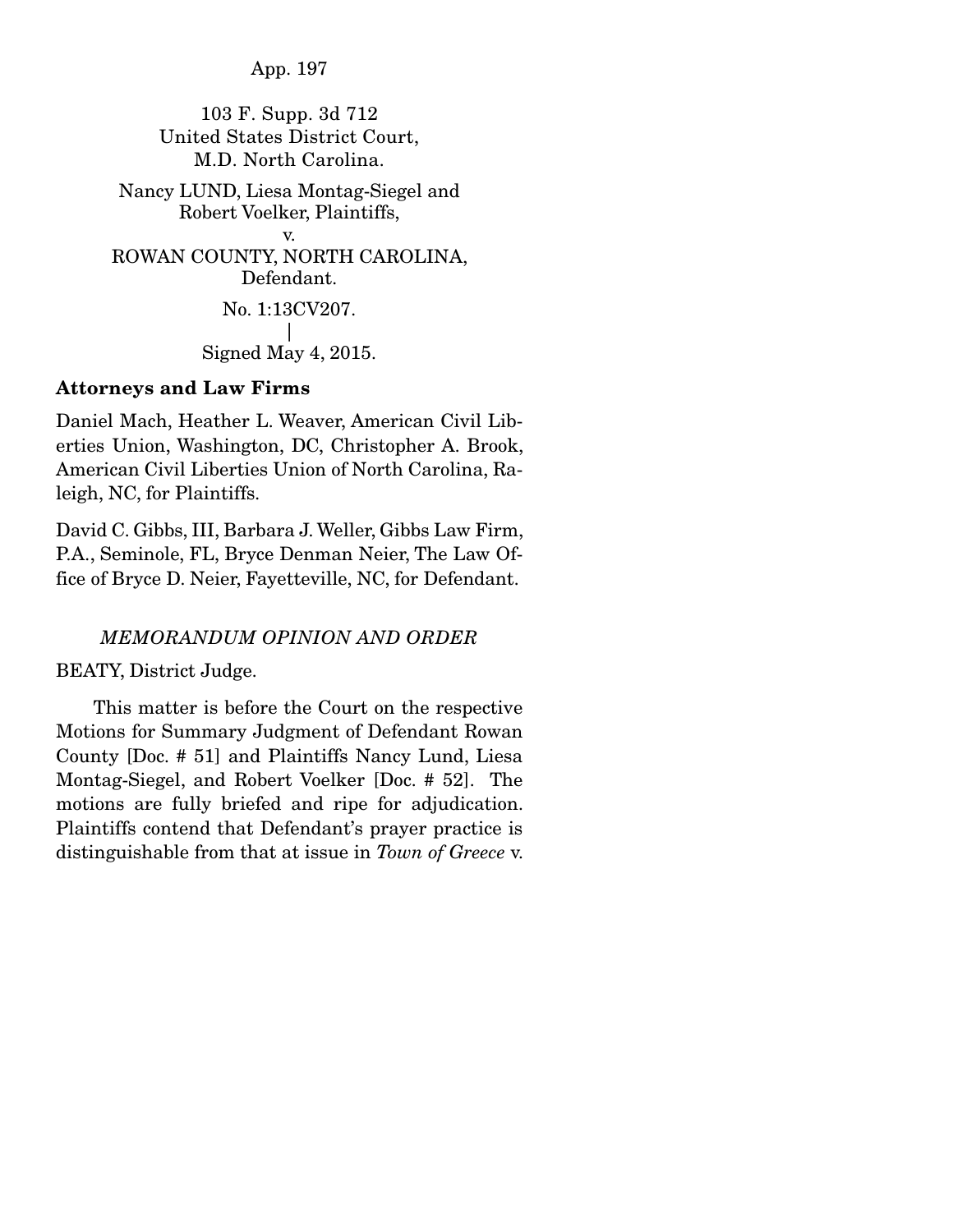103 F. Supp. 3d 712
United States District Court,
M.D. North Carolina.

Nancy LUND, Liesa Montag-Siegel and Robert Voelker, Plaintiffs,
v.
ROWAN COUNTY, NORTH CAROLINA, Defendant.

No. 1:13CV207.
|
Signed May 4, 2015.

**Attorneys and Law Firms**

Daniel Mach, Heather L. Weaver, American Civil Liberties Union, Washington, DC, Christopher A. Brook, American Civil Liberties Union of North Carolina, Raleigh, NC, for Plaintiffs.

David C. Gibbs, III, Barbara J. Weller, Gibbs Law Firm, P.A., Seminole, FL, Bryce Denman Neier, The Law Office of Bryce D. Neier, Fayetteville, NC, for Defendant.

*MEMORANDUM OPINION AND ORDER*

BEATY, District Judge.

This matter is before the Court on the respective Motions for Summary Judgment of Defendant Rowan County [Doc. # 51] and Plaintiffs Nancy Lund, Liesa Montag-Siegel, and Robert Voelker [Doc. # 52]. The motions are fully briefed and ripe for adjudication. Plaintiffs contend that Defendant's prayer practice is distinguishable from that at issue in *Town of Greece* v.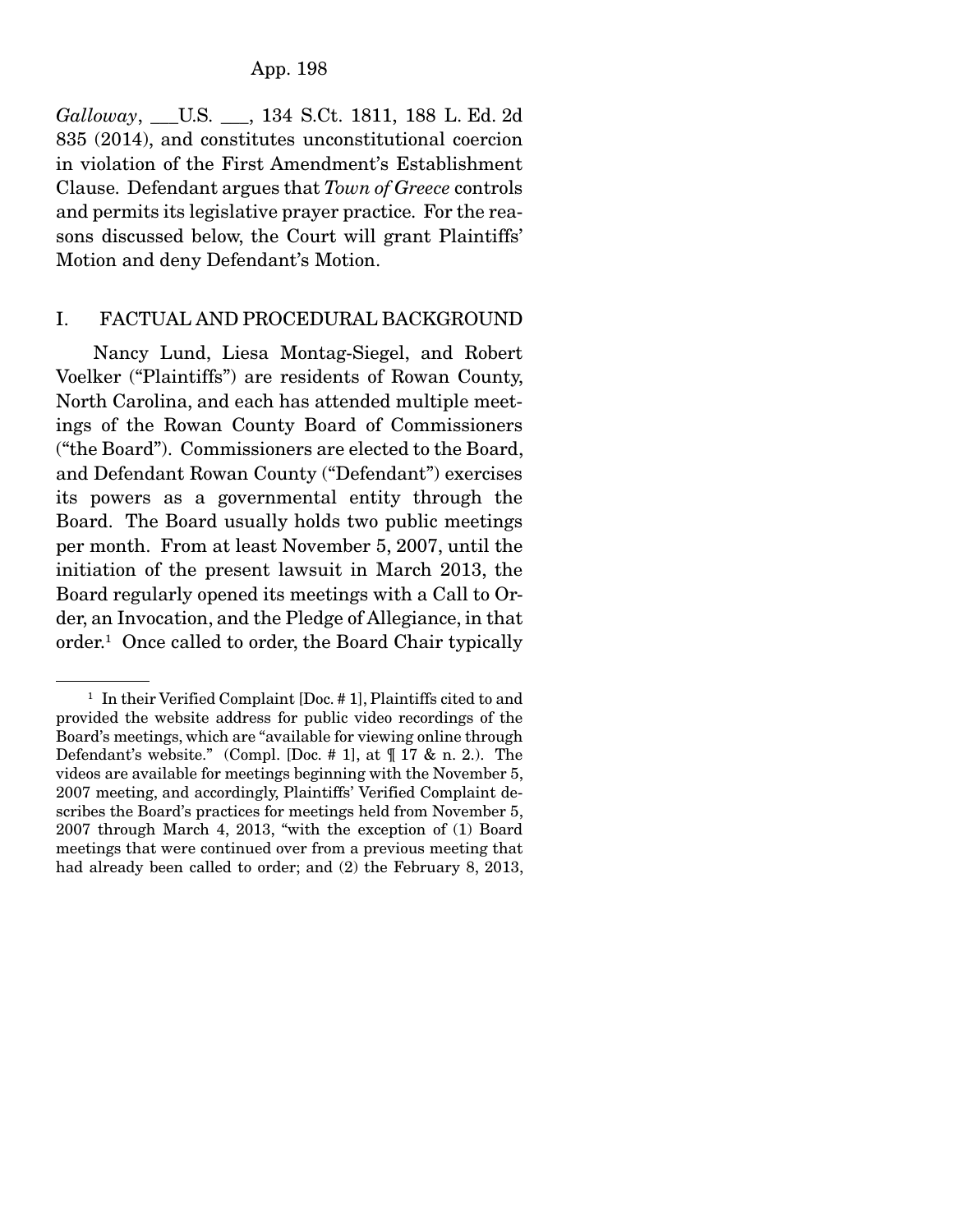*Galloway*, ___U.S. ___, 134 S.Ct. 1811, 188 L. Ed. 2d 835 (2014), and constitutes unconstitutional coercion in violation of the First Amendment's Establishment Clause. Defendant argues that *Town of Greece* controls and permits its legislative prayer practice. For the reasons discussed below, the Court will grant Plaintiffs' Motion and deny Defendant's Motion.

## I. FACTUAL AND PROCEDURAL BACKGROUND

Nancy Lund, Liesa Montag-Siegel, and Robert Voelker ("Plaintiffs") are residents of Rowan County, North Carolina, and each has attended multiple meetings of the Rowan County Board of Commissioners ("the Board"). Commissioners are elected to the Board, and Defendant Rowan County ("Defendant") exercises its powers as a governmental entity through the Board. The Board usually holds two public meetings per month. From at least November 5, 2007, until the initiation of the present lawsuit in March 2013, the Board regularly opened its meetings with a Call to Order, an Invocation, and the Pledge of Allegiance, in that order.[1] Once called to order, the Board Chair typically

---

[1] In their Verified Complaint [Doc. # 1], Plaintiffs cited to and provided the website address for public video recordings of the Board's meetings, which are "available for viewing online through Defendant's website." (Compl. [Doc. # 1], at ¶ 17 & n. 2.). The videos are available for meetings beginning with the November 5, 2007 meeting, and accordingly, Plaintiffs' Verified Complaint describes the Board's practices for meetings held from November 5, 2007 through March 4, 2013, "with the exception of (1) Board meetings that were continued over from a previous meeting that had already been called to order; and (2) the February 8, 2013,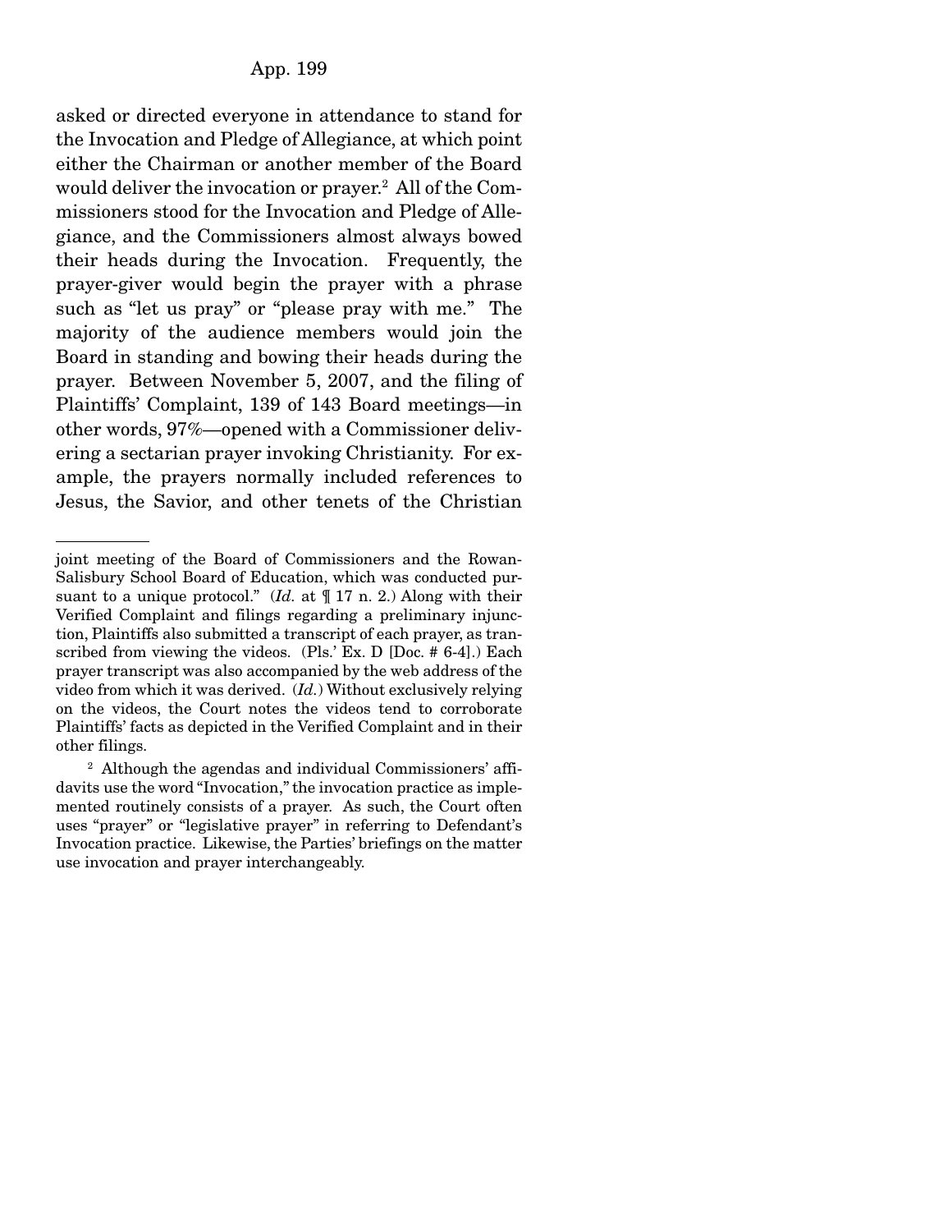asked or directed everyone in attendance to stand for the Invocation and Pledge of Allegiance, at which point either the Chairman or another member of the Board would deliver the invocation or prayer.[2] All of the Commissioners stood for the Invocation and Pledge of Allegiance, and the Commissioners almost always bowed their heads during the Invocation. Frequently, the prayer-giver would begin the prayer with a phrase such as "let us pray" or "please pray with me." The majority of the audience members would join the Board in standing and bowing their heads during the prayer. Between November 5, 2007, and the filing of Plaintiffs' Complaint, 139 of 143 Board meetings—in other words, 97%—opened with a Commissioner delivering a sectarian prayer invoking Christianity. For example, the prayers normally included references to Jesus, the Savior, and other tenets of the Christian

---

joint meeting of the Board of Commissioners and the Rowan-Salisbury School Board of Education, which was conducted pursuant to a unique protocol." (*Id.* at ¶ 17 n. 2.) Along with their Verified Complaint and filings regarding a preliminary injunction, Plaintiffs also submitted a transcript of each prayer, as transcribed from viewing the videos. (Pls.' Ex. D [Doc. # 6-4].) Each prayer transcript was also accompanied by the web address of the video from which it was derived. (*Id.*) Without exclusively relying on the videos, the Court notes the videos tend to corroborate Plaintiffs' facts as depicted in the Verified Complaint and in their other filings.

[2] Although the agendas and individual Commissioners' affidavits use the word "Invocation," the invocation practice as implemented routinely consists of a prayer. As such, the Court often uses "prayer" or "legislative prayer" in referring to Defendant's Invocation practice. Likewise, the Parties' briefings on the matter use invocation and prayer interchangeably.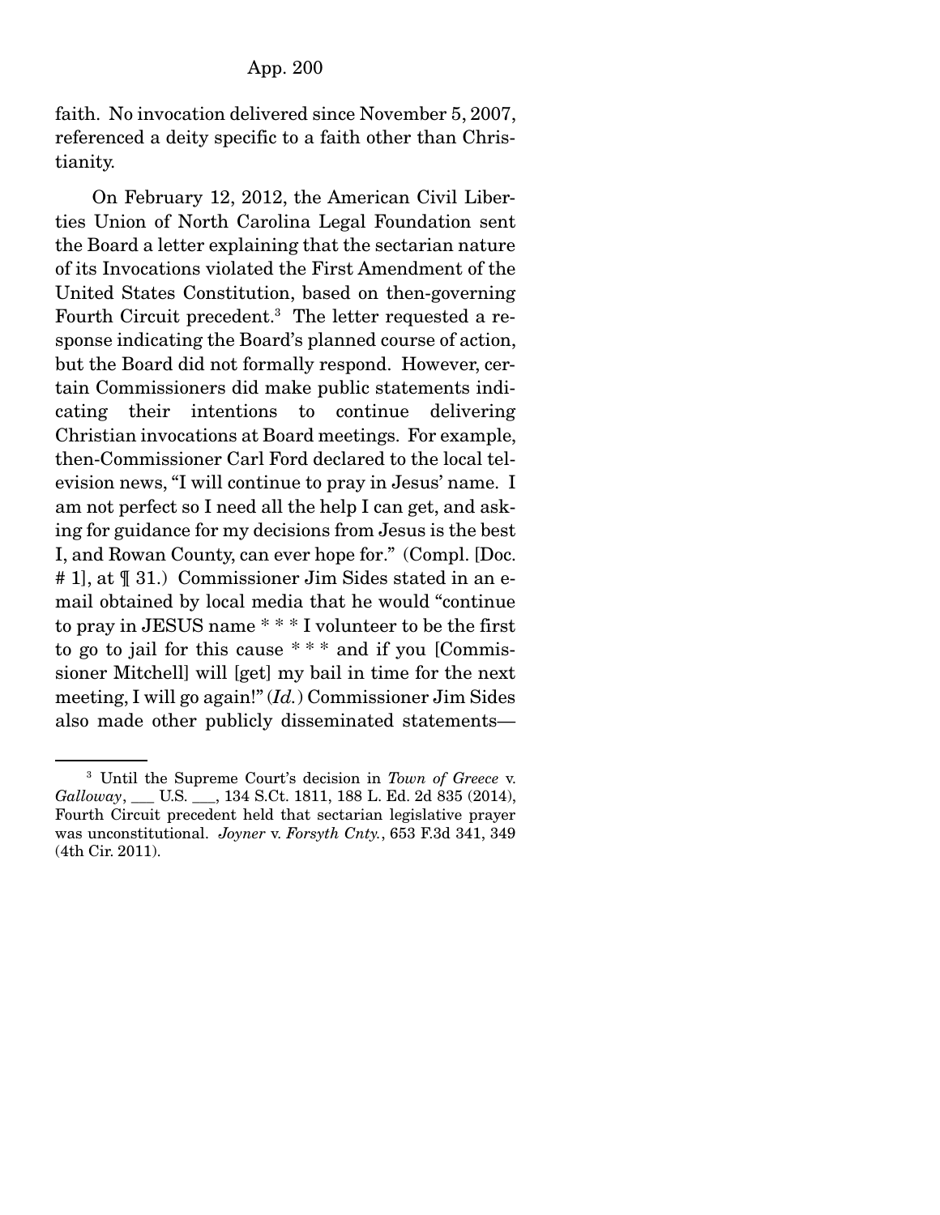faith. No invocation delivered since November 5, 2007, referenced a deity specific to a faith other than Christianity.

On February 12, 2012, the American Civil Liberties Union of North Carolina Legal Foundation sent the Board a letter explaining that the sectarian nature of its Invocations violated the First Amendment of the United States Constitution, based on then-governing Fourth Circuit precedent.[3] The letter requested a response indicating the Board's planned course of action, but the Board did not formally respond. However, certain Commissioners did make public statements indicating their intentions to continue delivering Christian invocations at Board meetings. For example, then-Commissioner Carl Ford declared to the local television news, "I will continue to pray in Jesus' name. I am not perfect so I need all the help I can get, and asking for guidance for my decisions from Jesus is the best I, and Rowan County, can ever hope for." (Compl. [Doc. # 1], at ¶ 31.) Commissioner Jim Sides stated in an e-mail obtained by local media that he would "continue to pray in JESUS name * * * I volunteer to be the first to go to jail for this cause * * * and if you [Commissioner Mitchell] will [get] my bail in time for the next meeting, I will go again!" (*Id.*) Commissioner Jim Sides also made other publicly disseminated statements—

[3] Until the Supreme Court's decision in *Town of Greece* v. *Galloway*, ___ U.S. ___, 134 S.Ct. 1811, 188 L. Ed. 2d 835 (2014), Fourth Circuit precedent held that sectarian legislative prayer was unconstitutional. *Joyner* v. *Forsyth Cnty.*, 653 F.3d 341, 349 (4th Cir. 2011).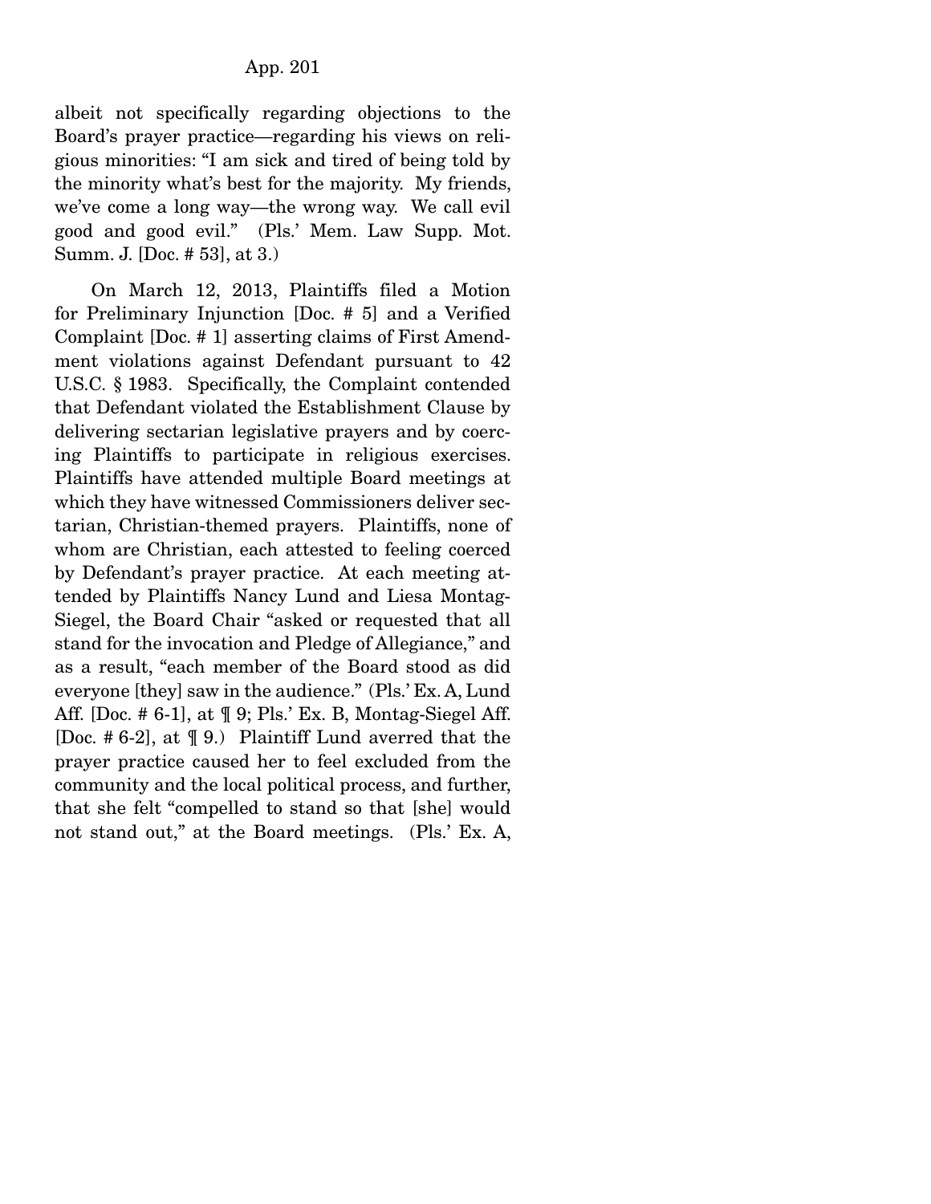albeit not specifically regarding objections to the Board's prayer practice—regarding his views on religious minorities: "I am sick and tired of being told by the minority what's best for the majority. My friends, we've come a long way—the wrong way. We call evil good and good evil." (Pls.' Mem. Law Supp. Mot. Summ. J. [Doc. # 53], at 3.)

On March 12, 2013, Plaintiffs filed a Motion for Preliminary Injunction [Doc. # 5] and a Verified Complaint [Doc. # 1] asserting claims of First Amendment violations against Defendant pursuant to 42 U.S.C. § 1983. Specifically, the Complaint contended that Defendant violated the Establishment Clause by delivering sectarian legislative prayers and by coercing Plaintiffs to participate in religious exercises. Plaintiffs have attended multiple Board meetings at which they have witnessed Commissioners deliver sectarian, Christian-themed prayers. Plaintiffs, none of whom are Christian, each attested to feeling coerced by Defendant's prayer practice. At each meeting attended by Plaintiffs Nancy Lund and Liesa Montag-Siegel, the Board Chair "asked or requested that all stand for the invocation and Pledge of Allegiance," and as a result, "each member of the Board stood as did everyone [they] saw in the audience." (Pls.' Ex. A, Lund Aff. [Doc. # 6-1], at ¶ 9; Pls.' Ex. B, Montag-Siegel Aff. [Doc. # 6-2], at ¶ 9.) Plaintiff Lund averred that the prayer practice caused her to feel excluded from the community and the local political process, and further, that she felt "compelled to stand so that [she] would not stand out," at the Board meetings. (Pls.' Ex. A,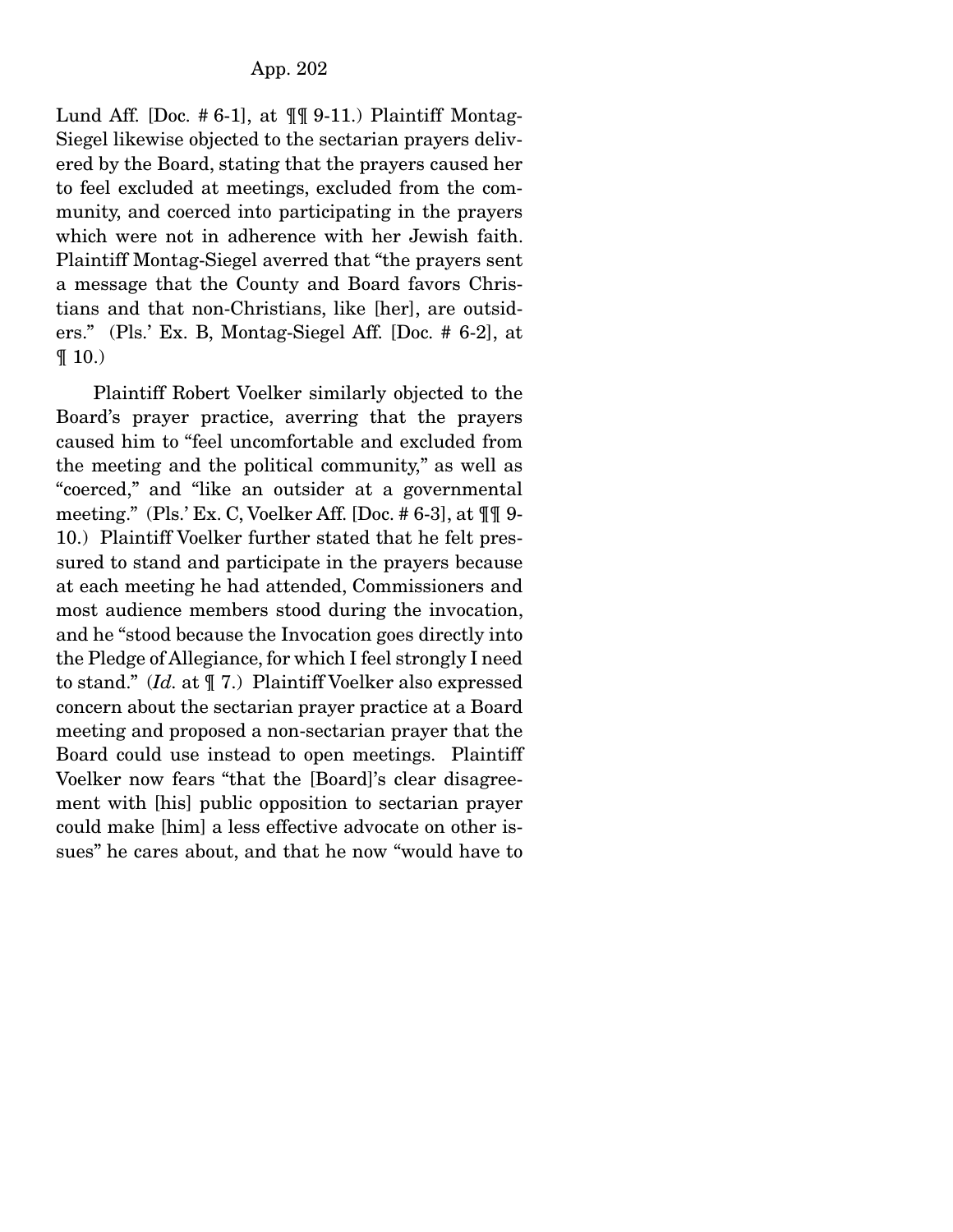Lund Aff. [Doc. # 6-1], at ¶¶ 9-11.) Plaintiff Montag-Siegel likewise objected to the sectarian prayers delivered by the Board, stating that the prayers caused her to feel excluded at meetings, excluded from the community, and coerced into participating in the prayers which were not in adherence with her Jewish faith. Plaintiff Montag-Siegel averred that "the prayers sent a message that the County and Board favors Christians and that non-Christians, like [her], are outsiders." (Pls.' Ex. B, Montag-Siegel Aff. [Doc. # 6-2], at ¶ 10.)

Plaintiff Robert Voelker similarly objected to the Board's prayer practice, averring that the prayers caused him to "feel uncomfortable and excluded from the meeting and the political community," as well as "coerced," and "like an outsider at a governmental meeting." (Pls.' Ex. C, Voelker Aff. [Doc. # 6-3], at ¶¶ 9-10.) Plaintiff Voelker further stated that he felt pressured to stand and participate in the prayers because at each meeting he had attended, Commissioners and most audience members stood during the invocation, and he "stood because the Invocation goes directly into the Pledge of Allegiance, for which I feel strongly I need to stand." (*Id.* at ¶ 7.) Plaintiff Voelker also expressed concern about the sectarian prayer practice at a Board meeting and proposed a non-sectarian prayer that the Board could use instead to open meetings. Plaintiff Voelker now fears "that the [Board]'s clear disagreement with [his] public opposition to sectarian prayer could make [him] a less effective advocate on other issues" he cares about, and that he now "would have to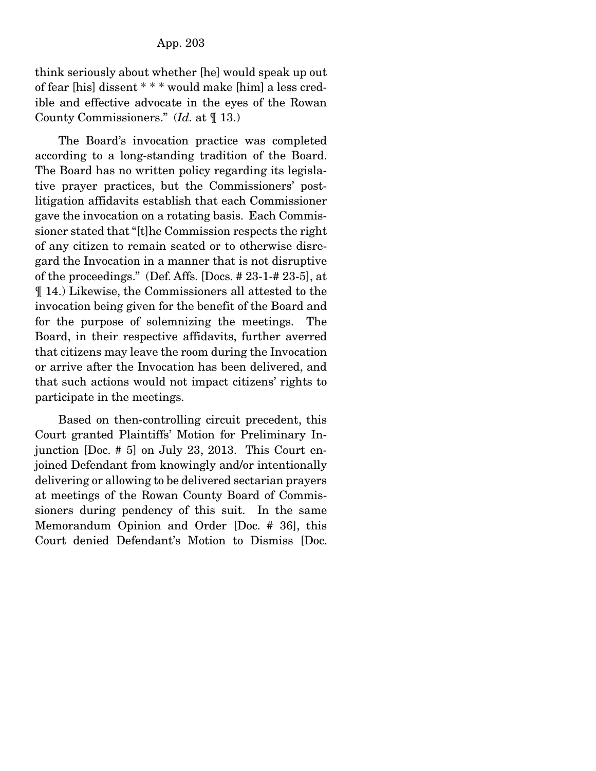think seriously about whether [he] would speak up out of fear [his] dissent * * * would make [him] a less credible and effective advocate in the eyes of the Rowan County Commissioners." (*Id.* at ¶ 13.)

The Board's invocation practice was completed according to a long-standing tradition of the Board. The Board has no written policy regarding its legislative prayer practices, but the Commissioners' post-litigation affidavits establish that each Commissioner gave the invocation on a rotating basis. Each Commissioner stated that "[t]he Commission respects the right of any citizen to remain seated or to otherwise disregard the Invocation in a manner that is not disruptive of the proceedings." (Def. Affs. [Docs. # 23-1-# 23-5], at ¶ 14.) Likewise, the Commissioners all attested to the invocation being given for the benefit of the Board and for the purpose of solemnizing the meetings. The Board, in their respective affidavits, further averred that citizens may leave the room during the Invocation or arrive after the Invocation has been delivered, and that such actions would not impact citizens' rights to participate in the meetings.

Based on then-controlling circuit precedent, this Court granted Plaintiffs' Motion for Preliminary Injunction [Doc. # 5] on July 23, 2013. This Court enjoined Defendant from knowingly and/or intentionally delivering or allowing to be delivered sectarian prayers at meetings of the Rowan County Board of Commissioners during pendency of this suit. In the same Memorandum Opinion and Order [Doc. # 36], this Court denied Defendant's Motion to Dismiss [Doc.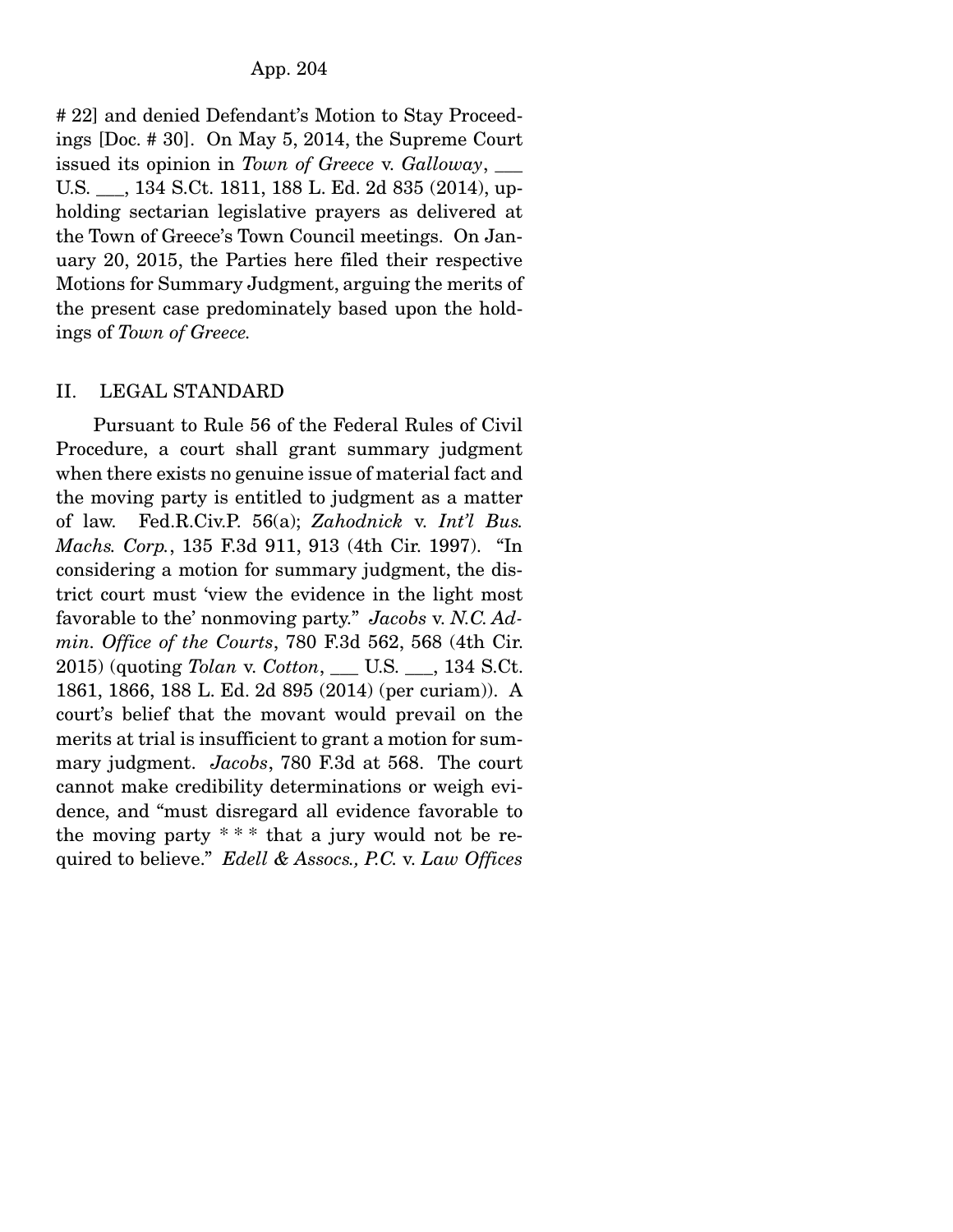# 22] and denied Defendant's Motion to Stay Proceedings [Doc. # 30]. On May 5, 2014, the Supreme Court issued its opinion in *Town of Greece* v. *Galloway*, ___ U.S. ___, 134 S.Ct. 1811, 188 L. Ed. 2d 835 (2014), upholding sectarian legislative prayers as delivered at the Town of Greece's Town Council meetings. On January 20, 2015, the Parties here filed their respective Motions for Summary Judgment, arguing the merits of the present case predominately based upon the holdings of *Town of Greece.*

## II. LEGAL STANDARD

Pursuant to Rule 56 of the Federal Rules of Civil Procedure, a court shall grant summary judgment when there exists no genuine issue of material fact and the moving party is entitled to judgment as a matter of law. Fed.R.Civ.P. 56(a); *Zahodnick* v. *Int'l Bus. Machs. Corp.*, 135 F.3d 911, 913 (4th Cir. 1997). "In considering a motion for summary judgment, the district court must 'view the evidence in the light most favorable to the' nonmoving party." *Jacobs* v. *N.C. Admin. Office of the Courts*, 780 F.3d 562, 568 (4th Cir. 2015) (quoting *Tolan* v. *Cotton*, ___ U.S. ___, 134 S.Ct. 1861, 1866, 188 L. Ed. 2d 895 (2014) (per curiam)). A court's belief that the movant would prevail on the merits at trial is insufficient to grant a motion for summary judgment. *Jacobs*, 780 F.3d at 568. The court cannot make credibility determinations or weigh evidence, and "must disregard all evidence favorable to the moving party * * * that a jury would not be required to believe." *Edell & Assocs., P.C.* v. *Law Offices*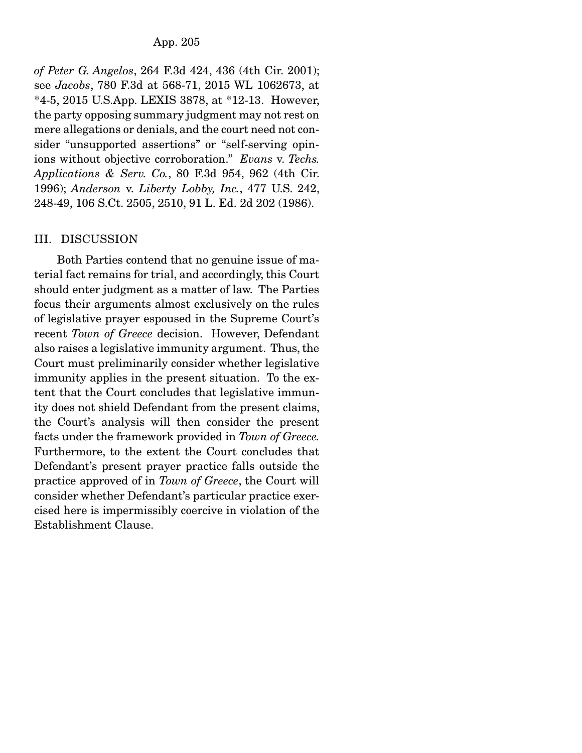*of Peter G. Angelos*, 264 F.3d 424, 436 (4th Cir. 2001); see *Jacobs*, 780 F.3d at 568-71, 2015 WL 1062673, at *4-5, 2015 U.S.App. LEXIS 3878, at *12-13. However, the party opposing summary judgment may not rest on mere allegations or denials, and the court need not consider "unsupported assertions" or "self-serving opinions without objective corroboration." *Evans* v. *Techs. Applications & Serv. Co.*, 80 F.3d 954, 962 (4th Cir. 1996); *Anderson* v. *Liberty Lobby, Inc.*, 477 U.S. 242, 248-49, 106 S.Ct. 2505, 2510, 91 L. Ed. 2d 202 (1986).

## III. DISCUSSION

Both Parties contend that no genuine issue of material fact remains for trial, and accordingly, this Court should enter judgment as a matter of law. The Parties focus their arguments almost exclusively on the rules of legislative prayer espoused in the Supreme Court's recent *Town of Greece* decision. However, Defendant also raises a legislative immunity argument. Thus, the Court must preliminarily consider whether legislative immunity applies in the present situation. To the extent that the Court concludes that legislative immunity does not shield Defendant from the present claims, the Court's analysis will then consider the present facts under the framework provided in *Town of Greece.* Furthermore, to the extent the Court concludes that Defendant's present prayer practice falls outside the practice approved of in *Town of Greece*, the Court will consider whether Defendant's particular practice exercised here is impermissibly coercive in violation of the Establishment Clause.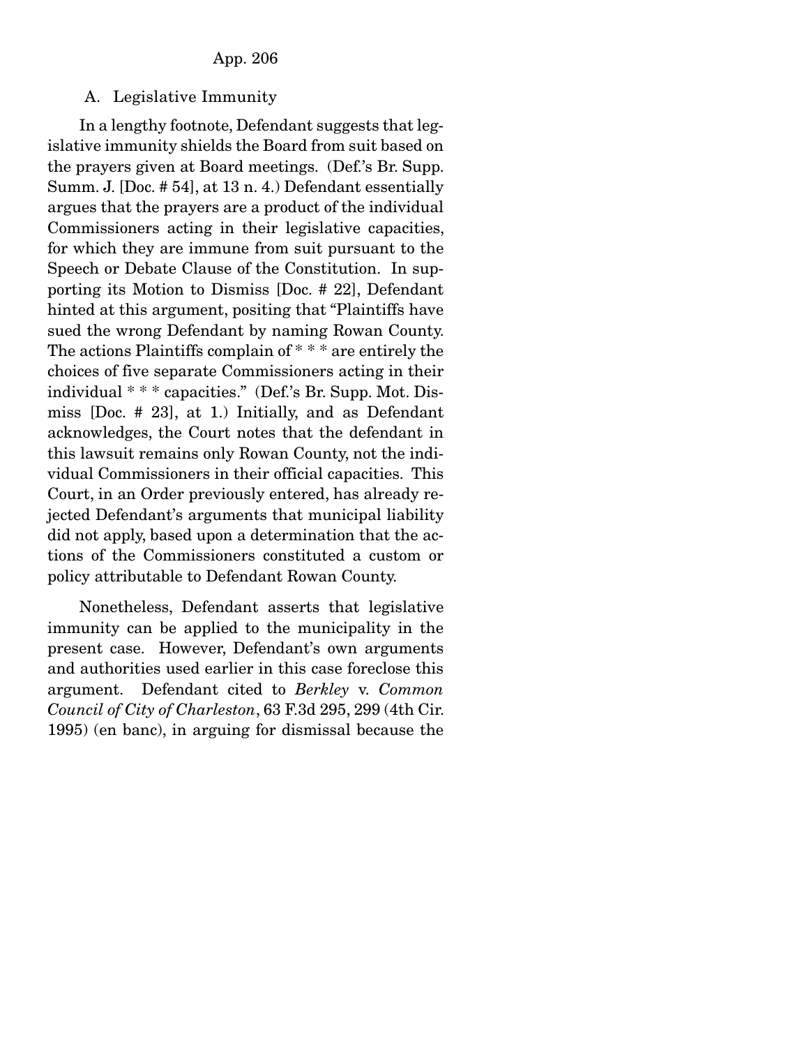### A. Legislative Immunity

In a lengthy footnote, Defendant suggests that legislative immunity shields the Board from suit based on the prayers given at Board meetings. (Def.'s Br. Supp. Summ. J. [Doc. # 54], at 13 n. 4.) Defendant essentially argues that the prayers are a product of the individual Commissioners acting in their legislative capacities, for which they are immune from suit pursuant to the Speech or Debate Clause of the Constitution. In supporting its Motion to Dismiss [Doc. # 22], Defendant hinted at this argument, positing that "Plaintiffs have sued the wrong Defendant by naming Rowan County. The actions Plaintiffs complain of * * * are entirely the choices of five separate Commissioners acting in their individual * * * capacities." (Def.'s Br. Supp. Mot. Dismiss [Doc. # 23], at 1.) Initially, and as Defendant acknowledges, the Court notes that the defendant in this lawsuit remains only Rowan County, not the individual Commissioners in their official capacities. This Court, in an Order previously entered, has already rejected Defendant's arguments that municipal liability did not apply, based upon a determination that the actions of the Commissioners constituted a custom or policy attributable to Defendant Rowan County.

Nonetheless, Defendant asserts that legislative immunity can be applied to the municipality in the present case. However, Defendant's own arguments and authorities used earlier in this case foreclose this argument. Defendant cited to *Berkley* v. *Common Council of City of Charleston*, 63 F.3d 295, 299 (4th Cir. 1995) (en banc), in arguing for dismissal because the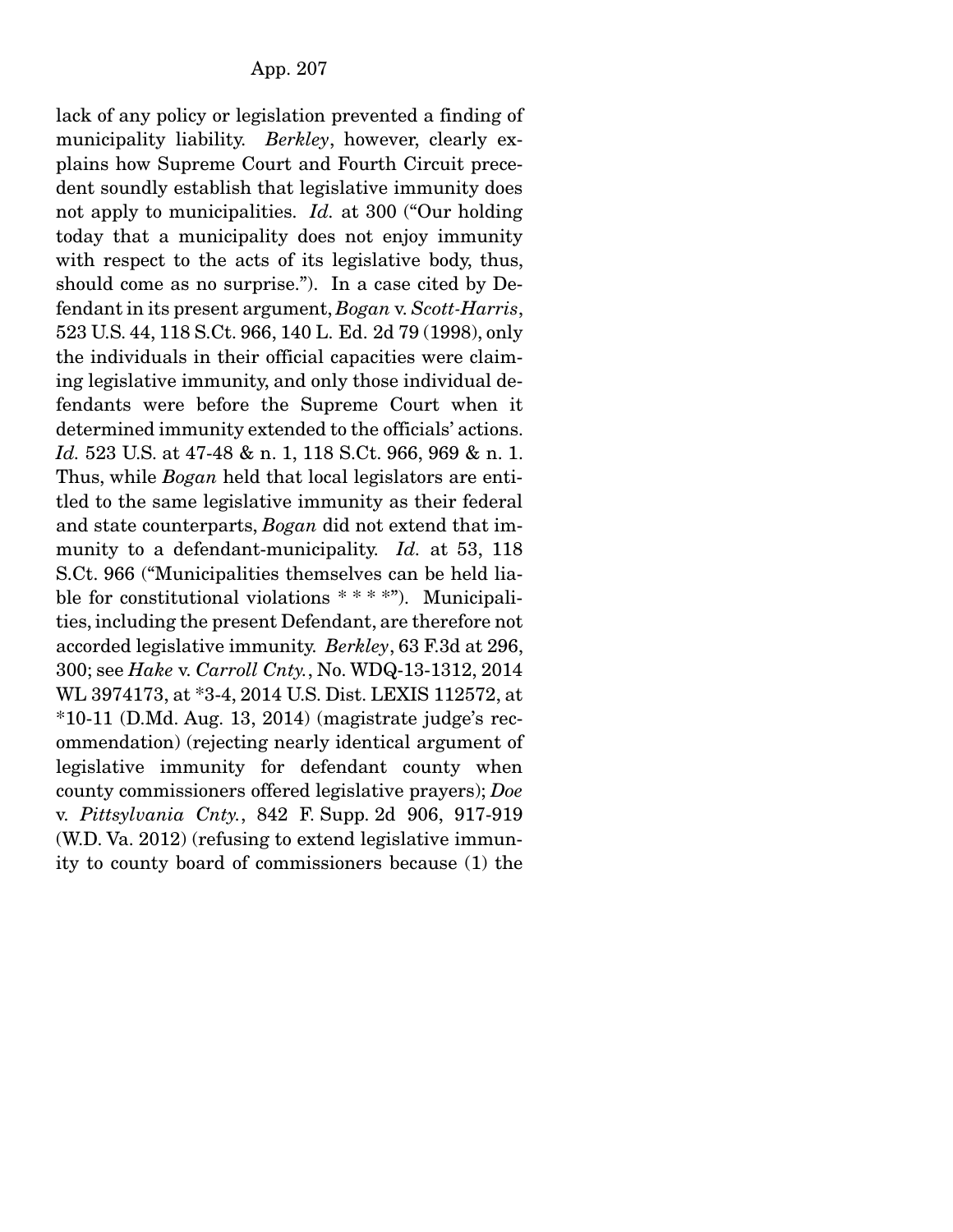lack of any policy or legislation prevented a finding of municipality liability. *Berkley*, however, clearly explains how Supreme Court and Fourth Circuit precedent soundly establish that legislative immunity does not apply to municipalities. *Id.* at 300 ("Our holding today that a municipality does not enjoy immunity with respect to the acts of its legislative body, thus, should come as no surprise."). In a case cited by Defendant in its present argument, *Bogan* v. *Scott-Harris*, 523 U.S. 44, 118 S.Ct. 966, 140 L. Ed. 2d 79 (1998), only the individuals in their official capacities were claiming legislative immunity, and only those individual defendants were before the Supreme Court when it determined immunity extended to the officials' actions. *Id.* 523 U.S. at 47-48 & n. 1, 118 S.Ct. 966, 969 & n. 1. Thus, while *Bogan* held that local legislators are entitled to the same legislative immunity as their federal and state counterparts, *Bogan* did not extend that immunity to a defendant-municipality. *Id.* at 53, 118 S.Ct. 966 ("Municipalities themselves can be held liable for constitutional violations * * * *"). Municipalities, including the present Defendant, are therefore not accorded legislative immunity. *Berkley*, 63 F.3d at 296, 300; see *Hake* v. *Carroll Cnty.*, No. WDQ-13-1312, 2014 WL 3974173, at *3-4, 2014 U.S. Dist. LEXIS 112572, at *10-11 (D.Md. Aug. 13, 2014) (magistrate judge's recommendation) (rejecting nearly identical argument of legislative immunity for defendant county when county commissioners offered legislative prayers); *Doe* v. *Pittsylvania Cnty.*, 842 F. Supp. 2d 906, 917-919 (W.D. Va. 2012) (refusing to extend legislative immunity to county board of commissioners because (1) the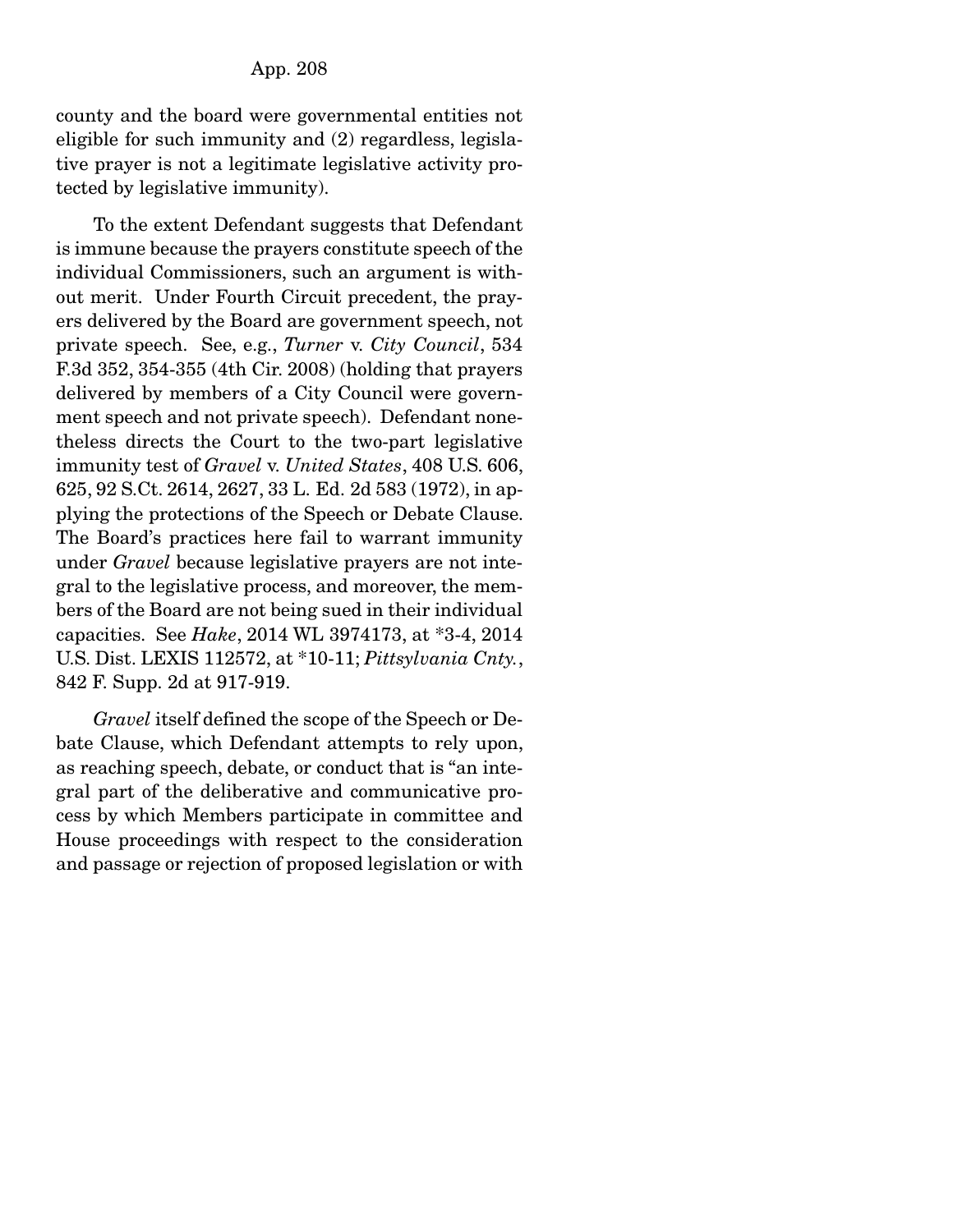county and the board were governmental entities not eligible for such immunity and (2) regardless, legislative prayer is not a legitimate legislative activity protected by legislative immunity).

To the extent Defendant suggests that Defendant is immune because the prayers constitute speech of the individual Commissioners, such an argument is without merit. Under Fourth Circuit precedent, the prayers delivered by the Board are government speech, not private speech. See, e.g., *Turner* v. *City Council*, 534 F.3d 352, 354-355 (4th Cir. 2008) (holding that prayers delivered by members of a City Council were government speech and not private speech). Defendant nonetheless directs the Court to the two-part legislative immunity test of *Gravel* v. *United States*, 408 U.S. 606, 625, 92 S.Ct. 2614, 2627, 33 L. Ed. 2d 583 (1972), in applying the protections of the Speech or Debate Clause. The Board's practices here fail to warrant immunity under *Gravel* because legislative prayers are not integral to the legislative process, and moreover, the members of the Board are not being sued in their individual capacities. See *Hake*, 2014 WL 3974173, at *3-4, 2014 U.S. Dist. LEXIS 112572, at *10-11; *Pittsylvania Cnty.*, 842 F. Supp. 2d at 917-919.

*Gravel* itself defined the scope of the Speech or Debate Clause, which Defendant attempts to rely upon, as reaching speech, debate, or conduct that is "an integral part of the deliberative and communicative process by which Members participate in committee and House proceedings with respect to the consideration and passage or rejection of proposed legislation or with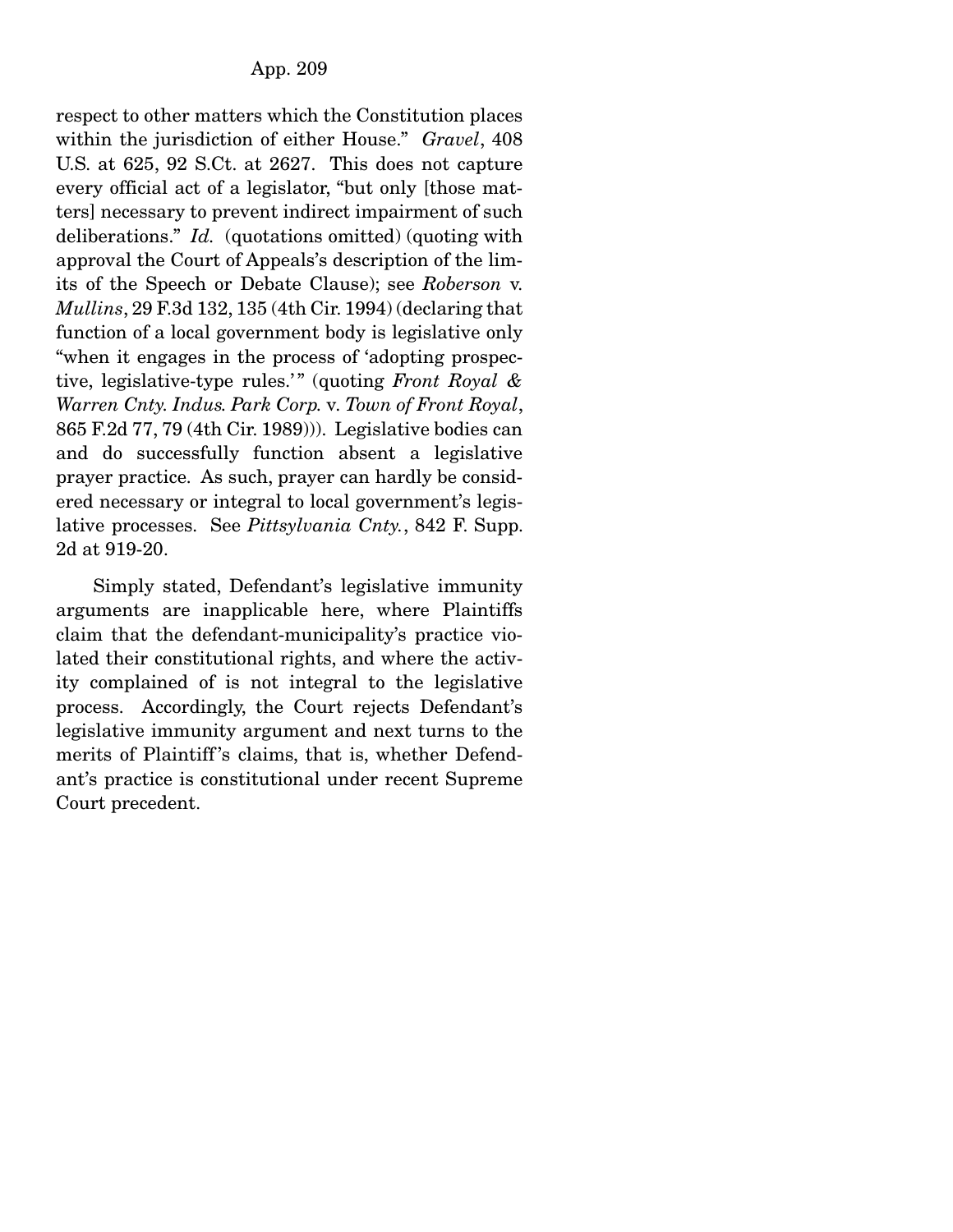respect to other matters which the Constitution places within the jurisdiction of either House." *Gravel*, 408 U.S. at 625, 92 S.Ct. at 2627. This does not capture every official act of a legislator, "but only [those matters] necessary to prevent indirect impairment of such deliberations." *Id.* (quotations omitted) (quoting with approval the Court of Appeals's description of the limits of the Speech or Debate Clause); see *Roberson* v. *Mullins*, 29 F.3d 132, 135 (4th Cir. 1994) (declaring that function of a local government body is legislative only "when it engages in the process of 'adopting prospective, legislative-type rules.'" (quoting *Front Royal & Warren Cnty. Indus. Park Corp.* v. *Town of Front Royal*, 865 F.2d 77, 79 (4th Cir. 1989))). Legislative bodies can and do successfully function absent a legislative prayer practice. As such, prayer can hardly be considered necessary or integral to local government's legislative processes. See *Pittsylvania Cnty.*, 842 F. Supp. 2d at 919-20.

Simply stated, Defendant's legislative immunity arguments are inapplicable here, where Plaintiffs claim that the defendant-municipality's practice violated their constitutional rights, and where the activity complained of is not integral to the legislative process. Accordingly, the Court rejects Defendant's legislative immunity argument and next turns to the merits of Plaintiff's claims, that is, whether Defendant's practice is constitutional under recent Supreme Court precedent.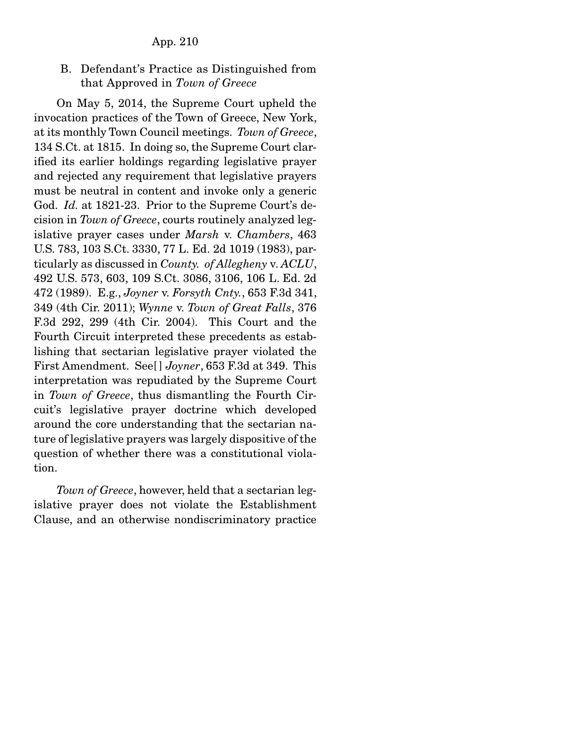### B. Defendant's Practice as Distinguished from that Approved in *Town of Greece*

On May 5, 2014, the Supreme Court upheld the invocation practices of the Town of Greece, New York, at its monthly Town Council meetings. *Town of Greece*, 134 S.Ct. at 1815. In doing so, the Supreme Court clarified its earlier holdings regarding legislative prayer and rejected any requirement that legislative prayers must be neutral in content and invoke only a generic God. *Id.* at 1821-23. Prior to the Supreme Court's decision in *Town of Greece*, courts routinely analyzed legislative prayer cases under *Marsh* v. *Chambers*, 463 U.S. 783, 103 S.Ct. 3330, 77 L. Ed. 2d 1019 (1983), particularly as discussed in *County. of Allegheny* v. *ACLU*, 492 U.S. 573, 603, 109 S.Ct. 3086, 3106, 106 L. Ed. 2d 472 (1989). E.g., *Joyner* v. *Forsyth Cnty.*, 653 F.3d 341, 349 (4th Cir. 2011); *Wynne* v. *Town of Great Falls*, 376 F.3d 292, 299 (4th Cir. 2004). This Court and the Fourth Circuit interpreted these precedents as establishing that sectarian legislative prayer violated the First Amendment. See[] *Joyner*, 653 F.3d at 349. This interpretation was repudiated by the Supreme Court in *Town of Greece*, thus dismantling the Fourth Circuit's legislative prayer doctrine which developed around the core understanding that the sectarian nature of legislative prayers was largely dispositive of the question of whether there was a constitutional violation.

*Town of Greece*, however, held that a sectarian legislative prayer does not violate the Establishment Clause, and an otherwise nondiscriminatory practice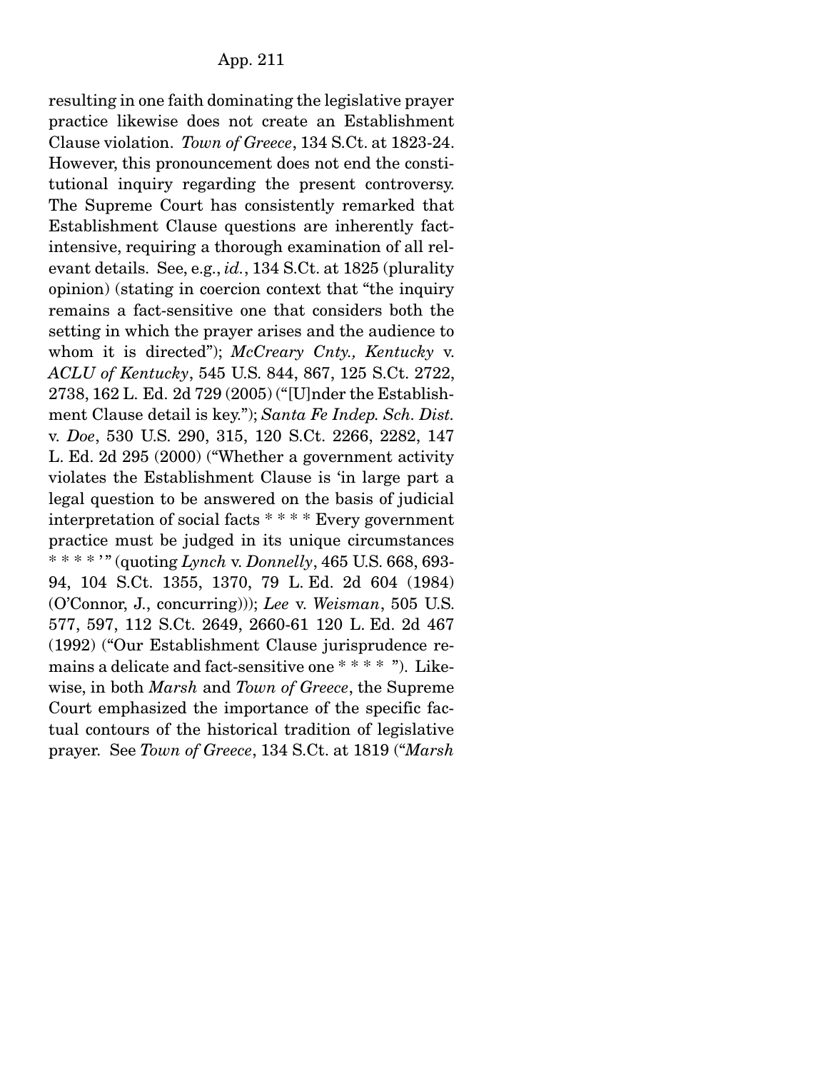resulting in one faith dominating the legislative prayer practice likewise does not create an Establishment Clause violation. *Town of Greece*, 134 S.Ct. at 1823-24. However, this pronouncement does not end the constitutional inquiry regarding the present controversy. The Supreme Court has consistently remarked that Establishment Clause questions are inherently fact-intensive, requiring a thorough examination of all relevant details. See, e.g., *id.*, 134 S.Ct. at 1825 (plurality opinion) (stating in coercion context that "the inquiry remains a fact-sensitive one that considers both the setting in which the prayer arises and the audience to whom it is directed"); *McCreary Cnty., Kentucky* v. *ACLU of Kentucky*, 545 U.S. 844, 867, 125 S.Ct. 2722, 2738, 162 L. Ed. 2d 729 (2005) ("[U]nder the Establishment Clause detail is key."); *Santa Fe Indep. Sch. Dist.* v. *Doe*, 530 U.S. 290, 315, 120 S.Ct. 2266, 2282, 147 L. Ed. 2d 295 (2000) ("Whether a government activity violates the Establishment Clause is 'in large part a legal question to be answered on the basis of judicial interpretation of social facts * * * * Every government practice must be judged in its unique circumstances * * * * '" (quoting *Lynch* v. *Donnelly*, 465 U.S. 668, 693-94, 104 S.Ct. 1355, 1370, 79 L. Ed. 2d 604 (1984) (O'Connor, J., concurring))); *Lee* v. *Weisman*, 505 U.S. 577, 597, 112 S.Ct. 2649, 2660-61 120 L. Ed. 2d 467 (1992) ("Our Establishment Clause jurisprudence remains a delicate and fact-sensitive one * * * * "). Likewise, in both *Marsh* and *Town of Greece*, the Supreme Court emphasized the importance of the specific factual contours of the historical tradition of legislative prayer. See *Town of Greece*, 134 S.Ct. at 1819 ("*Marsh*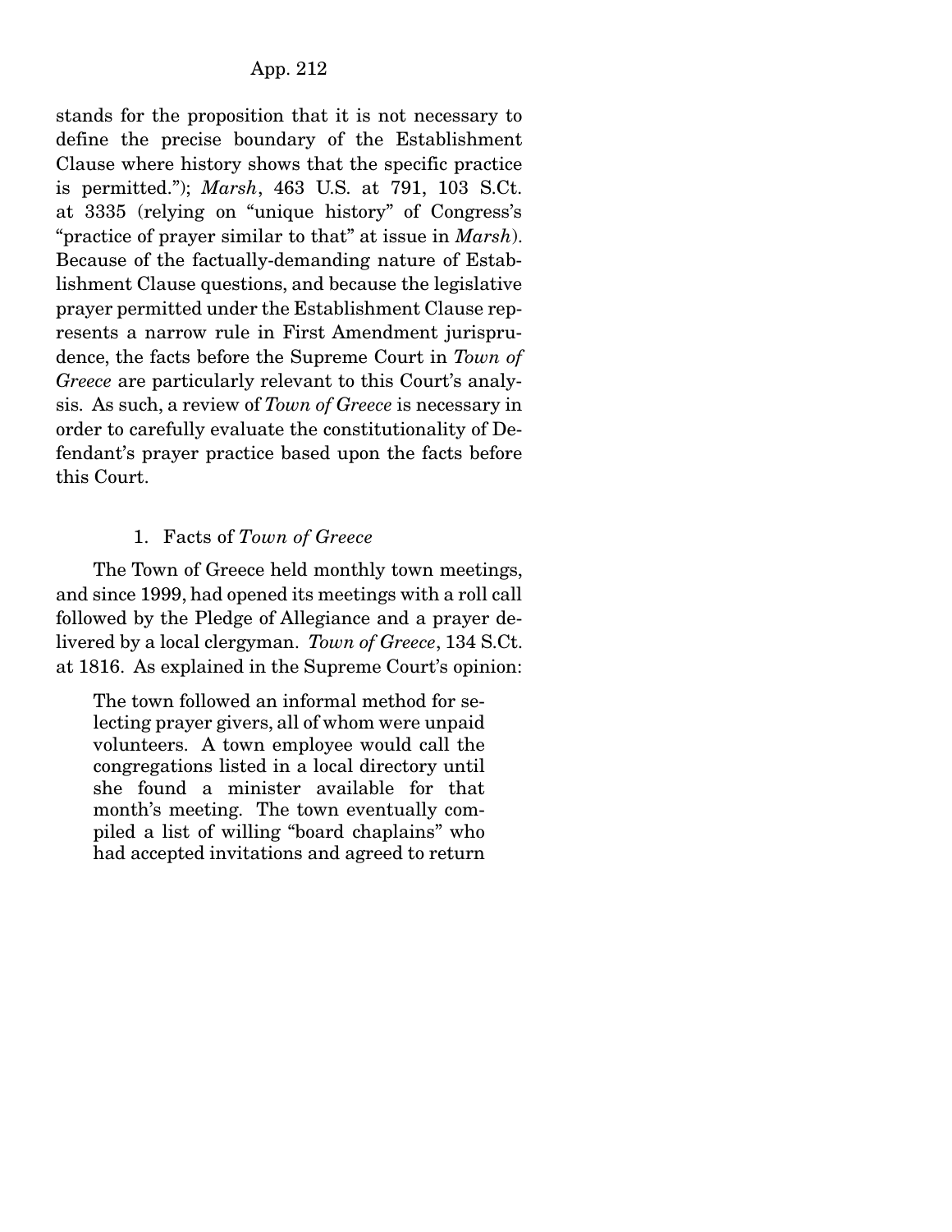stands for the proposition that it is not necessary to define the precise boundary of the Establishment Clause where history shows that the specific practice is permitted."); *Marsh*, 463 U.S. at 791, 103 S.Ct. at 3335 (relying on "unique history" of Congress's "practice of prayer similar to that" at issue in *Marsh*). Because of the factually-demanding nature of Establishment Clause questions, and because the legislative prayer permitted under the Establishment Clause represents a narrow rule in First Amendment jurisprudence, the facts before the Supreme Court in *Town of Greece* are particularly relevant to this Court's analysis. As such, a review of *Town of Greece* is necessary in order to carefully evaluate the constitutionality of Defendant's prayer practice based upon the facts before this Court.

1. Facts of *Town of Greece*

The Town of Greece held monthly town meetings, and since 1999, had opened its meetings with a roll call followed by the Pledge of Allegiance and a prayer delivered by a local clergyman. *Town of Greece*, 134 S.Ct. at 1816. As explained in the Supreme Court's opinion:

> The town followed an informal method for selecting prayer givers, all of whom were unpaid volunteers. A town employee would call the congregations listed in a local directory until she found a minister available for that month's meeting. The town eventually compiled a list of willing "board chaplains" who had accepted invitations and agreed to return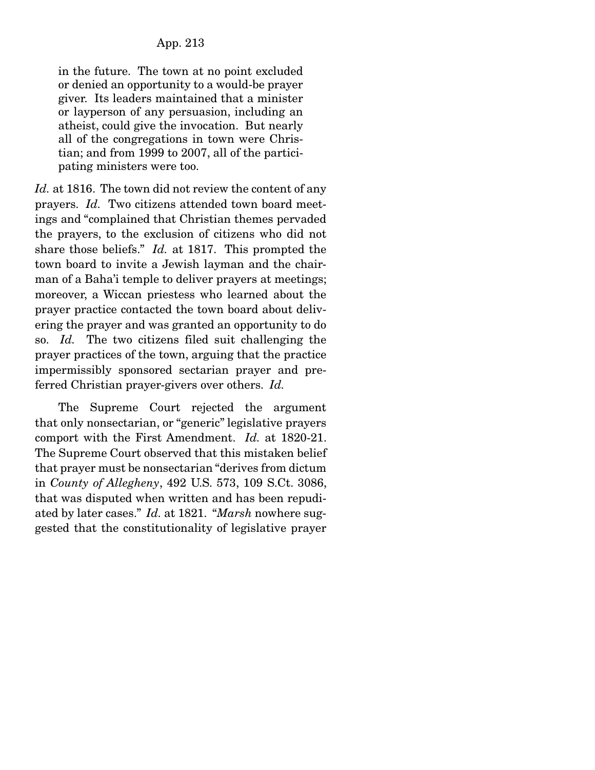> in the future. The town at no point excluded or denied an opportunity to a would-be prayer giver. Its leaders maintained that a minister or layperson of any persuasion, including an atheist, could give the invocation. But nearly all of the congregations in town were Christian; and from 1999 to 2007, all of the participating ministers were too.

*Id.* at 1816. The town did not review the content of any prayers. *Id.* Two citizens attended town board meetings and "complained that Christian themes pervaded the prayers, to the exclusion of citizens who did not share those beliefs." *Id.* at 1817. This prompted the town board to invite a Jewish layman and the chairman of a Baha'i temple to deliver prayers at meetings; moreover, a Wiccan priestess who learned about the prayer practice contacted the town board about delivering the prayer and was granted an opportunity to do so. *Id.* The two citizens filed suit challenging the prayer practices of the town, arguing that the practice impermissibly sponsored sectarian prayer and preferred Christian prayer-givers over others. *Id.*

The Supreme Court rejected the argument that only nonsectarian, or "generic" legislative prayers comport with the First Amendment. *Id.* at 1820-21. The Supreme Court observed that this mistaken belief that prayer must be nonsectarian "derives from dictum in *County of Allegheny*, 492 U.S. 573, 109 S.Ct. 3086, that was disputed when written and has been repudiated by later cases." *Id.* at 1821. "*Marsh* nowhere suggested that the constitutionality of legislative prayer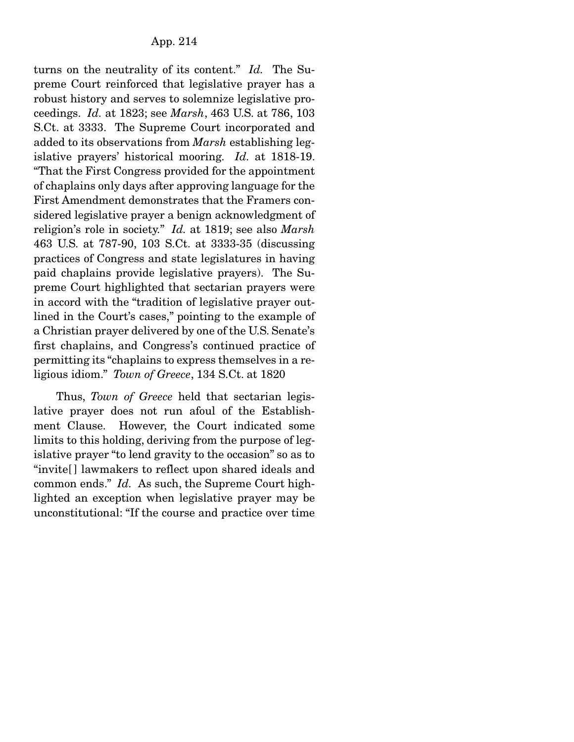turns on the neutrality of its content." *Id.* The Supreme Court reinforced that legislative prayer has a robust history and serves to solemnize legislative proceedings. *Id.* at 1823; see *Marsh*, 463 U.S. at 786, 103 S.Ct. at 3333. The Supreme Court incorporated and added to its observations from *Marsh* establishing legislative prayers' historical mooring. *Id.* at 1818-19. "That the First Congress provided for the appointment of chaplains only days after approving language for the First Amendment demonstrates that the Framers considered legislative prayer a benign acknowledgment of religion's role in society." *Id.* at 1819; see also *Marsh* 463 U.S. at 787-90, 103 S.Ct. at 3333-35 (discussing practices of Congress and state legislatures in having paid chaplains provide legislative prayers). The Supreme Court highlighted that sectarian prayers were in accord with the "tradition of legislative prayer outlined in the Court's cases," pointing to the example of a Christian prayer delivered by one of the U.S. Senate's first chaplains, and Congress's continued practice of permitting its "chaplains to express themselves in a religious idiom." *Town of Greece*, 134 S.Ct. at 1820

Thus, *Town of Greece* held that sectarian legislative prayer does not run afoul of the Establishment Clause. However, the Court indicated some limits to this holding, deriving from the purpose of legislative prayer "to lend gravity to the occasion" so as to "invite[] lawmakers to reflect upon shared ideals and common ends." *Id.* As such, the Supreme Court highlighted an exception when legislative prayer may be unconstitutional: "If the course and practice over time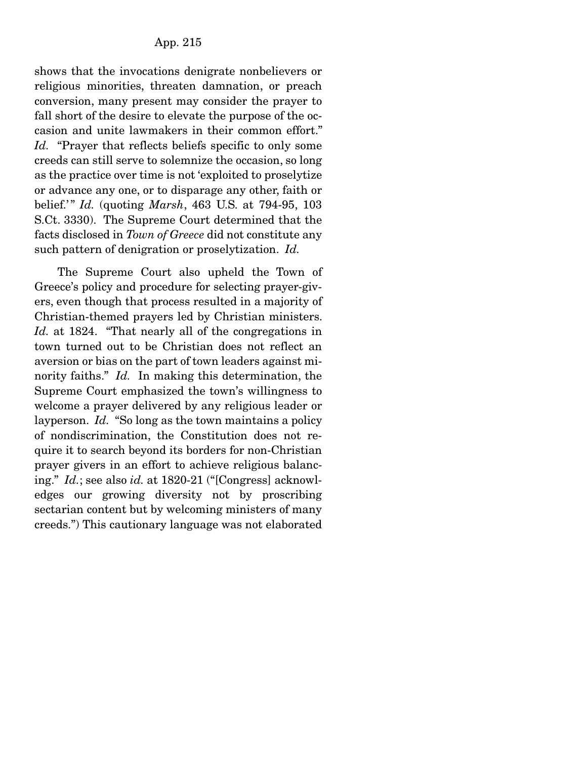shows that the invocations denigrate nonbelievers or religious minorities, threaten damnation, or preach conversion, many present may consider the prayer to fall short of the desire to elevate the purpose of the occasion and unite lawmakers in their common effort." *Id.* "Prayer that reflects beliefs specific to only some creeds can still serve to solemnize the occasion, so long as the practice over time is not 'exploited to proselytize or advance any one, or to disparage any other, faith or belief.'" *Id.* (quoting *Marsh*, 463 U.S. at 794-95, 103 S.Ct. 3330). The Supreme Court determined that the facts disclosed in *Town of Greece* did not constitute any such pattern of denigration or proselytization. *Id.*

The Supreme Court also upheld the Town of Greece's policy and procedure for selecting prayer-givers, even though that process resulted in a majority of Christian-themed prayers led by Christian ministers. *Id.* at 1824. "That nearly all of the congregations in town turned out to be Christian does not reflect an aversion or bias on the part of town leaders against minority faiths." *Id.* In making this determination, the Supreme Court emphasized the town's willingness to welcome a prayer delivered by any religious leader or layperson. *Id.* "So long as the town maintains a policy of nondiscrimination, the Constitution does not require it to search beyond its borders for non-Christian prayer givers in an effort to achieve religious balancing." *Id.*; see also *id.* at 1820-21 ("[Congress] acknowledges our growing diversity not by proscribing sectarian content but by welcoming ministers of many creeds.") This cautionary language was not elaborated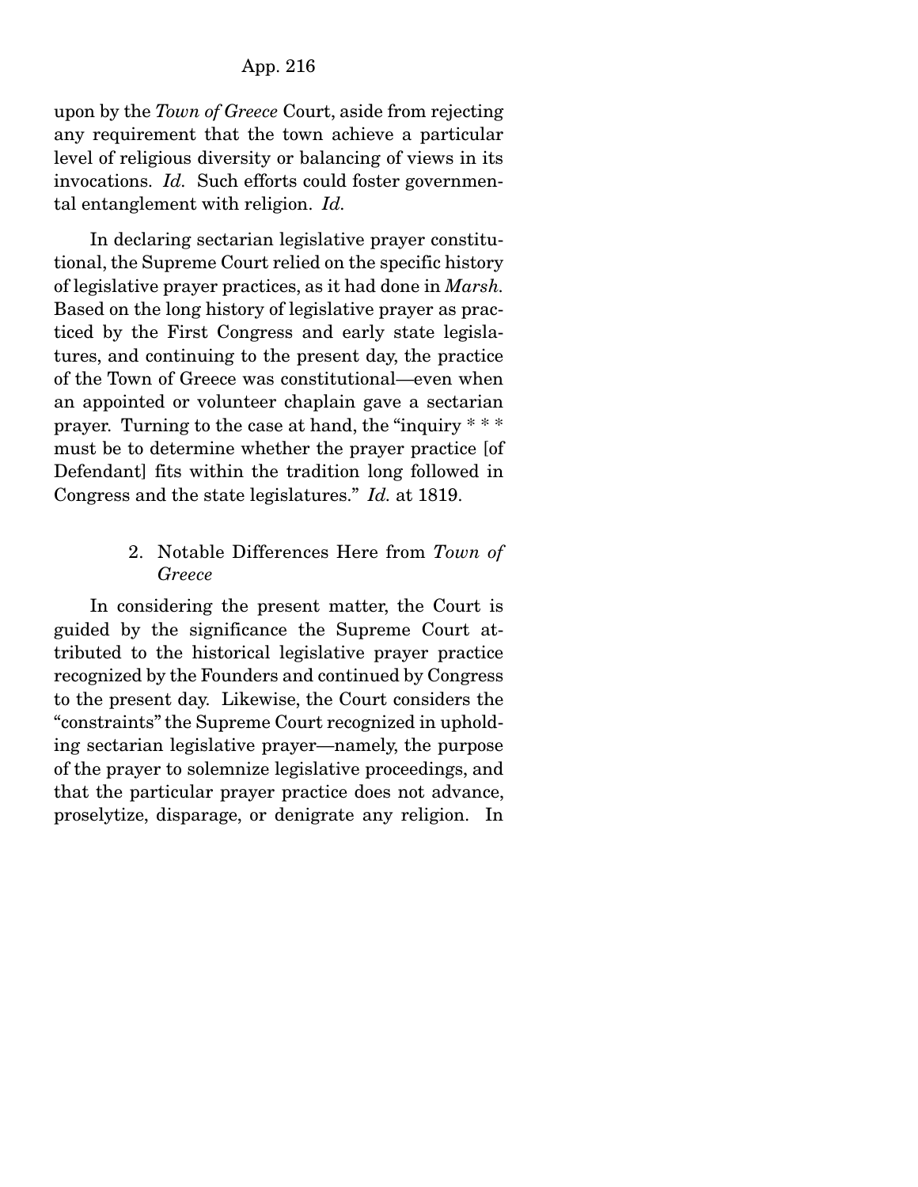upon by the *Town of Greece* Court, aside from rejecting any requirement that the town achieve a particular level of religious diversity or balancing of views in its invocations. *Id.* Such efforts could foster governmental entanglement with religion. *Id.*

In declaring sectarian legislative prayer constitutional, the Supreme Court relied on the specific history of legislative prayer practices, as it had done in *Marsh*. Based on the long history of legislative prayer as practiced by the First Congress and early state legislatures, and continuing to the present day, the practice of the Town of Greece was constitutional—even when an appointed or volunteer chaplain gave a sectarian prayer. Turning to the case at hand, the "inquiry * * * must be to determine whether the prayer practice [of Defendant] fits within the tradition long followed in Congress and the state legislatures." *Id.* at 1819.

### 2. Notable Differences Here from *Town of Greece*

In considering the present matter, the Court is guided by the significance the Supreme Court attributed to the historical legislative prayer practice recognized by the Founders and continued by Congress to the present day. Likewise, the Court considers the "constraints" the Supreme Court recognized in upholding sectarian legislative prayer—namely, the purpose of the prayer to solemnize legislative proceedings, and that the particular prayer practice does not advance, proselytize, disparage, or denigrate any religion. In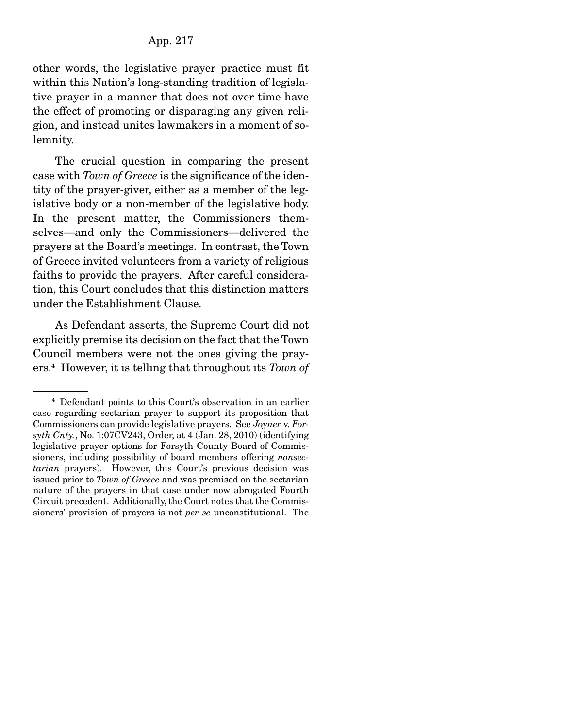other words, the legislative prayer practice must fit within this Nation's long-standing tradition of legislative prayer in a manner that does not over time have the effect of promoting or disparaging any given religion, and instead unites lawmakers in a moment of solemnity.

The crucial question in comparing the present case with *Town of Greece* is the significance of the identity of the prayer-giver, either as a member of the legislative body or a non-member of the legislative body. In the present matter, the Commissioners themselves—and only the Commissioners—delivered the prayers at the Board's meetings. In contrast, the Town of Greece invited volunteers from a variety of religious faiths to provide the prayers. After careful consideration, this Court concludes that this distinction matters under the Establishment Clause.

As Defendant asserts, the Supreme Court did not explicitly premise its decision on the fact that the Town Council members were not the ones giving the prayers.[4] However, it is telling that throughout its *Town of*

---

[4] Defendant points to this Court's observation in an earlier case regarding sectarian prayer to support its proposition that Commissioners can provide legislative prayers. See *Joyner* v. *Forsyth Cnty.*, No. 1:07CV243, Order, at 4 (Jan. 28, 2010) (identifying legislative prayer options for Forsyth County Board of Commissioners, including possibility of board members offering *nonsectarian* prayers). However, this Court's previous decision was issued prior to *Town of Greece* and was premised on the sectarian nature of the prayers in that case under now abrogated Fourth Circuit precedent. Additionally, the Court notes that the Commissioners' provision of prayers is not *per se* unconstitutional. The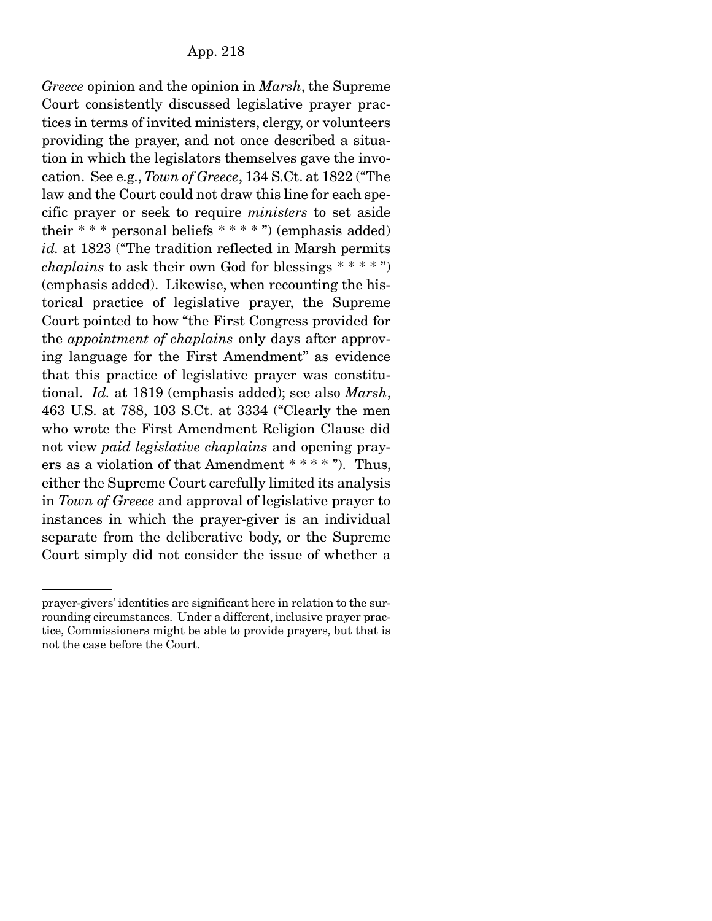*Greece* opinion and the opinion in *Marsh*, the Supreme Court consistently discussed legislative prayer practices in terms of invited ministers, clergy, or volunteers providing the prayer, and not once described a situation in which the legislators themselves gave the invocation. See e.g., *Town of Greece*, 134 S.Ct. at 1822 ("The law and the Court could not draw this line for each specific prayer or seek to require *ministers* to set aside their * * * personal beliefs * * * * ") (emphasis added) *id.* at 1823 ("The tradition reflected in Marsh permits *chaplains* to ask their own God for blessings * * * * ") (emphasis added). Likewise, when recounting the historical practice of legislative prayer, the Supreme Court pointed to how "the First Congress provided for the *appointment of chaplains* only days after approving language for the First Amendment" as evidence that this practice of legislative prayer was constitutional. *Id.* at 1819 (emphasis added); see also *Marsh*, 463 U.S. at 788, 103 S.Ct. at 3334 ("Clearly the men who wrote the First Amendment Religion Clause did not view *paid legislative chaplains* and opening prayers as a violation of that Amendment * * * * "). Thus, either the Supreme Court carefully limited its analysis in *Town of Greece* and approval of legislative prayer to instances in which the prayer-giver is an individual separate from the deliberative body, or the Supreme Court simply did not consider the issue of whether a

---

prayer-givers' identities are significant here in relation to the surrounding circumstances. Under a different, inclusive prayer practice, Commissioners might be able to provide prayers, but that is not the case before the Court.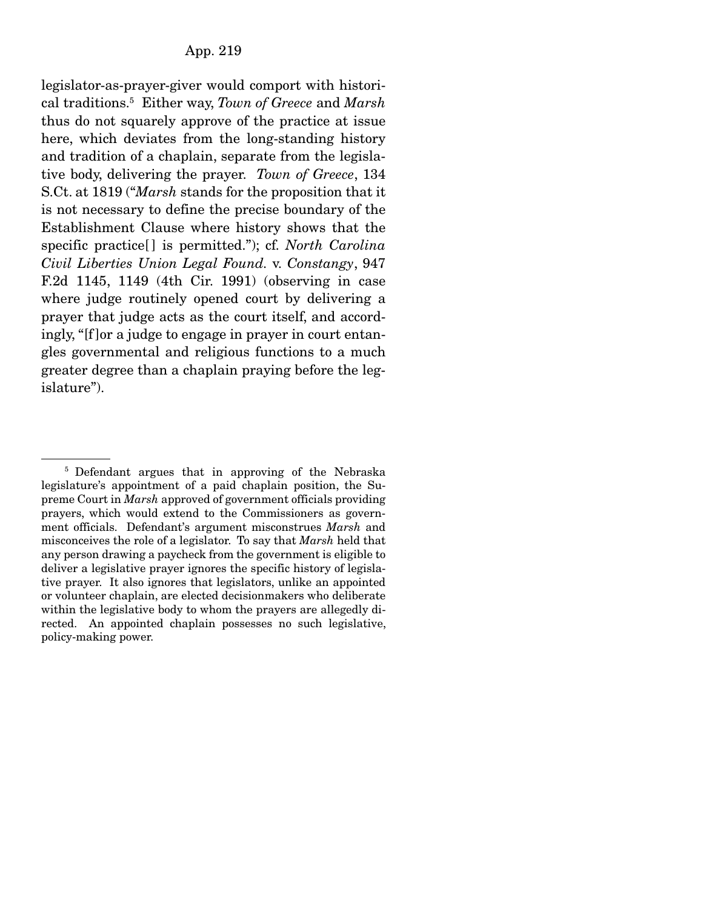legislator-as-prayer-giver would comport with historical traditions.[5] Either way, *Town of Greece* and *Marsh* thus do not squarely approve of the practice at issue here, which deviates from the long-standing history and tradition of a chaplain, separate from the legislative body, delivering the prayer. *Town of Greece*, 134 S.Ct. at 1819 ("*Marsh* stands for the proposition that it is not necessary to define the precise boundary of the Establishment Clause where history shows that the specific practice[] is permitted."); cf. *North Carolina Civil Liberties Union Legal Found.* v. *Constangy*, 947 F.2d 1145, 1149 (4th Cir. 1991) (observing in case where judge routinely opened court by delivering a prayer that judge acts as the court itself, and accordingly, "[f]or a judge to engage in prayer in court entangles governmental and religious functions to a much greater degree than a chaplain praying before the legislature").

---

[5] Defendant argues that in approving of the Nebraska legislature's appointment of a paid chaplain position, the Supreme Court in *Marsh* approved of government officials providing prayers, which would extend to the Commissioners as government officials. Defendant's argument misconstrues *Marsh* and misconceives the role of a legislator. To say that *Marsh* held that any person drawing a paycheck from the government is eligible to deliver a legislative prayer ignores the specific history of legislative prayer. It also ignores that legislators, unlike an appointed or volunteer chaplain, are elected decisionmakers who deliberate within the legislative body to whom the prayers are allegedly directed. An appointed chaplain possesses no such legislative, policy-making power.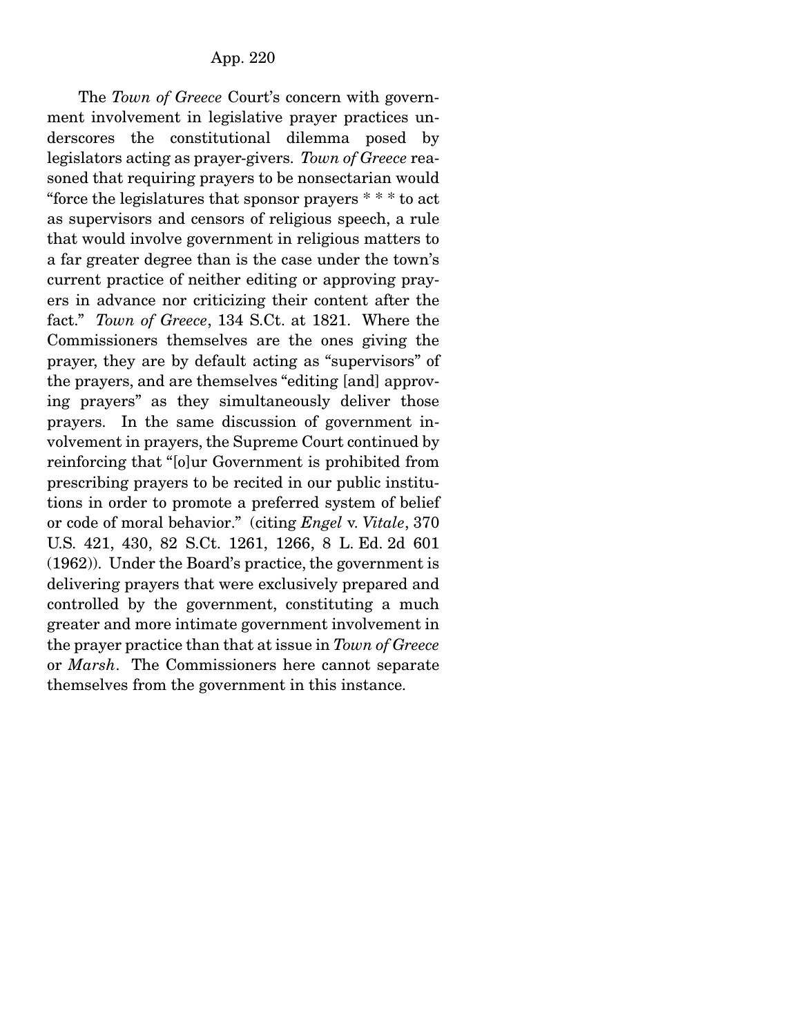The *Town of Greece* Court's concern with government involvement in legislative prayer practices underscores the constitutional dilemma posed by legislators acting as prayer-givers. *Town of Greece* reasoned that requiring prayers to be nonsectarian would "force the legislatures that sponsor prayers * * * to act as supervisors and censors of religious speech, a rule that would involve government in religious matters to a far greater degree than is the case under the town's current practice of neither editing or approving prayers in advance nor criticizing their content after the fact." *Town of Greece*, 134 S.Ct. at 1821. Where the Commissioners themselves are the ones giving the prayer, they are by default acting as "supervisors" of the prayers, and are themselves "editing [and] approving prayers" as they simultaneously deliver those prayers. In the same discussion of government involvement in prayers, the Supreme Court continued by reinforcing that "[o]ur Government is prohibited from prescribing prayers to be recited in our public institutions in order to promote a preferred system of belief or code of moral behavior." (citing *Engel* v. *Vitale*, 370 U.S. 421, 430, 82 S.Ct. 1261, 1266, 8 L. Ed. 2d 601 (1962)). Under the Board's practice, the government is delivering prayers that were exclusively prepared and controlled by the government, constituting a much greater and more intimate government involvement in the prayer practice than that at issue in *Town of Greece* or *Marsh*. The Commissioners here cannot separate themselves from the government in this instance.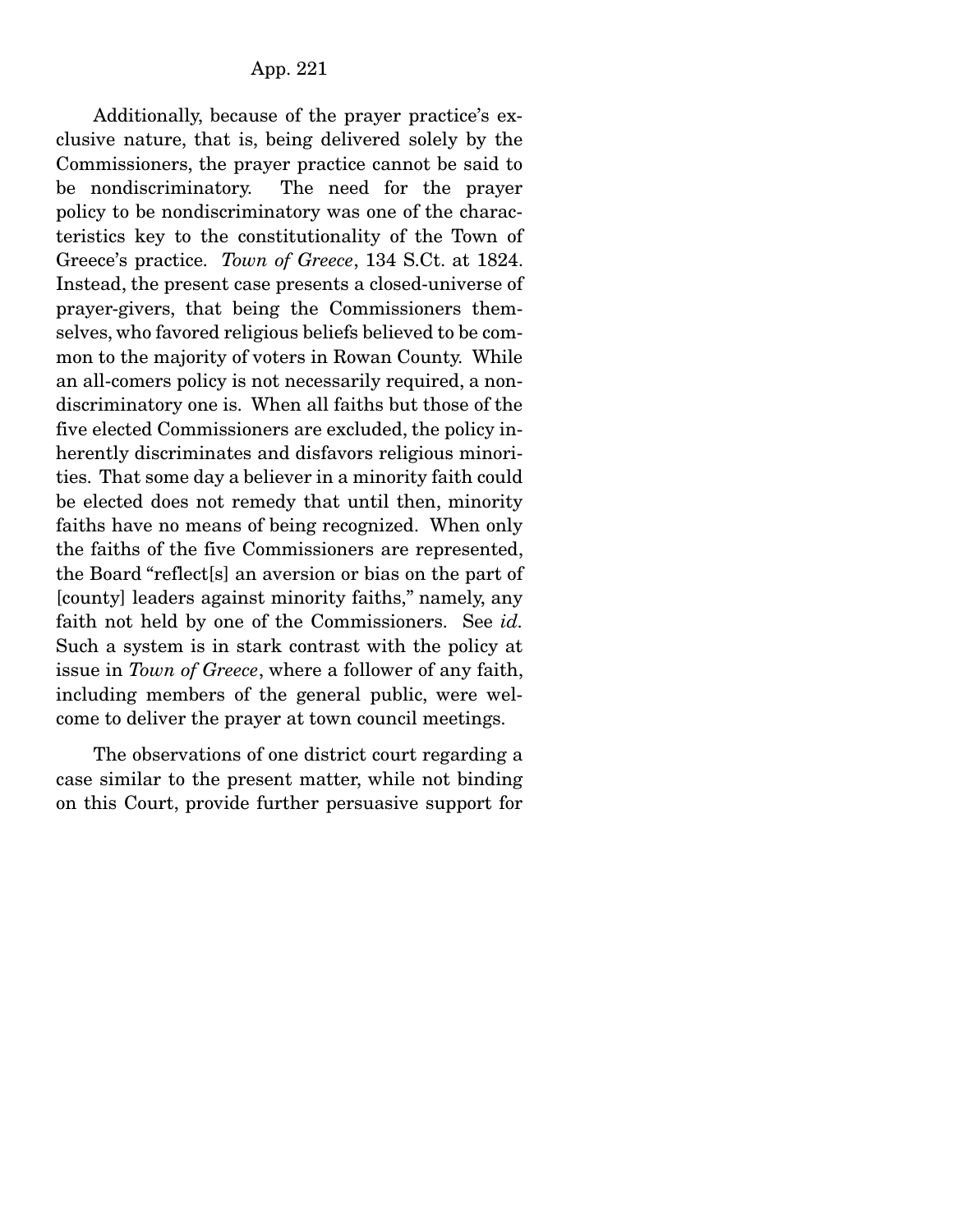Additionally, because of the prayer practice's exclusive nature, that is, being delivered solely by the Commissioners, the prayer practice cannot be said to be nondiscriminatory. The need for the prayer policy to be nondiscriminatory was one of the characteristics key to the constitutionality of the Town of Greece's practice. *Town of Greece*, 134 S.Ct. at 1824. Instead, the present case presents a closed-universe of prayer-givers, that being the Commissioners themselves, who favored religious beliefs believed to be common to the majority of voters in Rowan County. While an all-comers policy is not necessarily required, a nondiscriminatory one is. When all faiths but those of the five elected Commissioners are excluded, the policy inherently discriminates and disfavors religious minorities. That some day a believer in a minority faith could be elected does not remedy that until then, minority faiths have no means of being recognized. When only the faiths of the five Commissioners are represented, the Board "reflect[s] an aversion or bias on the part of [county] leaders against minority faiths," namely, any faith not held by one of the Commissioners. See *id.* Such a system is in stark contrast with the policy at issue in *Town of Greece*, where a follower of any faith, including members of the general public, were welcome to deliver the prayer at town council meetings.

The observations of one district court regarding a case similar to the present matter, while not binding on this Court, provide further persuasive support for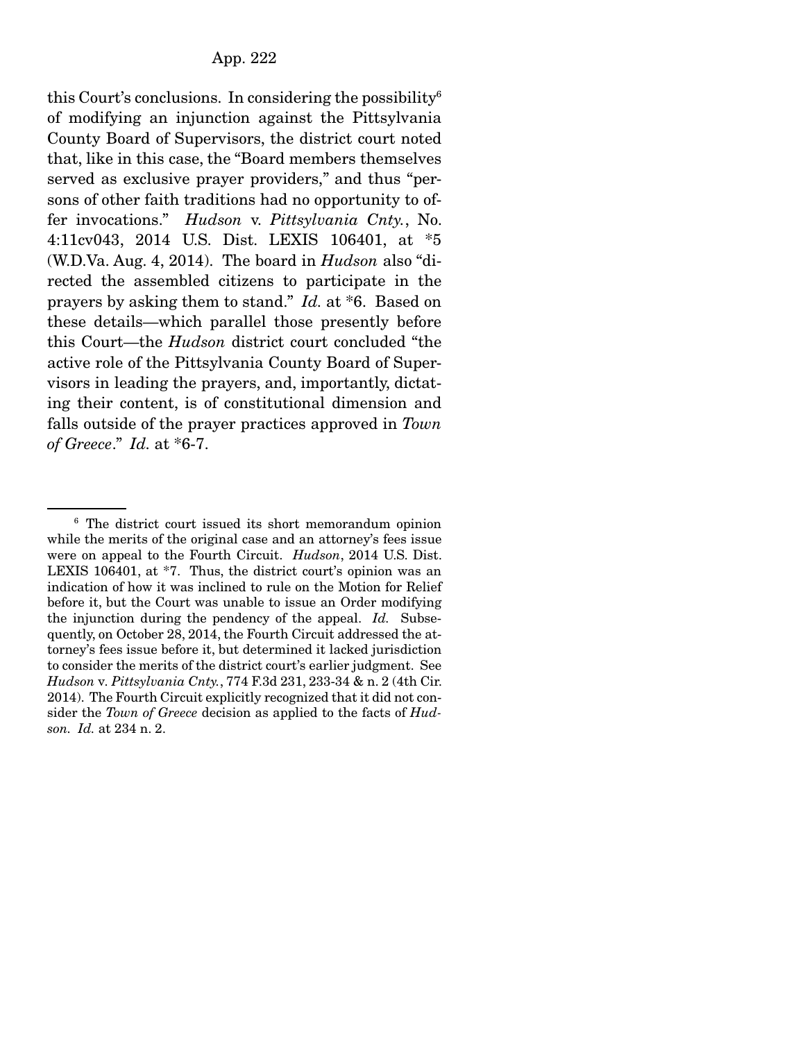this Court's conclusions. In considering the possibility[6] of modifying an injunction against the Pittsylvania County Board of Supervisors, the district court noted that, like in this case, the "Board members themselves served as exclusive prayer providers," and thus "persons of other faith traditions had no opportunity to offer invocations." *Hudson* v. *Pittsylvania Cnty.*, No. 4:11cv043, 2014 U.S. Dist. LEXIS 106401, at *5 (W.D.Va. Aug. 4, 2014). The board in *Hudson* also "directed the assembled citizens to participate in the prayers by asking them to stand." *Id.* at *6. Based on these details—which parallel those presently before this Court—the *Hudson* district court concluded "the active role of the Pittsylvania County Board of Supervisors in leading the prayers, and, importantly, dictating their content, is of constitutional dimension and falls outside of the prayer practices approved in *Town of Greece*." *Id.* at *6-7.

---

[6] The district court issued its short memorandum opinion while the merits of the original case and an attorney's fees issue were on appeal to the Fourth Circuit. *Hudson*, 2014 U.S. Dist. LEXIS 106401, at *7. Thus, the district court's opinion was an indication of how it was inclined to rule on the Motion for Relief before it, but the Court was unable to issue an Order modifying the injunction during the pendency of the appeal. *Id.* Subsequently, on October 28, 2014, the Fourth Circuit addressed the attorney's fees issue before it, but determined it lacked jurisdiction to consider the merits of the district court's earlier judgment. See *Hudson* v. *Pittsylvania Cnty.*, 774 F.3d 231, 233-34 & n. 2 (4th Cir. 2014). The Fourth Circuit explicitly recognized that it did not consider the *Town of Greece* decision as applied to the facts of *Hudson*. *Id.* at 234 n. 2.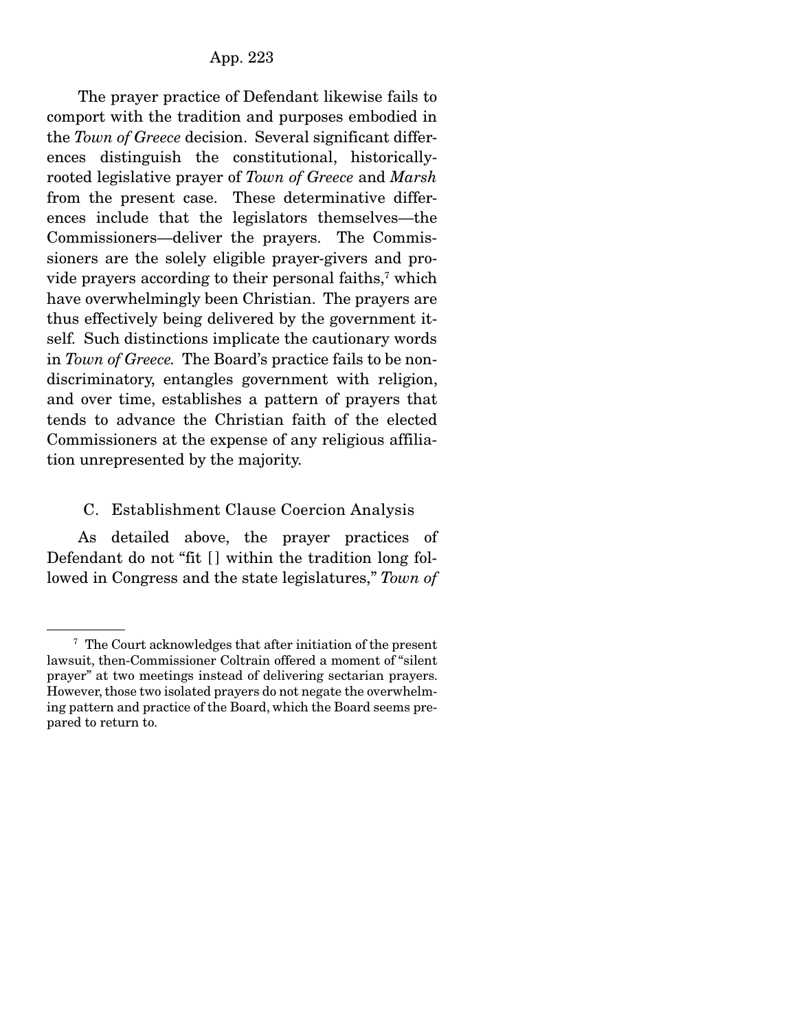The prayer practice of Defendant likewise fails to comport with the tradition and purposes embodied in the *Town of Greece* decision. Several significant differences distinguish the constitutional, historically-rooted legislative prayer of *Town of Greece* and *Marsh* from the present case. These determinative differences include that the legislators themselves—the Commissioners—deliver the prayers. The Commissioners are the solely eligible prayer-givers and provide prayers according to their personal faiths,[7] which have overwhelmingly been Christian. The prayers are thus effectively being delivered by the government itself. Such distinctions implicate the cautionary words in *Town of Greece.* The Board's practice fails to be nondiscriminatory, entangles government with religion, and over time, establishes a pattern of prayers that tends to advance the Christian faith of the elected Commissioners at the expense of any religious affiliation unrepresented by the majority.

### C. Establishment Clause Coercion Analysis

As detailed above, the prayer practices of Defendant do not "fit [] within the tradition long followed in Congress and the state legislatures," *Town of*

---

[7] The Court acknowledges that after initiation of the present lawsuit, then-Commissioner Coltrain offered a moment of "silent prayer" at two meetings instead of delivering sectarian prayers. However, those two isolated prayers do not negate the overwhelming pattern and practice of the Board, which the Board seems prepared to return to.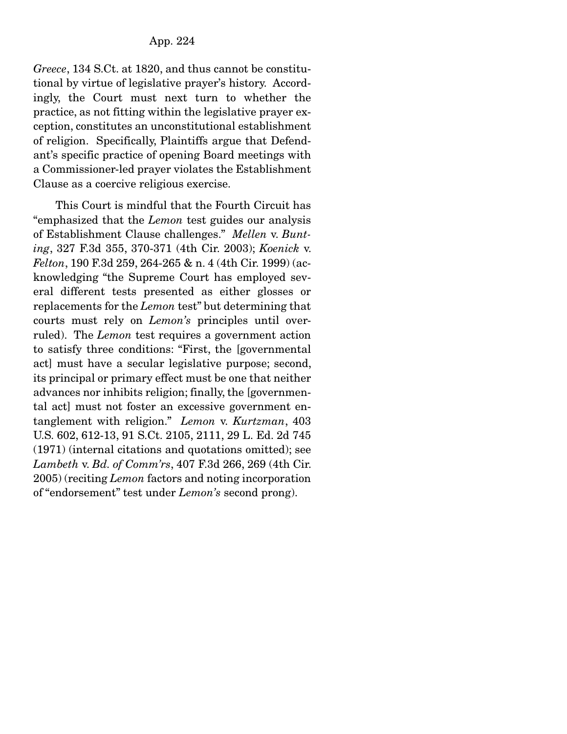*Greece*, 134 S.Ct. at 1820, and thus cannot be constitutional by virtue of legislative prayer's history. Accordingly, the Court must next turn to whether the practice, as not fitting within the legislative prayer exception, constitutes an unconstitutional establishment of religion. Specifically, Plaintiffs argue that Defendant's specific practice of opening Board meetings with a Commissioner-led prayer violates the Establishment Clause as a coercive religious exercise.

This Court is mindful that the Fourth Circuit has "emphasized that the *Lemon* test guides our analysis of Establishment Clause challenges." *Mellen* v. *Bunting*, 327 F.3d 355, 370-371 (4th Cir. 2003); *Koenick* v. *Felton*, 190 F.3d 259, 264-265 & n. 4 (4th Cir. 1999) (acknowledging "the Supreme Court has employed several different tests presented as either glosses or replacements for the *Lemon* test" but determining that courts must rely on *Lemon's* principles until overruled). The *Lemon* test requires a government action to satisfy three conditions: "First, the [governmental act] must have a secular legislative purpose; second, its principal or primary effect must be one that neither advances nor inhibits religion; finally, the [governmental act] must not foster an excessive government entanglement with religion." *Lemon* v. *Kurtzman*, 403 U.S. 602, 612-13, 91 S.Ct. 2105, 2111, 29 L. Ed. 2d 745 (1971) (internal citations and quotations omitted); see *Lambeth* v. *Bd. of Comm'rs*, 407 F.3d 266, 269 (4th Cir. 2005) (reciting *Lemon* factors and noting incorporation of "endorsement" test under *Lemon's* second prong).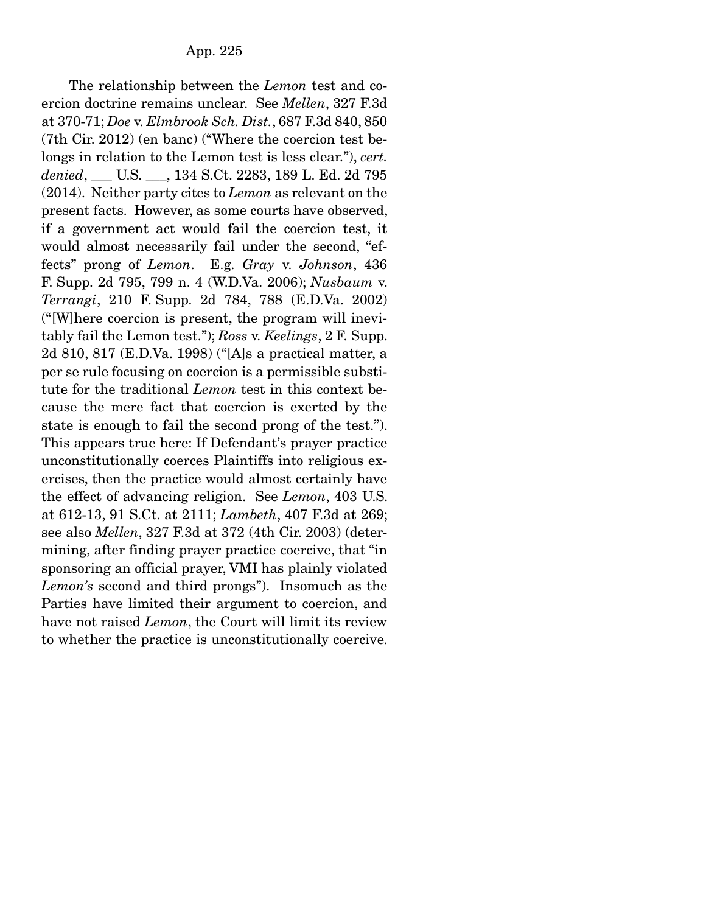The relationship between the *Lemon* test and coercion doctrine remains unclear. See *Mellen*, 327 F.3d at 370-71; *Doe* v. *Elmbrook Sch. Dist.*, 687 F.3d 840, 850 (7th Cir. 2012) (en banc) ("Where the coercion test belongs in relation to the Lemon test is less clear."), *cert. denied*, ___ U.S. ___, 134 S.Ct. 2283, 189 L. Ed. 2d 795 (2014). Neither party cites to *Lemon* as relevant on the present facts. However, as some courts have observed, if a government act would fail the coercion test, it would almost necessarily fail under the second, "effects" prong of *Lemon*. E.g. *Gray* v. *Johnson*, 436 F. Supp. 2d 795, 799 n. 4 (W.D.Va. 2006); *Nusbaum* v. *Terrangi*, 210 F. Supp. 2d 784, 788 (E.D.Va. 2002) ("[W]here coercion is present, the program will inevitably fail the Lemon test."); *Ross* v. *Keelings*, 2 F. Supp. 2d 810, 817 (E.D.Va. 1998) ("[A]s a practical matter, a per se rule focusing on coercion is a permissible substitute for the traditional *Lemon* test in this context because the mere fact that coercion is exerted by the state is enough to fail the second prong of the test."). This appears true here: If Defendant's prayer practice unconstitutionally coerces Plaintiffs into religious exercises, then the practice would almost certainly have the effect of advancing religion. See *Lemon*, 403 U.S. at 612-13, 91 S.Ct. at 2111; *Lambeth*, 407 F.3d at 269; see also *Mellen*, 327 F.3d at 372 (4th Cir. 2003) (determining, after finding prayer practice coercive, that "in sponsoring an official prayer, VMI has plainly violated *Lemon's* second and third prongs"). Insomuch as the Parties have limited their argument to coercion, and have not raised *Lemon*, the Court will limit its review to whether the practice is unconstitutionally coercive.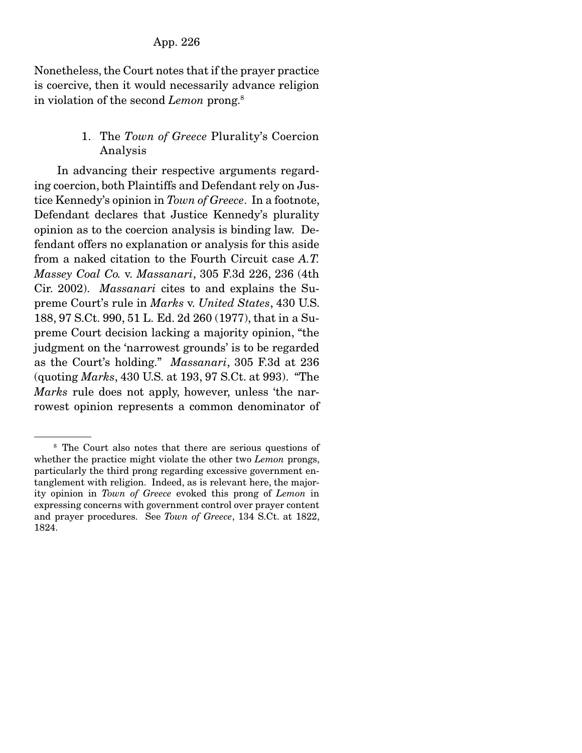Nonetheless, the Court notes that if the prayer practice is coercive, then it would necessarily advance religion in violation of the second *Lemon* prong.[8]

### 1. The *Town of Greece* Plurality's Coercion Analysis

In advancing their respective arguments regarding coercion, both Plaintiffs and Defendant rely on Justice Kennedy's opinion in *Town of Greece*. In a footnote, Defendant declares that Justice Kennedy's plurality opinion as to the coercion analysis is binding law. Defendant offers no explanation or analysis for this aside from a naked citation to the Fourth Circuit case *A.T. Massey Coal Co.* v. *Massanari*, 305 F.3d 226, 236 (4th Cir. 2002). *Massanari* cites to and explains the Supreme Court's rule in *Marks* v. *United States*, 430 U.S. 188, 97 S.Ct. 990, 51 L. Ed. 2d 260 (1977), that in a Supreme Court decision lacking a majority opinion, "the judgment on the 'narrowest grounds' is to be regarded as the Court's holding." *Massanari*, 305 F.3d at 236 (quoting *Marks*, 430 U.S. at 193, 97 S.Ct. at 993). "The *Marks* rule does not apply, however, unless 'the narrowest opinion represents a common denominator of

---

[8] The Court also notes that there are serious questions of whether the practice might violate the other two *Lemon* prongs, particularly the third prong regarding excessive government entanglement with religion. Indeed, as is relevant here, the majority opinion in *Town of Greece* evoked this prong of *Lemon* in expressing concerns with government control over prayer content and prayer procedures. See *Town of Greece*, 134 S.Ct. at 1822, 1824.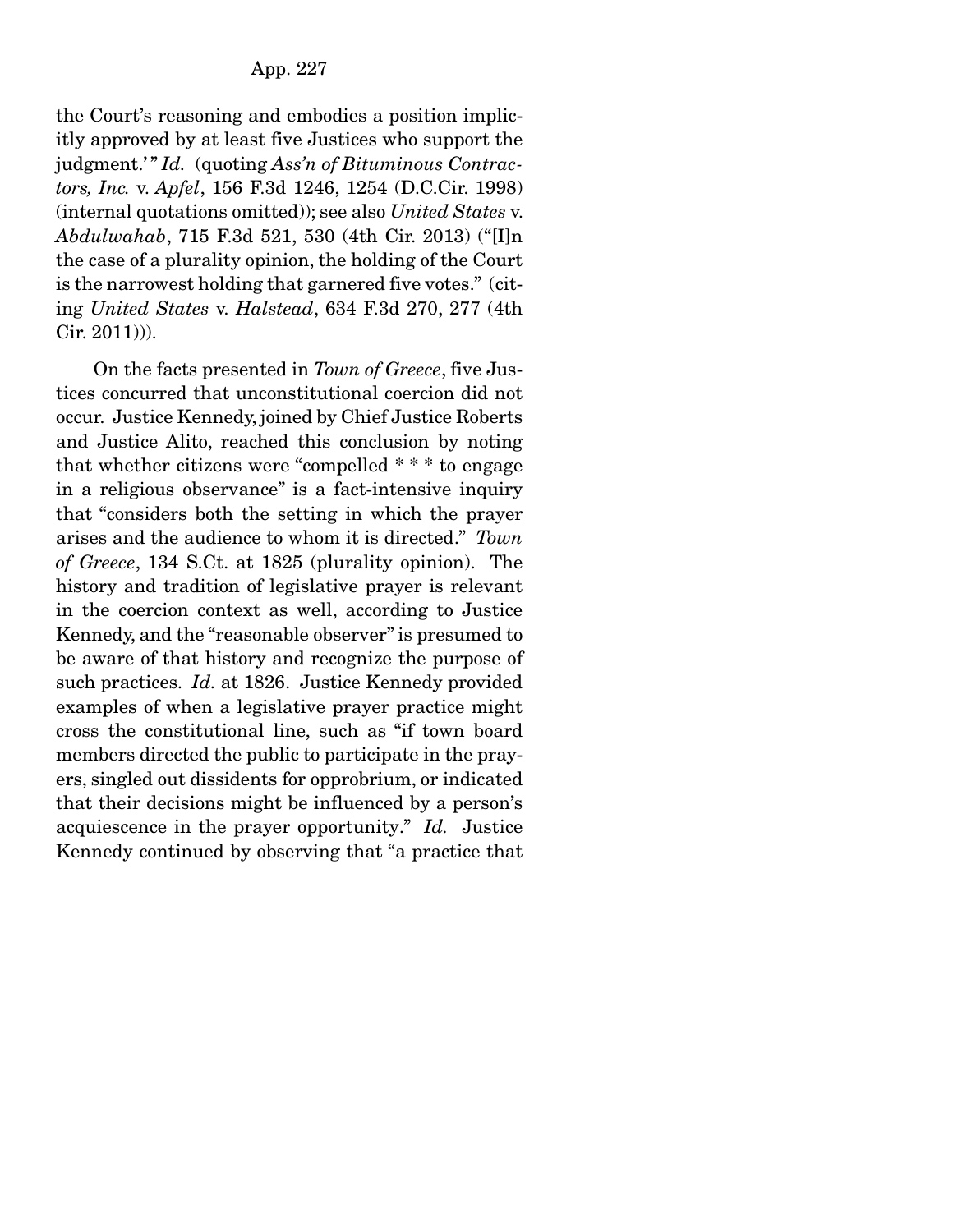the Court's reasoning and embodies a position implicitly approved by at least five Justices who support the judgment.'" *Id.* (quoting *Ass'n of Bituminous Contractors, Inc.* v. *Apfel*, 156 F.3d 1246, 1254 (D.C.Cir. 1998) (internal quotations omitted)); see also *United States* v. *Abdulwahab*, 715 F.3d 521, 530 (4th Cir. 2013) ("[I]n the case of a plurality opinion, the holding of the Court is the narrowest holding that garnered five votes." (citing *United States* v. *Halstead*, 634 F.3d 270, 277 (4th Cir. 2011))).

On the facts presented in *Town of Greece*, five Justices concurred that unconstitutional coercion did not occur. Justice Kennedy, joined by Chief Justice Roberts and Justice Alito, reached this conclusion by noting that whether citizens were "compelled * * * to engage in a religious observance" is a fact-intensive inquiry that "considers both the setting in which the prayer arises and the audience to whom it is directed." *Town of Greece*, 134 S.Ct. at 1825 (plurality opinion). The history and tradition of legislative prayer is relevant in the coercion context as well, according to Justice Kennedy, and the "reasonable observer" is presumed to be aware of that history and recognize the purpose of such practices. *Id.* at 1826. Justice Kennedy provided examples of when a legislative prayer practice might cross the constitutional line, such as "if town board members directed the public to participate in the prayers, singled out dissidents for opprobrium, or indicated that their decisions might be influenced by a person's acquiescence in the prayer opportunity." *Id.* Justice Kennedy continued by observing that "a practice that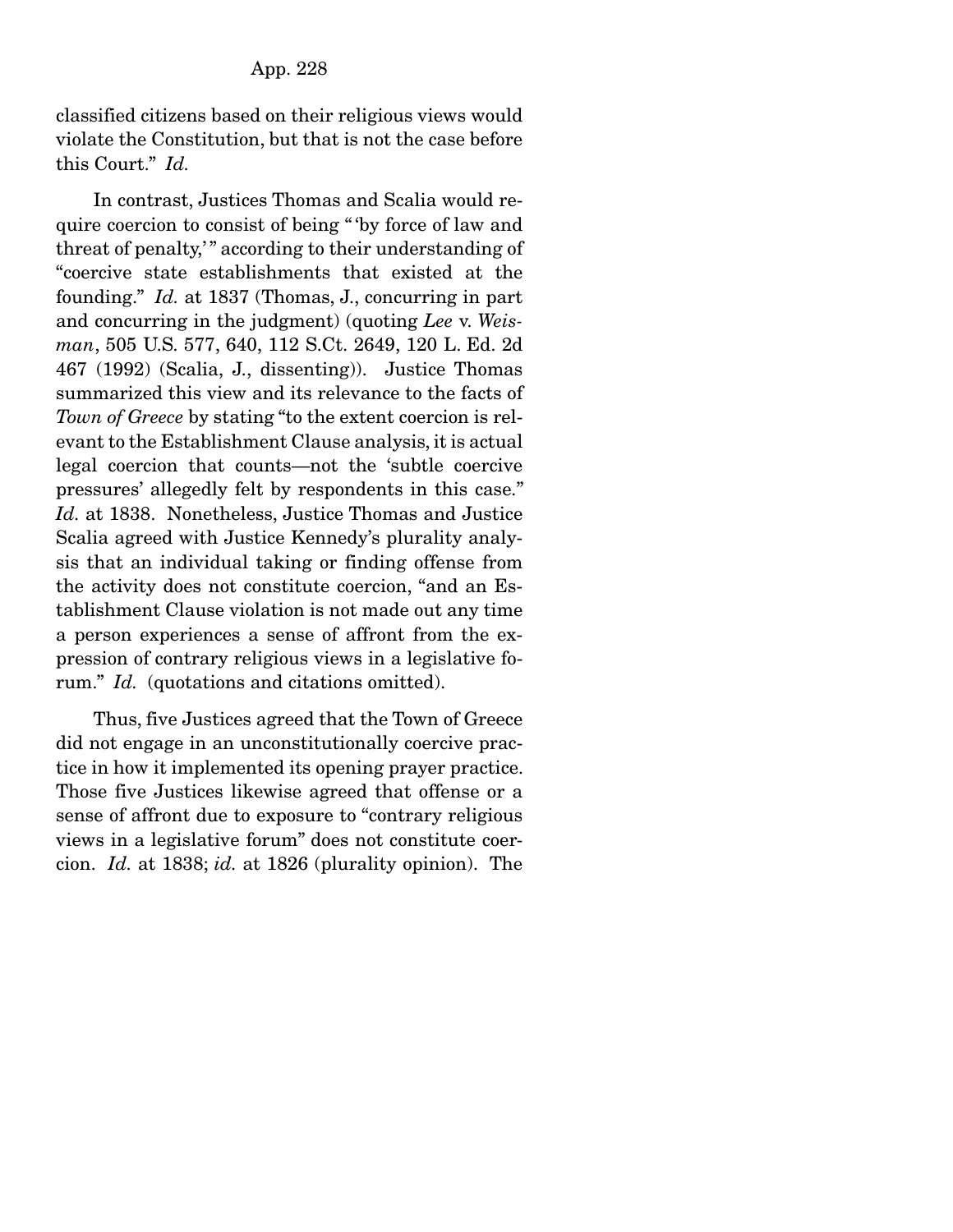classified citizens based on their religious views would violate the Constitution, but that is not the case before this Court." *Id.*

In contrast, Justices Thomas and Scalia would require coercion to consist of being "'by force of law and threat of penalty,'" according to their understanding of "coercive state establishments that existed at the founding." *Id.* at 1837 (Thomas, J., concurring in part and concurring in the judgment) (quoting *Lee* v. *Weisman*, 505 U.S. 577, 640, 112 S.Ct. 2649, 120 L. Ed. 2d 467 (1992) (Scalia, J., dissenting)). Justice Thomas summarized this view and its relevance to the facts of *Town of Greece* by stating "to the extent coercion is relevant to the Establishment Clause analysis, it is actual legal coercion that counts—not the 'subtle coercive pressures' allegedly felt by respondents in this case." *Id.* at 1838. Nonetheless, Justice Thomas and Justice Scalia agreed with Justice Kennedy's plurality analysis that an individual taking or finding offense from the activity does not constitute coercion, "and an Establishment Clause violation is not made out any time a person experiences a sense of affront from the expression of contrary religious views in a legislative forum." *Id.* (quotations and citations omitted).

Thus, five Justices agreed that the Town of Greece did not engage in an unconstitutionally coercive practice in how it implemented its opening prayer practice. Those five Justices likewise agreed that offense or a sense of affront due to exposure to "contrary religious views in a legislative forum" does not constitute coercion. *Id.* at 1838; *id.* at 1826 (plurality opinion). The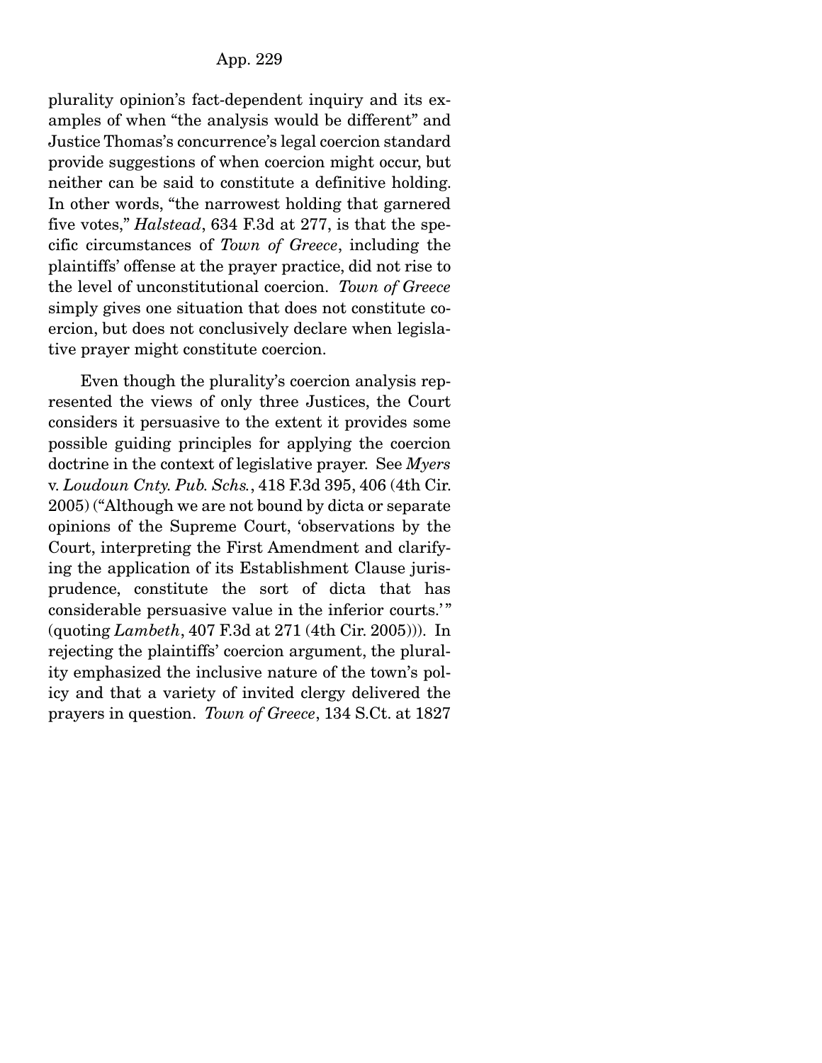plurality opinion's fact-dependent inquiry and its examples of when "the analysis would be different" and Justice Thomas's concurrence's legal coercion standard provide suggestions of when coercion might occur, but neither can be said to constitute a definitive holding. In other words, "the narrowest holding that garnered five votes," *Halstead*, 634 F.3d at 277, is that the specific circumstances of *Town of Greece*, including the plaintiffs' offense at the prayer practice, did not rise to the level of unconstitutional coercion. *Town of Greece* simply gives one situation that does not constitute coercion, but does not conclusively declare when legislative prayer might constitute coercion.

Even though the plurality's coercion analysis represented the views of only three Justices, the Court considers it persuasive to the extent it provides some possible guiding principles for applying the coercion doctrine in the context of legislative prayer. See *Myers* v. *Loudoun Cnty. Pub. Schs.*, 418 F.3d 395, 406 (4th Cir. 2005) ("Although we are not bound by dicta or separate opinions of the Supreme Court, 'observations by the Court, interpreting the First Amendment and clarifying the application of its Establishment Clause jurisprudence, constitute the sort of dicta that has considerable persuasive value in the inferior courts.'" (quoting *Lambeth*, 407 F.3d at 271 (4th Cir. 2005))). In rejecting the plaintiffs' coercion argument, the plurality emphasized the inclusive nature of the town's policy and that a variety of invited clergy delivered the prayers in question. *Town of Greece*, 134 S.Ct. at 1827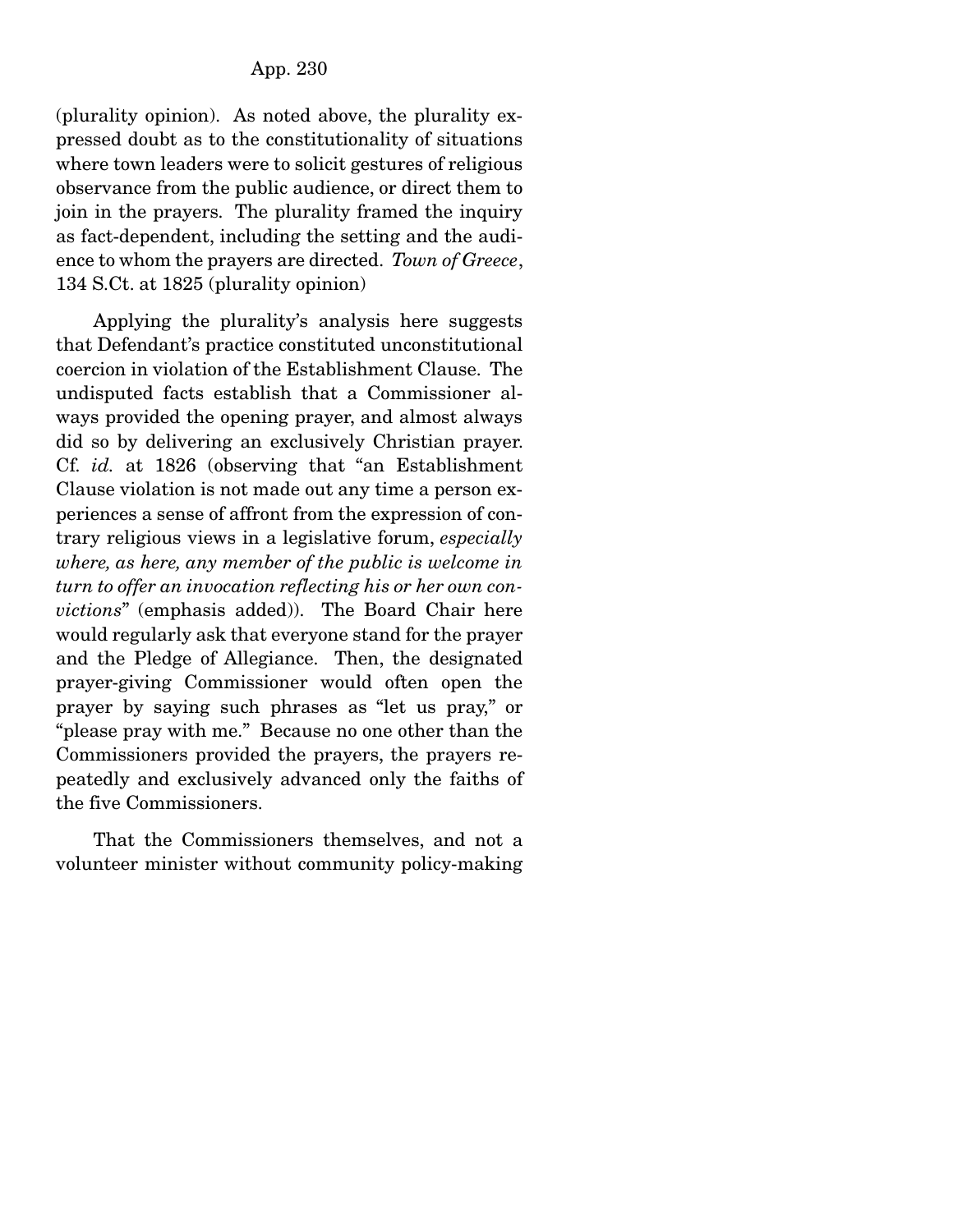(plurality opinion). As noted above, the plurality expressed doubt as to the constitutionality of situations where town leaders were to solicit gestures of religious observance from the public audience, or direct them to join in the prayers. The plurality framed the inquiry as fact-dependent, including the setting and the audience to whom the prayers are directed. *Town of Greece*, 134 S.Ct. at 1825 (plurality opinion)

Applying the plurality's analysis here suggests that Defendant's practice constituted unconstitutional coercion in violation of the Establishment Clause. The undisputed facts establish that a Commissioner always provided the opening prayer, and almost always did so by delivering an exclusively Christian prayer. Cf. *id.* at 1826 (observing that "an Establishment Clause violation is not made out any time a person experiences a sense of affront from the expression of contrary religious views in a legislative forum, *especially where, as here, any member of the public is welcome in turn to offer an invocation reflecting his or her own convictions*" (emphasis added)). The Board Chair here would regularly ask that everyone stand for the prayer and the Pledge of Allegiance. Then, the designated prayer-giving Commissioner would often open the prayer by saying such phrases as "let us pray," or "please pray with me." Because no one other than the Commissioners provided the prayers, the prayers repeatedly and exclusively advanced only the faiths of the five Commissioners.

That the Commissioners themselves, and not a volunteer minister without community policy-making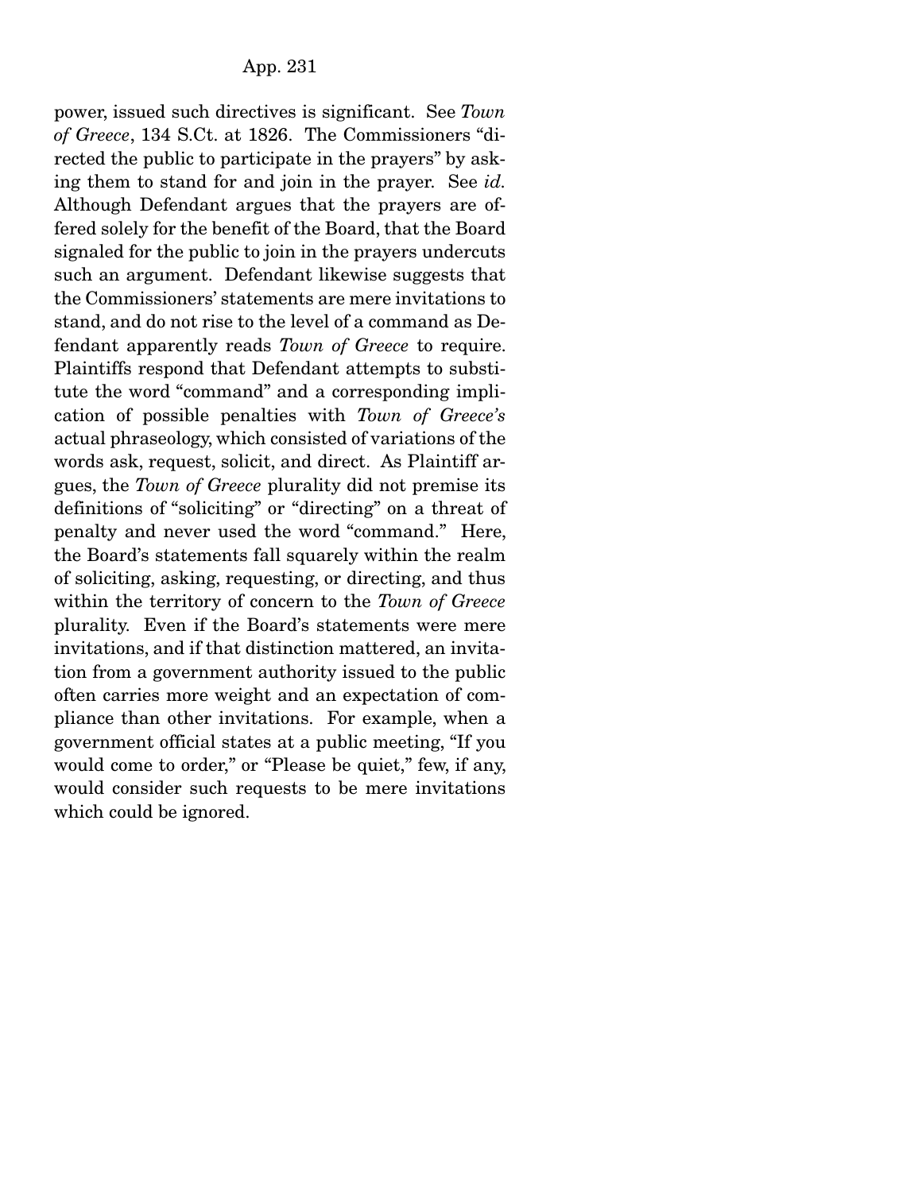power, issued such directives is significant. See *Town of Greece*, 134 S.Ct. at 1826. The Commissioners "directed the public to participate in the prayers" by asking them to stand for and join in the prayer. See *id.* Although Defendant argues that the prayers are offered solely for the benefit of the Board, that the Board signaled for the public to join in the prayers undercuts such an argument. Defendant likewise suggests that the Commissioners' statements are mere invitations to stand, and do not rise to the level of a command as Defendant apparently reads *Town of Greece* to require. Plaintiffs respond that Defendant attempts to substitute the word "command" and a corresponding implication of possible penalties with *Town of Greece's* actual phraseology, which consisted of variations of the words ask, request, solicit, and direct. As Plaintiff argues, the *Town of Greece* plurality did not premise its definitions of "soliciting" or "directing" on a threat of penalty and never used the word "command." Here, the Board's statements fall squarely within the realm of soliciting, asking, requesting, or directing, and thus within the territory of concern to the *Town of Greece* plurality. Even if the Board's statements were mere invitations, and if that distinction mattered, an invitation from a government authority issued to the public often carries more weight and an expectation of compliance than other invitations. For example, when a government official states at a public meeting, "If you would come to order," or "Please be quiet," few, if any, would consider such requests to be mere invitations which could be ignored.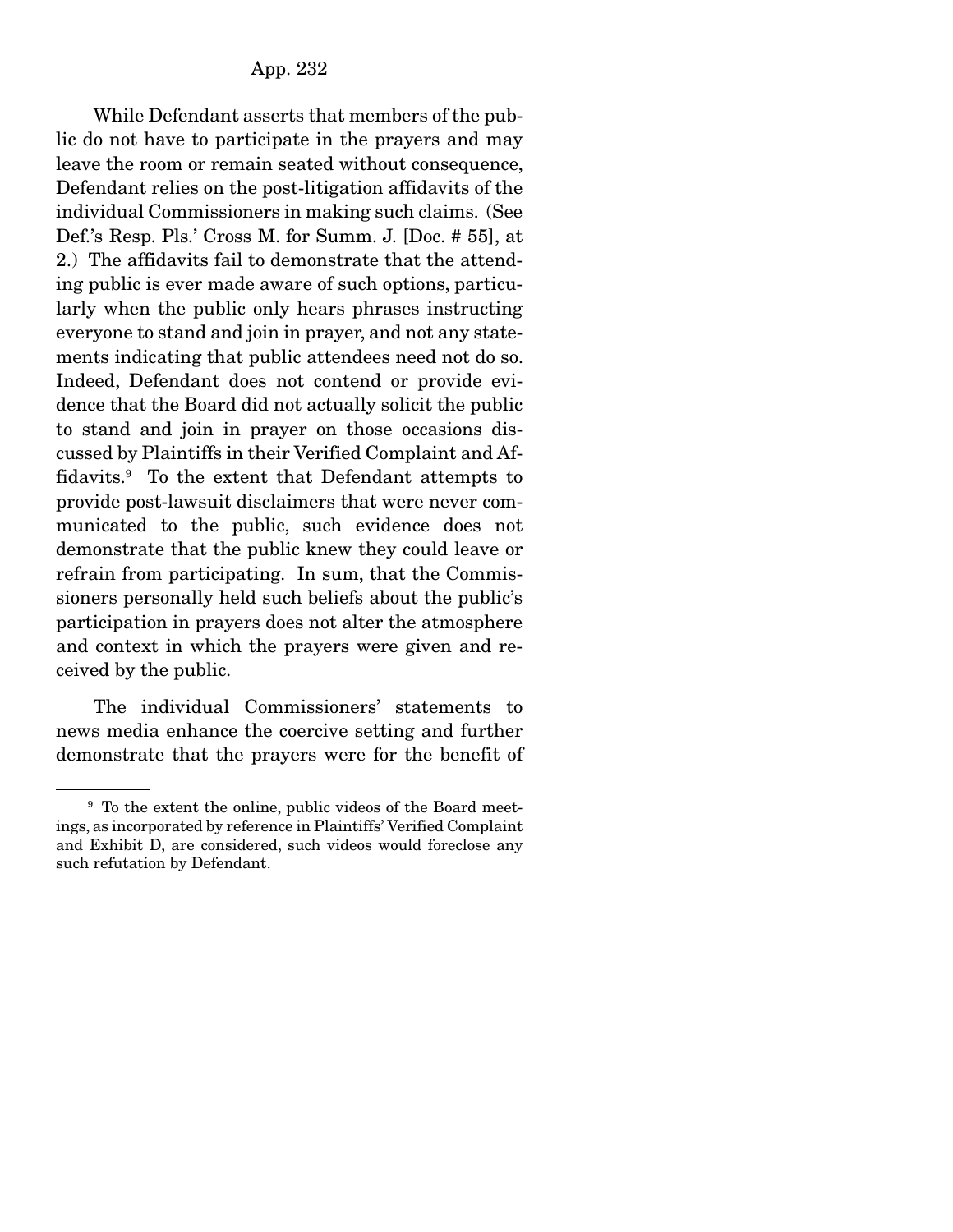While Defendant asserts that members of the public do not have to participate in the prayers and may leave the room or remain seated without consequence, Defendant relies on the post-litigation affidavits of the individual Commissioners in making such claims. (See Def.'s Resp. Pls.' Cross M. for Summ. J. [Doc. # 55], at 2.) The affidavits fail to demonstrate that the attending public is ever made aware of such options, particularly when the public only hears phrases instructing everyone to stand and join in prayer, and not any statements indicating that public attendees need not do so. Indeed, Defendant does not contend or provide evidence that the Board did not actually solicit the public to stand and join in prayer on those occasions discussed by Plaintiffs in their Verified Complaint and Affidavits.[9] To the extent that Defendant attempts to provide post-lawsuit disclaimers that were never communicated to the public, such evidence does not demonstrate that the public knew they could leave or refrain from participating. In sum, that the Commissioners personally held such beliefs about the public's participation in prayers does not alter the atmosphere and context in which the prayers were given and received by the public.

The individual Commissioners' statements to news media enhance the coercive setting and further demonstrate that the prayers were for the benefit of

[9] To the extent the online, public videos of the Board meetings, as incorporated by reference in Plaintiffs' Verified Complaint and Exhibit D, are considered, such videos would foreclose any such refutation by Defendant.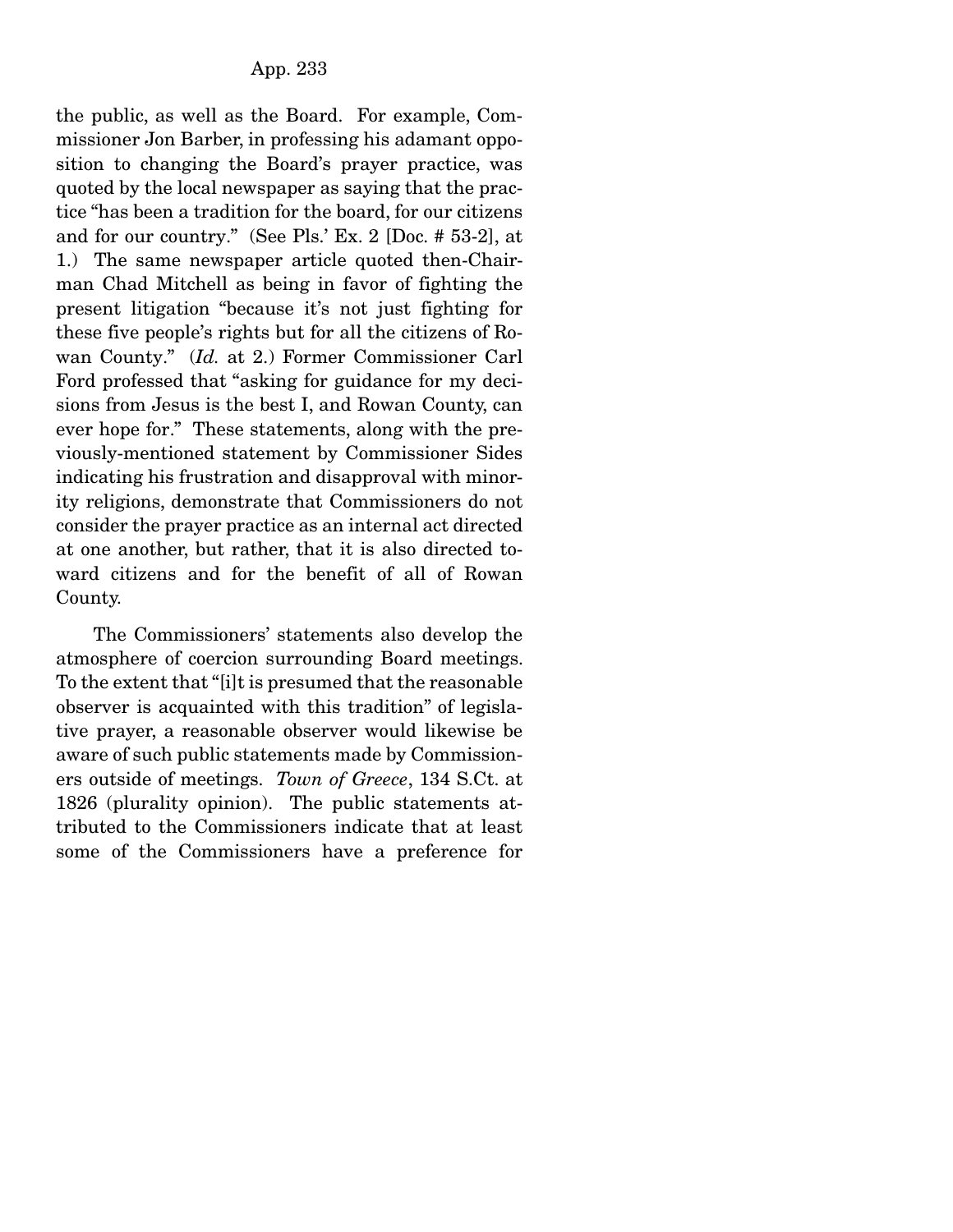the public, as well as the Board. For example, Commissioner Jon Barber, in professing his adamant opposition to changing the Board's prayer practice, was quoted by the local newspaper as saying that the practice "has been a tradition for the board, for our citizens and for our country." (See Pls.' Ex. 2 [Doc. # 53-2], at 1.) The same newspaper article quoted then-Chairman Chad Mitchell as being in favor of fighting the present litigation "because it's not just fighting for these five people's rights but for all the citizens of Rowan County." (*Id.* at 2.) Former Commissioner Carl Ford professed that "asking for guidance for my decisions from Jesus is the best I, and Rowan County, can ever hope for." These statements, along with the previously-mentioned statement by Commissioner Sides indicating his frustration and disapproval with minority religions, demonstrate that Commissioners do not consider the prayer practice as an internal act directed at one another, but rather, that it is also directed toward citizens and for the benefit of all of Rowan County.

The Commissioners' statements also develop the atmosphere of coercion surrounding Board meetings. To the extent that "[i]t is presumed that the reasonable observer is acquainted with this tradition" of legislative prayer, a reasonable observer would likewise be aware of such public statements made by Commissioners outside of meetings. *Town of Greece*, 134 S.Ct. at 1826 (plurality opinion). The public statements attributed to the Commissioners indicate that at least some of the Commissioners have a preference for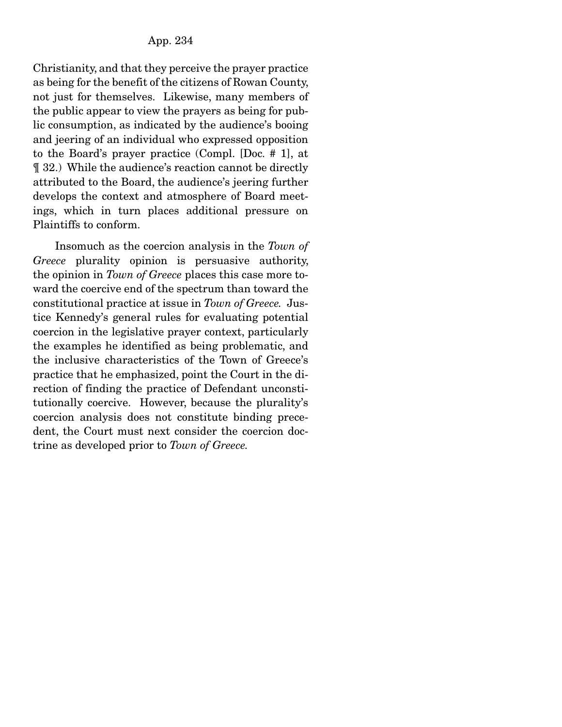Christianity, and that they perceive the prayer practice as being for the benefit of the citizens of Rowan County, not just for themselves. Likewise, many members of the public appear to view the prayers as being for public consumption, as indicated by the audience's booing and jeering of an individual who expressed opposition to the Board's prayer practice (Compl. [Doc. # 1], at ¶ 32.) While the audience's reaction cannot be directly attributed to the Board, the audience's jeering further develops the context and atmosphere of Board meetings, which in turn places additional pressure on Plaintiffs to conform.

Insomuch as the coercion analysis in the *Town of Greece* plurality opinion is persuasive authority, the opinion in *Town of Greece* places this case more toward the coercive end of the spectrum than toward the constitutional practice at issue in *Town of Greece.* Justice Kennedy's general rules for evaluating potential coercion in the legislative prayer context, particularly the examples he identified as being problematic, and the inclusive characteristics of the Town of Greece's practice that he emphasized, point the Court in the direction of finding the practice of Defendant unconstitutionally coercive. However, because the plurality's coercion analysis does not constitute binding precedent, the Court must next consider the coercion doctrine as developed prior to *Town of Greece.*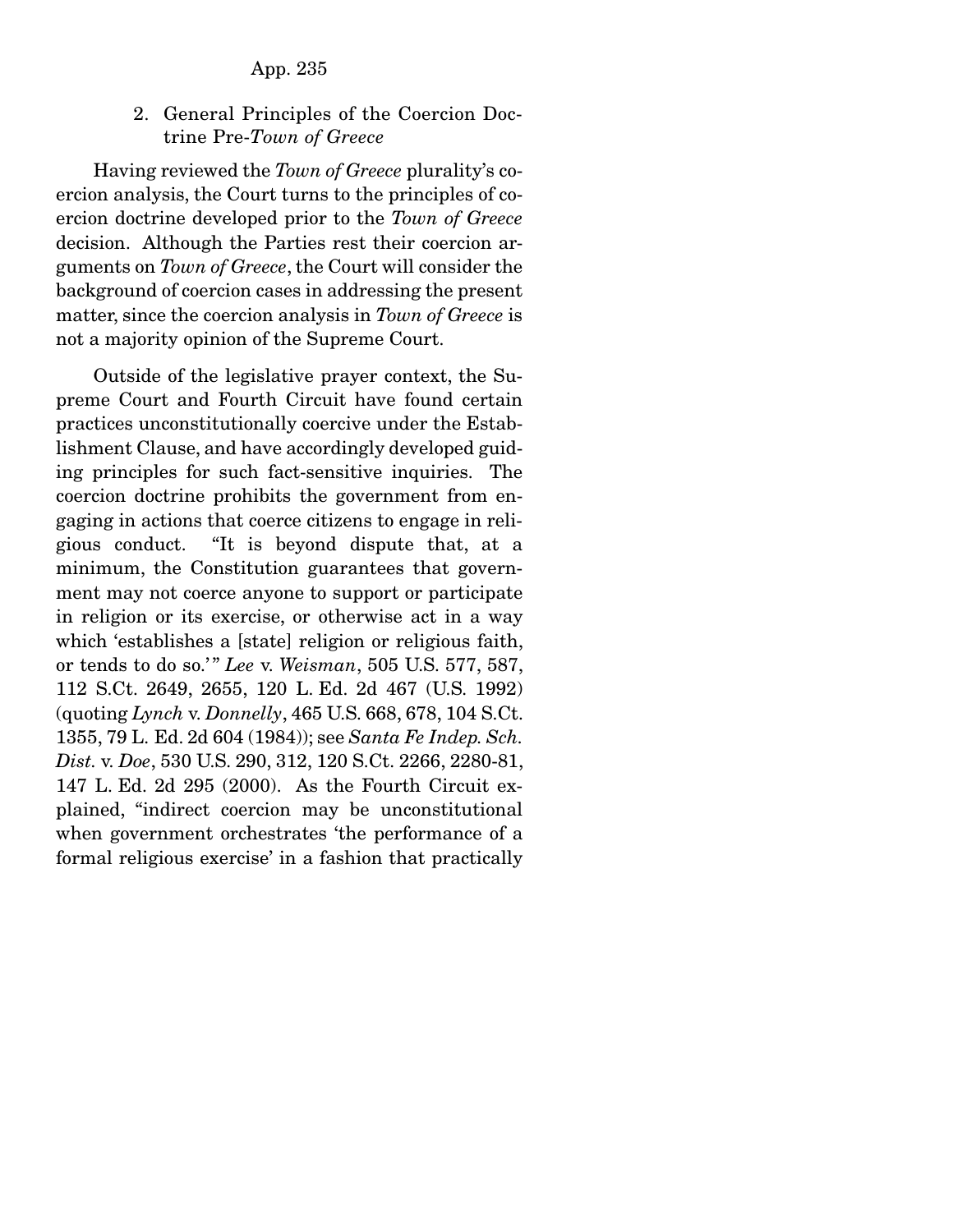### 2. General Principles of the Coercion Doctrine Pre-*Town of Greece*

Having reviewed the *Town of Greece* plurality's coercion analysis, the Court turns to the principles of coercion doctrine developed prior to the *Town of Greece* decision. Although the Parties rest their coercion arguments on *Town of Greece*, the Court will consider the background of coercion cases in addressing the present matter, since the coercion analysis in *Town of Greece* is not a majority opinion of the Supreme Court.

Outside of the legislative prayer context, the Supreme Court and Fourth Circuit have found certain practices unconstitutionally coercive under the Establishment Clause, and have accordingly developed guiding principles for such fact-sensitive inquiries. The coercion doctrine prohibits the government from engaging in actions that coerce citizens to engage in religious conduct. "It is beyond dispute that, at a minimum, the Constitution guarantees that government may not coerce anyone to support or participate in religion or its exercise, or otherwise act in a way which 'establishes a [state] religion or religious faith, or tends to do so.'" *Lee* v. *Weisman*, 505 U.S. 577, 587, 112 S.Ct. 2649, 2655, 120 L. Ed. 2d 467 (U.S. 1992) (quoting *Lynch* v. *Donnelly*, 465 U.S. 668, 678, 104 S.Ct. 1355, 79 L. Ed. 2d 604 (1984)); see *Santa Fe Indep. Sch. Dist.* v. *Doe*, 530 U.S. 290, 312, 120 S.Ct. 2266, 2280-81, 147 L. Ed. 2d 295 (2000). As the Fourth Circuit explained, "indirect coercion may be unconstitutional when government orchestrates 'the performance of a formal religious exercise' in a fashion that practically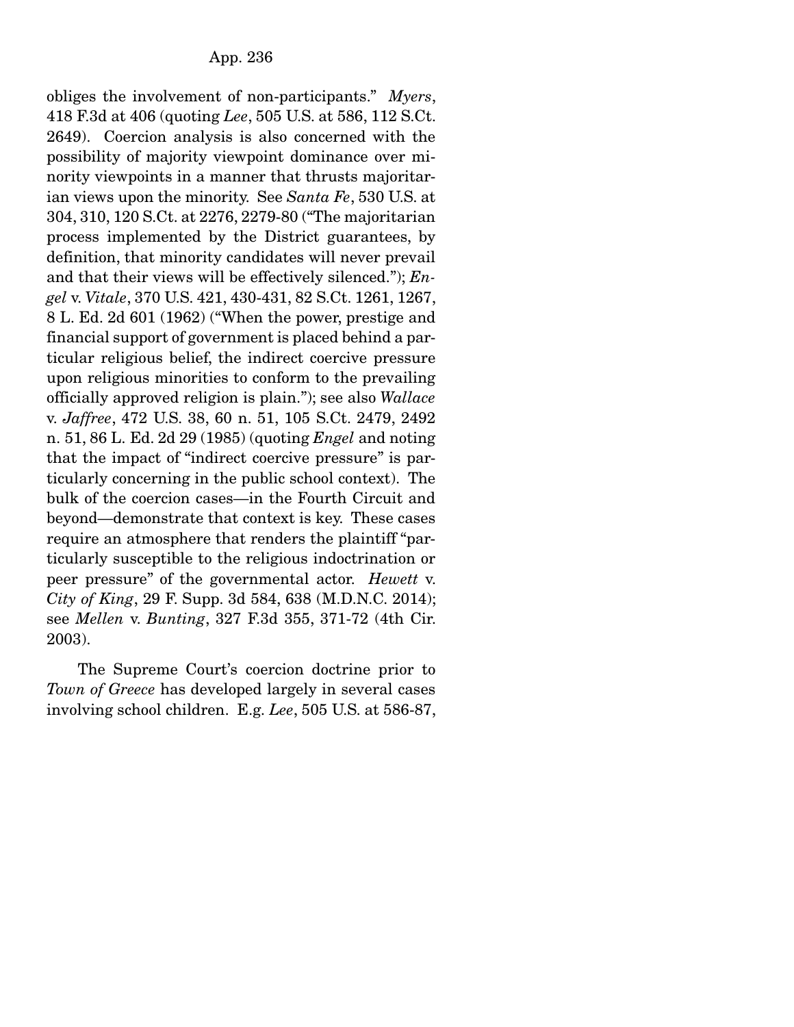obliges the involvement of non-participants." *Myers*, 418 F.3d at 406 (quoting *Lee*, 505 U.S. at 586, 112 S.Ct. 2649). Coercion analysis is also concerned with the possibility of majority viewpoint dominance over minority viewpoints in a manner that thrusts majoritarian views upon the minority. See *Santa Fe*, 530 U.S. at 304, 310, 120 S.Ct. at 2276, 2279-80 ("The majoritarian process implemented by the District guarantees, by definition, that minority candidates will never prevail and that their views will be effectively silenced."); *Engel* v. *Vitale*, 370 U.S. 421, 430-431, 82 S.Ct. 1261, 1267, 8 L. Ed. 2d 601 (1962) ("When the power, prestige and financial support of government is placed behind a particular religious belief, the indirect coercive pressure upon religious minorities to conform to the prevailing officially approved religion is plain."); see also *Wallace* v. *Jaffree*, 472 U.S. 38, 60 n. 51, 105 S.Ct. 2479, 2492 n. 51, 86 L. Ed. 2d 29 (1985) (quoting *Engel* and noting that the impact of "indirect coercive pressure" is particularly concerning in the public school context). The bulk of the coercion cases—in the Fourth Circuit and beyond—demonstrate that context is key. These cases require an atmosphere that renders the plaintiff "particularly susceptible to the religious indoctrination or peer pressure" of the governmental actor. *Hewett* v. *City of King*, 29 F. Supp. 3d 584, 638 (M.D.N.C. 2014); see *Mellen* v. *Bunting*, 327 F.3d 355, 371-72 (4th Cir. 2003).

The Supreme Court's coercion doctrine prior to *Town of Greece* has developed largely in several cases involving school children. E.g. *Lee*, 505 U.S. at 586-87,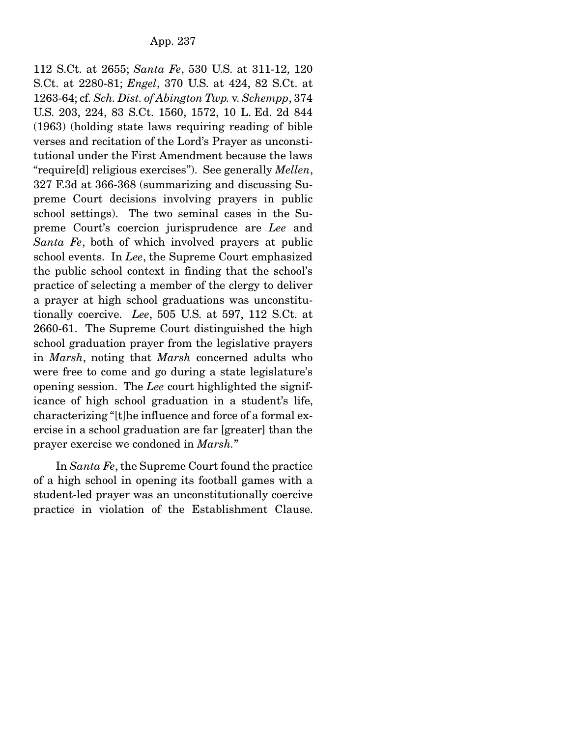112 S.Ct. at 2655; *Santa Fe*, 530 U.S. at 311-12, 120 S.Ct. at 2280-81; *Engel*, 370 U.S. at 424, 82 S.Ct. at 1263-64; cf. *Sch. Dist. of Abington Twp.* v. *Schempp*, 374 U.S. 203, 224, 83 S.Ct. 1560, 1572, 10 L. Ed. 2d 844 (1963) (holding state laws requiring reading of bible verses and recitation of the Lord's Prayer as unconstitutional under the First Amendment because the laws "require[d] religious exercises"). See generally *Mellen*, 327 F.3d at 366-368 (summarizing and discussing Supreme Court decisions involving prayers in public school settings). The two seminal cases in the Supreme Court's coercion jurisprudence are *Lee* and *Santa Fe*, both of which involved prayers at public school events. In *Lee*, the Supreme Court emphasized the public school context in finding that the school's practice of selecting a member of the clergy to deliver a prayer at high school graduations was unconstitutionally coercive. *Lee*, 505 U.S. at 597, 112 S.Ct. at 2660-61. The Supreme Court distinguished the high school graduation prayer from the legislative prayers in *Marsh*, noting that *Marsh* concerned adults who were free to come and go during a state legislature's opening session. The *Lee* court highlighted the significance of high school graduation in a student's life, characterizing "[t]he influence and force of a formal exercise in a school graduation are far [greater] than the prayer exercise we condoned in *Marsh*."

In *Santa Fe*, the Supreme Court found the practice of a high school in opening its football games with a student-led prayer was an unconstitutionally coercive practice in violation of the Establishment Clause.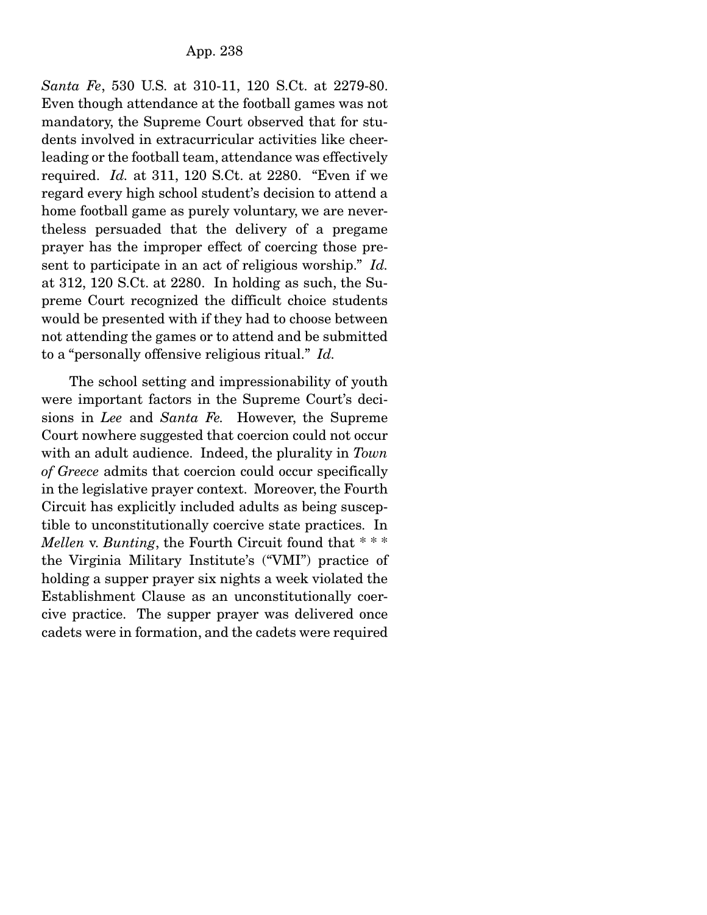*Santa Fe*, 530 U.S. at 310-11, 120 S.Ct. at 2279-80. Even though attendance at the football games was not mandatory, the Supreme Court observed that for students involved in extracurricular activities like cheerleading or the football team, attendance was effectively required. *Id.* at 311, 120 S.Ct. at 2280. "Even if we regard every high school student's decision to attend a home football game as purely voluntary, we are nevertheless persuaded that the delivery of a pregame prayer has the improper effect of coercing those present to participate in an act of religious worship." *Id.* at 312, 120 S.Ct. at 2280. In holding as such, the Supreme Court recognized the difficult choice students would be presented with if they had to choose between not attending the games or to attend and be submitted to a "personally offensive religious ritual." *Id.*

The school setting and impressionability of youth were important factors in the Supreme Court's decisions in *Lee* and *Santa Fe.* However, the Supreme Court nowhere suggested that coercion could not occur with an adult audience. Indeed, the plurality in *Town of Greece* admits that coercion could occur specifically in the legislative prayer context. Moreover, the Fourth Circuit has explicitly included adults as being susceptible to unconstitutionally coercive state practices. In *Mellen* v. *Bunting*, the Fourth Circuit found that * * * the Virginia Military Institute's ("VMI") practice of holding a supper prayer six nights a week violated the Establishment Clause as an unconstitutionally coercive practice. The supper prayer was delivered once cadets were in formation, and the cadets were required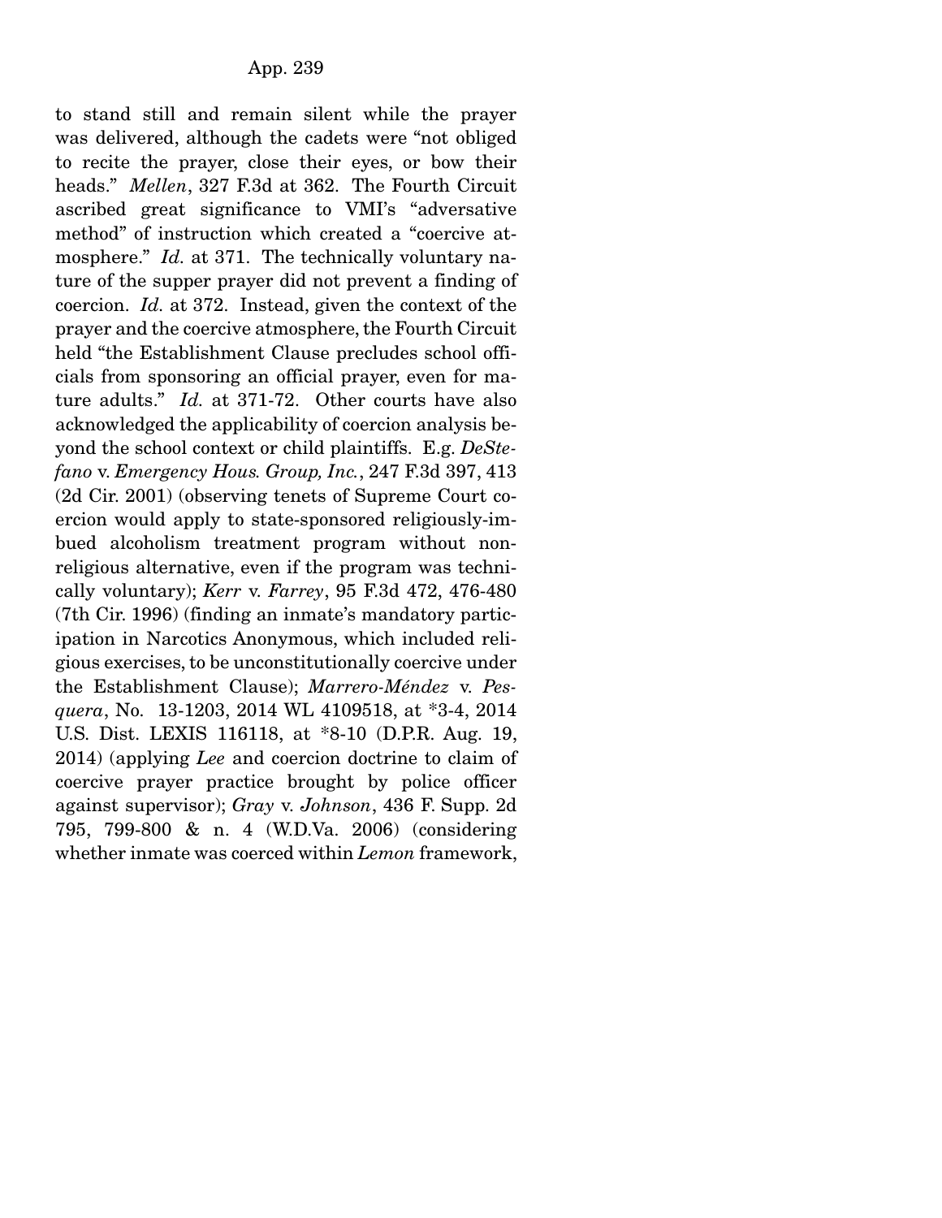to stand still and remain silent while the prayer was delivered, although the cadets were "not obliged to recite the prayer, close their eyes, or bow their heads." *Mellen*, 327 F.3d at 362. The Fourth Circuit ascribed great significance to VMI's "adversative method" of instruction which created a "coercive atmosphere." *Id.* at 371. The technically voluntary nature of the supper prayer did not prevent a finding of coercion. *Id.* at 372. Instead, given the context of the prayer and the coercive atmosphere, the Fourth Circuit held "the Establishment Clause precludes school officials from sponsoring an official prayer, even for mature adults." *Id.* at 371-72. Other courts have also acknowledged the applicability of coercion analysis beyond the school context or child plaintiffs. E.g. *DeStefano* v. *Emergency Hous. Group, Inc.*, 247 F.3d 397, 413 (2d Cir. 2001) (observing tenets of Supreme Court coercion would apply to state-sponsored religiously-imbued alcoholism treatment program without nonreligious alternative, even if the program was technically voluntary); *Kerr* v. *Farrey*, 95 F.3d 472, 476-480 (7th Cir. 1996) (finding an inmate's mandatory participation in Narcotics Anonymous, which included religious exercises, to be unconstitutionally coercive under the Establishment Clause); *Marrero-Méndez* v. *Pesquera*, No. 13-1203, 2014 WL 4109518, at *3-4, 2014 U.S. Dist. LEXIS 116118, at *8-10 (D.P.R. Aug. 19, 2014) (applying *Lee* and coercion doctrine to claim of coercive prayer practice brought by police officer against supervisor); *Gray* v. *Johnson*, 436 F. Supp. 2d 795, 799-800 & n. 4 (W.D.Va. 2006) (considering whether inmate was coerced within *Lemon* framework,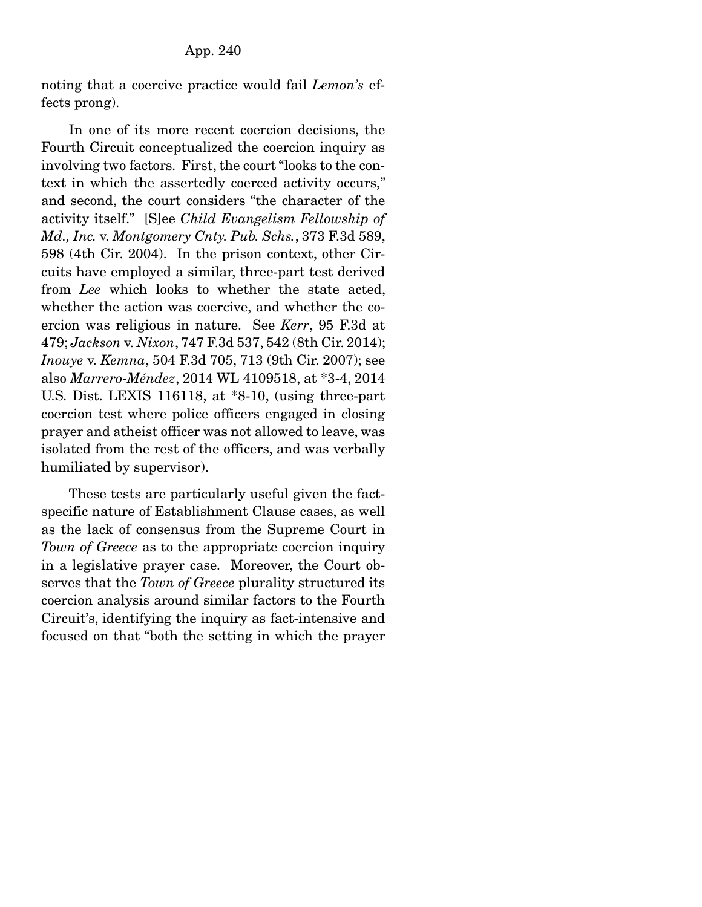noting that a coercive practice would fail *Lemon's* effects prong).

In one of its more recent coercion decisions, the Fourth Circuit conceptualized the coercion inquiry as involving two factors. First, the court "looks to the context in which the assertedly coerced activity occurs," and second, the court considers "the character of the activity itself." [S]ee *Child Evangelism Fellowship of Md., Inc.* v. *Montgomery Cnty. Pub. Schs.*, 373 F.3d 589, 598 (4th Cir. 2004). In the prison context, other Circuits have employed a similar, three-part test derived from *Lee* which looks to whether the state acted, whether the action was coercive, and whether the coercion was religious in nature. See *Kerr*, 95 F.3d at 479; *Jackson* v. *Nixon*, 747 F.3d 537, 542 (8th Cir. 2014); *Inouye* v. *Kemna*, 504 F.3d 705, 713 (9th Cir. 2007); see also *Marrero-Méndez*, 2014 WL 4109518, at *3-4, 2014 U.S. Dist. LEXIS 116118, at *8-10, (using three-part coercion test where police officers engaged in closing prayer and atheist officer was not allowed to leave, was isolated from the rest of the officers, and was verbally humiliated by supervisor).

These tests are particularly useful given the fact-specific nature of Establishment Clause cases, as well as the lack of consensus from the Supreme Court in *Town of Greece* as to the appropriate coercion inquiry in a legislative prayer case. Moreover, the Court observes that the *Town of Greece* plurality structured its coercion analysis around similar factors to the Fourth Circuit's, identifying the inquiry as fact-intensive and focused on that "both the setting in which the prayer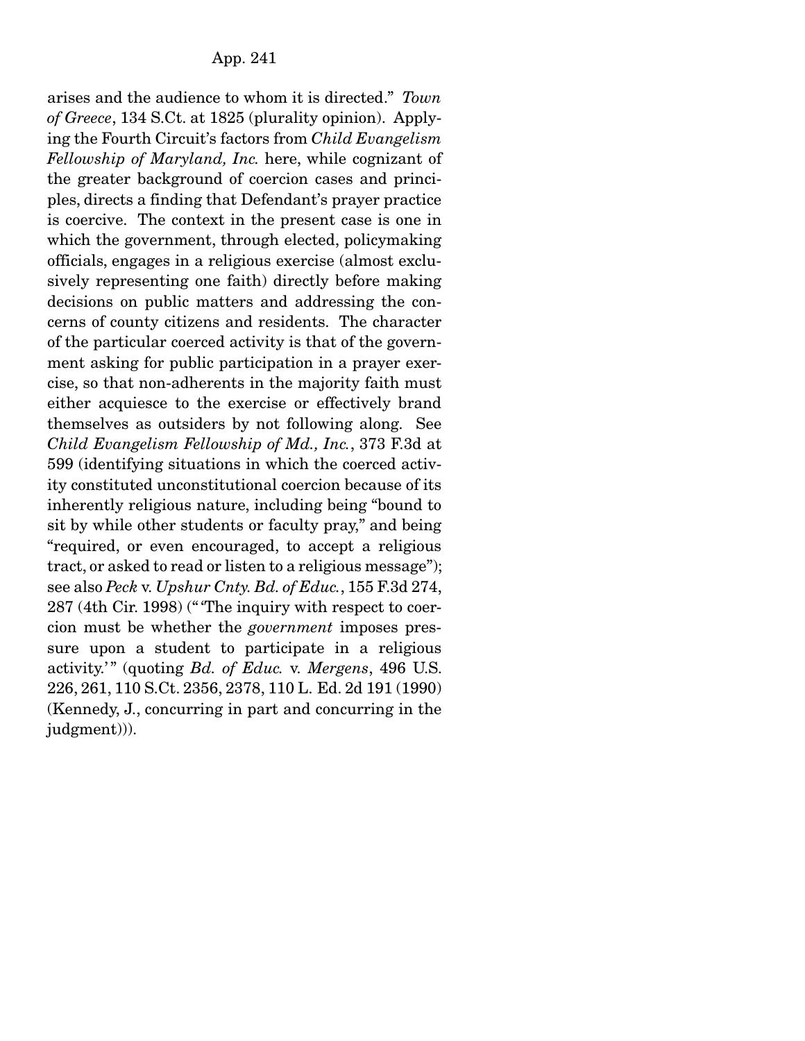arises and the audience to whom it is directed." *Town of Greece*, 134 S.Ct. at 1825 (plurality opinion). Applying the Fourth Circuit's factors from *Child Evangelism Fellowship of Maryland, Inc.* here, while cognizant of the greater background of coercion cases and principles, directs a finding that Defendant's prayer practice is coercive. The context in the present case is one in which the government, through elected, policymaking officials, engages in a religious exercise (almost exclusively representing one faith) directly before making decisions on public matters and addressing the concerns of county citizens and residents. The character of the particular coerced activity is that of the government asking for public participation in a prayer exercise, so that non-adherents in the majority faith must either acquiesce to the exercise or effectively brand themselves as outsiders by not following along. See *Child Evangelism Fellowship of Md., Inc.*, 373 F.3d at 599 (identifying situations in which the coerced activity constituted unconstitutional coercion because of its inherently religious nature, including being "bound to sit by while other students or faculty pray," and being "required, or even encouraged, to accept a religious tract, or asked to read or listen to a religious message"); see also *Peck* v. *Upshur Cnty. Bd. of Educ.*, 155 F.3d 274, 287 (4th Cir. 1998) ("'The inquiry with respect to coercion must be whether the *government* imposes pressure upon a student to participate in a religious activity.'" (quoting *Bd. of Educ.* v. *Mergens*, 496 U.S. 226, 261, 110 S.Ct. 2356, 2378, 110 L. Ed. 2d 191 (1990) (Kennedy, J., concurring in part and concurring in the judgment))).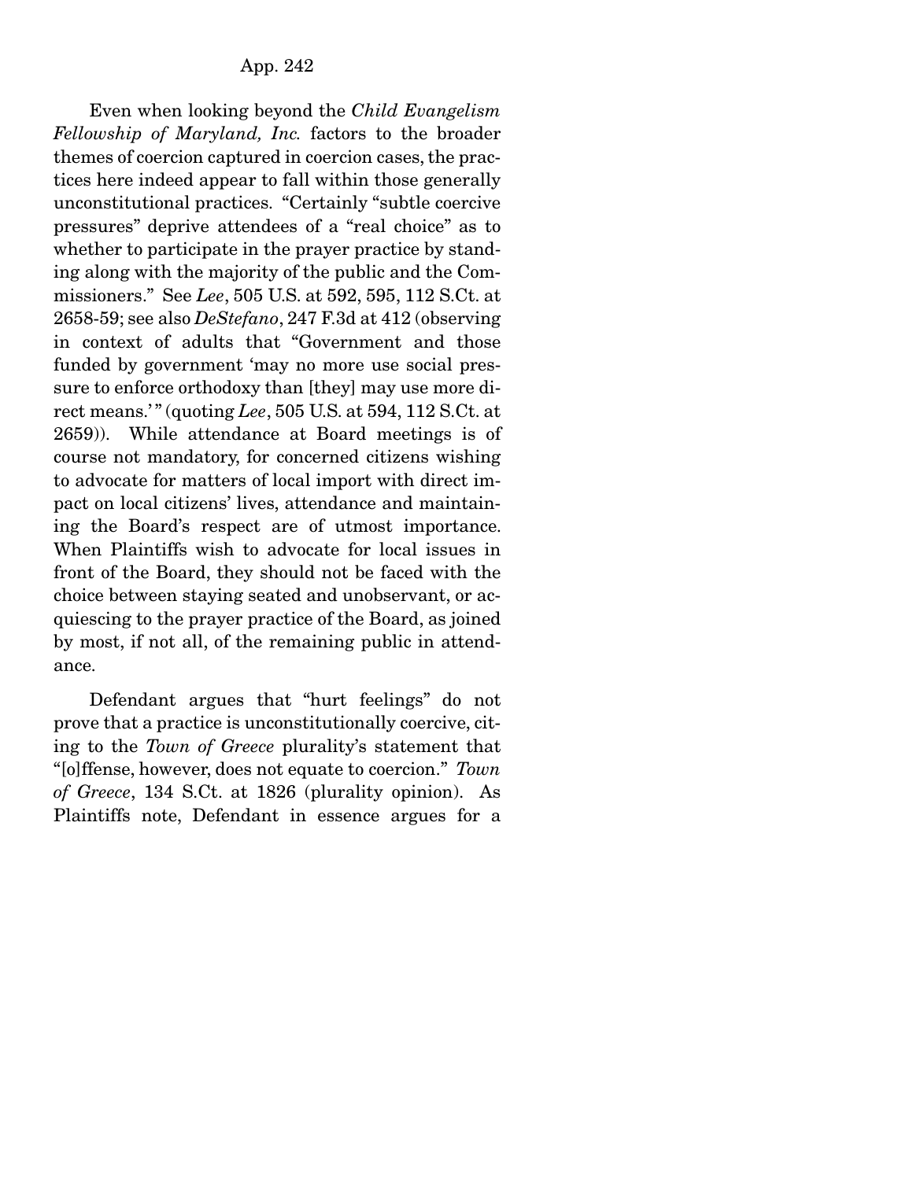Even when looking beyond the *Child Evangelism Fellowship of Maryland, Inc.* factors to the broader themes of coercion captured in coercion cases, the practices here indeed appear to fall within those generally unconstitutional practices. "Certainly "subtle coercive pressures" deprive attendees of a "real choice" as to whether to participate in the prayer practice by standing along with the majority of the public and the Commissioners." See *Lee*, 505 U.S. at 592, 595, 112 S.Ct. at 2658-59; see also *DeStefano*, 247 F.3d at 412 (observing in context of adults that "Government and those funded by government 'may no more use social pressure to enforce orthodoxy than [they] may use more direct means.'" (quoting *Lee*, 505 U.S. at 594, 112 S.Ct. at 2659)). While attendance at Board meetings is of course not mandatory, for concerned citizens wishing to advocate for matters of local import with direct impact on local citizens' lives, attendance and maintaining the Board's respect are of utmost importance. When Plaintiffs wish to advocate for local issues in front of the Board, they should not be faced with the choice between staying seated and unobservant, or acquiescing to the prayer practice of the Board, as joined by most, if not all, of the remaining public in attendance.

Defendant argues that "hurt feelings" do not prove that a practice is unconstitutionally coercive, citing to the *Town of Greece* plurality's statement that "[o]ffense, however, does not equate to coercion." *Town of Greece*, 134 S.Ct. at 1826 (plurality opinion). As Plaintiffs note, Defendant in essence argues for a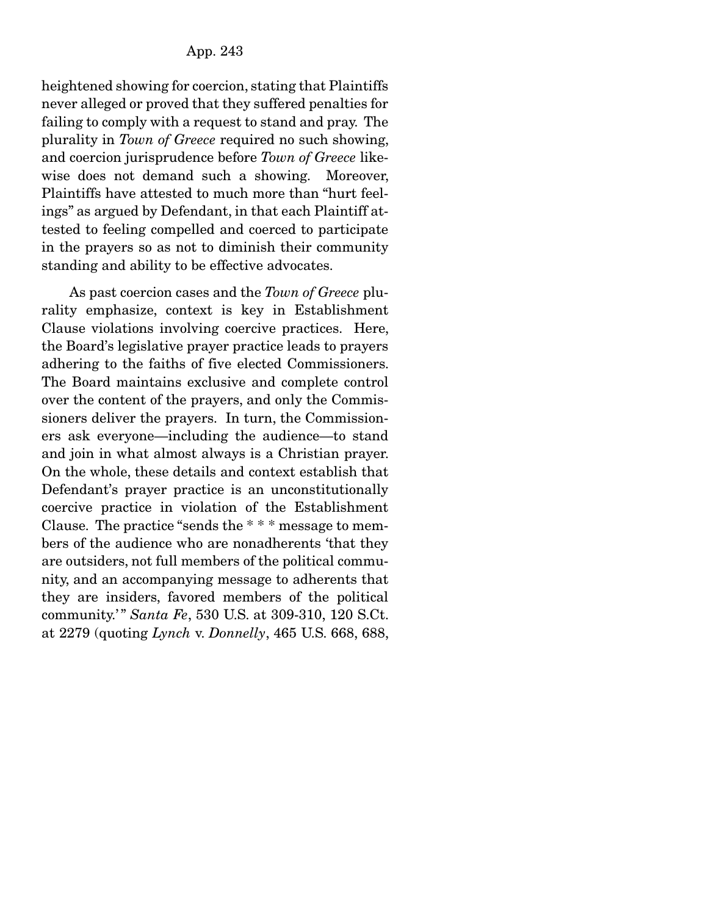heightened showing for coercion, stating that Plaintiffs never alleged or proved that they suffered penalties for failing to comply with a request to stand and pray. The plurality in *Town of Greece* required no such showing, and coercion jurisprudence before *Town of Greece* likewise does not demand such a showing. Moreover, Plaintiffs have attested to much more than "hurt feelings" as argued by Defendant, in that each Plaintiff attested to feeling compelled and coerced to participate in the prayers so as not to diminish their community standing and ability to be effective advocates.

As past coercion cases and the *Town of Greece* plurality emphasize, context is key in Establishment Clause violations involving coercive practices. Here, the Board's legislative prayer practice leads to prayers adhering to the faiths of five elected Commissioners. The Board maintains exclusive and complete control over the content of the prayers, and only the Commissioners deliver the prayers. In turn, the Commissioners ask everyone—including the audience—to stand and join in what almost always is a Christian prayer. On the whole, these details and context establish that Defendant's prayer practice is an unconstitutionally coercive practice in violation of the Establishment Clause. The practice "sends the * * * message to members of the audience who are nonadherents 'that they are outsiders, not full members of the political community, and an accompanying message to adherents that they are insiders, favored members of the political community.'" *Santa Fe*, 530 U.S. at 309-310, 120 S.Ct. at 2279 (quoting *Lynch* v. *Donnelly*, 465 U.S. 668, 688,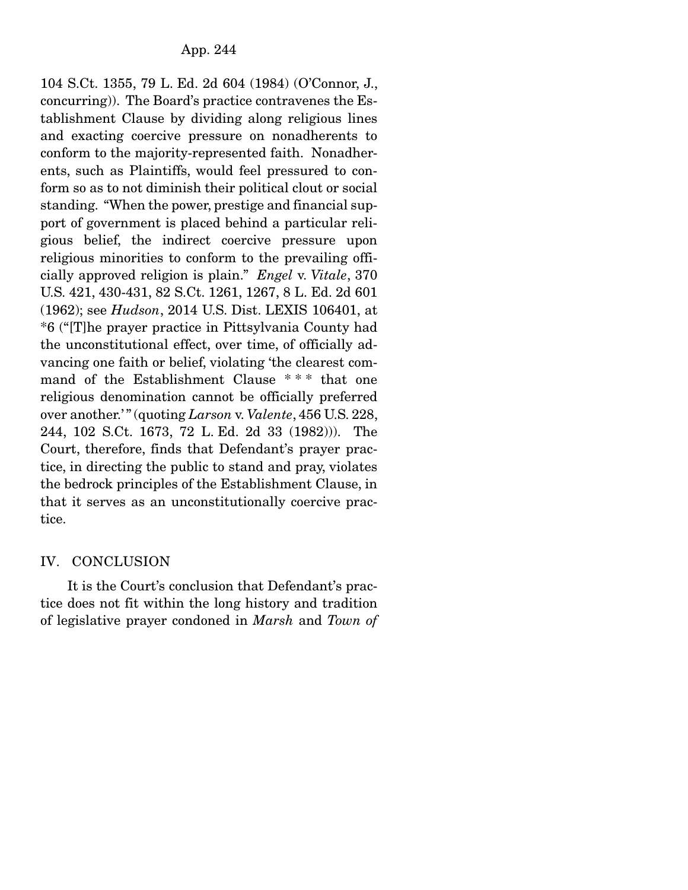104 S.Ct. 1355, 79 L. Ed. 2d 604 (1984) (O'Connor, J., concurring)). The Board's practice contravenes the Establishment Clause by dividing along religious lines and exacting coercive pressure on nonadherents to conform to the majority-represented faith. Nonadherents, such as Plaintiffs, would feel pressured to conform so as to not diminish their political clout or social standing. "When the power, prestige and financial support of government is placed behind a particular religious belief, the indirect coercive pressure upon religious minorities to conform to the prevailing officially approved religion is plain." *Engel* v. *Vitale*, 370 U.S. 421, 430-431, 82 S.Ct. 1261, 1267, 8 L. Ed. 2d 601 (1962); see *Hudson*, 2014 U.S. Dist. LEXIS 106401, at *6 ("[T]he prayer practice in Pittsylvania County had the unconstitutional effect, over time, of officially advancing one faith or belief, violating 'the clearest command of the Establishment Clause * * * that one religious denomination cannot be officially preferred over another.'" (quoting *Larson* v. *Valente*, 456 U.S. 228, 244, 102 S.Ct. 1673, 72 L. Ed. 2d 33 (1982))). The Court, therefore, finds that Defendant's prayer practice, in directing the public to stand and pray, violates the bedrock principles of the Establishment Clause, in that it serves as an unconstitutionally coercive practice.

## IV. CONCLUSION

It is the Court's conclusion that Defendant's practice does not fit within the long history and tradition of legislative prayer condoned in *Marsh* and *Town of*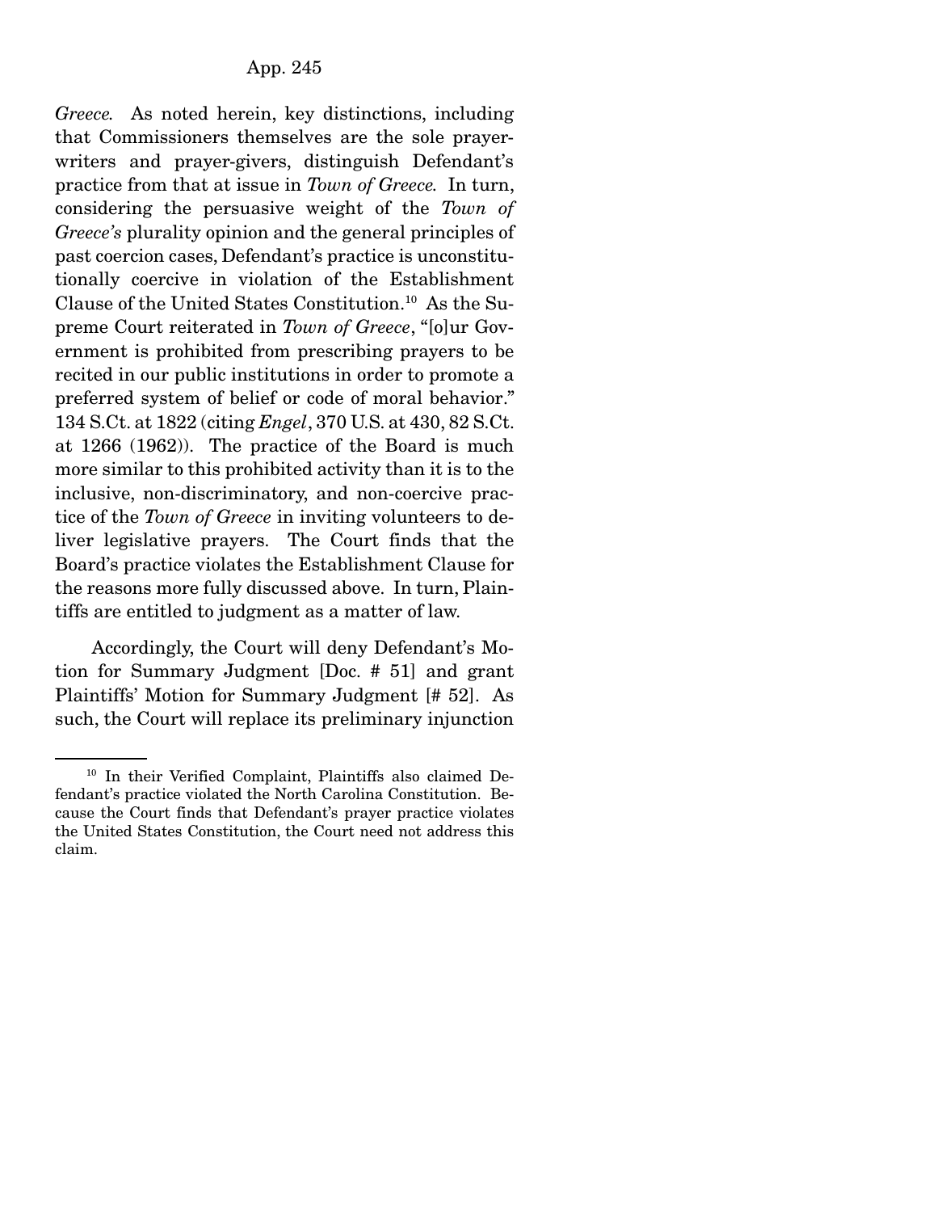*Greece.* As noted herein, key distinctions, including that Commissioners themselves are the sole prayer-writers and prayer-givers, distinguish Defendant's practice from that at issue in *Town of Greece.* In turn, considering the persuasive weight of the *Town of Greece's* plurality opinion and the general principles of past coercion cases, Defendant's practice is unconstitutionally coercive in violation of the Establishment Clause of the United States Constitution.[10] As the Supreme Court reiterated in *Town of Greece*, "[o]ur Government is prohibited from prescribing prayers to be recited in our public institutions in order to promote a preferred system of belief or code of moral behavior." 134 S.Ct. at 1822 (citing *Engel*, 370 U.S. at 430, 82 S.Ct. at 1266 (1962)). The practice of the Board is much more similar to this prohibited activity than it is to the inclusive, non-discriminatory, and non-coercive practice of the *Town of Greece* in inviting volunteers to deliver legislative prayers. The Court finds that the Board's practice violates the Establishment Clause for the reasons more fully discussed above. In turn, Plaintiffs are entitled to judgment as a matter of law.

Accordingly, the Court will deny Defendant's Motion for Summary Judgment [Doc. # 51] and grant Plaintiffs' Motion for Summary Judgment [# 52]. As such, the Court will replace its preliminary injunction

---

[10] In their Verified Complaint, Plaintiffs also claimed Defendant's practice violated the North Carolina Constitution. Because the Court finds that Defendant's prayer practice violates the United States Constitution, the Court need not address this claim.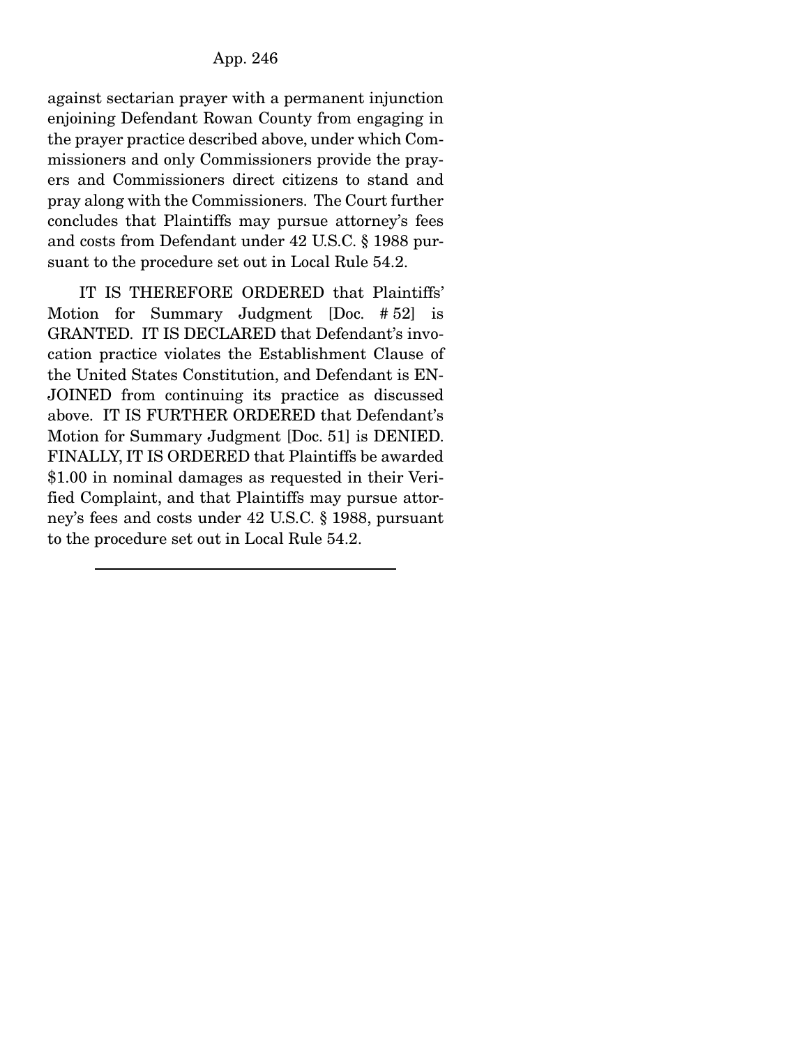against sectarian prayer with a permanent injunction enjoining Defendant Rowan County from engaging in the prayer practice described above, under which Commissioners and only Commissioners provide the prayers and Commissioners direct citizens to stand and pray along with the Commissioners. The Court further concludes that Plaintiffs may pursue attorney's fees and costs from Defendant under 42 U.S.C. § 1988 pursuant to the procedure set out in Local Rule 54.2.

IT IS THEREFORE ORDERED that Plaintiffs' Motion for Summary Judgment [Doc. # 52] is GRANTED. IT IS DECLARED that Defendant's invocation practice violates the Establishment Clause of the United States Constitution, and Defendant is ENJOINED from continuing its practice as discussed above. IT IS FURTHER ORDERED that Defendant's Motion for Summary Judgment [Doc. 51] is DENIED. FINALLY, IT IS ORDERED that Plaintiffs be awarded $1.00 in nominal damages as requested in their Verified Complaint, and that Plaintiffs may pursue attorney's fees and costs under 42 U.S.C. § 1988, pursuant to the procedure set out in Local Rule 54.2.

---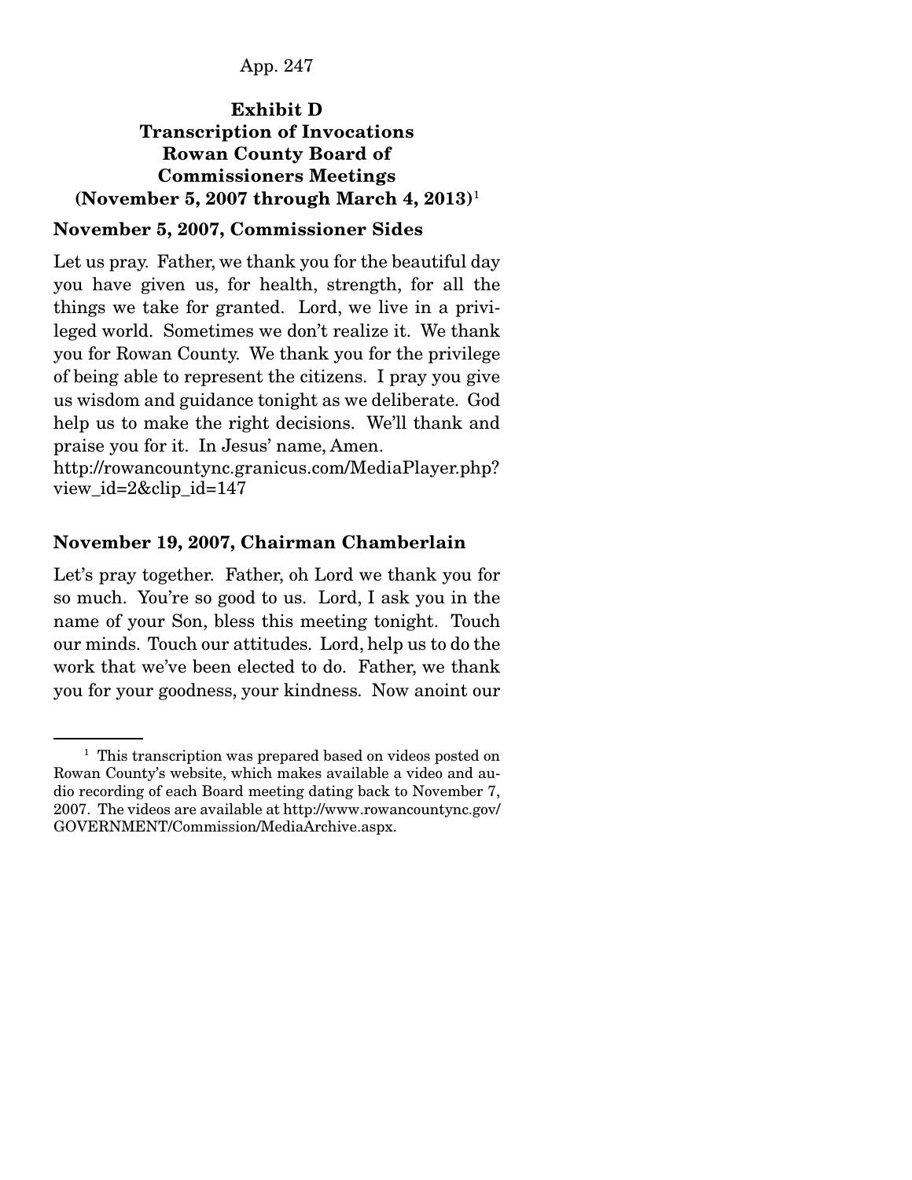## Exhibit D
## Transcription of Invocations Rowan County Board of Commissioners Meetings (November 5, 2007 through March 4, 2013)[1]

### November 5, 2007, Commissioner Sides

Let us pray. Father, we thank you for the beautiful day you have given us, for health, strength, for all the things we take for granted. Lord, we live in a privileged world. Sometimes we don't realize it. We thank you for Rowan County. We thank you for the privilege of being able to represent the citizens. I pray you give us wisdom and guidance tonight as we deliberate. God help us to make the right decisions. We'll thank and praise you for it. In Jesus' name, Amen.
http://rowancountync.granicus.com/MediaPlayer.php?view_id=2&clip_id=147

### November 19, 2007, Chairman Chamberlain

Let's pray together. Father, oh Lord we thank you for so much. You're so good to us. Lord, I ask you in the name of your Son, bless this meeting tonight. Touch our minds. Touch our attitudes. Lord, help us to do the work that we've been elected to do. Father, we thank you for your goodness, your kindness. Now anoint our

---

[1] This transcription was prepared based on videos posted on Rowan County's website, which makes available a video and audio recording of each Board meeting dating back to November 7, 2007. The videos are available at http://www.rowancountync.gov/GOVERNMENT/Commission/MediaArchive.aspx.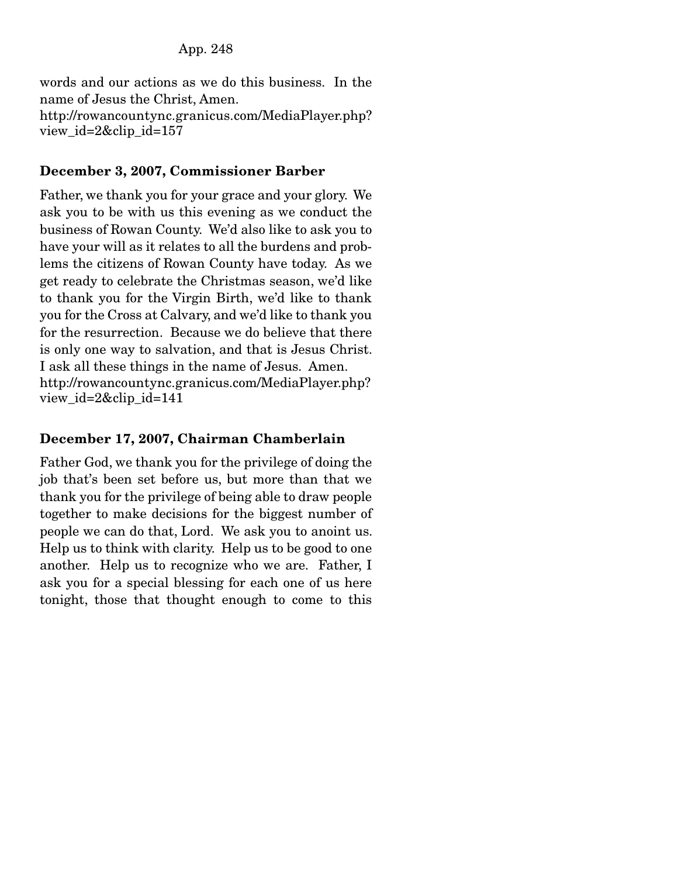words and our actions as we do this business. In the name of Jesus the Christ, Amen.
http://rowancountync.granicus.com/MediaPlayer.php?view_id=2&clip_id=157

**December 3, 2007, Commissioner Barber**

Father, we thank you for your grace and your glory. We ask you to be with us this evening as we conduct the business of Rowan County. We'd also like to ask you to have your will as it relates to all the burdens and problems the citizens of Rowan County have today. As we get ready to celebrate the Christmas season, we'd like to thank you for the Virgin Birth, we'd like to thank you for the Cross at Calvary, and we'd like to thank you for the resurrection. Because we do believe that there is only one way to salvation, and that is Jesus Christ. I ask all these things in the name of Jesus. Amen.
http://rowancountync.granicus.com/MediaPlayer.php?view_id=2&clip_id=141

**December 17, 2007, Chairman Chamberlain**

Father God, we thank you for the privilege of doing the job that's been set before us, but more than that we thank you for the privilege of being able to draw people together to make decisions for the biggest number of people we can do that, Lord. We ask you to anoint us. Help us to think with clarity. Help us to be good to one another. Help us to recognize who we are. Father, I ask you for a special blessing for each one of us here tonight, those that thought enough to come to this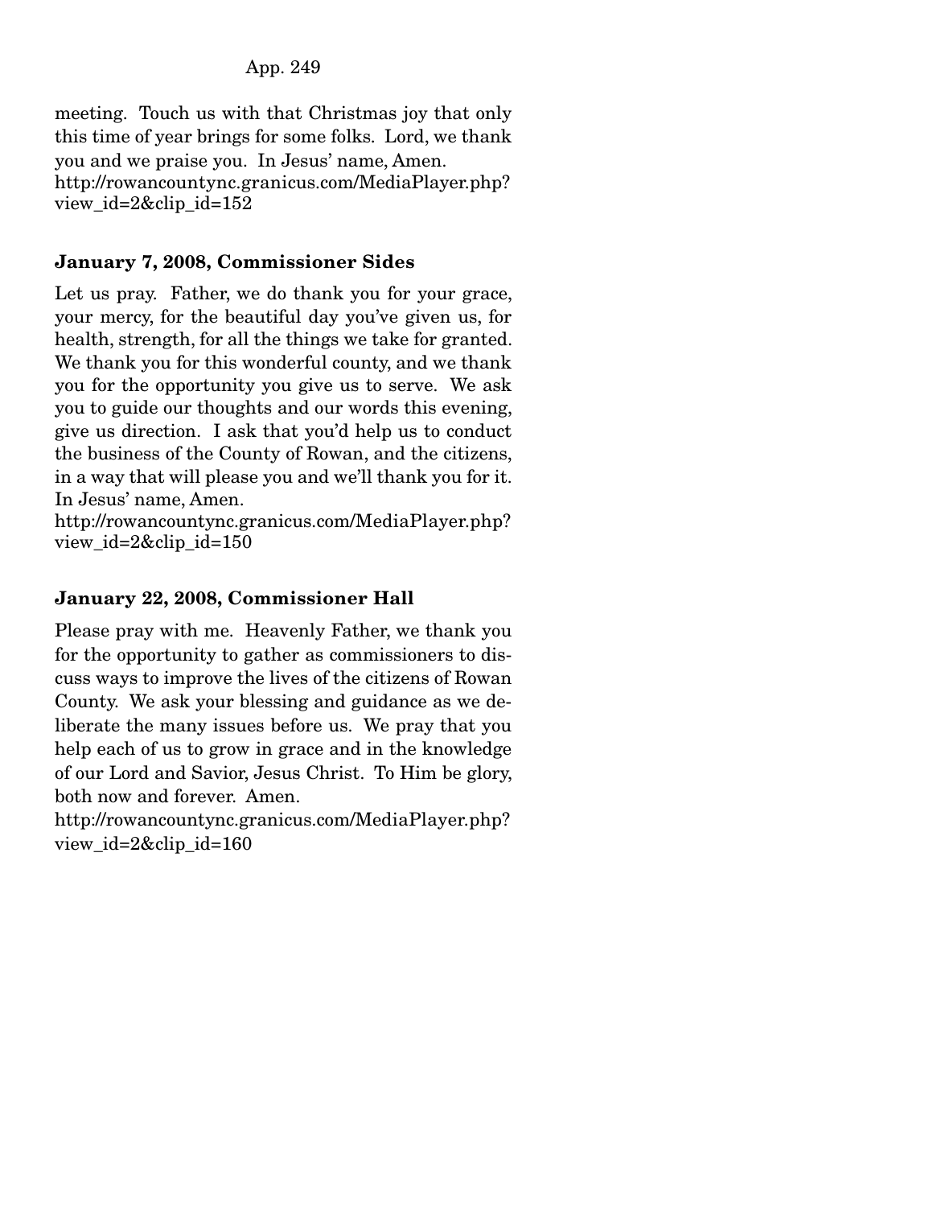meeting. Touch us with that Christmas joy that only this time of year brings for some folks. Lord, we thank you and we praise you. In Jesus' name, Amen.
http://rowancountync.granicus.com/MediaPlayer.php?view_id=2&clip_id=152

**January 7, 2008, Commissioner Sides**

Let us pray. Father, we do thank you for your grace, your mercy, for the beautiful day you've given us, for health, strength, for all the things we take for granted. We thank you for this wonderful county, and we thank you for the opportunity you give us to serve. We ask you to guide our thoughts and our words this evening, give us direction. I ask that you'd help us to conduct the business of the County of Rowan, and the citizens, in a way that will please you and we'll thank you for it. In Jesus' name, Amen.
http://rowancountync.granicus.com/MediaPlayer.php?view_id=2&clip_id=150

**January 22, 2008, Commissioner Hall**

Please pray with me. Heavenly Father, we thank you for the opportunity to gather as commissioners to discuss ways to improve the lives of the citizens of Rowan County. We ask your blessing and guidance as we deliberate the many issues before us. We pray that you help each of us to grow in grace and in the knowledge of our Lord and Savior, Jesus Christ. To Him be glory, both now and forever. Amen.
http://rowancountync.granicus.com/MediaPlayer.php?view_id=2&clip_id=160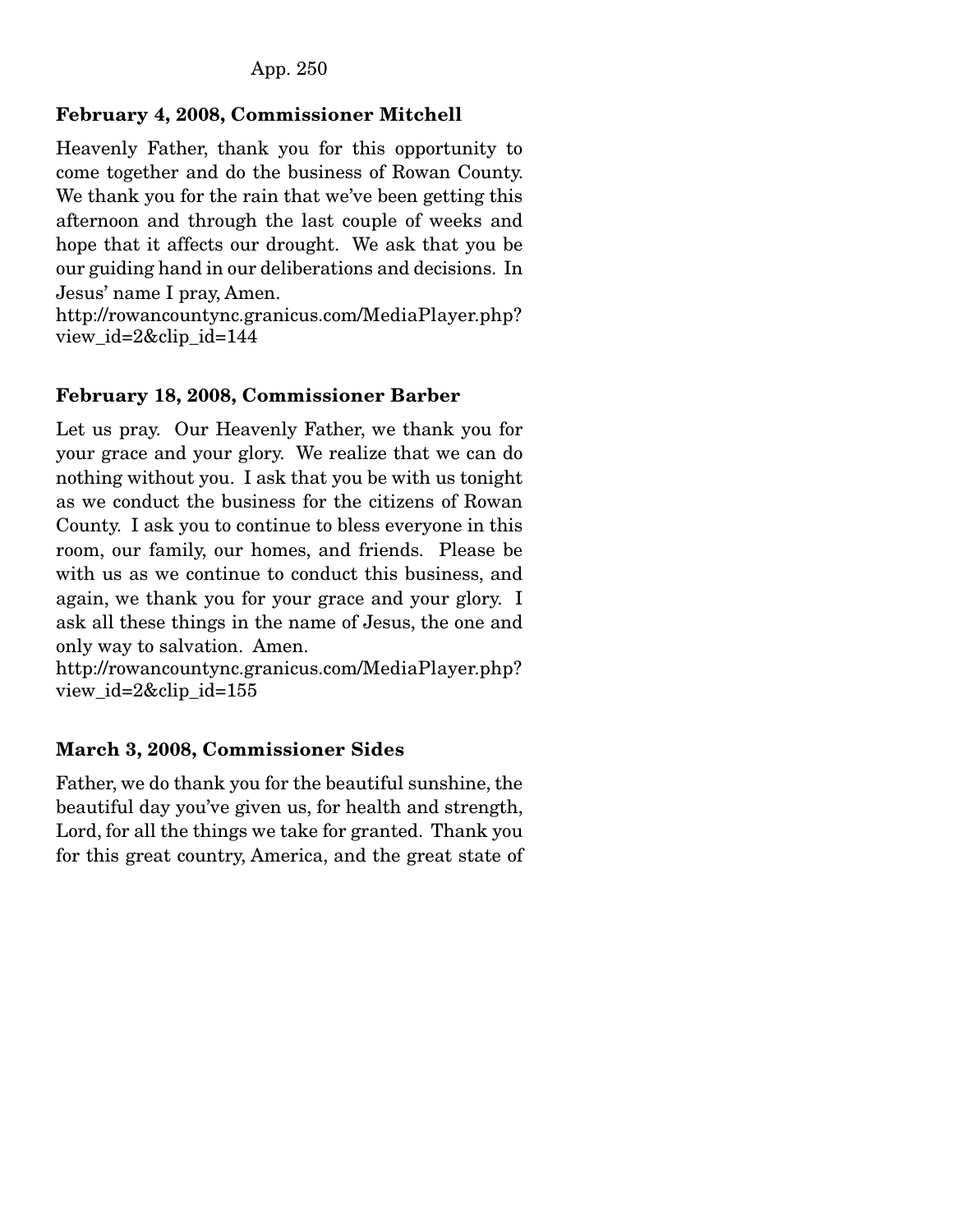**February 4, 2008, Commissioner Mitchell**

Heavenly Father, thank you for this opportunity to come together and do the business of Rowan County. We thank you for the rain that we've been getting this afternoon and through the last couple of weeks and hope that it affects our drought. We ask that you be our guiding hand in our deliberations and decisions. In Jesus' name I pray, Amen.
http://rowancountync.granicus.com/MediaPlayer.php?view_id=2&clip_id=144

**February 18, 2008, Commissioner Barber**

Let us pray. Our Heavenly Father, we thank you for your grace and your glory. We realize that we can do nothing without you. I ask that you be with us tonight as we conduct the business for the citizens of Rowan County. I ask you to continue to bless everyone in this room, our family, our homes, and friends. Please be with us as we continue to conduct this business, and again, we thank you for your grace and your glory. I ask all these things in the name of Jesus, the one and only way to salvation. Amen.
http://rowancountync.granicus.com/MediaPlayer.php?view_id=2&clip_id=155

**March 3, 2008, Commissioner Sides**

Father, we do thank you for the beautiful sunshine, the beautiful day you've given us, for health and strength, Lord, for all the things we take for granted. Thank you for this great country, America, and the great state of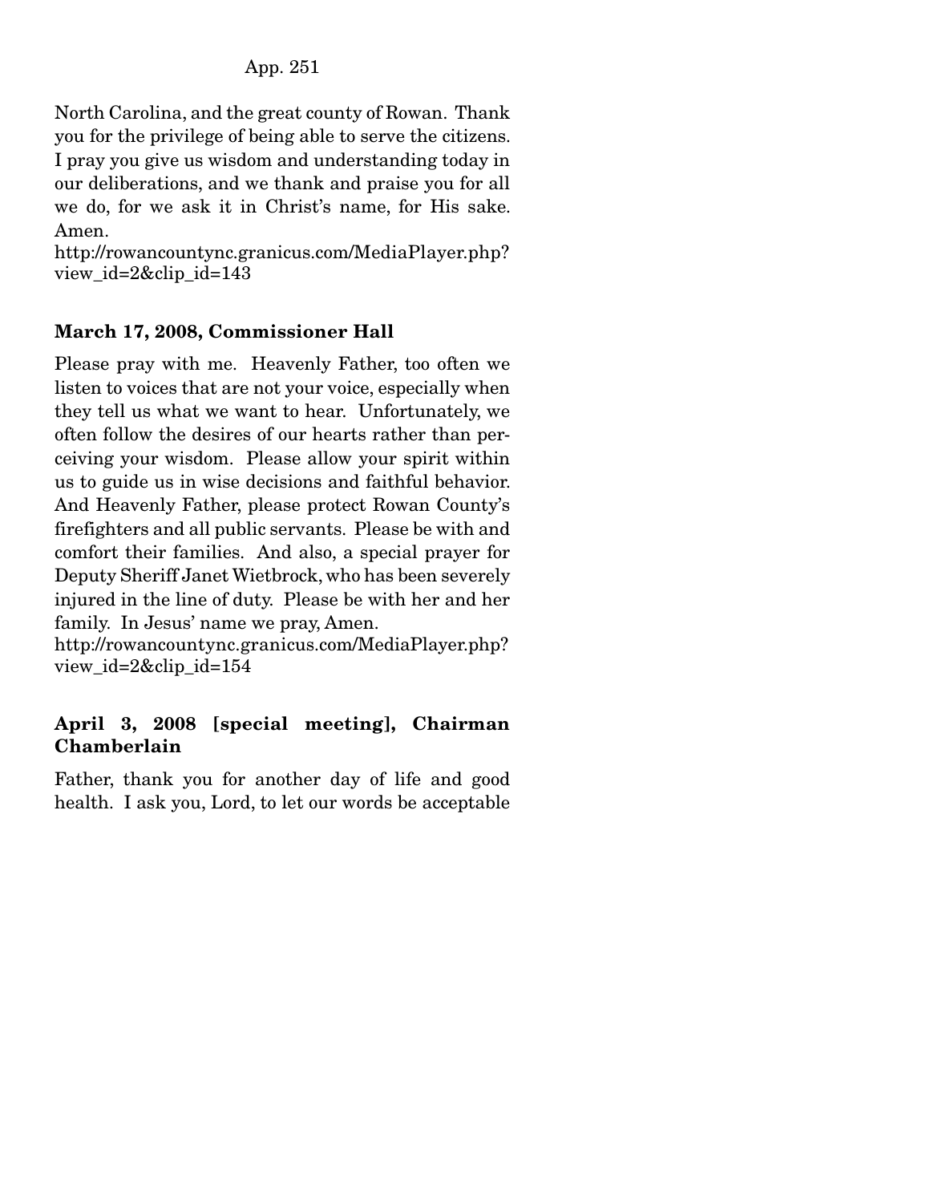North Carolina, and the great county of Rowan. Thank you for the privilege of being able to serve the citizens. I pray you give us wisdom and understanding today in our deliberations, and we thank and praise you for all we do, for we ask it in Christ's name, for His sake. Amen.
http://rowancountync.granicus.com/MediaPlayer.php?view_id=2&clip_id=143

**March 17, 2008, Commissioner Hall**

Please pray with me. Heavenly Father, too often we listen to voices that are not your voice, especially when they tell us what we want to hear. Unfortunately, we often follow the desires of our hearts rather than perceiving your wisdom. Please allow your spirit within us to guide us in wise decisions and faithful behavior. And Heavenly Father, please protect Rowan County's firefighters and all public servants. Please be with and comfort their families. And also, a special prayer for Deputy Sheriff Janet Wietbrock, who has been severely injured in the line of duty. Please be with her and her family. In Jesus' name we pray, Amen.
http://rowancountync.granicus.com/MediaPlayer.php?view_id=2&clip_id=154

**April 3, 2008 [special meeting], Chairman Chamberlain**

Father, thank you for another day of life and good health. I ask you, Lord, to let our words be acceptable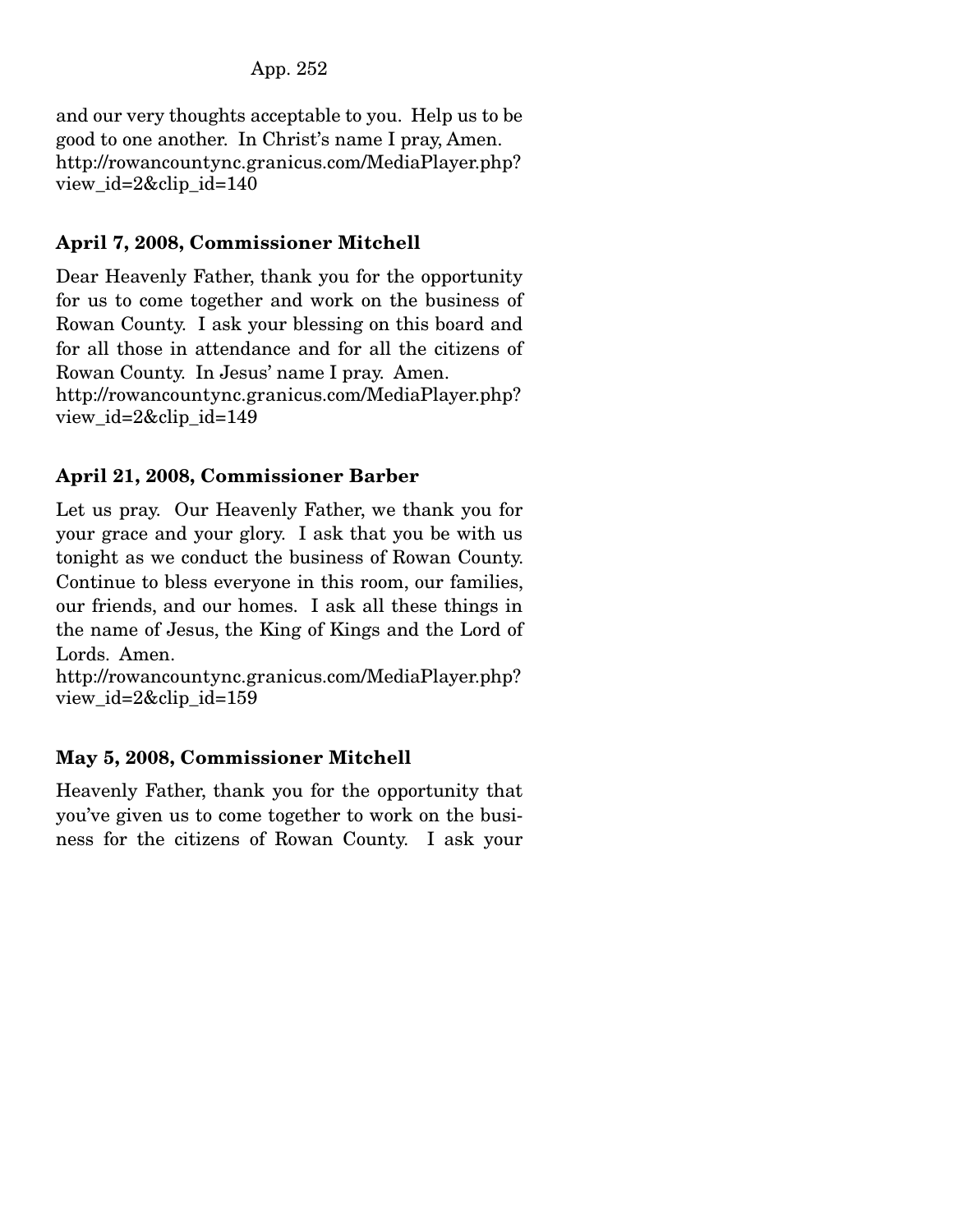and our very thoughts acceptable to you. Help us to be good to one another. In Christ's name I pray, Amen.
http://rowancountync.granicus.com/MediaPlayer.php?view_id=2&clip_id=140

**April 7, 2008, Commissioner Mitchell**

Dear Heavenly Father, thank you for the opportunity for us to come together and work on the business of Rowan County. I ask your blessing on this board and for all those in attendance and for all the citizens of Rowan County. In Jesus' name I pray. Amen.
http://rowancountync.granicus.com/MediaPlayer.php?view_id=2&clip_id=149

**April 21, 2008, Commissioner Barber**

Let us pray. Our Heavenly Father, we thank you for your grace and your glory. I ask that you be with us tonight as we conduct the business of Rowan County. Continue to bless everyone in this room, our families, our friends, and our homes. I ask all these things in the name of Jesus, the King of Kings and the Lord of Lords. Amen.
http://rowancountync.granicus.com/MediaPlayer.php?view_id=2&clip_id=159

**May 5, 2008, Commissioner Mitchell**

Heavenly Father, thank you for the opportunity that you've given us to come together to work on the business for the citizens of Rowan County. I ask your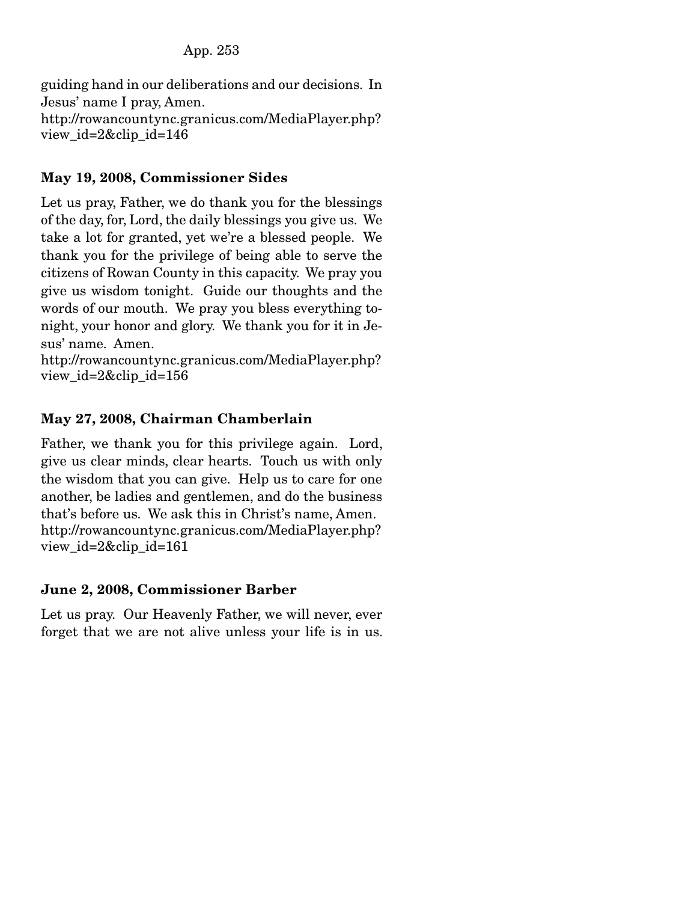guiding hand in our deliberations and our decisions. In Jesus' name I pray, Amen.
http://rowancountync.granicus.com/MediaPlayer.php?view_id=2&clip_id=146

**May 19, 2008, Commissioner Sides**

Let us pray, Father, we do thank you for the blessings of the day, for, Lord, the daily blessings you give us. We take a lot for granted, yet we're a blessed people. We thank you for the privilege of being able to serve the citizens of Rowan County in this capacity. We pray you give us wisdom tonight. Guide our thoughts and the words of our mouth. We pray you bless everything tonight, your honor and glory. We thank you for it in Jesus' name. Amen.
http://rowancountync.granicus.com/MediaPlayer.php?view_id=2&clip_id=156

**May 27, 2008, Chairman Chamberlain**

Father, we thank you for this privilege again. Lord, give us clear minds, clear hearts. Touch us with only the wisdom that you can give. Help us to care for one another, be ladies and gentlemen, and do the business that's before us. We ask this in Christ's name, Amen.
http://rowancountync.granicus.com/MediaPlayer.php?view_id=2&clip_id=161

**June 2, 2008, Commissioner Barber**

Let us pray. Our Heavenly Father, we will never, ever forget that we are not alive unless your life is in us.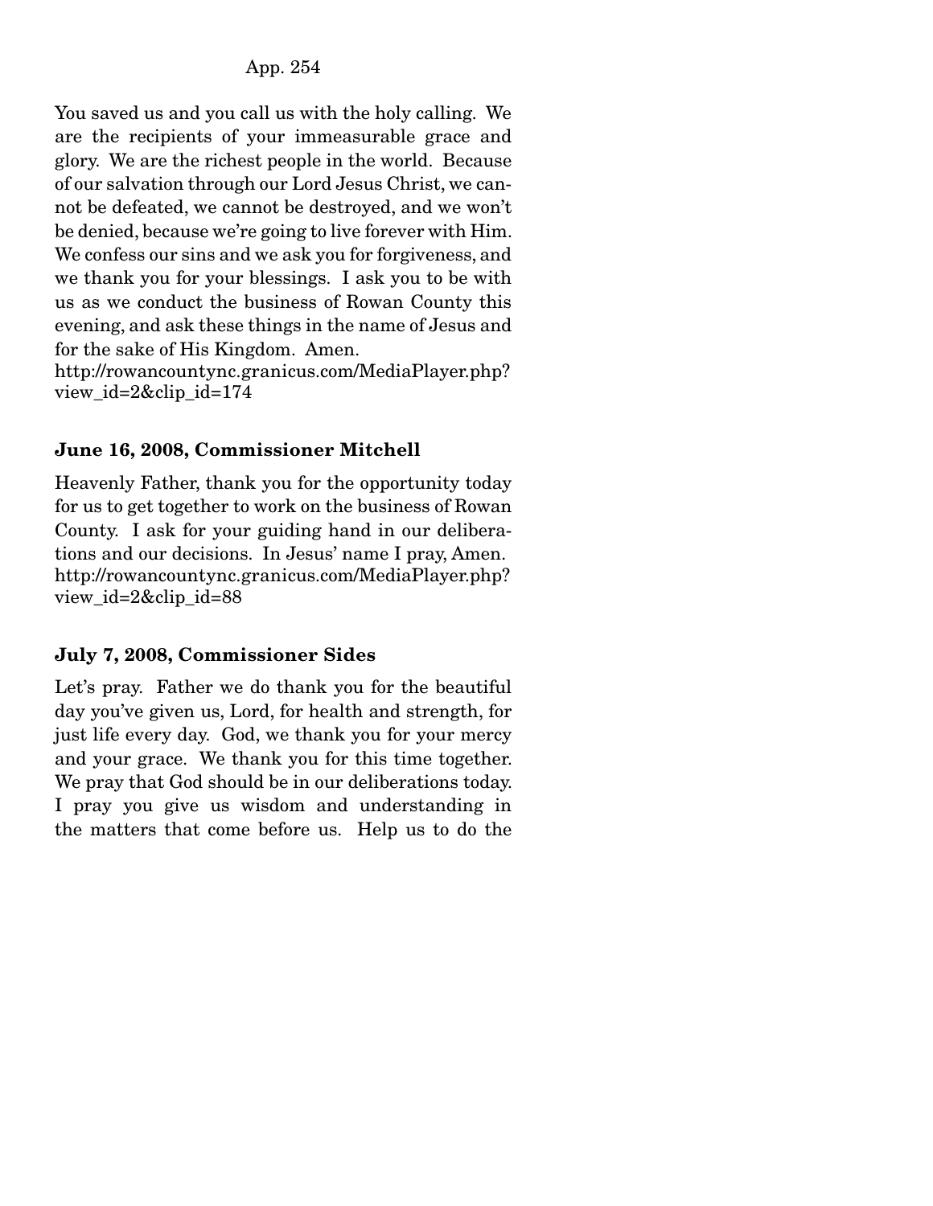You saved us and you call us with the holy calling. We are the recipients of your immeasurable grace and glory. We are the richest people in the world. Because of our salvation through our Lord Jesus Christ, we cannot be defeated, we cannot be destroyed, and we won't be denied, because we're going to live forever with Him. We confess our sins and we ask you for forgiveness, and we thank you for your blessings. I ask you to be with us as we conduct the business of Rowan County this evening, and ask these things in the name of Jesus and for the sake of His Kingdom. Amen.
http://rowancountync.granicus.com/MediaPlayer.php?view_id=2&clip_id=174

**June 16, 2008, Commissioner Mitchell**

Heavenly Father, thank you for the opportunity today for us to get together to work on the business of Rowan County. I ask for your guiding hand in our deliberations and our decisions. In Jesus' name I pray, Amen.
http://rowancountync.granicus.com/MediaPlayer.php?view_id=2&clip_id=88

**July 7, 2008, Commissioner Sides**

Let's pray. Father we do thank you for the beautiful day you've given us, Lord, for health and strength, for just life every day. God, we thank you for your mercy and your grace. We thank you for this time together. We pray that God should be in our deliberations today. I pray you give us wisdom and understanding in the matters that come before us. Help us to do the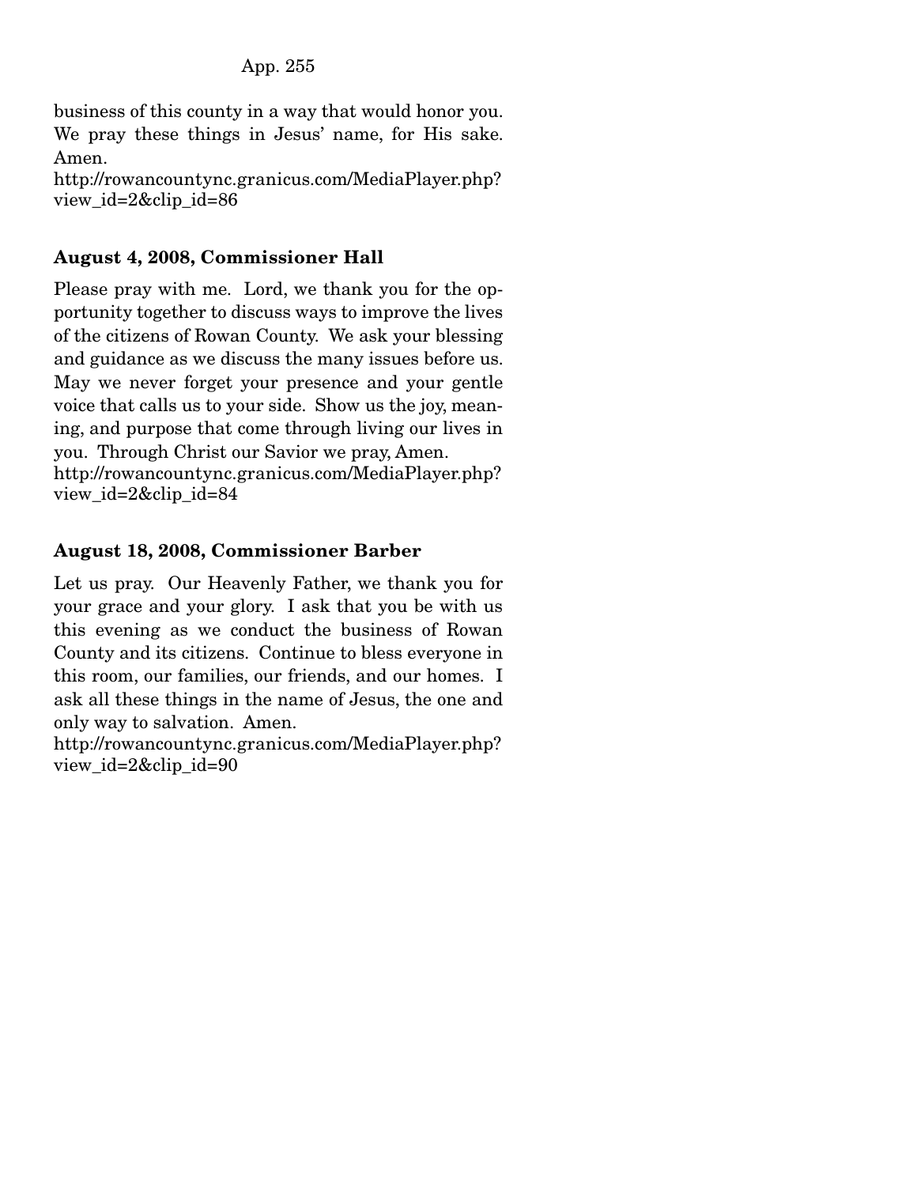business of this county in a way that would honor you. We pray these things in Jesus' name, for His sake. Amen.
http://rowancountync.granicus.com/MediaPlayer.php?view_id=2&clip_id=86

**August 4, 2008, Commissioner Hall**

Please pray with me. Lord, we thank you for the opportunity together to discuss ways to improve the lives of the citizens of Rowan County. We ask your blessing and guidance as we discuss the many issues before us. May we never forget your presence and your gentle voice that calls us to your side. Show us the joy, meaning, and purpose that come through living our lives in you. Through Christ our Savior we pray, Amen.
http://rowancountync.granicus.com/MediaPlayer.php?view_id=2&clip_id=84

**August 18, 2008, Commissioner Barber**

Let us pray. Our Heavenly Father, we thank you for your grace and your glory. I ask that you be with us this evening as we conduct the business of Rowan County and its citizens. Continue to bless everyone in this room, our families, our friends, and our homes. I ask all these things in the name of Jesus, the one and only way to salvation. Amen.
http://rowancountync.granicus.com/MediaPlayer.php?view_id=2&clip_id=90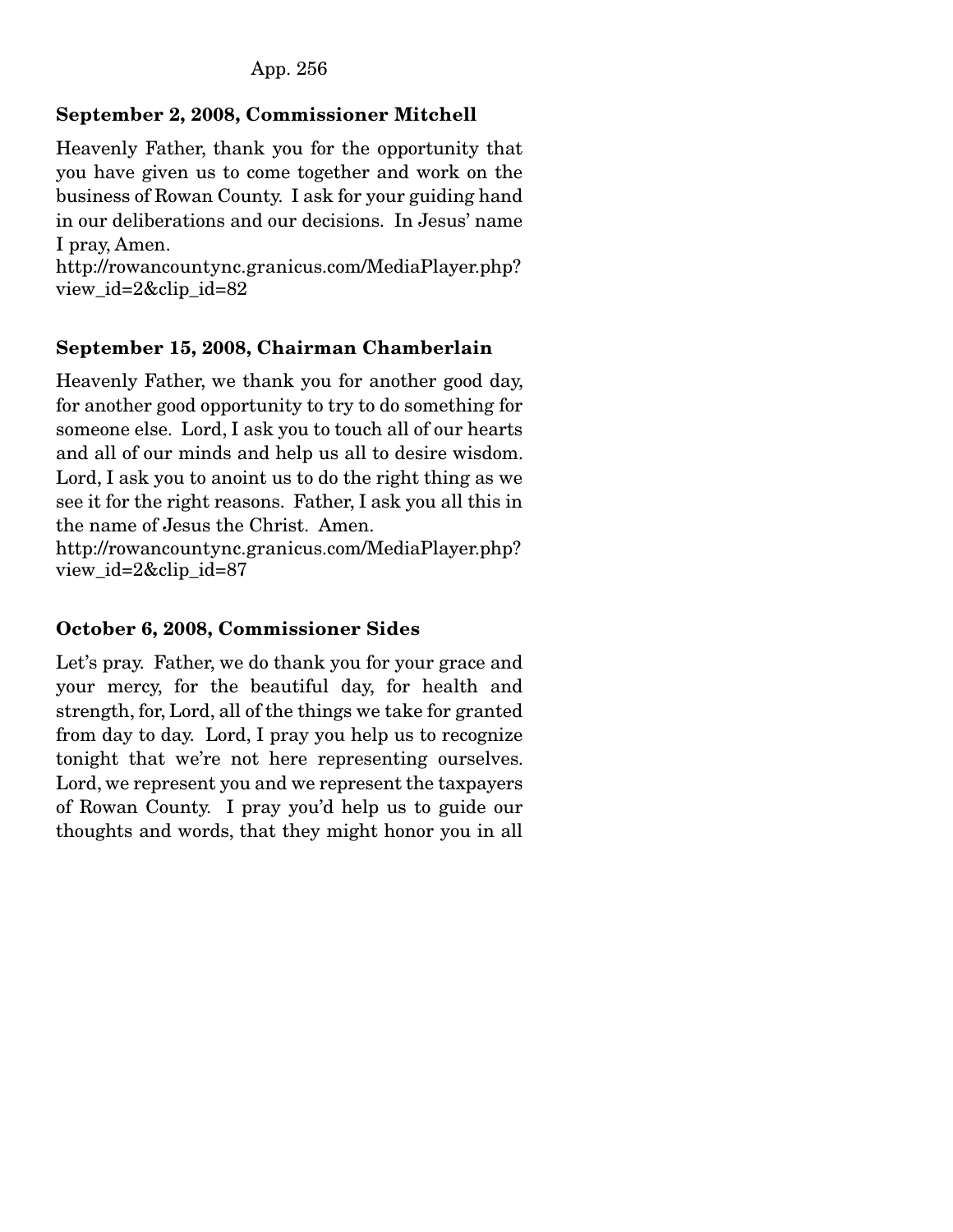**September 2, 2008, Commissioner Mitchell**

Heavenly Father, thank you for the opportunity that you have given us to come together and work on the business of Rowan County. I ask for your guiding hand in our deliberations and our decisions. In Jesus' name I pray, Amen.
http://rowancountync.granicus.com/MediaPlayer.php?view_id=2&clip_id=82

**September 15, 2008, Chairman Chamberlain**

Heavenly Father, we thank you for another good day, for another good opportunity to try to do something for someone else. Lord, I ask you to touch all of our hearts and all of our minds and help us all to desire wisdom. Lord, I ask you to anoint us to do the right thing as we see it for the right reasons. Father, I ask you all this in the name of Jesus the Christ. Amen.
http://rowancountync.granicus.com/MediaPlayer.php?view_id=2&clip_id=87

**October 6, 2008, Commissioner Sides**

Let's pray. Father, we do thank you for your grace and your mercy, for the beautiful day, for health and strength, for, Lord, all of the things we take for granted from day to day. Lord, I pray you help us to recognize tonight that we're not here representing ourselves. Lord, we represent you and we represent the taxpayers of Rowan County. I pray you'd help us to guide our thoughts and words, that they might honor you in all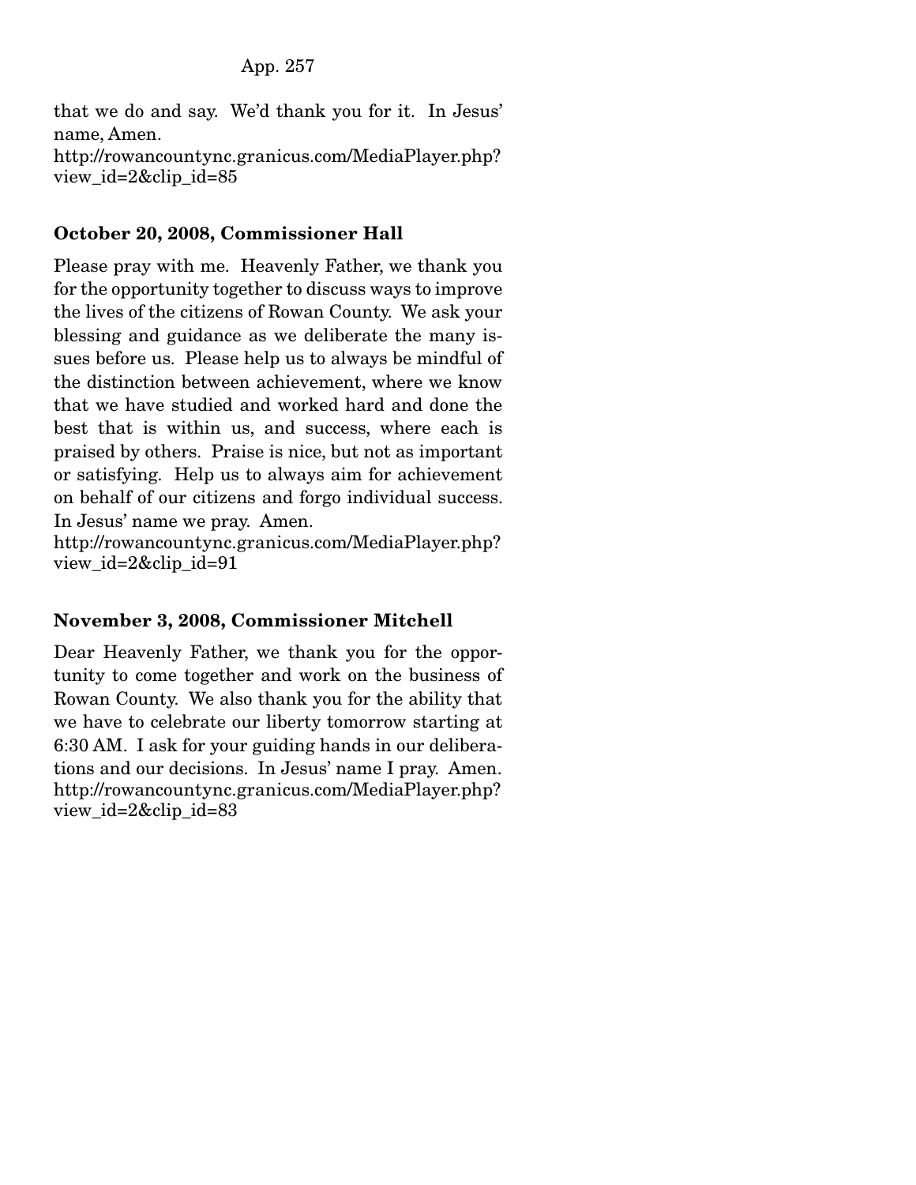that we do and say. We'd thank you for it. In Jesus' name, Amen.
http://rowancountync.granicus.com/MediaPlayer.php?view_id=2&clip_id=85

**October 20, 2008, Commissioner Hall**

Please pray with me. Heavenly Father, we thank you for the opportunity together to discuss ways to improve the lives of the citizens of Rowan County. We ask your blessing and guidance as we deliberate the many issues before us. Please help us to always be mindful of the distinction between achievement, where we know that we have studied and worked hard and done the best that is within us, and success, where each is praised by others. Praise is nice, but not as important or satisfying. Help us to always aim for achievement on behalf of our citizens and forgo individual success. In Jesus' name we pray. Amen.
http://rowancountync.granicus.com/MediaPlayer.php?view_id=2&clip_id=91

**November 3, 2008, Commissioner Mitchell**

Dear Heavenly Father, we thank you for the opportunity to come together and work on the business of Rowan County. We also thank you for the ability that we have to celebrate our liberty tomorrow starting at 6:30 AM. I ask for your guiding hands in our deliberations and our decisions. In Jesus' name I pray. Amen.
http://rowancountync.granicus.com/MediaPlayer.php?view_id=2&clip_id=83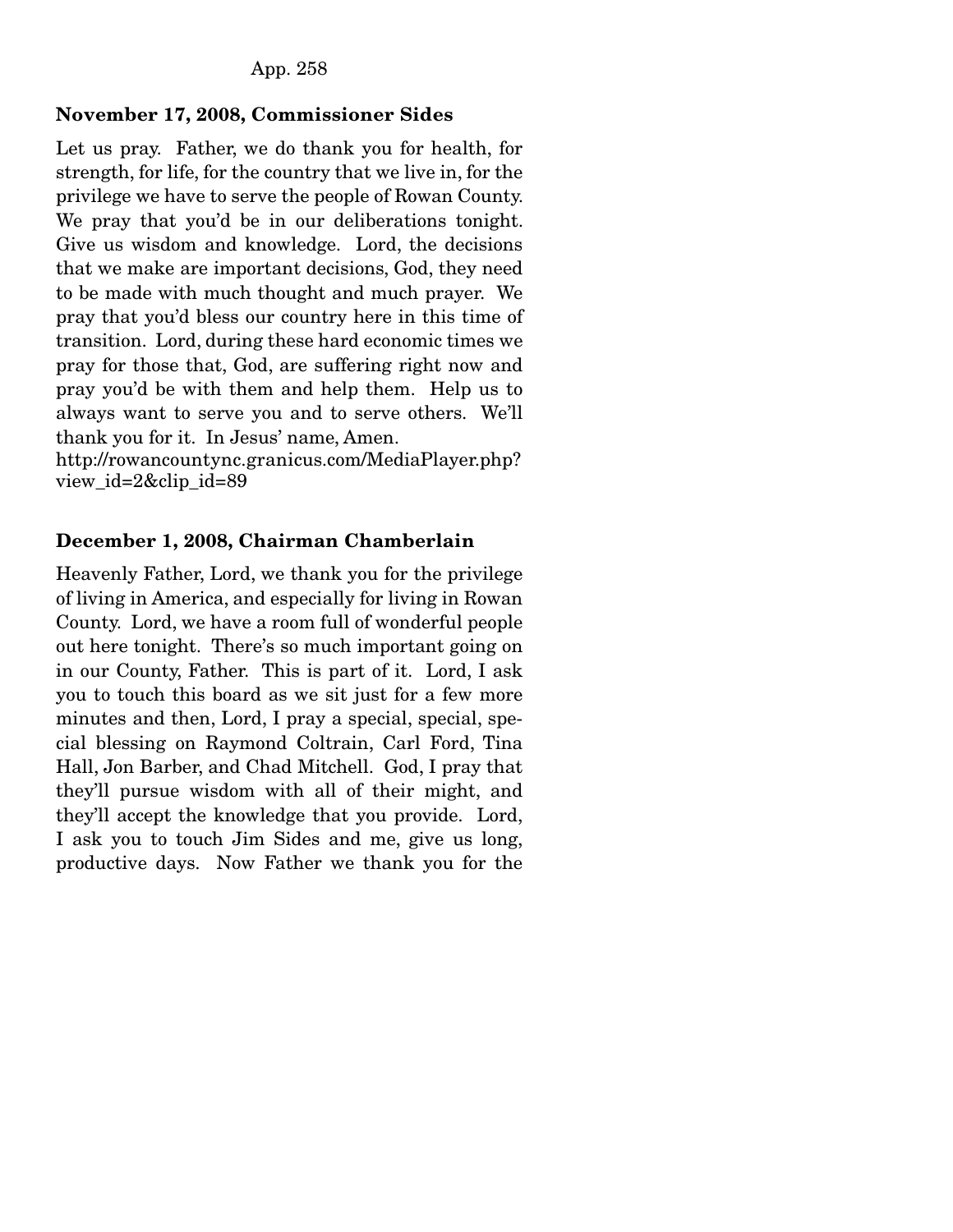**November 17, 2008, Commissioner Sides**

Let us pray. Father, we do thank you for health, for strength, for life, for the country that we live in, for the privilege we have to serve the people of Rowan County. We pray that you'd be in our deliberations tonight. Give us wisdom and knowledge. Lord, the decisions that we make are important decisions, God, they need to be made with much thought and much prayer. We pray that you'd bless our country here in this time of transition. Lord, during these hard economic times we pray for those that, God, are suffering right now and pray you'd be with them and help them. Help us to always want to serve you and to serve others. We'll thank you for it. In Jesus' name, Amen.
http://rowancountync.granicus.com/MediaPlayer.php?view_id=2&clip_id=89

**December 1, 2008, Chairman Chamberlain**

Heavenly Father, Lord, we thank you for the privilege of living in America, and especially for living in Rowan County. Lord, we have a room full of wonderful people out here tonight. There's so much important going on in our County, Father. This is part of it. Lord, I ask you to touch this board as we sit just for a few more minutes and then, Lord, I pray a special, special, special blessing on Raymond Coltrain, Carl Ford, Tina Hall, Jon Barber, and Chad Mitchell. God, I pray that they'll pursue wisdom with all of their might, and they'll accept the knowledge that you provide. Lord, I ask you to touch Jim Sides and me, give us long, productive days. Now Father we thank you for the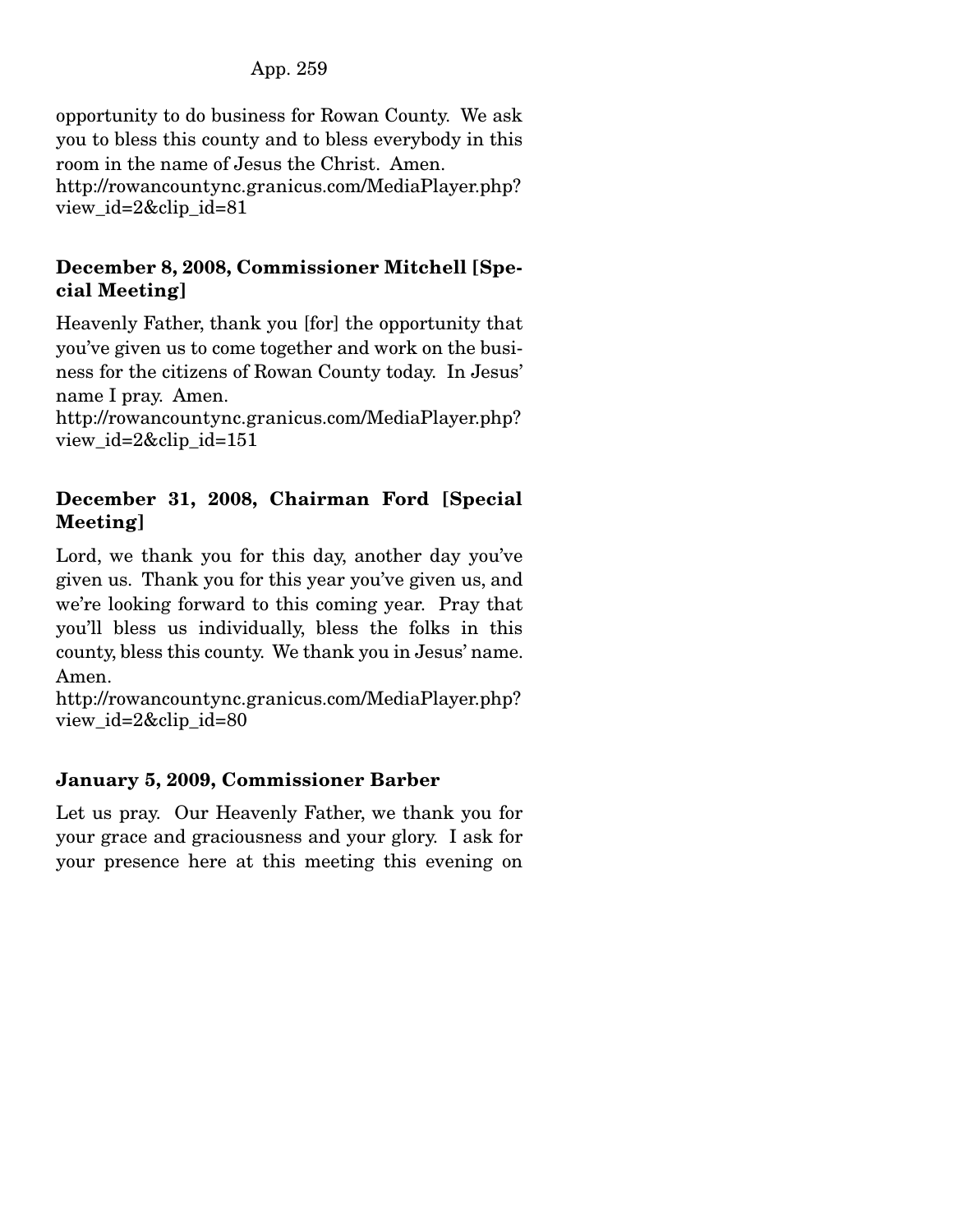opportunity to do business for Rowan County. We ask you to bless this county and to bless everybody in this room in the name of Jesus the Christ. Amen.
http://rowancountync.granicus.com/MediaPlayer.php?view_id=2&clip_id=81

**December 8, 2008, Commissioner Mitchell [Special Meeting]**

Heavenly Father, thank you [for] the opportunity that you've given us to come together and work on the business for the citizens of Rowan County today. In Jesus' name I pray. Amen.
http://rowancountync.granicus.com/MediaPlayer.php?view_id=2&clip_id=151

**December 31, 2008, Chairman Ford [Special Meeting]**

Lord, we thank you for this day, another day you've given us. Thank you for this year you've given us, and we're looking forward to this coming year. Pray that you'll bless us individually, bless the folks in this county, bless this county. We thank you in Jesus' name. Amen.
http://rowancountync.granicus.com/MediaPlayer.php?view_id=2&clip_id=80

**January 5, 2009, Commissioner Barber**

Let us pray. Our Heavenly Father, we thank you for your grace and graciousness and your glory. I ask for your presence here at this meeting this evening on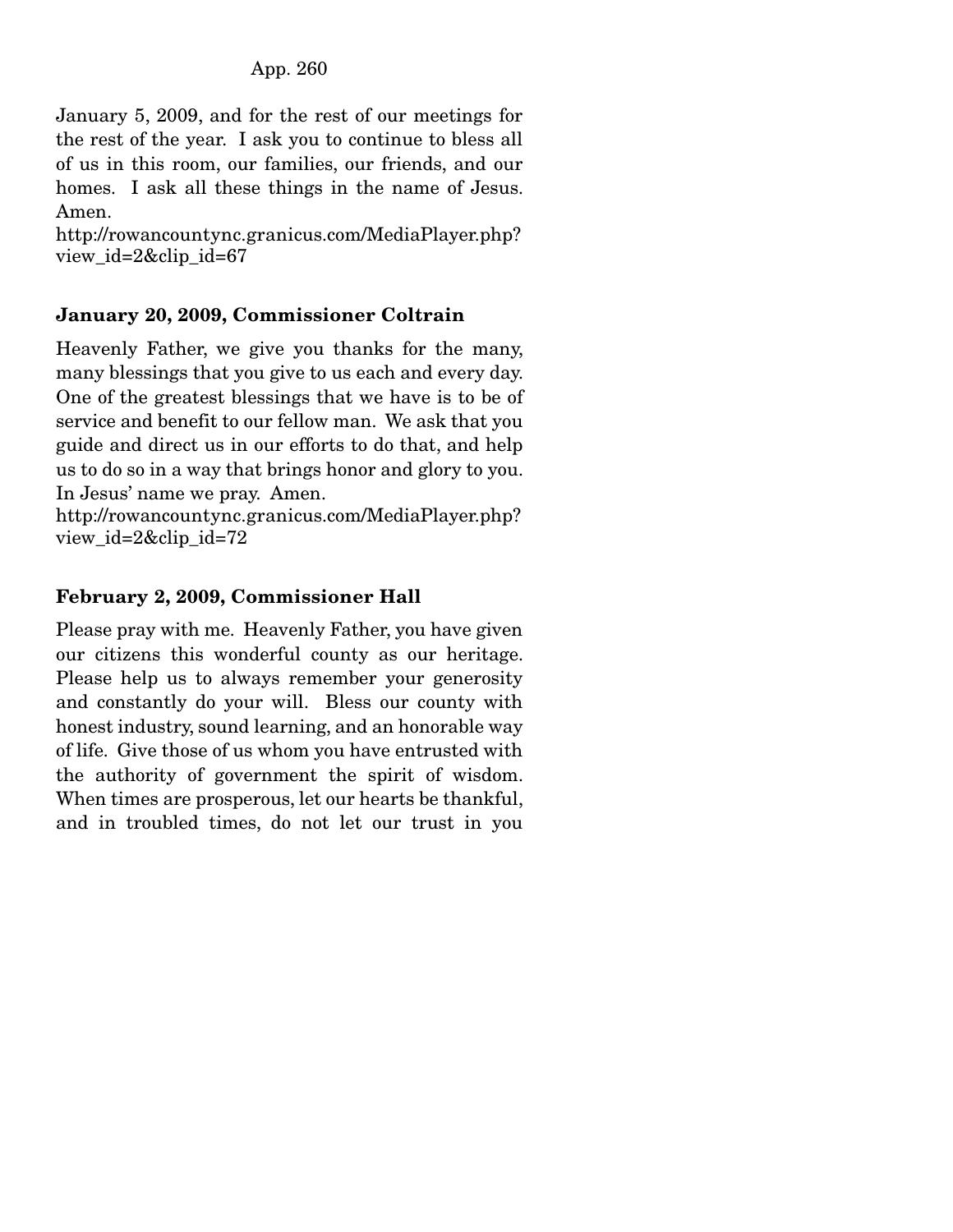January 5, 2009, and for the rest of our meetings for the rest of the year. I ask you to continue to bless all of us in this room, our families, our friends, and our homes. I ask all these things in the name of Jesus. Amen.
http://rowancountync.granicus.com/MediaPlayer.php?view_id=2&clip_id=67

**January 20, 2009, Commissioner Coltrain**

Heavenly Father, we give you thanks for the many, many blessings that you give to us each and every day. One of the greatest blessings that we have is to be of service and benefit to our fellow man. We ask that you guide and direct us in our efforts to do that, and help us to do so in a way that brings honor and glory to you. In Jesus' name we pray. Amen.
http://rowancountync.granicus.com/MediaPlayer.php?view_id=2&clip_id=72

**February 2, 2009, Commissioner Hall**

Please pray with me. Heavenly Father, you have given our citizens this wonderful county as our heritage. Please help us to always remember your generosity and constantly do your will. Bless our county with honest industry, sound learning, and an honorable way of life. Give those of us whom you have entrusted with the authority of government the spirit of wisdom. When times are prosperous, let our hearts be thankful, and in troubled times, do not let our trust in you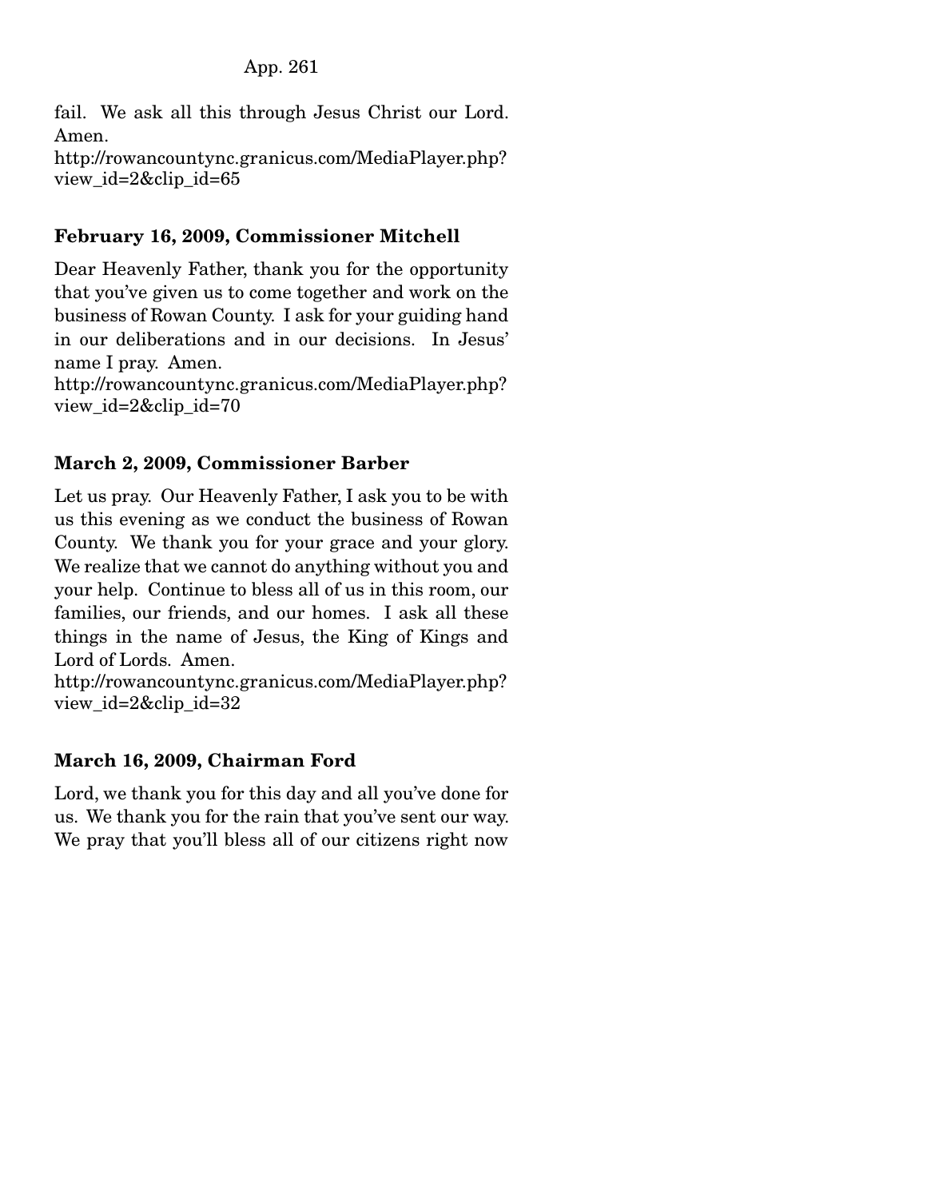fail. We ask all this through Jesus Christ our Lord. Amen.
http://rowancountync.granicus.com/MediaPlayer.php?view_id=2&clip_id=65

**February 16, 2009, Commissioner Mitchell**

Dear Heavenly Father, thank you for the opportunity that you've given us to come together and work on the business of Rowan County. I ask for your guiding hand in our deliberations and in our decisions. In Jesus' name I pray. Amen.
http://rowancountync.granicus.com/MediaPlayer.php?view_id=2&clip_id=70

**March 2, 2009, Commissioner Barber**

Let us pray. Our Heavenly Father, I ask you to be with us this evening as we conduct the business of Rowan County. We thank you for your grace and your glory. We realize that we cannot do anything without you and your help. Continue to bless all of us in this room, our families, our friends, and our homes. I ask all these things in the name of Jesus, the King of Kings and Lord of Lords. Amen.
http://rowancountync.granicus.com/MediaPlayer.php?view_id=2&clip_id=32

**March 16, 2009, Chairman Ford**

Lord, we thank you for this day and all you've done for us. We thank you for the rain that you've sent our way. We pray that you'll bless all of our citizens right now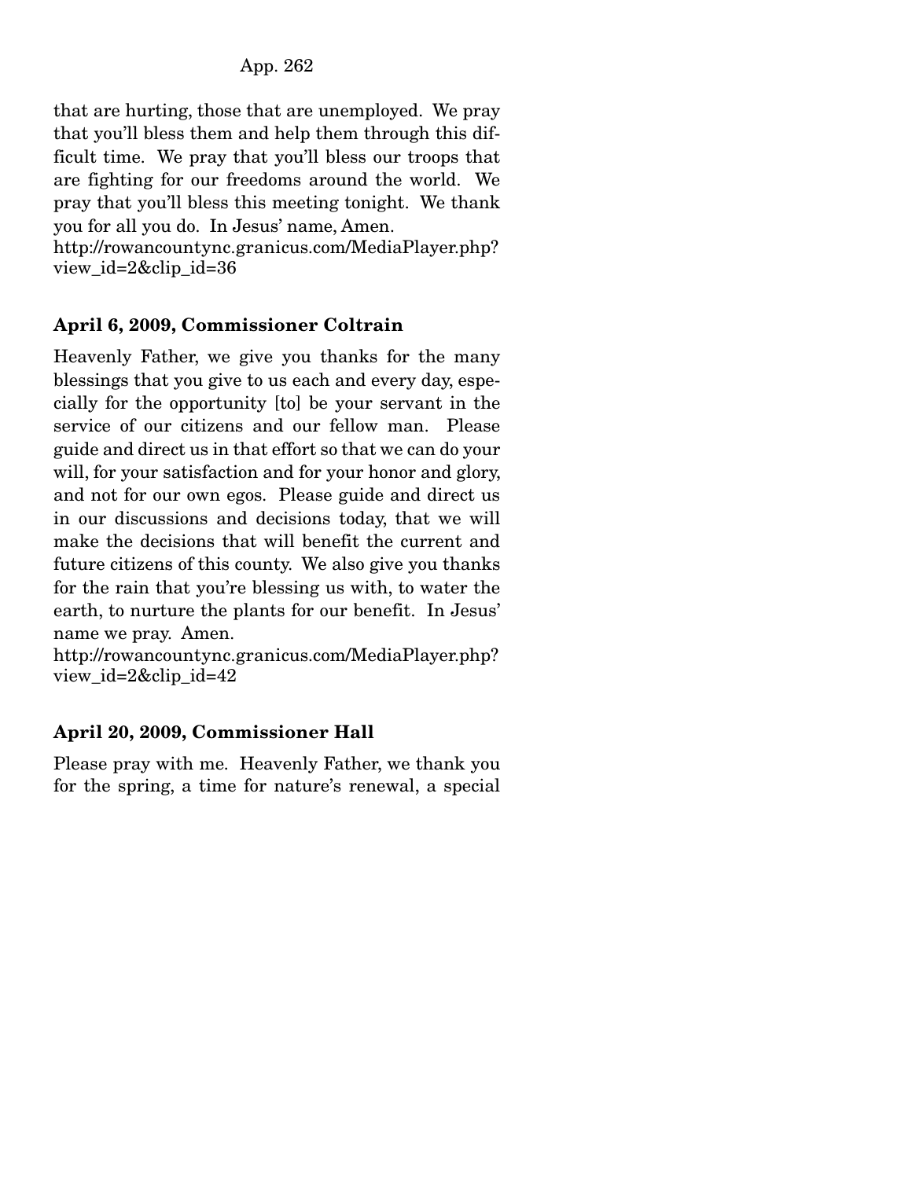that are hurting, those that are unemployed. We pray that you'll bless them and help them through this difficult time. We pray that you'll bless our troops that are fighting for our freedoms around the world. We pray that you'll bless this meeting tonight. We thank you for all you do. In Jesus' name, Amen.
http://rowancountync.granicus.com/MediaPlayer.php?view_id=2&clip_id=36

**April 6, 2009, Commissioner Coltrain**

Heavenly Father, we give you thanks for the many blessings that you give to us each and every day, especially for the opportunity [to] be your servant in the service of our citizens and our fellow man. Please guide and direct us in that effort so that we can do your will, for your satisfaction and for your honor and glory, and not for our own egos. Please guide and direct us in our discussions and decisions today, that we will make the decisions that will benefit the current and future citizens of this county. We also give you thanks for the rain that you're blessing us with, to water the earth, to nurture the plants for our benefit. In Jesus' name we pray. Amen.
http://rowancountync.granicus.com/MediaPlayer.php?view_id=2&clip_id=42

**April 20, 2009, Commissioner Hall**

Please pray with me. Heavenly Father, we thank you for the spring, a time for nature's renewal, a special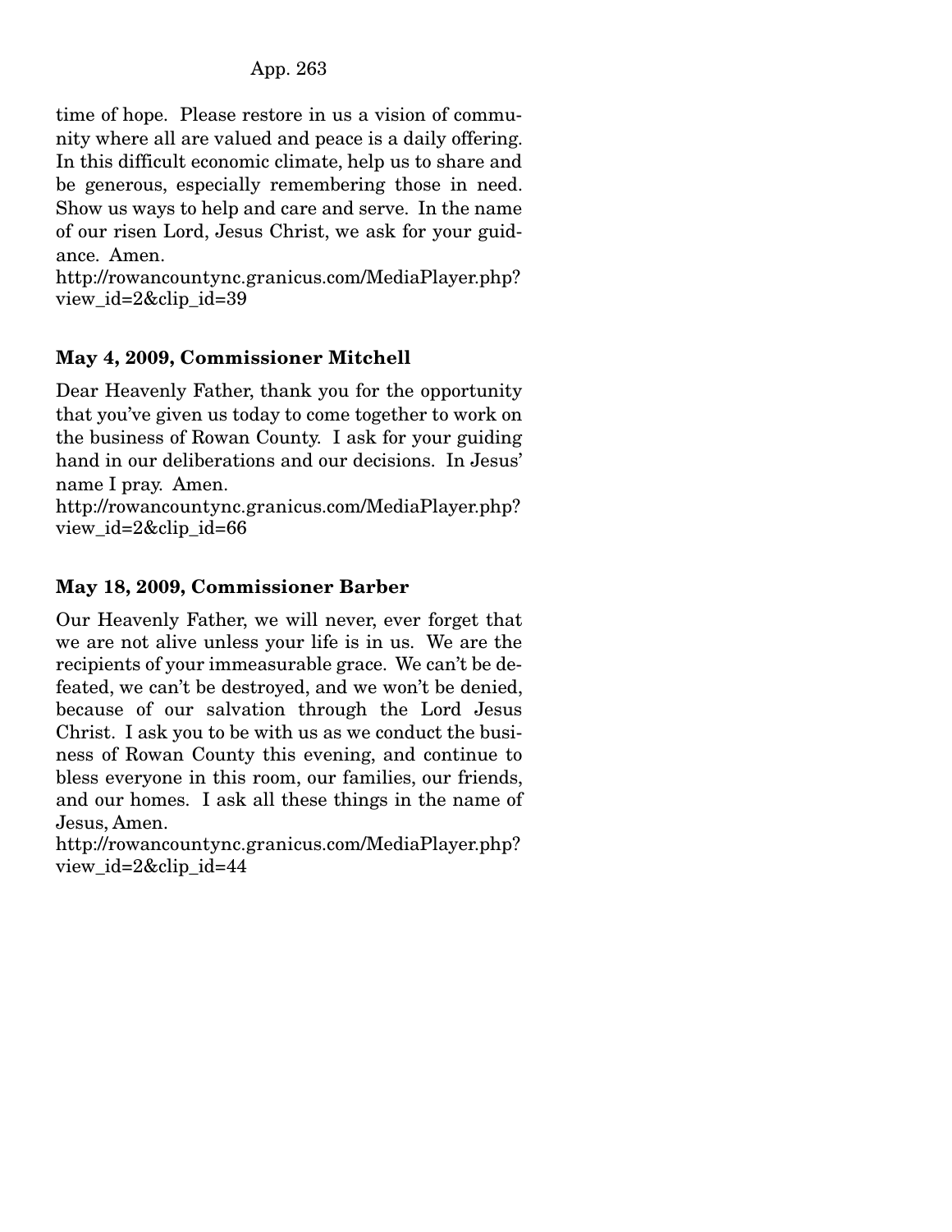time of hope. Please restore in us a vision of community where all are valued and peace is a daily offering. In this difficult economic climate, help us to share and be generous, especially remembering those in need. Show us ways to help and care and serve. In the name of our risen Lord, Jesus Christ, we ask for your guidance. Amen.
http://rowancountync.granicus.com/MediaPlayer.php?view_id=2&clip_id=39

**May 4, 2009, Commissioner Mitchell**

Dear Heavenly Father, thank you for the opportunity that you've given us today to come together to work on the business of Rowan County. I ask for your guiding hand in our deliberations and our decisions. In Jesus' name I pray. Amen.
http://rowancountync.granicus.com/MediaPlayer.php?view_id=2&clip_id=66

**May 18, 2009, Commissioner Barber**

Our Heavenly Father, we will never, ever forget that we are not alive unless your life is in us. We are the recipients of your immeasurable grace. We can't be defeated, we can't be destroyed, and we won't be denied, because of our salvation through the Lord Jesus Christ. I ask you to be with us as we conduct the business of Rowan County this evening, and continue to bless everyone in this room, our families, our friends, and our homes. I ask all these things in the name of Jesus, Amen.
http://rowancountync.granicus.com/MediaPlayer.php?view_id=2&clip_id=44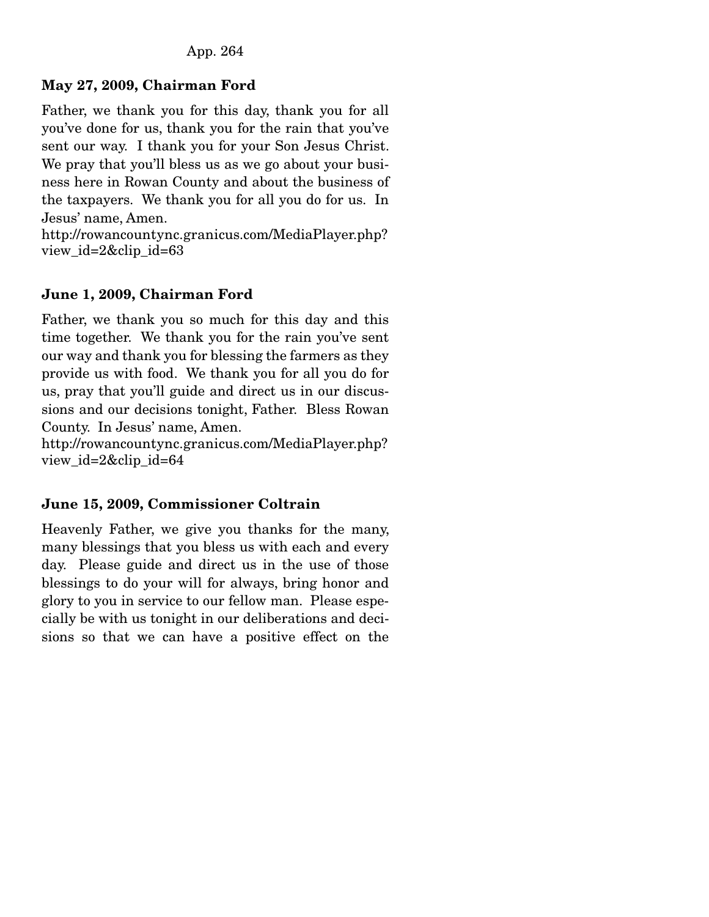**May 27, 2009, Chairman Ford**

Father, we thank you for this day, thank you for all you've done for us, thank you for the rain that you've sent our way. I thank you for your Son Jesus Christ. We pray that you'll bless us as we go about your business here in Rowan County and about the business of the taxpayers. We thank you for all you do for us. In Jesus' name, Amen.
http://rowancountync.granicus.com/MediaPlayer.php?view_id=2&clip_id=63

**June 1, 2009, Chairman Ford**

Father, we thank you so much for this day and this time together. We thank you for the rain you've sent our way and thank you for blessing the farmers as they provide us with food. We thank you for all you do for us, pray that you'll guide and direct us in our discussions and our decisions tonight, Father. Bless Rowan County. In Jesus' name, Amen.
http://rowancountync.granicus.com/MediaPlayer.php?view_id=2&clip_id=64

**June 15, 2009, Commissioner Coltrain**

Heavenly Father, we give you thanks for the many, many blessings that you bless us with each and every day. Please guide and direct us in the use of those blessings to do your will for always, bring honor and glory to you in service to our fellow man. Please especially be with us tonight in our deliberations and decisions so that we can have a positive effect on the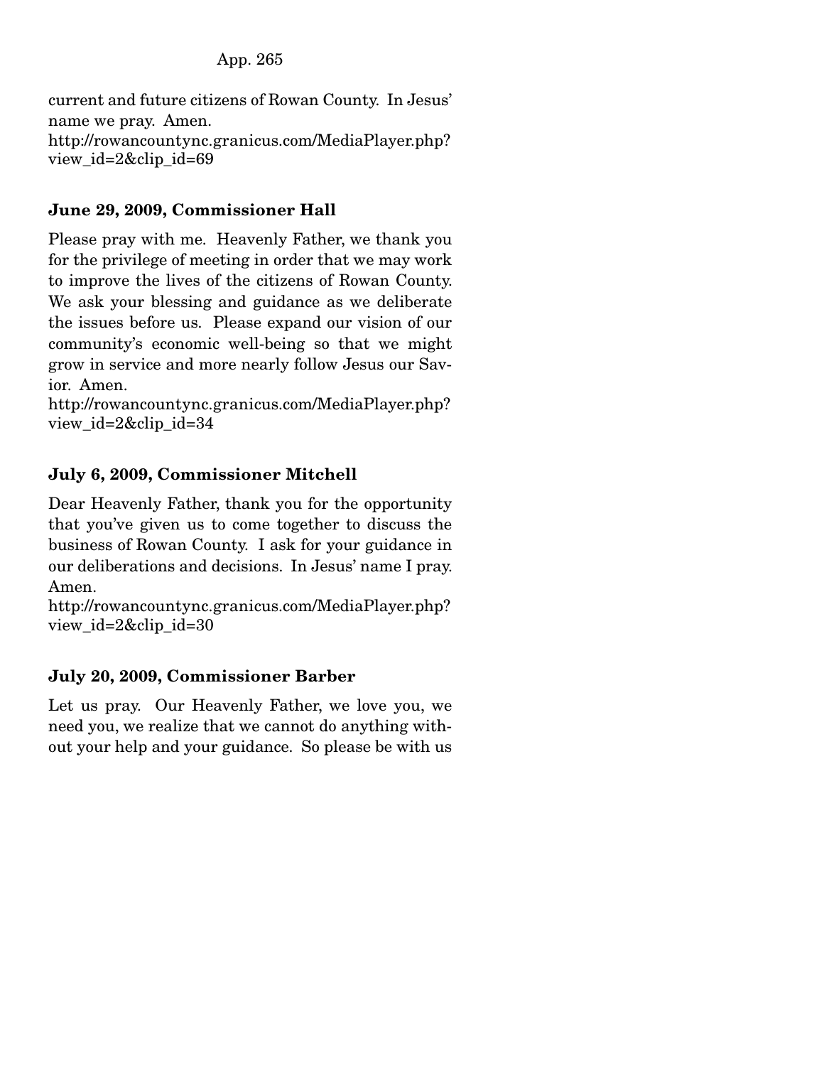current and future citizens of Rowan County. In Jesus' name we pray. Amen.
http://rowancountync.granicus.com/MediaPlayer.php?view_id=2&clip_id=69

**June 29, 2009, Commissioner Hall**

Please pray with me. Heavenly Father, we thank you for the privilege of meeting in order that we may work to improve the lives of the citizens of Rowan County. We ask your blessing and guidance as we deliberate the issues before us. Please expand our vision of our community's economic well-being so that we might grow in service and more nearly follow Jesus our Savior. Amen.
http://rowancountync.granicus.com/MediaPlayer.php?view_id=2&clip_id=34

**July 6, 2009, Commissioner Mitchell**

Dear Heavenly Father, thank you for the opportunity that you've given us to come together to discuss the business of Rowan County. I ask for your guidance in our deliberations and decisions. In Jesus' name I pray. Amen.
http://rowancountync.granicus.com/MediaPlayer.php?view_id=2&clip_id=30

**July 20, 2009, Commissioner Barber**

Let us pray. Our Heavenly Father, we love you, we need you, we realize that we cannot do anything without your help and your guidance. So please be with us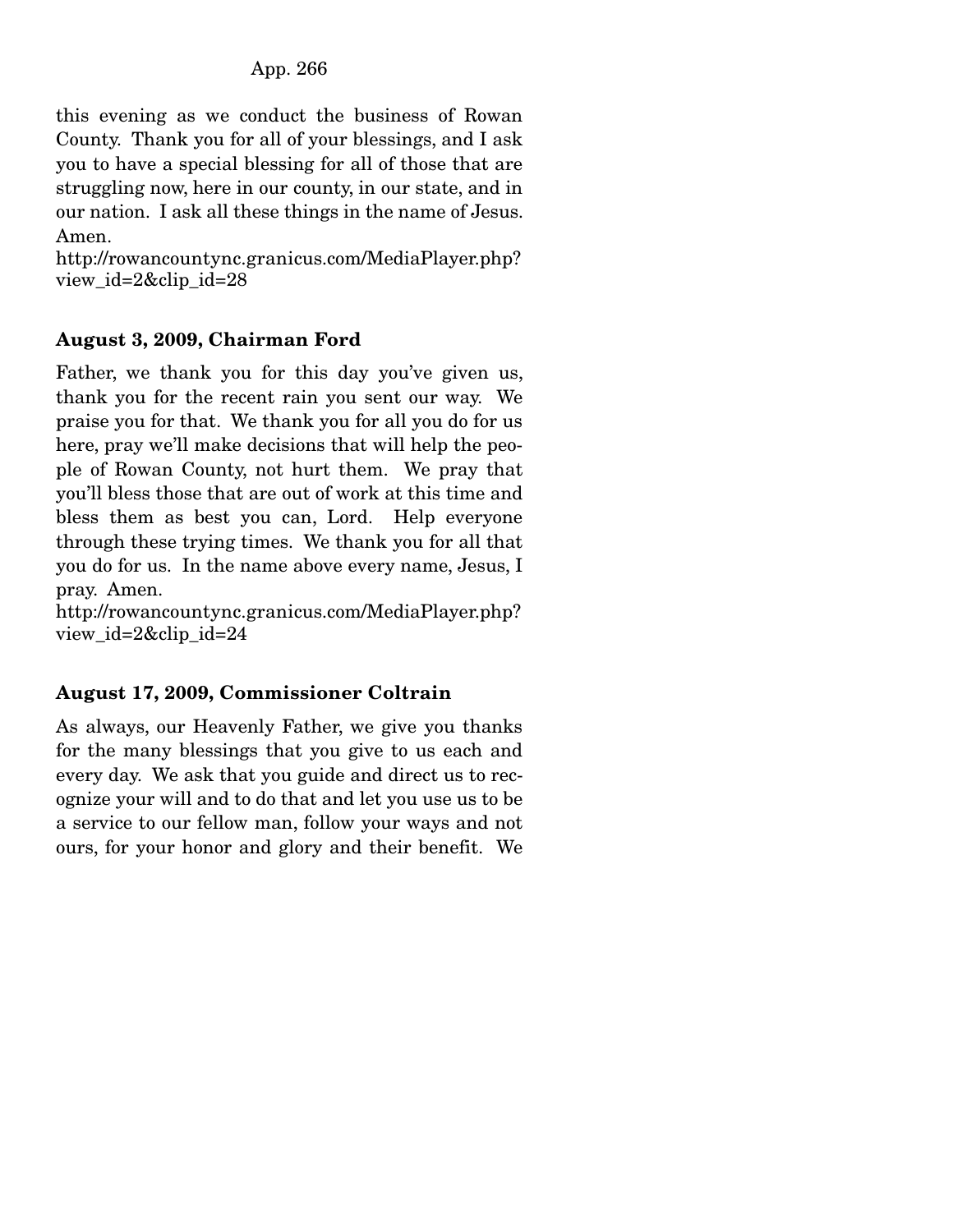this evening as we conduct the business of Rowan County. Thank you for all of your blessings, and I ask you to have a special blessing for all of those that are struggling now, here in our county, in our state, and in our nation. I ask all these things in the name of Jesus. Amen.
http://rowancountync.granicus.com/MediaPlayer.php?view_id=2&clip_id=28

**August 3, 2009, Chairman Ford**

Father, we thank you for this day you've given us, thank you for the recent rain you sent our way. We praise you for that. We thank you for all you do for us here, pray we'll make decisions that will help the people of Rowan County, not hurt them. We pray that you'll bless those that are out of work at this time and bless them as best you can, Lord. Help everyone through these trying times. We thank you for all that you do for us. In the name above every name, Jesus, I pray. Amen.
http://rowancountync.granicus.com/MediaPlayer.php?view_id=2&clip_id=24

**August 17, 2009, Commissioner Coltrain**

As always, our Heavenly Father, we give you thanks for the many blessings that you give to us each and every day. We ask that you guide and direct us to recognize your will and to do that and let you use us to be a service to our fellow man, follow your ways and not ours, for your honor and glory and their benefit. We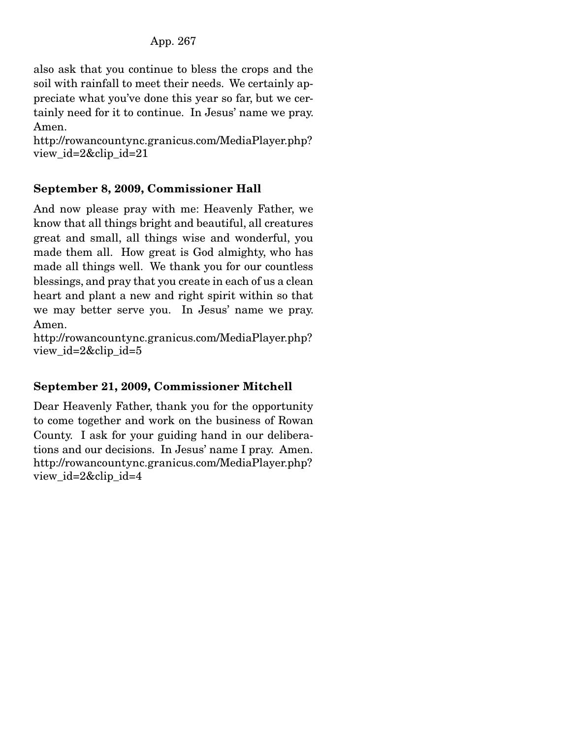also ask that you continue to bless the crops and the soil with rainfall to meet their needs. We certainly appreciate what you've done this year so far, but we certainly need for it to continue. In Jesus' name we pray. Amen.
http://rowancountync.granicus.com/MediaPlayer.php?view_id=2&clip_id=21

**September 8, 2009, Commissioner Hall**

And now please pray with me: Heavenly Father, we know that all things bright and beautiful, all creatures great and small, all things wise and wonderful, you made them all. How great is God almighty, who has made all things well. We thank you for our countless blessings, and pray that you create in each of us a clean heart and plant a new and right spirit within so that we may better serve you. In Jesus' name we pray. Amen.
http://rowancountync.granicus.com/MediaPlayer.php?view_id=2&clip_id=5

**September 21, 2009, Commissioner Mitchell**

Dear Heavenly Father, thank you for the opportunity to come together and work on the business of Rowan County. I ask for your guiding hand in our deliberations and our decisions. In Jesus' name I pray. Amen.
http://rowancountync.granicus.com/MediaPlayer.php?view_id=2&clip_id=4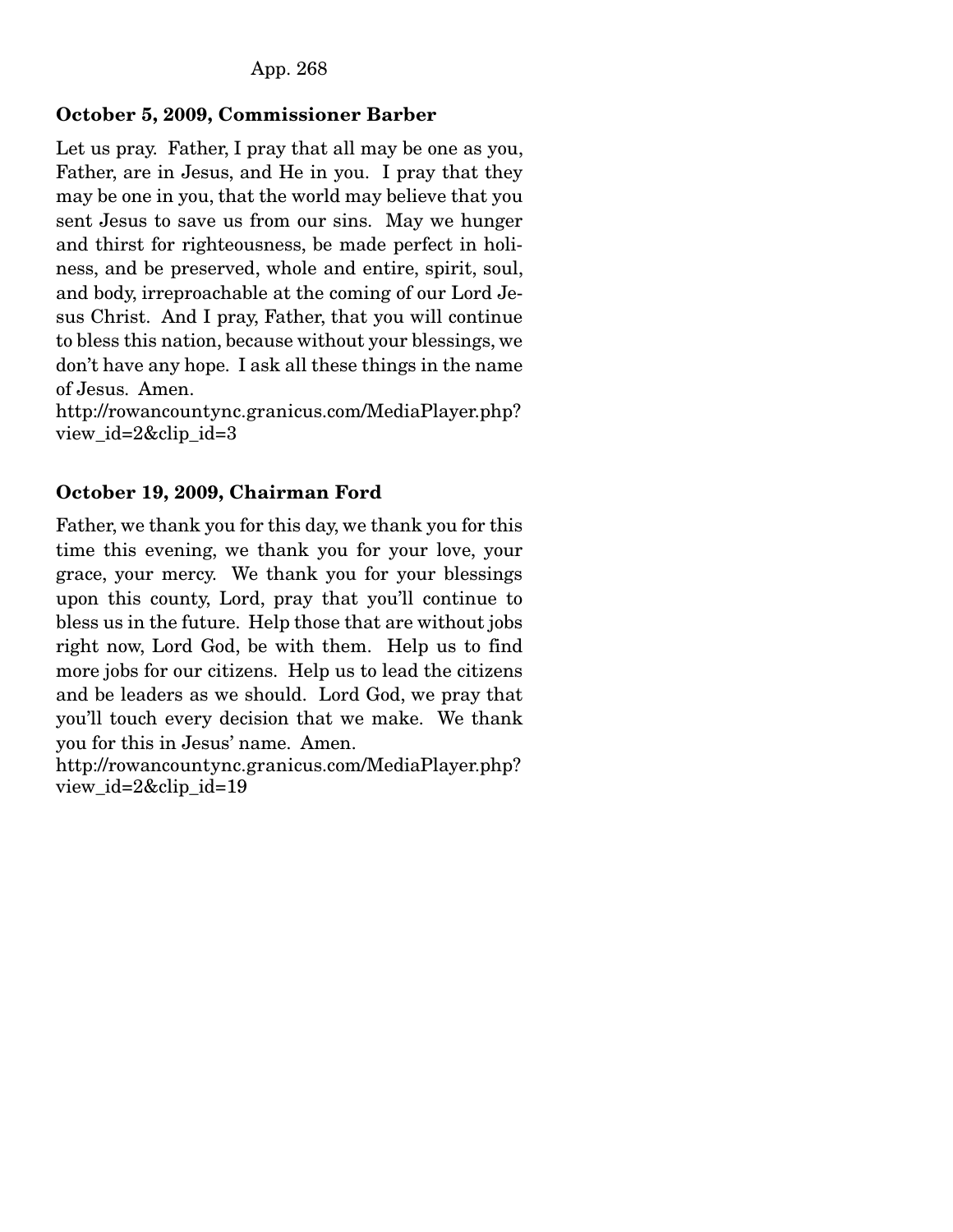**October 5, 2009, Commissioner Barber**

Let us pray. Father, I pray that all may be one as you, Father, are in Jesus, and He in you. I pray that they may be one in you, that the world may believe that you sent Jesus to save us from our sins. May we hunger and thirst for righteousness, be made perfect in holiness, and be preserved, whole and entire, spirit, soul, and body, irreproachable at the coming of our Lord Jesus Christ. And I pray, Father, that you will continue to bless this nation, because without your blessings, we don't have any hope. I ask all these things in the name of Jesus. Amen.
http://rowancountync.granicus.com/MediaPlayer.php?view_id=2&clip_id=3

**October 19, 2009, Chairman Ford**

Father, we thank you for this day, we thank you for this time this evening, we thank you for your love, your grace, your mercy. We thank you for your blessings upon this county, Lord, pray that you'll continue to bless us in the future. Help those that are without jobs right now, Lord God, be with them. Help us to find more jobs for our citizens. Help us to lead the citizens and be leaders as we should. Lord God, we pray that you'll touch every decision that we make. We thank you for this in Jesus' name. Amen.
http://rowancountync.granicus.com/MediaPlayer.php?view_id=2&clip_id=19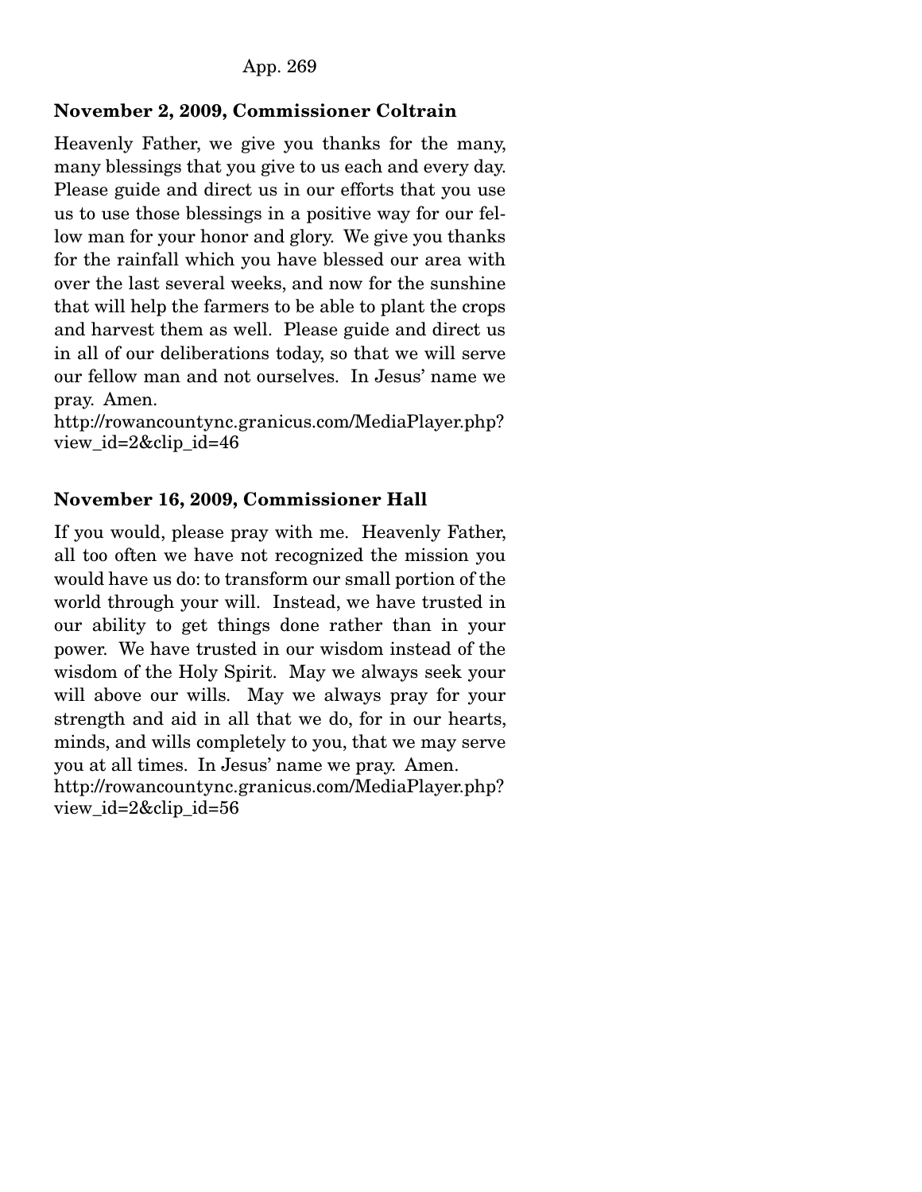**November 2, 2009, Commissioner Coltrain**

Heavenly Father, we give you thanks for the many, many blessings that you give to us each and every day. Please guide and direct us in our efforts that you use us to use those blessings in a positive way for our fellow man for your honor and glory. We give you thanks for the rainfall which you have blessed our area with over the last several weeks, and now for the sunshine that will help the farmers to be able to plant the crops and harvest them as well. Please guide and direct us in all of our deliberations today, so that we will serve our fellow man and not ourselves. In Jesus' name we pray. Amen.
http://rowancountync.granicus.com/MediaPlayer.php?view_id=2&clip_id=46

**November 16, 2009, Commissioner Hall**

If you would, please pray with me. Heavenly Father, all too often we have not recognized the mission you would have us do: to transform our small portion of the world through your will. Instead, we have trusted in our ability to get things done rather than in your power. We have trusted in our wisdom instead of the wisdom of the Holy Spirit. May we always seek your will above our wills. May we always pray for your strength and aid in all that we do, for in our hearts, minds, and wills completely to you, that we may serve you at all times. In Jesus' name we pray. Amen.
http://rowancountync.granicus.com/MediaPlayer.php?view_id=2&clip_id=56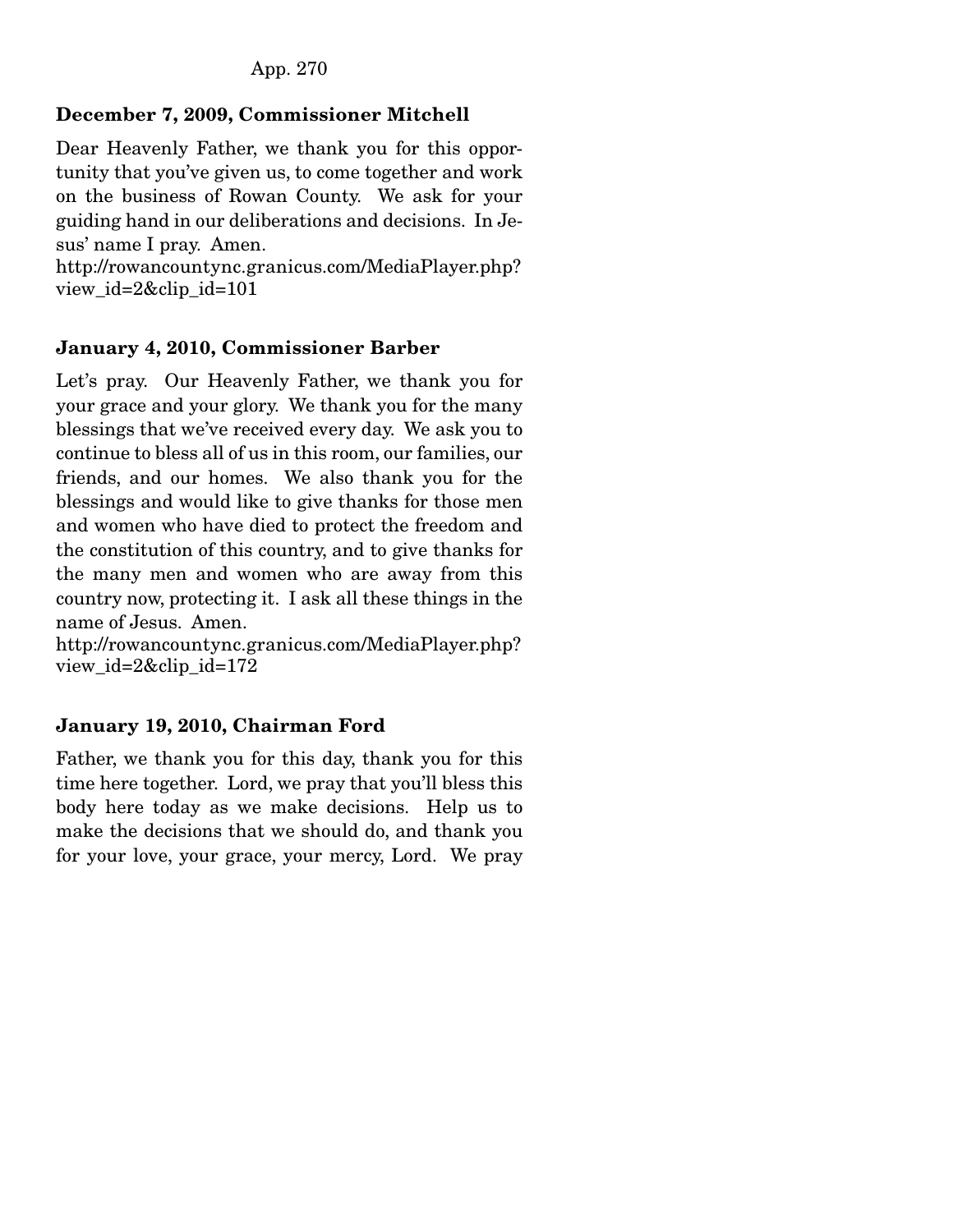**December 7, 2009, Commissioner Mitchell**

Dear Heavenly Father, we thank you for this opportunity that you've given us, to come together and work on the business of Rowan County. We ask for your guiding hand in our deliberations and decisions. In Jesus' name I pray. Amen.
http://rowancountync.granicus.com/MediaPlayer.php?view_id=2&clip_id=101

**January 4, 2010, Commissioner Barber**

Let's pray. Our Heavenly Father, we thank you for your grace and your glory. We thank you for the many blessings that we've received every day. We ask you to continue to bless all of us in this room, our families, our friends, and our homes. We also thank you for the blessings and would like to give thanks for those men and women who have died to protect the freedom and the constitution of this country, and to give thanks for the many men and women who are away from this country now, protecting it. I ask all these things in the name of Jesus. Amen.
http://rowancountync.granicus.com/MediaPlayer.php?view_id=2&clip_id=172

**January 19, 2010, Chairman Ford**

Father, we thank you for this day, thank you for this time here together. Lord, we pray that you'll bless this body here today as we make decisions. Help us to make the decisions that we should do, and thank you for your love, your grace, your mercy, Lord. We pray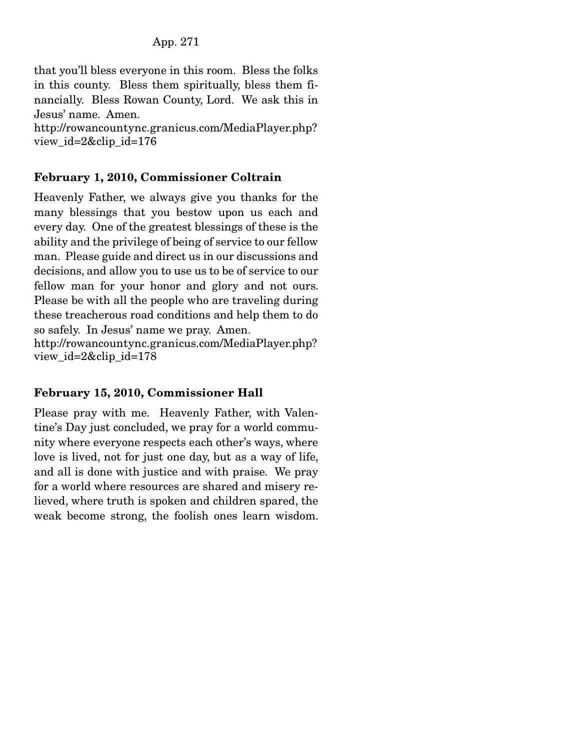that you'll bless everyone in this room. Bless the folks in this county. Bless them spiritually, bless them financially. Bless Rowan County, Lord. We ask this in Jesus' name. Amen.
http://rowancountync.granicus.com/MediaPlayer.php?view_id=2&clip_id=176

**February 1, 2010, Commissioner Coltrain**

Heavenly Father, we always give you thanks for the many blessings that you bestow upon us each and every day. One of the greatest blessings of these is the ability and the privilege of being of service to our fellow man. Please guide and direct us in our discussions and decisions, and allow you to use us to be of service to our fellow man for your honor and glory and not ours. Please be with all the people who are traveling during these treacherous road conditions and help them to do so safely. In Jesus' name we pray. Amen.
http://rowancountync.granicus.com/MediaPlayer.php?view_id=2&clip_id=178

**February 15, 2010, Commissioner Hall**

Please pray with me. Heavenly Father, with Valentine's Day just concluded, we pray for a world community where everyone respects each other's ways, where love is lived, not for just one day, but as a way of life, and all is done with justice and with praise. We pray for a world where resources are shared and misery relieved, where truth is spoken and children spared, the weak become strong, the foolish ones learn wisdom.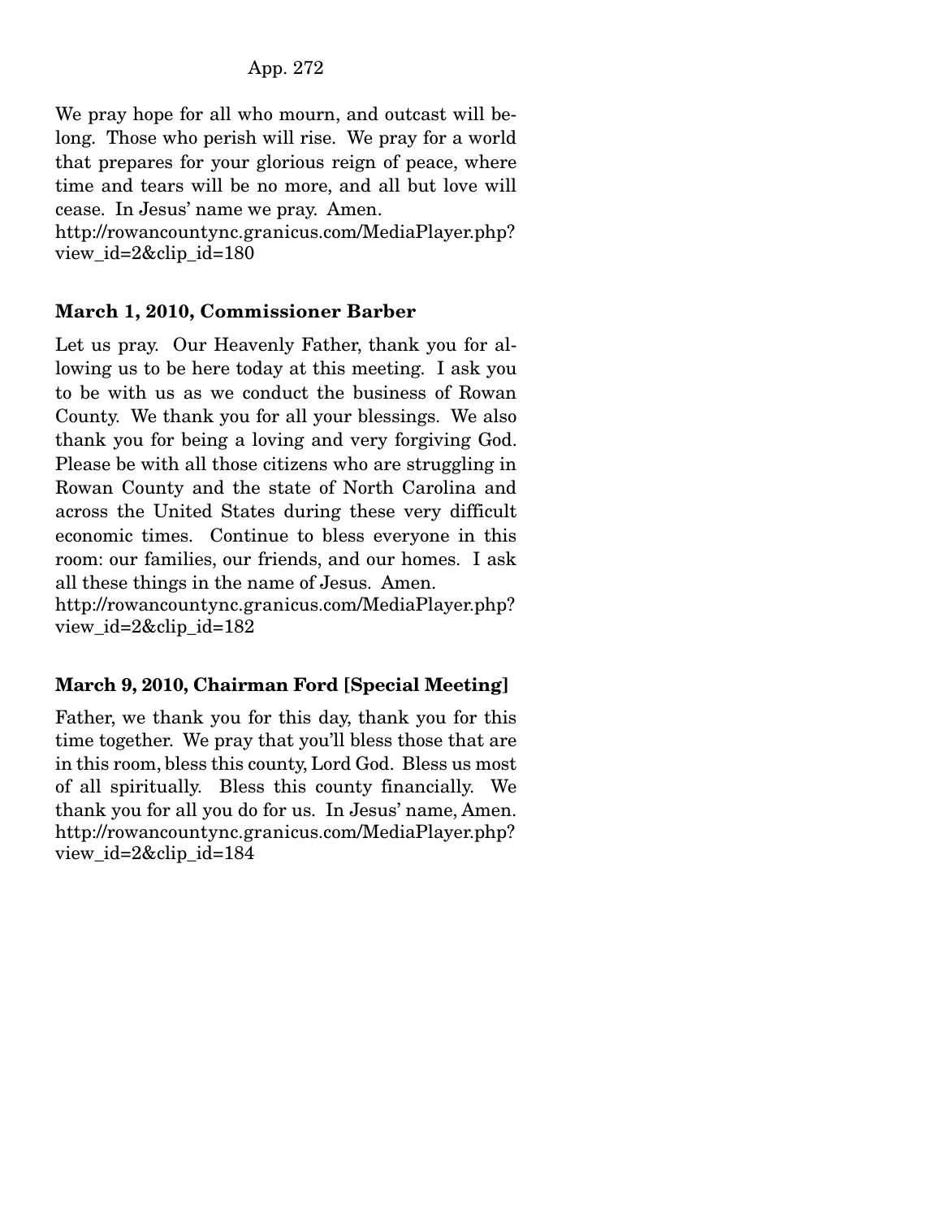We pray hope for all who mourn, and outcast will belong. Those who perish will rise. We pray for a world that prepares for your glorious reign of peace, where time and tears will be no more, and all but love will cease. In Jesus' name we pray. Amen.
http://rowancountync.granicus.com/MediaPlayer.php?view_id=2&clip_id=180

**March 1, 2010, Commissioner Barber**

Let us pray. Our Heavenly Father, thank you for allowing us to be here today at this meeting. I ask you to be with us as we conduct the business of Rowan County. We thank you for all your blessings. We also thank you for being a loving and very forgiving God. Please be with all those citizens who are struggling in Rowan County and the state of North Carolina and across the United States during these very difficult economic times. Continue to bless everyone in this room: our families, our friends, and our homes. I ask all these things in the name of Jesus. Amen.
http://rowancountync.granicus.com/MediaPlayer.php?view_id=2&clip_id=182

**March 9, 2010, Chairman Ford [Special Meeting]**

Father, we thank you for this day, thank you for this time together. We pray that you'll bless those that are in this room, bless this county, Lord God. Bless us most of all spiritually. Bless this county financially. We thank you for all you do for us. In Jesus' name, Amen.
http://rowancountync.granicus.com/MediaPlayer.php?view_id=2&clip_id=184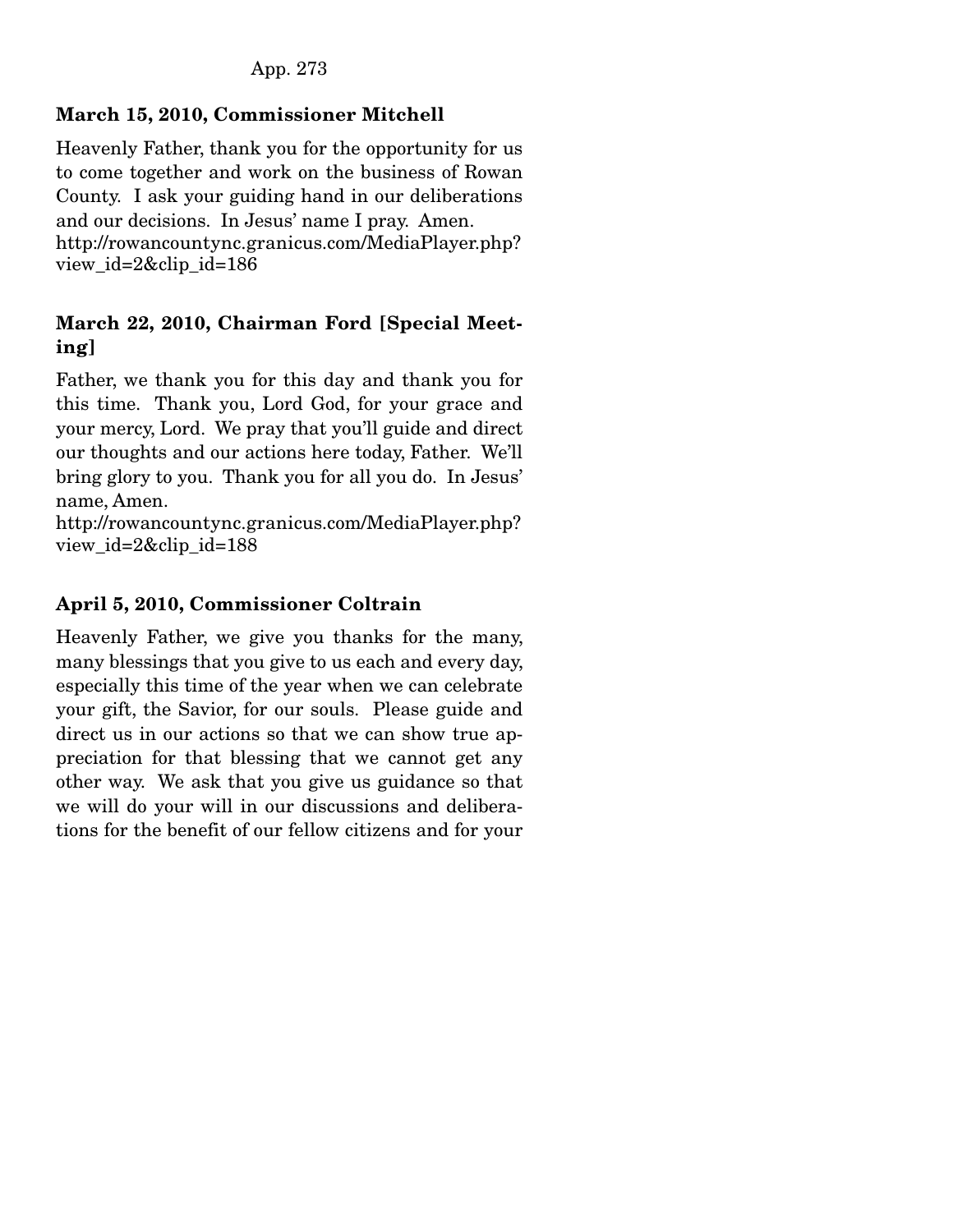**March 15, 2010, Commissioner Mitchell**

Heavenly Father, thank you for the opportunity for us to come together and work on the business of Rowan County. I ask your guiding hand in our deliberations and our decisions. In Jesus' name I pray. Amen. http://rowancountync.granicus.com/MediaPlayer.php?view_id=2&clip_id=186

**March 22, 2010, Chairman Ford [Special Meeting]**

Father, we thank you for this day and thank you for this time. Thank you, Lord God, for your grace and your mercy, Lord. We pray that you'll guide and direct our thoughts and our actions here today, Father. We'll bring glory to you. Thank you for all you do. In Jesus' name, Amen.
http://rowancountync.granicus.com/MediaPlayer.php?view_id=2&clip_id=188

**April 5, 2010, Commissioner Coltrain**

Heavenly Father, we give you thanks for the many, many blessings that you give to us each and every day, especially this time of the year when we can celebrate your gift, the Savior, for our souls. Please guide and direct us in our actions so that we can show true appreciation for that blessing that we cannot get any other way. We ask that you give us guidance so that we will do your will in our discussions and deliberations for the benefit of our fellow citizens and for your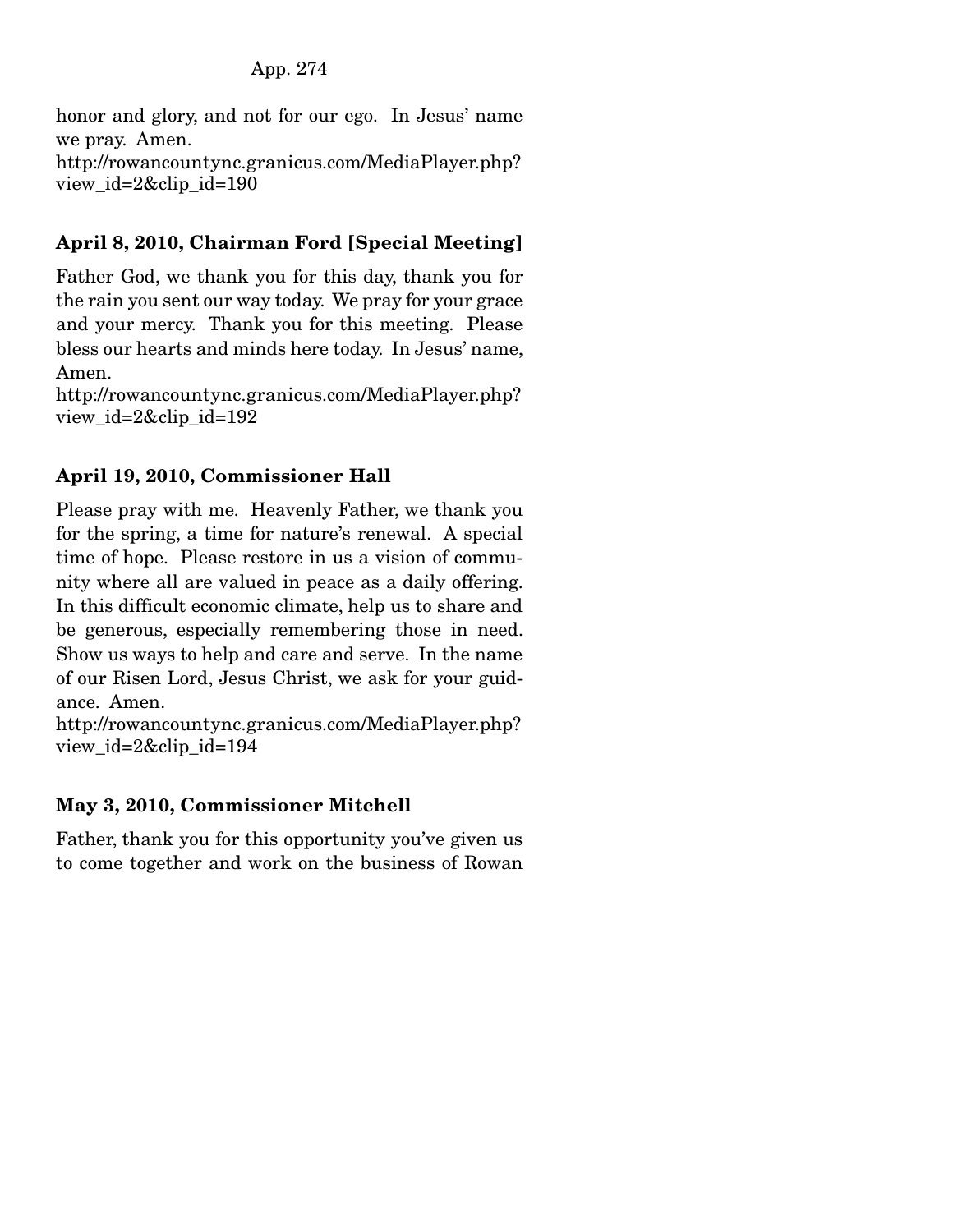honor and glory, and not for our ego. In Jesus' name we pray. Amen.
http://rowancountync.granicus.com/MediaPlayer.php?view_id=2&clip_id=190

**April 8, 2010, Chairman Ford [Special Meeting]**

Father God, we thank you for this day, thank you for the rain you sent our way today. We pray for your grace and your mercy. Thank you for this meeting. Please bless our hearts and minds here today. In Jesus' name, Amen.
http://rowancountync.granicus.com/MediaPlayer.php?view_id=2&clip_id=192

**April 19, 2010, Commissioner Hall**

Please pray with me. Heavenly Father, we thank you for the spring, a time for nature's renewal. A special time of hope. Please restore in us a vision of community where all are valued in peace as a daily offering. In this difficult economic climate, help us to share and be generous, especially remembering those in need. Show us ways to help and care and serve. In the name of our Risen Lord, Jesus Christ, we ask for your guidance. Amen.
http://rowancountync.granicus.com/MediaPlayer.php?view_id=2&clip_id=194

**May 3, 2010, Commissioner Mitchell**

Father, thank you for this opportunity you've given us to come together and work on the business of Rowan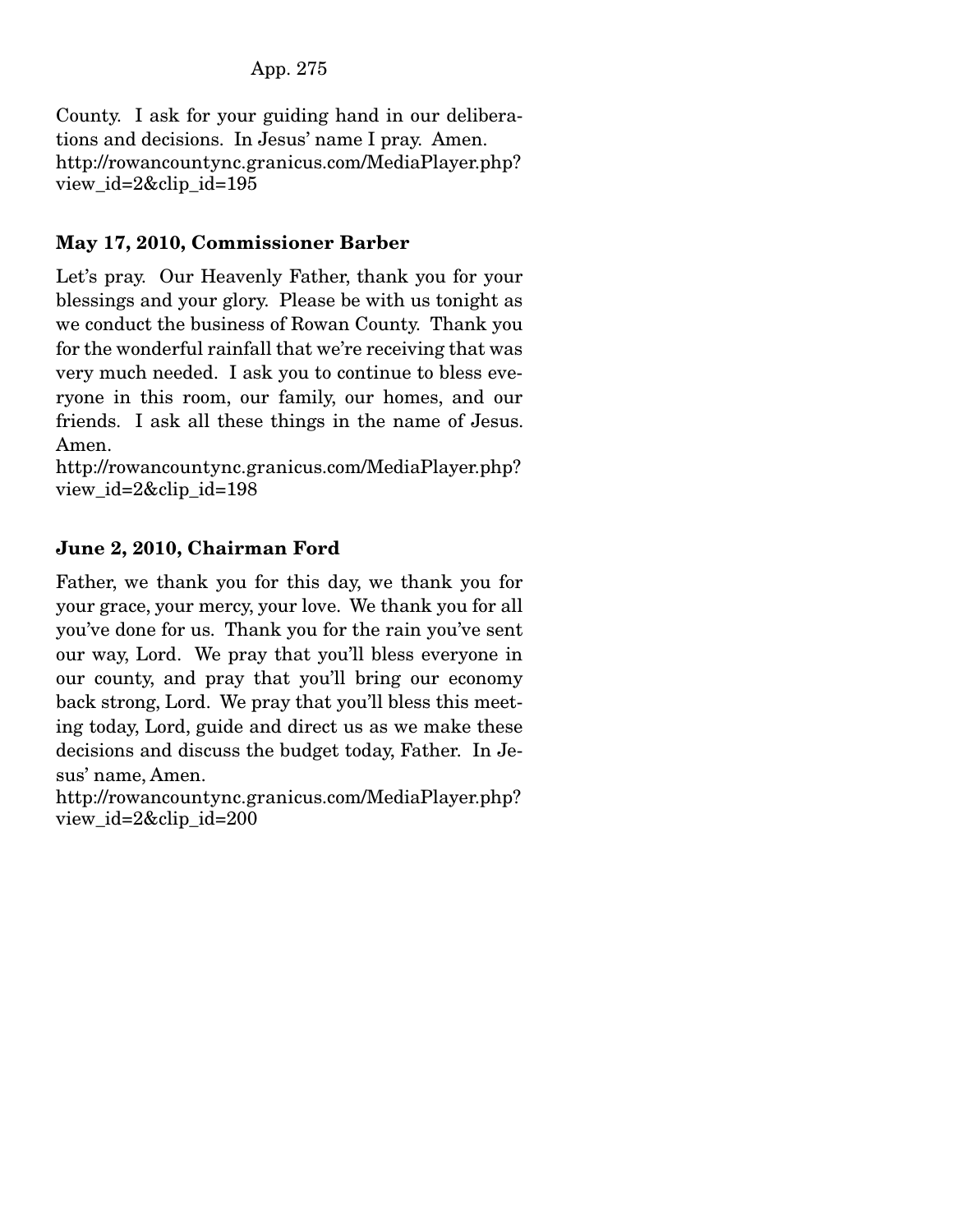County. I ask for your guiding hand in our deliberations and decisions. In Jesus' name I pray. Amen.
http://rowancountync.granicus.com/MediaPlayer.php?view_id=2&clip_id=195

### May 17, 2010, Commissioner Barber

Let's pray. Our Heavenly Father, thank you for your blessings and your glory. Please be with us tonight as we conduct the business of Rowan County. Thank you for the wonderful rainfall that we're receiving that was very much needed. I ask you to continue to bless everyone in this room, our family, our homes, and our friends. I ask all these things in the name of Jesus. Amen.
http://rowancountync.granicus.com/MediaPlayer.php?view_id=2&clip_id=198

### June 2, 2010, Chairman Ford

Father, we thank you for this day, we thank you for your grace, your mercy, your love. We thank you for all you've done for us. Thank you for the rain you've sent our way, Lord. We pray that you'll bless everyone in our county, and pray that you'll bring our economy back strong, Lord. We pray that you'll bless this meeting today, Lord, guide and direct us as we make these decisions and discuss the budget today, Father. In Jesus' name, Amen.
http://rowancountync.granicus.com/MediaPlayer.php?view_id=2&clip_id=200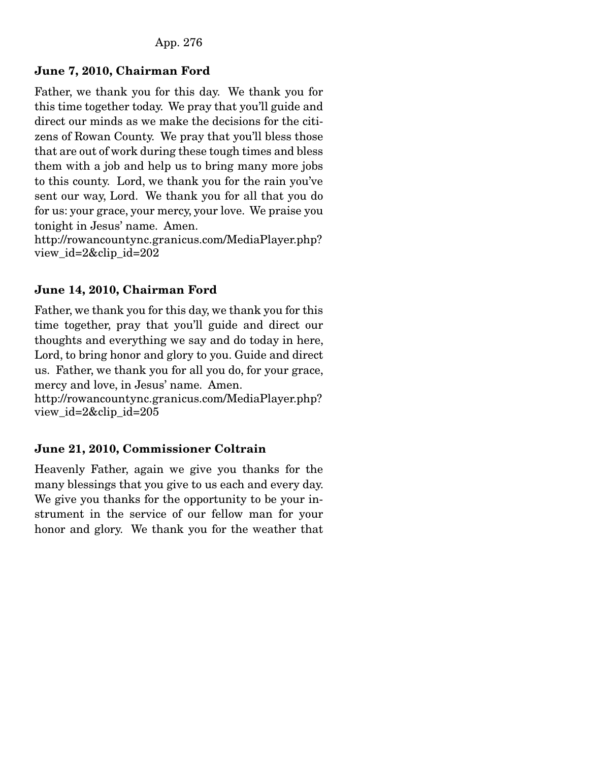**June 7, 2010, Chairman Ford**

Father, we thank you for this day. We thank you for this time together today. We pray that you'll guide and direct our minds as we make the decisions for the citizens of Rowan County. We pray that you'll bless those that are out of work during these tough times and bless them with a job and help us to bring many more jobs to this county. Lord, we thank you for the rain you've sent our way, Lord. We thank you for all that you do for us: your grace, your mercy, your love. We praise you tonight in Jesus' name. Amen.
http://rowancountync.granicus.com/MediaPlayer.php?view_id=2&clip_id=202

**June 14, 2010, Chairman Ford**

Father, we thank you for this day, we thank you for this time together, pray that you'll guide and direct our thoughts and everything we say and do today in here, Lord, to bring honor and glory to you. Guide and direct us. Father, we thank you for all you do, for your grace, mercy and love, in Jesus' name. Amen.
http://rowancountync.granicus.com/MediaPlayer.php?view_id=2&clip_id=205

**June 21, 2010, Commissioner Coltrain**

Heavenly Father, again we give you thanks for the many blessings that you give to us each and every day. We give you thanks for the opportunity to be your instrument in the service of our fellow man for your honor and glory. We thank you for the weather that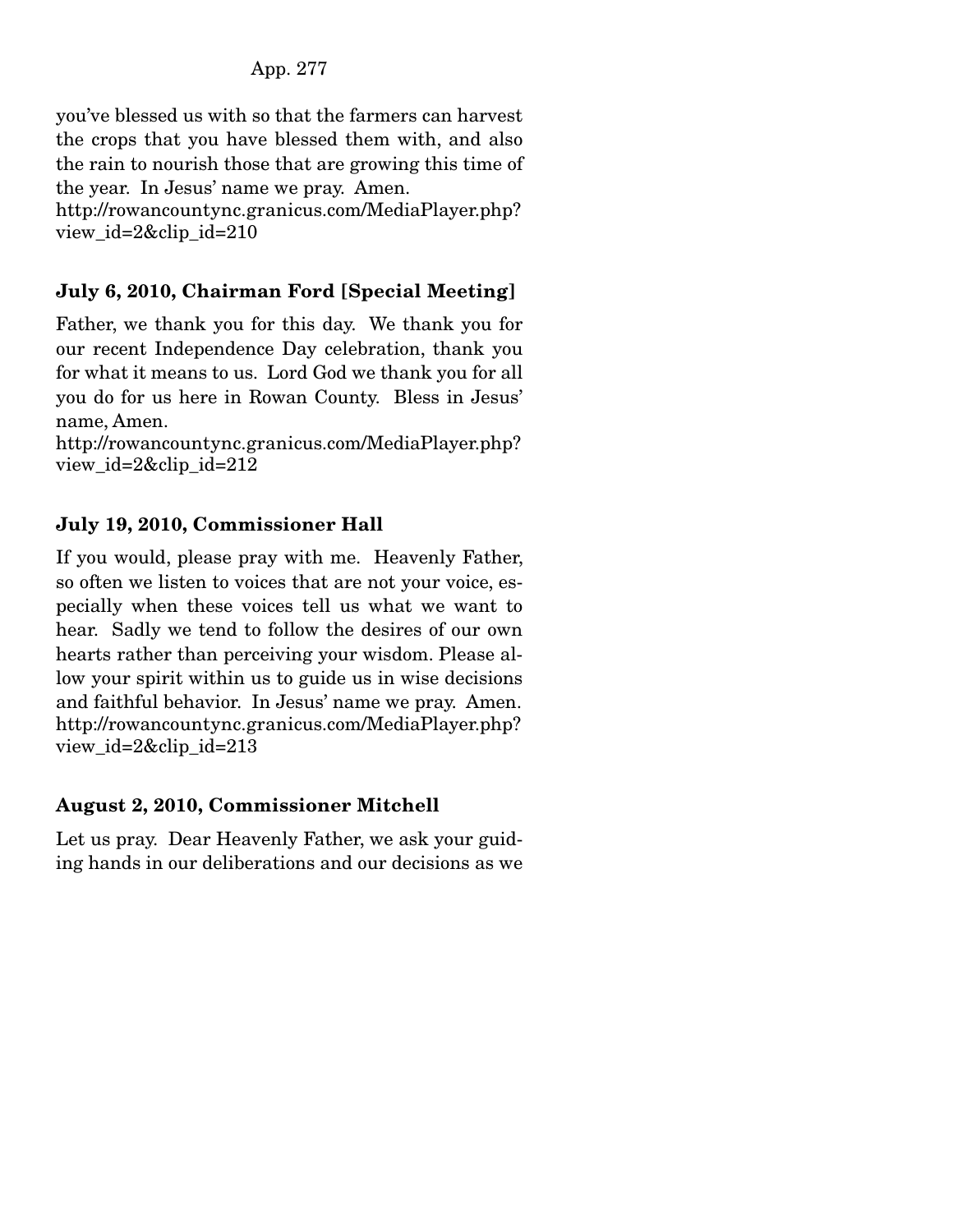you've blessed us with so that the farmers can harvest the crops that you have blessed them with, and also the rain to nourish those that are growing this time of the year. In Jesus' name we pray. Amen.
http://rowancountync.granicus.com/MediaPlayer.php?view_id=2&clip_id=210

**July 6, 2010, Chairman Ford [Special Meeting]**

Father, we thank you for this day. We thank you for our recent Independence Day celebration, thank you for what it means to us. Lord God we thank you for all you do for us here in Rowan County. Bless in Jesus' name, Amen.
http://rowancountync.granicus.com/MediaPlayer.php?view_id=2&clip_id=212

**July 19, 2010, Commissioner Hall**

If you would, please pray with me. Heavenly Father, so often we listen to voices that are not your voice, especially when these voices tell us what we want to hear. Sadly we tend to follow the desires of our own hearts rather than perceiving your wisdom. Please allow your spirit within us to guide us in wise decisions and faithful behavior. In Jesus' name we pray. Amen.
http://rowancountync.granicus.com/MediaPlayer.php?view_id=2&clip_id=213

**August 2, 2010, Commissioner Mitchell**

Let us pray. Dear Heavenly Father, we ask your guiding hands in our deliberations and our decisions as we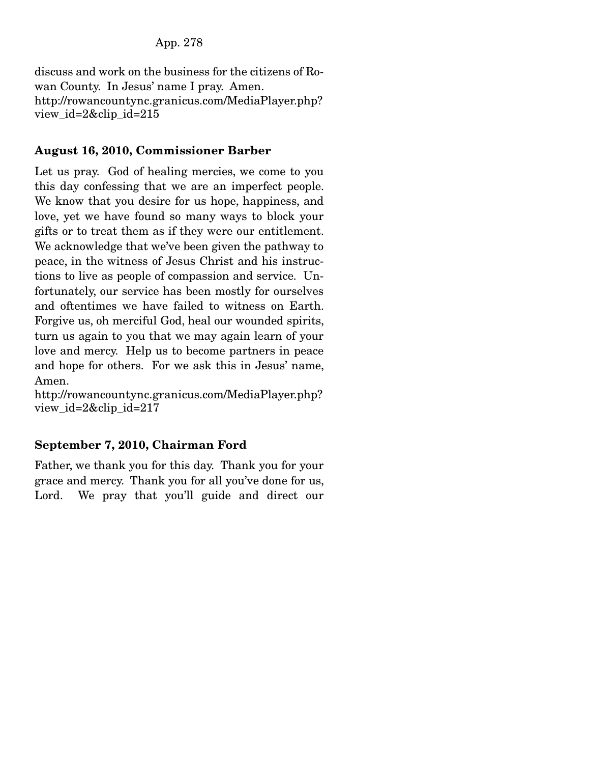discuss and work on the business for the citizens of Rowan County. In Jesus' name I pray. Amen.
http://rowancountync.granicus.com/MediaPlayer.php?view_id=2&clip_id=215

**August 16, 2010, Commissioner Barber**

Let us pray. God of healing mercies, we come to you this day confessing that we are an imperfect people. We know that you desire for us hope, happiness, and love, yet we have found so many ways to block your gifts or to treat them as if they were our entitlement. We acknowledge that we've been given the pathway to peace, in the witness of Jesus Christ and his instructions to live as people of compassion and service. Unfortunately, our service has been mostly for ourselves and oftentimes we have failed to witness on Earth. Forgive us, oh merciful God, heal our wounded spirits, turn us again to you that we may again learn of your love and mercy. Help us to become partners in peace and hope for others. For we ask this in Jesus' name, Amen.
http://rowancountync.granicus.com/MediaPlayer.php?view_id=2&clip_id=217

**September 7, 2010, Chairman Ford**

Father, we thank you for this day. Thank you for your grace and mercy. Thank you for all you've done for us, Lord. We pray that you'll guide and direct our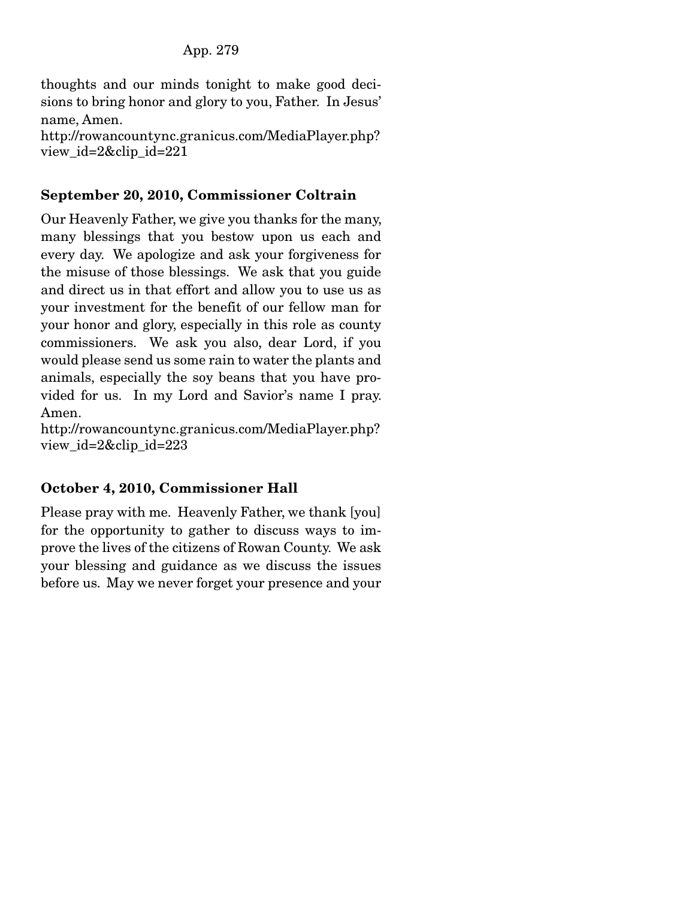thoughts and our minds tonight to make good decisions to bring honor and glory to you, Father. In Jesus' name, Amen.
http://rowancountync.granicus.com/MediaPlayer.php?view_id=2&clip_id=221

**September 20, 2010, Commissioner Coltrain**

Our Heavenly Father, we give you thanks for the many, many blessings that you bestow upon us each and every day. We apologize and ask your forgiveness for the misuse of those blessings. We ask that you guide and direct us in that effort and allow you to use us as your investment for the benefit of our fellow man for your honor and glory, especially in this role as county commissioners. We ask you also, dear Lord, if you would please send us some rain to water the plants and animals, especially the soy beans that you have provided for us. In my Lord and Savior's name I pray. Amen.
http://rowancountync.granicus.com/MediaPlayer.php?view_id=2&clip_id=223

**October 4, 2010, Commissioner Hall**

Please pray with me. Heavenly Father, we thank [you] for the opportunity to gather to discuss ways to improve the lives of the citizens of Rowan County. We ask your blessing and guidance as we discuss the issues before us. May we never forget your presence and your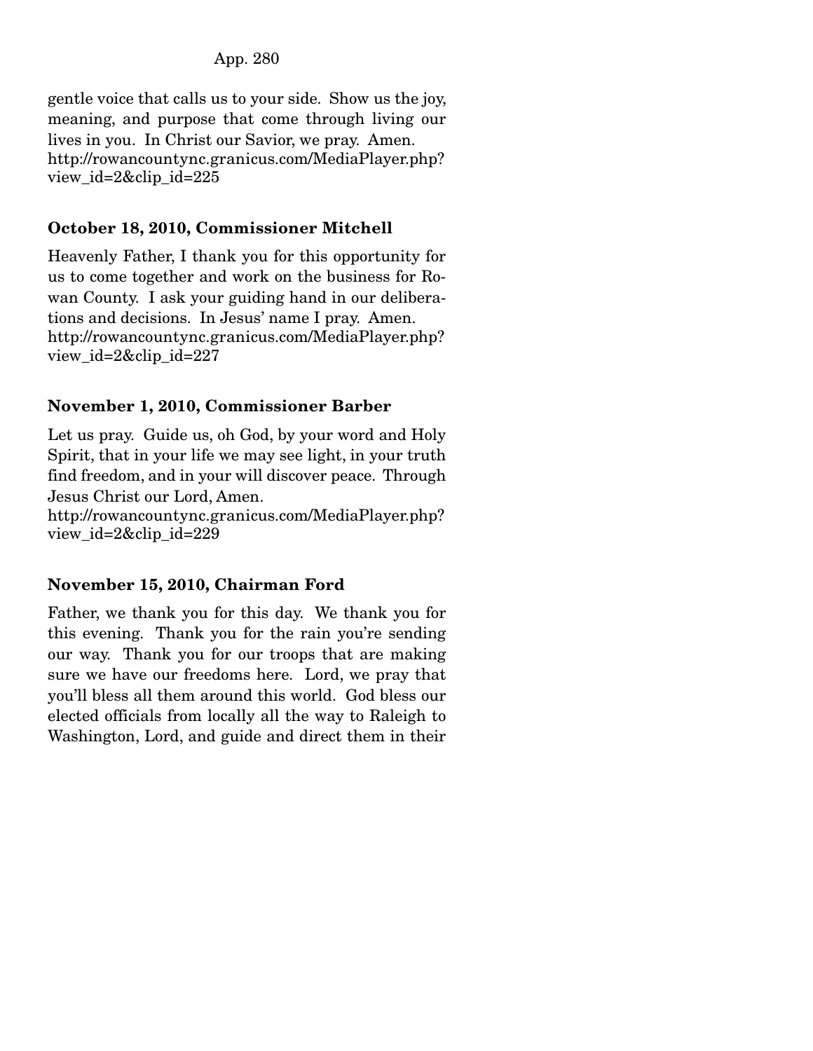gentle voice that calls us to your side. Show us the joy, meaning, and purpose that come through living our lives in you. In Christ our Savior, we pray. Amen. http://rowancountync.granicus.com/MediaPlayer.php?view_id=2&clip_id=225

**October 18, 2010, Commissioner Mitchell**

Heavenly Father, I thank you for this opportunity for us to come together and work on the business for Rowan County. I ask your guiding hand in our deliberations and decisions. In Jesus' name I pray. Amen. http://rowancountync.granicus.com/MediaPlayer.php?view_id=2&clip_id=227

**November 1, 2010, Commissioner Barber**

Let us pray. Guide us, oh God, by your word and Holy Spirit, that in your life we may see light, in your truth find freedom, and in your will discover peace. Through Jesus Christ our Lord, Amen.
http://rowancountync.granicus.com/MediaPlayer.php?view_id=2&clip_id=229

**November 15, 2010, Chairman Ford**

Father, we thank you for this day. We thank you for this evening. Thank you for the rain you're sending our way. Thank you for our troops that are making sure we have our freedoms here. Lord, we pray that you'll bless all them around this world. God bless our elected officials from locally all the way to Raleigh to Washington, Lord, and guide and direct them in their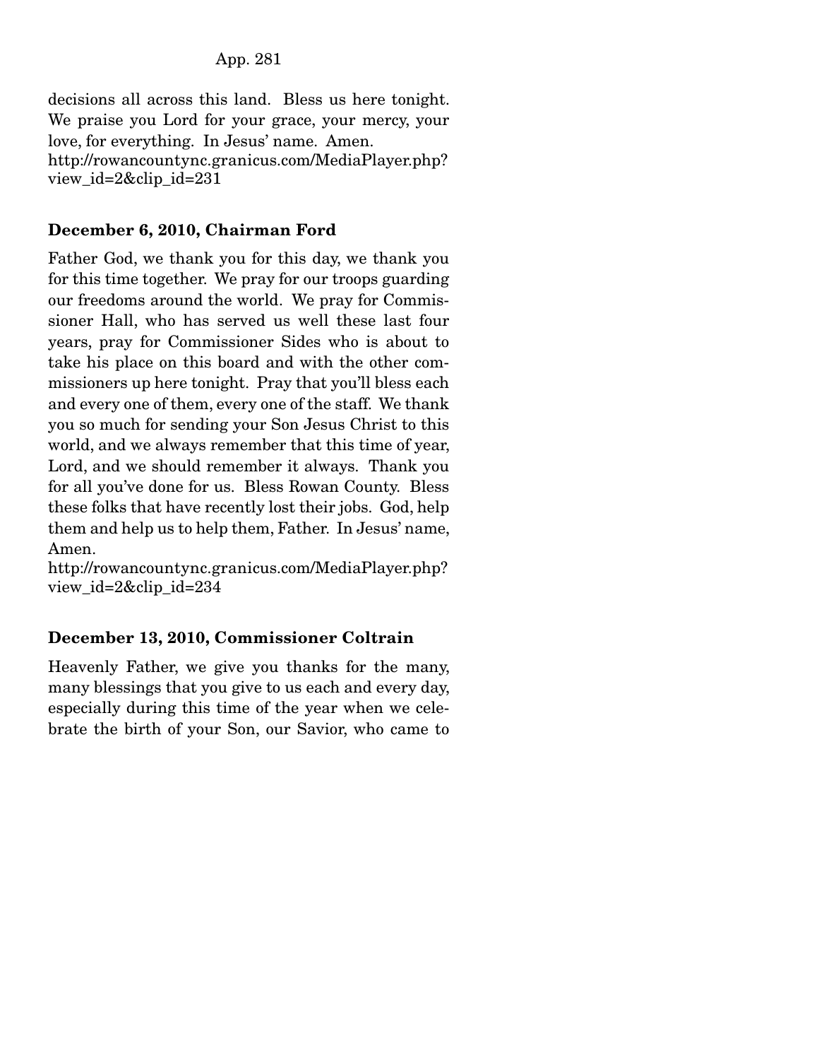decisions all across this land. Bless us here tonight. We praise you Lord for your grace, your mercy, your love, for everything. In Jesus' name. Amen.
http://rowancountync.granicus.com/MediaPlayer.php?view_id=2&clip_id=231

**December 6, 2010, Chairman Ford**

Father God, we thank you for this day, we thank you for this time together. We pray for our troops guarding our freedoms around the world. We pray for Commissioner Hall, who has served us well these last four years, pray for Commissioner Sides who is about to take his place on this board and with the other commissioners up here tonight. Pray that you'll bless each and every one of them, every one of the staff. We thank you so much for sending your Son Jesus Christ to this world, and we always remember that this time of year, Lord, and we should remember it always. Thank you for all you've done for us. Bless Rowan County. Bless these folks that have recently lost their jobs. God, help them and help us to help them, Father. In Jesus' name, Amen.
http://rowancountync.granicus.com/MediaPlayer.php?view_id=2&clip_id=234

**December 13, 2010, Commissioner Coltrain**

Heavenly Father, we give you thanks for the many, many blessings that you give to us each and every day, especially during this time of the year when we celebrate the birth of your Son, our Savior, who came to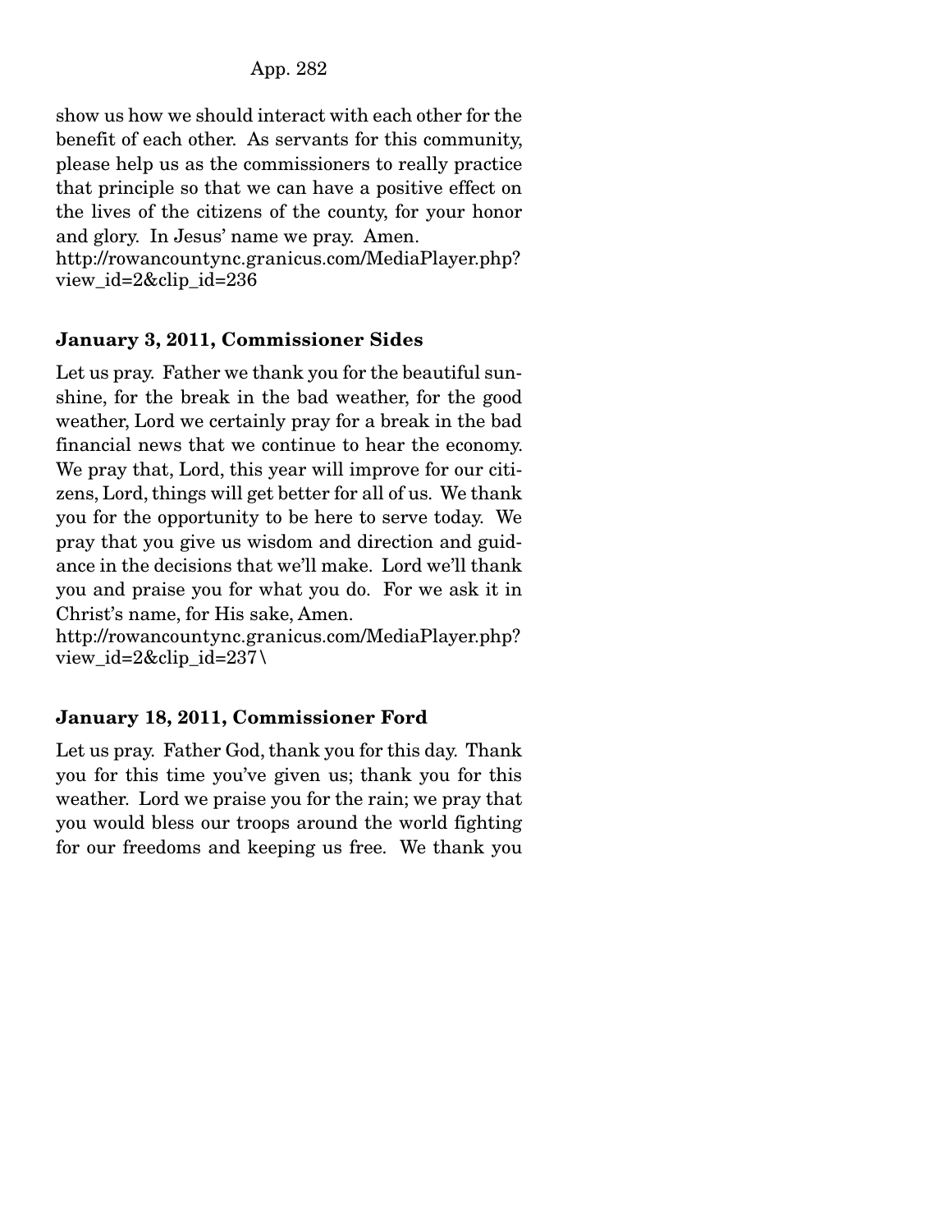show us how we should interact with each other for the benefit of each other. As servants for this community, please help us as the commissioners to really practice that principle so that we can have a positive effect on the lives of the citizens of the county, for your honor and glory. In Jesus' name we pray. Amen.
http://rowancountync.granicus.com/MediaPlayer.php?view_id=2&clip_id=236

**January 3, 2011, Commissioner Sides**

Let us pray. Father we thank you for the beautiful sunshine, for the break in the bad weather, for the good weather, Lord we certainly pray for a break in the bad financial news that we continue to hear the economy. We pray that, Lord, this year will improve for our citizens, Lord, things will get better for all of us. We thank you for the opportunity to be here to serve today. We pray that you give us wisdom and direction and guidance in the decisions that we'll make. Lord we'll thank you and praise you for what you do. For we ask it in Christ's name, for His sake, Amen.
http://rowancountync.granicus.com/MediaPlayer.php?view_id=2&clip_id=237\

**January 18, 2011, Commissioner Ford**

Let us pray. Father God, thank you for this day. Thank you for this time you've given us; thank you for this weather. Lord we praise you for the rain; we pray that you would bless our troops around the world fighting for our freedoms and keeping us free. We thank you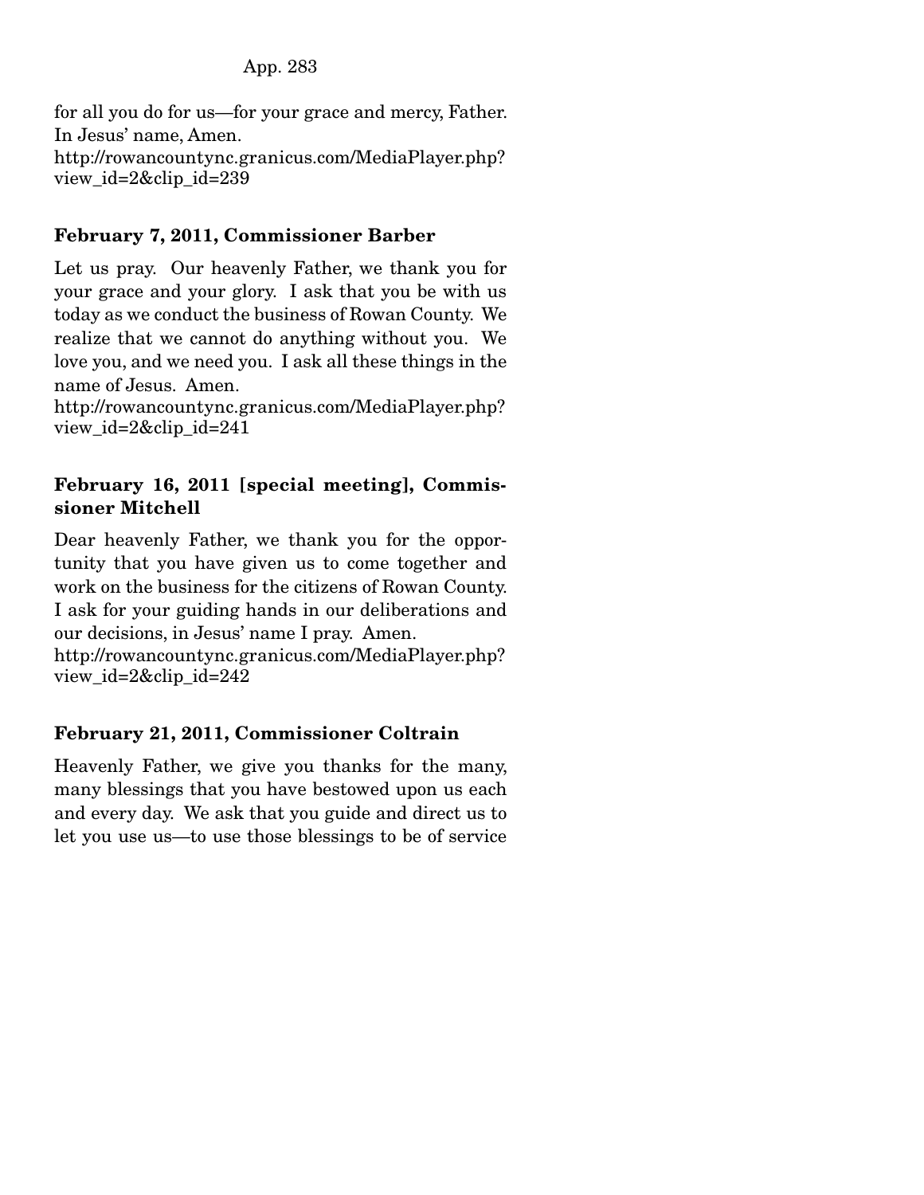for all you do for us—for your grace and mercy, Father. In Jesus' name, Amen.
http://rowancountync.granicus.com/MediaPlayer.php?view_id=2&clip_id=239

**February 7, 2011, Commissioner Barber**

Let us pray. Our heavenly Father, we thank you for your grace and your glory. I ask that you be with us today as we conduct the business of Rowan County. We realize that we cannot do anything without you. We love you, and we need you. I ask all these things in the name of Jesus. Amen.
http://rowancountync.granicus.com/MediaPlayer.php?view_id=2&clip_id=241

**February 16, 2011 [special meeting], Commissioner Mitchell**

Dear heavenly Father, we thank you for the opportunity that you have given us to come together and work on the business for the citizens of Rowan County. I ask for your guiding hands in our deliberations and our decisions, in Jesus' name I pray. Amen.
http://rowancountync.granicus.com/MediaPlayer.php?view_id=2&clip_id=242

**February 21, 2011, Commissioner Coltrain**

Heavenly Father, we give you thanks for the many, many blessings that you have bestowed upon us each and every day. We ask that you guide and direct us to let you use us—to use those blessings to be of service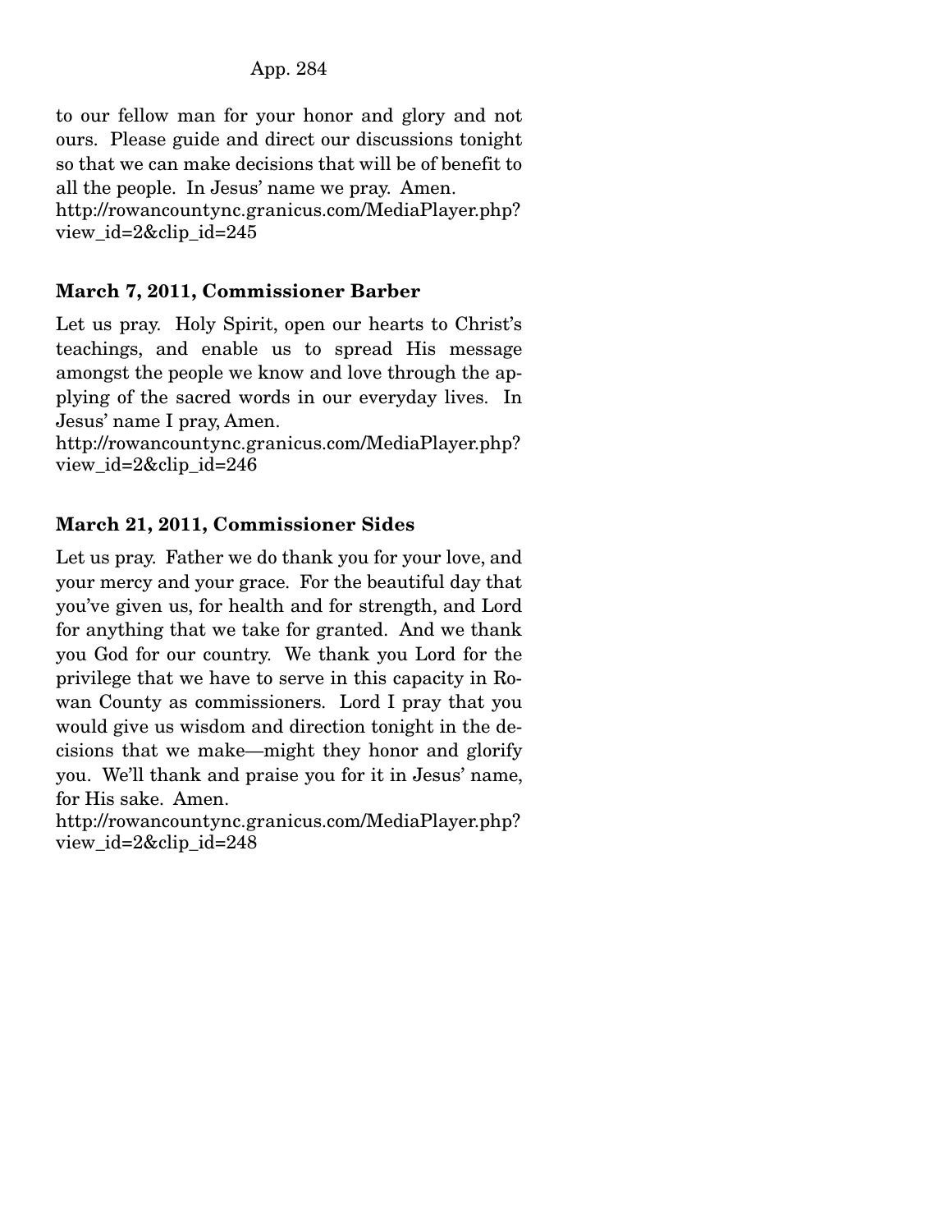to our fellow man for your honor and glory and not ours. Please guide and direct our discussions tonight so that we can make decisions that will be of benefit to all the people. In Jesus' name we pray. Amen.
http://rowancountync.granicus.com/MediaPlayer.php?view_id=2&clip_id=245

**March 7, 2011, Commissioner Barber**

Let us pray. Holy Spirit, open our hearts to Christ's teachings, and enable us to spread His message amongst the people we know and love through the applying of the sacred words in our everyday lives. In Jesus' name I pray, Amen.
http://rowancountync.granicus.com/MediaPlayer.php?view_id=2&clip_id=246

**March 21, 2011, Commissioner Sides**

Let us pray. Father we do thank you for your love, and your mercy and your grace. For the beautiful day that you've given us, for health and for strength, and Lord for anything that we take for granted. And we thank you God for our country. We thank you Lord for the privilege that we have to serve in this capacity in Rowan County as commissioners. Lord I pray that you would give us wisdom and direction tonight in the decisions that we make—might they honor and glorify you. We'll thank and praise you for it in Jesus' name, for His sake. Amen.
http://rowancountync.granicus.com/MediaPlayer.php?view_id=2&clip_id=248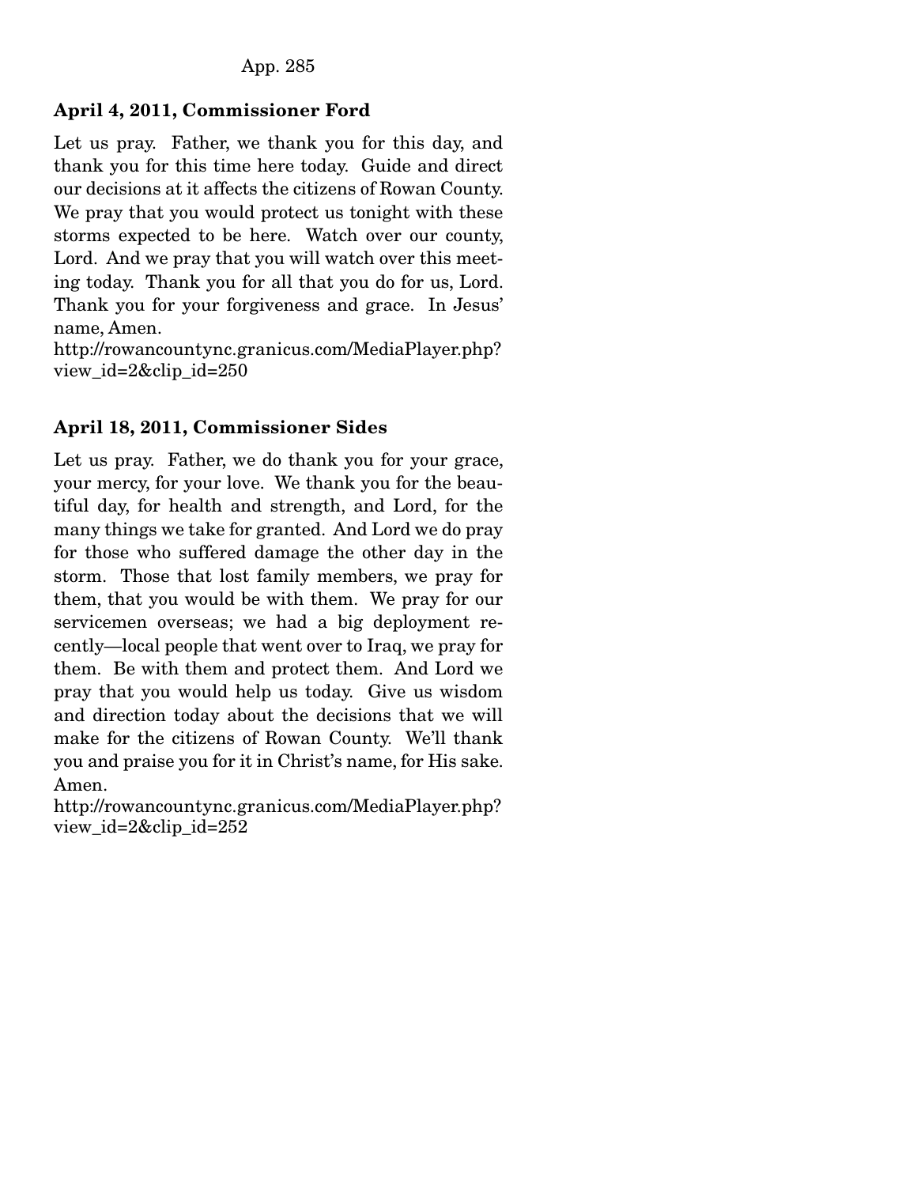**April 4, 2011, Commissioner Ford**

Let us pray. Father, we thank you for this day, and thank you for this time here today. Guide and direct our decisions at it affects the citizens of Rowan County. We pray that you would protect us tonight with these storms expected to be here. Watch over our county, Lord. And we pray that you will watch over this meeting today. Thank you for all that you do for us, Lord. Thank you for your forgiveness and grace. In Jesus' name, Amen.
http://rowancountync.granicus.com/MediaPlayer.php?view_id=2&clip_id=250

**April 18, 2011, Commissioner Sides**

Let us pray. Father, we do thank you for your grace, your mercy, for your love. We thank you for the beautiful day, for health and strength, and Lord, for the many things we take for granted. And Lord we do pray for those who suffered damage the other day in the storm. Those that lost family members, we pray for them, that you would be with them. We pray for our servicemen overseas; we had a big deployment recently—local people that went over to Iraq, we pray for them. Be with them and protect them. And Lord we pray that you would help us today. Give us wisdom and direction today about the decisions that we will make for the citizens of Rowan County. We'll thank you and praise you for it in Christ's name, for His sake. Amen.
http://rowancountync.granicus.com/MediaPlayer.php?view_id=2&clip_id=252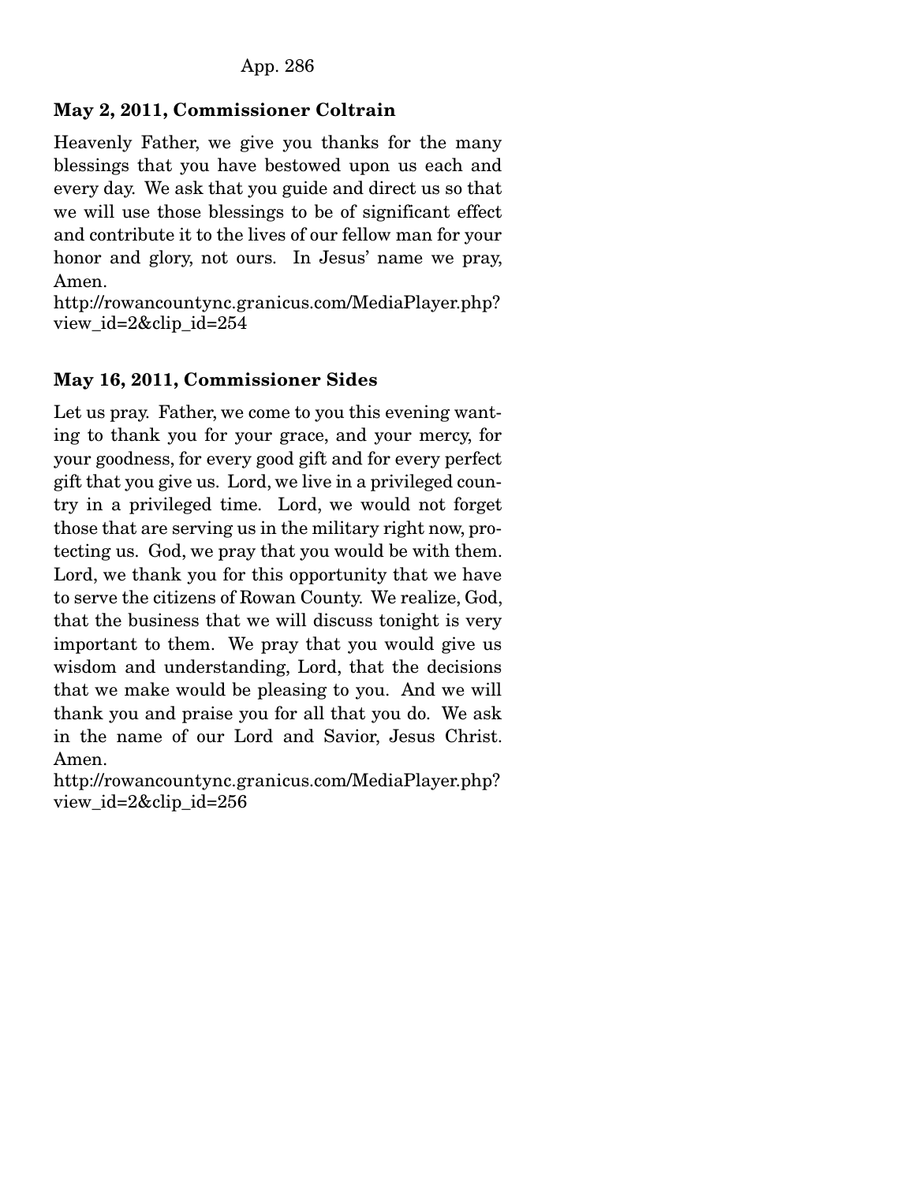**May 2, 2011, Commissioner Coltrain**

Heavenly Father, we give you thanks for the many blessings that you have bestowed upon us each and every day. We ask that you guide and direct us so that we will use those blessings to be of significant effect and contribute it to the lives of our fellow man for your honor and glory, not ours. In Jesus' name we pray, Amen.
http://rowancountync.granicus.com/MediaPlayer.php?view_id=2&clip_id=254

**May 16, 2011, Commissioner Sides**

Let us pray. Father, we come to you this evening wanting to thank you for your grace, and your mercy, for your goodness, for every good gift and for every perfect gift that you give us. Lord, we live in a privileged country in a privileged time. Lord, we would not forget those that are serving us in the military right now, protecting us. God, we pray that you would be with them. Lord, we thank you for this opportunity that we have to serve the citizens of Rowan County. We realize, God, that the business that we will discuss tonight is very important to them. We pray that you would give us wisdom and understanding, Lord, that the decisions that we make would be pleasing to you. And we will thank you and praise you for all that you do. We ask in the name of our Lord and Savior, Jesus Christ. Amen.
http://rowancountync.granicus.com/MediaPlayer.php?view_id=2&clip_id=256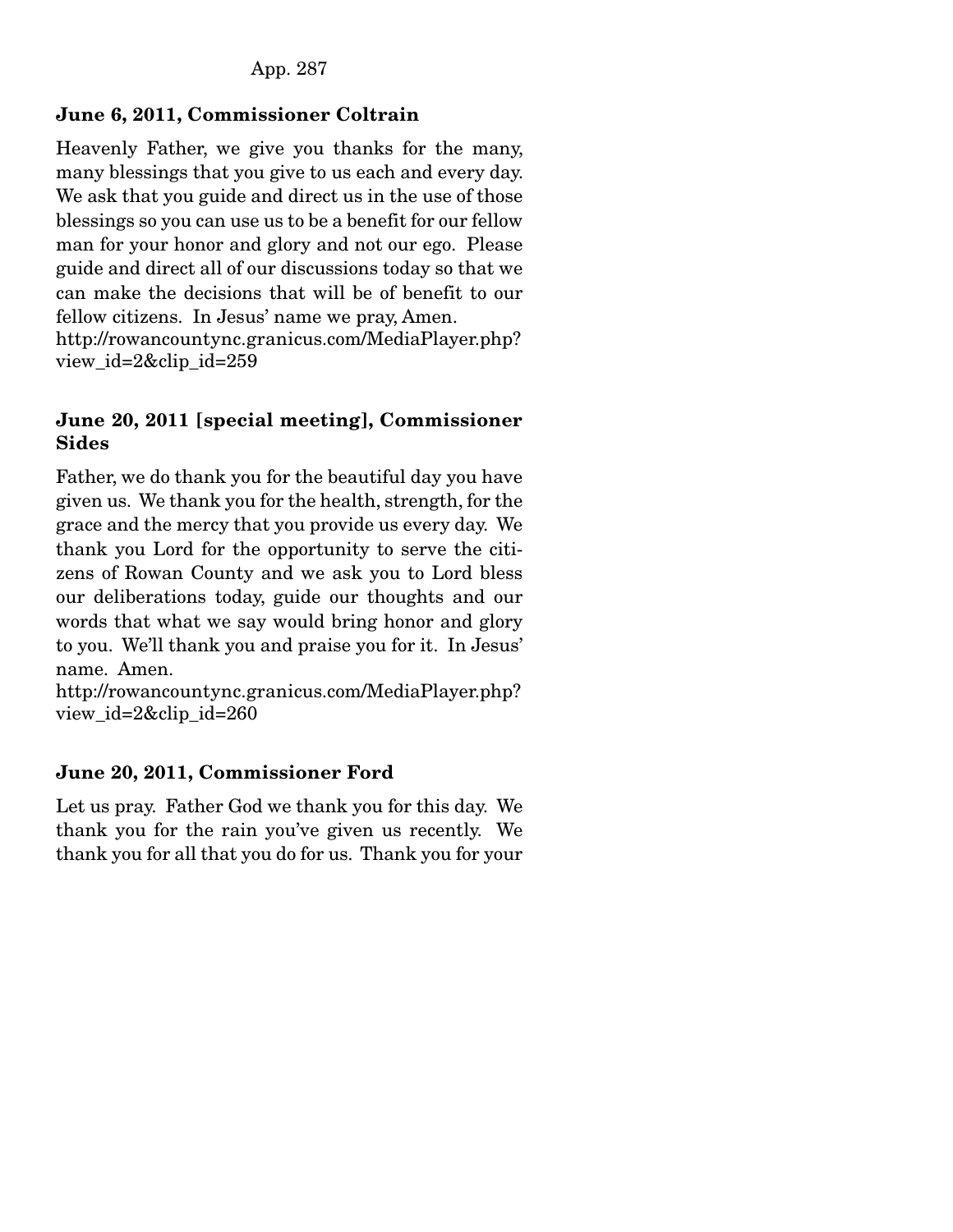**June 6, 2011, Commissioner Coltrain**

Heavenly Father, we give you thanks for the many, many blessings that you give to us each and every day. We ask that you guide and direct us in the use of those blessings so you can use us to be a benefit for our fellow man for your honor and glory and not our ego. Please guide and direct all of our discussions today so that we can make the decisions that will be of benefit to our fellow citizens. In Jesus' name we pray, Amen.
http://rowancountync.granicus.com/MediaPlayer.php?view_id=2&clip_id=259

**June 20, 2011 [special meeting], Commissioner Sides**

Father, we do thank you for the beautiful day you have given us. We thank you for the health, strength, for the grace and the mercy that you provide us every day. We thank you Lord for the opportunity to serve the citizens of Rowan County and we ask you to Lord bless our deliberations today, guide our thoughts and our words that what we say would bring honor and glory to you. We'll thank you and praise you for it. In Jesus' name. Amen.
http://rowancountync.granicus.com/MediaPlayer.php?view_id=2&clip_id=260

**June 20, 2011, Commissioner Ford**

Let us pray. Father God we thank you for this day. We thank you for the rain you've given us recently. We thank you for all that you do for us. Thank you for your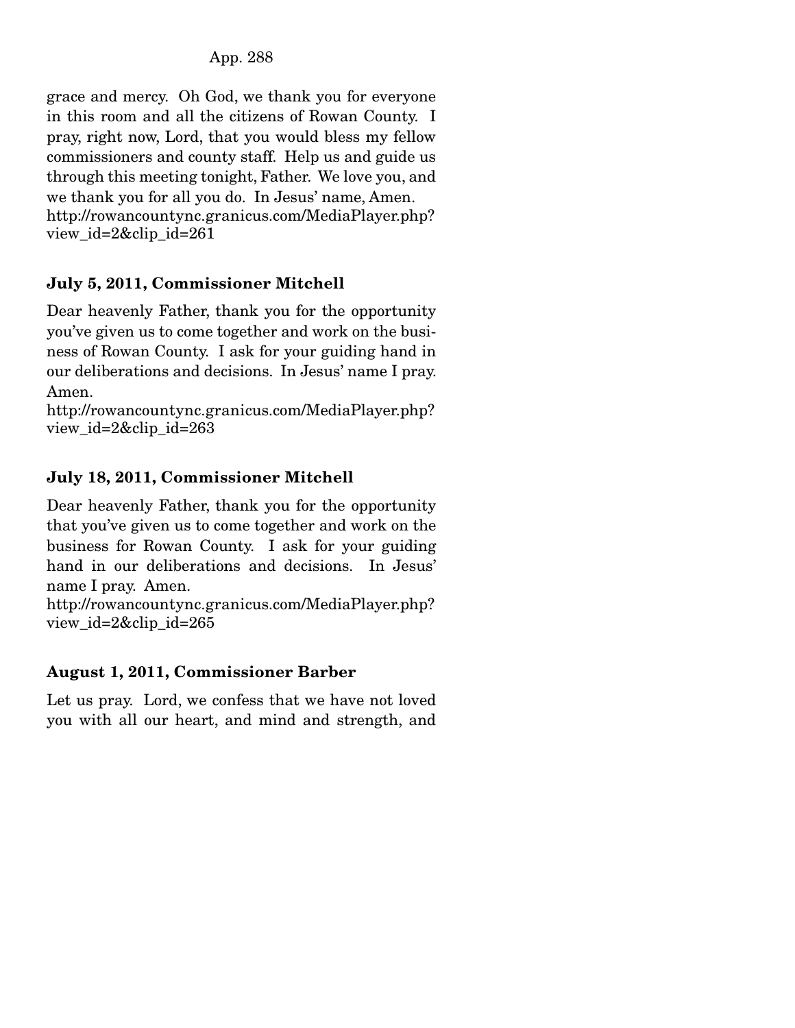grace and mercy. Oh God, we thank you for everyone in this room and all the citizens of Rowan County. I pray, right now, Lord, that you would bless my fellow commissioners and county staff. Help us and guide us through this meeting tonight, Father. We love you, and we thank you for all you do. In Jesus' name, Amen.
http://rowancountync.granicus.com/MediaPlayer.php?view_id=2&clip_id=261

**July 5, 2011, Commissioner Mitchell**

Dear heavenly Father, thank you for the opportunity you've given us to come together and work on the business of Rowan County. I ask for your guiding hand in our deliberations and decisions. In Jesus' name I pray. Amen.
http://rowancountync.granicus.com/MediaPlayer.php?view_id=2&clip_id=263

**July 18, 2011, Commissioner Mitchell**

Dear heavenly Father, thank you for the opportunity that you've given us to come together and work on the business for Rowan County. I ask for your guiding hand in our deliberations and decisions. In Jesus' name I pray. Amen.
http://rowancountync.granicus.com/MediaPlayer.php?view_id=2&clip_id=265

**August 1, 2011, Commissioner Barber**

Let us pray. Lord, we confess that we have not loved you with all our heart, and mind and strength, and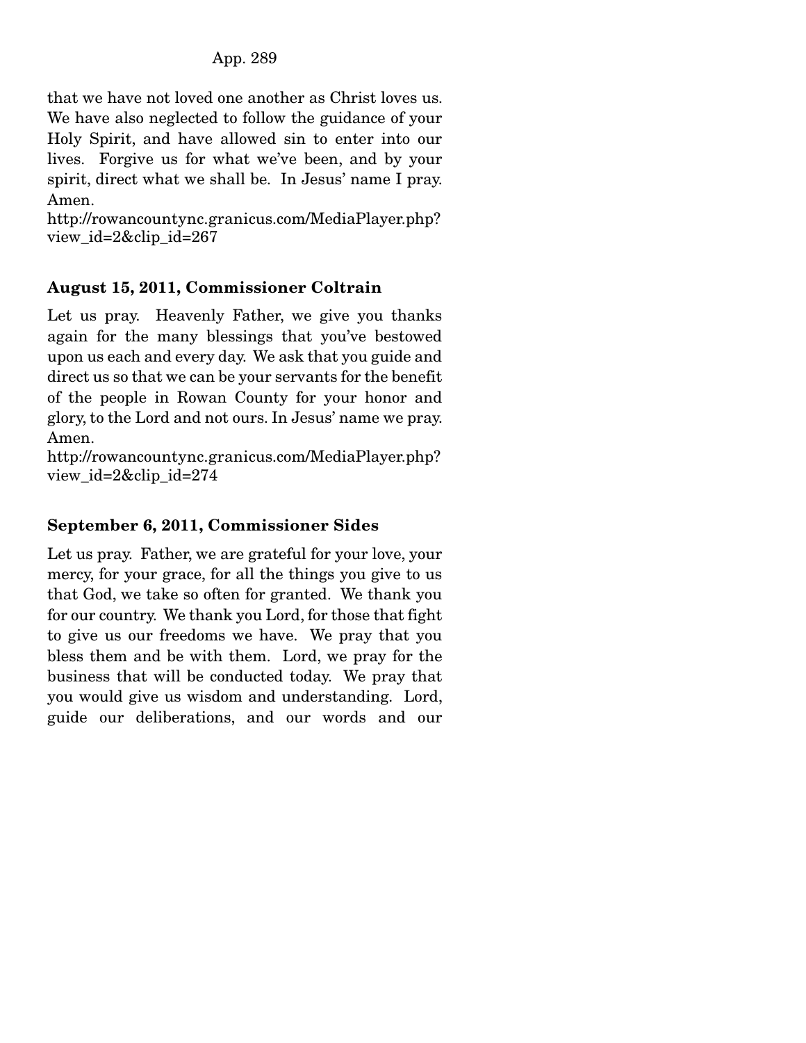that we have not loved one another as Christ loves us. We have also neglected to follow the guidance of your Holy Spirit, and have allowed sin to enter into our lives. Forgive us for what we've been, and by your spirit, direct what we shall be. In Jesus' name I pray. Amen.
http://rowancountync.granicus.com/MediaPlayer.php?view_id=2&clip_id=267

**August 15, 2011, Commissioner Coltrain**

Let us pray. Heavenly Father, we give you thanks again for the many blessings that you've bestowed upon us each and every day. We ask that you guide and direct us so that we can be your servants for the benefit of the people in Rowan County for your honor and glory, to the Lord and not ours. In Jesus' name we pray. Amen.
http://rowancountync.granicus.com/MediaPlayer.php?view_id=2&clip_id=274

**September 6, 2011, Commissioner Sides**

Let us pray. Father, we are grateful for your love, your mercy, for your grace, for all the things you give to us that God, we take so often for granted. We thank you for our country. We thank you Lord, for those that fight to give us our freedoms we have. We pray that you bless them and be with them. Lord, we pray for the business that will be conducted today. We pray that you would give us wisdom and understanding. Lord, guide our deliberations, and our words and our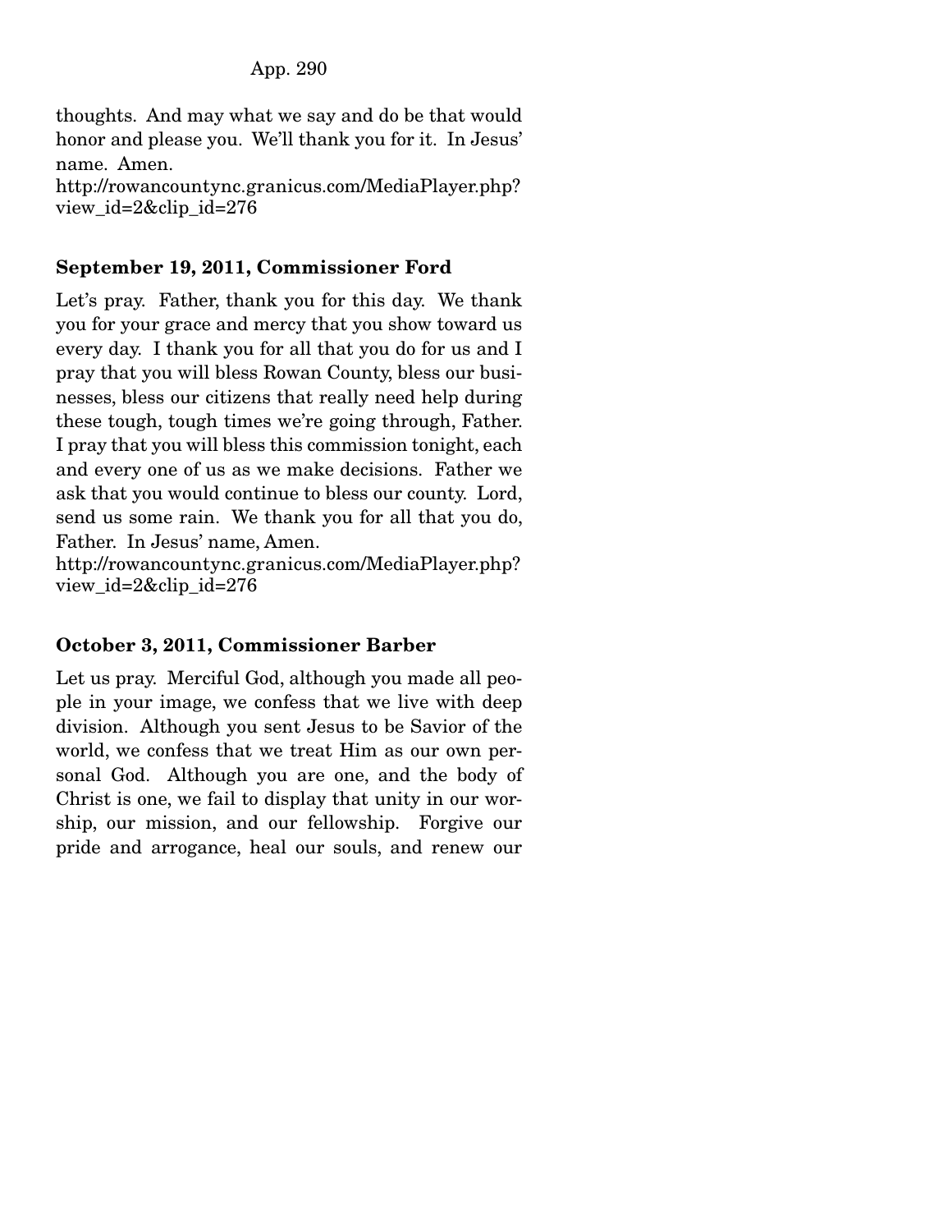thoughts. And may what we say and do be that would honor and please you. We'll thank you for it. In Jesus' name. Amen.
http://rowancountync.granicus.com/MediaPlayer.php?view_id=2&clip_id=276

**September 19, 2011, Commissioner Ford**

Let's pray. Father, thank you for this day. We thank you for your grace and mercy that you show toward us every day. I thank you for all that you do for us and I pray that you will bless Rowan County, bless our businesses, bless our citizens that really need help during these tough, tough times we're going through, Father. I pray that you will bless this commission tonight, each and every one of us as we make decisions. Father we ask that you would continue to bless our county. Lord, send us some rain. We thank you for all that you do, Father. In Jesus' name, Amen.
http://rowancountync.granicus.com/MediaPlayer.php?view_id=2&clip_id=276

**October 3, 2011, Commissioner Barber**

Let us pray. Merciful God, although you made all people in your image, we confess that we live with deep division. Although you sent Jesus to be Savior of the world, we confess that we treat Him as our own personal God. Although you are one, and the body of Christ is one, we fail to display that unity in our worship, our mission, and our fellowship. Forgive our pride and arrogance, heal our souls, and renew our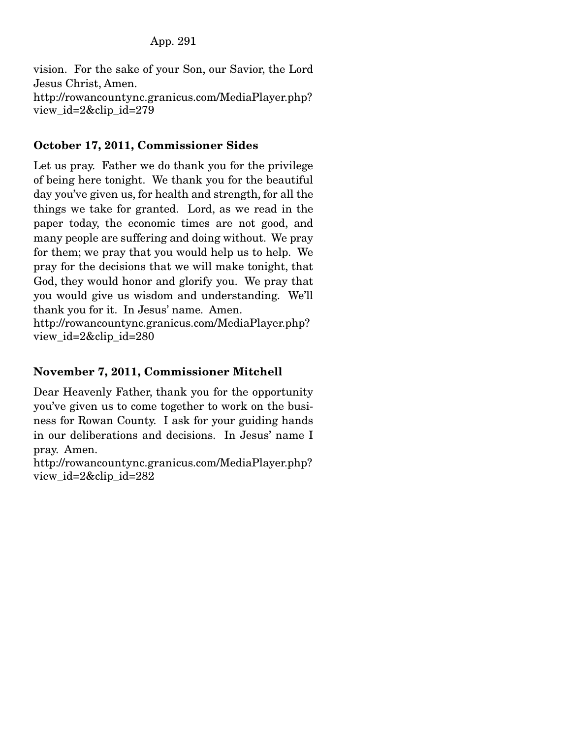vision. For the sake of your Son, our Savior, the Lord Jesus Christ, Amen.
http://rowancountync.granicus.com/MediaPlayer.php?view_id=2&clip_id=279

**October 17, 2011, Commissioner Sides**

Let us pray. Father we do thank you for the privilege of being here tonight. We thank you for the beautiful day you've given us, for health and strength, for all the things we take for granted. Lord, as we read in the paper today, the economic times are not good, and many people are suffering and doing without. We pray for them; we pray that you would help us to help. We pray for the decisions that we will make tonight, that God, they would honor and glorify you. We pray that you would give us wisdom and understanding. We'll thank you for it. In Jesus' name. Amen.
http://rowancountync.granicus.com/MediaPlayer.php?view_id=2&clip_id=280

**November 7, 2011, Commissioner Mitchell**

Dear Heavenly Father, thank you for the opportunity you've given us to come together to work on the business for Rowan County. I ask for your guiding hands in our deliberations and decisions. In Jesus' name I pray. Amen.
http://rowancountync.granicus.com/MediaPlayer.php?view_id=2&clip_id=282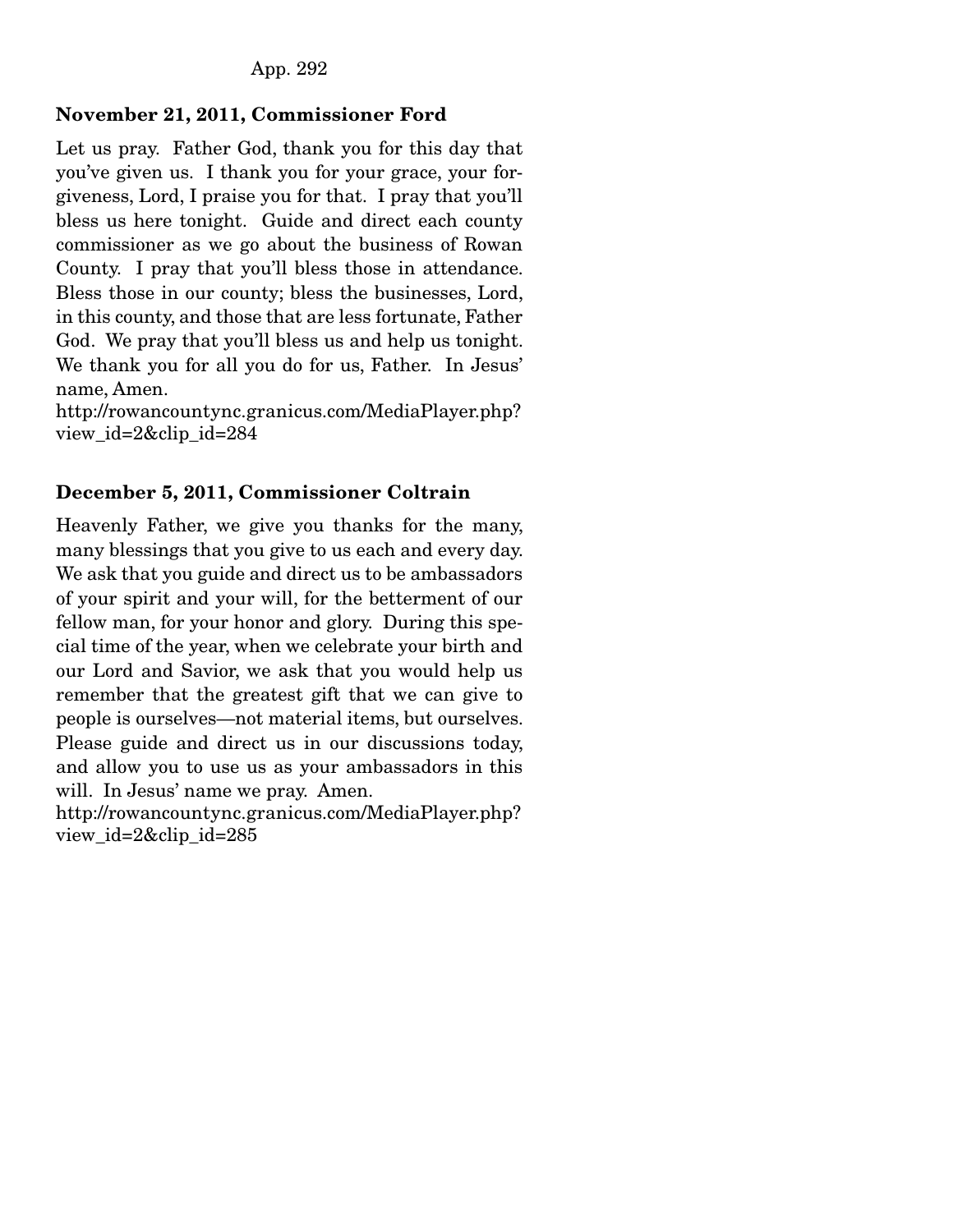**November 21, 2011, Commissioner Ford**

Let us pray. Father God, thank you for this day that you've given us. I thank you for your grace, your forgiveness, Lord, I praise you for that. I pray that you'll bless us here tonight. Guide and direct each county commissioner as we go about the business of Rowan County. I pray that you'll bless those in attendance. Bless those in our county; bless the businesses, Lord, in this county, and those that are less fortunate, Father God. We pray that you'll bless us and help us tonight. We thank you for all you do for us, Father. In Jesus' name, Amen.
http://rowancountync.granicus.com/MediaPlayer.php?view_id=2&clip_id=284

**December 5, 2011, Commissioner Coltrain**

Heavenly Father, we give you thanks for the many, many blessings that you give to us each and every day. We ask that you guide and direct us to be ambassadors of your spirit and your will, for the betterment of our fellow man, for your honor and glory. During this special time of the year, when we celebrate your birth and our Lord and Savior, we ask that you would help us remember that the greatest gift that we can give to people is ourselves—not material items, but ourselves. Please guide and direct us in our discussions today, and allow you to use us as your ambassadors in this will. In Jesus' name we pray. Amen.
http://rowancountync.granicus.com/MediaPlayer.php?view_id=2&clip_id=285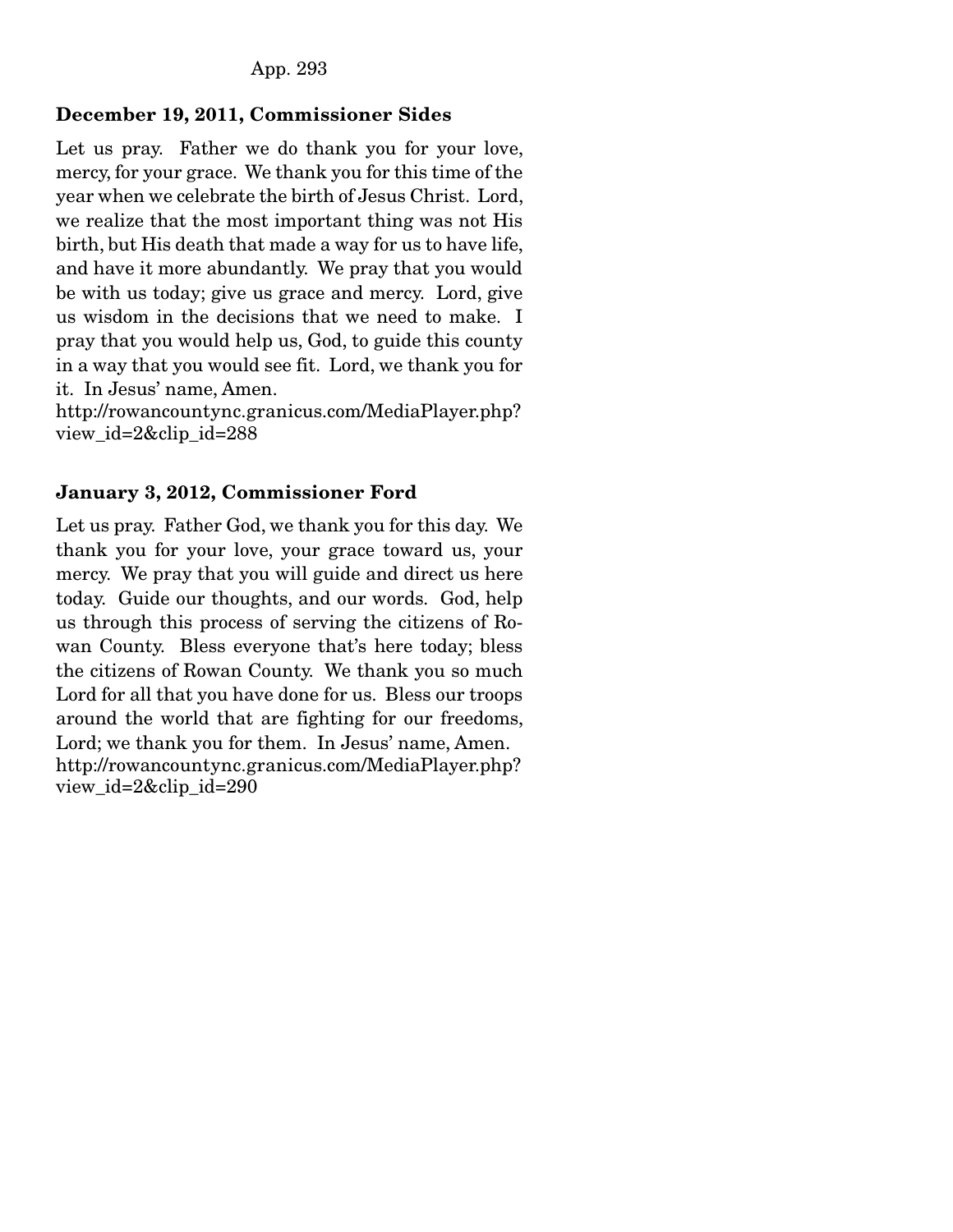**December 19, 2011, Commissioner Sides**

Let us pray. Father we do thank you for your love, mercy, for your grace. We thank you for this time of the year when we celebrate the birth of Jesus Christ. Lord, we realize that the most important thing was not His birth, but His death that made a way for us to have life, and have it more abundantly. We pray that you would be with us today; give us grace and mercy. Lord, give us wisdom in the decisions that we need to make. I pray that you would help us, God, to guide this county in a way that you would see fit. Lord, we thank you for it. In Jesus' name, Amen.
http://rowancountync.granicus.com/MediaPlayer.php?view_id=2&clip_id=288

**January 3, 2012, Commissioner Ford**

Let us pray. Father God, we thank you for this day. We thank you for your love, your grace toward us, your mercy. We pray that you will guide and direct us here today. Guide our thoughts, and our words. God, help us through this process of serving the citizens of Rowan County. Bless everyone that's here today; bless the citizens of Rowan County. We thank you so much Lord for all that you have done for us. Bless our troops around the world that are fighting for our freedoms, Lord; we thank you for them. In Jesus' name, Amen.
http://rowancountync.granicus.com/MediaPlayer.php?view_id=2&clip_id=290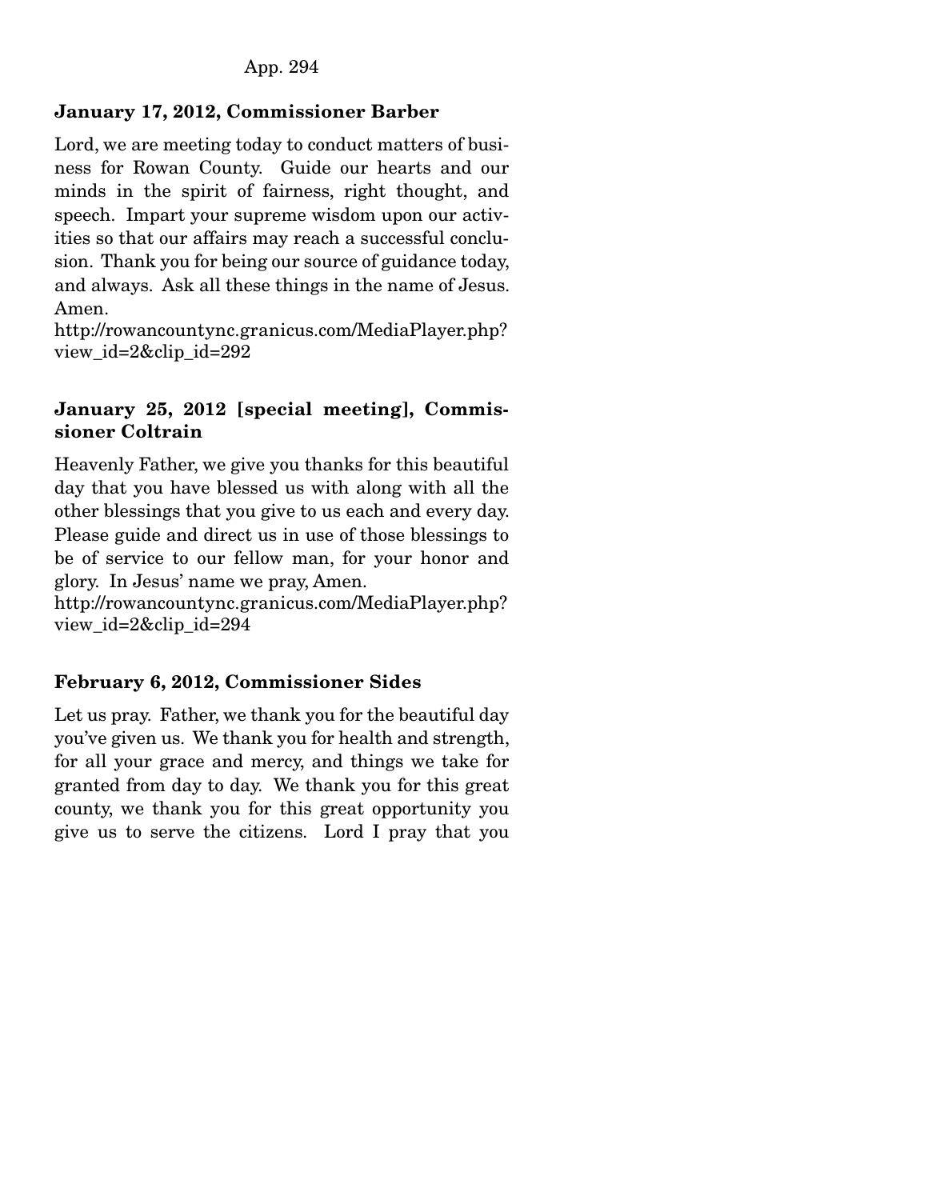**January 17, 2012, Commissioner Barber**

Lord, we are meeting today to conduct matters of business for Rowan County. Guide our hearts and our minds in the spirit of fairness, right thought, and speech. Impart your supreme wisdom upon our activities so that our affairs may reach a successful conclusion. Thank you for being our source of guidance today, and always. Ask all these things in the name of Jesus. Amen.
http://rowancountync.granicus.com/MediaPlayer.php?view_id=2&clip_id=292

**January 25, 2012 [special meeting], Commissioner Coltrain**

Heavenly Father, we give you thanks for this beautiful day that you have blessed us with along with all the other blessings that you give to us each and every day. Please guide and direct us in use of those blessings to be of service to our fellow man, for your honor and glory. In Jesus' name we pray, Amen.
http://rowancountync.granicus.com/MediaPlayer.php?view_id=2&clip_id=294

**February 6, 2012, Commissioner Sides**

Let us pray. Father, we thank you for the beautiful day you've given us. We thank you for health and strength, for all your grace and mercy, and things we take for granted from day to day. We thank you for this great county, we thank you for this great opportunity you give us to serve the citizens. Lord I pray that you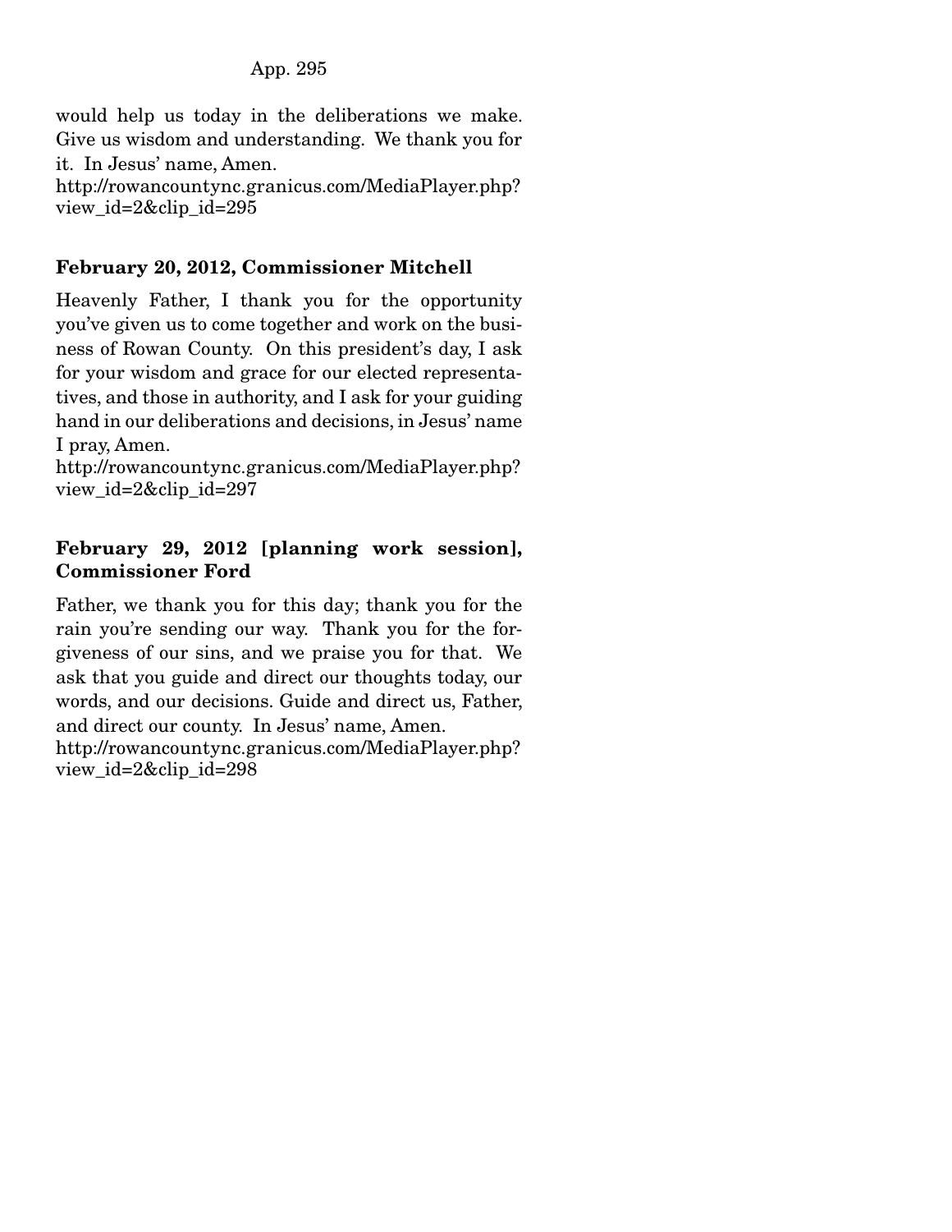would help us today in the deliberations we make. Give us wisdom and understanding. We thank you for it. In Jesus' name, Amen.
http://rowancountync.granicus.com/MediaPlayer.php?view_id=2&clip_id=295

**February 20, 2012, Commissioner Mitchell**

Heavenly Father, I thank you for the opportunity you've given us to come together and work on the business of Rowan County. On this president's day, I ask for your wisdom and grace for our elected representatives, and those in authority, and I ask for your guiding hand in our deliberations and decisions, in Jesus' name I pray, Amen.
http://rowancountync.granicus.com/MediaPlayer.php?view_id=2&clip_id=297

**February 29, 2012 [planning work session], Commissioner Ford**

Father, we thank you for this day; thank you for the rain you're sending our way. Thank you for the forgiveness of our sins, and we praise you for that. We ask that you guide and direct our thoughts today, our words, and our decisions. Guide and direct us, Father, and direct our county. In Jesus' name, Amen.
http://rowancountync.granicus.com/MediaPlayer.php?view_id=2&clip_id=298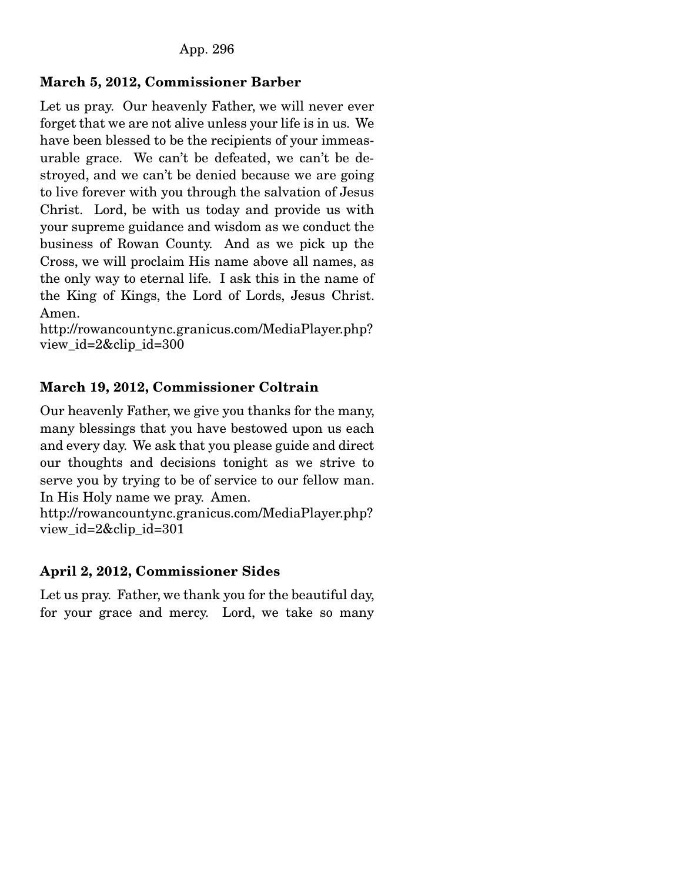**March 5, 2012, Commissioner Barber**

Let us pray. Our heavenly Father, we will never ever forget that we are not alive unless your life is in us. We have been blessed to be the recipients of your immeasurable grace. We can't be defeated, we can't be destroyed, and we can't be denied because we are going to live forever with you through the salvation of Jesus Christ. Lord, be with us today and provide us with your supreme guidance and wisdom as we conduct the business of Rowan County. And as we pick up the Cross, we will proclaim His name above all names, as the only way to eternal life. I ask this in the name of the King of Kings, the Lord of Lords, Jesus Christ. Amen.
http://rowancountync.granicus.com/MediaPlayer.php?view_id=2&clip_id=300

**March 19, 2012, Commissioner Coltrain**

Our heavenly Father, we give you thanks for the many, many blessings that you have bestowed upon us each and every day. We ask that you please guide and direct our thoughts and decisions tonight as we strive to serve you by trying to be of service to our fellow man. In His Holy name we pray. Amen.
http://rowancountync.granicus.com/MediaPlayer.php?view_id=2&clip_id=301

**April 2, 2012, Commissioner Sides**

Let us pray. Father, we thank you for the beautiful day, for your grace and mercy. Lord, we take so many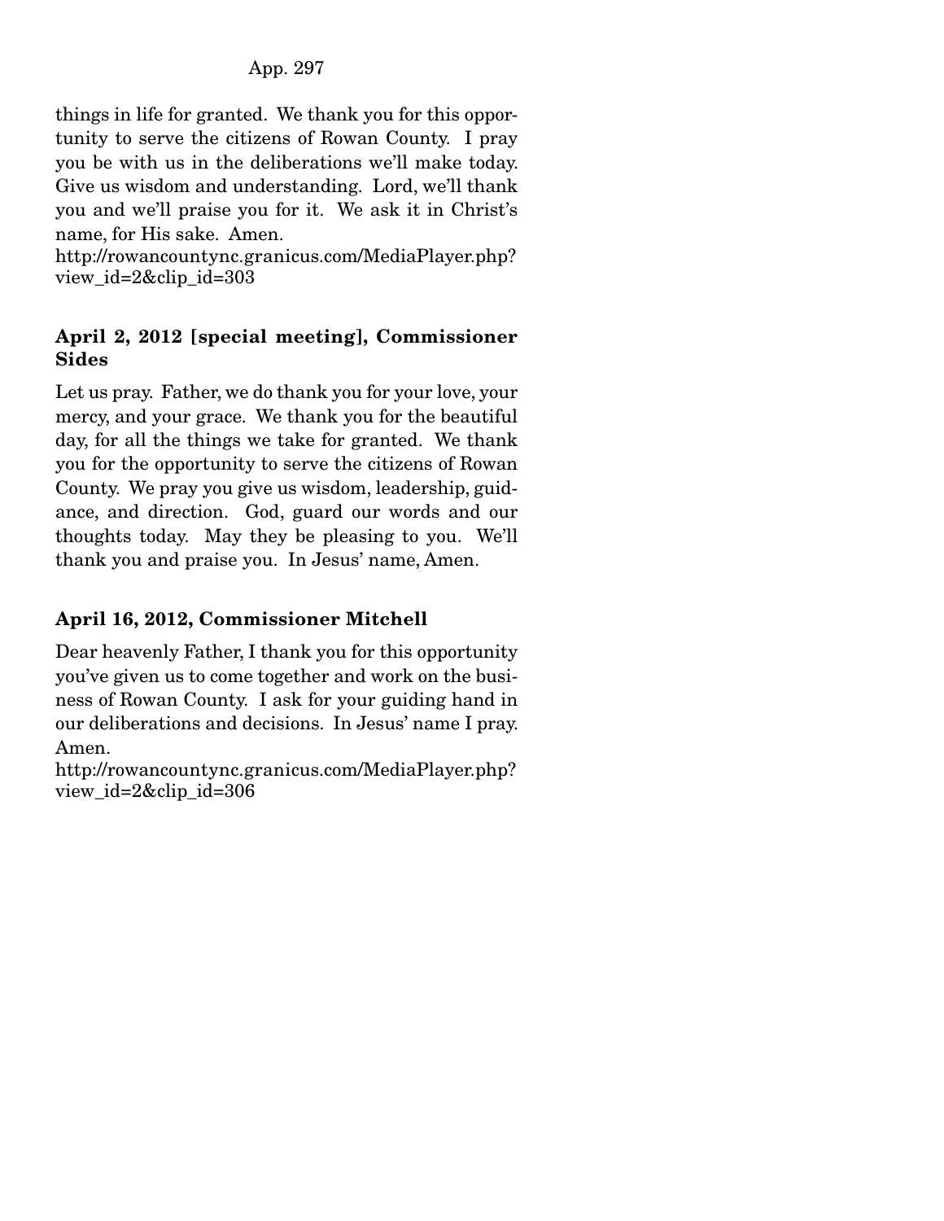things in life for granted. We thank you for this opportunity to serve the citizens of Rowan County. I pray you be with us in the deliberations we'll make today. Give us wisdom and understanding. Lord, we'll thank you and we'll praise you for it. We ask it in Christ's name, for His sake. Amen.
http://rowancountync.granicus.com/MediaPlayer.php?view_id=2&clip_id=303

**April 2, 2012 [special meeting], Commissioner Sides**

Let us pray. Father, we do thank you for your love, your mercy, and your grace. We thank you for the beautiful day, for all the things we take for granted. We thank you for the opportunity to serve the citizens of Rowan County. We pray you give us wisdom, leadership, guidance, and direction. God, guard our words and our thoughts today. May they be pleasing to you. We'll thank you and praise you. In Jesus' name, Amen.

**April 16, 2012, Commissioner Mitchell**

Dear heavenly Father, I thank you for this opportunity you've given us to come together and work on the business of Rowan County. I ask for your guiding hand in our deliberations and decisions. In Jesus' name I pray. Amen.
http://rowancountync.granicus.com/MediaPlayer.php?view_id=2&clip_id=306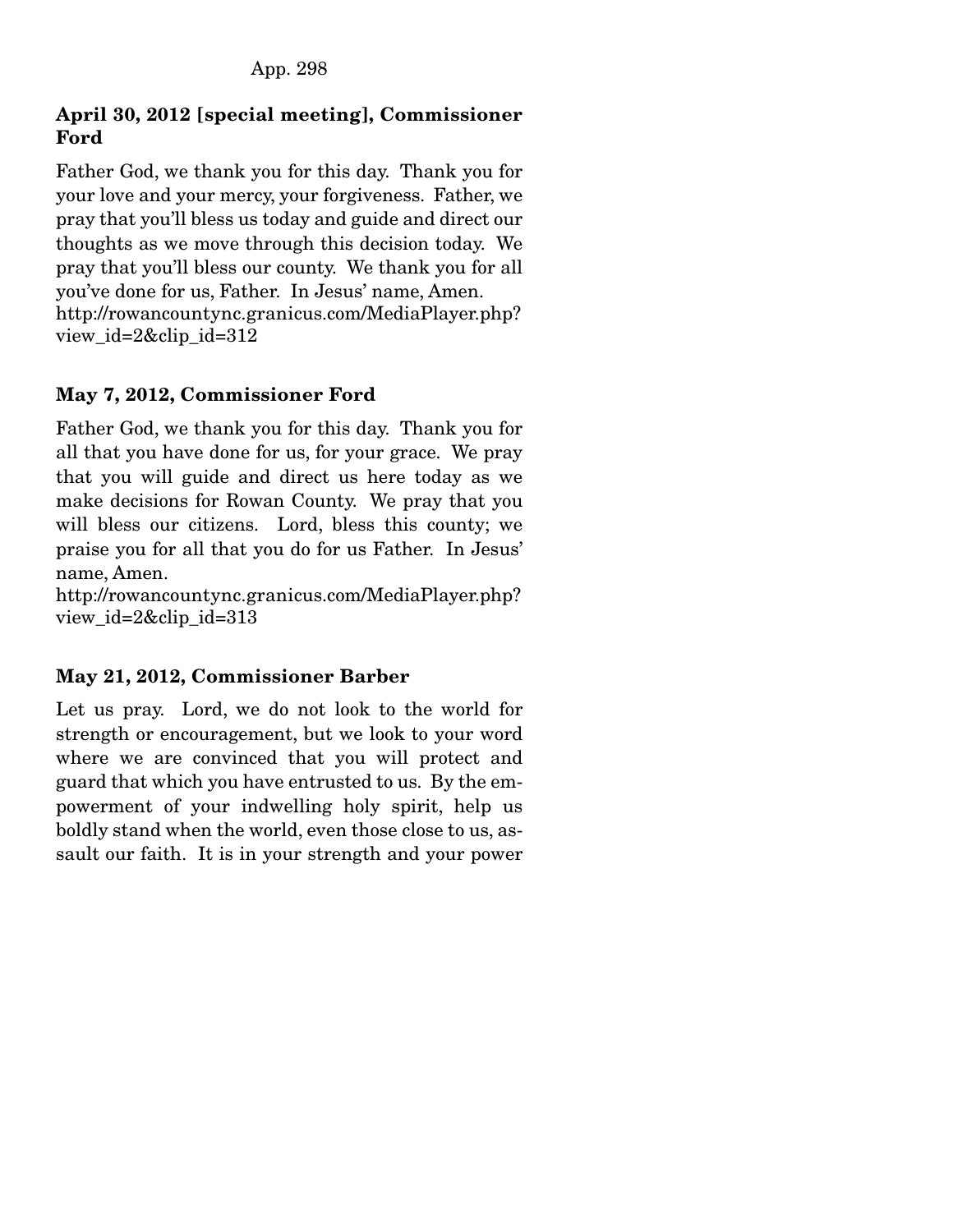**April 30, 2012 [special meeting], Commissioner Ford**

Father God, we thank you for this day. Thank you for your love and your mercy, your forgiveness. Father, we pray that you'll bless us today and guide and direct our thoughts as we move through this decision today. We pray that you'll bless our county. We thank you for all you've done for us, Father. In Jesus' name, Amen. http://rowancountync.granicus.com/MediaPlayer.php?view_id=2&clip_id=312

**May 7, 2012, Commissioner Ford**

Father God, we thank you for this day. Thank you for all that you have done for us, for your grace. We pray that you will guide and direct us here today as we make decisions for Rowan County. We pray that you will bless our citizens. Lord, bless this county; we praise you for all that you do for us Father. In Jesus' name, Amen.
http://rowancountync.granicus.com/MediaPlayer.php?view_id=2&clip_id=313

**May 21, 2012, Commissioner Barber**

Let us pray. Lord, we do not look to the world for strength or encouragement, but we look to your word where we are convinced that you will protect and guard that which you have entrusted to us. By the empowerment of your indwelling holy spirit, help us boldly stand when the world, even those close to us, assault our faith. It is in your strength and your power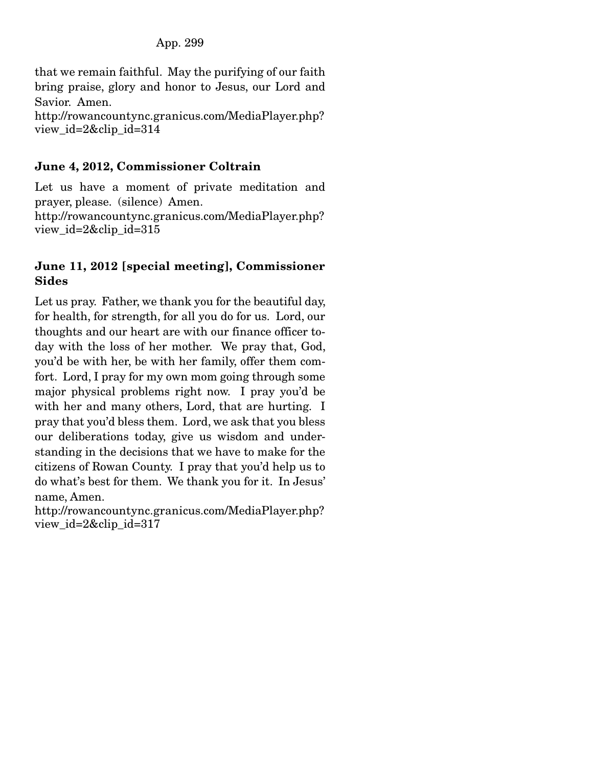that we remain faithful. May the purifying of our faith bring praise, glory and honor to Jesus, our Lord and Savior. Amen.
http://rowancountync.granicus.com/MediaPlayer.php?view_id=2&clip_id=314

**June 4, 2012, Commissioner Coltrain**

Let us have a moment of private meditation and prayer, please. (silence) Amen.
http://rowancountync.granicus.com/MediaPlayer.php?view_id=2&clip_id=315

**June 11, 2012 [special meeting], Commissioner Sides**

Let us pray. Father, we thank you for the beautiful day, for health, for strength, for all you do for us. Lord, our thoughts and our heart are with our finance officer today with the loss of her mother. We pray that, God, you'd be with her, be with her family, offer them comfort. Lord, I pray for my own mom going through some major physical problems right now. I pray you'd be with her and many others, Lord, that are hurting. I pray that you'd bless them. Lord, we ask that you bless our deliberations today, give us wisdom and understanding in the decisions that we have to make for the citizens of Rowan County. I pray that you'd help us to do what's best for them. We thank you for it. In Jesus' name, Amen.
http://rowancountync.granicus.com/MediaPlayer.php?view_id=2&clip_id=317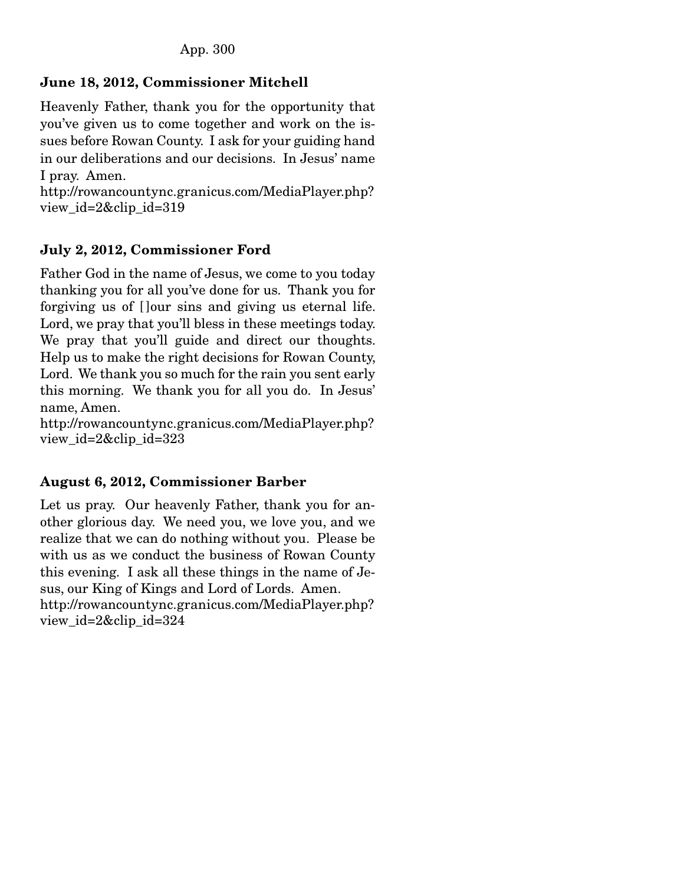**June 18, 2012, Commissioner Mitchell**

Heavenly Father, thank you for the opportunity that you've given us to come together and work on the issues before Rowan County. I ask for your guiding hand in our deliberations and our decisions. In Jesus' name I pray. Amen.
http://rowancountync.granicus.com/MediaPlayer.php?view_id=2&clip_id=319

**July 2, 2012, Commissioner Ford**

Father God in the name of Jesus, we come to you today thanking you for all you've done for us. Thank you for forgiving us of [ ]our sins and giving us eternal life. Lord, we pray that you'll bless in these meetings today. We pray that you'll guide and direct our thoughts. Help us to make the right decisions for Rowan County, Lord. We thank you so much for the rain you sent early this morning. We thank you for all you do. In Jesus' name, Amen.
http://rowancountync.granicus.com/MediaPlayer.php?view_id=2&clip_id=323

**August 6, 2012, Commissioner Barber**

Let us pray. Our heavenly Father, thank you for another glorious day. We need you, we love you, and we realize that we can do nothing without you. Please be with us as we conduct the business of Rowan County this evening. I ask all these things in the name of Jesus, our King of Kings and Lord of Lords. Amen.
http://rowancountync.granicus.com/MediaPlayer.php?view_id=2&clip_id=324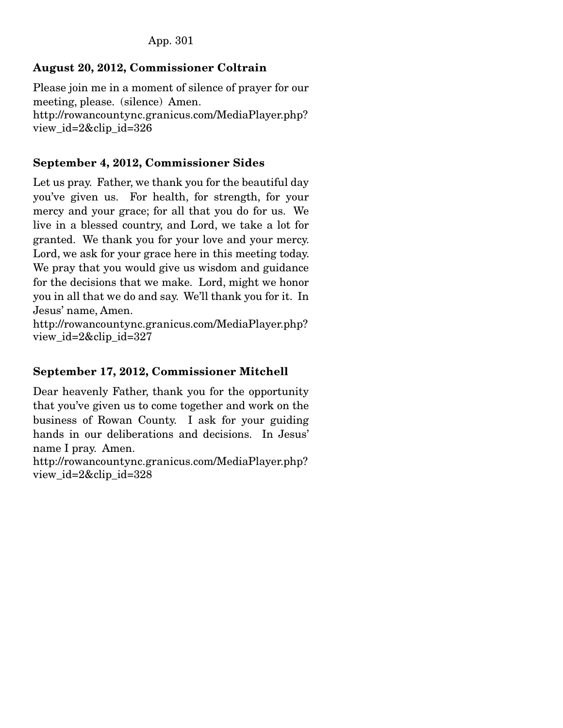**August 20, 2012, Commissioner Coltrain**

Please join me in a moment of silence of prayer for our meeting, please. (silence) Amen.
http://rowancountync.granicus.com/MediaPlayer.php?view_id=2&clip_id=326

**September 4, 2012, Commissioner Sides**

Let us pray. Father, we thank you for the beautiful day you've given us. For health, for strength, for your mercy and your grace; for all that you do for us. We live in a blessed country, and Lord, we take a lot for granted. We thank you for your love and your mercy. Lord, we ask for your grace here in this meeting today. We pray that you would give us wisdom and guidance for the decisions that we make. Lord, might we honor you in all that we do and say. We'll thank you for it. In Jesus' name, Amen.
http://rowancountync.granicus.com/MediaPlayer.php?view_id=2&clip_id=327

**September 17, 2012, Commissioner Mitchell**

Dear heavenly Father, thank you for the opportunity that you've given us to come together and work on the business of Rowan County. I ask for your guiding hands in our deliberations and decisions. In Jesus' name I pray. Amen.
http://rowancountync.granicus.com/MediaPlayer.php?view_id=2&clip_id=328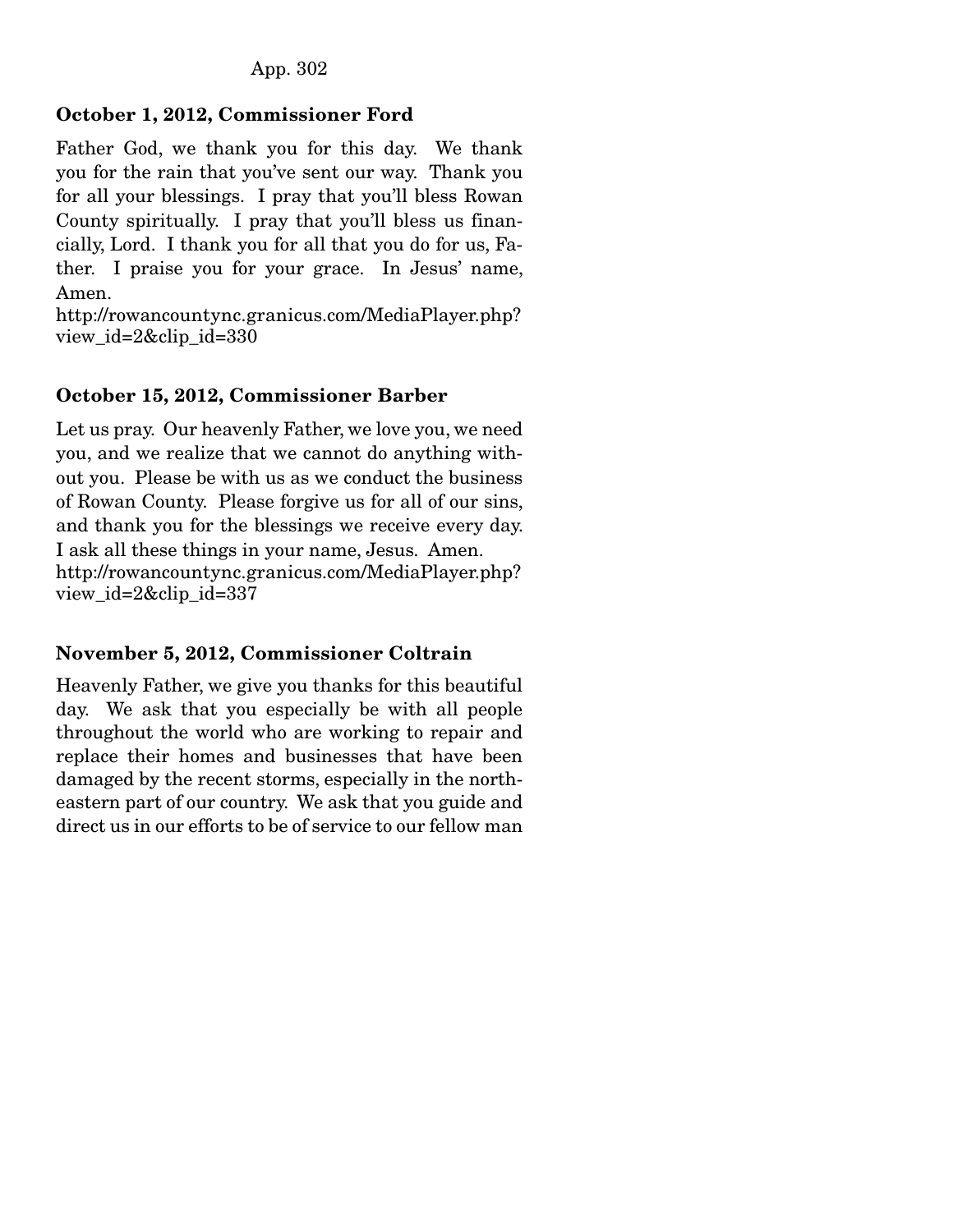**October 1, 2012, Commissioner Ford**

Father God, we thank you for this day. We thank you for the rain that you've sent our way. Thank you for all your blessings. I pray that you'll bless Rowan County spiritually. I pray that you'll bless us financially, Lord. I thank you for all that you do for us, Father. I praise you for your grace. In Jesus' name, Amen.
http://rowancountync.granicus.com/MediaPlayer.php?view_id=2&clip_id=330

**October 15, 2012, Commissioner Barber**

Let us pray. Our heavenly Father, we love you, we need you, and we realize that we cannot do anything without you. Please be with us as we conduct the business of Rowan County. Please forgive us for all of our sins, and thank you for the blessings we receive every day. I ask all these things in your name, Jesus. Amen.
http://rowancountync.granicus.com/MediaPlayer.php?view_id=2&clip_id=337

**November 5, 2012, Commissioner Coltrain**

Heavenly Father, we give you thanks for this beautiful day. We ask that you especially be with all people throughout the world who are working to repair and replace their homes and businesses that have been damaged by the recent storms, especially in the northeastern part of our country. We ask that you guide and direct us in our efforts to be of service to our fellow man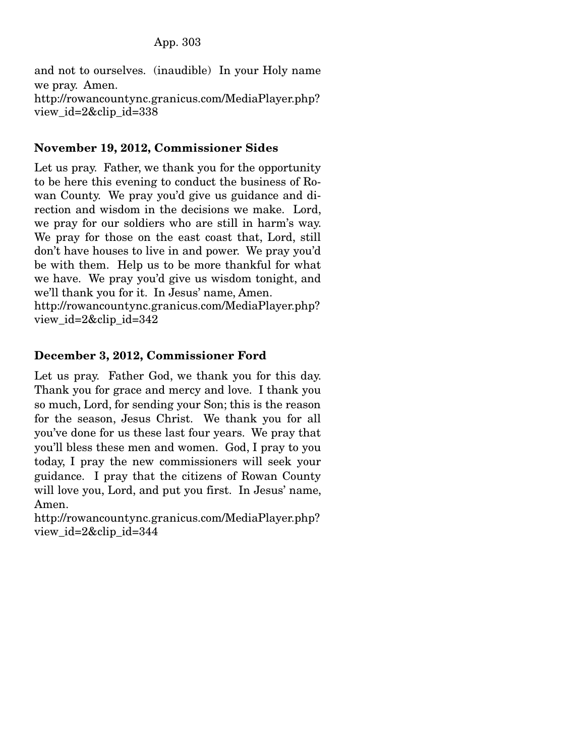and not to ourselves. (inaudible) In your Holy name we pray. Amen.
http://rowancountync.granicus.com/MediaPlayer.php?view_id=2&clip_id=338

**November 19, 2012, Commissioner Sides**

Let us pray. Father, we thank you for the opportunity to be here this evening to conduct the business of Rowan County. We pray you'd give us guidance and direction and wisdom in the decisions we make. Lord, we pray for our soldiers who are still in harm's way. We pray for those on the east coast that, Lord, still don't have houses to live in and power. We pray you'd be with them. Help us to be more thankful for what we have. We pray you'd give us wisdom tonight, and we'll thank you for it. In Jesus' name, Amen.
http://rowancountync.granicus.com/MediaPlayer.php?view_id=2&clip_id=342

**December 3, 2012, Commissioner Ford**

Let us pray. Father God, we thank you for this day. Thank you for grace and mercy and love. I thank you so much, Lord, for sending your Son; this is the reason for the season, Jesus Christ. We thank you for all you've done for us these last four years. We pray that you'll bless these men and women. God, I pray to you today, I pray the new commissioners will seek your guidance. I pray that the citizens of Rowan County will love you, Lord, and put you first. In Jesus' name, Amen.
http://rowancountync.granicus.com/MediaPlayer.php?view_id=2&clip_id=344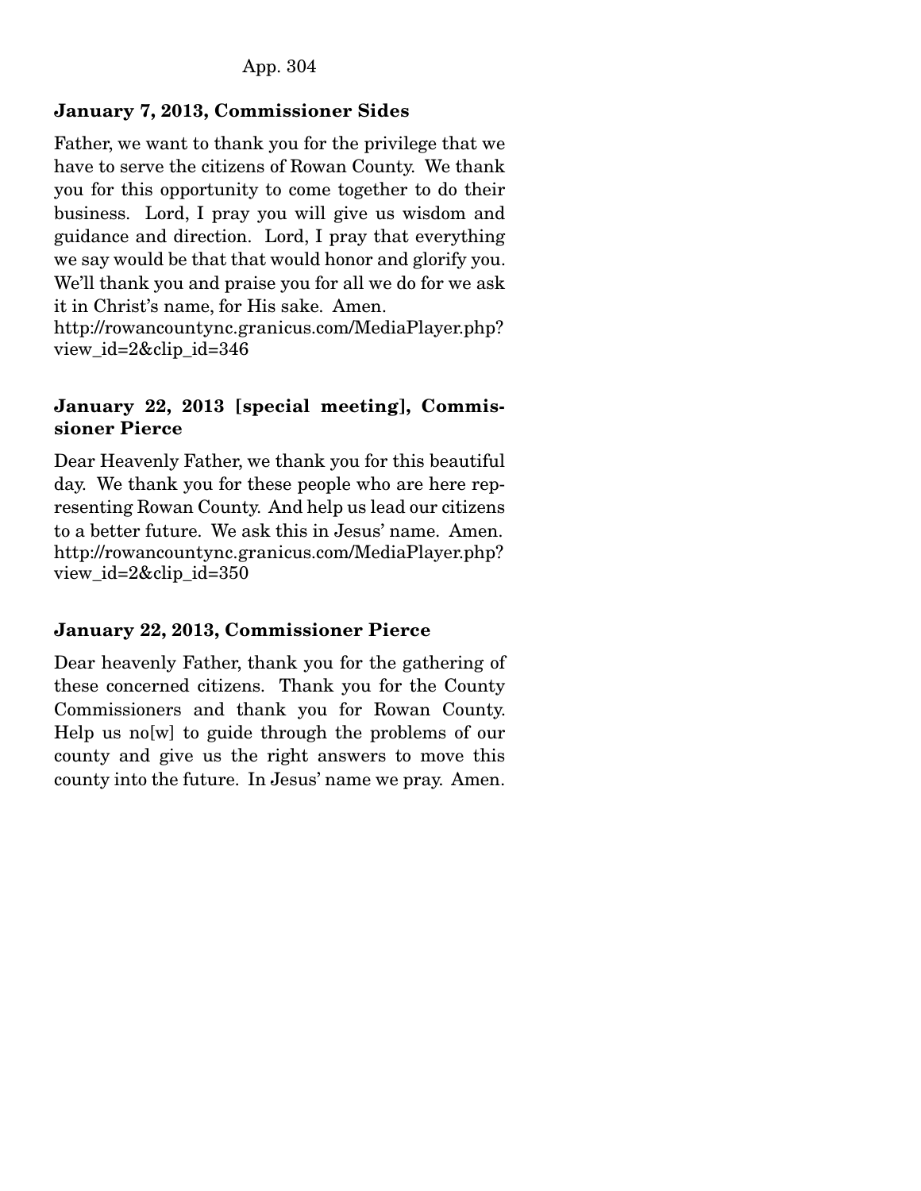**January 7, 2013, Commissioner Sides**

Father, we want to thank you for the privilege that we have to serve the citizens of Rowan County. We thank you for this opportunity to come together to do their business. Lord, I pray you will give us wisdom and guidance and direction. Lord, I pray that everything we say would be that that would honor and glorify you. We'll thank you and praise you for all we do for we ask it in Christ's name, for His sake. Amen. http://rowancountync.granicus.com/MediaPlayer.php?view_id=2&clip_id=346

**January 22, 2013 [special meeting], Commissioner Pierce**

Dear Heavenly Father, we thank you for this beautiful day. We thank you for these people who are here representing Rowan County. And help us lead our citizens to a better future. We ask this in Jesus' name. Amen. http://rowancountync.granicus.com/MediaPlayer.php?view_id=2&clip_id=350

**January 22, 2013, Commissioner Pierce**

Dear heavenly Father, thank you for the gathering of these concerned citizens. Thank you for the County Commissioners and thank you for Rowan County. Help us no[w] to guide through the problems of our county and give us the right answers to move this county into the future. In Jesus' name we pray. Amen.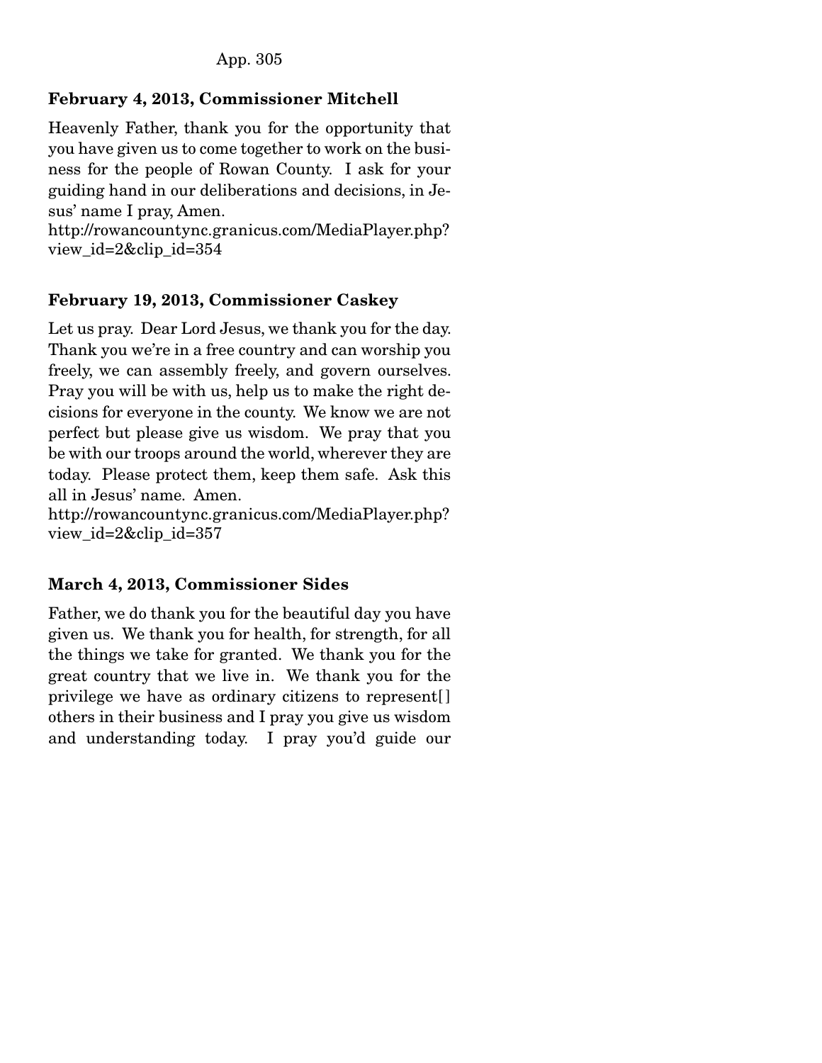**February 4, 2013, Commissioner Mitchell**

Heavenly Father, thank you for the opportunity that you have given us to come together to work on the business for the people of Rowan County. I ask for your guiding hand in our deliberations and decisions, in Jesus' name I pray, Amen.
http://rowancountync.granicus.com/MediaPlayer.php?view_id=2&clip_id=354

**February 19, 2013, Commissioner Caskey**

Let us pray. Dear Lord Jesus, we thank you for the day. Thank you we're in a free country and can worship you freely, we can assembly freely, and govern ourselves. Pray you will be with us, help us to make the right decisions for everyone in the county. We know we are not perfect but please give us wisdom. We pray that you be with our troops around the world, wherever they are today. Please protect them, keep them safe. Ask this all in Jesus' name. Amen.
http://rowancountync.granicus.com/MediaPlayer.php?view_id=2&clip_id=357

**March 4, 2013, Commissioner Sides**

Father, we do thank you for the beautiful day you have given us. We thank you for health, for strength, for all the things we take for granted. We thank you for the great country that we live in. We thank you for the privilege we have as ordinary citizens to represent[] others in their business and I pray you give us wisdom and understanding today. I pray you'd guide our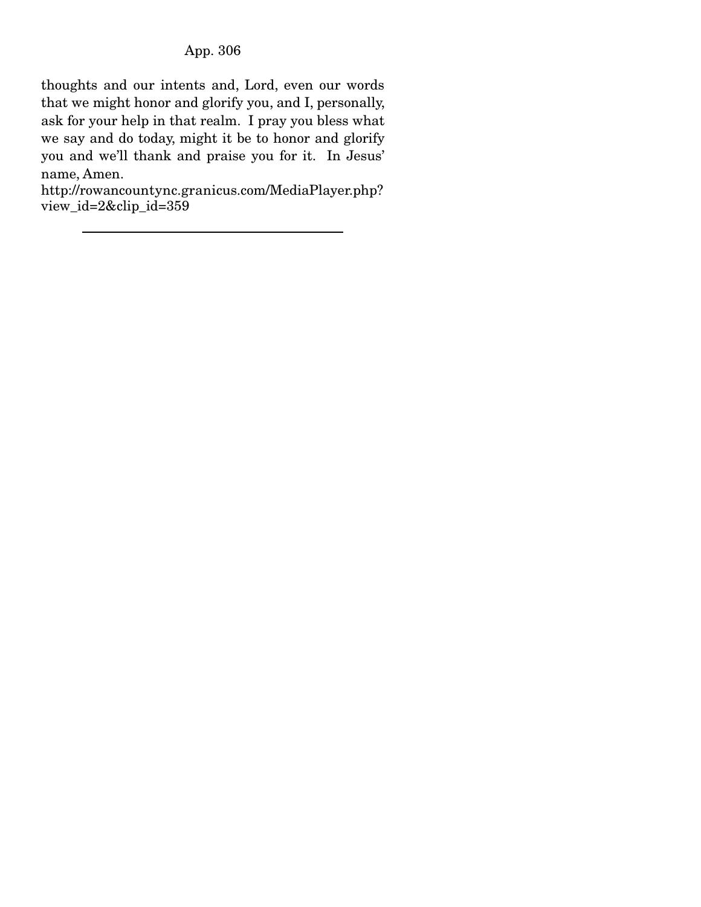thoughts and our intents and, Lord, even our words that we might honor and glorify you, and I, personally, ask for your help in that realm. I pray you bless what we say and do today, might it be to honor and glorify you and we'll thank and praise you for it. In Jesus' name, Amen.
http://rowancountync.granicus.com/MediaPlayer.php?view_id=2&clip_id=359

---